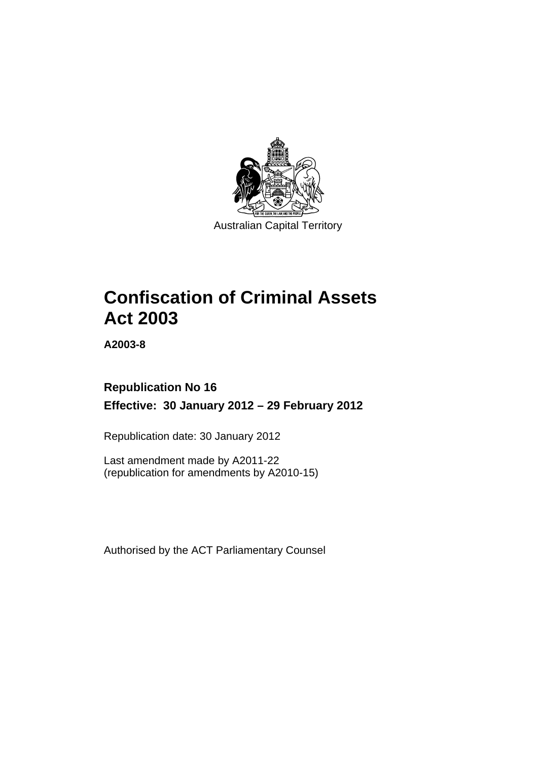Australian Capital Territory

# Confiscation of Criminal Assets Act 2003

**A2003-8**

**Republication No 16**

**Effective: 30 January 2012 – 29 February 2012**

Republication date: 30 January 2012

Last amendment made by A2011-22
(republication for amendments by A2010-15)

Authorised by the ACT Parliamentary Counsel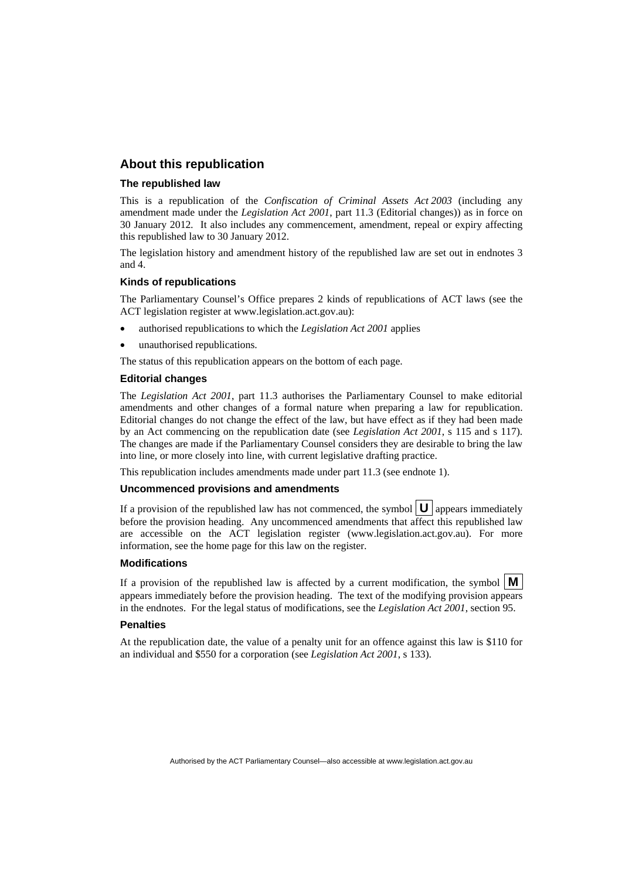## About this republication

### The republished law

This is a republication of the *Confiscation of Criminal Assets Act 2003* (including any amendment made under the *Legislation Act 2001*, part 11.3 (Editorial changes)) as in force on 30 January 2012*.* It also includes any commencement, amendment, repeal or expiry affecting this republished law to 30 January 2012.

The legislation history and amendment history of the republished law are set out in endnotes 3 and 4.

### Kinds of republications

The Parliamentary Counsel's Office prepares 2 kinds of republications of ACT laws (see the ACT legislation register at www.legislation.act.gov.au):

- authorised republications to which the *Legislation Act 2001* applies
- unauthorised republications.

The status of this republication appears on the bottom of each page.

### Editorial changes

The *Legislation Act 2001*, part 11.3 authorises the Parliamentary Counsel to make editorial amendments and other changes of a formal nature when preparing a law for republication. Editorial changes do not change the effect of the law, but have effect as if they had been made by an Act commencing on the republication date (see *Legislation Act 2001*, s 115 and s 117). The changes are made if the Parliamentary Counsel considers they are desirable to bring the law into line, or more closely into line, with current legislative drafting practice.

This republication includes amendments made under part 11.3 (see endnote 1).

### Uncommenced provisions and amendments

If a provision of the republished law has not commenced, the symbol **U** appears immediately before the provision heading. Any uncommenced amendments that affect this republished law are accessible on the ACT legislation register (www.legislation.act.gov.au). For more information, see the home page for this law on the register.

### Modifications

If a provision of the republished law is affected by a current modification, the symbol **M** appears immediately before the provision heading. The text of the modifying provision appears in the endnotes. For the legal status of modifications, see the *Legislation Act 2001*, section 95.

### Penalties

At the republication date, the value of a penalty unit for an offence against this law is $110 for an individual and $550 for a corporation (see *Legislation Act 2001*, s 133).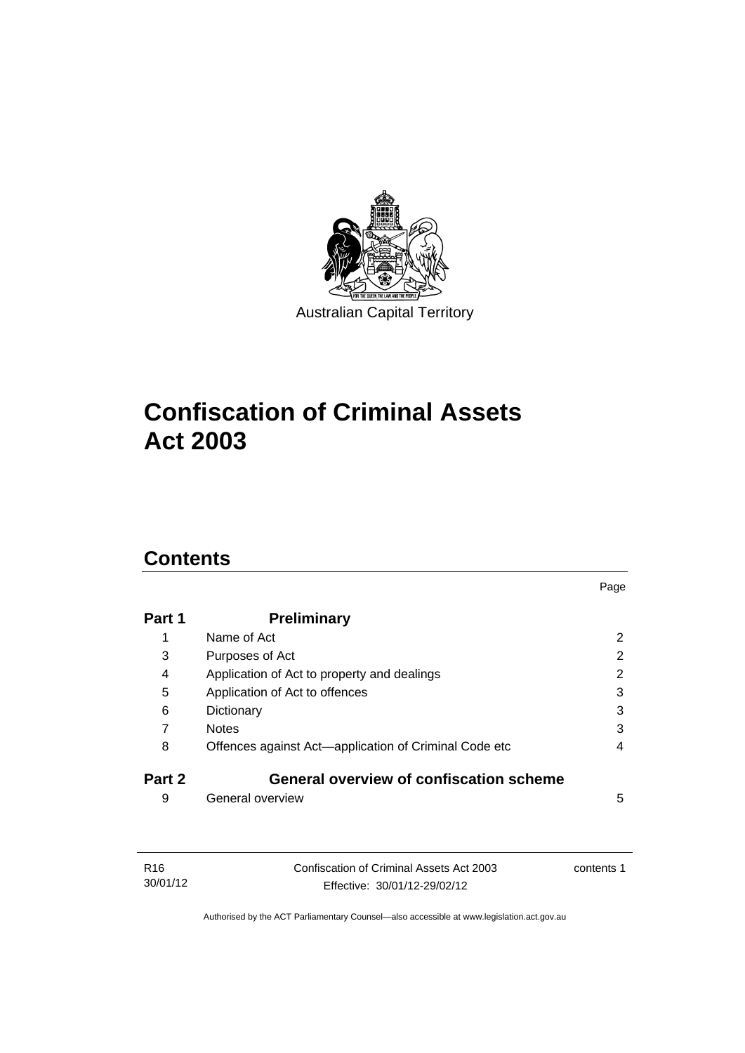Australian Capital Territory

# Confiscation of Criminal Assets Act 2003

## Contents

| | | Page |
|---|---|---|
| **Part 1** | **Preliminary** | |
| 1 | Name of Act | 2 |
| 3 | Purposes of Act | 2 |
| 4 | Application of Act to property and dealings | 2 |
| 5 | Application of Act to offences | 3 |
| 6 | Dictionary | 3 |
| 7 | Notes | 3 |
| 8 | Offences against Act—application of Criminal Code etc | 4 |
| **Part 2** | **General overview of confiscation scheme** | |
| 9 | General overview | 5 |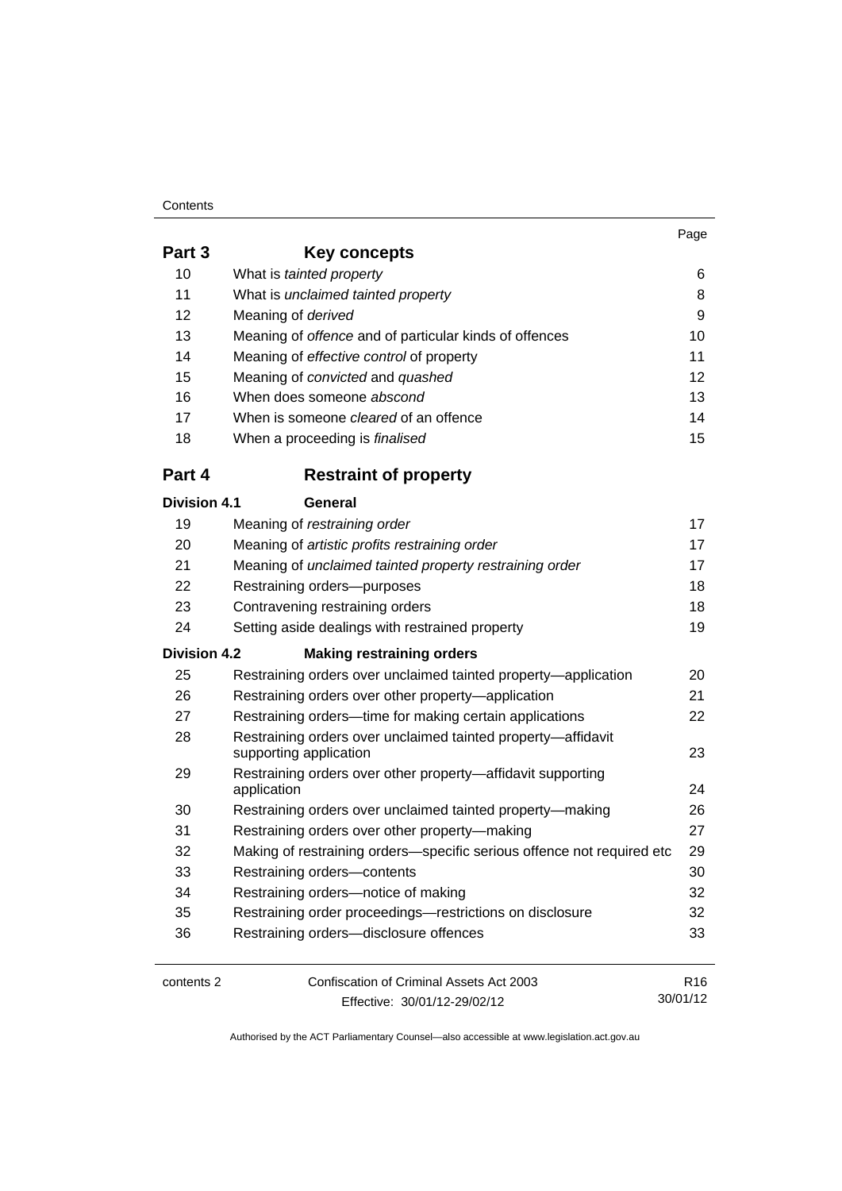| | | Page |
|---|---|---|
| **Part 3** | **Key concepts** | |
| 10 | What is *tainted property* | 6 |
| 11 | What is *unclaimed tainted property* | 8 |
| 12 | Meaning of *derived* | 9 |
| 13 | Meaning of *offence* and of particular kinds of offences | 10 |
| 14 | Meaning of *effective control* of property | 11 |
| 15 | Meaning of *convicted* and *quashed* | 12 |
| 16 | When does someone *abscond* | 13 |
| 17 | When is someone *cleared* of an offence | 14 |
| 18 | When a proceeding is *finalised* | 15 |
| **Part 4** | **Restraint of property** | |
| **Division 4.1** | **General** | |
| 19 | Meaning of *restraining order* | 17 |
| 20 | Meaning of *artistic profits restraining order* | 17 |
| 21 | Meaning of *unclaimed tainted property restraining order* | 17 |
| 22 | Restraining orders—purposes | 18 |
| 23 | Contravening restraining orders | 18 |
| 24 | Setting aside dealings with restrained property | 19 |
| **Division 4.2** | **Making restraining orders** | |
| 25 | Restraining orders over unclaimed tainted property—application | 20 |
| 26 | Restraining orders over other property—application | 21 |
| 27 | Restraining orders—time for making certain applications | 22 |
| 28 | Restraining orders over unclaimed tainted property—affidavit supporting application | 23 |
| 29 | Restraining orders over other property—affidavit supporting application | 24 |
| 30 | Restraining orders over unclaimed tainted property—making | 26 |
| 31 | Restraining orders over other property—making | 27 |
| 32 | Making of restraining orders—specific serious offence not required etc | 29 |
| 33 | Restraining orders—contents | 30 |
| 34 | Restraining orders—notice of making | 32 |
| 35 | Restraining order proceedings—restrictions on disclosure | 32 |
| 36 | Restraining orders—disclosure offences | 33 |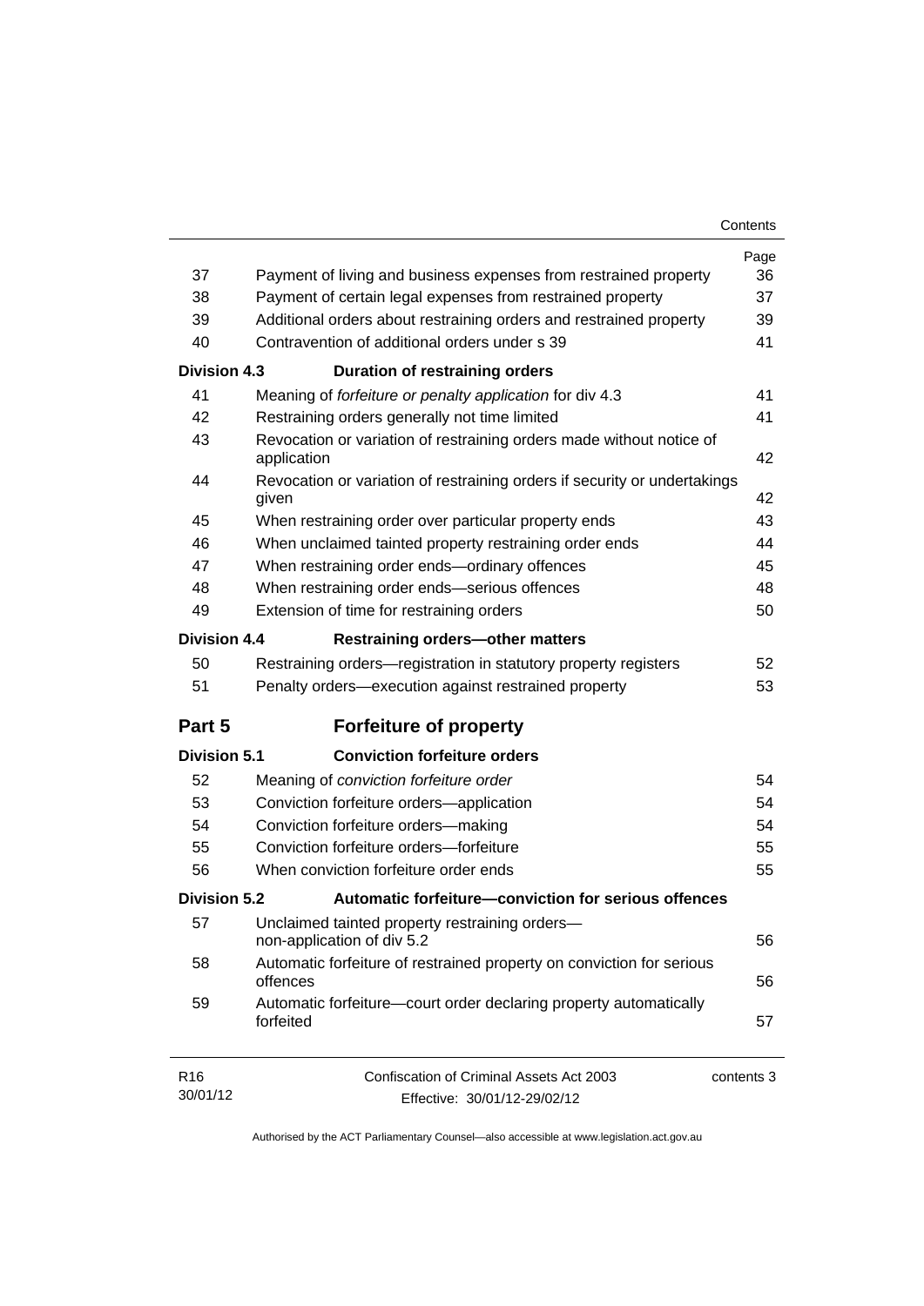| | | Page |
|---|---|---|
| 37 | Payment of living and business expenses from restrained property | 36 |
| 38 | Payment of certain legal expenses from restrained property | 37 |
| 39 | Additional orders about restraining orders and restrained property | 39 |
| 40 | Contravention of additional orders under s 39 | 41 |
| **Division 4.3** | **Duration of restraining orders** | |
| 41 | Meaning of *forfeiture or penalty application* for div 4.3 | 41 |
| 42 | Restraining orders generally not time limited | 41 |
| 43 | Revocation or variation of restraining orders made without notice of application | 42 |
| 44 | Revocation or variation of restraining orders if security or undertakings given | 42 |
| 45 | When restraining order over particular property ends | 43 |
| 46 | When unclaimed tainted property restraining order ends | 44 |
| 47 | When restraining order ends—ordinary offences | 45 |
| 48 | When restraining order ends—serious offences | 48 |
| 49 | Extension of time for restraining orders | 50 |
| **Division 4.4** | **Restraining orders—other matters** | |
| 50 | Restraining orders—registration in statutory property registers | 52 |
| 51 | Penalty orders—execution against restrained property | 53 |
| **Part 5** | **Forfeiture of property** | |
| **Division 5.1** | **Conviction forfeiture orders** | |
| 52 | Meaning of *conviction forfeiture order* | 54 |
| 53 | Conviction forfeiture orders—application | 54 |
| 54 | Conviction forfeiture orders—making | 54 |
| 55 | Conviction forfeiture orders—forfeiture | 55 |
| 56 | When conviction forfeiture order ends | 55 |
| **Division 5.2** | **Automatic forfeiture—conviction for serious offences** | |
| 57 | Unclaimed tainted property restraining orders—non-application of div 5.2 | 56 |
| 58 | Automatic forfeiture of restrained property on conviction for serious offences | 56 |
| 59 | Automatic forfeiture—court order declaring property automatically forfeited | 57 |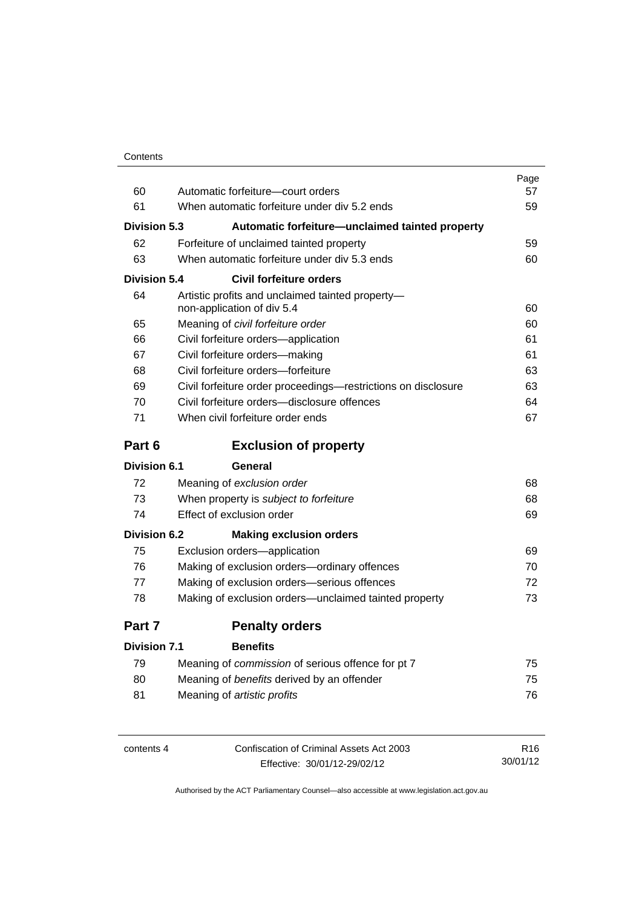| | | Page |
|---|---|---|
| 60 | Automatic forfeiture—court orders | 57 |
| 61 | When automatic forfeiture under div 5.2 ends | 59 |
| **Division 5.3** | **Automatic forfeiture—unclaimed tainted property** | |
| 62 | Forfeiture of unclaimed tainted property | 59 |
| 63 | When automatic forfeiture under div 5.3 ends | 60 |
| **Division 5.4** | **Civil forfeiture orders** | |
| 64 | Artistic profits and unclaimed tainted property—non-application of div 5.4 | 60 |
| 65 | Meaning of *civil forfeiture order* | 60 |
| 66 | Civil forfeiture orders—application | 61 |
| 67 | Civil forfeiture orders—making | 61 |
| 68 | Civil forfeiture orders—forfeiture | 63 |
| 69 | Civil forfeiture order proceedings—restrictions on disclosure | 63 |
| 70 | Civil forfeiture orders—disclosure offences | 64 |
| 71 | When civil forfeiture order ends | 67 |
| **Part 6** | **Exclusion of property** | |
| **Division 6.1** | **General** | |
| 72 | Meaning of *exclusion order* | 68 |
| 73 | When property is *subject to forfeiture* | 68 |
| 74 | Effect of exclusion order | 69 |
| **Division 6.2** | **Making exclusion orders** | |
| 75 | Exclusion orders—application | 69 |
| 76 | Making of exclusion orders—ordinary offences | 70 |
| 77 | Making of exclusion orders—serious offences | 72 |
| 78 | Making of exclusion orders—unclaimed tainted property | 73 |
| **Part 7** | **Penalty orders** | |
| **Division 7.1** | **Benefits** | |
| 79 | Meaning of *commission* of serious offence for pt 7 | 75 |
| 80 | Meaning of *benefits* derived by an offender | 75 |
| 81 | Meaning of *artistic profits* | 76 |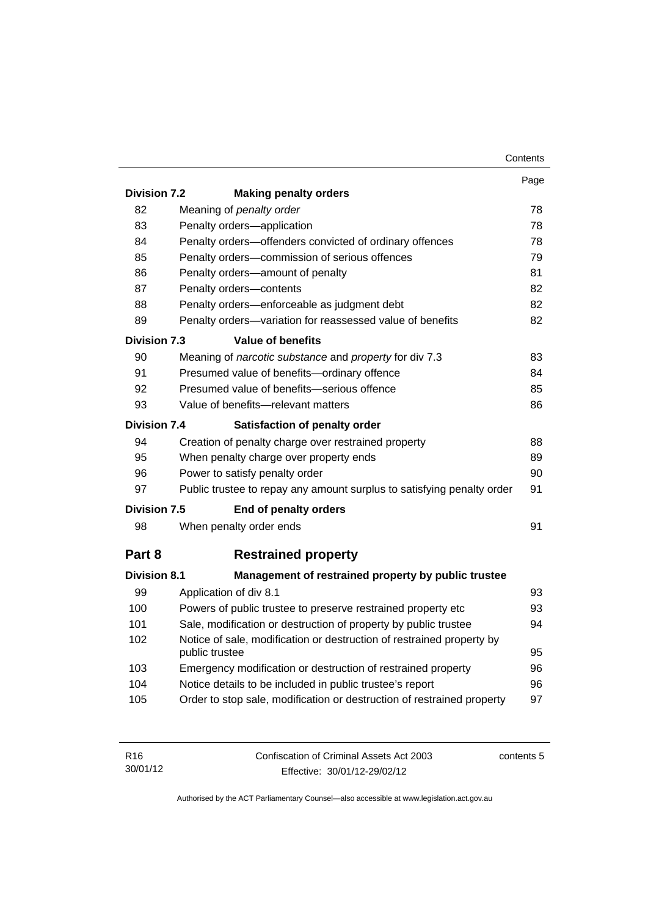| | | Page |
|---|---|---|
| **Division 7.2** | **Making penalty orders** | |
| 82 | Meaning of *penalty order* | 78 |
| 83 | Penalty orders—application | 78 |
| 84 | Penalty orders—offenders convicted of ordinary offences | 78 |
| 85 | Penalty orders—commission of serious offences | 79 |
| 86 | Penalty orders—amount of penalty | 81 |
| 87 | Penalty orders—contents | 82 |
| 88 | Penalty orders—enforceable as judgment debt | 82 |
| 89 | Penalty orders—variation for reassessed value of benefits | 82 |
| **Division 7.3** | **Value of benefits** | |
| 90 | Meaning of *narcotic substance* and *property* for div 7.3 | 83 |
| 91 | Presumed value of benefits—ordinary offence | 84 |
| 92 | Presumed value of benefits—serious offence | 85 |
| 93 | Value of benefits—relevant matters | 86 |
| **Division 7.4** | **Satisfaction of penalty order** | |
| 94 | Creation of penalty charge over restrained property | 88 |
| 95 | When penalty charge over property ends | 89 |
| 96 | Power to satisfy penalty order | 90 |
| 97 | Public trustee to repay any amount surplus to satisfying penalty order | 91 |
| **Division 7.5** | **End of penalty orders** | |
| 98 | When penalty order ends | 91 |
| **Part 8** | **Restrained property** | |
| **Division 8.1** | **Management of restrained property by public trustee** | |
| 99 | Application of div 8.1 | 93 |
| 100 | Powers of public trustee to preserve restrained property etc | 93 |
| 101 | Sale, modification or destruction of property by public trustee | 94 |
| 102 | Notice of sale, modification or destruction of restrained property by public trustee | 95 |
| 103 | Emergency modification or destruction of restrained property | 96 |
| 104 | Notice details to be included in public trustee's report | 96 |
| 105 | Order to stop sale, modification or destruction of restrained property | 97 |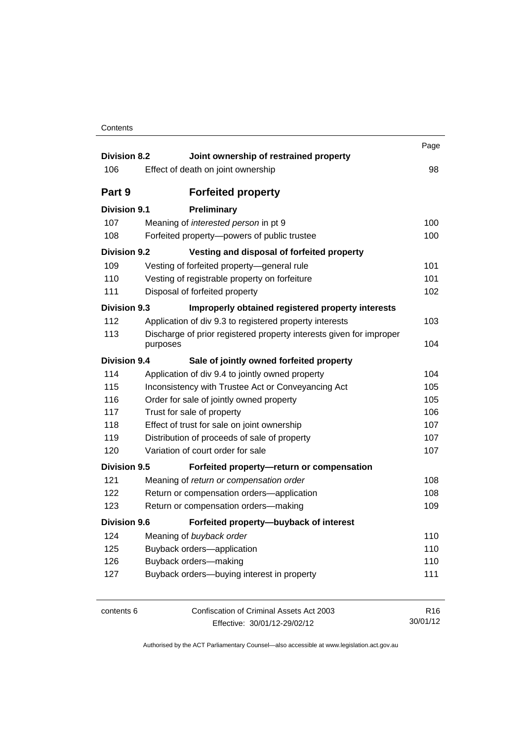| | | Page |
|---|---|---|
| **Division 8.2** | **Joint ownership of restrained property** | |
| 106 | Effect of death on joint ownership | 98 |
| **Part 9** | **Forfeited property** | |
| **Division 9.1** | **Preliminary** | |
| 107 | Meaning of *interested person* in pt 9 | 100 |
| 108 | Forfeited property—powers of public trustee | 100 |
| **Division 9.2** | **Vesting and disposal of forfeited property** | |
| 109 | Vesting of forfeited property—general rule | 101 |
| 110 | Vesting of registrable property on forfeiture | 101 |
| 111 | Disposal of forfeited property | 102 |
| **Division 9.3** | **Improperly obtained registered property interests** | |
| 112 | Application of div 9.3 to registered property interests | 103 |
| 113 | Discharge of prior registered property interests given for improper purposes | 104 |
| **Division 9.4** | **Sale of jointly owned forfeited property** | |
| 114 | Application of div 9.4 to jointly owned property | 104 |
| 115 | Inconsistency with Trustee Act or Conveyancing Act | 105 |
| 116 | Order for sale of jointly owned property | 105 |
| 117 | Trust for sale of property | 106 |
| 118 | Effect of trust for sale on joint ownership | 107 |
| 119 | Distribution of proceeds of sale of property | 107 |
| 120 | Variation of court order for sale | 107 |
| **Division 9.5** | **Forfeited property—return or compensation** | |
| 121 | Meaning of *return or compensation order* | 108 |
| 122 | Return or compensation orders—application | 108 |
| 123 | Return or compensation orders—making | 109 |
| **Division 9.6** | **Forfeited property—buyback of interest** | |
| 124 | Meaning of *buyback order* | 110 |
| 125 | Buyback orders—application | 110 |
| 126 | Buyback orders—making | 110 |
| 127 | Buyback orders—buying interest in property | 111 |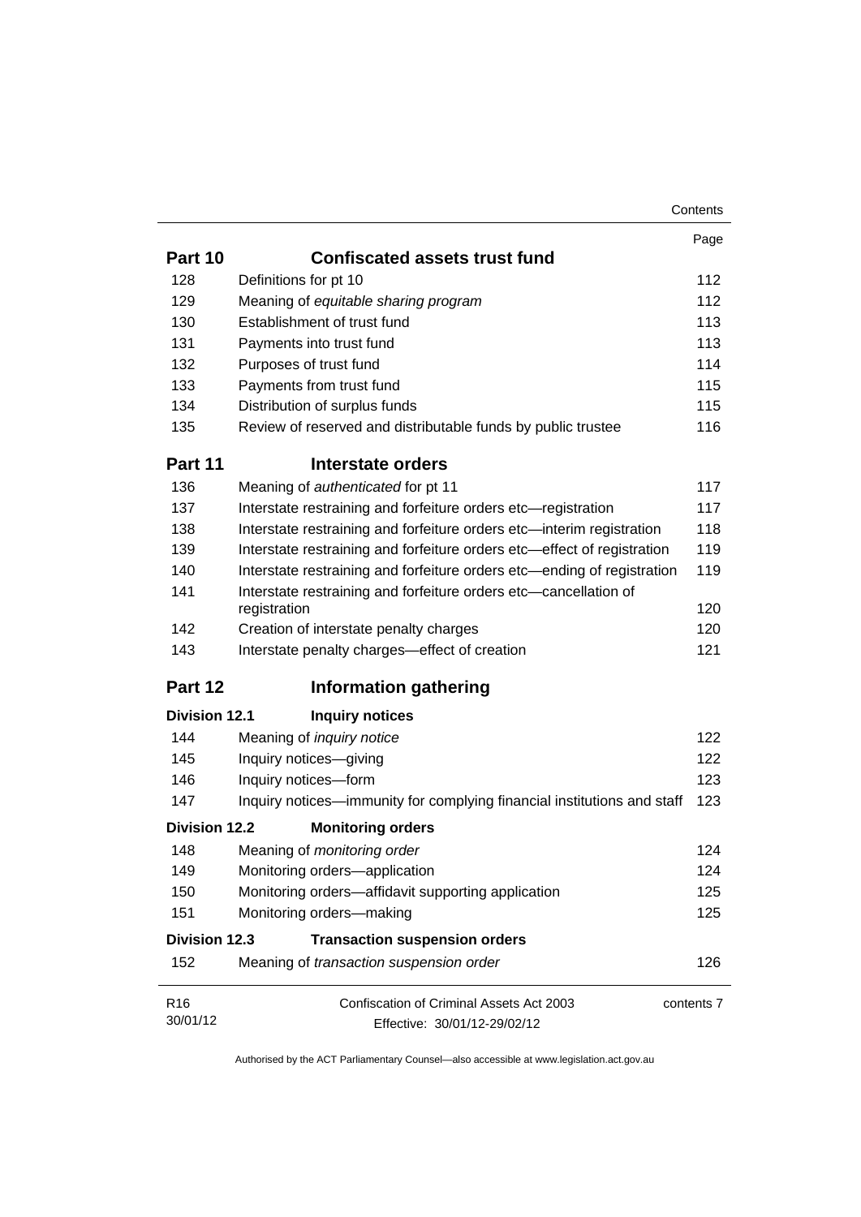| | | Page |
|---|---|---|
| **Part 10** | **Confiscated assets trust fund** | |
| 128 | Definitions for pt 10 | 112 |
| 129 | Meaning of *equitable sharing program* | 112 |
| 130 | Establishment of trust fund | 113 |
| 131 | Payments into trust fund | 113 |
| 132 | Purposes of trust fund | 114 |
| 133 | Payments from trust fund | 115 |
| 134 | Distribution of surplus funds | 115 |
| 135 | Review of reserved and distributable funds by public trustee | 116 |
| **Part 11** | **Interstate orders** | |
| 136 | Meaning of *authenticated* for pt 11 | 117 |
| 137 | Interstate restraining and forfeiture orders etc—registration | 117 |
| 138 | Interstate restraining and forfeiture orders etc—interim registration | 118 |
| 139 | Interstate restraining and forfeiture orders etc—effect of registration | 119 |
| 140 | Interstate restraining and forfeiture orders etc—ending of registration | 119 |
| 141 | Interstate restraining and forfeiture orders etc—cancellation of registration | 120 |
| 142 | Creation of interstate penalty charges | 120 |
| 143 | Interstate penalty charges—effect of creation | 121 |
| **Part 12** | **Information gathering** | |
| **Division 12.1** | **Inquiry notices** | |
| 144 | Meaning of *inquiry notice* | 122 |
| 145 | Inquiry notices—giving | 122 |
| 146 | Inquiry notices—form | 123 |
| 147 | Inquiry notices—immunity for complying financial institutions and staff | 123 |
| **Division 12.2** | **Monitoring orders** | |
| 148 | Meaning of *monitoring order* | 124 |
| 149 | Monitoring orders—application | 124 |
| 150 | Monitoring orders—affidavit supporting application | 125 |
| 151 | Monitoring orders—making | 125 |
| **Division 12.3** | **Transaction suspension orders** | |
| 152 | Meaning of *transaction suspension order* | 126 |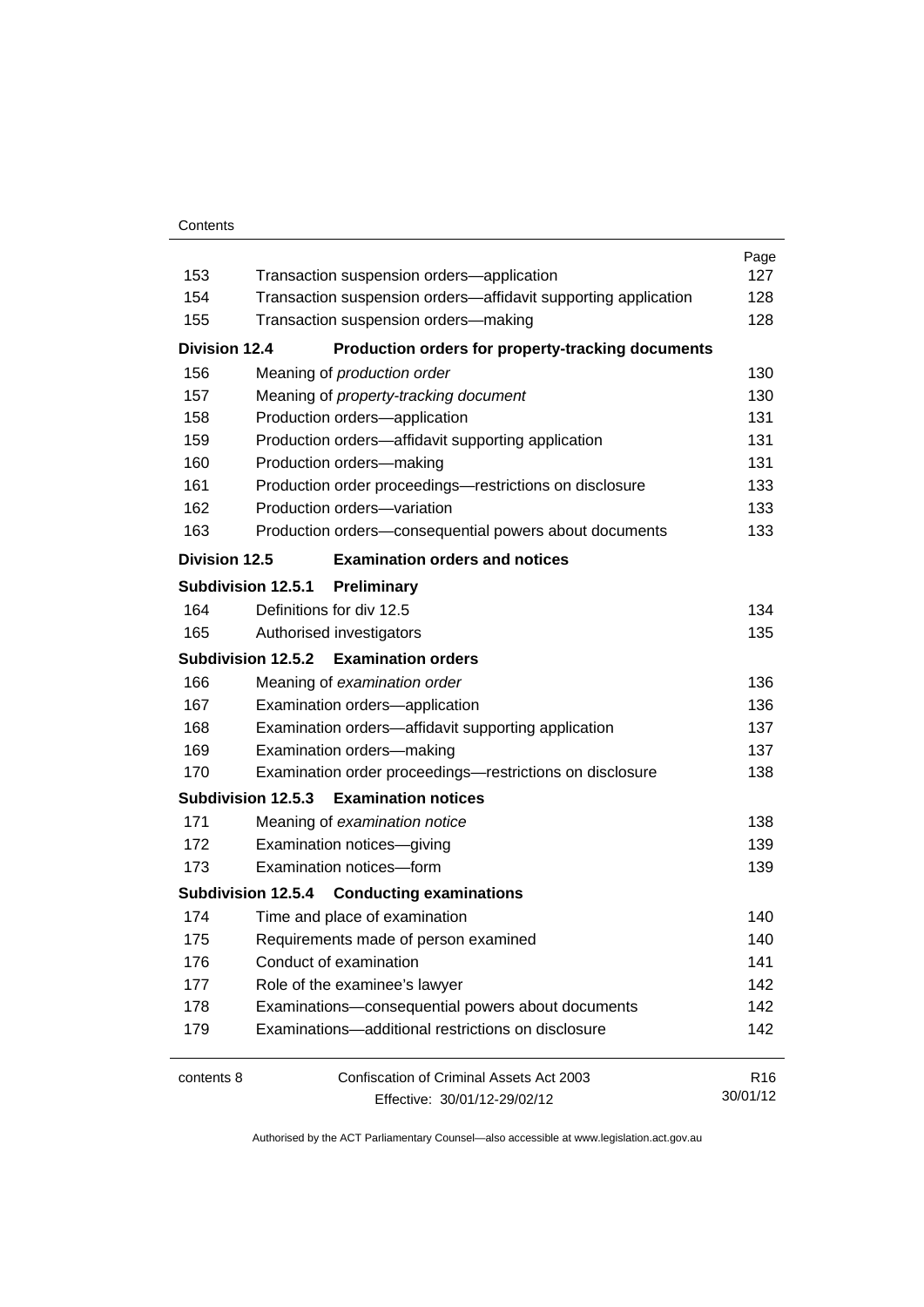| | | Page |
|---|---|---|
| 153 | Transaction suspension orders—application | 127 |
| 154 | Transaction suspension orders—affidavit supporting application | 128 |
| 155 | Transaction suspension orders—making | 128 |
| **Division 12.4** | **Production orders for property-tracking documents** | |
| 156 | Meaning of *production order* | 130 |
| 157 | Meaning of *property-tracking document* | 130 |
| 158 | Production orders—application | 131 |
| 159 | Production orders—affidavit supporting application | 131 |
| 160 | Production orders—making | 131 |
| 161 | Production order proceedings—restrictions on disclosure | 133 |
| 162 | Production orders—variation | 133 |
| 163 | Production orders—consequential powers about documents | 133 |
| **Division 12.5** | **Examination orders and notices** | |
| **Subdivision 12.5.1** | **Preliminary** | |
| 164 | Definitions for div 12.5 | 134 |
| 165 | Authorised investigators | 135 |
| **Subdivision 12.5.2** | **Examination orders** | |
| 166 | Meaning of *examination order* | 136 |
| 167 | Examination orders—application | 136 |
| 168 | Examination orders—affidavit supporting application | 137 |
| 169 | Examination orders—making | 137 |
| 170 | Examination order proceedings—restrictions on disclosure | 138 |
| **Subdivision 12.5.3** | **Examination notices** | |
| 171 | Meaning of *examination notice* | 138 |
| 172 | Examination notices—giving | 139 |
| 173 | Examination notices—form | 139 |
| **Subdivision 12.5.4** | **Conducting examinations** | |
| 174 | Time and place of examination | 140 |
| 175 | Requirements made of person examined | 140 |
| 176 | Conduct of examination | 141 |
| 177 | Role of the examinee's lawyer | 142 |
| 178 | Examinations—consequential powers about documents | 142 |
| 179 | Examinations—additional restrictions on disclosure | 142 |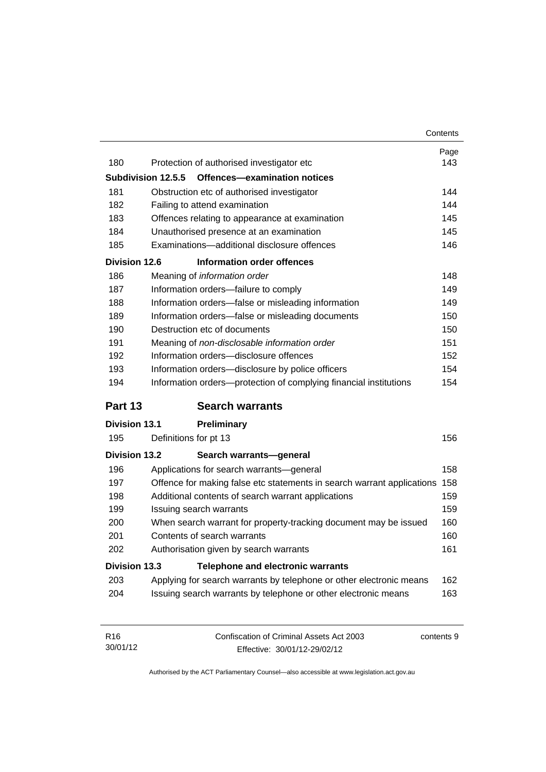| | | Page |
|---|---|---|
| 180 | Protection of authorised investigator etc | 143 |
| **Subdivision 12.5.5** | **Offences—examination notices** | |
| 181 | Obstruction etc of authorised investigator | 144 |
| 182 | Failing to attend examination | 144 |
| 183 | Offences relating to appearance at examination | 145 |
| 184 | Unauthorised presence at an examination | 145 |
| 185 | Examinations—additional disclosure offences | 146 |
| **Division 12.6** | **Information order offences** | |
| 186 | Meaning of *information order* | 148 |
| 187 | Information orders—failure to comply | 149 |
| 188 | Information orders—false or misleading information | 149 |
| 189 | Information orders—false or misleading documents | 150 |
| 190 | Destruction etc of documents | 150 |
| 191 | Meaning of *non-disclosable information order* | 151 |
| 192 | Information orders—disclosure offences | 152 |
| 193 | Information orders—disclosure by police officers | 154 |
| 194 | Information orders—protection of complying financial institutions | 154 |

## Part 13 Search warrants

| | | |
|---|---|---|
| **Division 13.1** | **Preliminary** | |
| 195 | Definitions for pt 13 | 156 |
| **Division 13.2** | **Search warrants—general** | |
| 196 | Applications for search warrants—general | 158 |
| 197 | Offence for making false etc statements in search warrant applications | 158 |
| 198 | Additional contents of search warrant applications | 159 |
| 199 | Issuing search warrants | 159 |
| 200 | When search warrant for property-tracking document may be issued | 160 |
| 201 | Contents of search warrants | 160 |
| 202 | Authorisation given by search warrants | 161 |
| **Division 13.3** | **Telephone and electronic warrants** | |
| 203 | Applying for search warrants by telephone or other electronic means | 162 |
| 204 | Issuing search warrants by telephone or other electronic means | 163 |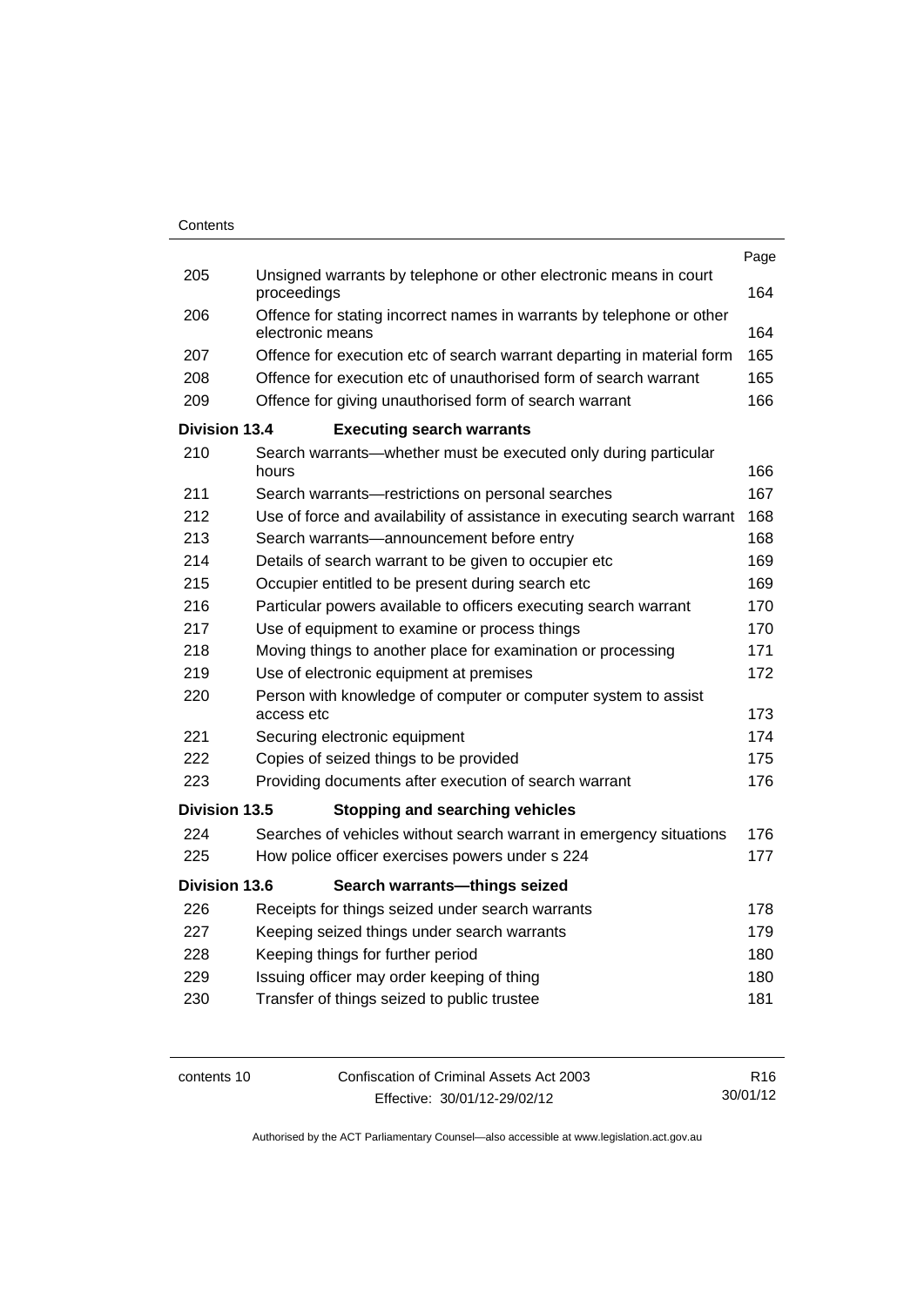| | | Page |
|---|---|---|
| 205 | Unsigned warrants by telephone or other electronic means in court proceedings | 164 |
| 206 | Offence for stating incorrect names in warrants by telephone or other electronic means | 164 |
| 207 | Offence for execution etc of search warrant departing in material form | 165 |
| 208 | Offence for execution etc of unauthorised form of search warrant | 165 |
| 209 | Offence for giving unauthorised form of search warrant | 166 |
| **Division 13.4** | **Executing search warrants** | |
| 210 | Search warrants—whether must be executed only during particular hours | 166 |
| 211 | Search warrants—restrictions on personal searches | 167 |
| 212 | Use of force and availability of assistance in executing search warrant | 168 |
| 213 | Search warrants—announcement before entry | 168 |
| 214 | Details of search warrant to be given to occupier etc | 169 |
| 215 | Occupier entitled to be present during search etc | 169 |
| 216 | Particular powers available to officers executing search warrant | 170 |
| 217 | Use of equipment to examine or process things | 170 |
| 218 | Moving things to another place for examination or processing | 171 |
| 219 | Use of electronic equipment at premises | 172 |
| 220 | Person with knowledge of computer or computer system to assist access etc | 173 |
| 221 | Securing electronic equipment | 174 |
| 222 | Copies of seized things to be provided | 175 |
| 223 | Providing documents after execution of search warrant | 176 |
| **Division 13.5** | **Stopping and searching vehicles** | |
| 224 | Searches of vehicles without search warrant in emergency situations | 176 |
| 225 | How police officer exercises powers under s 224 | 177 |
| **Division 13.6** | **Search warrants—things seized** | |
| 226 | Receipts for things seized under search warrants | 178 |
| 227 | Keeping seized things under search warrants | 179 |
| 228 | Keeping things for further period | 180 |
| 229 | Issuing officer may order keeping of thing | 180 |
| 230 | Transfer of things seized to public trustee | 181 |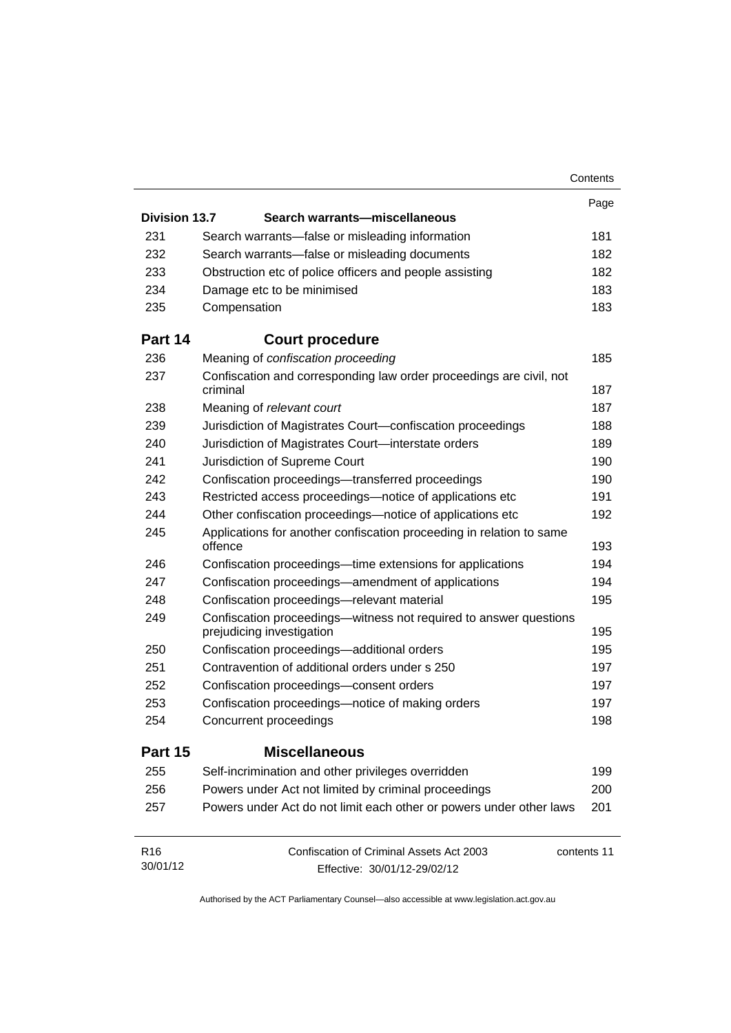| | | Page |
|---|---|---|
| **Division 13.7** | **Search warrants—miscellaneous** | |
| 231 | Search warrants—false or misleading information | 181 |
| 232 | Search warrants—false or misleading documents | 182 |
| 233 | Obstruction etc of police officers and people assisting | 182 |
| 234 | Damage etc to be minimised | 183 |
| 235 | Compensation | 183 |
| **Part 14** | **Court procedure** | |
| 236 | Meaning of *confiscation proceeding* | 185 |
| 237 | Confiscation and corresponding law order proceedings are civil, not criminal | 187 |
| 238 | Meaning of *relevant court* | 187 |
| 239 | Jurisdiction of Magistrates Court—confiscation proceedings | 188 |
| 240 | Jurisdiction of Magistrates Court—interstate orders | 189 |
| 241 | Jurisdiction of Supreme Court | 190 |
| 242 | Confiscation proceedings—transferred proceedings | 190 |
| 243 | Restricted access proceedings—notice of applications etc | 191 |
| 244 | Other confiscation proceedings—notice of applications etc | 192 |
| 245 | Applications for another confiscation proceeding in relation to same offence | 193 |
| 246 | Confiscation proceedings—time extensions for applications | 194 |
| 247 | Confiscation proceedings—amendment of applications | 194 |
| 248 | Confiscation proceedings—relevant material | 195 |
| 249 | Confiscation proceedings—witness not required to answer questions prejudicing investigation | 195 |
| 250 | Confiscation proceedings—additional orders | 195 |
| 251 | Contravention of additional orders under s 250 | 197 |
| 252 | Confiscation proceedings—consent orders | 197 |
| 253 | Confiscation proceedings—notice of making orders | 197 |
| 254 | Concurrent proceedings | 198 |
| **Part 15** | **Miscellaneous** | |
| 255 | Self-incrimination and other privileges overridden | 199 |
| 256 | Powers under Act not limited by criminal proceedings | 200 |
| 257 | Powers under Act do not limit each other or powers under other laws | 201 |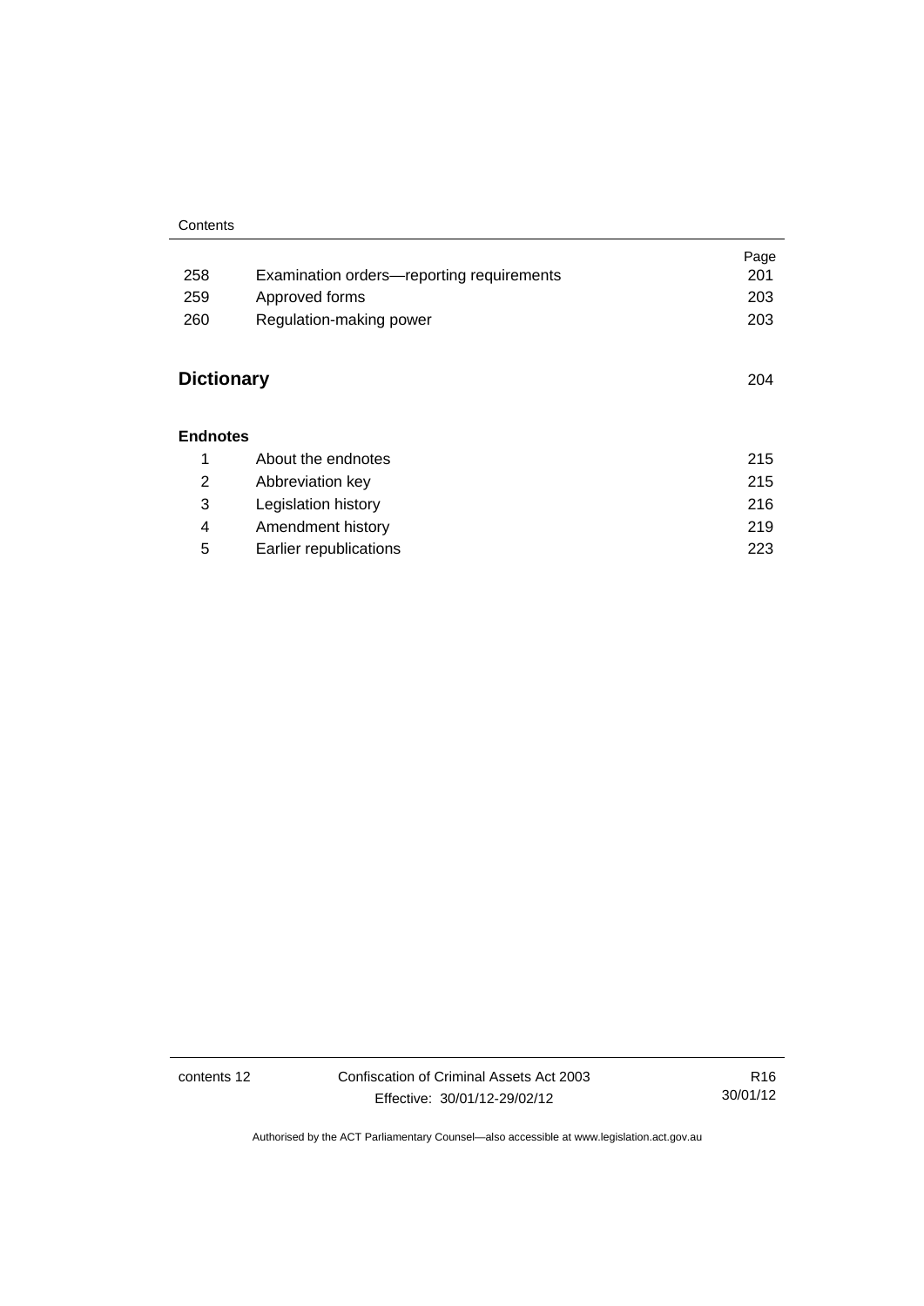| | | Page |
|---|---|---|
| 258 | Examination orders—reporting requirements | 201 |
| 259 | Approved forms | 203 |
| 260 | Regulation-making power | 203 |

## Dictionary 204

### Endnotes

| | | |
|---|---|---|
| 1 | About the endnotes | 215 |
| 2 | Abbreviation key | 215 |
| 3 | Legislation history | 216 |
| 4 | Amendment history | 219 |
| 5 | Earlier republications | 223 |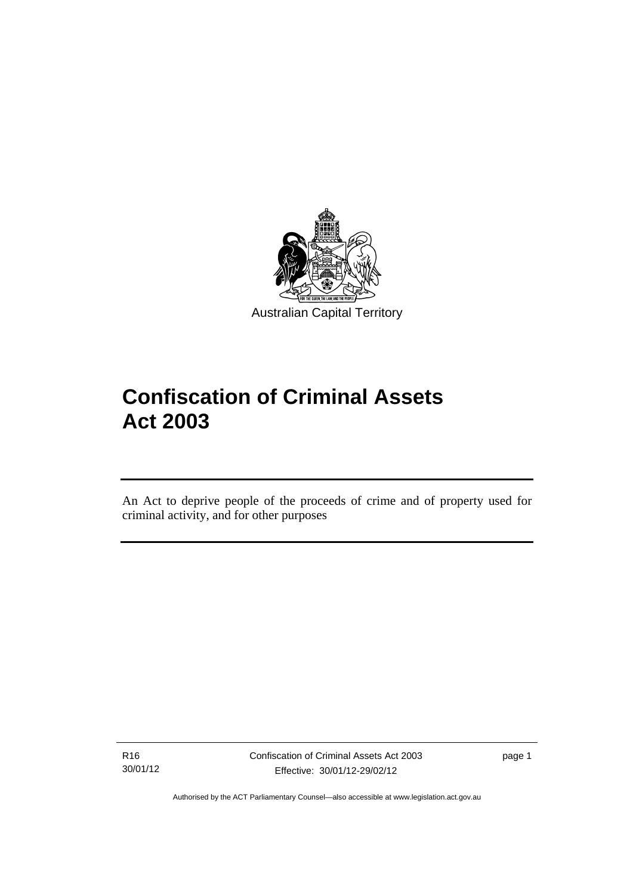Australian Capital Territory

# Confiscation of Criminal Assets Act 2003

An Act to deprive people of the proceeds of crime and of property used for criminal activity, and for other purposes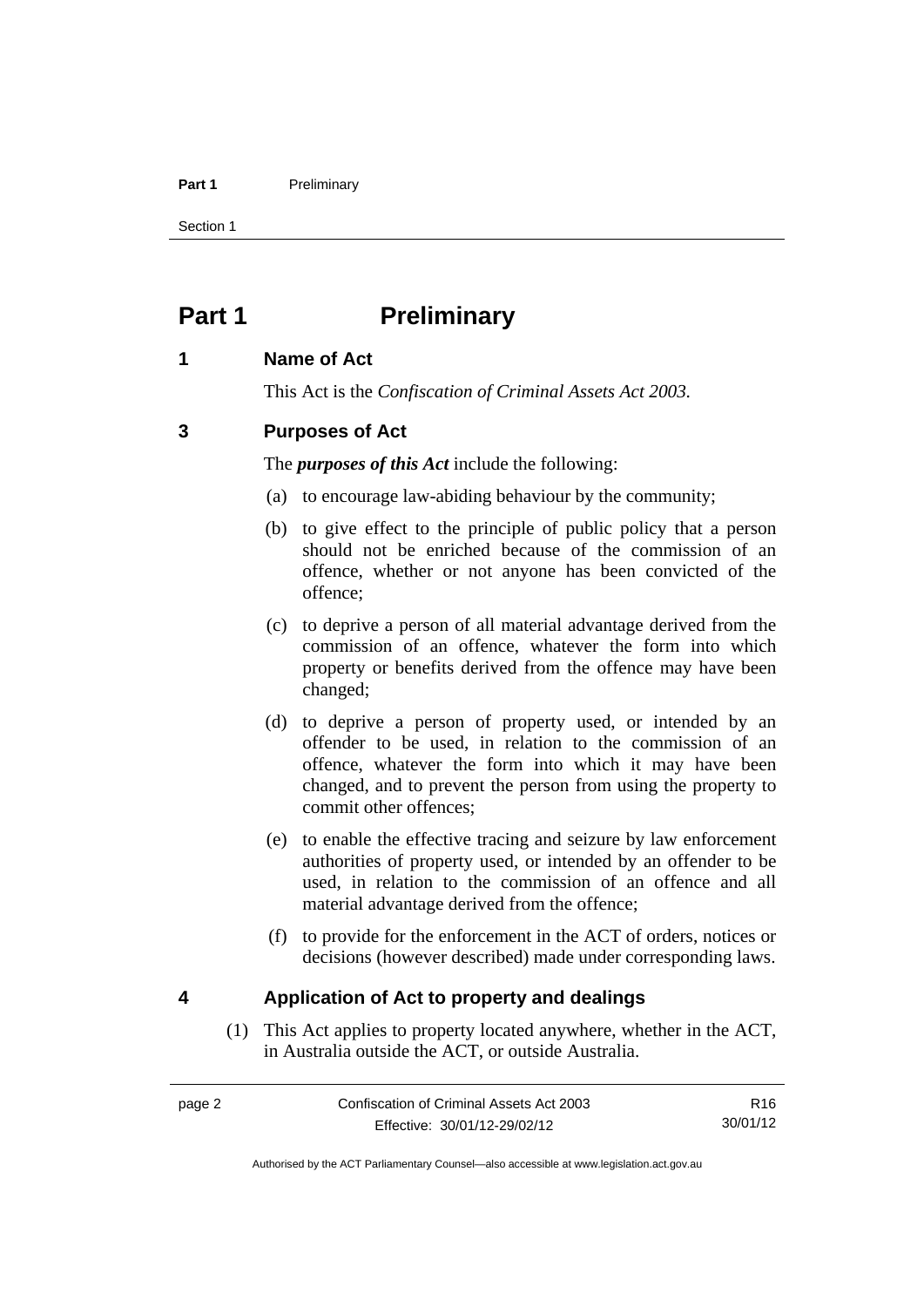# Part 1 Preliminary

## 1 Name of Act

This Act is the *Confiscation of Criminal Assets Act 2003.*

## 3 Purposes of Act

The ***purposes of this Act*** include the following:

(a) to encourage law-abiding behaviour by the community;

(b) to give effect to the principle of public policy that a person should not be enriched because of the commission of an offence, whether or not anyone has been convicted of the offence;

(c) to deprive a person of all material advantage derived from the commission of an offence, whatever the form into which property or benefits derived from the offence may have been changed;

(d) to deprive a person of property used, or intended by an offender to be used, in relation to the commission of an offence, whatever the form into which it may have been changed, and to prevent the person from using the property to commit other offences;

(e) to enable the effective tracing and seizure by law enforcement authorities of property used, or intended by an offender to be used, in relation to the commission of an offence and all material advantage derived from the offence;

(f) to provide for the enforcement in the ACT of orders, notices or decisions (however described) made under corresponding laws.

## 4 Application of Act to property and dealings

(1) This Act applies to property located anywhere, whether in the ACT, in Australia outside the ACT, or outside Australia.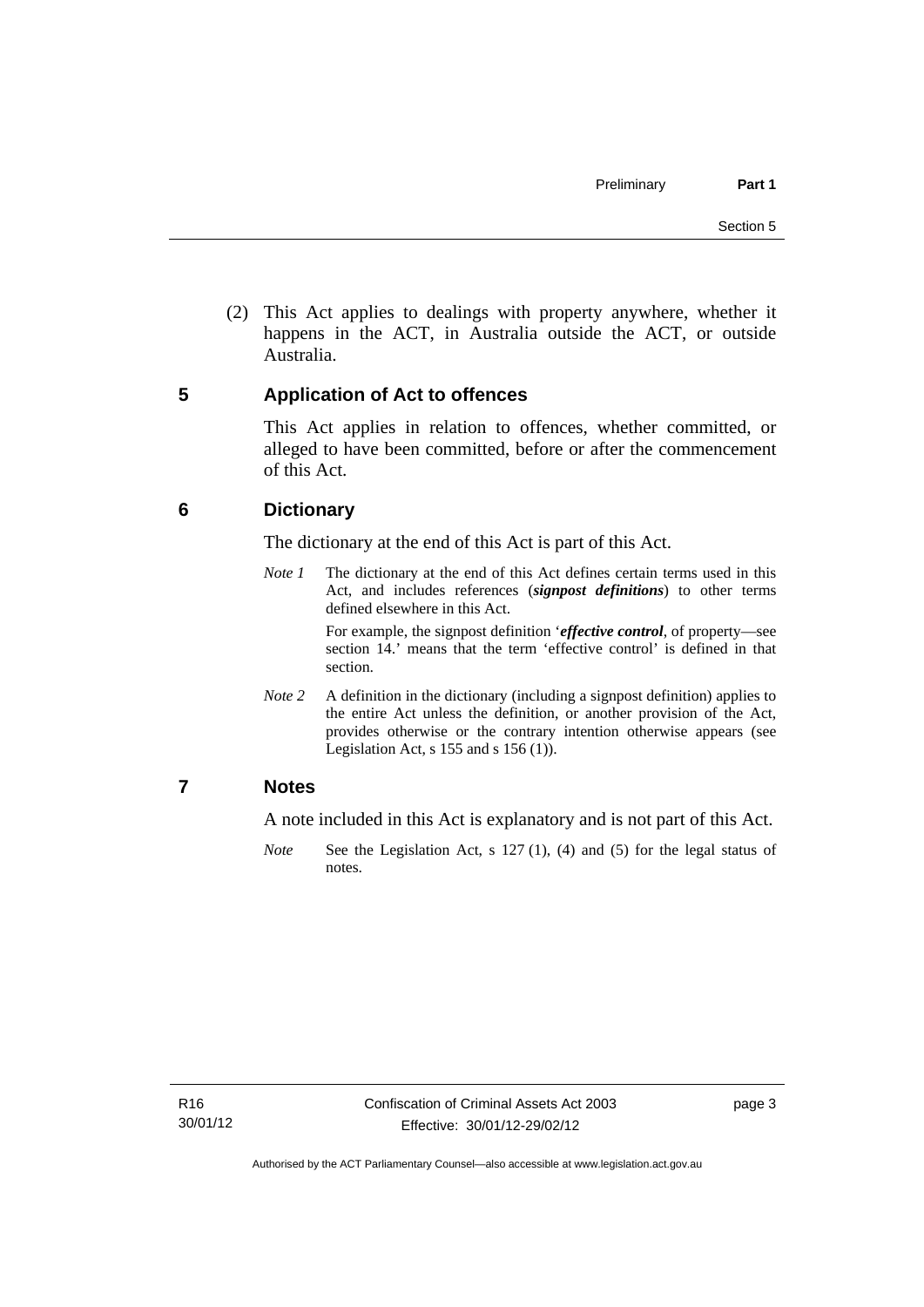(2) This Act applies to dealings with property anywhere, whether it happens in the ACT, in Australia outside the ACT, or outside Australia.

## 5 Application of Act to offences

This Act applies in relation to offences, whether committed, or alleged to have been committed, before or after the commencement of this Act.

## 6 Dictionary

The dictionary at the end of this Act is part of this Act.

*Note 1* The dictionary at the end of this Act defines certain terms used in this Act, and includes references (***signpost definitions***) to other terms defined elsewhere in this Act.

For example, the signpost definition '***effective control***, of property—see section 14.' means that the term 'effective control' is defined in that section.

*Note 2* A definition in the dictionary (including a signpost definition) applies to the entire Act unless the definition, or another provision of the Act, provides otherwise or the contrary intention otherwise appears (see Legislation Act, s 155 and s 156 (1)).

## 7 Notes

A note included in this Act is explanatory and is not part of this Act.

*Note* See the Legislation Act, s 127 (1), (4) and (5) for the legal status of notes.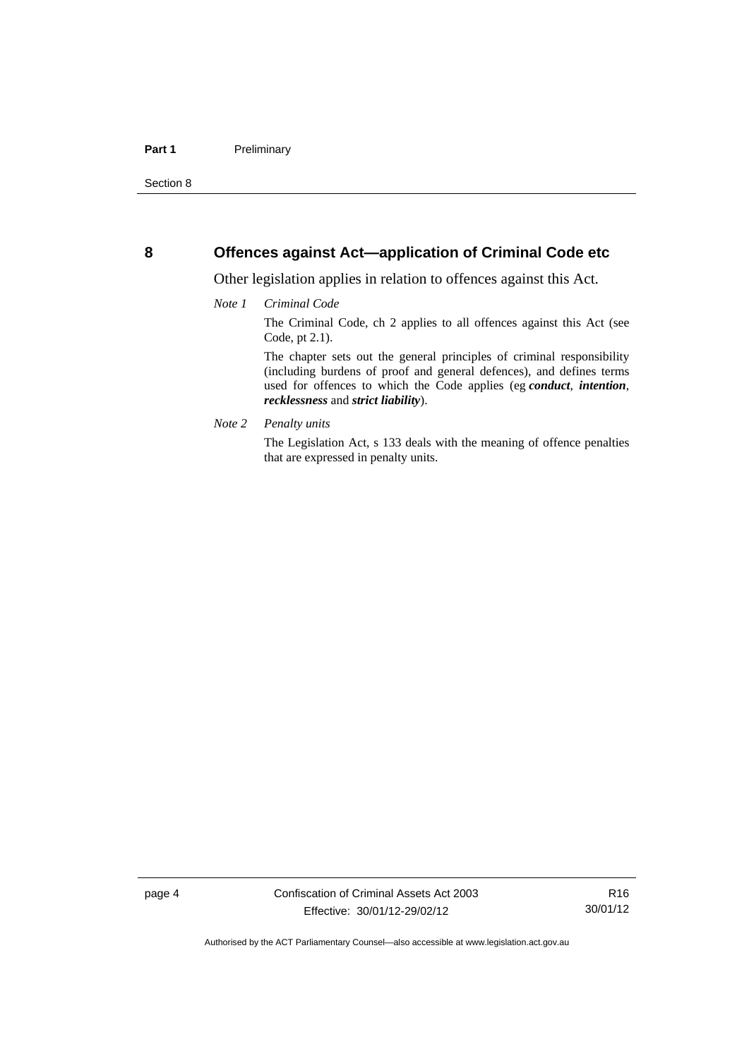## 8 Offences against Act—application of Criminal Code etc

Other legislation applies in relation to offences against this Act.

*Note 1* *Criminal Code*

The Criminal Code, ch 2 applies to all offences against this Act (see Code, pt 2.1).

The chapter sets out the general principles of criminal responsibility (including burdens of proof and general defences), and defines terms used for offences to which the Code applies (eg ***conduct***, ***intention***, ***recklessness*** and ***strict liability***).

*Note 2* *Penalty units*

The Legislation Act, s 133 deals with the meaning of offence penalties that are expressed in penalty units.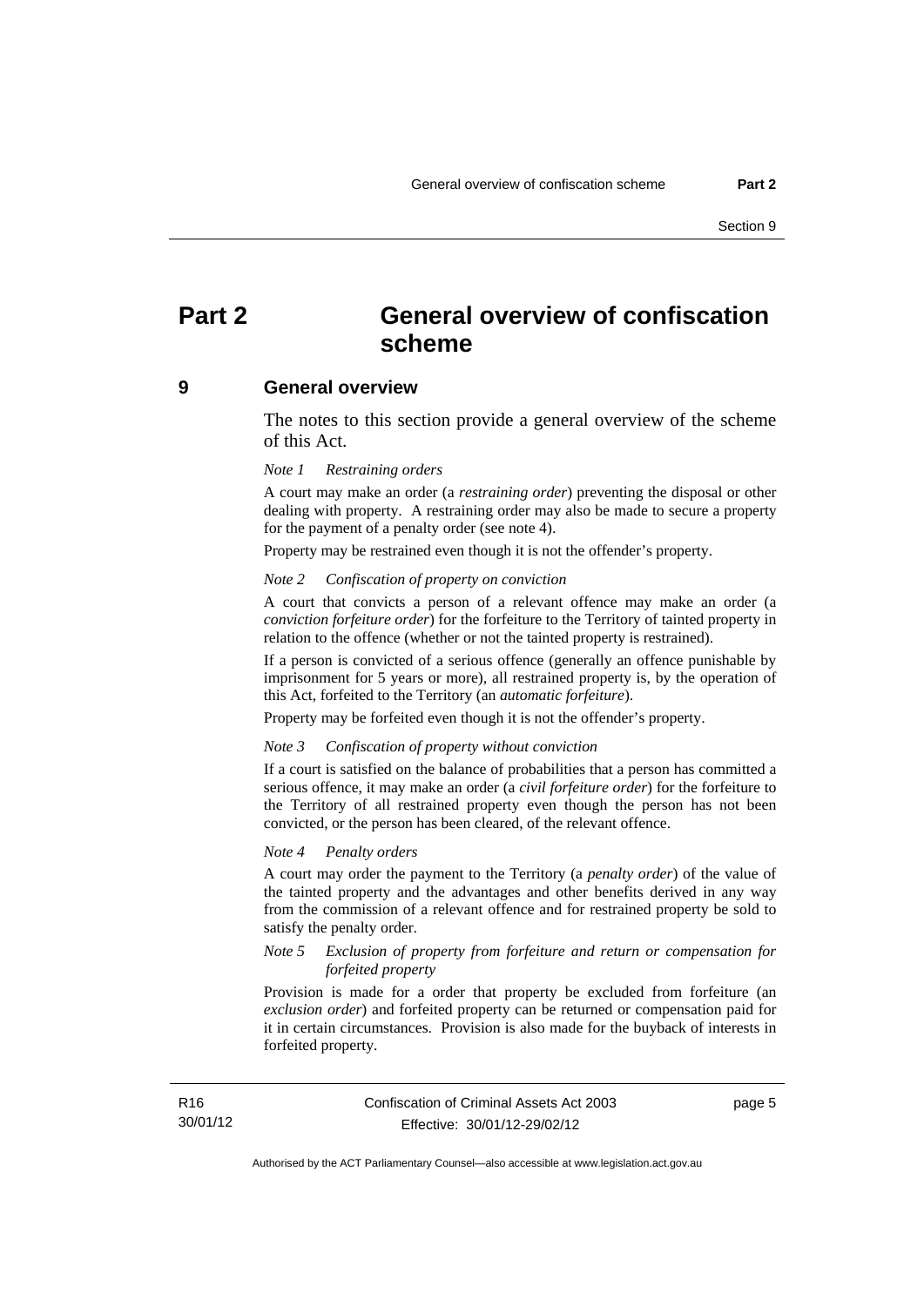# Part 2 General overview of confiscation scheme

## 9 General overview

The notes to this section provide a general overview of the scheme of this Act.

*Note 1 Restraining orders*

A court may make an order (a ***restraining order***) preventing the disposal or other dealing with property. A restraining order may also be made to secure a property for the payment of a penalty order (see note 4).

Property may be restrained even though it is not the offender's property.

*Note 2 Confiscation of property on conviction*

A court that convicts a person of a relevant offence may make an order (a ***conviction forfeiture order***) for the forfeiture to the Territory of tainted property in relation to the offence (whether or not the tainted property is restrained).

If a person is convicted of a serious offence (generally an offence punishable by imprisonment for 5 years or more), all restrained property is, by the operation of this Act, forfeited to the Territory (an ***automatic forfeiture***).

Property may be forfeited even though it is not the offender's property.

*Note 3 Confiscation of property without conviction*

If a court is satisfied on the balance of probabilities that a person has committed a serious offence, it may make an order (a ***civil forfeiture order***) for the forfeiture to the Territory of all restrained property even though the person has not been convicted, or the person has been cleared, of the relevant offence.

*Note 4 Penalty orders*

A court may order the payment to the Territory (a ***penalty order***) of the value of the tainted property and the advantages and other benefits derived in any way from the commission of a relevant offence and for restrained property be sold to satisfy the penalty order.

*Note 5 Exclusion of property from forfeiture and return or compensation for forfeited property*

Provision is made for a order that property be excluded from forfeiture (an ***exclusion order***) and forfeited property can be returned or compensation paid for it in certain circumstances. Provision is also made for the buyback of interests in forfeited property.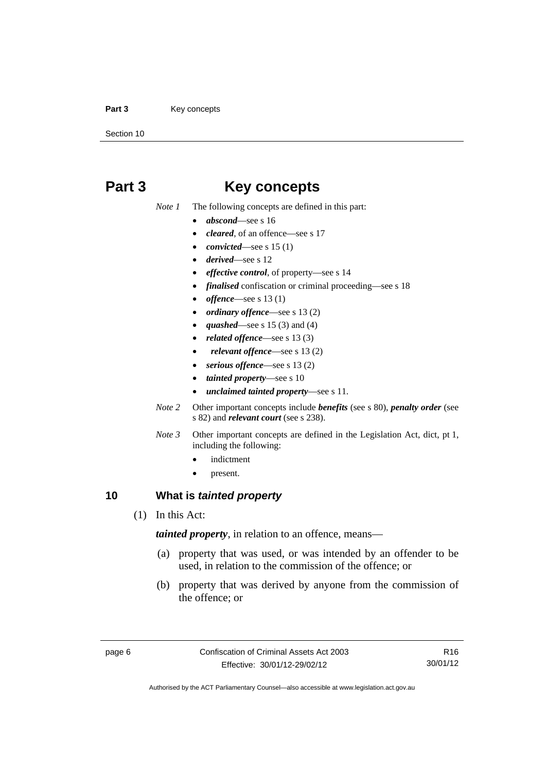# Part 3 Key concepts

*Note 1* The following concepts are defined in this part:

- ***abscond***—see s 16
- ***cleared***, of an offence—see s 17
- ***convicted***—see s 15 (1)
- ***derived***—see s 12
- ***effective control***, of property—see s 14
- ***finalised*** confiscation or criminal proceeding—see s 18
- ***offence***—see s 13 (1)
- ***ordinary offence***—see s 13 (2)
- ***quashed***—see s 15 (3) and (4)
- ***related offence***—see s 13 (3)
- ***relevant offence***—see s 13 (2)
- ***serious offence***—see s 13 (2)
- ***tainted property***—see s 10
- ***unclaimed tainted property***—see s 11.

*Note 2* Other important concepts include ***benefits*** (see s 80), ***penalty order*** (see s 82) and ***relevant court*** (see s 238).

*Note 3* Other important concepts are defined in the Legislation Act, dict, pt 1, including the following:

- indictment
- present.

## 10 What is *tainted property*

(1) In this Act:

***tainted property***, in relation to an offence, means—

(a) property that was used, or was intended by an offender to be used, in relation to the commission of the offence; or

(b) property that was derived by anyone from the commission of the offence; or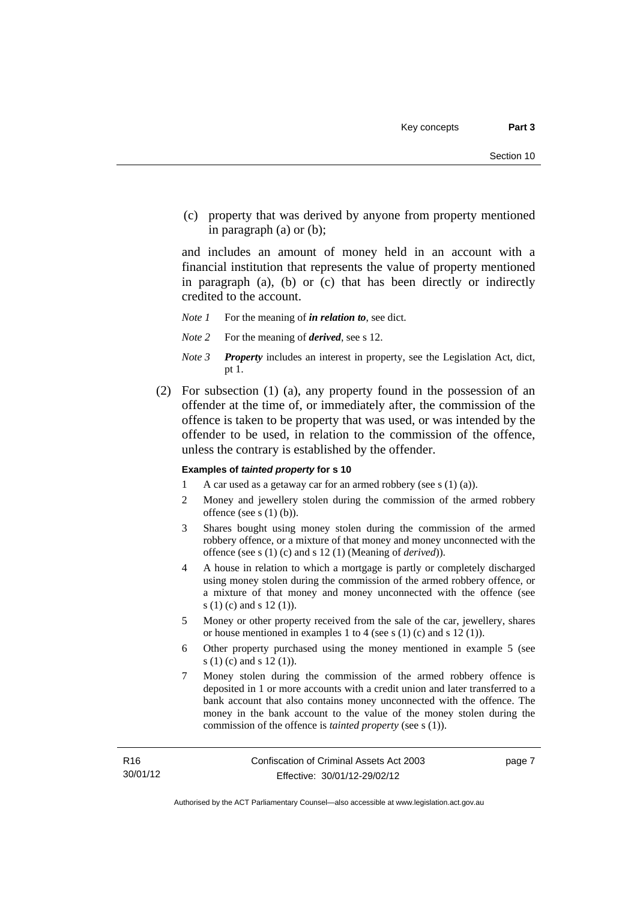(c) property that was derived by anyone from property mentioned in paragraph (a) or (b);

and includes an amount of money held in an account with a financial institution that represents the value of property mentioned in paragraph (a), (b) or (c) that has been directly or indirectly credited to the account.

*Note 1* For the meaning of ***in relation to***, see dict.

*Note 2* For the meaning of ***derived***, see s 12.

*Note 3* ***Property*** includes an interest in property, see the Legislation Act, dict, pt 1.

(2) For subsection (1) (a), any property found in the possession of an offender at the time of, or immediately after, the commission of the offence is taken to be property that was used, or was intended by the offender to be used, in relation to the commission of the offence, unless the contrary is established by the offender.

**Examples of *tainted property* for s 10**

1 A car used as a getaway car for an armed robbery (see s (1) (a)).

2 Money and jewellery stolen during the commission of the armed robbery offence (see s (1) (b)).

3 Shares bought using money stolen during the commission of the armed robbery offence, or a mixture of that money and money unconnected with the offence (see s (1) (c) and s 12 (1) (Meaning of *derived*)).

4 A house in relation to which a mortgage is partly or completely discharged using money stolen during the commission of the armed robbery offence, or a mixture of that money and money unconnected with the offence (see s (1) (c) and s 12 (1)).

5 Money or other property received from the sale of the car, jewellery, shares or house mentioned in examples 1 to 4 (see s (1) (c) and s 12 (1)).

6 Other property purchased using the money mentioned in example 5 (see s (1) (c) and s 12 (1)).

7 Money stolen during the commission of the armed robbery offence is deposited in 1 or more accounts with a credit union and later transferred to a bank account that also contains money unconnected with the offence. The money in the bank account to the value of the money stolen during the commission of the offence is *tainted property* (see s (1)).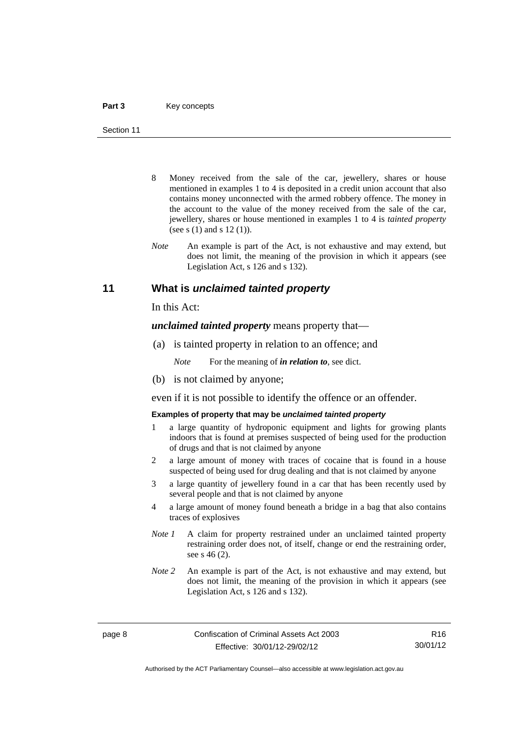8 Money received from the sale of the car, jewellery, shares or house mentioned in examples 1 to 4 is deposited in a credit union account that also contains money unconnected with the armed robbery offence. The money in the account to the value of the money received from the sale of the car, jewellery, shares or house mentioned in examples 1 to 4 is *tainted property* (see s (1) and s 12 (1)).

*Note* An example is part of the Act, is not exhaustive and may extend, but does not limit, the meaning of the provision in which it appears (see Legislation Act, s 126 and s 132).

## 11 What is *unclaimed tainted property*

In this Act:

***unclaimed tainted property*** means property that—

(a) is tainted property in relation to an offence; and

*Note* For the meaning of ***in relation to***, see dict.

(b) is not claimed by anyone;

even if it is not possible to identify the offence or an offender.

**Examples of property that may be *unclaimed tainted property***

1 a large quantity of hydroponic equipment and lights for growing plants indoors that is found at premises suspected of being used for the production of drugs and that is not claimed by anyone

2 a large amount of money with traces of cocaine that is found in a house suspected of being used for drug dealing and that is not claimed by anyone

3 a large quantity of jewellery found in a car that has been recently used by several people and that is not claimed by anyone

4 a large amount of money found beneath a bridge in a bag that also contains traces of explosives

*Note 1* A claim for property restrained under an unclaimed tainted property restraining order does not, of itself, change or end the restraining order, see s 46 (2).

*Note 2* An example is part of the Act, is not exhaustive and may extend, but does not limit, the meaning of the provision in which it appears (see Legislation Act, s 126 and s 132).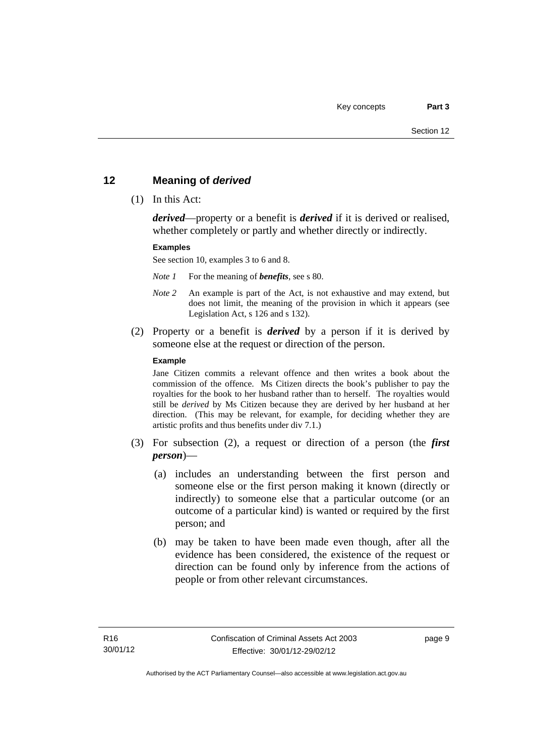## 12 Meaning of *derived*

(1) In this Act:

***derived***—property or a benefit is ***derived*** if it is derived or realised, whether completely or partly and whether directly or indirectly.

**Examples**

See section 10, examples 3 to 6 and 8.

*Note 1* For the meaning of ***benefits***, see s 80.

*Note 2* An example is part of the Act, is not exhaustive and may extend, but does not limit, the meaning of the provision in which it appears (see Legislation Act, s 126 and s 132).

(2) Property or a benefit is ***derived*** by a person if it is derived by someone else at the request or direction of the person.

**Example**

Jane Citizen commits a relevant offence and then writes a book about the commission of the offence. Ms Citizen directs the book's publisher to pay the royalties for the book to her husband rather than to herself. The royalties would still be *derived* by Ms Citizen because they are derived by her husband at her direction. (This may be relevant, for example, for deciding whether they are artistic profits and thus benefits under div 7.1.)

(3) For subsection (2), a request or direction of a person (the ***first person***)—

(a) includes an understanding between the first person and someone else or the first person making it known (directly or indirectly) to someone else that a particular outcome (or an outcome of a particular kind) is wanted or required by the first person; and

(b) may be taken to have been made even though, after all the evidence has been considered, the existence of the request or direction can be found only by inference from the actions of people or from other relevant circumstances.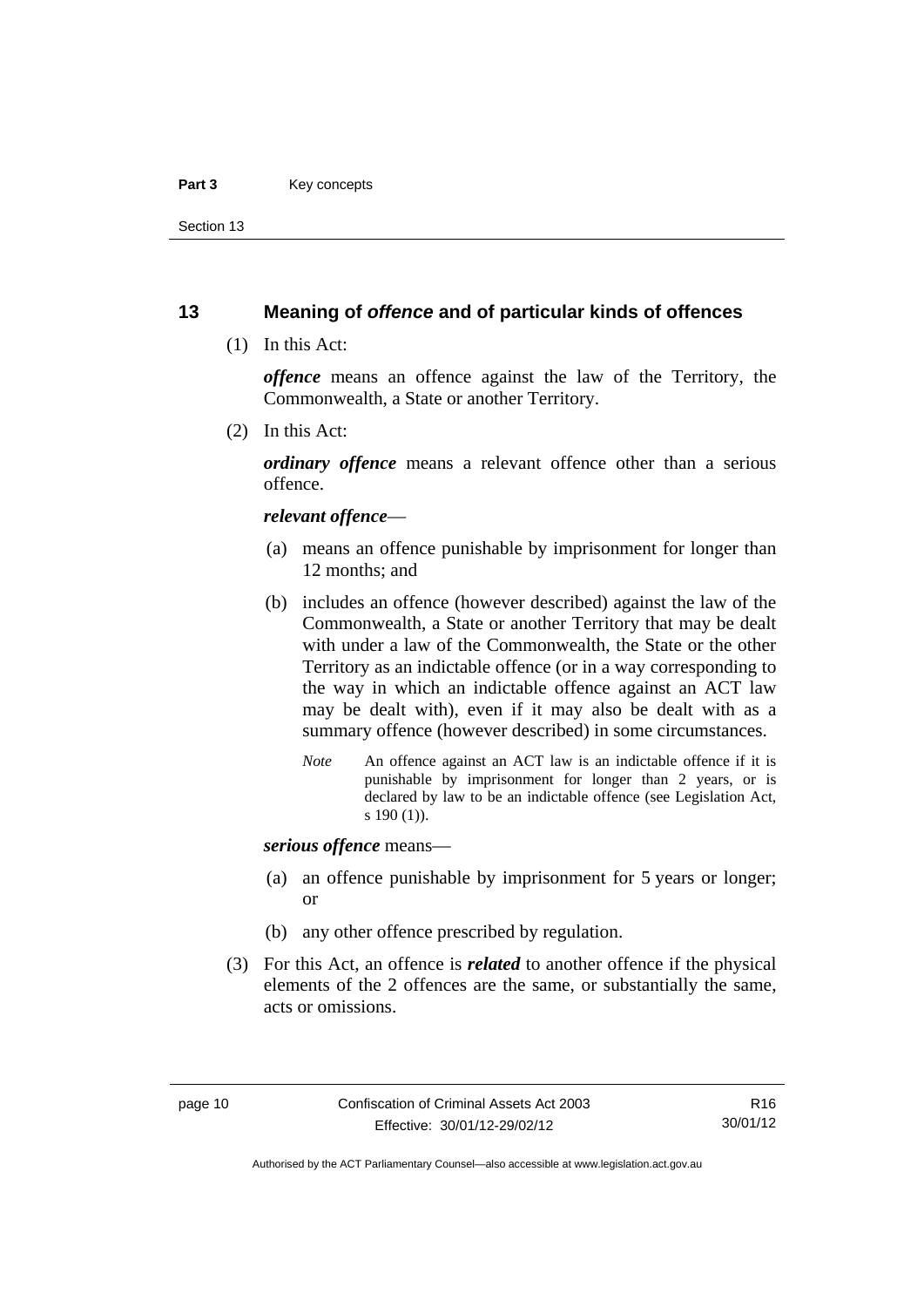## 13 Meaning of *offence* and of particular kinds of offences

(1) In this Act:

***offence*** means an offence against the law of the Territory, the Commonwealth, a State or another Territory.

(2) In this Act:

***ordinary offence*** means a relevant offence other than a serious offence.

***relevant offence***—

(a) means an offence punishable by imprisonment for longer than 12 months; and

(b) includes an offence (however described) against the law of the Commonwealth, a State or another Territory that may be dealt with under a law of the Commonwealth, the State or the other Territory as an indictable offence (or in a way corresponding to the way in which an indictable offence against an ACT law may be dealt with), even if it may also be dealt with as a summary offence (however described) in some circumstances.

*Note* An offence against an ACT law is an indictable offence if it is punishable by imprisonment for longer than 2 years, or is declared by law to be an indictable offence (see Legislation Act, s 190 (1)).

***serious offence*** means—

(a) an offence punishable by imprisonment for 5 years or longer; or

(b) any other offence prescribed by regulation.

(3) For this Act, an offence is ***related*** to another offence if the physical elements of the 2 offences are the same, or substantially the same, acts or omissions.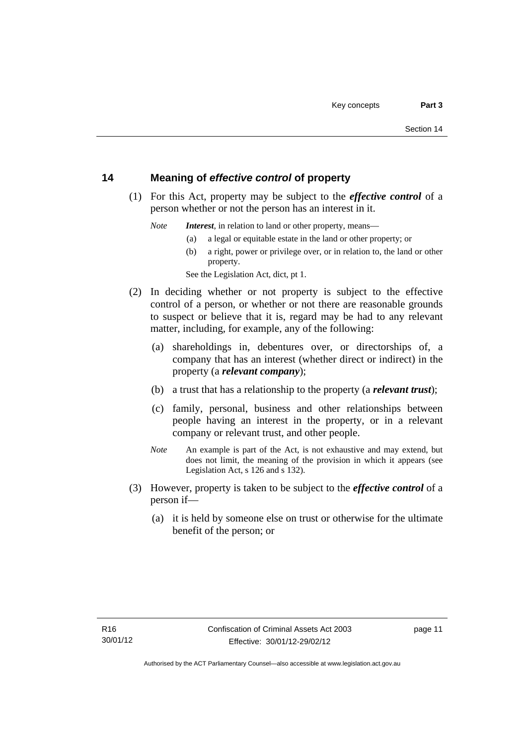## 14 Meaning of *effective control* of property

(1) For this Act, property may be subject to the ***effective control*** of a person whether or not the person has an interest in it.

*Note* ***Interest***, in relation to land or other property, means—

(a) a legal or equitable estate in the land or other property; or

(b) a right, power or privilege over, or in relation to, the land or other property.

See the Legislation Act, dict, pt 1.

(2) In deciding whether or not property is subject to the effective control of a person, or whether or not there are reasonable grounds to suspect or believe that it is, regard may be had to any relevant matter, including, for example, any of the following:

(a) shareholdings in, debentures over, or directorships of, a company that has an interest (whether direct or indirect) in the property (a ***relevant company***);

(b) a trust that has a relationship to the property (a ***relevant trust***);

(c) family, personal, business and other relationships between people having an interest in the property, or in a relevant company or relevant trust, and other people.

*Note* An example is part of the Act, is not exhaustive and may extend, but does not limit, the meaning of the provision in which it appears (see Legislation Act, s 126 and s 132).

(3) However, property is taken to be subject to the ***effective control*** of a person if—

(a) it is held by someone else on trust or otherwise for the ultimate benefit of the person; or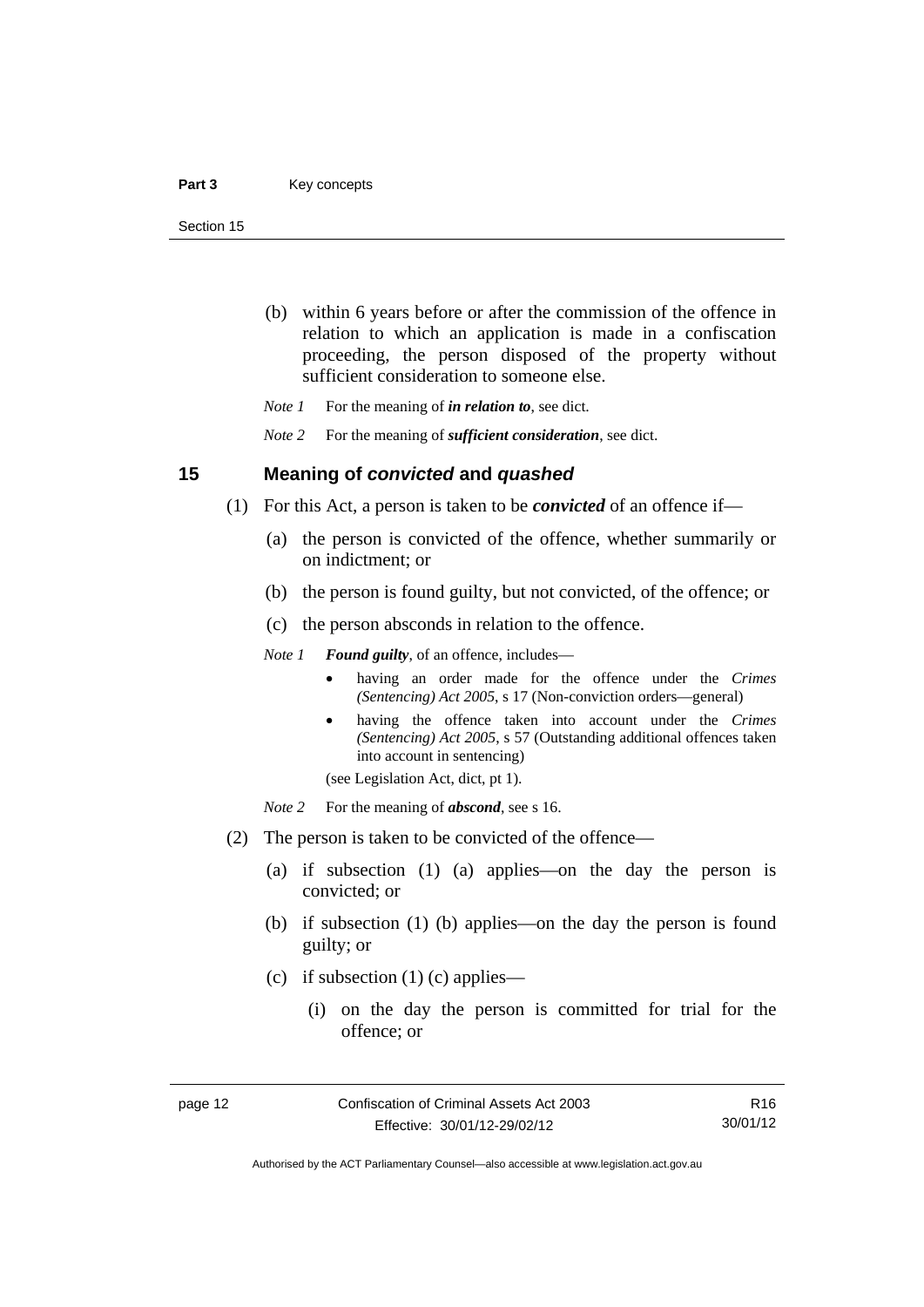(b) within 6 years before or after the commission of the offence in relation to which an application is made in a confiscation proceeding, the person disposed of the property without sufficient consideration to someone else.

*Note 1* For the meaning of ***in relation to***, see dict.

*Note 2* For the meaning of ***sufficient consideration***, see dict.

## 15 Meaning of *convicted* and *quashed*

(1) For this Act, a person is taken to be ***convicted*** of an offence if—

(a) the person is convicted of the offence, whether summarily or on indictment; or

(b) the person is found guilty, but not convicted, of the offence; or

(c) the person absconds in relation to the offence.

*Note 1* ***Found guilty***, of an offence, includes—

- having an order made for the offence under the *Crimes (Sentencing) Act 2005*, s 17 (Non-conviction orders—general)
- having the offence taken into account under the *Crimes (Sentencing) Act 2005*, s 57 (Outstanding additional offences taken into account in sentencing)

(see Legislation Act, dict, pt 1).

*Note 2* For the meaning of ***abscond***, see s 16.

(2) The person is taken to be convicted of the offence—

(a) if subsection (1) (a) applies—on the day the person is convicted; or

(b) if subsection (1) (b) applies—on the day the person is found guilty; or

(c) if subsection (1) (c) applies—

(i) on the day the person is committed for trial for the offence; or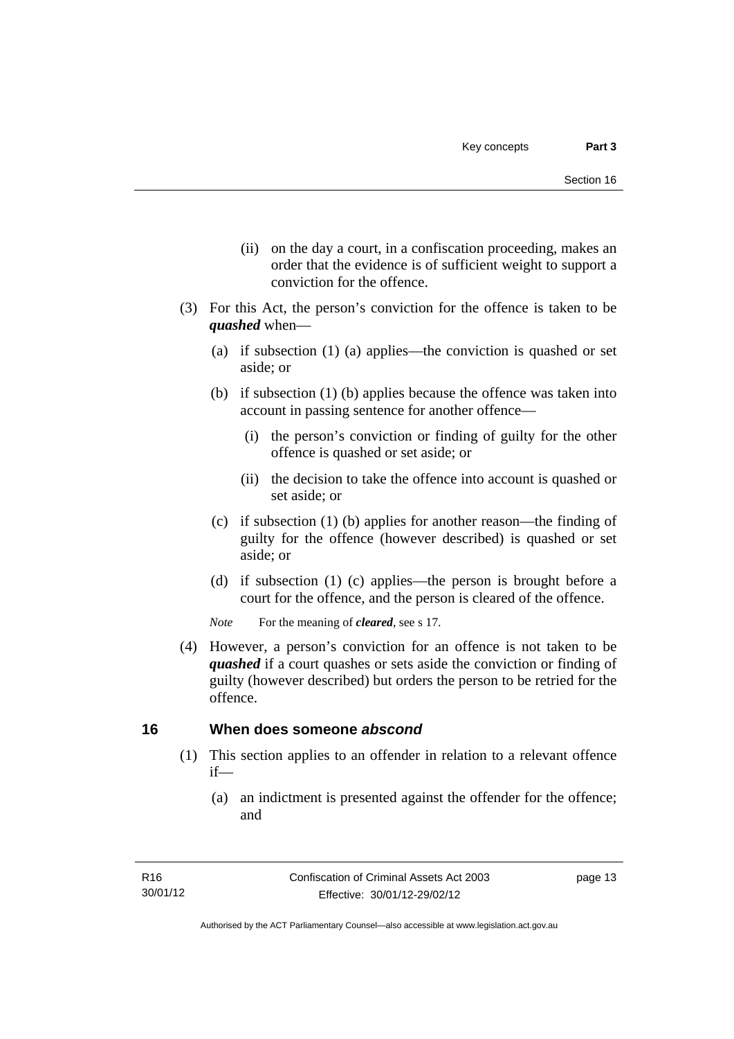(ii) on the day a court, in a confiscation proceeding, makes an order that the evidence is of sufficient weight to support a conviction for the offence.

(3) For this Act, the person's conviction for the offence is taken to be ***quashed*** when—

(a) if subsection (1) (a) applies—the conviction is quashed or set aside; or

(b) if subsection (1) (b) applies because the offence was taken into account in passing sentence for another offence—

(i) the person's conviction or finding of guilty for the other offence is quashed or set aside; or

(ii) the decision to take the offence into account is quashed or set aside; or

(c) if subsection (1) (b) applies for another reason—the finding of guilty for the offence (however described) is quashed or set aside; or

(d) if subsection (1) (c) applies—the person is brought before a court for the offence, and the person is cleared of the offence.

*Note* For the meaning of ***cleared***, see s 17.

(4) However, a person's conviction for an offence is not taken to be ***quashed*** if a court quashes or sets aside the conviction or finding of guilty (however described) but orders the person to be retried for the offence.

## 16 When does someone *abscond*

(1) This section applies to an offender in relation to a relevant offence if—

(a) an indictment is presented against the offender for the offence; and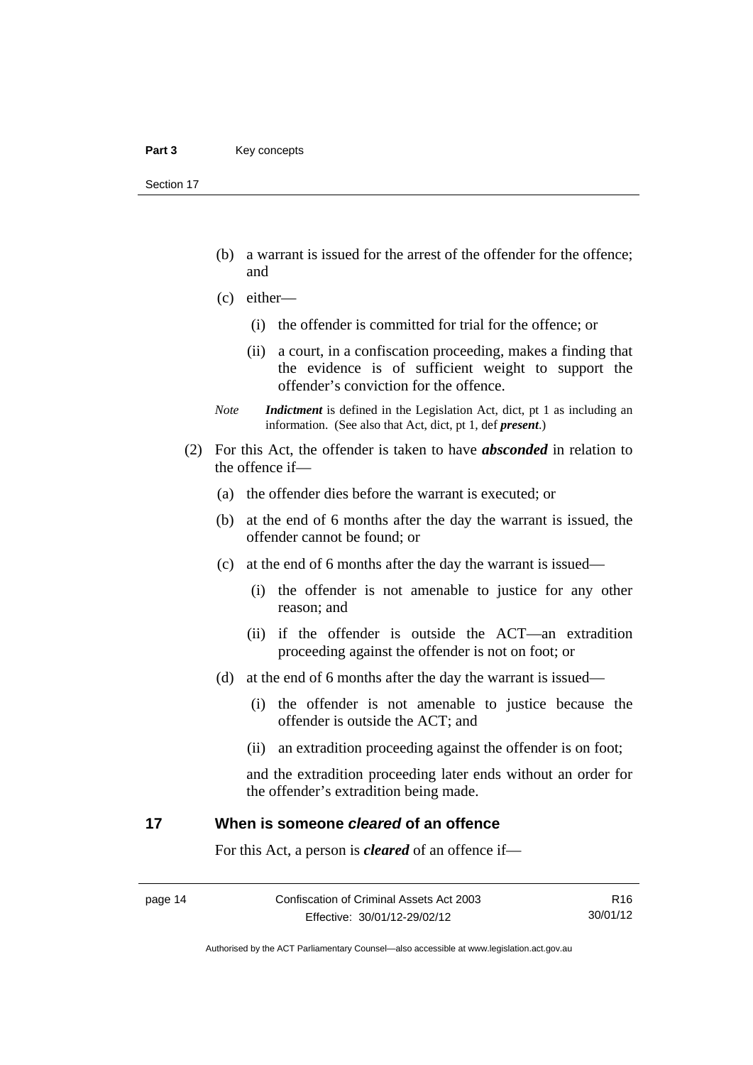(b) a warrant is issued for the arrest of the offender for the offence; and

(c) either—

(i) the offender is committed for trial for the offence; or

(ii) a court, in a confiscation proceeding, makes a finding that the evidence is of sufficient weight to support the offender's conviction for the offence.

*Note* ***Indictment*** is defined in the Legislation Act, dict, pt 1 as including an information. (See also that Act, dict, pt 1, def ***present***.)

(2) For this Act, the offender is taken to have ***absconded*** in relation to the offence if—

(a) the offender dies before the warrant is executed; or

(b) at the end of 6 months after the day the warrant is issued, the offender cannot be found; or

(c) at the end of 6 months after the day the warrant is issued—

(i) the offender is not amenable to justice for any other reason; and

(ii) if the offender is outside the ACT—an extradition proceeding against the offender is not on foot; or

(d) at the end of 6 months after the day the warrant is issued—

(i) the offender is not amenable to justice because the offender is outside the ACT; and

(ii) an extradition proceeding against the offender is on foot;

and the extradition proceeding later ends without an order for the offender's extradition being made.

## 17 When is someone *cleared* of an offence

For this Act, a person is ***cleared*** of an offence if—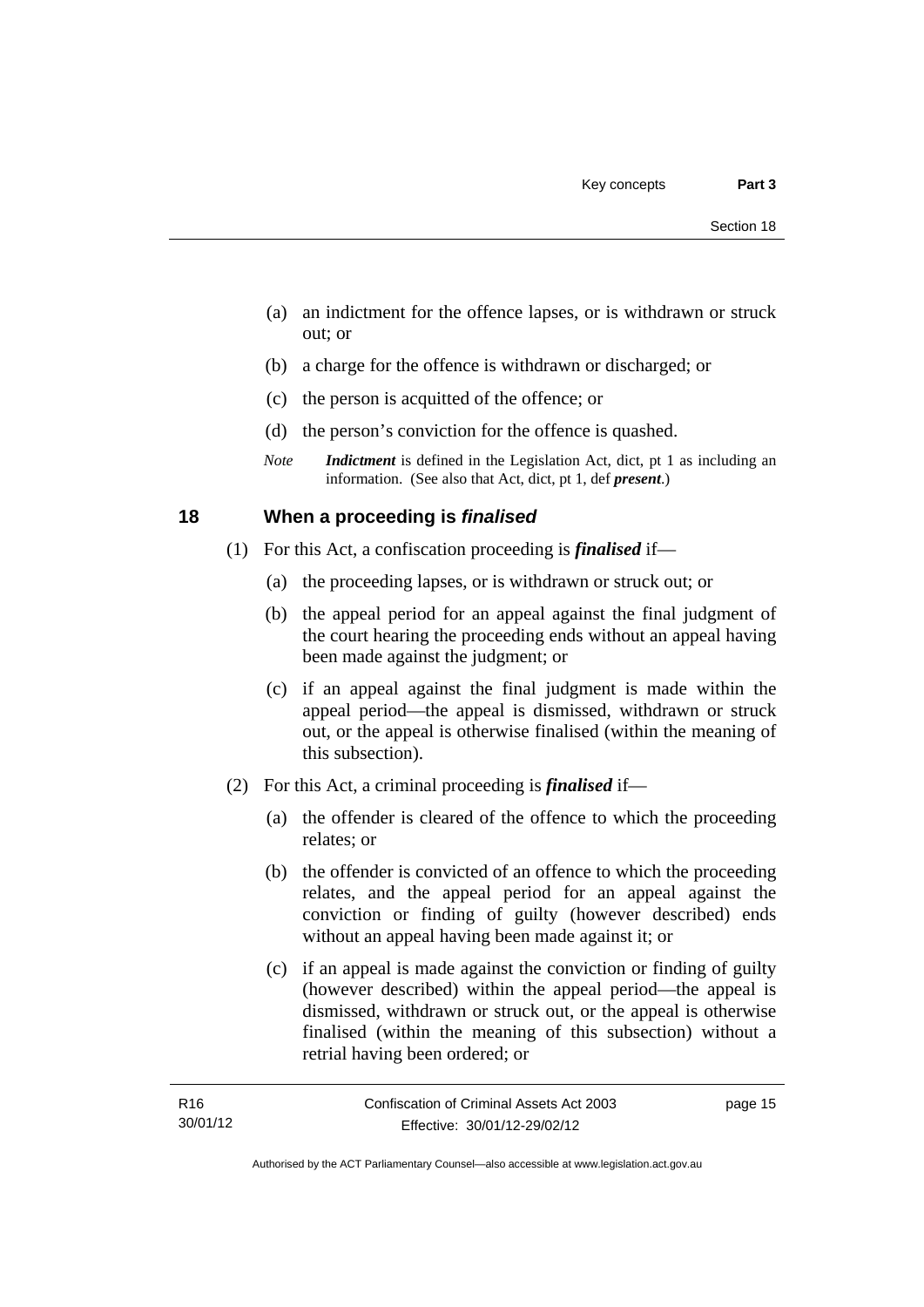(a) an indictment for the offence lapses, or is withdrawn or struck out; or

(b) a charge for the offence is withdrawn or discharged; or

(c) the person is acquitted of the offence; or

(d) the person's conviction for the offence is quashed.

*Note* ***Indictment*** is defined in the Legislation Act, dict, pt 1 as including an information. (See also that Act, dict, pt 1, def ***present***.)

## 18 When a proceeding is *finalised*

(1) For this Act, a confiscation proceeding is ***finalised*** if—

(a) the proceeding lapses, or is withdrawn or struck out; or

(b) the appeal period for an appeal against the final judgment of the court hearing the proceeding ends without an appeal having been made against the judgment; or

(c) if an appeal against the final judgment is made within the appeal period—the appeal is dismissed, withdrawn or struck out, or the appeal is otherwise finalised (within the meaning of this subsection).

(2) For this Act, a criminal proceeding is ***finalised*** if—

(a) the offender is cleared of the offence to which the proceeding relates; or

(b) the offender is convicted of an offence to which the proceeding relates, and the appeal period for an appeal against the conviction or finding of guilty (however described) ends without an appeal having been made against it; or

(c) if an appeal is made against the conviction or finding of guilty (however described) within the appeal period—the appeal is dismissed, withdrawn or struck out, or the appeal is otherwise finalised (within the meaning of this subsection) without a retrial having been ordered; or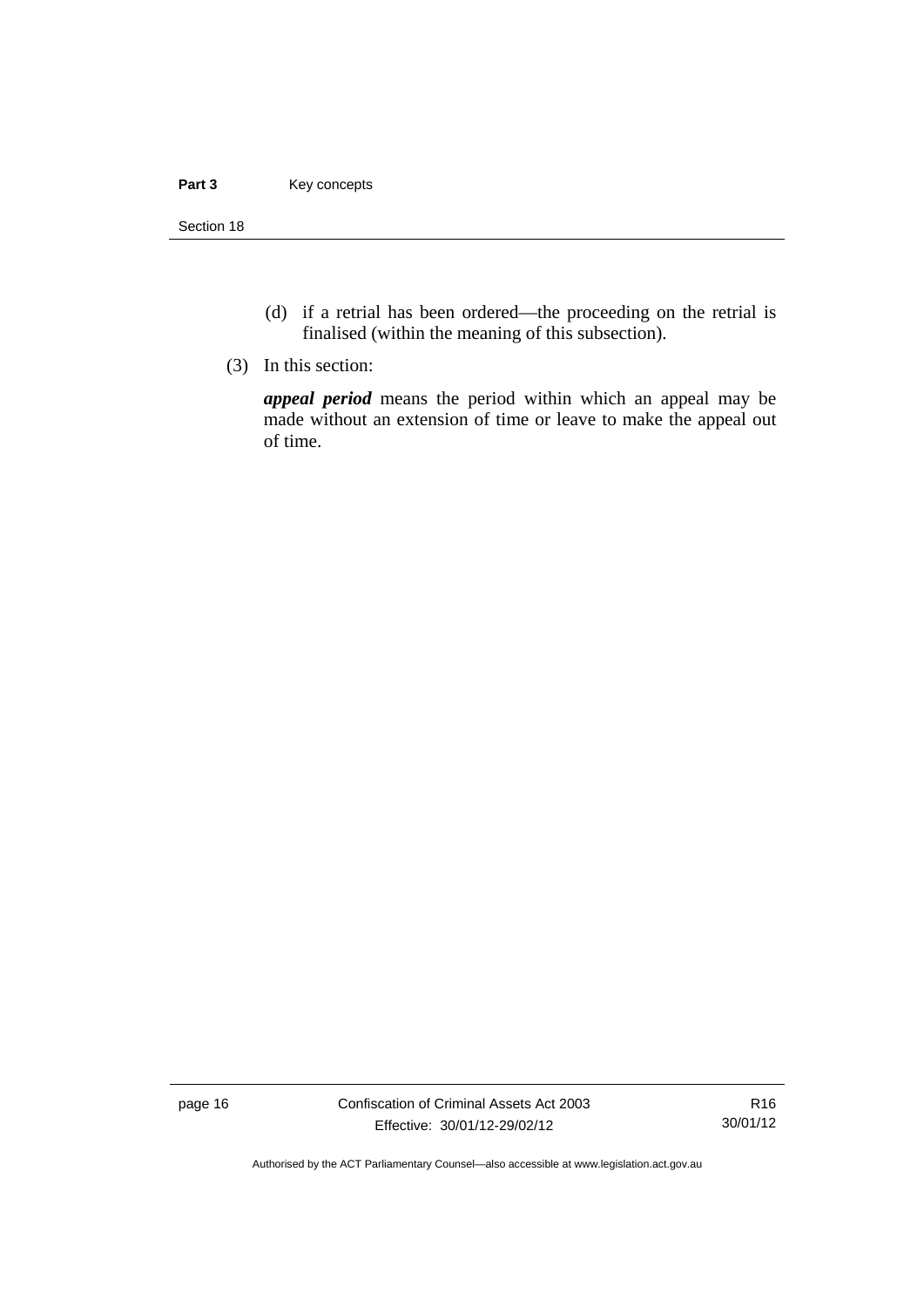(d) if a retrial has been ordered—the proceeding on the retrial is finalised (within the meaning of this subsection).

(3) In this section:

***appeal period*** means the period within which an appeal may be made without an extension of time or leave to make the appeal out of time.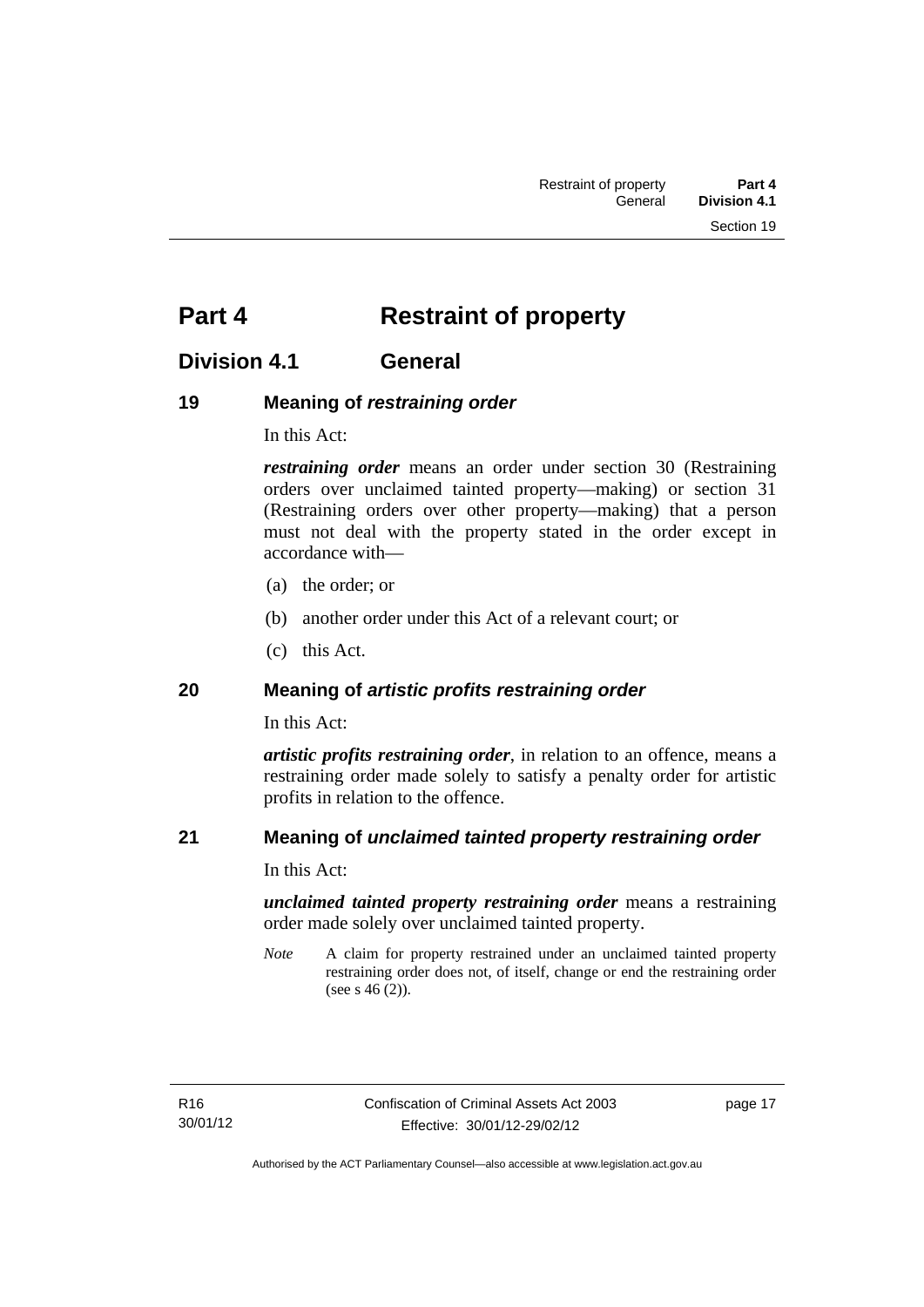# Part 4 Restraint of property

## Division 4.1 General

### 19 Meaning of *restraining order*

In this Act:

***restraining order*** means an order under section 30 (Restraining orders over unclaimed tainted property—making) or section 31 (Restraining orders over other property—making) that a person must not deal with the property stated in the order except in accordance with—

(a) the order; or

(b) another order under this Act of a relevant court; or

(c) this Act.

### 20 Meaning of *artistic profits restraining order*

In this Act:

***artistic profits restraining order***, in relation to an offence, means a restraining order made solely to satisfy a penalty order for artistic profits in relation to the offence.

### 21 Meaning of *unclaimed tainted property restraining order*

In this Act:

***unclaimed tainted property restraining order*** means a restraining order made solely over unclaimed tainted property.

*Note* A claim for property restrained under an unclaimed tainted property restraining order does not, of itself, change or end the restraining order (see s 46 (2)).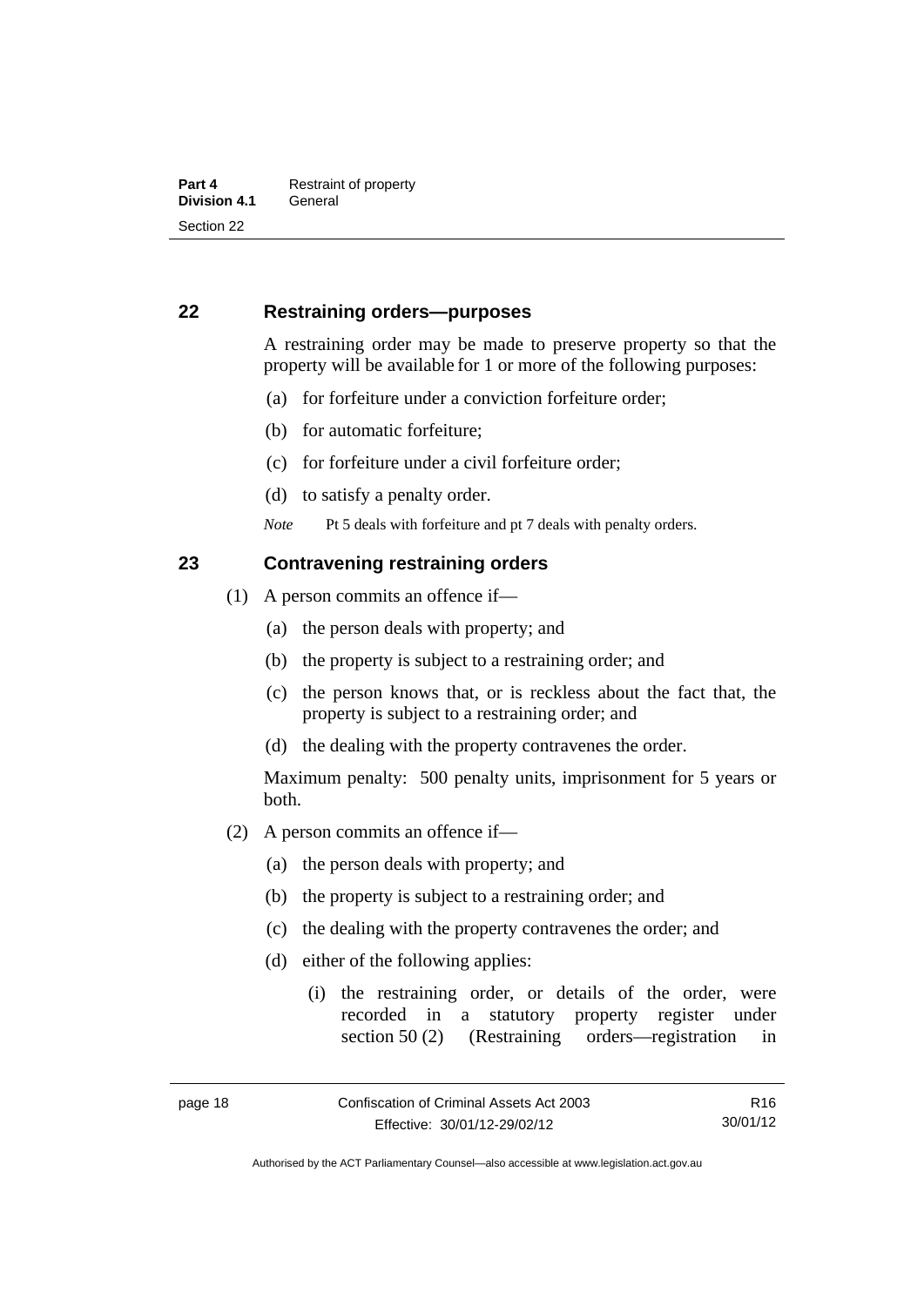## 22 Restraining orders—purposes

A restraining order may be made to preserve property so that the property will be available for 1 or more of the following purposes:

(a) for forfeiture under a conviction forfeiture order;

(b) for automatic forfeiture;

(c) for forfeiture under a civil forfeiture order;

(d) to satisfy a penalty order.

*Note* Pt 5 deals with forfeiture and pt 7 deals with penalty orders.

## 23 Contravening restraining orders

(1) A person commits an offence if—

(a) the person deals with property; and

(b) the property is subject to a restraining order; and

(c) the person knows that, or is reckless about the fact that, the property is subject to a restraining order; and

(d) the dealing with the property contravenes the order.

Maximum penalty: 500 penalty units, imprisonment for 5 years or both.

(2) A person commits an offence if—

(a) the person deals with property; and

(b) the property is subject to a restraining order; and

(c) the dealing with the property contravenes the order; and

(d) either of the following applies:

(i) the restraining order, or details of the order, were recorded in a statutory property register under section 50 (2) (Restraining orders—registration in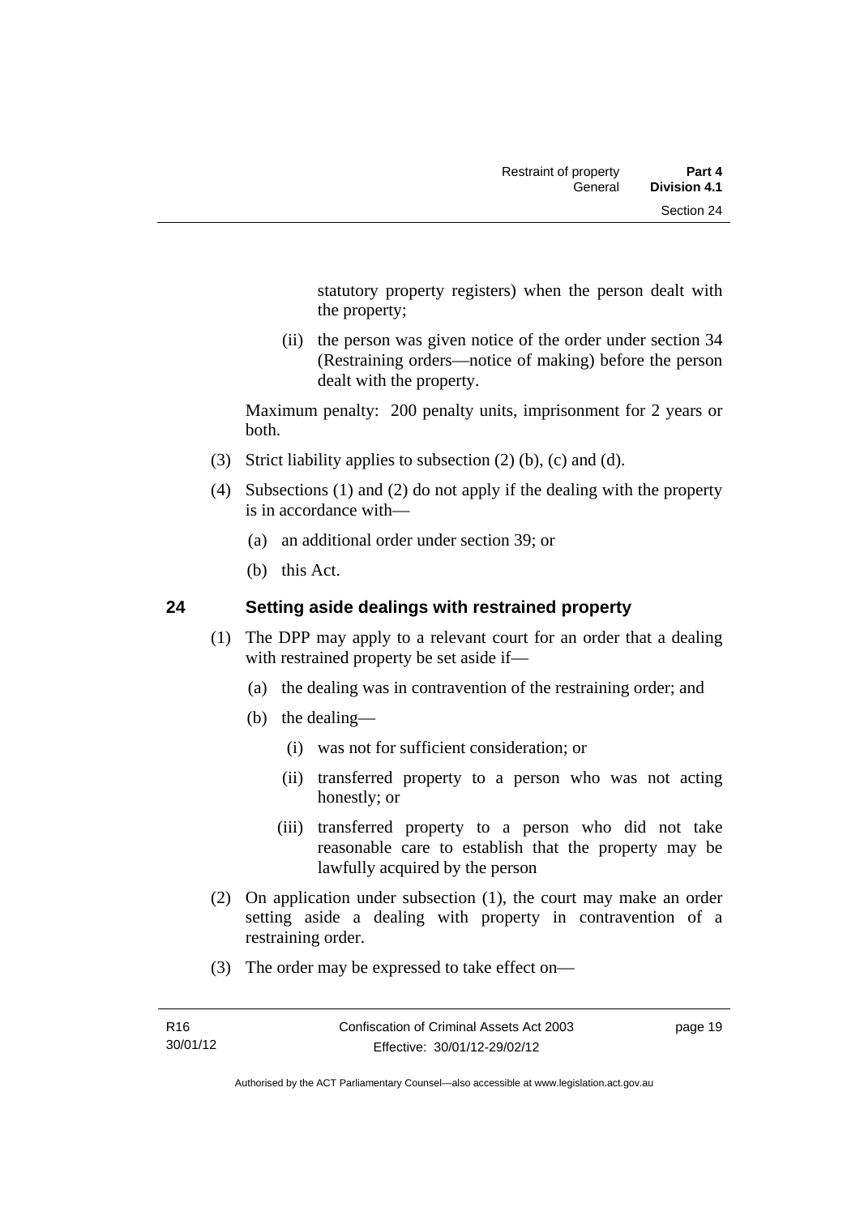statutory property registers) when the person dealt with the property;

(ii) the person was given notice of the order under section 34 (Restraining orders—notice of making) before the person dealt with the property.

Maximum penalty: 200 penalty units, imprisonment for 2 years or both.

(3) Strict liability applies to subsection (2) (b), (c) and (d).

(4) Subsections (1) and (2) do not apply if the dealing with the property is in accordance with—

(a) an additional order under section 39; or

(b) this Act.

## 24 Setting aside dealings with restrained property

(1) The DPP may apply to a relevant court for an order that a dealing with restrained property be set aside if—

(a) the dealing was in contravention of the restraining order; and

(b) the dealing—

(i) was not for sufficient consideration; or

(ii) transferred property to a person who was not acting honestly; or

(iii) transferred property to a person who did not take reasonable care to establish that the property may be lawfully acquired by the person

(2) On application under subsection (1), the court may make an order setting aside a dealing with property in contravention of a restraining order.

(3) The order may be expressed to take effect on—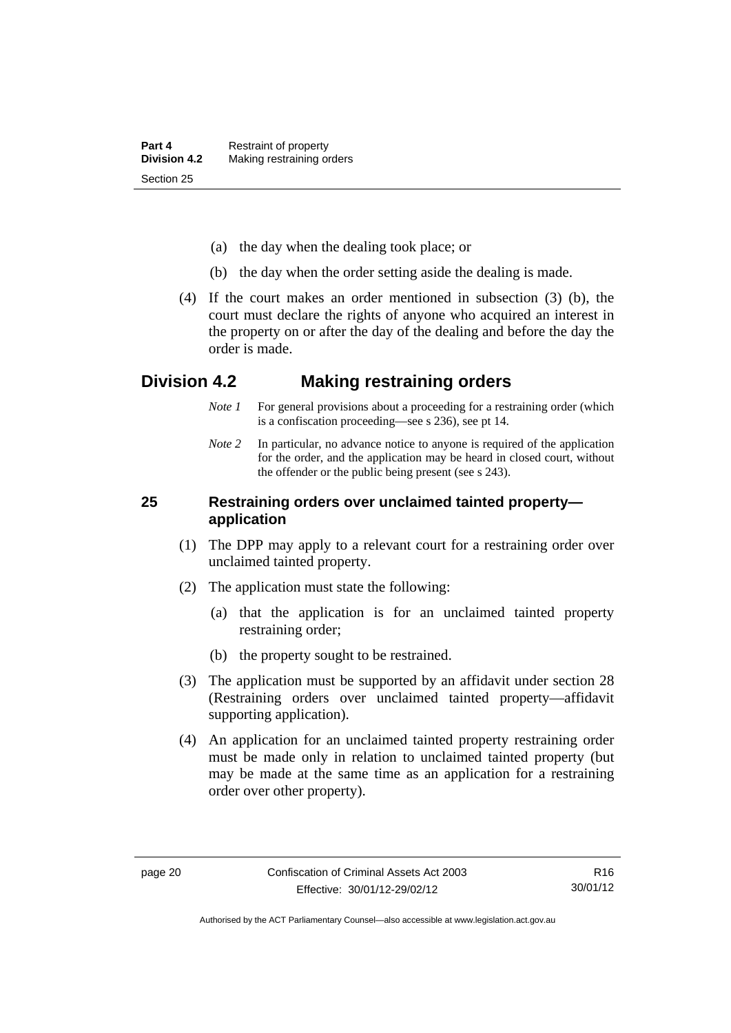(a) the day when the dealing took place; or

(b) the day when the order setting aside the dealing is made.

(4) If the court makes an order mentioned in subsection (3) (b), the court must declare the rights of anyone who acquired an interest in the property on or after the day of the dealing and before the day the order is made.

## Division 4.2 Making restraining orders

*Note 1* For general provisions about a proceeding for a restraining order (which is a confiscation proceeding—see s 236), see pt 14.

*Note 2* In particular, no advance notice to anyone is required of the application for the order, and the application may be heard in closed court, without the offender or the public being present (see s 243).

### 25 Restraining orders over unclaimed tainted property—application

(1) The DPP may apply to a relevant court for a restraining order over unclaimed tainted property.

(2) The application must state the following:

(a) that the application is for an unclaimed tainted property restraining order;

(b) the property sought to be restrained.

(3) The application must be supported by an affidavit under section 28 (Restraining orders over unclaimed tainted property—affidavit supporting application).

(4) An application for an unclaimed tainted property restraining order must be made only in relation to unclaimed tainted property (but may be made at the same time as an application for a restraining order over other property).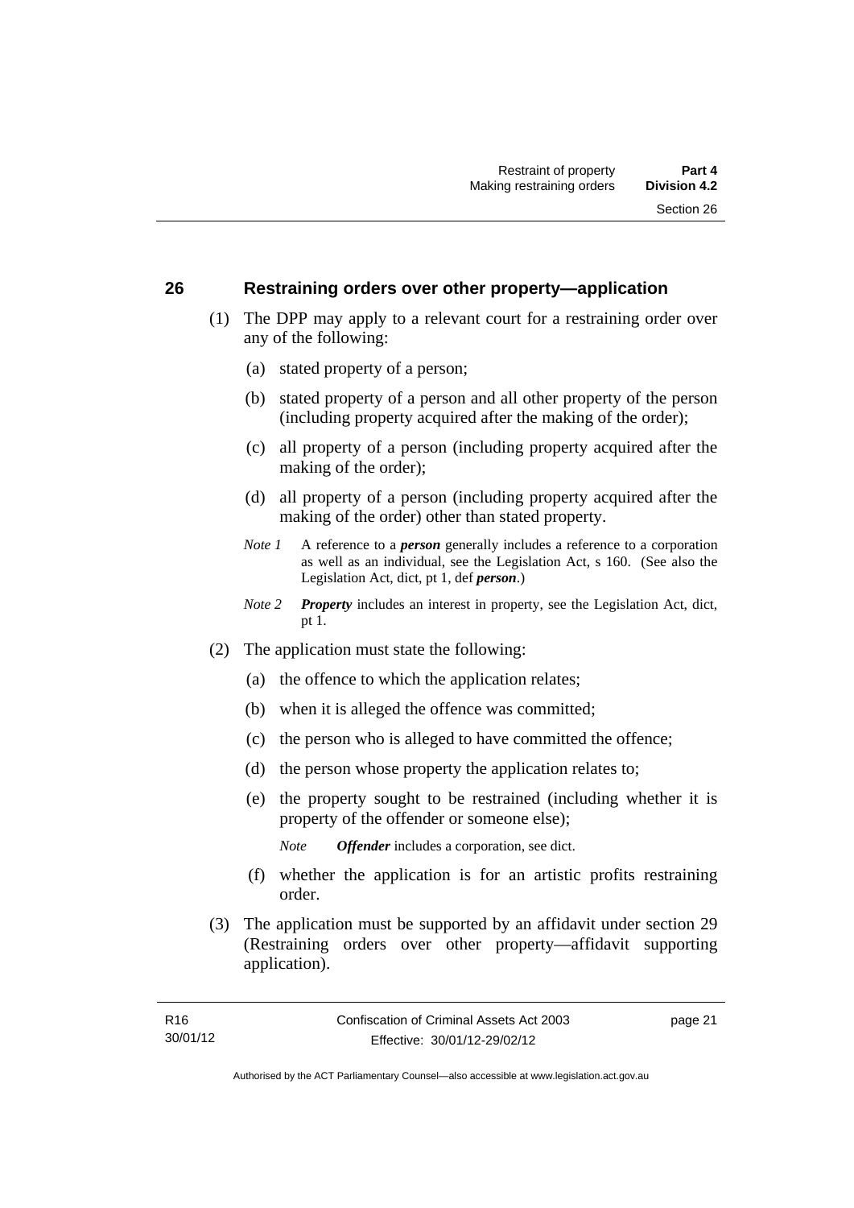## 26 Restraining orders over other property—application

(1) The DPP may apply to a relevant court for a restraining order over any of the following:

(a) stated property of a person;

(b) stated property of a person and all other property of the person (including property acquired after the making of the order);

(c) all property of a person (including property acquired after the making of the order);

(d) all property of a person (including property acquired after the making of the order) other than stated property.

*Note 1* A reference to a ***person*** generally includes a reference to a corporation as well as an individual, see the Legislation Act, s 160. (See also the Legislation Act, dict, pt 1, def ***person***.)

*Note 2* ***Property*** includes an interest in property, see the Legislation Act, dict, pt 1.

(2) The application must state the following:

(a) the offence to which the application relates;

(b) when it is alleged the offence was committed;

(c) the person who is alleged to have committed the offence;

(d) the person whose property the application relates to;

(e) the property sought to be restrained (including whether it is property of the offender or someone else);

*Note* ***Offender*** includes a corporation, see dict.

(f) whether the application is for an artistic profits restraining order.

(3) The application must be supported by an affidavit under section 29 (Restraining orders over other property—affidavit supporting application).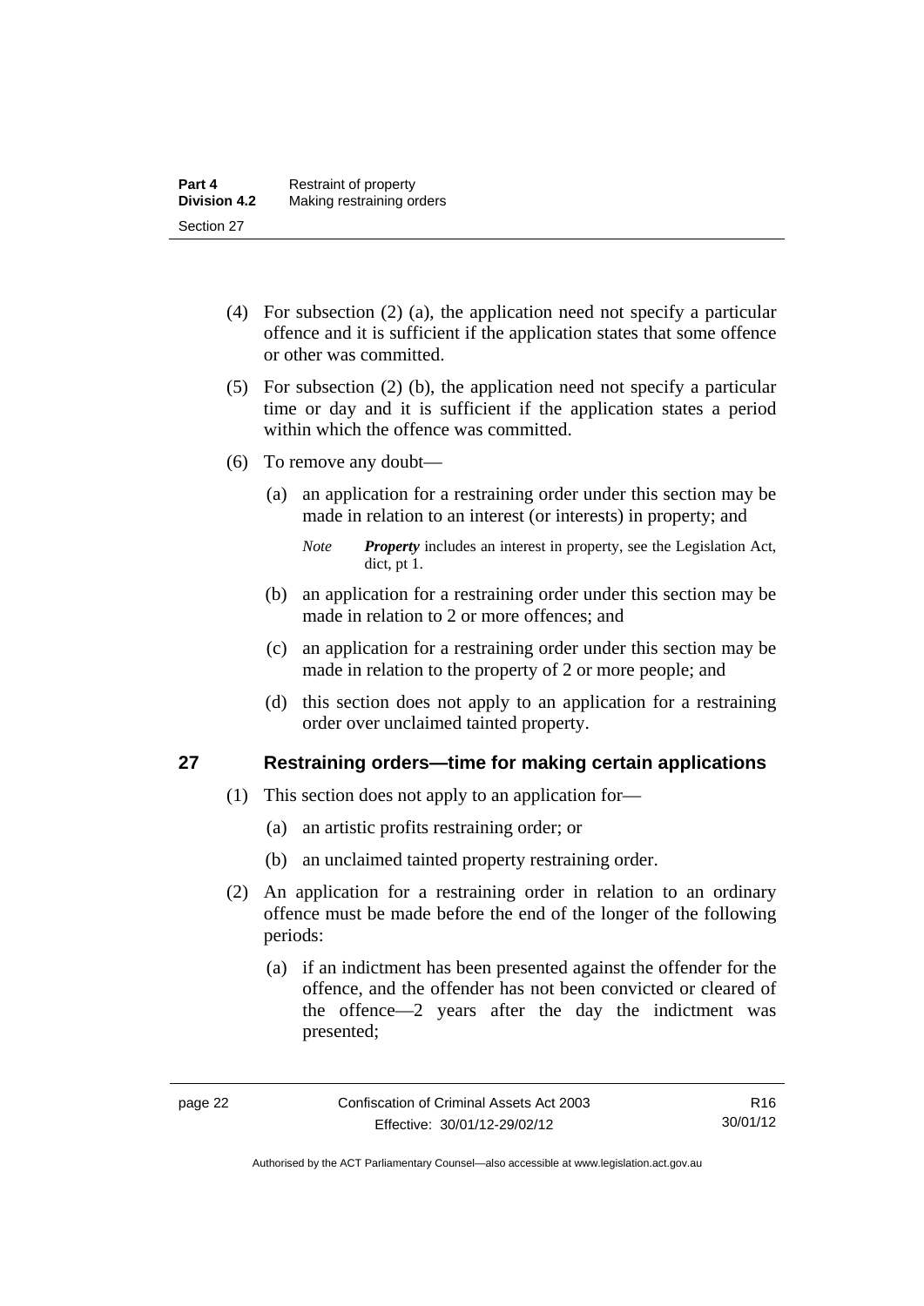(4) For subsection (2) (a), the application need not specify a particular offence and it is sufficient if the application states that some offence or other was committed.

(5) For subsection (2) (b), the application need not specify a particular time or day and it is sufficient if the application states a period within which the offence was committed.

(6) To remove any doubt—

(a) an application for a restraining order under this section may be made in relation to an interest (or interests) in property; and

*Note* ***Property*** includes an interest in property, see the Legislation Act, dict, pt 1.

(b) an application for a restraining order under this section may be made in relation to 2 or more offences; and

(c) an application for a restraining order under this section may be made in relation to the property of 2 or more people; and

(d) this section does not apply to an application for a restraining order over unclaimed tainted property.

## 27 Restraining orders—time for making certain applications

(1) This section does not apply to an application for—

(a) an artistic profits restraining order; or

(b) an unclaimed tainted property restraining order.

(2) An application for a restraining order in relation to an ordinary offence must be made before the end of the longer of the following periods:

(a) if an indictment has been presented against the offender for the offence, and the offender has not been convicted or cleared of the offence—2 years after the day the indictment was presented;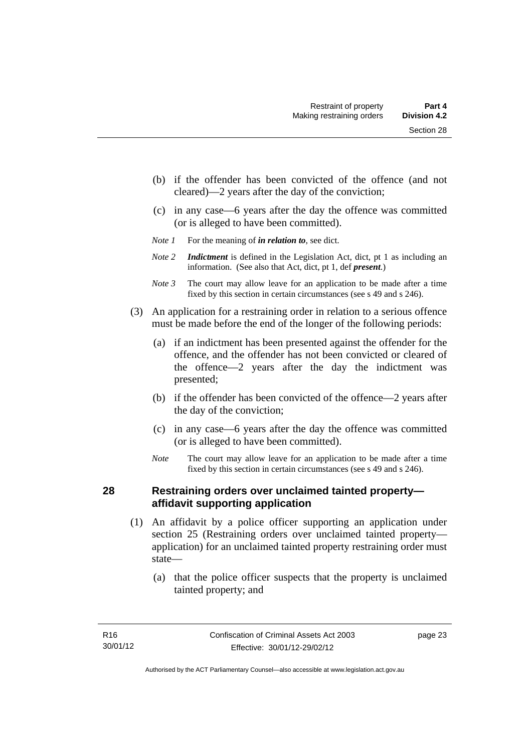(b) if the offender has been convicted of the offence (and not cleared)—2 years after the day of the conviction;

(c) in any case—6 years after the day the offence was committed (or is alleged to have been committed).

*Note 1* For the meaning of ***in relation to***, see dict.

*Note 2* ***Indictment*** is defined in the Legislation Act, dict, pt 1 as including an information. (See also that Act, dict, pt 1, def ***present***.)

*Note 3* The court may allow leave for an application to be made after a time fixed by this section in certain circumstances (see s 49 and s 246).

(3) An application for a restraining order in relation to a serious offence must be made before the end of the longer of the following periods:

(a) if an indictment has been presented against the offender for the offence, and the offender has not been convicted or cleared of the offence—2 years after the day the indictment was presented;

(b) if the offender has been convicted of the offence—2 years after the day of the conviction;

(c) in any case—6 years after the day the offence was committed (or is alleged to have been committed).

*Note* The court may allow leave for an application to be made after a time fixed by this section in certain circumstances (see s 49 and s 246).

## 28 Restraining orders over unclaimed tainted property—affidavit supporting application

(1) An affidavit by a police officer supporting an application under section 25 (Restraining orders over unclaimed tainted property—application) for an unclaimed tainted property restraining order must state—

(a) that the police officer suspects that the property is unclaimed tainted property; and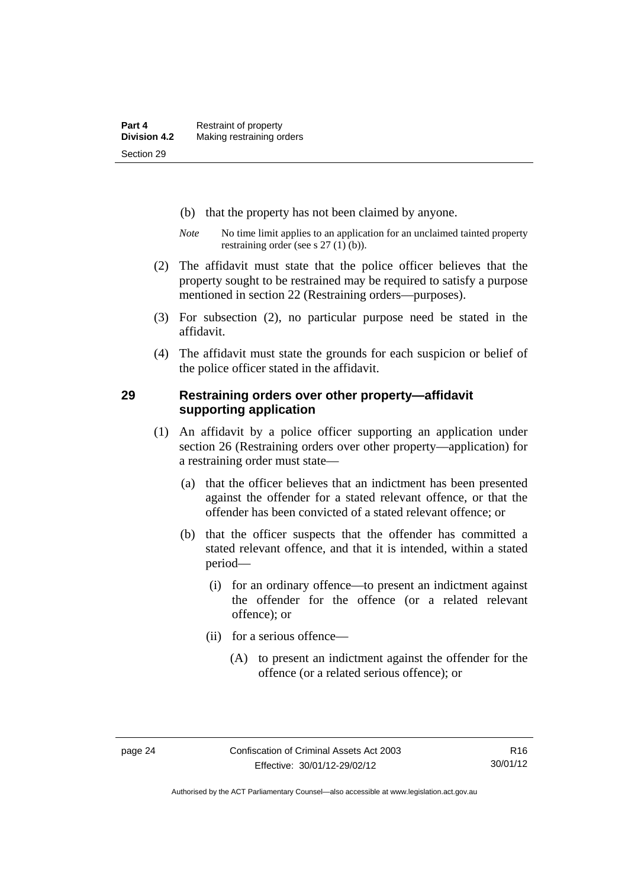(b) that the property has not been claimed by anyone.

*Note* No time limit applies to an application for an unclaimed tainted property restraining order (see s 27 (1) (b)).

(2) The affidavit must state that the police officer believes that the property sought to be restrained may be required to satisfy a purpose mentioned in section 22 (Restraining orders—purposes).

(3) For subsection (2), no particular purpose need be stated in the affidavit.

(4) The affidavit must state the grounds for each suspicion or belief of the police officer stated in the affidavit.

## 29 Restraining orders over other property—affidavit supporting application

(1) An affidavit by a police officer supporting an application under section 26 (Restraining orders over other property—application) for a restraining order must state—

(a) that the officer believes that an indictment has been presented against the offender for a stated relevant offence, or that the offender has been convicted of a stated relevant offence; or

(b) that the officer suspects that the offender has committed a stated relevant offence, and that it is intended, within a stated period—

(i) for an ordinary offence—to present an indictment against the offender for the offence (or a related relevant offence); or

(ii) for a serious offence—

(A) to present an indictment against the offender for the offence (or a related serious offence); or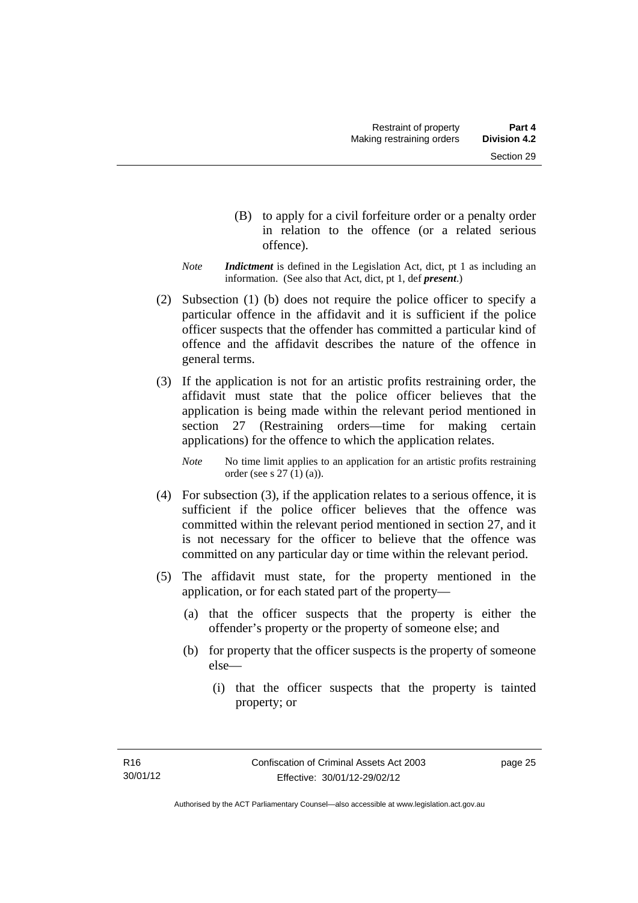(B) to apply for a civil forfeiture order or a penalty order in relation to the offence (or a related serious offence).

*Note* ***Indictment*** is defined in the Legislation Act, dict, pt 1 as including an information. (See also that Act, dict, pt 1, def ***present***.)

(2) Subsection (1) (b) does not require the police officer to specify a particular offence in the affidavit and it is sufficient if the police officer suspects that the offender has committed a particular kind of offence and the affidavit describes the nature of the offence in general terms.

(3) If the application is not for an artistic profits restraining order, the affidavit must state that the police officer believes that the application is being made within the relevant period mentioned in section 27 (Restraining orders—time for making certain applications) for the offence to which the application relates.

*Note* No time limit applies to an application for an artistic profits restraining order (see s 27 (1) (a)).

(4) For subsection (3), if the application relates to a serious offence, it is sufficient if the police officer believes that the offence was committed within the relevant period mentioned in section 27, and it is not necessary for the officer to believe that the offence was committed on any particular day or time within the relevant period.

(5) The affidavit must state, for the property mentioned in the application, or for each stated part of the property—

(a) that the officer suspects that the property is either the offender's property or the property of someone else; and

(b) for property that the officer suspects is the property of someone else—

(i) that the officer suspects that the property is tainted property; or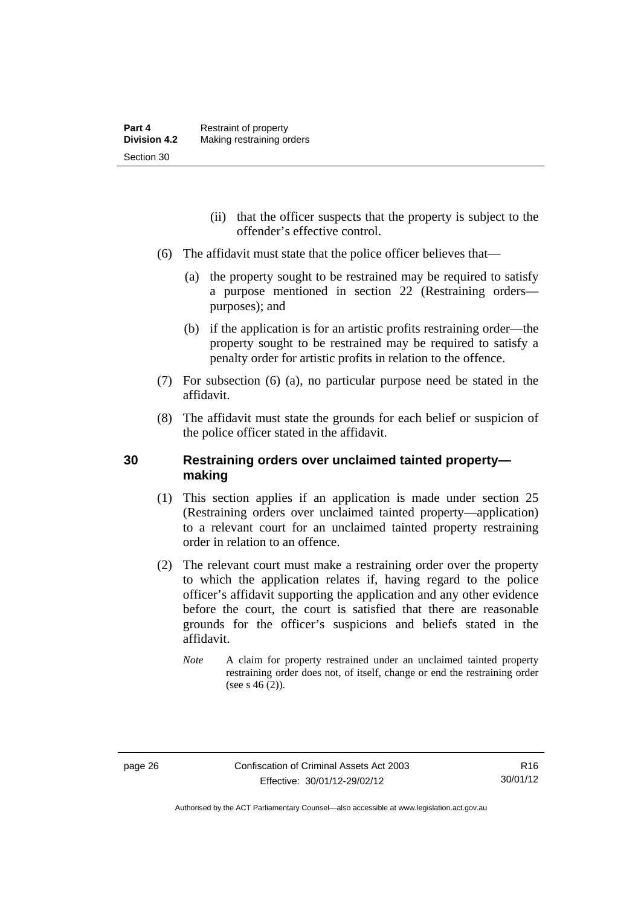(ii) that the officer suspects that the property is subject to the offender's effective control.

(6) The affidavit must state that the police officer believes that—

(a) the property sought to be restrained may be required to satisfy a purpose mentioned in section 22 (Restraining orders—purposes); and

(b) if the application is for an artistic profits restraining order—the property sought to be restrained may be required to satisfy a penalty order for artistic profits in relation to the offence.

(7) For subsection (6) (a), no particular purpose need be stated in the affidavit.

(8) The affidavit must state the grounds for each belief or suspicion of the police officer stated in the affidavit.

## 30 Restraining orders over unclaimed tainted property—making

(1) This section applies if an application is made under section 25 (Restraining orders over unclaimed tainted property—application) to a relevant court for an unclaimed tainted property restraining order in relation to an offence.

(2) The relevant court must make a restraining order over the property to which the application relates if, having regard to the police officer's affidavit supporting the application and any other evidence before the court, the court is satisfied that there are reasonable grounds for the officer's suspicions and beliefs stated in the affidavit.

*Note* A claim for property restrained under an unclaimed tainted property restraining order does not, of itself, change or end the restraining order (see s 46 (2)).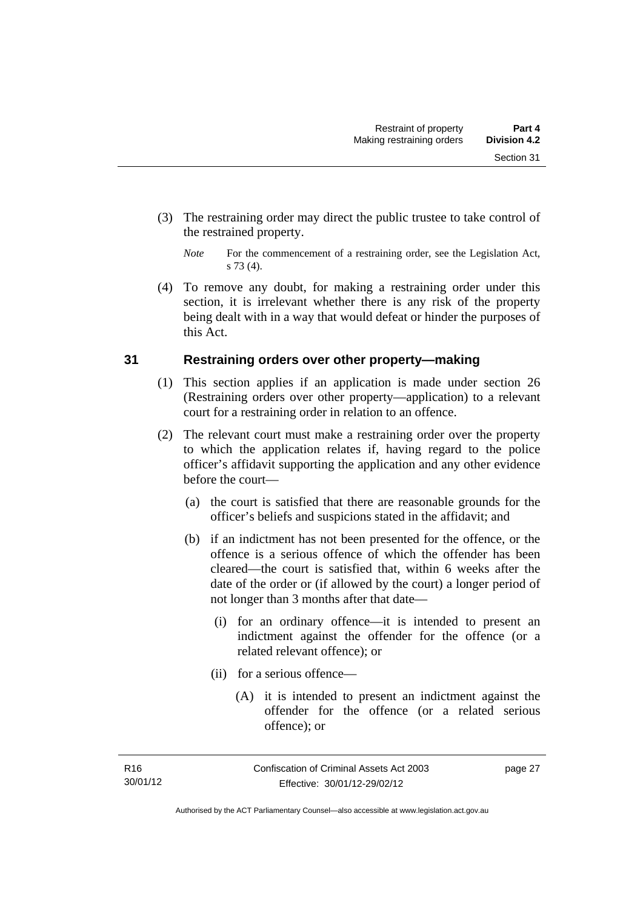(3) The restraining order may direct the public trustee to take control of the restrained property.

*Note* For the commencement of a restraining order, see the Legislation Act, s 73 (4).

(4) To remove any doubt, for making a restraining order under this section, it is irrelevant whether there is any risk of the property being dealt with in a way that would defeat or hinder the purposes of this Act.

## 31 Restraining orders over other property—making

(1) This section applies if an application is made under section 26 (Restraining orders over other property—application) to a relevant court for a restraining order in relation to an offence.

(2) The relevant court must make a restraining order over the property to which the application relates if, having regard to the police officer's affidavit supporting the application and any other evidence before the court—

(a) the court is satisfied that there are reasonable grounds for the officer's beliefs and suspicions stated in the affidavit; and

(b) if an indictment has not been presented for the offence, or the offence is a serious offence of which the offender has been cleared—the court is satisfied that, within 6 weeks after the date of the order or (if allowed by the court) a longer period of not longer than 3 months after that date—

(i) for an ordinary offence—it is intended to present an indictment against the offender for the offence (or a related relevant offence); or

(ii) for a serious offence—

(A) it is intended to present an indictment against the offender for the offence (or a related serious offence); or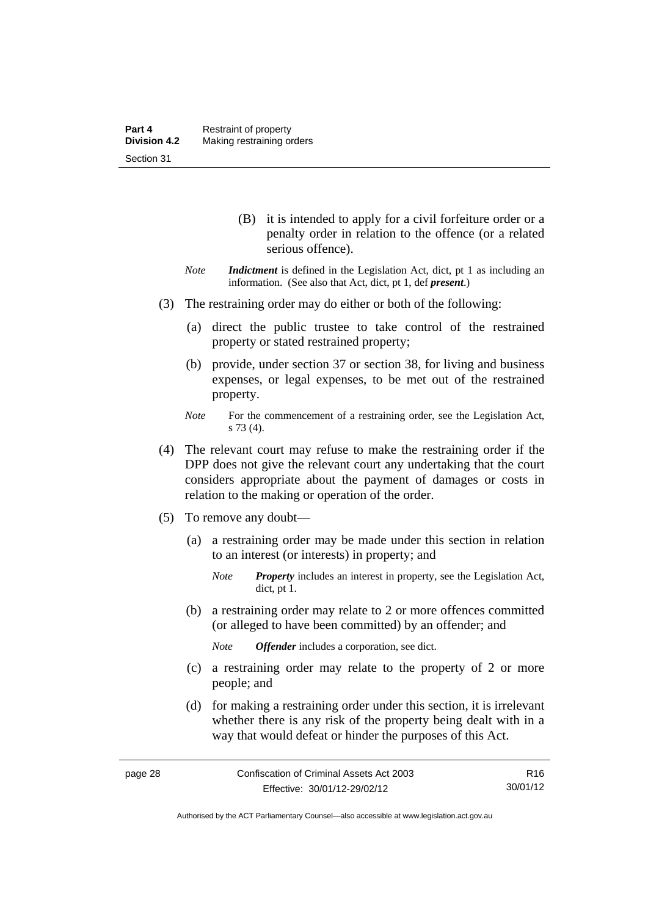(B) it is intended to apply for a civil forfeiture order or a penalty order in relation to the offence (or a related serious offence).

*Note* ***Indictment*** is defined in the Legislation Act, dict, pt 1 as including an information. (See also that Act, dict, pt 1, def ***present***.)

(3) The restraining order may do either or both of the following:

(a) direct the public trustee to take control of the restrained property or stated restrained property;

(b) provide, under section 37 or section 38, for living and business expenses, or legal expenses, to be met out of the restrained property.

*Note* For the commencement of a restraining order, see the Legislation Act, s 73 (4).

(4) The relevant court may refuse to make the restraining order if the DPP does not give the relevant court any undertaking that the court considers appropriate about the payment of damages or costs in relation to the making or operation of the order.

(5) To remove any doubt—

(a) a restraining order may be made under this section in relation to an interest (or interests) in property; and

*Note* ***Property*** includes an interest in property, see the Legislation Act, dict, pt 1.

(b) a restraining order may relate to 2 or more offences committed (or alleged to have been committed) by an offender; and

*Note* ***Offender*** includes a corporation, see dict.

(c) a restraining order may relate to the property of 2 or more people; and

(d) for making a restraining order under this section, it is irrelevant whether there is any risk of the property being dealt with in a way that would defeat or hinder the purposes of this Act.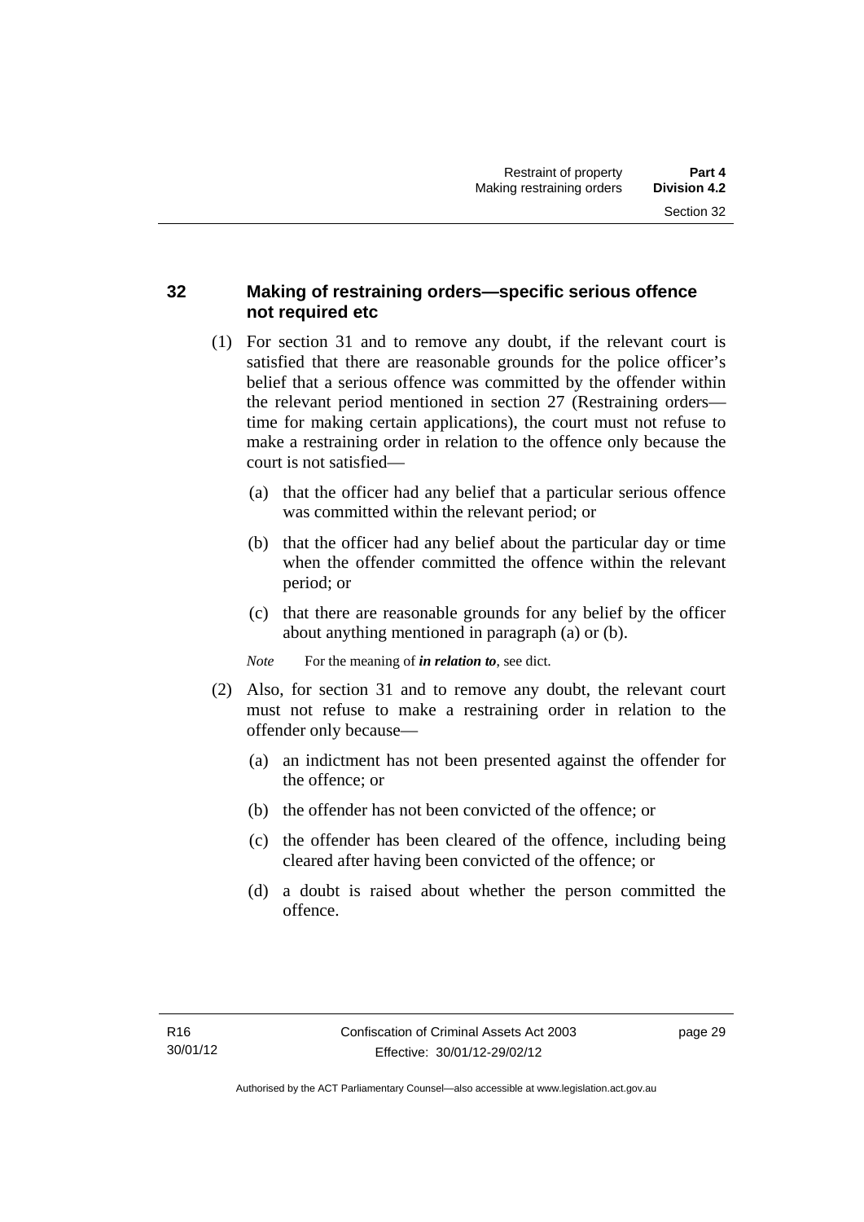## 32 Making of restraining orders—specific serious offence not required etc

(1) For section 31 and to remove any doubt, if the relevant court is satisfied that there are reasonable grounds for the police officer's belief that a serious offence was committed by the offender within the relevant period mentioned in section 27 (Restraining orders—time for making certain applications), the court must not refuse to make a restraining order in relation to the offence only because the court is not satisfied—

(a) that the officer had any belief that a particular serious offence was committed within the relevant period; or

(b) that the officer had any belief about the particular day or time when the offender committed the offence within the relevant period; or

(c) that there are reasonable grounds for any belief by the officer about anything mentioned in paragraph (a) or (b).

*Note* For the meaning of ***in relation to***, see dict.

(2) Also, for section 31 and to remove any doubt, the relevant court must not refuse to make a restraining order in relation to the offender only because—

(a) an indictment has not been presented against the offender for the offence; or

(b) the offender has not been convicted of the offence; or

(c) the offender has been cleared of the offence, including being cleared after having been convicted of the offence; or

(d) a doubt is raised about whether the person committed the offence.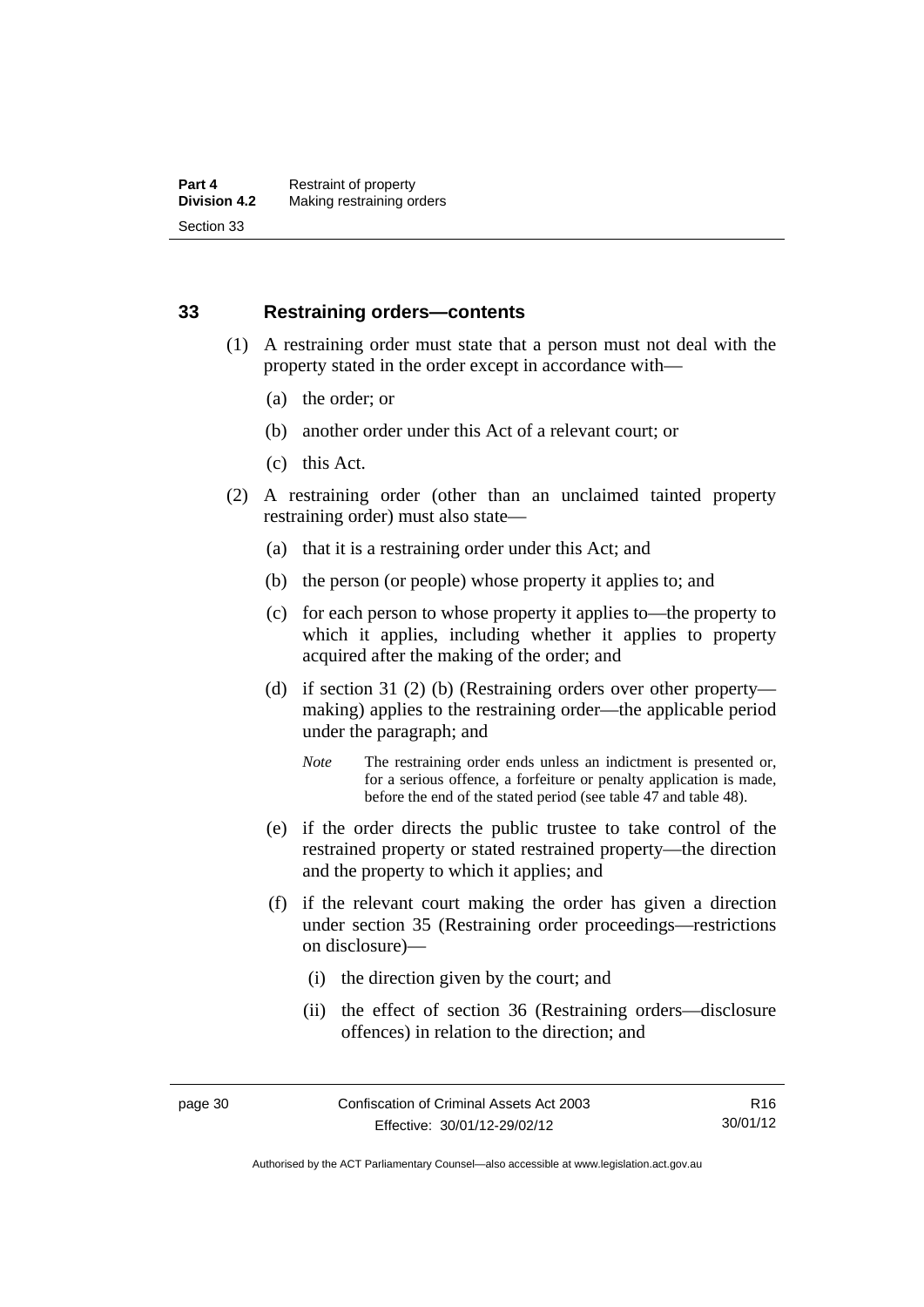## 33 Restraining orders—contents

(1) A restraining order must state that a person must not deal with the property stated in the order except in accordance with—

(a) the order; or

(b) another order under this Act of a relevant court; or

(c) this Act.

(2) A restraining order (other than an unclaimed tainted property restraining order) must also state—

(a) that it is a restraining order under this Act; and

(b) the person (or people) whose property it applies to; and

(c) for each person to whose property it applies to—the property to which it applies, including whether it applies to property acquired after the making of the order; and

(d) if section 31 (2) (b) (Restraining orders over other property—making) applies to the restraining order—the applicable period under the paragraph; and

*Note* The restraining order ends unless an indictment is presented or, for a serious offence, a forfeiture or penalty application is made, before the end of the stated period (see table 47 and table 48).

(e) if the order directs the public trustee to take control of the restrained property or stated restrained property—the direction and the property to which it applies; and

(f) if the relevant court making the order has given a direction under section 35 (Restraining order proceedings—restrictions on disclosure)—

(i) the direction given by the court; and

(ii) the effect of section 36 (Restraining orders—disclosure offences) in relation to the direction; and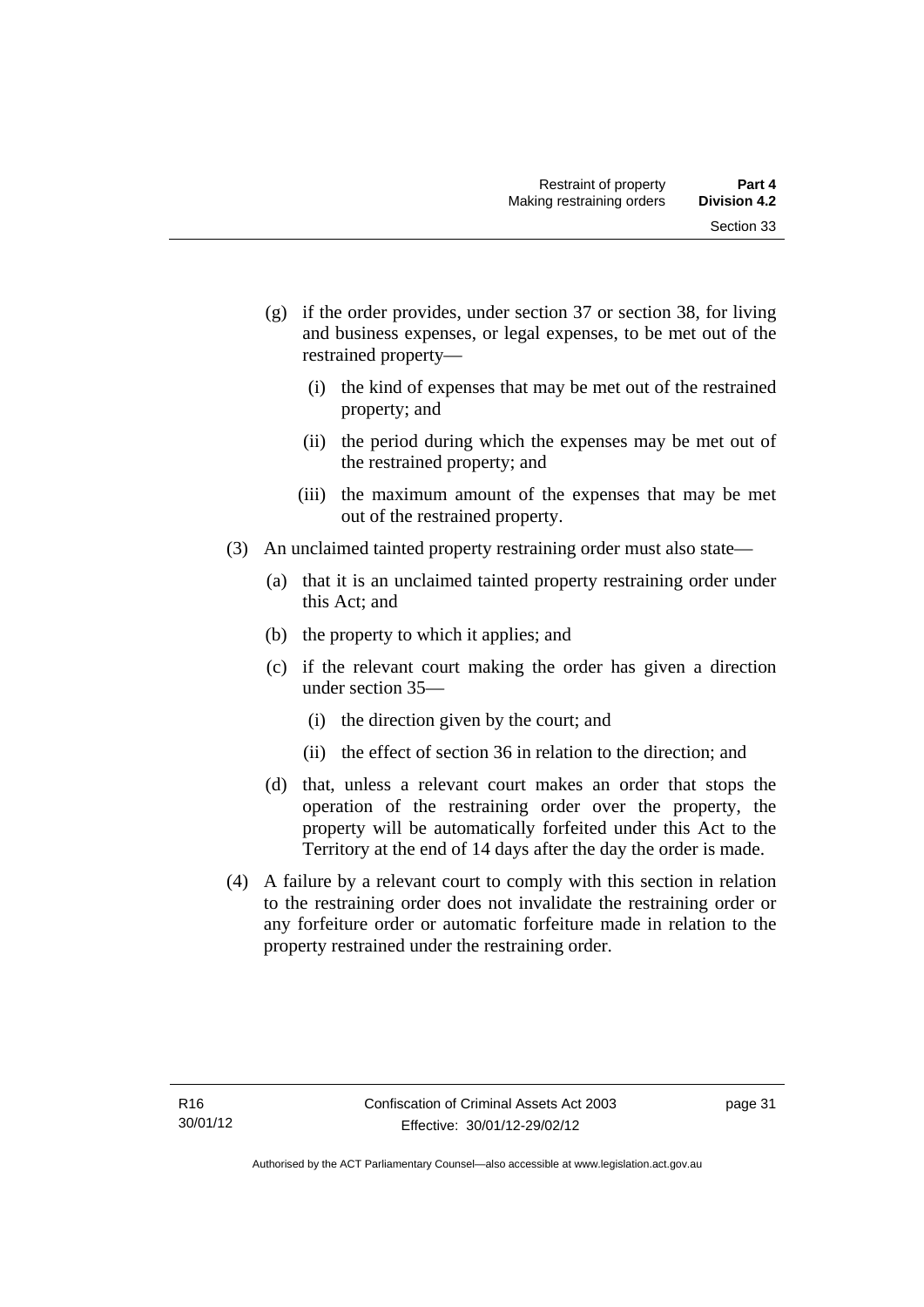(g) if the order provides, under section 37 or section 38, for living and business expenses, or legal expenses, to be met out of the restrained property—

   (i) the kind of expenses that may be met out of the restrained property; and

   (ii) the period during which the expenses may be met out of the restrained property; and

   (iii) the maximum amount of the expenses that may be met out of the restrained property.

(3) An unclaimed tainted property restraining order must also state—

   (a) that it is an unclaimed tainted property restraining order under this Act; and

   (b) the property to which it applies; and

   (c) if the relevant court making the order has given a direction under section 35—

      (i) the direction given by the court; and

      (ii) the effect of section 36 in relation to the direction; and

   (d) that, unless a relevant court makes an order that stops the operation of the restraining order over the property, the property will be automatically forfeited under this Act to the Territory at the end of 14 days after the day the order is made.

(4) A failure by a relevant court to comply with this section in relation to the restraining order does not invalidate the restraining order or any forfeiture order or automatic forfeiture made in relation to the property restrained under the restraining order.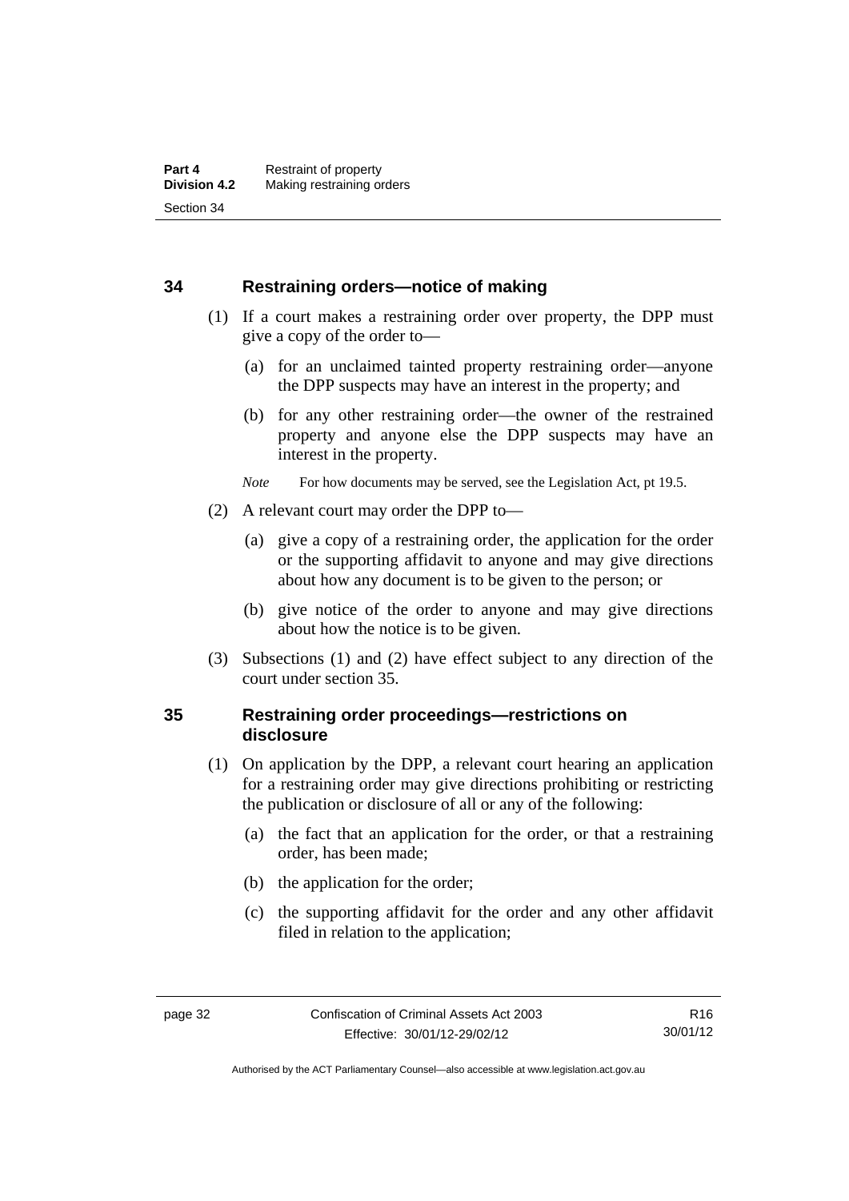## 34 Restraining orders—notice of making

(1) If a court makes a restraining order over property, the DPP must give a copy of the order to—

(a) for an unclaimed tainted property restraining order—anyone the DPP suspects may have an interest in the property; and

(b) for any other restraining order—the owner of the restrained property and anyone else the DPP suspects may have an interest in the property.

*Note* For how documents may be served, see the Legislation Act, pt 19.5.

(2) A relevant court may order the DPP to—

(a) give a copy of a restraining order, the application for the order or the supporting affidavit to anyone and may give directions about how any document is to be given to the person; or

(b) give notice of the order to anyone and may give directions about how the notice is to be given.

(3) Subsections (1) and (2) have effect subject to any direction of the court under section 35.

## 35 Restraining order proceedings—restrictions on disclosure

(1) On application by the DPP, a relevant court hearing an application for a restraining order may give directions prohibiting or restricting the publication or disclosure of all or any of the following:

(a) the fact that an application for the order, or that a restraining order, has been made;

(b) the application for the order;

(c) the supporting affidavit for the order and any other affidavit filed in relation to the application;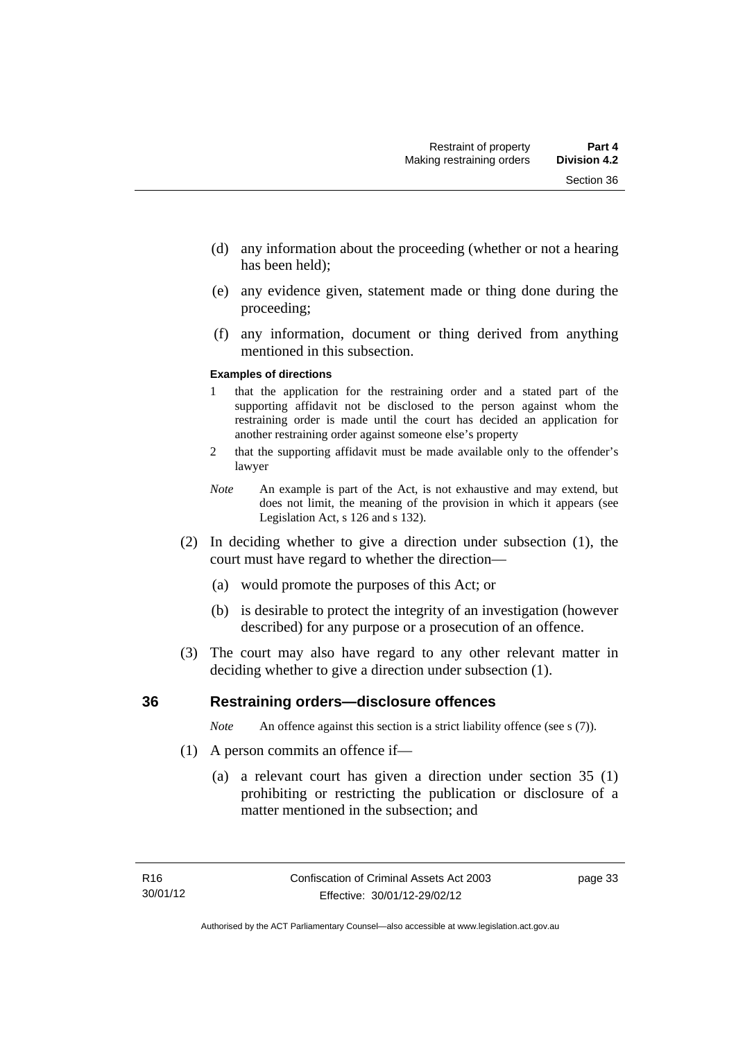(d) any information about the proceeding (whether or not a hearing has been held);

(e) any evidence given, statement made or thing done during the proceeding;

(f) any information, document or thing derived from anything mentioned in this subsection.

**Examples of directions**

1 that the application for the restraining order and a stated part of the supporting affidavit not be disclosed to the person against whom the restraining order is made until the court has decided an application for another restraining order against someone else's property

2 that the supporting affidavit must be made available only to the offender's lawyer

*Note* An example is part of the Act, is not exhaustive and may extend, but does not limit, the meaning of the provision in which it appears (see Legislation Act, s 126 and s 132).

(2) In deciding whether to give a direction under subsection (1), the court must have regard to whether the direction—

(a) would promote the purposes of this Act; or

(b) is desirable to protect the integrity of an investigation (however described) for any purpose or a prosecution of an offence.

(3) The court may also have regard to any other relevant matter in deciding whether to give a direction under subsection (1).

## 36 Restraining orders—disclosure offences

*Note* An offence against this section is a strict liability offence (see s (7)).

(1) A person commits an offence if—

(a) a relevant court has given a direction under section 35 (1) prohibiting or restricting the publication or disclosure of a matter mentioned in the subsection; and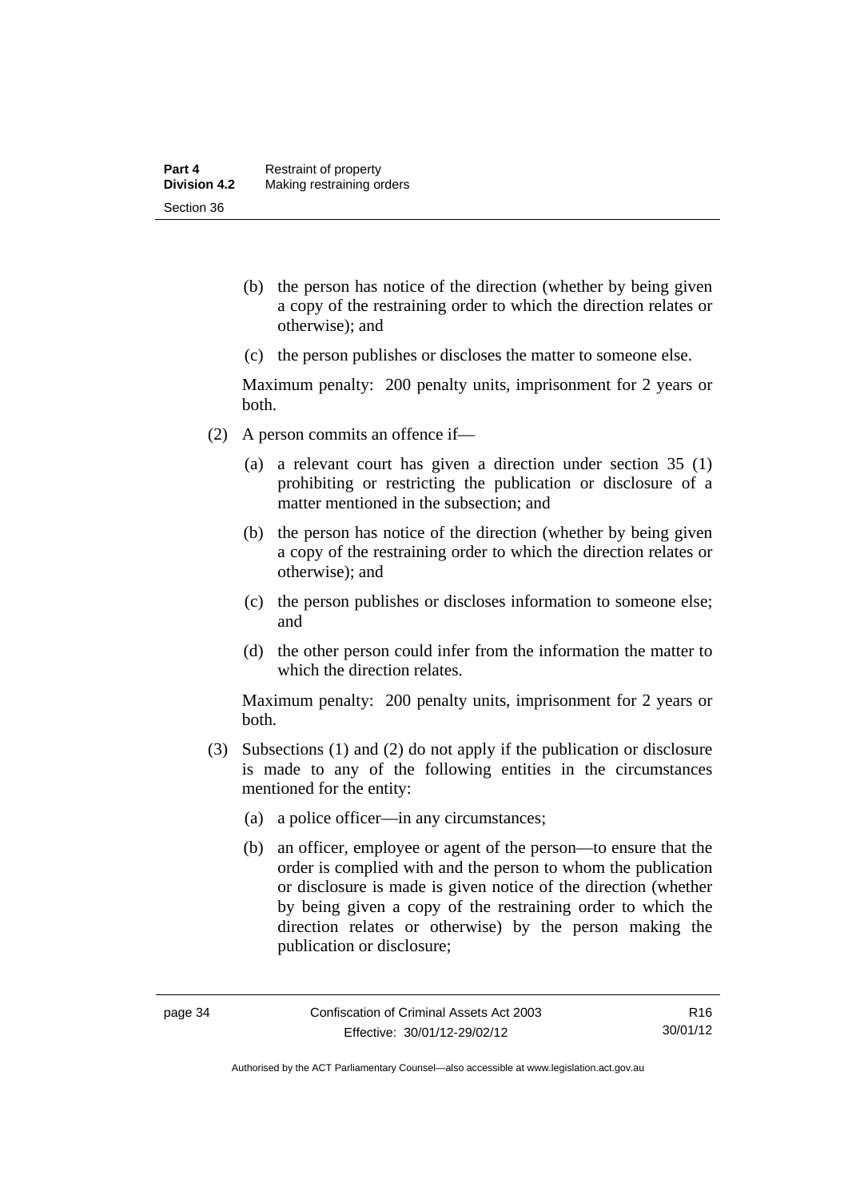(b) the person has notice of the direction (whether by being given a copy of the restraining order to which the direction relates or otherwise); and

(c) the person publishes or discloses the matter to someone else.

Maximum penalty: 200 penalty units, imprisonment for 2 years or both.

(2) A person commits an offence if—

(a) a relevant court has given a direction under section 35 (1) prohibiting or restricting the publication or disclosure of a matter mentioned in the subsection; and

(b) the person has notice of the direction (whether by being given a copy of the restraining order to which the direction relates or otherwise); and

(c) the person publishes or discloses information to someone else; and

(d) the other person could infer from the information the matter to which the direction relates.

Maximum penalty: 200 penalty units, imprisonment for 2 years or both.

(3) Subsections (1) and (2) do not apply if the publication or disclosure is made to any of the following entities in the circumstances mentioned for the entity:

(a) a police officer—in any circumstances;

(b) an officer, employee or agent of the person—to ensure that the order is complied with and the person to whom the publication or disclosure is made is given notice of the direction (whether by being given a copy of the restraining order to which the direction relates or otherwise) by the person making the publication or disclosure;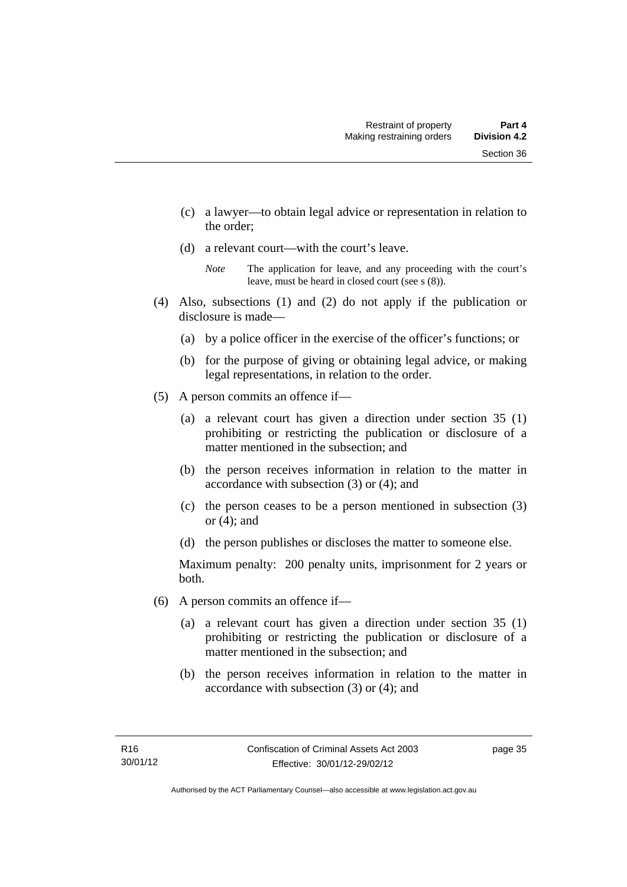(c) a lawyer—to obtain legal advice or representation in relation to the order;

(d) a relevant court—with the court's leave.

*Note* The application for leave, and any proceeding with the court's leave, must be heard in closed court (see s (8)).

(4) Also, subsections (1) and (2) do not apply if the publication or disclosure is made—

(a) by a police officer in the exercise of the officer's functions; or

(b) for the purpose of giving or obtaining legal advice, or making legal representations, in relation to the order.

(5) A person commits an offence if—

(a) a relevant court has given a direction under section 35 (1) prohibiting or restricting the publication or disclosure of a matter mentioned in the subsection; and

(b) the person receives information in relation to the matter in accordance with subsection (3) or (4); and

(c) the person ceases to be a person mentioned in subsection (3) or (4); and

(d) the person publishes or discloses the matter to someone else.

Maximum penalty: 200 penalty units, imprisonment for 2 years or both.

(6) A person commits an offence if—

(a) a relevant court has given a direction under section 35 (1) prohibiting or restricting the publication or disclosure of a matter mentioned in the subsection; and

(b) the person receives information in relation to the matter in accordance with subsection (3) or (4); and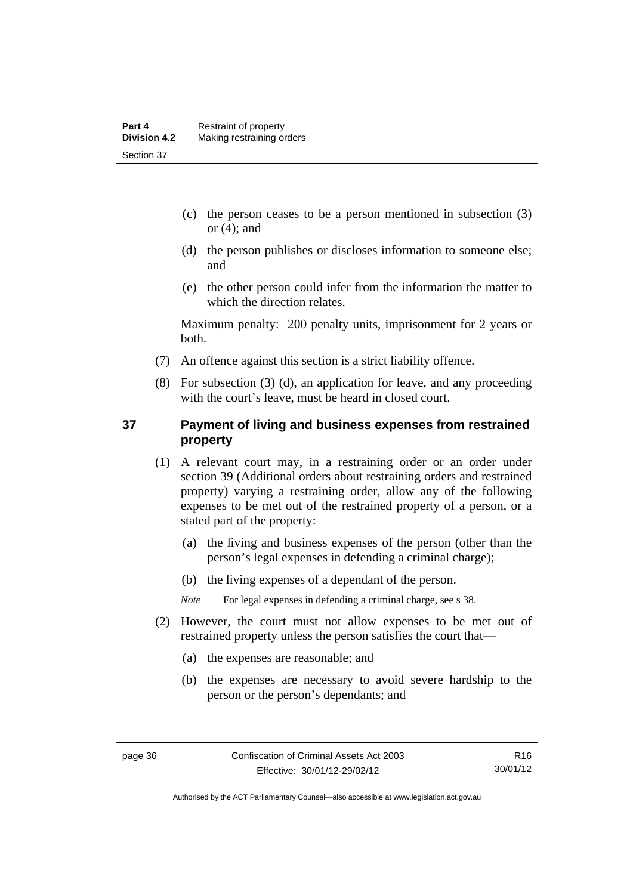(c) the person ceases to be a person mentioned in subsection (3) or (4); and

(d) the person publishes or discloses information to someone else; and

(e) the other person could infer from the information the matter to which the direction relates.

Maximum penalty: 200 penalty units, imprisonment for 2 years or both.

(7) An offence against this section is a strict liability offence.

(8) For subsection (3) (d), an application for leave, and any proceeding with the court's leave, must be heard in closed court.

## 37 Payment of living and business expenses from restrained property

(1) A relevant court may, in a restraining order or an order under section 39 (Additional orders about restraining orders and restrained property) varying a restraining order, allow any of the following expenses to be met out of the restrained property of a person, or a stated part of the property:

(a) the living and business expenses of the person (other than the person's legal expenses in defending a criminal charge);

(b) the living expenses of a dependant of the person.

*Note* For legal expenses in defending a criminal charge, see s 38.

(2) However, the court must not allow expenses to be met out of restrained property unless the person satisfies the court that—

(a) the expenses are reasonable; and

(b) the expenses are necessary to avoid severe hardship to the person or the person's dependants; and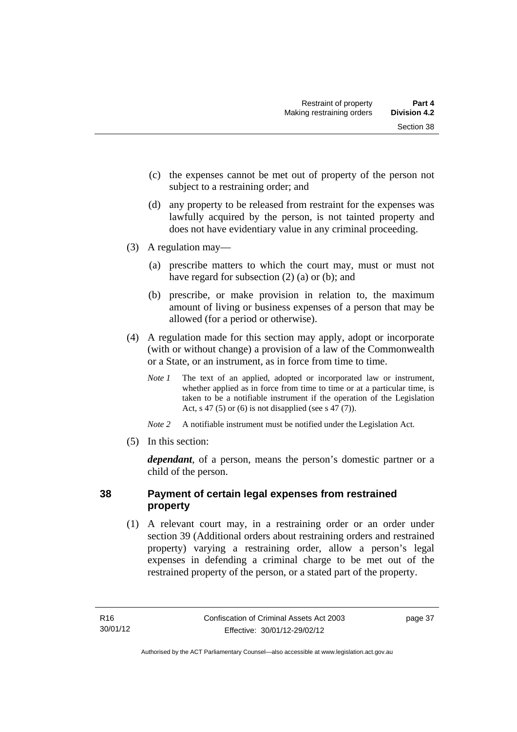(c) the expenses cannot be met out of property of the person not subject to a restraining order; and

(d) any property to be released from restraint for the expenses was lawfully acquired by the person, is not tainted property and does not have evidentiary value in any criminal proceeding.

(3) A regulation may—

(a) prescribe matters to which the court may, must or must not have regard for subsection (2) (a) or (b); and

(b) prescribe, or make provision in relation to, the maximum amount of living or business expenses of a person that may be allowed (for a period or otherwise).

(4) A regulation made for this section may apply, adopt or incorporate (with or without change) a provision of a law of the Commonwealth or a State, or an instrument, as in force from time to time.

*Note 1* The text of an applied, adopted or incorporated law or instrument, whether applied as in force from time to time or at a particular time, is taken to be a notifiable instrument if the operation of the Legislation Act, s 47 (5) or (6) is not disapplied (see s 47 (7)).

*Note 2* A notifiable instrument must be notified under the Legislation Act.

(5) In this section:

***dependant***, of a person, means the person's domestic partner or a child of the person.

## 38 Payment of certain legal expenses from restrained property

(1) A relevant court may, in a restraining order or an order under section 39 (Additional orders about restraining orders and restrained property) varying a restraining order, allow a person's legal expenses in defending a criminal charge to be met out of the restrained property of the person, or a stated part of the property.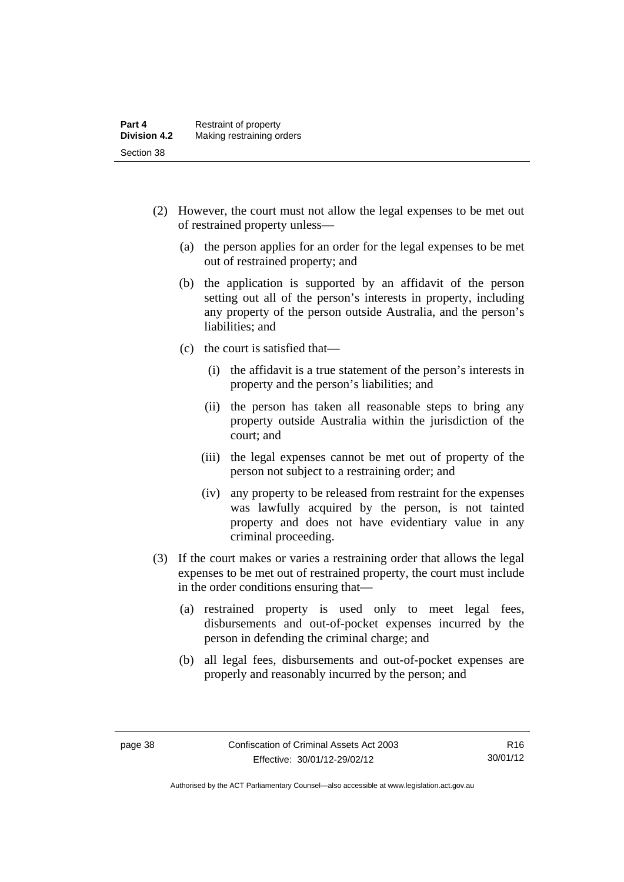(2) However, the court must not allow the legal expenses to be met out of restrained property unless—

(a) the person applies for an order for the legal expenses to be met out of restrained property; and

(b) the application is supported by an affidavit of the person setting out all of the person's interests in property, including any property of the person outside Australia, and the person's liabilities; and

(c) the court is satisfied that—

(i) the affidavit is a true statement of the person's interests in property and the person's liabilities; and

(ii) the person has taken all reasonable steps to bring any property outside Australia within the jurisdiction of the court; and

(iii) the legal expenses cannot be met out of property of the person not subject to a restraining order; and

(iv) any property to be released from restraint for the expenses was lawfully acquired by the person, is not tainted property and does not have evidentiary value in any criminal proceeding.

(3) If the court makes or varies a restraining order that allows the legal expenses to be met out of restrained property, the court must include in the order conditions ensuring that—

(a) restrained property is used only to meet legal fees, disbursements and out-of-pocket expenses incurred by the person in defending the criminal charge; and

(b) all legal fees, disbursements and out-of-pocket expenses are properly and reasonably incurred by the person; and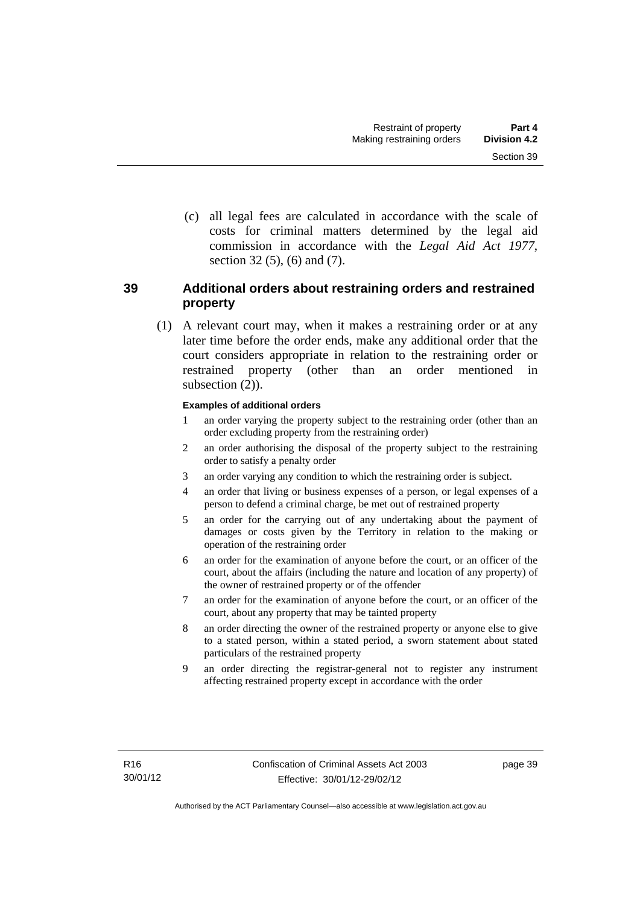(c) all legal fees are calculated in accordance with the scale of costs for criminal matters determined by the legal aid commission in accordance with the *Legal Aid Act 1977*, section 32 (5), (6) and (7).

## 39 Additional orders about restraining orders and restrained property

(1) A relevant court may, when it makes a restraining order or at any later time before the order ends, make any additional order that the court considers appropriate in relation to the restraining order or restrained property (other than an order mentioned in subsection (2)).

**Examples of additional orders**

1 an order varying the property subject to the restraining order (other than an order excluding property from the restraining order)

2 an order authorising the disposal of the property subject to the restraining order to satisfy a penalty order

3 an order varying any condition to which the restraining order is subject.

4 an order that living or business expenses of a person, or legal expenses of a person to defend a criminal charge, be met out of restrained property

5 an order for the carrying out of any undertaking about the payment of damages or costs given by the Territory in relation to the making or operation of the restraining order

6 an order for the examination of anyone before the court, or an officer of the court, about the affairs (including the nature and location of any property) of the owner of restrained property or of the offender

7 an order for the examination of anyone before the court, or an officer of the court, about any property that may be tainted property

8 an order directing the owner of the restrained property or anyone else to give to a stated person, within a stated period, a sworn statement about stated particulars of the restrained property

9 an order directing the registrar-general not to register any instrument affecting restrained property except in accordance with the order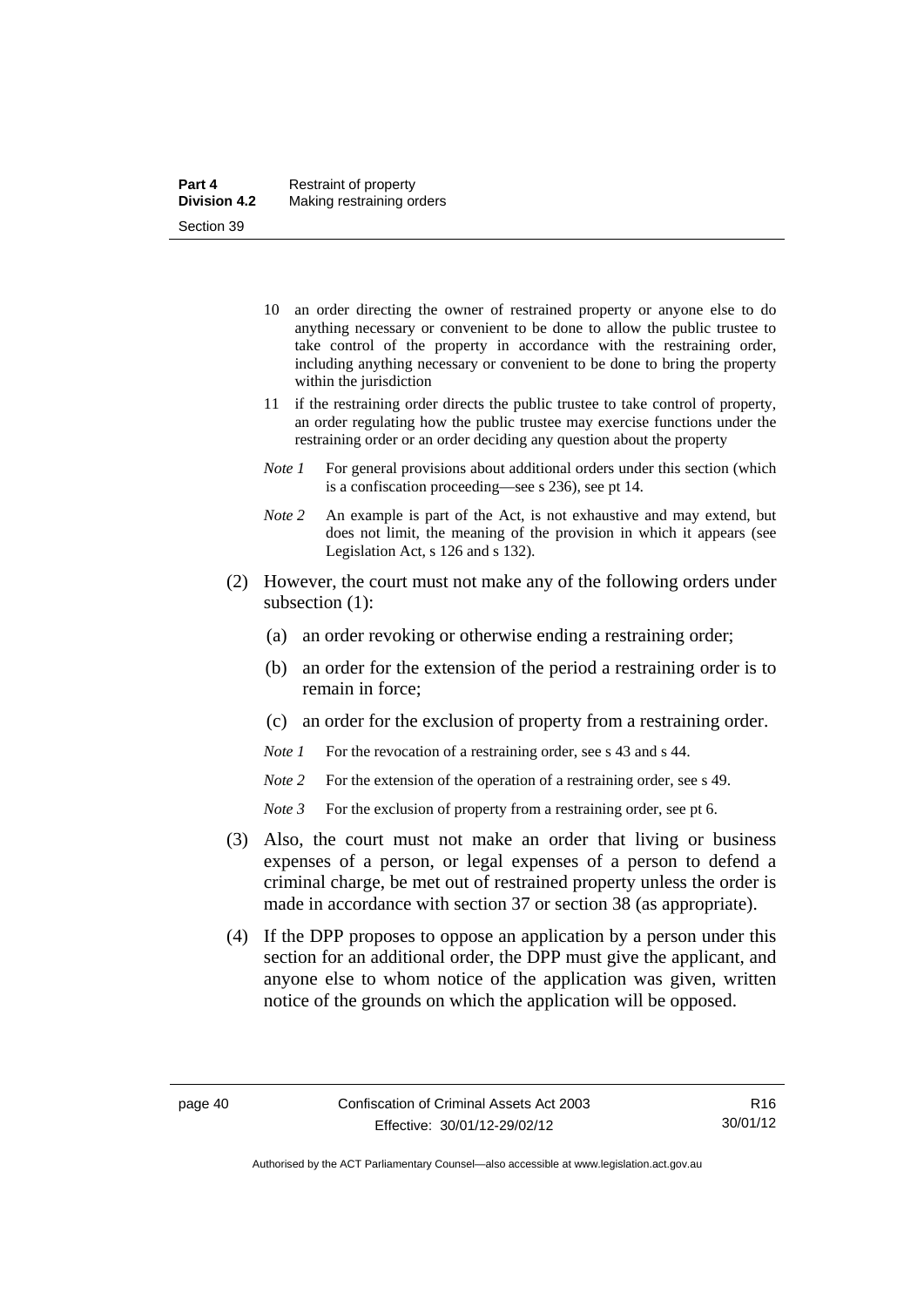10 an order directing the owner of restrained property or anyone else to do anything necessary or convenient to be done to allow the public trustee to take control of the property in accordance with the restraining order, including anything necessary or convenient to be done to bring the property within the jurisdiction

11 if the restraining order directs the public trustee to take control of property, an order regulating how the public trustee may exercise functions under the restraining order or an order deciding any question about the property

*Note 1* For general provisions about additional orders under this section (which is a confiscation proceeding—see s 236), see pt 14.

*Note 2* An example is part of the Act, is not exhaustive and may extend, but does not limit, the meaning of the provision in which it appears (see Legislation Act, s 126 and s 132).

(2) However, the court must not make any of the following orders under subsection (1):

(a) an order revoking or otherwise ending a restraining order;

(b) an order for the extension of the period a restraining order is to remain in force;

(c) an order for the exclusion of property from a restraining order.

*Note 1* For the revocation of a restraining order, see s 43 and s 44.

*Note 2* For the extension of the operation of a restraining order, see s 49.

*Note 3* For the exclusion of property from a restraining order, see pt 6.

(3) Also, the court must not make an order that living or business expenses of a person, or legal expenses of a person to defend a criminal charge, be met out of restrained property unless the order is made in accordance with section 37 or section 38 (as appropriate).

(4) If the DPP proposes to oppose an application by a person under this section for an additional order, the DPP must give the applicant, and anyone else to whom notice of the application was given, written notice of the grounds on which the application will be opposed.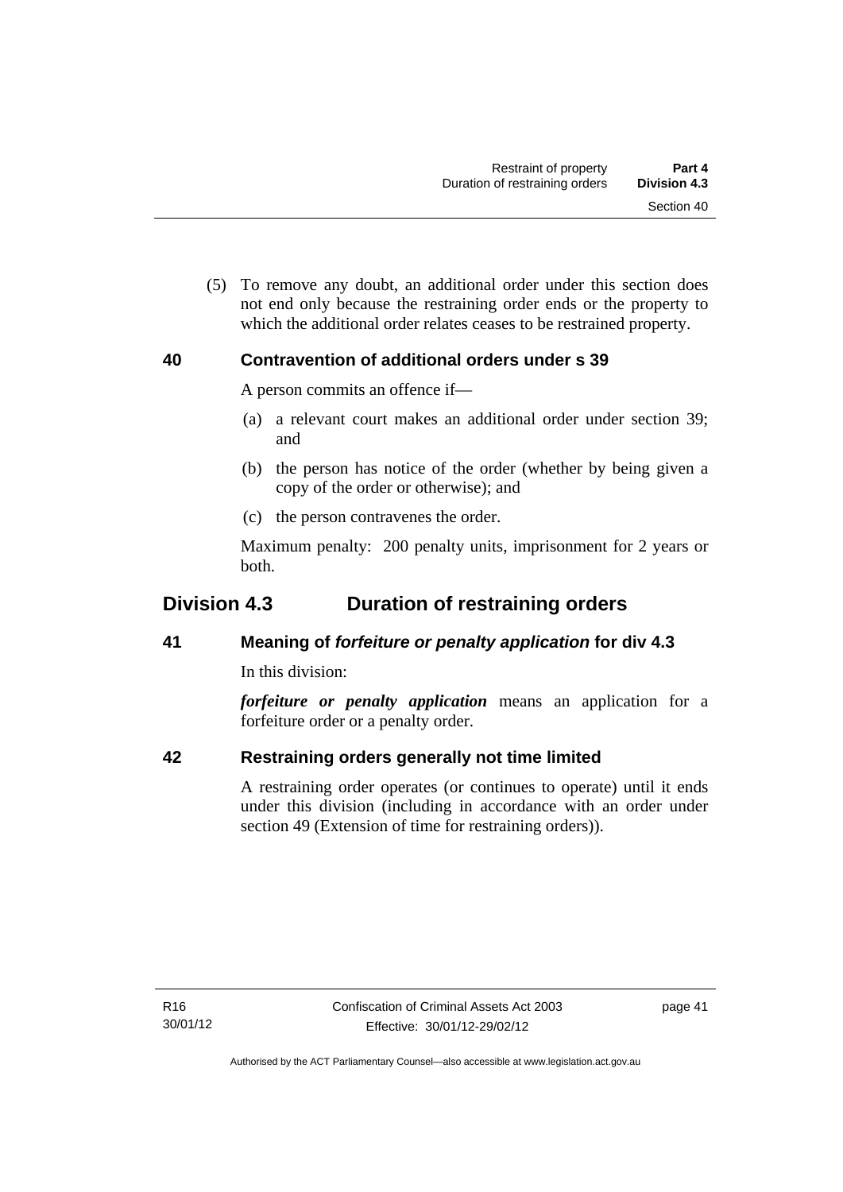(5) To remove any doubt, an additional order under this section does not end only because the restraining order ends or the property to which the additional order relates ceases to be restrained property.

### 40 Contravention of additional orders under s 39

A person commits an offence if—

(a) a relevant court makes an additional order under section 39; and

(b) the person has notice of the order (whether by being given a copy of the order or otherwise); and

(c) the person contravenes the order.

Maximum penalty: 200 penalty units, imprisonment for 2 years or both.

## Division 4.3 Duration of restraining orders

### 41 Meaning of *forfeiture or penalty application* for div 4.3

In this division:

***forfeiture or penalty application*** means an application for a forfeiture order or a penalty order.

### 42 Restraining orders generally not time limited

A restraining order operates (or continues to operate) until it ends under this division (including in accordance with an order under section 49 (Extension of time for restraining orders)).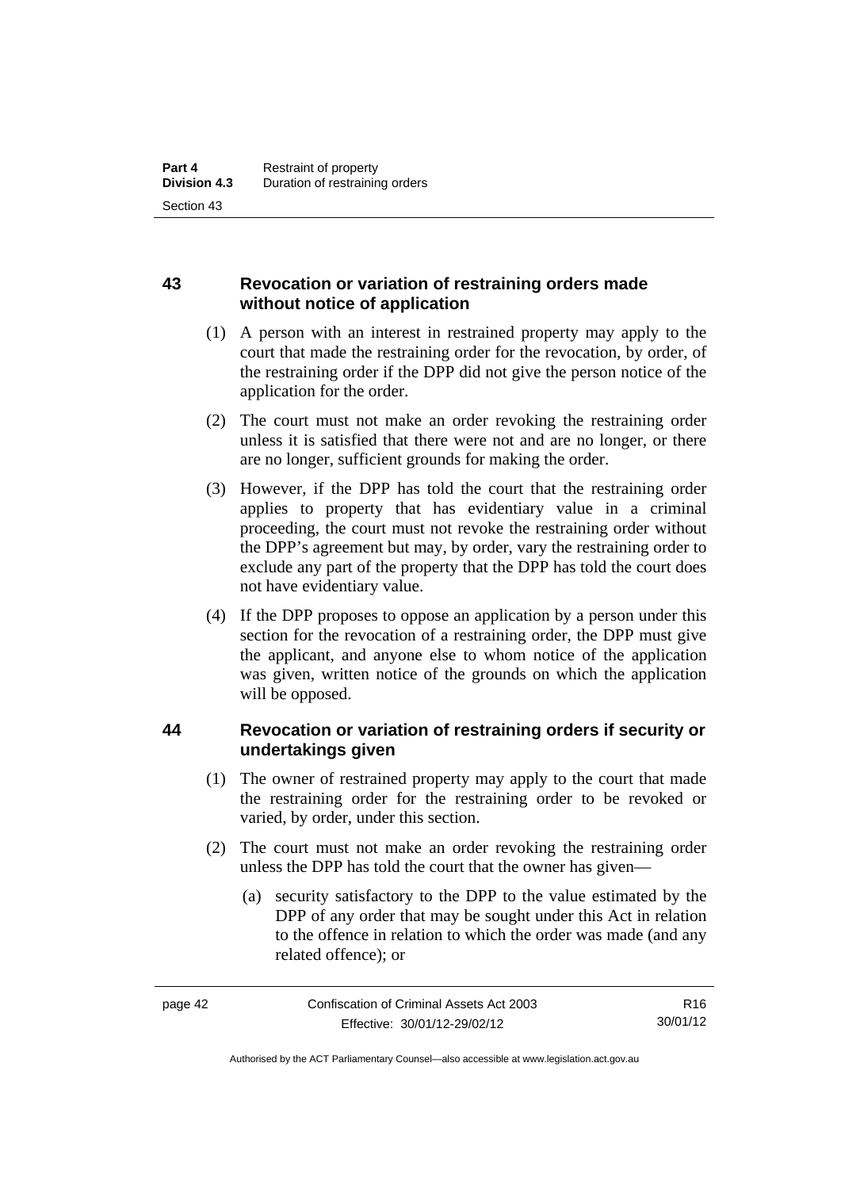## 43 Revocation or variation of restraining orders made without notice of application

(1) A person with an interest in restrained property may apply to the court that made the restraining order for the revocation, by order, of the restraining order if the DPP did not give the person notice of the application for the order.

(2) The court must not make an order revoking the restraining order unless it is satisfied that there were not and are no longer, or there are no longer, sufficient grounds for making the order.

(3) However, if the DPP has told the court that the restraining order applies to property that has evidentiary value in a criminal proceeding, the court must not revoke the restraining order without the DPP's agreement but may, by order, vary the restraining order to exclude any part of the property that the DPP has told the court does not have evidentiary value.

(4) If the DPP proposes to oppose an application by a person under this section for the revocation of a restraining order, the DPP must give the applicant, and anyone else to whom notice of the application was given, written notice of the grounds on which the application will be opposed.

## 44 Revocation or variation of restraining orders if security or undertakings given

(1) The owner of restrained property may apply to the court that made the restraining order for the restraining order to be revoked or varied, by order, under this section.

(2) The court must not make an order revoking the restraining order unless the DPP has told the court that the owner has given—

(a) security satisfactory to the DPP to the value estimated by the DPP of any order that may be sought under this Act in relation to the offence in relation to which the order was made (and any related offence); or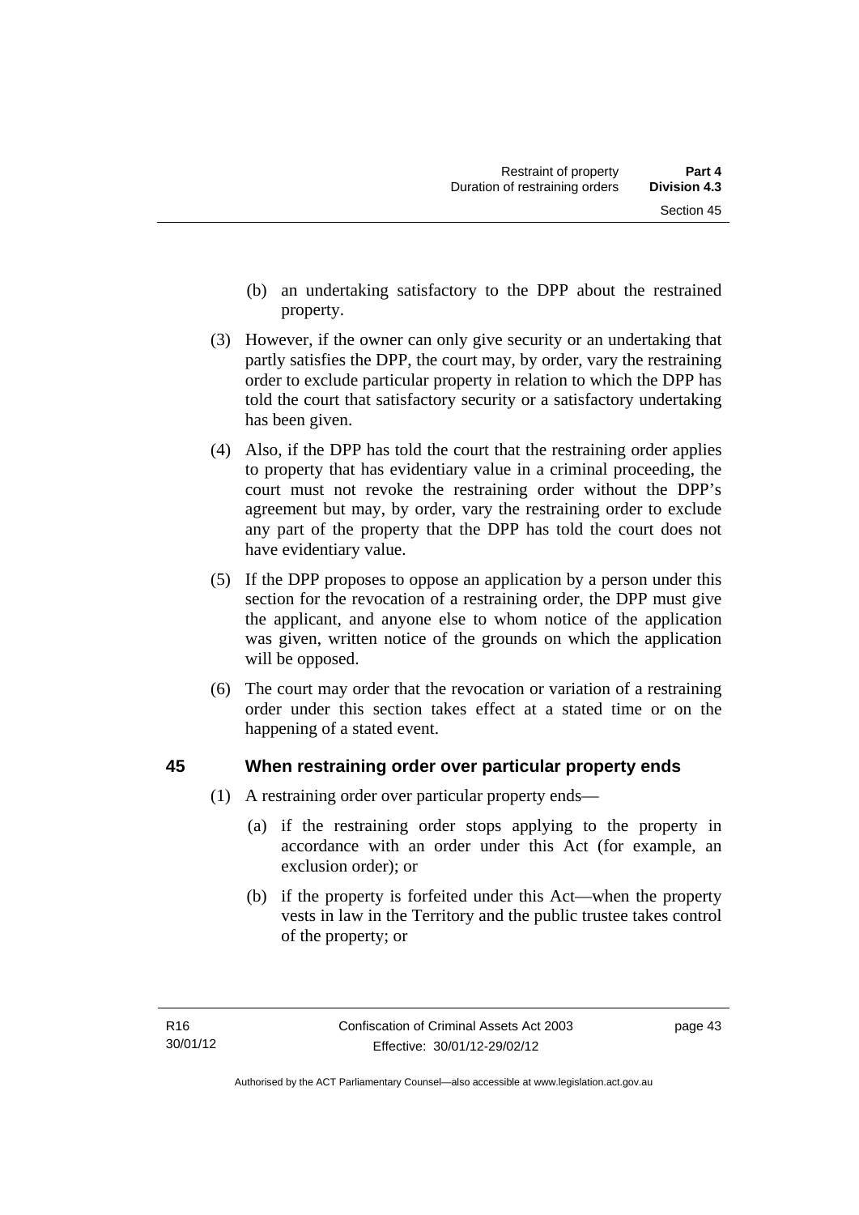(b) an undertaking satisfactory to the DPP about the restrained property.

(3) However, if the owner can only give security or an undertaking that partly satisfies the DPP, the court may, by order, vary the restraining order to exclude particular property in relation to which the DPP has told the court that satisfactory security or a satisfactory undertaking has been given.

(4) Also, if the DPP has told the court that the restraining order applies to property that has evidentiary value in a criminal proceeding, the court must not revoke the restraining order without the DPP's agreement but may, by order, vary the restraining order to exclude any part of the property that the DPP has told the court does not have evidentiary value.

(5) If the DPP proposes to oppose an application by a person under this section for the revocation of a restraining order, the DPP must give the applicant, and anyone else to whom notice of the application was given, written notice of the grounds on which the application will be opposed.

(6) The court may order that the revocation or variation of a restraining order under this section takes effect at a stated time or on the happening of a stated event.

## 45 When restraining order over particular property ends

(1) A restraining order over particular property ends—

(a) if the restraining order stops applying to the property in accordance with an order under this Act (for example, an exclusion order); or

(b) if the property is forfeited under this Act—when the property vests in law in the Territory and the public trustee takes control of the property; or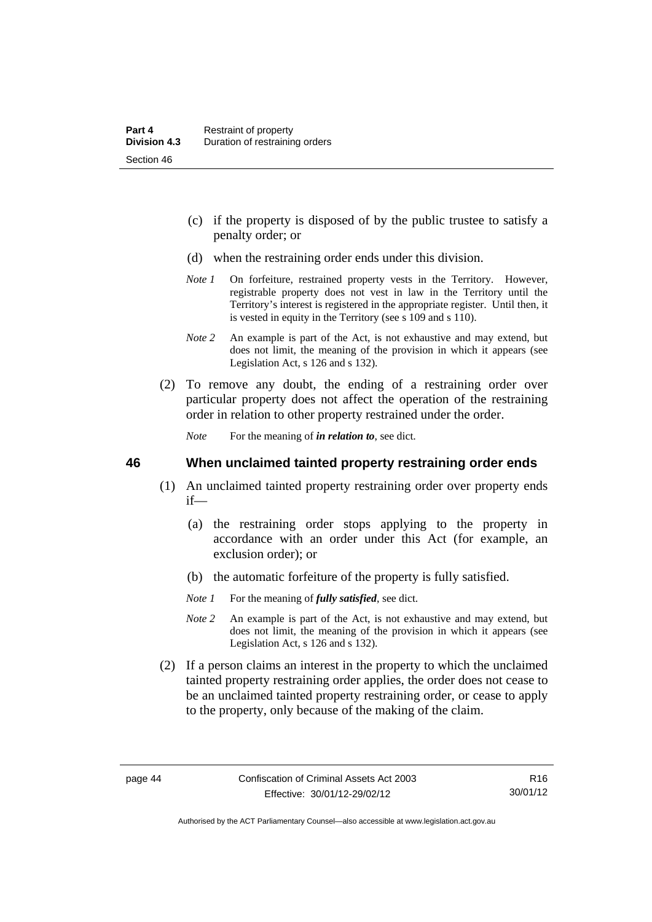(c) if the property is disposed of by the public trustee to satisfy a penalty order; or

(d) when the restraining order ends under this division.

*Note 1* On forfeiture, restrained property vests in the Territory. However, registrable property does not vest in law in the Territory until the Territory's interest is registered in the appropriate register. Until then, it is vested in equity in the Territory (see s 109 and s 110).

*Note 2* An example is part of the Act, is not exhaustive and may extend, but does not limit, the meaning of the provision in which it appears (see Legislation Act, s 126 and s 132).

(2) To remove any doubt, the ending of a restraining order over particular property does not affect the operation of the restraining order in relation to other property restrained under the order.

*Note* For the meaning of ***in relation to***, see dict.

## 46 When unclaimed tainted property restraining order ends

(1) An unclaimed tainted property restraining order over property ends if—

(a) the restraining order stops applying to the property in accordance with an order under this Act (for example, an exclusion order); or

(b) the automatic forfeiture of the property is fully satisfied.

*Note 1* For the meaning of ***fully satisfied***, see dict.

*Note 2* An example is part of the Act, is not exhaustive and may extend, but does not limit, the meaning of the provision in which it appears (see Legislation Act, s 126 and s 132).

(2) If a person claims an interest in the property to which the unclaimed tainted property restraining order applies, the order does not cease to be an unclaimed tainted property restraining order, or cease to apply to the property, only because of the making of the claim.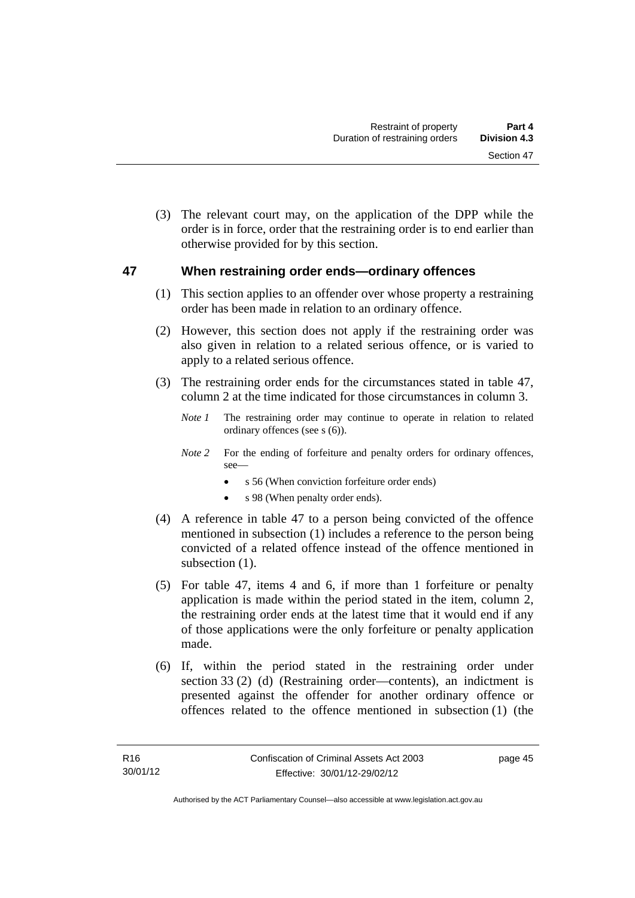(3) The relevant court may, on the application of the DPP while the order is in force, order that the restraining order is to end earlier than otherwise provided for by this section.

## 47 When restraining order ends—ordinary offences

(1) This section applies to an offender over whose property a restraining order has been made in relation to an ordinary offence.

(2) However, this section does not apply if the restraining order was also given in relation to a related serious offence, or is varied to apply to a related serious offence.

(3) The restraining order ends for the circumstances stated in table 47, column 2 at the time indicated for those circumstances in column 3.

*Note 1* The restraining order may continue to operate in relation to related ordinary offences (see s (6)).

*Note 2* For the ending of forfeiture and penalty orders for ordinary offences, see—

- s 56 (When conviction forfeiture order ends)
- s 98 (When penalty order ends).

(4) A reference in table 47 to a person being convicted of the offence mentioned in subsection (1) includes a reference to the person being convicted of a related offence instead of the offence mentioned in subsection (1).

(5) For table 47, items 4 and 6, if more than 1 forfeiture or penalty application is made within the period stated in the item, column 2, the restraining order ends at the latest time that it would end if any of those applications were the only forfeiture or penalty application made.

(6) If, within the period stated in the restraining order under section 33 (2) (d) (Restraining order—contents), an indictment is presented against the offender for another ordinary offence or offences related to the offence mentioned in subsection (1) (the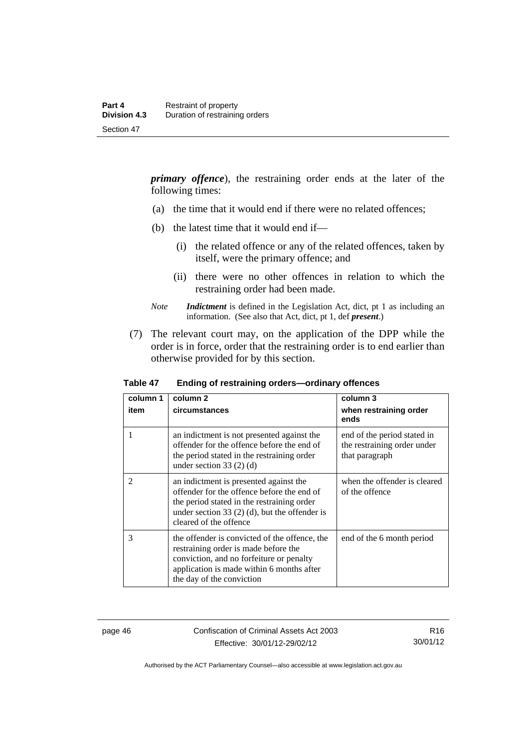***primary offence***), the restraining order ends at the later of the following times:

(a) the time that it would end if there were no related offences;

(b) the latest time that it would end if—

(i) the related offence or any of the related offences, taken by itself, were the primary offence; and

(ii) there were no other offences in relation to which the restraining order had been made.

*Note* ***Indictment*** is defined in the Legislation Act, dict, pt 1 as including an information. (See also that Act, dict, pt 1, def ***present***.)

(7) The relevant court may, on the application of the DPP while the order is in force, order that the restraining order is to end earlier than otherwise provided for by this section.

**Table 47 Ending of restraining orders—ordinary offences**

| column 1<br>item | column 2<br>circumstances | column 3<br>when restraining order ends |
|---|---|---|
| 1 | an indictment is not presented against the offender for the offence before the end of the period stated in the restraining order under section 33 (2) (d) | end of the period stated in the restraining order under that paragraph |
| 2 | an indictment is presented against the offender for the offence before the end of the period stated in the restraining order under section 33 (2) (d), but the offender is cleared of the offence | when the offender is cleared of the offence |
| 3 | the offender is convicted of the offence, the restraining order is made before the conviction, and no forfeiture or penalty application is made within 6 months after the day of the conviction | end of the 6 month period |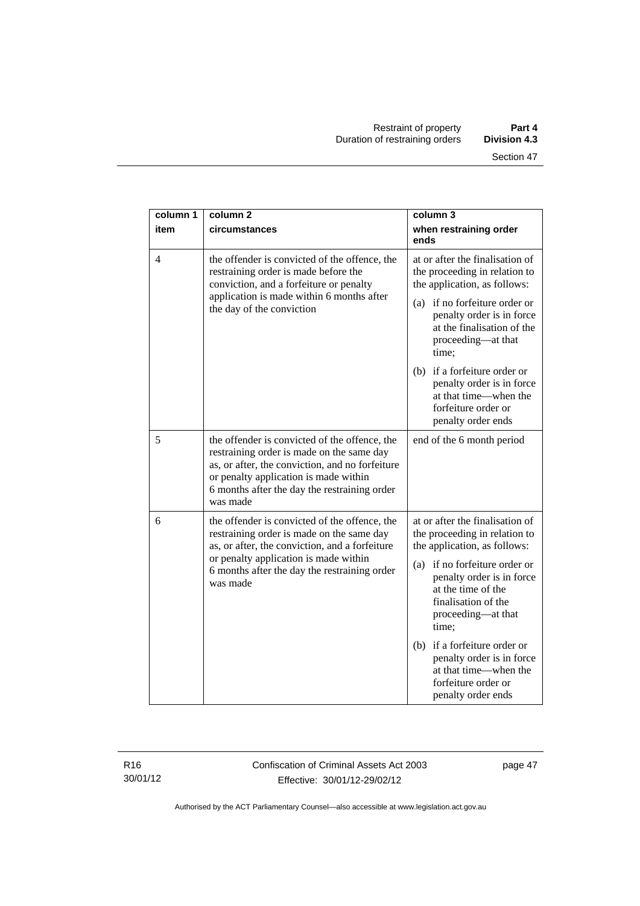| column 1<br>item | column 2<br>circumstances | column 3<br>when restraining order ends |
|---|---|---|
| 4 | the offender is convicted of the offence, the restraining order is made before the conviction, and a forfeiture or penalty application is made within 6 months after the day of the conviction | at or after the finalisation of the proceeding in relation to the application, as follows:<br>(a) if no forfeiture order or penalty order is in force at the finalisation of the proceeding—at that time;<br>(b) if a forfeiture order or penalty order is in force at that time—when the forfeiture order or penalty order ends |
| 5 | the offender is convicted of the offence, the restraining order is made on the same day as, or after, the conviction, and no forfeiture or penalty application is made within 6 months after the day the restraining order was made | end of the 6 month period |
| 6 | the offender is convicted of the offence, the restraining order is made on the same day as, or after, the conviction, and a forfeiture or penalty application is made within 6 months after the day the restraining order was made | at or after the finalisation of the proceeding in relation to the application, as follows:<br>(a) if no forfeiture order or penalty order is in force at the time of the finalisation of the proceeding—at that time;<br>(b) if a forfeiture order or penalty order is in force at that time—when the forfeiture order or penalty order ends |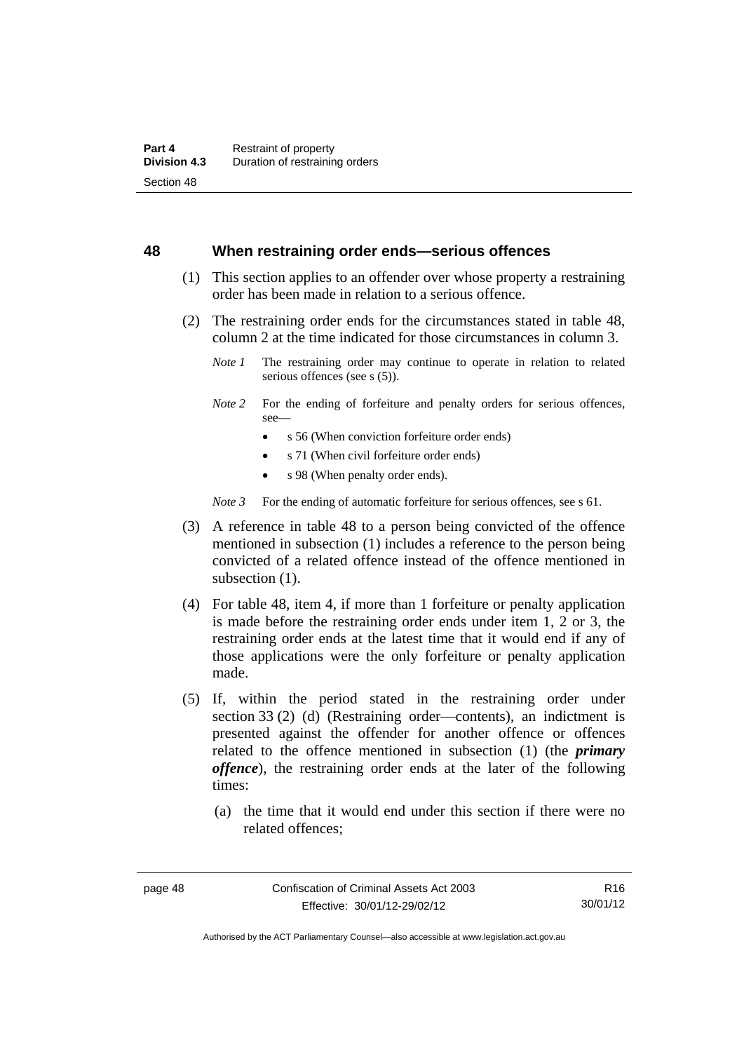## 48 When restraining order ends—serious offences

(1) This section applies to an offender over whose property a restraining order has been made in relation to a serious offence.

(2) The restraining order ends for the circumstances stated in table 48, column 2 at the time indicated for those circumstances in column 3.

*Note 1* The restraining order may continue to operate in relation to related serious offences (see s (5)).

*Note 2* For the ending of forfeiture and penalty orders for serious offences, see—

- s 56 (When conviction forfeiture order ends)
- s 71 (When civil forfeiture order ends)
- s 98 (When penalty order ends).

*Note 3* For the ending of automatic forfeiture for serious offences, see s 61.

(3) A reference in table 48 to a person being convicted of the offence mentioned in subsection (1) includes a reference to the person being convicted of a related offence instead of the offence mentioned in subsection (1).

(4) For table 48, item 4, if more than 1 forfeiture or penalty application is made before the restraining order ends under item 1, 2 or 3, the restraining order ends at the latest time that it would end if any of those applications were the only forfeiture or penalty application made.

(5) If, within the period stated in the restraining order under section 33 (2) (d) (Restraining order—contents), an indictment is presented against the offender for another offence or offences related to the offence mentioned in subsection (1) (the ***primary offence***), the restraining order ends at the later of the following times:

(a) the time that it would end under this section if there were no related offences;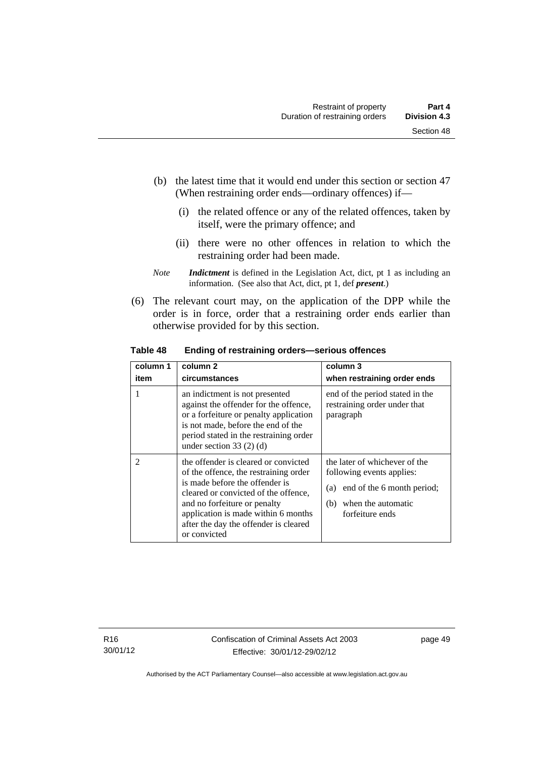(b) the latest time that it would end under this section or section 47 (When restraining order ends—ordinary offences) if—

   (i) the related offence or any of the related offences, taken by itself, were the primary offence; and

   (ii) there were no other offences in relation to which the restraining order had been made.

*Note* ***Indictment*** is defined in the Legislation Act, dict, pt 1 as including an information. (See also that Act, dict, pt 1, def ***present***.)

(6) The relevant court may, on the application of the DPP while the order is in force, order that a restraining order ends earlier than otherwise provided for by this section.

**Table 48 Ending of restraining orders—serious offences**

| column 1<br>item | column 2<br>circumstances | column 3<br>when restraining order ends |
|---|---|---|
| 1 | an indictment is not presented against the offender for the offence, or a forfeiture or penalty application is not made, before the end of the period stated in the restraining order under section 33 (2) (d) | end of the period stated in the restraining order under that paragraph |
| 2 | the offender is cleared or convicted of the offence, the restraining order is made before the offender is cleared or convicted of the offence, and no forfeiture or penalty application is made within 6 months after the day the offender is cleared or convicted | the later of whichever of the following events applies:<br>(a) end of the 6 month period;<br>(b) when the automatic forfeiture ends |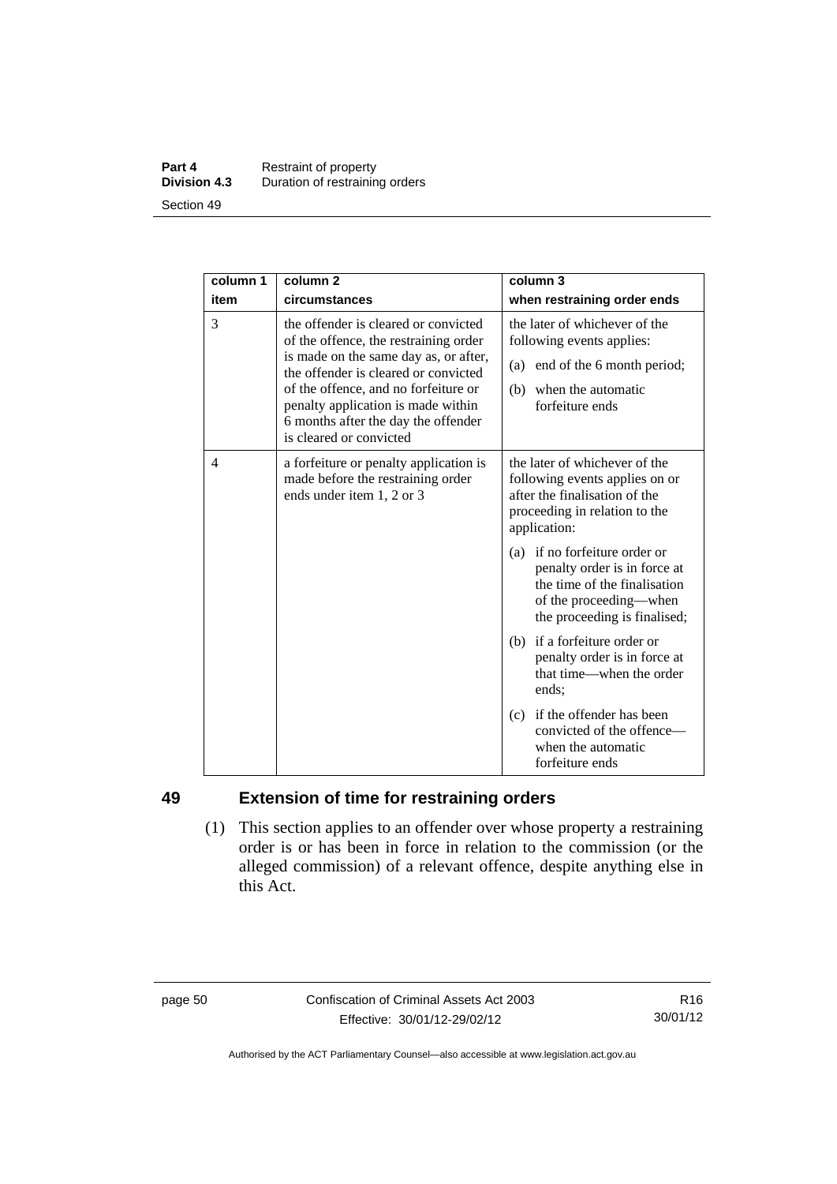| column 1<br>item | column 2<br>circumstances | column 3<br>when restraining order ends |
|---|---|---|
| 3 | the offender is cleared or convicted of the offence, the restraining order is made on the same day as, or after, the offender is cleared or convicted of the offence, and no forfeiture or penalty application is made within 6 months after the day the offender is cleared or convicted | the later of whichever of the following events applies:<br>(a) end of the 6 month period;<br>(b) when the automatic forfeiture ends |
| 4 | a forfeiture or penalty application is made before the restraining order ends under item 1, 2 or 3 | the later of whichever of the following events applies on or after the finalisation of the proceeding in relation to the application:<br>(a) if no forfeiture order or penalty order is in force at the time of the finalisation of the proceeding—when the proceeding is finalised;<br>(b) if a forfeiture order or penalty order is in force at that time—when the order ends;<br>(c) if the offender has been convicted of the offence—when the automatic forfeiture ends |

## 49 Extension of time for restraining orders

(1) This section applies to an offender over whose property a restraining order is or has been in force in relation to the commission (or the alleged commission) of a relevant offence, despite anything else in this Act.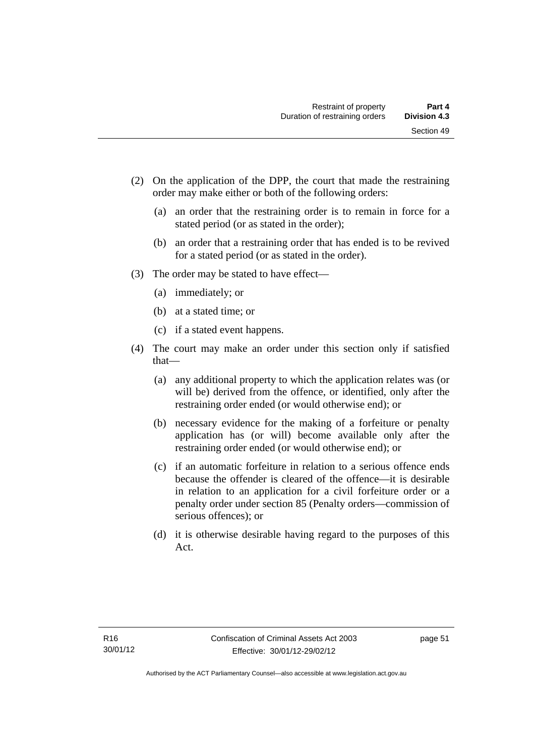(2) On the application of the DPP, the court that made the restraining order may make either or both of the following orders:

   (a) an order that the restraining order is to remain in force for a stated period (or as stated in the order);

   (b) an order that a restraining order that has ended is to be revived for a stated period (or as stated in the order).

(3) The order may be stated to have effect—

   (a) immediately; or

   (b) at a stated time; or

   (c) if a stated event happens.

(4) The court may make an order under this section only if satisfied that—

   (a) any additional property to which the application relates was (or will be) derived from the offence, or identified, only after the restraining order ended (or would otherwise end); or

   (b) necessary evidence for the making of a forfeiture or penalty application has (or will) become available only after the restraining order ended (or would otherwise end); or

   (c) if an automatic forfeiture in relation to a serious offence ends because the offender is cleared of the offence—it is desirable in relation to an application for a civil forfeiture order or a penalty order under section 85 (Penalty orders—commission of serious offences); or

   (d) it is otherwise desirable having regard to the purposes of this Act.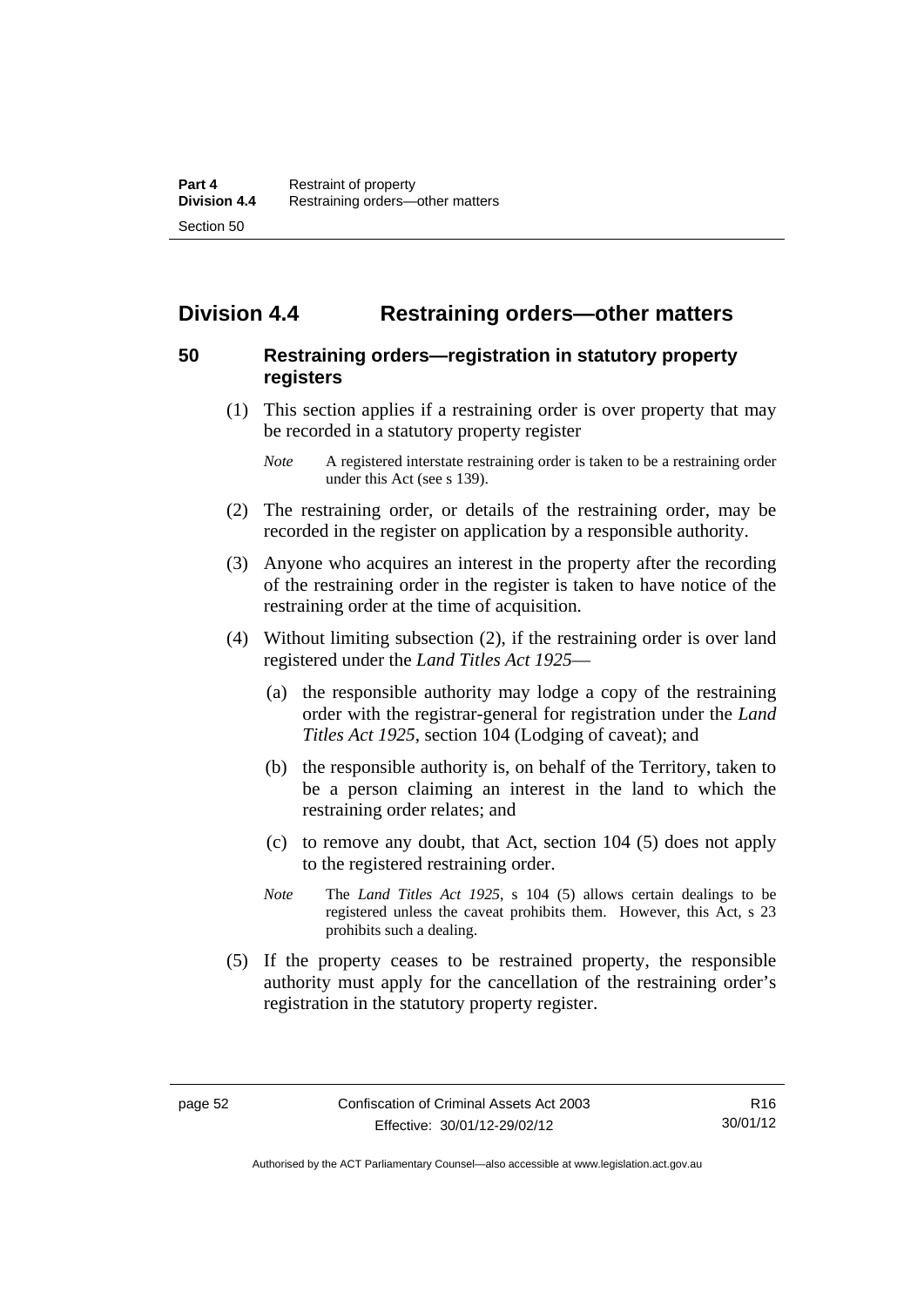## Division 4.4 Restraining orders—other matters

### 50 Restraining orders—registration in statutory property registers

(1) This section applies if a restraining order is over property that may be recorded in a statutory property register

*Note* A registered interstate restraining order is taken to be a restraining order under this Act (see s 139).

(2) The restraining order, or details of the restraining order, may be recorded in the register on application by a responsible authority.

(3) Anyone who acquires an interest in the property after the recording of the restraining order in the register is taken to have notice of the restraining order at the time of acquisition.

(4) Without limiting subsection (2), if the restraining order is over land registered under the *Land Titles Act 1925*—

(a) the responsible authority may lodge a copy of the restraining order with the registrar-general for registration under the *Land Titles Act 1925*, section 104 (Lodging of caveat); and

(b) the responsible authority is, on behalf of the Territory, taken to be a person claiming an interest in the land to which the restraining order relates; and

(c) to remove any doubt, that Act, section 104 (5) does not apply to the registered restraining order.

*Note* The *Land Titles Act 1925*, s 104 (5) allows certain dealings to be registered unless the caveat prohibits them. However, this Act, s 23 prohibits such a dealing.

(5) If the property ceases to be restrained property, the responsible authority must apply for the cancellation of the restraining order's registration in the statutory property register.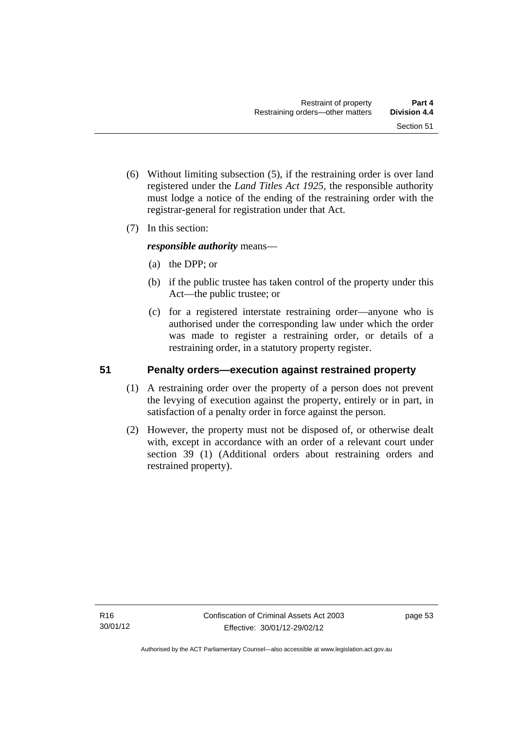(6) Without limiting subsection (5), if the restraining order is over land registered under the *Land Titles Act 1925*, the responsible authority must lodge a notice of the ending of the restraining order with the registrar-general for registration under that Act.

(7) In this section:

***responsible authority*** means—

(a) the DPP; or

(b) if the public trustee has taken control of the property under this Act—the public trustee; or

(c) for a registered interstate restraining order—anyone who is authorised under the corresponding law under which the order was made to register a restraining order, or details of a restraining order, in a statutory property register.

## 51 Penalty orders—execution against restrained property

(1) A restraining order over the property of a person does not prevent the levying of execution against the property, entirely or in part, in satisfaction of a penalty order in force against the person.

(2) However, the property must not be disposed of, or otherwise dealt with, except in accordance with an order of a relevant court under section 39 (1) (Additional orders about restraining orders and restrained property).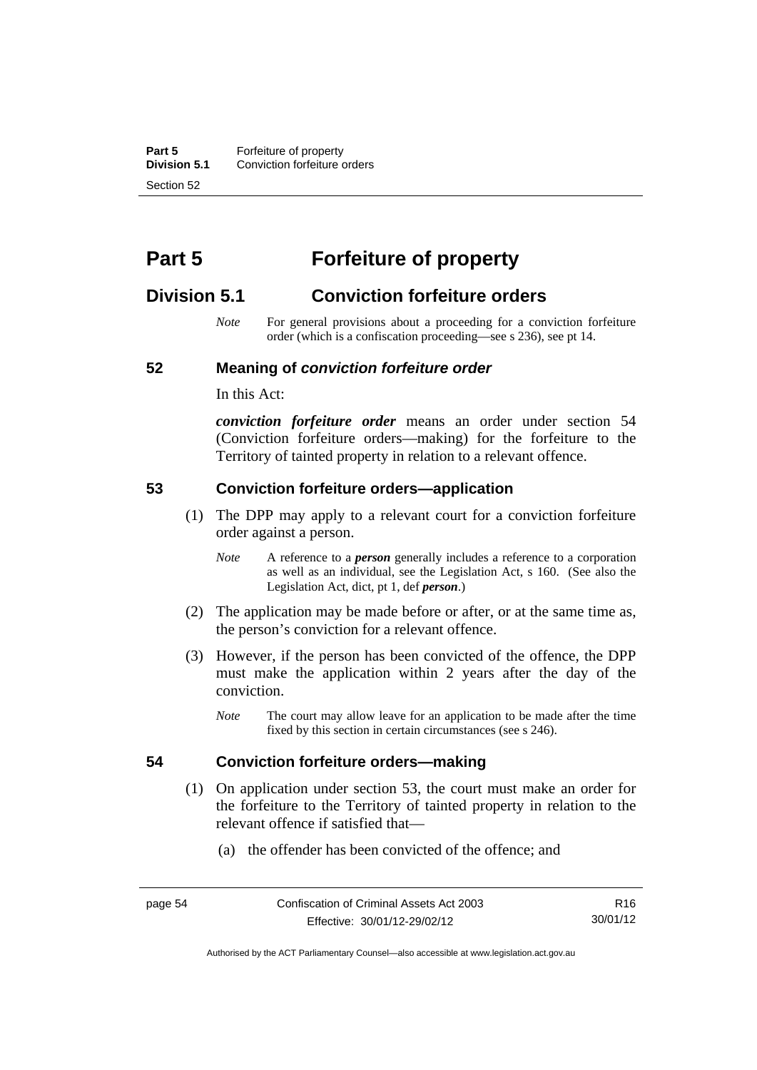# Part 5 Forfeiture of property

## Division 5.1 Conviction forfeiture orders

*Note* For general provisions about a proceeding for a conviction forfeiture order (which is a confiscation proceeding—see s 236), see pt 14.

### 52 Meaning of *conviction forfeiture order*

In this Act:

***conviction forfeiture order*** means an order under section 54 (Conviction forfeiture orders—making) for the forfeiture to the Territory of tainted property in relation to a relevant offence.

### 53 Conviction forfeiture orders—application

(1) The DPP may apply to a relevant court for a conviction forfeiture order against a person.

*Note* A reference to a ***person*** generally includes a reference to a corporation as well as an individual, see the Legislation Act, s 160. (See also the Legislation Act, dict, pt 1, def ***person***.)

(2) The application may be made before or after, or at the same time as, the person's conviction for a relevant offence.

(3) However, if the person has been convicted of the offence, the DPP must make the application within 2 years after the day of the conviction.

*Note* The court may allow leave for an application to be made after the time fixed by this section in certain circumstances (see s 246).

### 54 Conviction forfeiture orders—making

(1) On application under section 53, the court must make an order for the forfeiture to the Territory of tainted property in relation to the relevant offence if satisfied that—

(a) the offender has been convicted of the offence; and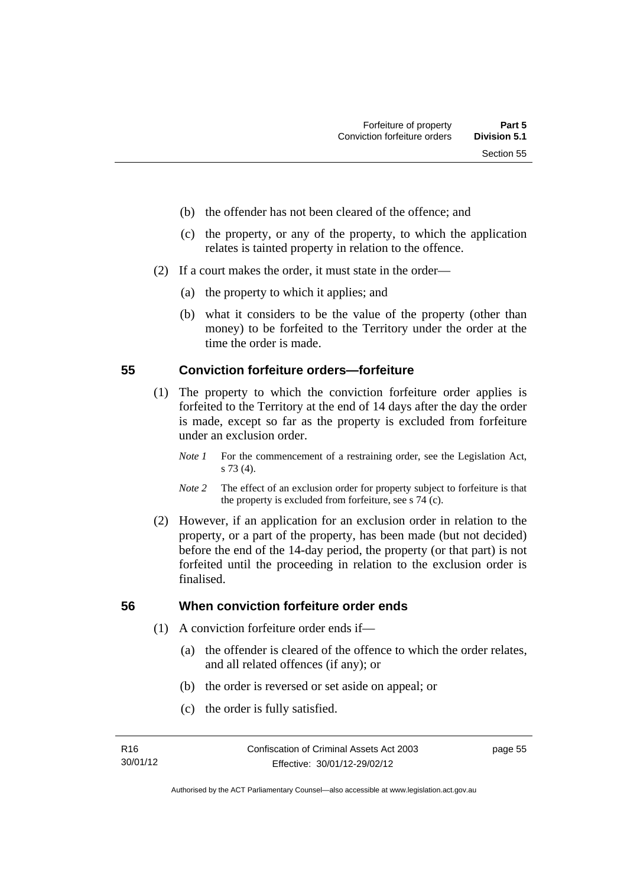(b) the offender has not been cleared of the offence; and

(c) the property, or any of the property, to which the application relates is tainted property in relation to the offence.

(2) If a court makes the order, it must state in the order—

(a) the property to which it applies; and

(b) what it considers to be the value of the property (other than money) to be forfeited to the Territory under the order at the time the order is made.

## 55 Conviction forfeiture orders—forfeiture

(1) The property to which the conviction forfeiture order applies is forfeited to the Territory at the end of 14 days after the day the order is made, except so far as the property is excluded from forfeiture under an exclusion order.

*Note 1* For the commencement of a restraining order, see the Legislation Act, s 73 (4).

*Note 2* The effect of an exclusion order for property subject to forfeiture is that the property is excluded from forfeiture, see s 74 (c).

(2) However, if an application for an exclusion order in relation to the property, or a part of the property, has been made (but not decided) before the end of the 14-day period, the property (or that part) is not forfeited until the proceeding in relation to the exclusion order is finalised.

## 56 When conviction forfeiture order ends

(1) A conviction forfeiture order ends if—

(a) the offender is cleared of the offence to which the order relates, and all related offences (if any); or

(b) the order is reversed or set aside on appeal; or

(c) the order is fully satisfied.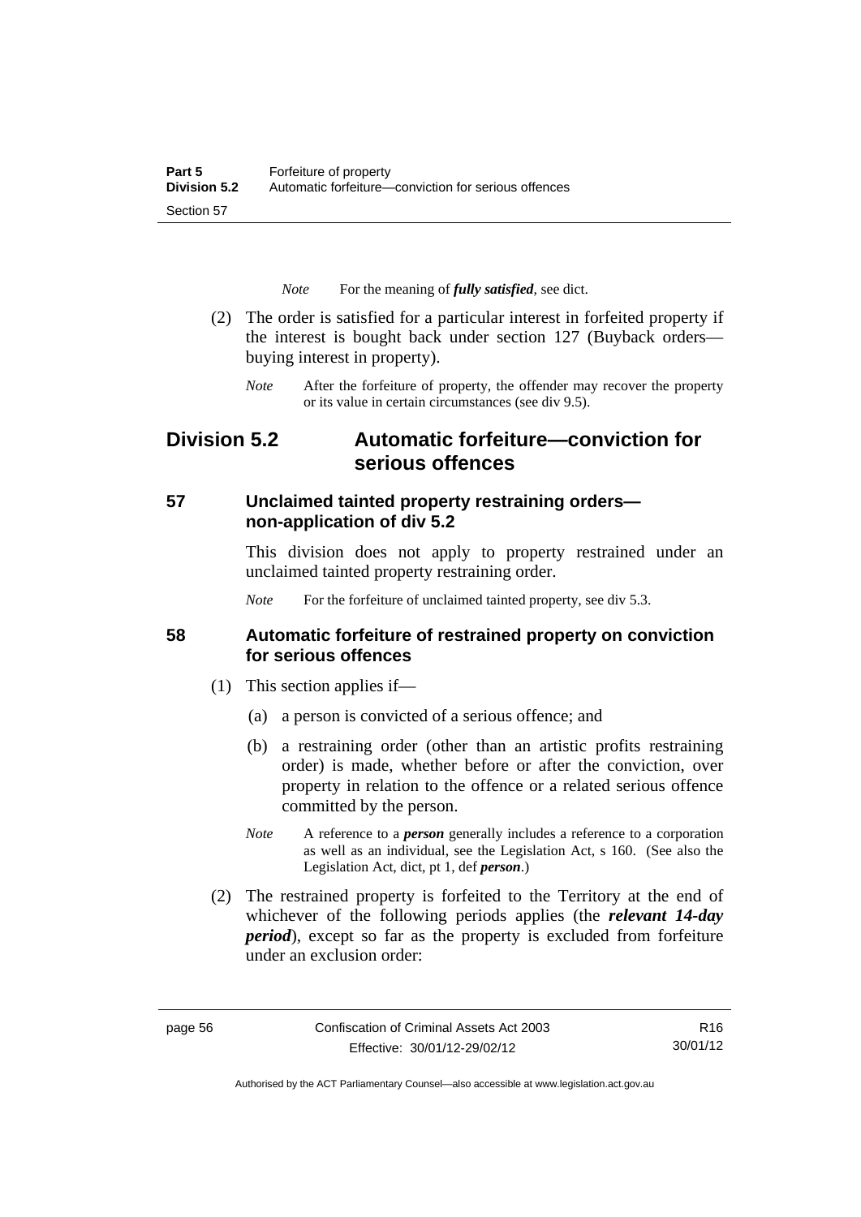*Note* For the meaning of ***fully satisfied***, see dict.

(2) The order is satisfied for a particular interest in forfeited property if the interest is bought back under section 127 (Buyback orders—buying interest in property).

*Note* After the forfeiture of property, the offender may recover the property or its value in certain circumstances (see div 9.5).

## Division 5.2 Automatic forfeiture—conviction for serious offences

### 57 Unclaimed tainted property restraining orders—non-application of div 5.2

This division does not apply to property restrained under an unclaimed tainted property restraining order.

*Note* For the forfeiture of unclaimed tainted property, see div 5.3.

### 58 Automatic forfeiture of restrained property on conviction for serious offences

(1) This section applies if—

(a) a person is convicted of a serious offence; and

(b) a restraining order (other than an artistic profits restraining order) is made, whether before or after the conviction, over property in relation to the offence or a related serious offence committed by the person.

*Note* A reference to a ***person*** generally includes a reference to a corporation as well as an individual, see the Legislation Act, s 160. (See also the Legislation Act, dict, pt 1, def ***person***.)

(2) The restrained property is forfeited to the Territory at the end of whichever of the following periods applies (the ***relevant 14-day period***), except so far as the property is excluded from forfeiture under an exclusion order: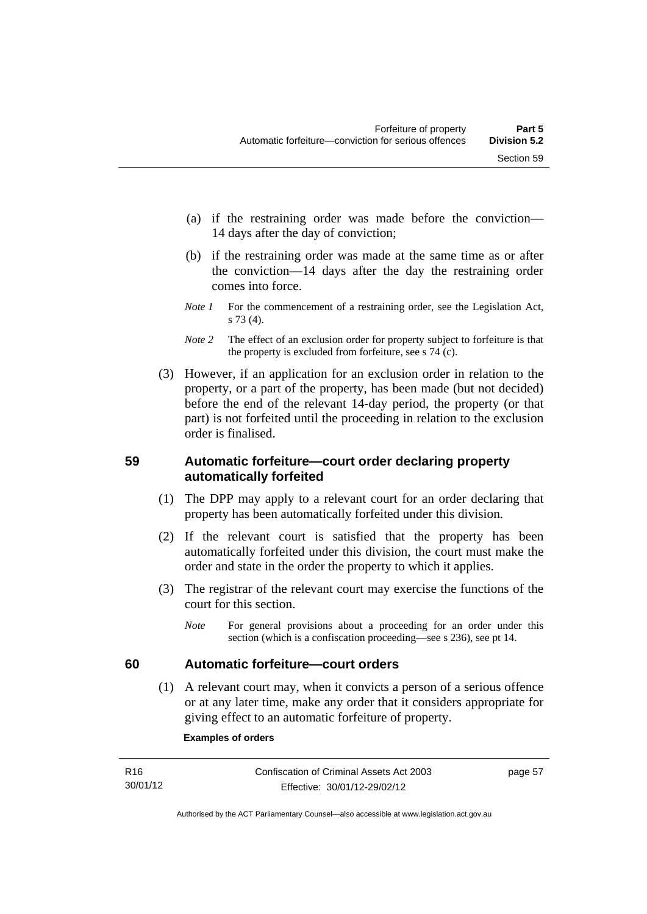(a) if the restraining order was made before the conviction—14 days after the day of conviction;

(b) if the restraining order was made at the same time as or after the conviction—14 days after the day the restraining order comes into force.

*Note 1* For the commencement of a restraining order, see the Legislation Act, s 73 (4).

*Note 2* The effect of an exclusion order for property subject to forfeiture is that the property is excluded from forfeiture, see s 74 (c).

(3) However, if an application for an exclusion order in relation to the property, or a part of the property, has been made (but not decided) before the end of the relevant 14-day period, the property (or that part) is not forfeited until the proceeding in relation to the exclusion order is finalised.

## 59 Automatic forfeiture—court order declaring property automatically forfeited

(1) The DPP may apply to a relevant court for an order declaring that property has been automatically forfeited under this division.

(2) If the relevant court is satisfied that the property has been automatically forfeited under this division, the court must make the order and state in the order the property to which it applies.

(3) The registrar of the relevant court may exercise the functions of the court for this section.

*Note* For general provisions about a proceeding for an order under this section (which is a confiscation proceeding—see s 236), see pt 14.

## 60 Automatic forfeiture—court orders

(1) A relevant court may, when it convicts a person of a serious offence or at any later time, make any order that it considers appropriate for giving effect to an automatic forfeiture of property.

**Examples of orders**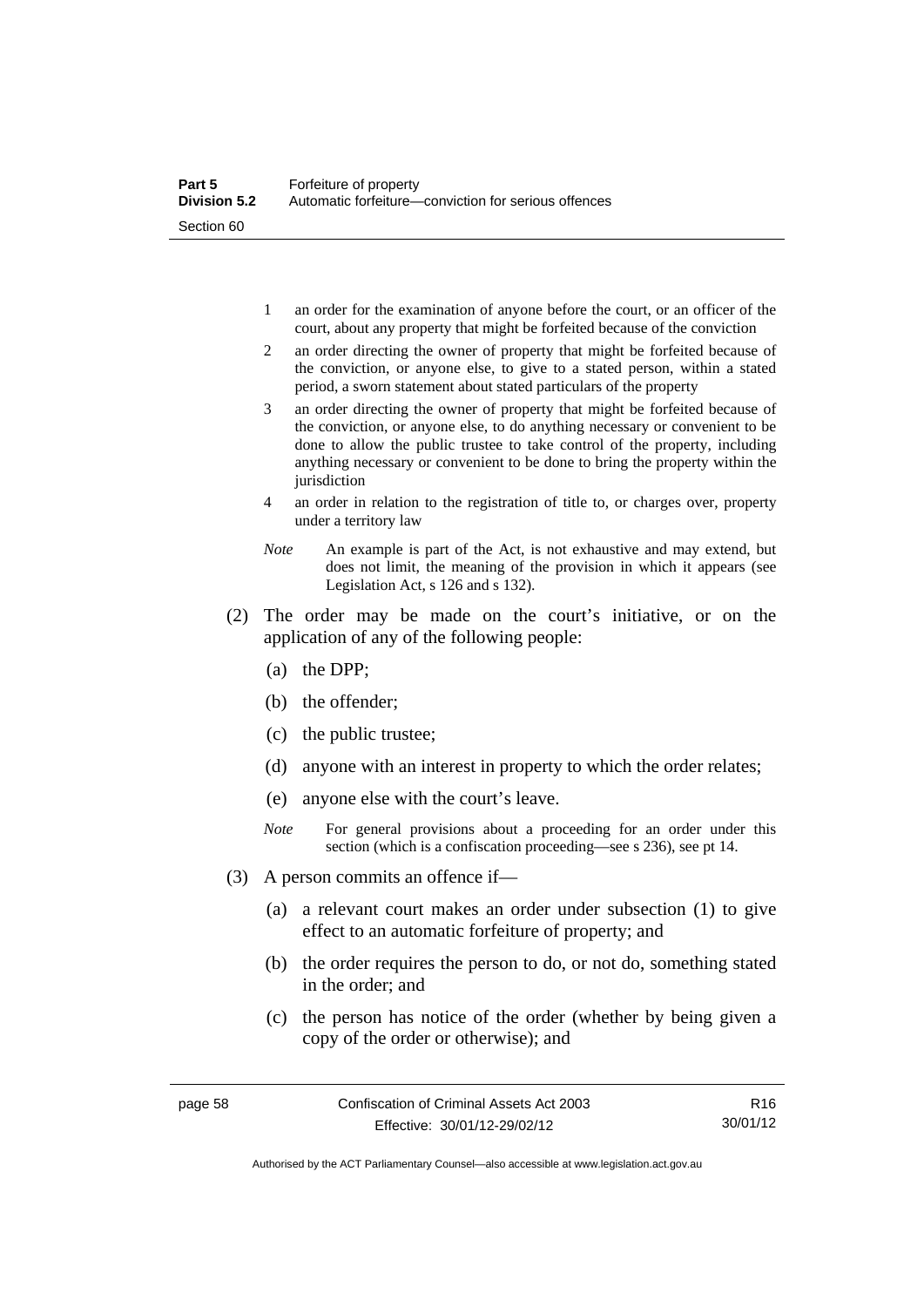1 an order for the examination of anyone before the court, or an officer of the court, about any property that might be forfeited because of the conviction

2 an order directing the owner of property that might be forfeited because of the conviction, or anyone else, to give to a stated person, within a stated period, a sworn statement about stated particulars of the property

3 an order directing the owner of property that might be forfeited because of the conviction, or anyone else, to do anything necessary or convenient to be done to allow the public trustee to take control of the property, including anything necessary or convenient to be done to bring the property within the jurisdiction

4 an order in relation to the registration of title to, or charges over, property under a territory law

*Note* An example is part of the Act, is not exhaustive and may extend, but does not limit, the meaning of the provision in which it appears (see Legislation Act, s 126 and s 132).

(2) The order may be made on the court's initiative, or on the application of any of the following people:

(a) the DPP;

(b) the offender;

(c) the public trustee;

(d) anyone with an interest in property to which the order relates;

(e) anyone else with the court's leave.

*Note* For general provisions about a proceeding for an order under this section (which is a confiscation proceeding—see s 236), see pt 14.

(3) A person commits an offence if—

(a) a relevant court makes an order under subsection (1) to give effect to an automatic forfeiture of property; and

(b) the order requires the person to do, or not do, something stated in the order; and

(c) the person has notice of the order (whether by being given a copy of the order or otherwise); and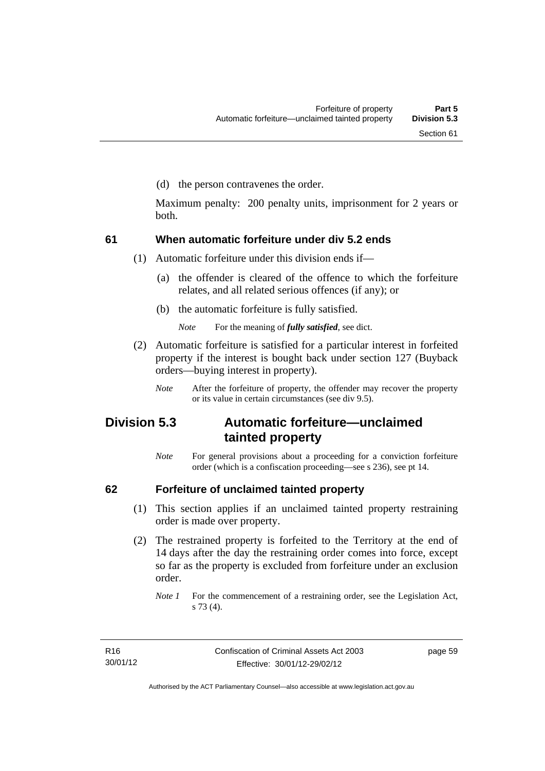(d) the person contravenes the order.

Maximum penalty: 200 penalty units, imprisonment for 2 years or both.

### 61 When automatic forfeiture under div 5.2 ends

(1) Automatic forfeiture under this division ends if—

(a) the offender is cleared of the offence to which the forfeiture relates, and all related serious offences (if any); or

(b) the automatic forfeiture is fully satisfied.

*Note* For the meaning of ***fully satisfied***, see dict.

(2) Automatic forfeiture is satisfied for a particular interest in forfeited property if the interest is bought back under section 127 (Buyback orders—buying interest in property).

*Note* After the forfeiture of property, the offender may recover the property or its value in certain circumstances (see div 9.5).

## Division 5.3 Automatic forfeiture—unclaimed tainted property

*Note* For general provisions about a proceeding for a conviction forfeiture order (which is a confiscation proceeding—see s 236), see pt 14.

### 62 Forfeiture of unclaimed tainted property

(1) This section applies if an unclaimed tainted property restraining order is made over property.

(2) The restrained property is forfeited to the Territory at the end of 14 days after the day the restraining order comes into force, except so far as the property is excluded from forfeiture under an exclusion order.

*Note 1* For the commencement of a restraining order, see the Legislation Act, s 73 (4).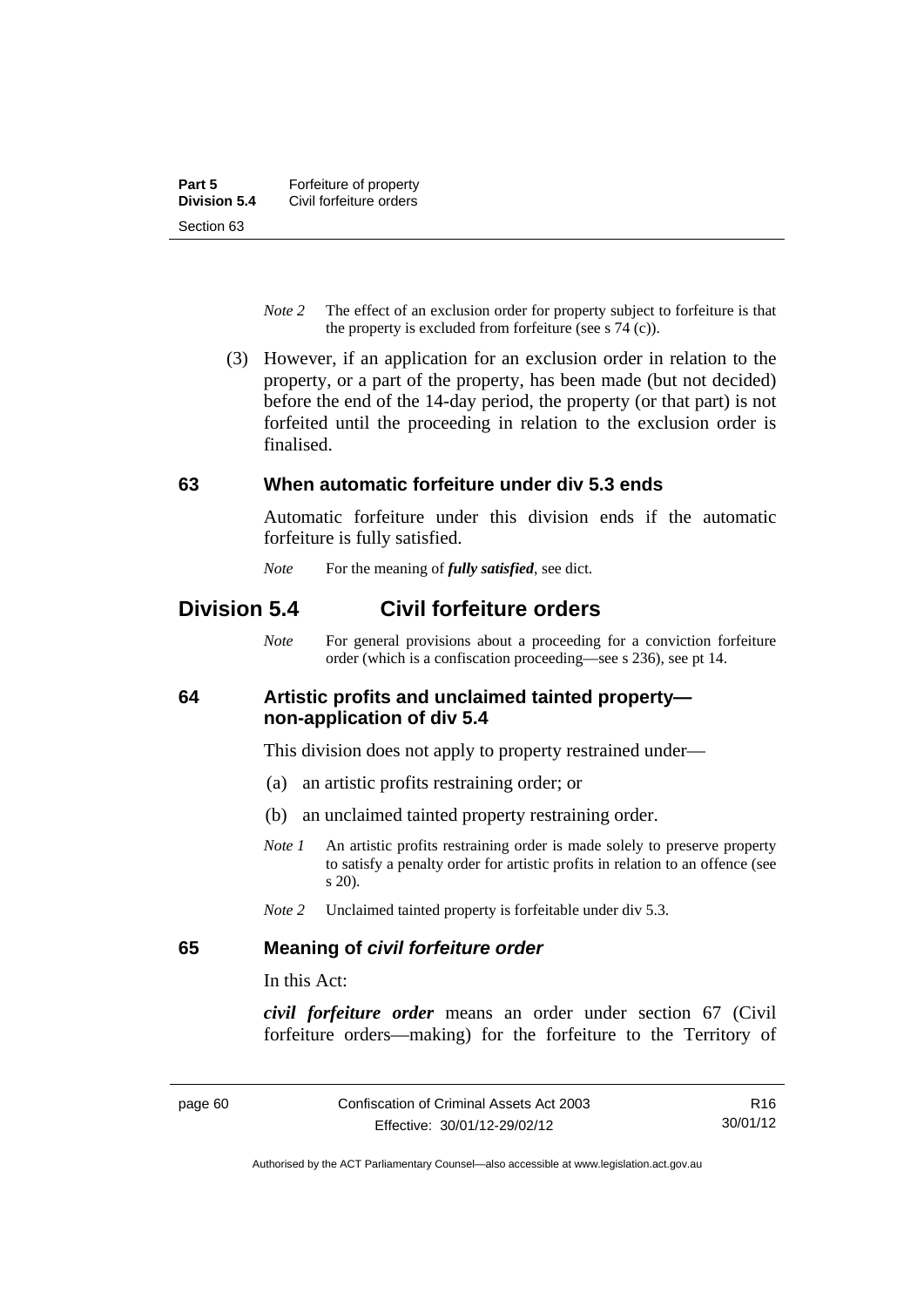*Note 2* The effect of an exclusion order for property subject to forfeiture is that the property is excluded from forfeiture (see s 74 (c)).

(3) However, if an application for an exclusion order in relation to the property, or a part of the property, has been made (but not decided) before the end of the 14-day period, the property (or that part) is not forfeited until the proceeding in relation to the exclusion order is finalised.

### 63 When automatic forfeiture under div 5.3 ends

Automatic forfeiture under this division ends if the automatic forfeiture is fully satisfied.

*Note* For the meaning of ***fully satisfied***, see dict.

## Division 5.4 Civil forfeiture orders

*Note* For general provisions about a proceeding for a conviction forfeiture order (which is a confiscation proceeding—see s 236), see pt 14.

### 64 Artistic profits and unclaimed tainted property—non-application of div 5.4

This division does not apply to property restrained under—

(a) an artistic profits restraining order; or

(b) an unclaimed tainted property restraining order.

*Note 1* An artistic profits restraining order is made solely to preserve property to satisfy a penalty order for artistic profits in relation to an offence (see s 20).

*Note 2* Unclaimed tainted property is forfeitable under div 5.3.

### 65 Meaning of *civil forfeiture order*

In this Act:

***civil forfeiture order*** means an order under section 67 (Civil forfeiture orders—making) for the forfeiture to the Territory of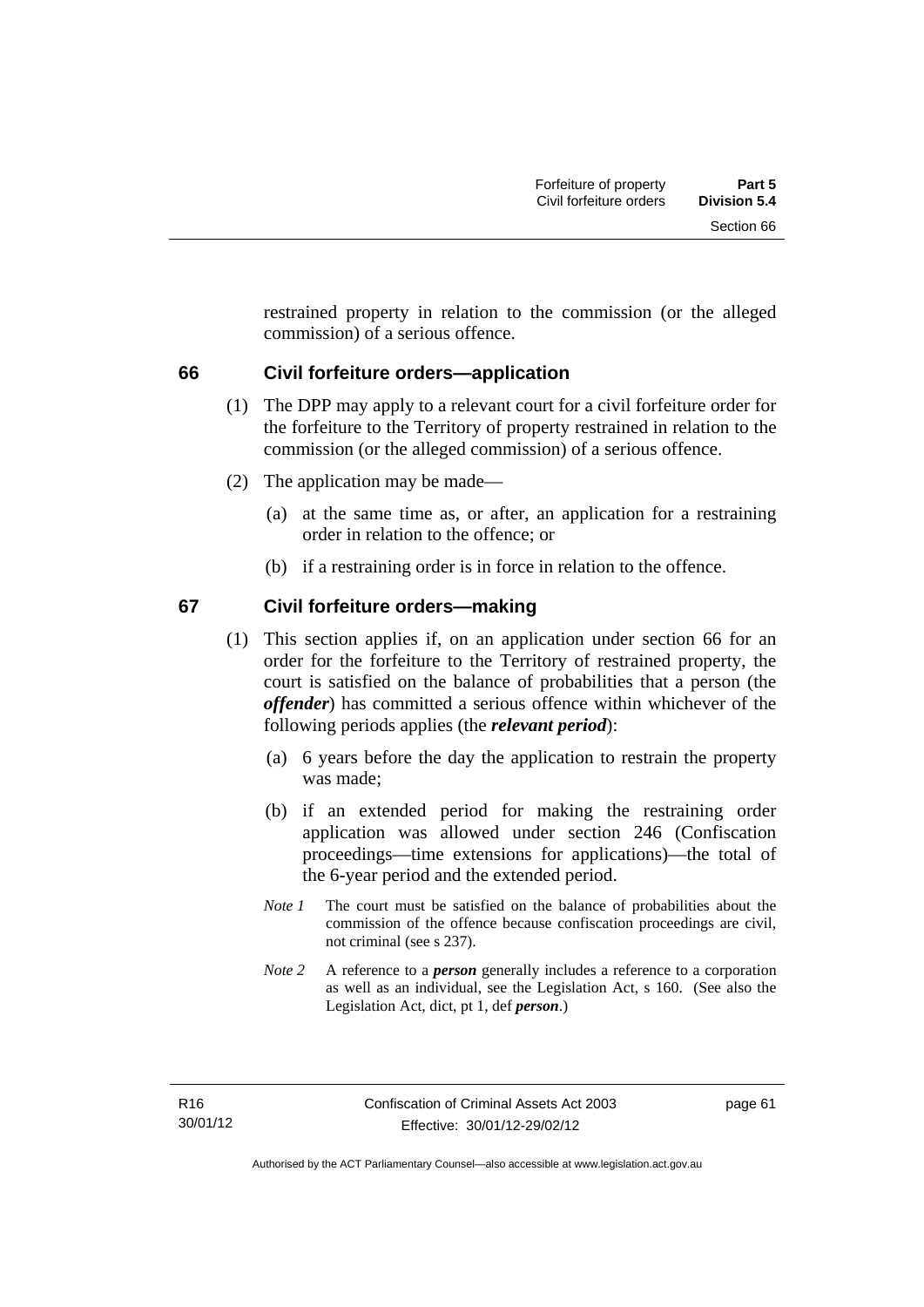restrained property in relation to the commission (or the alleged commission) of a serious offence.

## 66 Civil forfeiture orders—application

(1) The DPP may apply to a relevant court for a civil forfeiture order for the forfeiture to the Territory of property restrained in relation to the commission (or the alleged commission) of a serious offence.

(2) The application may be made—

(a) at the same time as, or after, an application for a restraining order in relation to the offence; or

(b) if a restraining order is in force in relation to the offence.

## 67 Civil forfeiture orders—making

(1) This section applies if, on an application under section 66 for an order for the forfeiture to the Territory of restrained property, the court is satisfied on the balance of probabilities that a person (the ***offender***) has committed a serious offence within whichever of the following periods applies (the ***relevant period***):

(a) 6 years before the day the application to restrain the property was made;

(b) if an extended period for making the restraining order application was allowed under section 246 (Confiscation proceedings—time extensions for applications)—the total of the 6-year period and the extended period.

*Note 1* The court must be satisfied on the balance of probabilities about the commission of the offence because confiscation proceedings are civil, not criminal (see s 237).

*Note 2* A reference to a ***person*** generally includes a reference to a corporation as well as an individual, see the Legislation Act, s 160. (See also the Legislation Act, dict, pt 1, def ***person***.)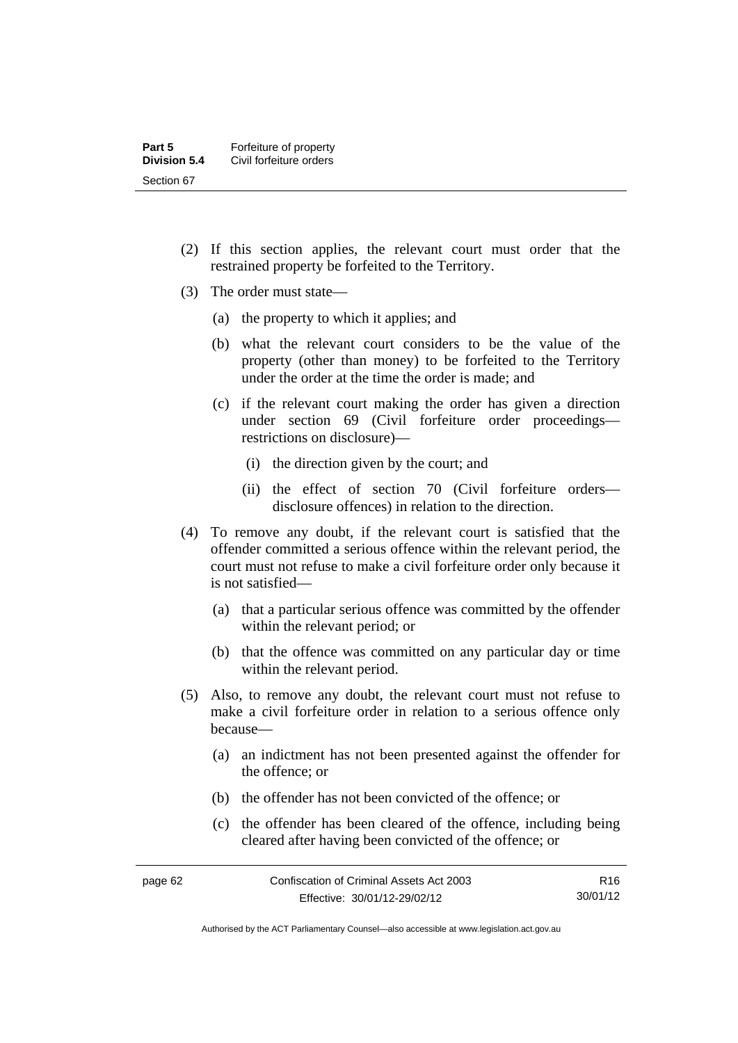(2) If this section applies, the relevant court must order that the restrained property be forfeited to the Territory.

(3) The order must state—

(a) the property to which it applies; and

(b) what the relevant court considers to be the value of the property (other than money) to be forfeited to the Territory under the order at the time the order is made; and

(c) if the relevant court making the order has given a direction under section 69 (Civil forfeiture order proceedings—restrictions on disclosure)—

(i) the direction given by the court; and

(ii) the effect of section 70 (Civil forfeiture orders—disclosure offences) in relation to the direction.

(4) To remove any doubt, if the relevant court is satisfied that the offender committed a serious offence within the relevant period, the court must not refuse to make a civil forfeiture order only because it is not satisfied—

(a) that a particular serious offence was committed by the offender within the relevant period; or

(b) that the offence was committed on any particular day or time within the relevant period.

(5) Also, to remove any doubt, the relevant court must not refuse to make a civil forfeiture order in relation to a serious offence only because—

(a) an indictment has not been presented against the offender for the offence; or

(b) the offender has not been convicted of the offence; or

(c) the offender has been cleared of the offence, including being cleared after having been convicted of the offence; or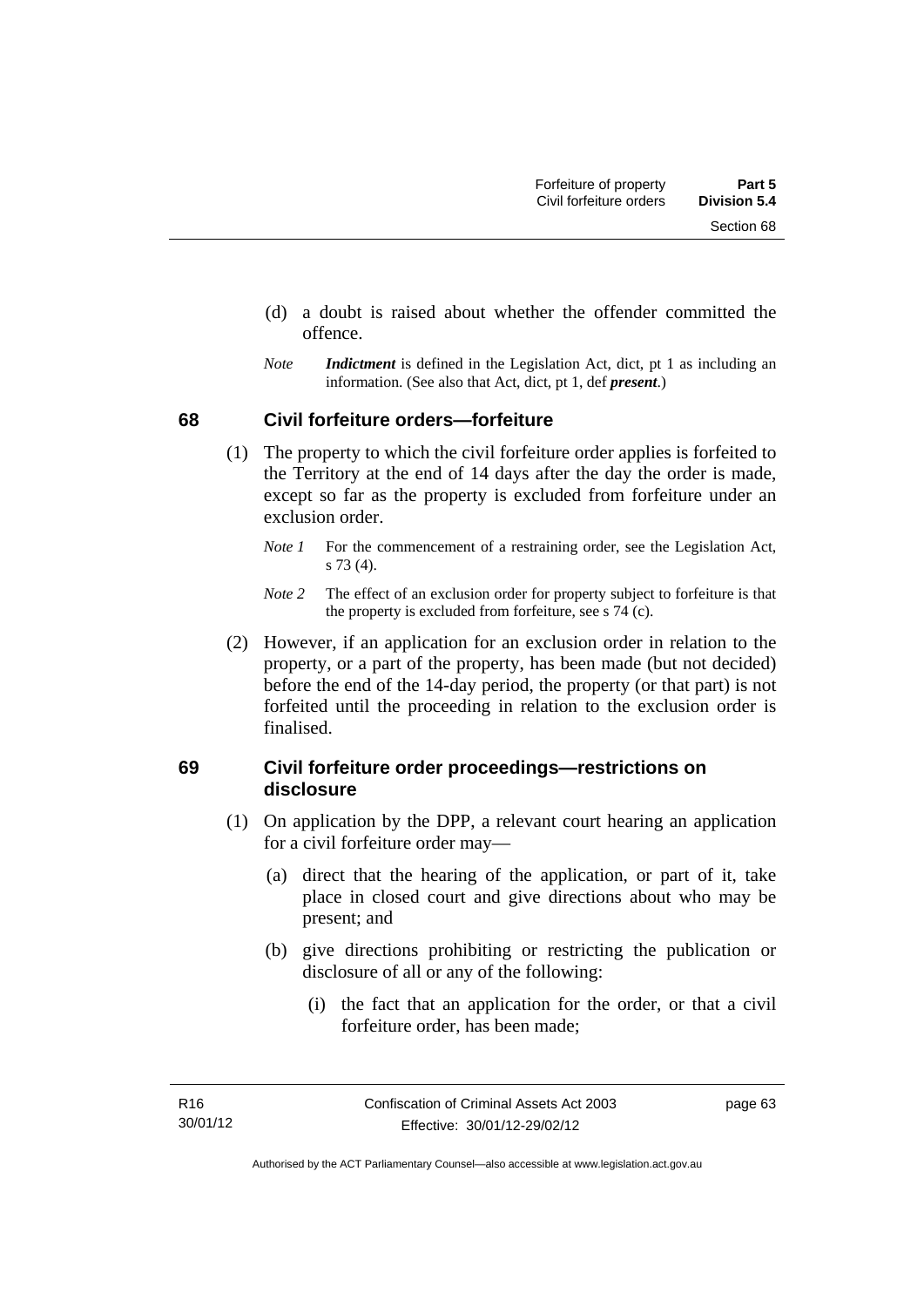(d) a doubt is raised about whether the offender committed the offence.

*Note* ***Indictment*** is defined in the Legislation Act, dict, pt 1 as including an information. (See also that Act, dict, pt 1, def ***present***.)

## 68 Civil forfeiture orders—forfeiture

(1) The property to which the civil forfeiture order applies is forfeited to the Territory at the end of 14 days after the day the order is made, except so far as the property is excluded from forfeiture under an exclusion order.

*Note 1* For the commencement of a restraining order, see the Legislation Act, s 73 (4).

*Note 2* The effect of an exclusion order for property subject to forfeiture is that the property is excluded from forfeiture, see s 74 (c).

(2) However, if an application for an exclusion order in relation to the property, or a part of the property, has been made (but not decided) before the end of the 14-day period, the property (or that part) is not forfeited until the proceeding in relation to the exclusion order is finalised.

## 69 Civil forfeiture order proceedings—restrictions on disclosure

(1) On application by the DPP, a relevant court hearing an application for a civil forfeiture order may—

(a) direct that the hearing of the application, or part of it, take place in closed court and give directions about who may be present; and

(b) give directions prohibiting or restricting the publication or disclosure of all or any of the following:

(i) the fact that an application for the order, or that a civil forfeiture order, has been made;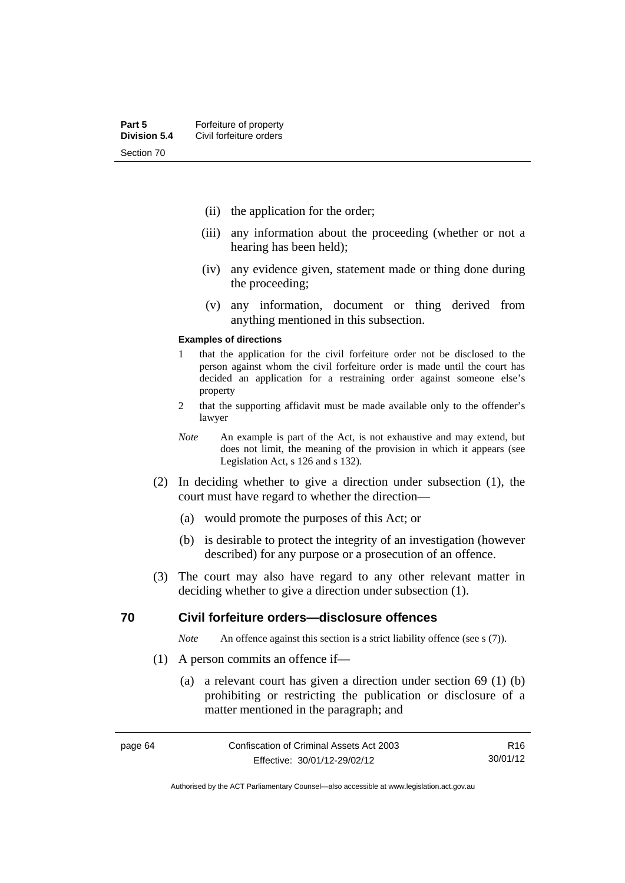(ii) the application for the order;

(iii) any information about the proceeding (whether or not a hearing has been held);

(iv) any evidence given, statement made or thing done during the proceeding;

(v) any information, document or thing derived from anything mentioned in this subsection.

**Examples of directions**

1 that the application for the civil forfeiture order not be disclosed to the person against whom the civil forfeiture order is made until the court has decided an application for a restraining order against someone else's property

2 that the supporting affidavit must be made available only to the offender's lawyer

*Note* An example is part of the Act, is not exhaustive and may extend, but does not limit, the meaning of the provision in which it appears (see Legislation Act, s 126 and s 132).

(2) In deciding whether to give a direction under subsection (1), the court must have regard to whether the direction—

(a) would promote the purposes of this Act; or

(b) is desirable to protect the integrity of an investigation (however described) for any purpose or a prosecution of an offence.

(3) The court may also have regard to any other relevant matter in deciding whether to give a direction under subsection (1).

## 70 Civil forfeiture orders—disclosure offences

*Note* An offence against this section is a strict liability offence (see s (7)).

(1) A person commits an offence if—

(a) a relevant court has given a direction under section 69 (1) (b) prohibiting or restricting the publication or disclosure of a matter mentioned in the paragraph; and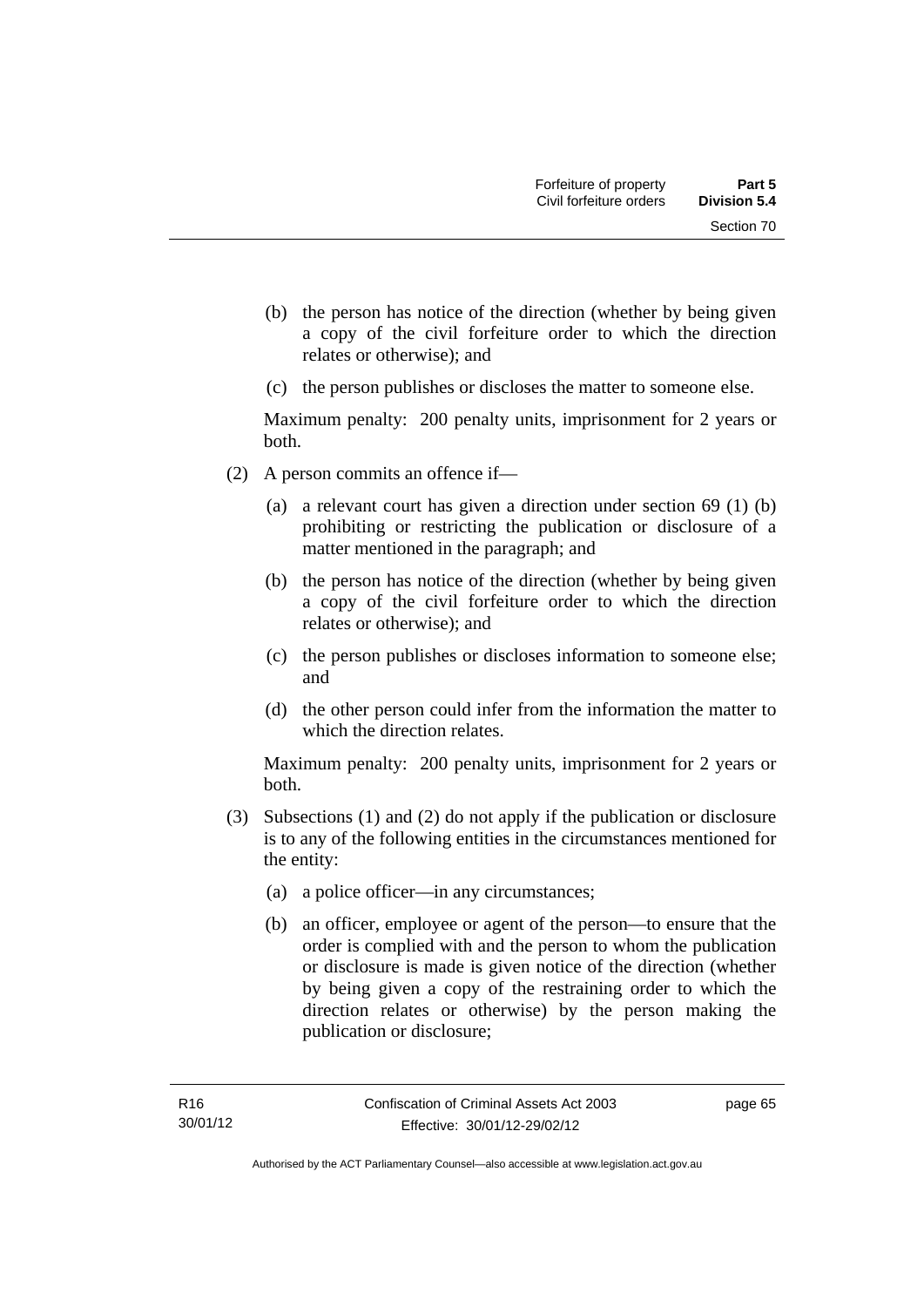(b) the person has notice of the direction (whether by being given a copy of the civil forfeiture order to which the direction relates or otherwise); and

(c) the person publishes or discloses the matter to someone else.

Maximum penalty: 200 penalty units, imprisonment for 2 years or both.

(2) A person commits an offence if—

(a) a relevant court has given a direction under section 69 (1) (b) prohibiting or restricting the publication or disclosure of a matter mentioned in the paragraph; and

(b) the person has notice of the direction (whether by being given a copy of the civil forfeiture order to which the direction relates or otherwise); and

(c) the person publishes or discloses information to someone else; and

(d) the other person could infer from the information the matter to which the direction relates.

Maximum penalty: 200 penalty units, imprisonment for 2 years or both.

(3) Subsections (1) and (2) do not apply if the publication or disclosure is to any of the following entities in the circumstances mentioned for the entity:

(a) a police officer—in any circumstances;

(b) an officer, employee or agent of the person—to ensure that the order is complied with and the person to whom the publication or disclosure is made is given notice of the direction (whether by being given a copy of the restraining order to which the direction relates or otherwise) by the person making the publication or disclosure;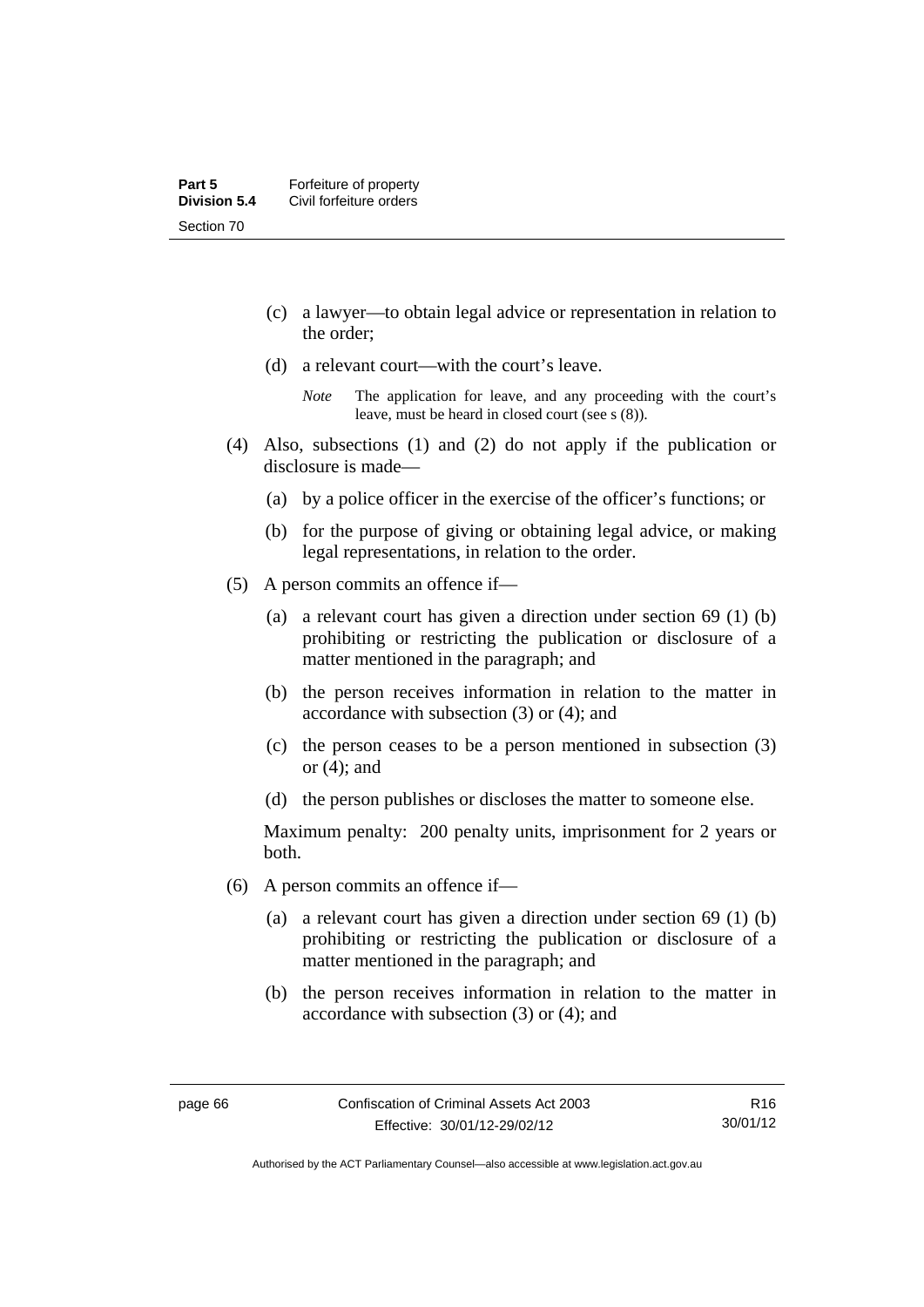(c) a lawyer—to obtain legal advice or representation in relation to the order;

(d) a relevant court—with the court's leave.

*Note* The application for leave, and any proceeding with the court's leave, must be heard in closed court (see s (8)).

(4) Also, subsections (1) and (2) do not apply if the publication or disclosure is made—

(a) by a police officer in the exercise of the officer's functions; or

(b) for the purpose of giving or obtaining legal advice, or making legal representations, in relation to the order.

(5) A person commits an offence if—

(a) a relevant court has given a direction under section 69 (1) (b) prohibiting or restricting the publication or disclosure of a matter mentioned in the paragraph; and

(b) the person receives information in relation to the matter in accordance with subsection (3) or (4); and

(c) the person ceases to be a person mentioned in subsection (3) or (4); and

(d) the person publishes or discloses the matter to someone else.

Maximum penalty: 200 penalty units, imprisonment for 2 years or both.

(6) A person commits an offence if—

(a) a relevant court has given a direction under section 69 (1) (b) prohibiting or restricting the publication or disclosure of a matter mentioned in the paragraph; and

(b) the person receives information in relation to the matter in accordance with subsection (3) or (4); and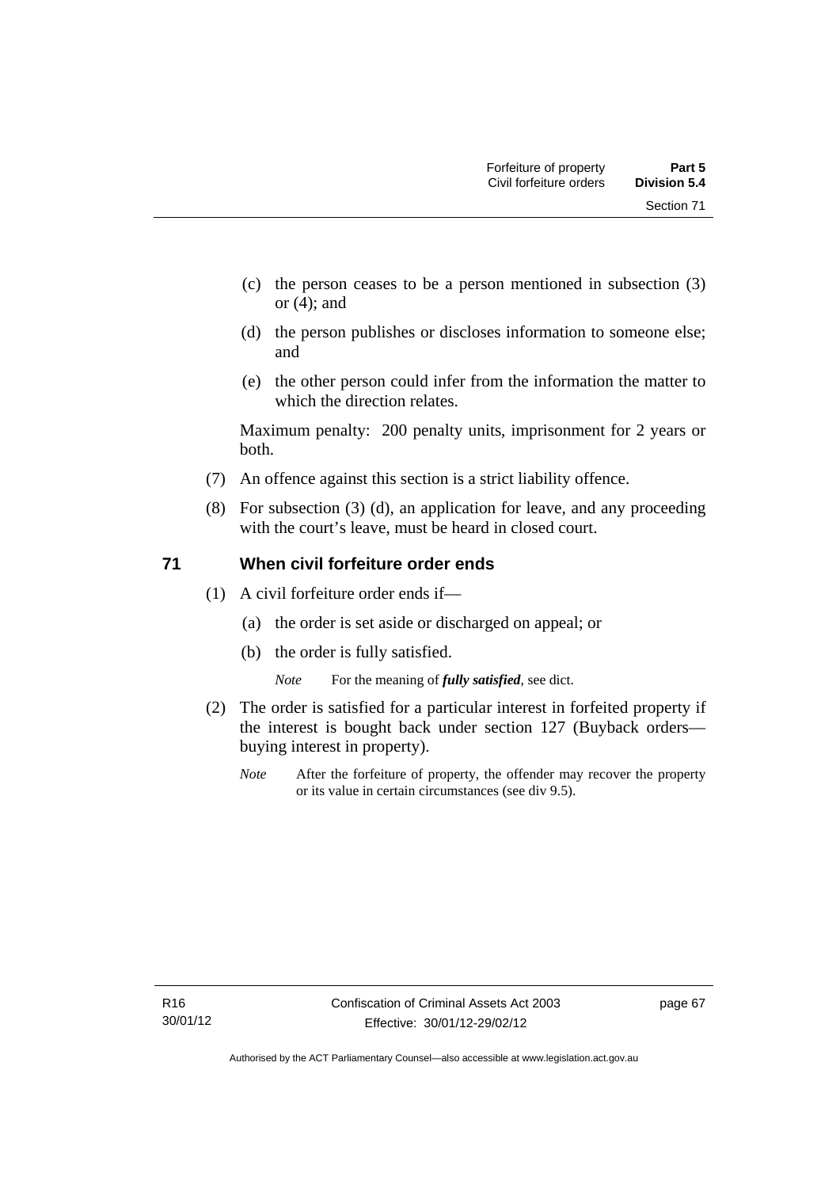(c) the person ceases to be a person mentioned in subsection (3) or (4); and

(d) the person publishes or discloses information to someone else; and

(e) the other person could infer from the information the matter to which the direction relates.

Maximum penalty: 200 penalty units, imprisonment for 2 years or both.

(7) An offence against this section is a strict liability offence.

(8) For subsection (3) (d), an application for leave, and any proceeding with the court's leave, must be heard in closed court.

## 71 When civil forfeiture order ends

(1) A civil forfeiture order ends if—

(a) the order is set aside or discharged on appeal; or

(b) the order is fully satisfied.

*Note* For the meaning of ***fully satisfied***, see dict.

(2) The order is satisfied for a particular interest in forfeited property if the interest is bought back under section 127 (Buyback orders—buying interest in property).

*Note* After the forfeiture of property, the offender may recover the property or its value in certain circumstances (see div 9.5).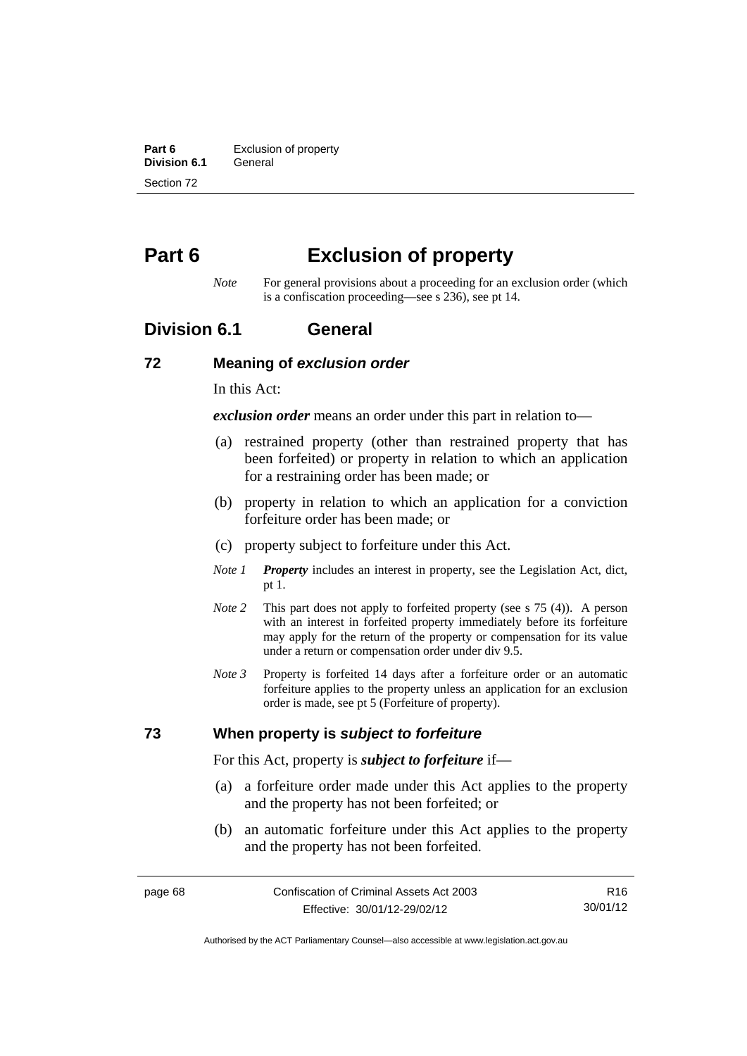# Part 6 Exclusion of property

*Note* For general provisions about a proceeding for an exclusion order (which is a confiscation proceeding—see s 236), see pt 14.

## Division 6.1 General

### 72 Meaning of *exclusion order*

In this Act:

***exclusion order*** means an order under this part in relation to—

(a) restrained property (other than restrained property that has been forfeited) or property in relation to which an application for a restraining order has been made; or

(b) property in relation to which an application for a conviction forfeiture order has been made; or

(c) property subject to forfeiture under this Act.

*Note 1* ***Property*** includes an interest in property, see the Legislation Act, dict, pt 1.

*Note 2* This part does not apply to forfeited property (see s 75 (4)). A person with an interest in forfeited property immediately before its forfeiture may apply for the return of the property or compensation for its value under a return or compensation order under div 9.5.

*Note 3* Property is forfeited 14 days after a forfeiture order or an automatic forfeiture applies to the property unless an application for an exclusion order is made, see pt 5 (Forfeiture of property).

### 73 When property is *subject to forfeiture*

For this Act, property is ***subject to forfeiture*** if—

(a) a forfeiture order made under this Act applies to the property and the property has not been forfeited; or

(b) an automatic forfeiture under this Act applies to the property and the property has not been forfeited.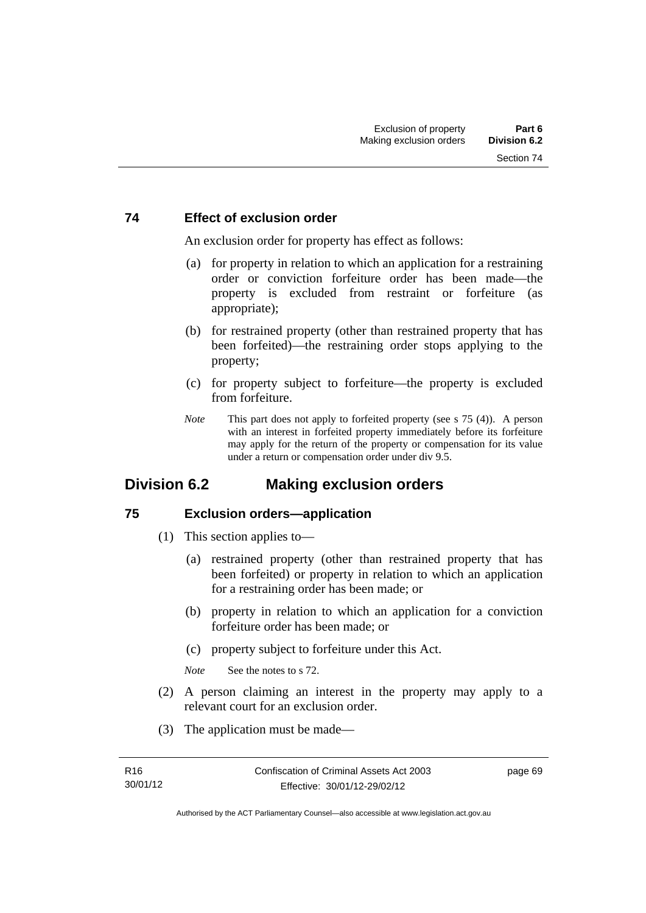## 74 Effect of exclusion order

An exclusion order for property has effect as follows:

(a) for property in relation to which an application for a restraining order or conviction forfeiture order has been made—the property is excluded from restraint or forfeiture (as appropriate);

(b) for restrained property (other than restrained property that has been forfeited)—the restraining order stops applying to the property;

(c) for property subject to forfeiture—the property is excluded from forfeiture.

*Note* This part does not apply to forfeited property (see s 75 (4)). A person with an interest in forfeited property immediately before its forfeiture may apply for the return of the property or compensation for its value under a return or compensation order under div 9.5.

# Division 6.2 Making exclusion orders

## 75 Exclusion orders—application

(1) This section applies to—

(a) restrained property (other than restrained property that has been forfeited) or property in relation to which an application for a restraining order has been made; or

(b) property in relation to which an application for a conviction forfeiture order has been made; or

(c) property subject to forfeiture under this Act.

*Note* See the notes to s 72.

(2) A person claiming an interest in the property may apply to a relevant court for an exclusion order.

(3) The application must be made—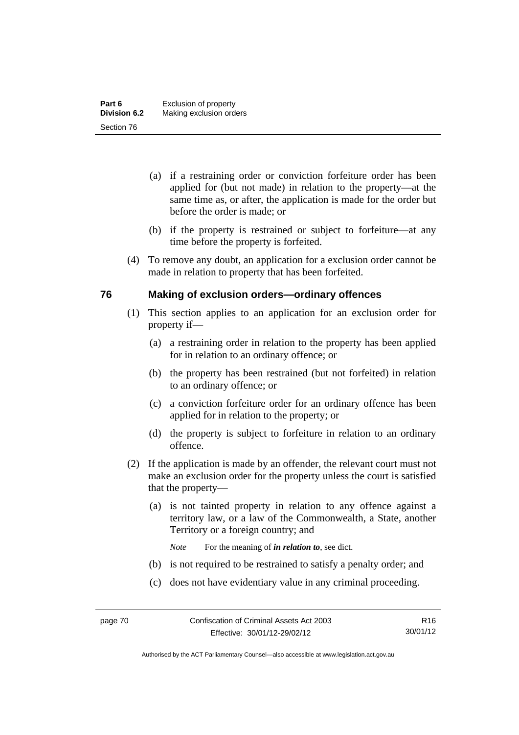(a) if a restraining order or conviction forfeiture order has been applied for (but not made) in relation to the property—at the same time as, or after, the application is made for the order but before the order is made; or

(b) if the property is restrained or subject to forfeiture—at any time before the property is forfeited.

(4) To remove any doubt, an application for a exclusion order cannot be made in relation to property that has been forfeited.

## 76 Making of exclusion orders—ordinary offences

(1) This section applies to an application for an exclusion order for property if—

(a) a restraining order in relation to the property has been applied for in relation to an ordinary offence; or

(b) the property has been restrained (but not forfeited) in relation to an ordinary offence; or

(c) a conviction forfeiture order for an ordinary offence has been applied for in relation to the property; or

(d) the property is subject to forfeiture in relation to an ordinary offence.

(2) If the application is made by an offender, the relevant court must not make an exclusion order for the property unless the court is satisfied that the property—

(a) is not tainted property in relation to any offence against a territory law, or a law of the Commonwealth, a State, another Territory or a foreign country; and

*Note* For the meaning of ***in relation to***, see dict.

(b) is not required to be restrained to satisfy a penalty order; and

(c) does not have evidentiary value in any criminal proceeding.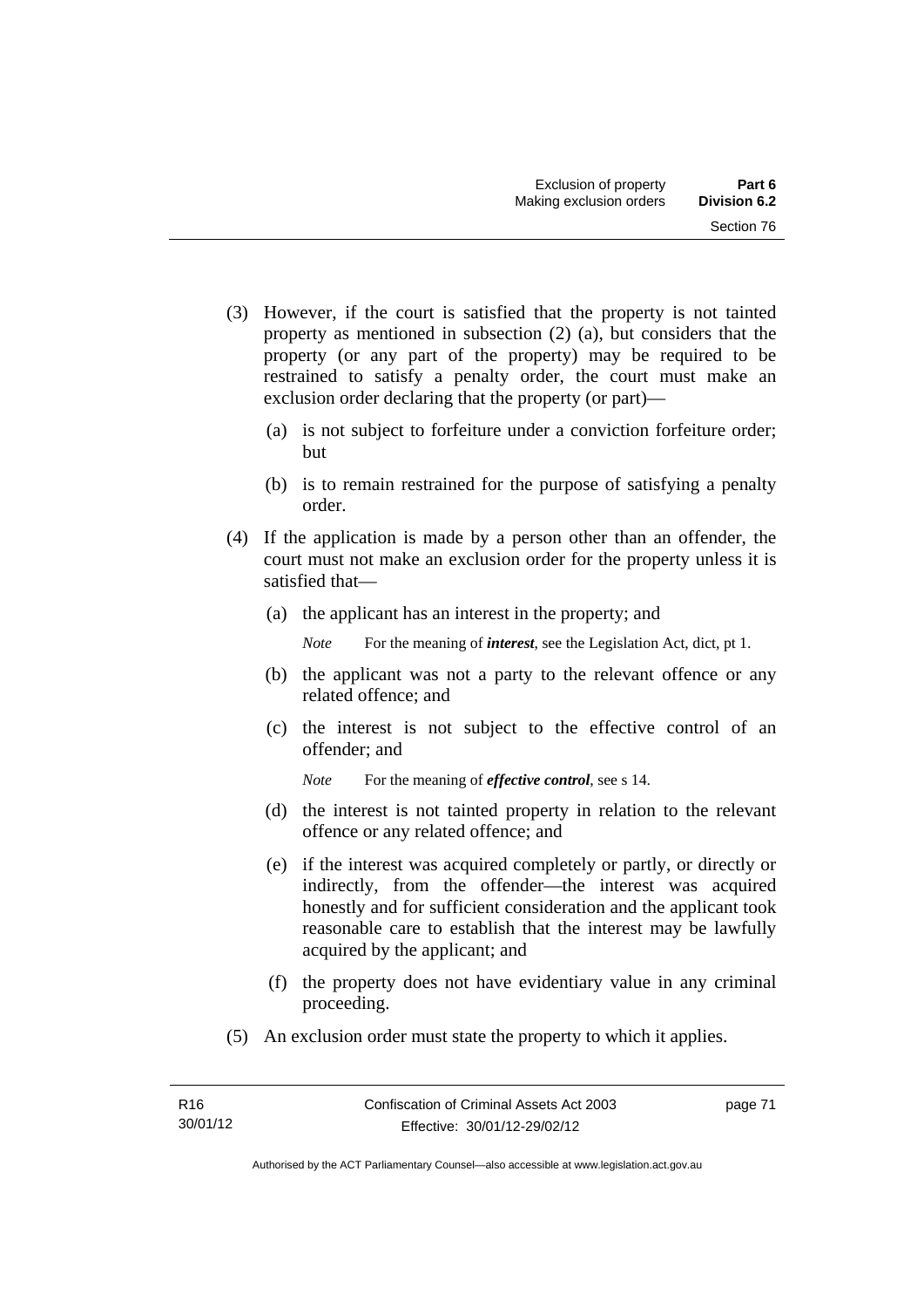(3) However, if the court is satisfied that the property is not tainted property as mentioned in subsection (2) (a), but considers that the property (or any part of the property) may be required to be restrained to satisfy a penalty order, the court must make an exclusion order declaring that the property (or part)—

(a) is not subject to forfeiture under a conviction forfeiture order; but

(b) is to remain restrained for the purpose of satisfying a penalty order.

(4) If the application is made by a person other than an offender, the court must not make an exclusion order for the property unless it is satisfied that—

(a) the applicant has an interest in the property; and

*Note* For the meaning of ***interest***, see the Legislation Act, dict, pt 1.

(b) the applicant was not a party to the relevant offence or any related offence; and

(c) the interest is not subject to the effective control of an offender; and

*Note* For the meaning of ***effective control***, see s 14.

(d) the interest is not tainted property in relation to the relevant offence or any related offence; and

(e) if the interest was acquired completely or partly, or directly or indirectly, from the offender—the interest was acquired honestly and for sufficient consideration and the applicant took reasonable care to establish that the interest may be lawfully acquired by the applicant; and

(f) the property does not have evidentiary value in any criminal proceeding.

(5) An exclusion order must state the property to which it applies.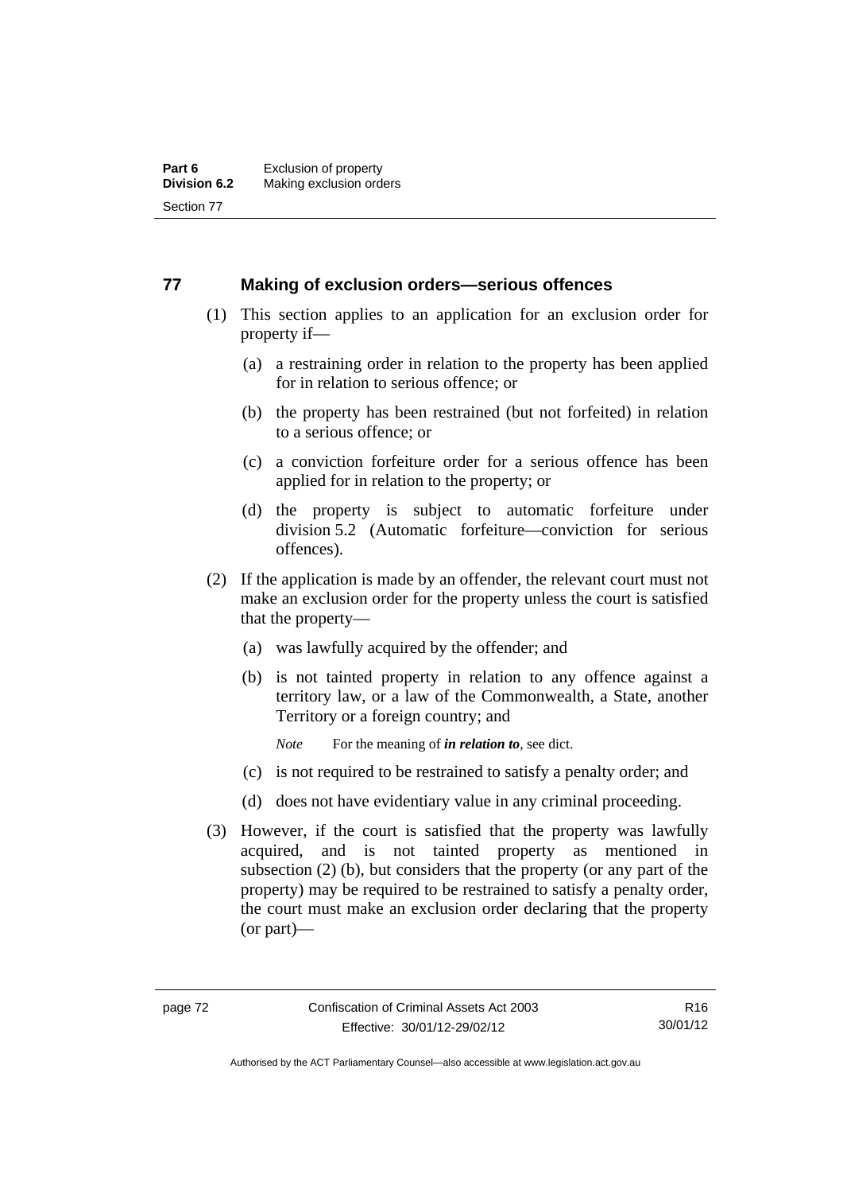## 77 Making of exclusion orders—serious offences

(1) This section applies to an application for an exclusion order for property if—

(a) a restraining order in relation to the property has been applied for in relation to serious offence; or

(b) the property has been restrained (but not forfeited) in relation to a serious offence; or

(c) a conviction forfeiture order for a serious offence has been applied for in relation to the property; or

(d) the property is subject to automatic forfeiture under division 5.2 (Automatic forfeiture—conviction for serious offences).

(2) If the application is made by an offender, the relevant court must not make an exclusion order for the property unless the court is satisfied that the property—

(a) was lawfully acquired by the offender; and

(b) is not tainted property in relation to any offence against a territory law, or a law of the Commonwealth, a State, another Territory or a foreign country; and

*Note* For the meaning of ***in relation to***, see dict.

(c) is not required to be restrained to satisfy a penalty order; and

(d) does not have evidentiary value in any criminal proceeding.

(3) However, if the court is satisfied that the property was lawfully acquired, and is not tainted property as mentioned in subsection (2) (b), but considers that the property (or any part of the property) may be required to be restrained to satisfy a penalty order, the court must make an exclusion order declaring that the property (or part)—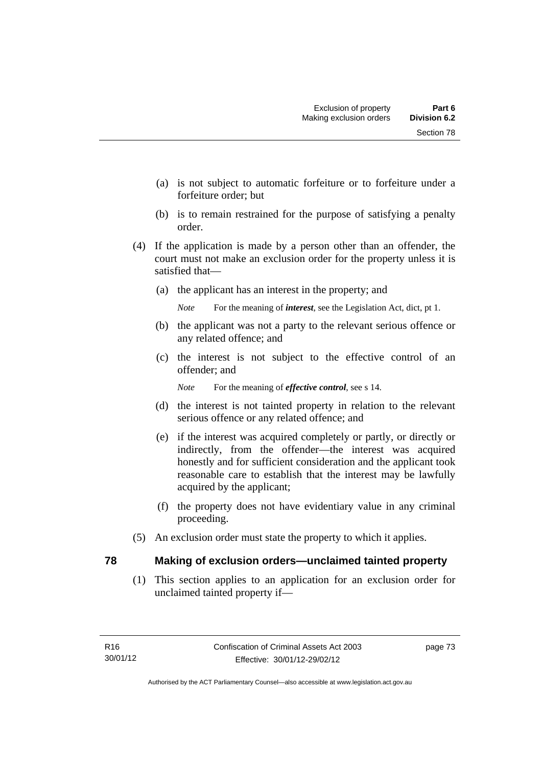(a) is not subject to automatic forfeiture or to forfeiture under a forfeiture order; but

(b) is to remain restrained for the purpose of satisfying a penalty order.

(4) If the application is made by a person other than an offender, the court must not make an exclusion order for the property unless it is satisfied that—

(a) the applicant has an interest in the property; and

*Note* For the meaning of ***interest***, see the Legislation Act, dict, pt 1.

(b) the applicant was not a party to the relevant serious offence or any related offence; and

(c) the interest is not subject to the effective control of an offender; and

*Note* For the meaning of ***effective control***, see s 14.

(d) the interest is not tainted property in relation to the relevant serious offence or any related offence; and

(e) if the interest was acquired completely or partly, or directly or indirectly, from the offender—the interest was acquired honestly and for sufficient consideration and the applicant took reasonable care to establish that the interest may be lawfully acquired by the applicant;

(f) the property does not have evidentiary value in any criminal proceeding.

(5) An exclusion order must state the property to which it applies.

## 78 Making of exclusion orders—unclaimed tainted property

(1) This section applies to an application for an exclusion order for unclaimed tainted property if—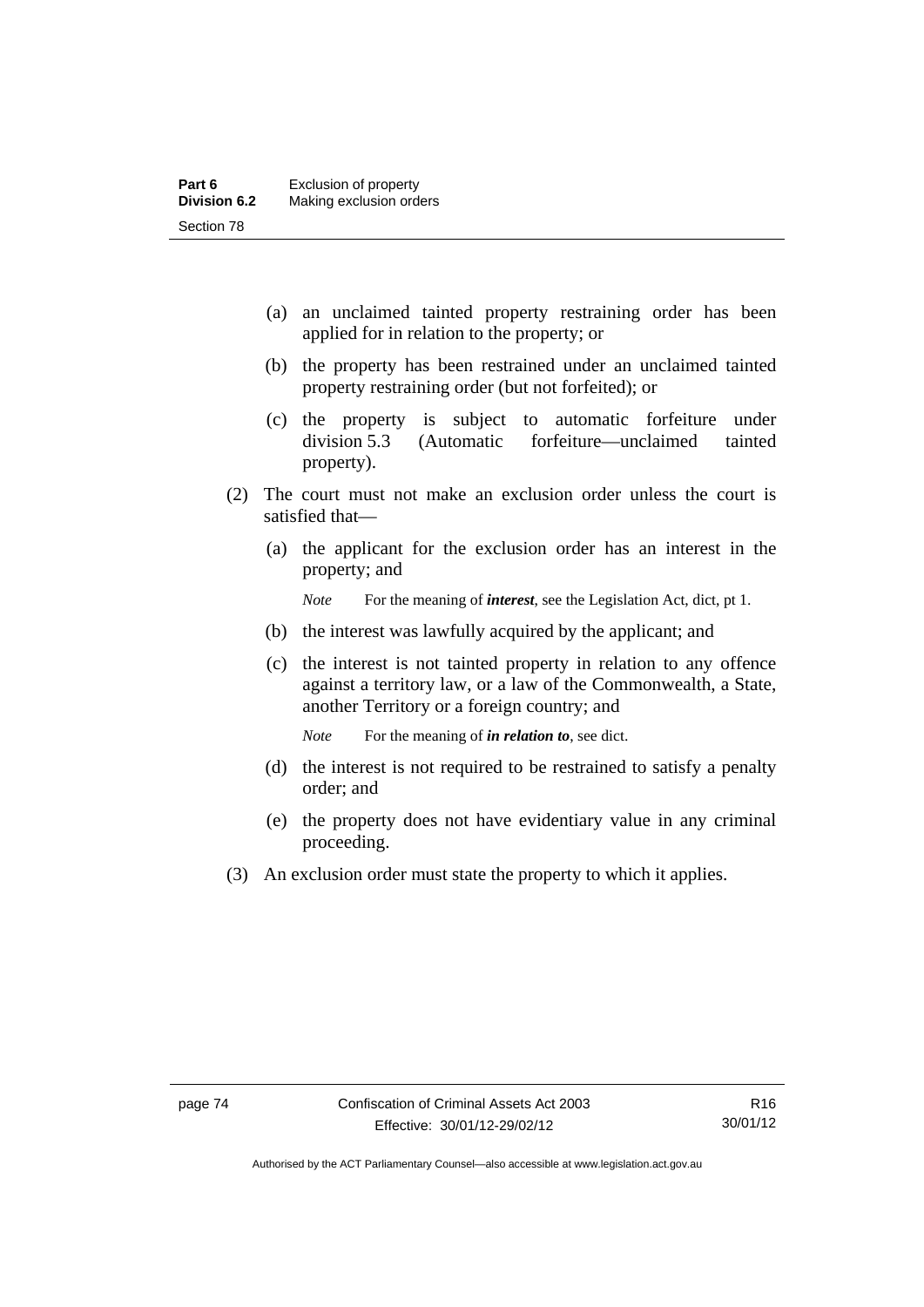(a) an unclaimed tainted property restraining order has been applied for in relation to the property; or

(b) the property has been restrained under an unclaimed tainted property restraining order (but not forfeited); or

(c) the property is subject to automatic forfeiture under division 5.3 (Automatic forfeiture—unclaimed tainted property).

(2) The court must not make an exclusion order unless the court is satisfied that—

(a) the applicant for the exclusion order has an interest in the property; and

*Note* For the meaning of ***interest***, see the Legislation Act, dict, pt 1.

(b) the interest was lawfully acquired by the applicant; and

(c) the interest is not tainted property in relation to any offence against a territory law, or a law of the Commonwealth, a State, another Territory or a foreign country; and

*Note* For the meaning of ***in relation to***, see dict.

(d) the interest is not required to be restrained to satisfy a penalty order; and

(e) the property does not have evidentiary value in any criminal proceeding.

(3) An exclusion order must state the property to which it applies.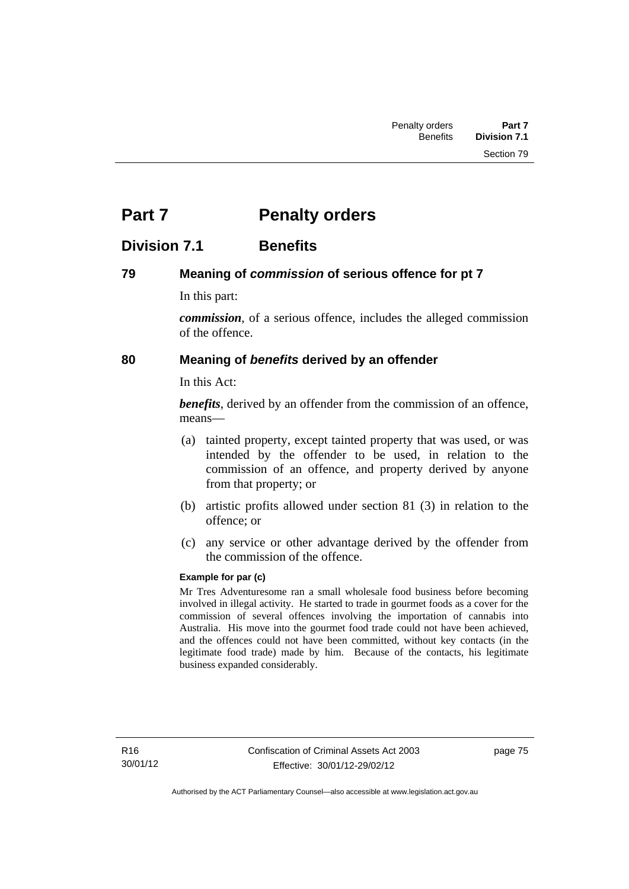# Part 7 Penalty orders

## Division 7.1 Benefits

### 79 Meaning of *commission* of serious offence for pt 7

In this part:

***commission***, of a serious offence, includes the alleged commission of the offence.

### 80 Meaning of *benefits* derived by an offender

In this Act:

***benefits***, derived by an offender from the commission of an offence, means—

(a) tainted property, except tainted property that was used, or was intended by the offender to be used, in relation to the commission of an offence, and property derived by anyone from that property; or

(b) artistic profits allowed under section 81 (3) in relation to the offence; or

(c) any service or other advantage derived by the offender from the commission of the offence.

**Example for par (c)**

Mr Tres Adventuresome ran a small wholesale food business before becoming involved in illegal activity. He started to trade in gourmet foods as a cover for the commission of several offences involving the importation of cannabis into Australia. His move into the gourmet food trade could not have been achieved, and the offences could not have been committed, without key contacts (in the legitimate food trade) made by him. Because of the contacts, his legitimate business expanded considerably.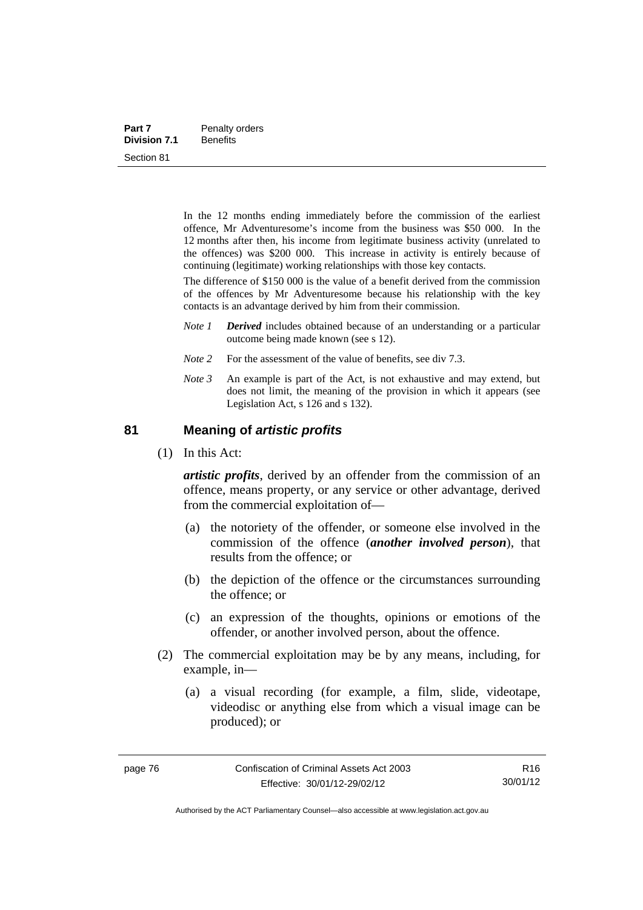In the 12 months ending immediately before the commission of the earliest offence, Mr Adventuresome's income from the business was $50 000. In the 12 months after then, his income from legitimate business activity (unrelated to the offences) was $200 000. This increase in activity is entirely because of continuing (legitimate) working relationships with those key contacts.

The difference of $150 000 is the value of a benefit derived from the commission of the offences by Mr Adventuresome because his relationship with the key contacts is an advantage derived by him from their commission.

*Note 1* ***Derived*** includes obtained because of an understanding or a particular outcome being made known (see s 12).

*Note 2* For the assessment of the value of benefits, see div 7.3.

*Note 3* An example is part of the Act, is not exhaustive and may extend, but does not limit, the meaning of the provision in which it appears (see Legislation Act, s 126 and s 132).

## 81 Meaning of *artistic profits*

(1) In this Act:

***artistic profits***, derived by an offender from the commission of an offence, means property, or any service or other advantage, derived from the commercial exploitation of—

(a) the notoriety of the offender, or someone else involved in the commission of the offence (***another involved person***), that results from the offence; or

(b) the depiction of the offence or the circumstances surrounding the offence; or

(c) an expression of the thoughts, opinions or emotions of the offender, or another involved person, about the offence.

(2) The commercial exploitation may be by any means, including, for example, in—

(a) a visual recording (for example, a film, slide, videotape, videodisc or anything else from which a visual image can be produced); or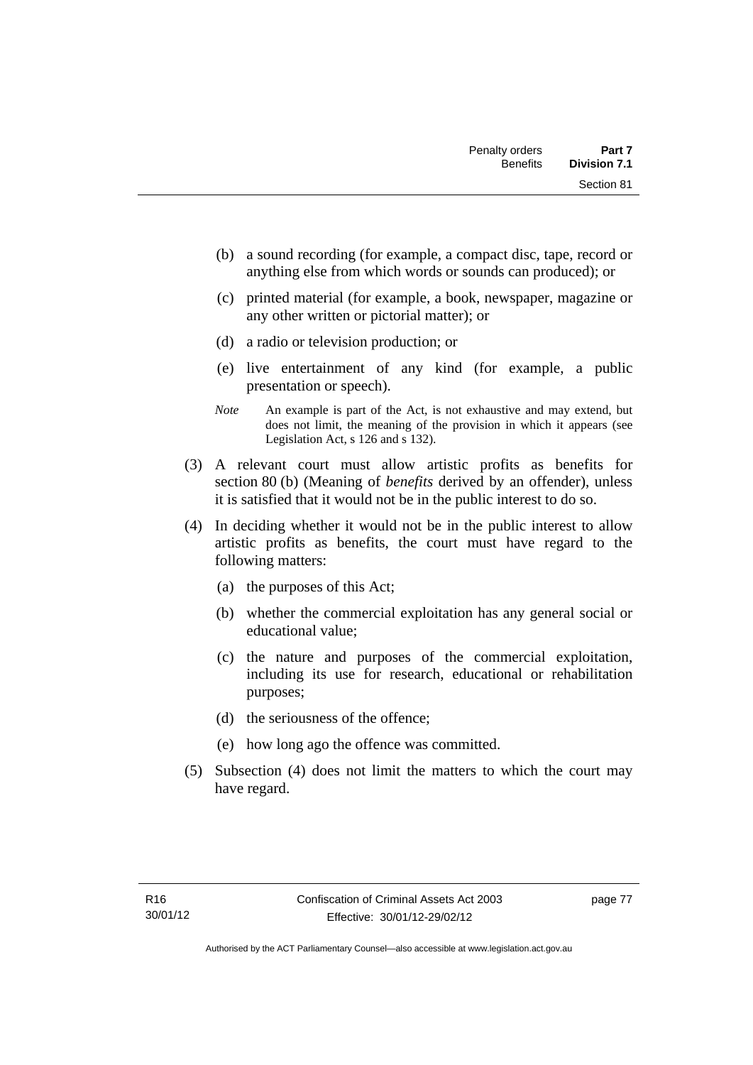(b) a sound recording (for example, a compact disc, tape, record or anything else from which words or sounds can produced); or

(c) printed material (for example, a book, newspaper, magazine or any other written or pictorial matter); or

(d) a radio or television production; or

(e) live entertainment of any kind (for example, a public presentation or speech).

*Note* An example is part of the Act, is not exhaustive and may extend, but does not limit, the meaning of the provision in which it appears (see Legislation Act, s 126 and s 132).

(3) A relevant court must allow artistic profits as benefits for section 80 (b) (Meaning of *benefits* derived by an offender), unless it is satisfied that it would not be in the public interest to do so.

(4) In deciding whether it would not be in the public interest to allow artistic profits as benefits, the court must have regard to the following matters:

(a) the purposes of this Act;

(b) whether the commercial exploitation has any general social or educational value;

(c) the nature and purposes of the commercial exploitation, including its use for research, educational or rehabilitation purposes;

(d) the seriousness of the offence;

(e) how long ago the offence was committed.

(5) Subsection (4) does not limit the matters to which the court may have regard.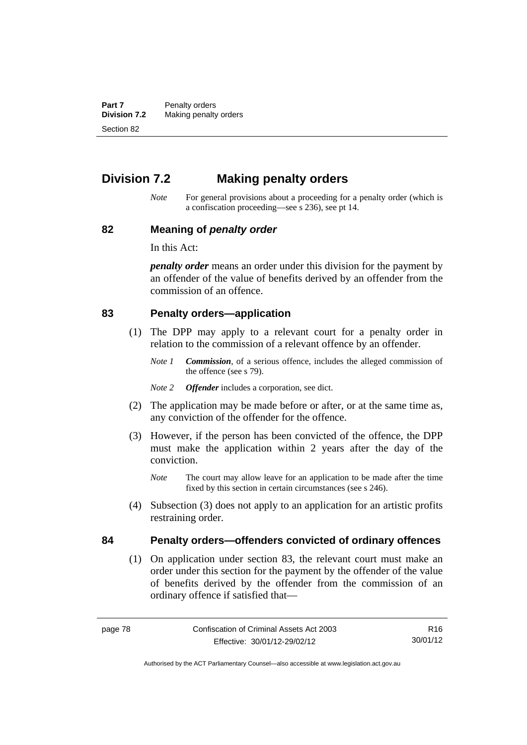## Division 7.2 Making penalty orders

*Note* For general provisions about a proceeding for a penalty order (which is a confiscation proceeding—see s 236), see pt 14.

### 82 Meaning of *penalty order*

In this Act:

***penalty order*** means an order under this division for the payment by an offender of the value of benefits derived by an offender from the commission of an offence.

### 83 Penalty orders—application

(1) The DPP may apply to a relevant court for a penalty order in relation to the commission of a relevant offence by an offender.

*Note 1* ***Commission***, of a serious offence, includes the alleged commission of the offence (see s 79).

*Note 2* ***Offender*** includes a corporation, see dict.

(2) The application may be made before or after, or at the same time as, any conviction of the offender for the offence.

(3) However, if the person has been convicted of the offence, the DPP must make the application within 2 years after the day of the conviction.

*Note* The court may allow leave for an application to be made after the time fixed by this section in certain circumstances (see s 246).

(4) Subsection (3) does not apply to an application for an artistic profits restraining order.

### 84 Penalty orders—offenders convicted of ordinary offences

(1) On application under section 83, the relevant court must make an order under this section for the payment by the offender of the value of benefits derived by the offender from the commission of an ordinary offence if satisfied that—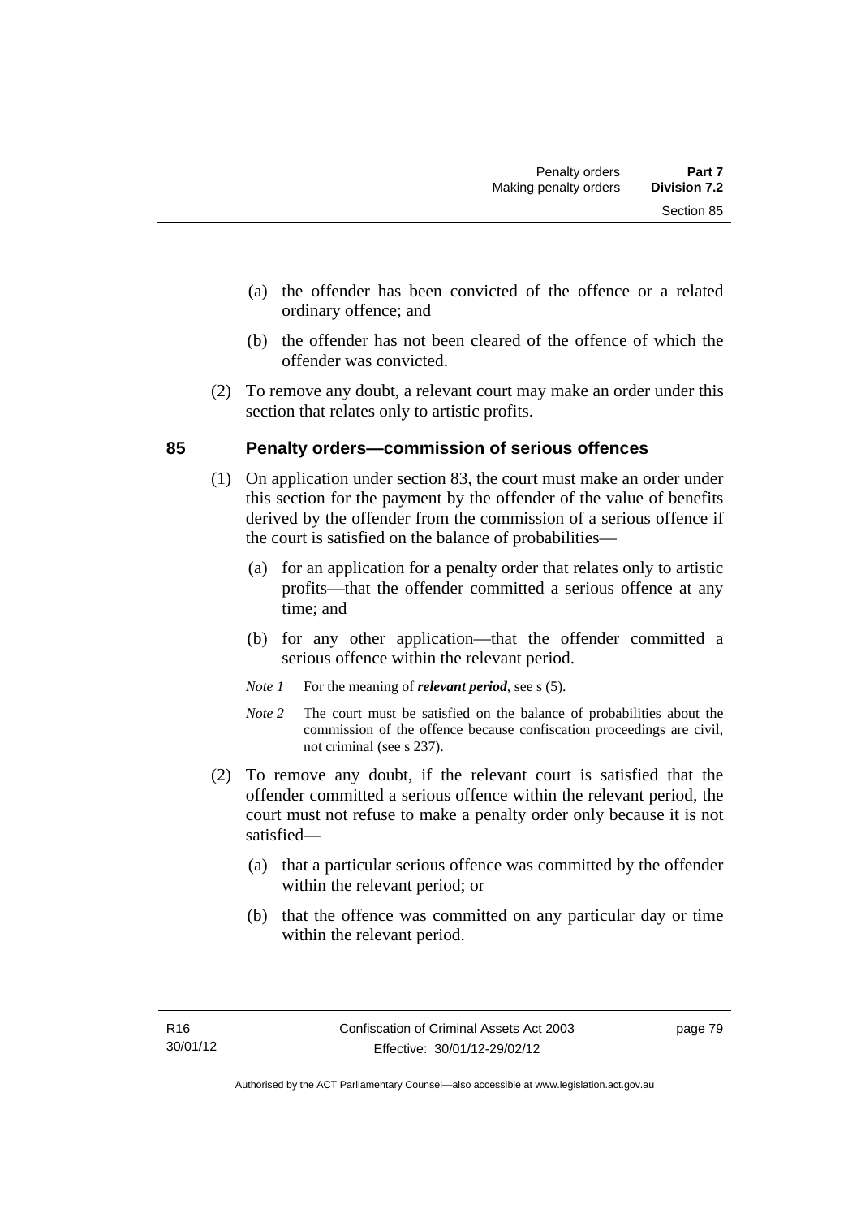(a) the offender has been convicted of the offence or a related ordinary offence; and

(b) the offender has not been cleared of the offence of which the offender was convicted.

(2) To remove any doubt, a relevant court may make an order under this section that relates only to artistic profits.

## 85 Penalty orders—commission of serious offences

(1) On application under section 83, the court must make an order under this section for the payment by the offender of the value of benefits derived by the offender from the commission of a serious offence if the court is satisfied on the balance of probabilities—

(a) for an application for a penalty order that relates only to artistic profits—that the offender committed a serious offence at any time; and

(b) for any other application—that the offender committed a serious offence within the relevant period.

*Note 1* For the meaning of ***relevant period***, see s (5).

*Note 2* The court must be satisfied on the balance of probabilities about the commission of the offence because confiscation proceedings are civil, not criminal (see s 237).

(2) To remove any doubt, if the relevant court is satisfied that the offender committed a serious offence within the relevant period, the court must not refuse to make a penalty order only because it is not satisfied—

(a) that a particular serious offence was committed by the offender within the relevant period; or

(b) that the offence was committed on any particular day or time within the relevant period.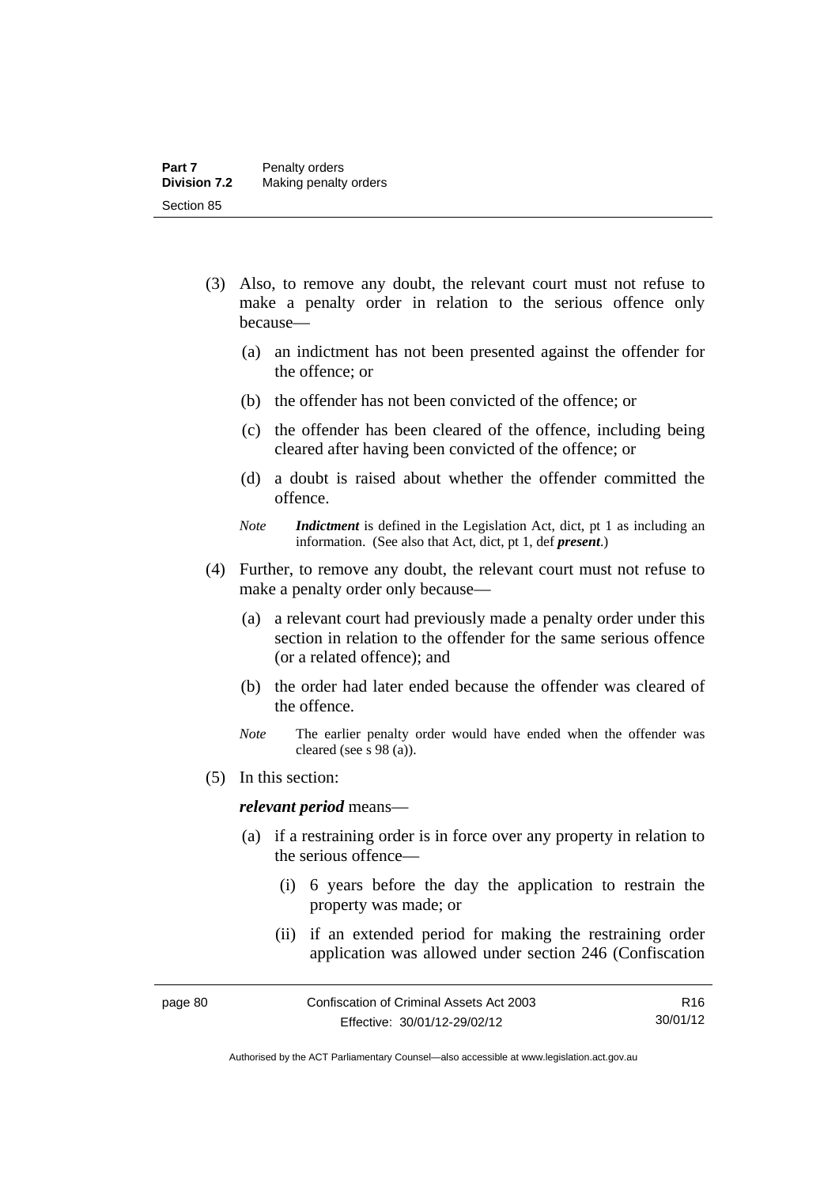(3) Also, to remove any doubt, the relevant court must not refuse to make a penalty order in relation to the serious offence only because—

(a) an indictment has not been presented against the offender for the offence; or

(b) the offender has not been convicted of the offence; or

(c) the offender has been cleared of the offence, including being cleared after having been convicted of the offence; or

(d) a doubt is raised about whether the offender committed the offence.

*Note* ***Indictment*** is defined in the Legislation Act, dict, pt 1 as including an information. (See also that Act, dict, pt 1, def ***present***.)

(4) Further, to remove any doubt, the relevant court must not refuse to make a penalty order only because—

(a) a relevant court had previously made a penalty order under this section in relation to the offender for the same serious offence (or a related offence); and

(b) the order had later ended because the offender was cleared of the offence.

*Note* The earlier penalty order would have ended when the offender was cleared (see s 98 (a)).

(5) In this section:

***relevant period*** means—

(a) if a restraining order is in force over any property in relation to the serious offence—

(i) 6 years before the day the application to restrain the property was made; or

(ii) if an extended period for making the restraining order application was allowed under section 246 (Confiscation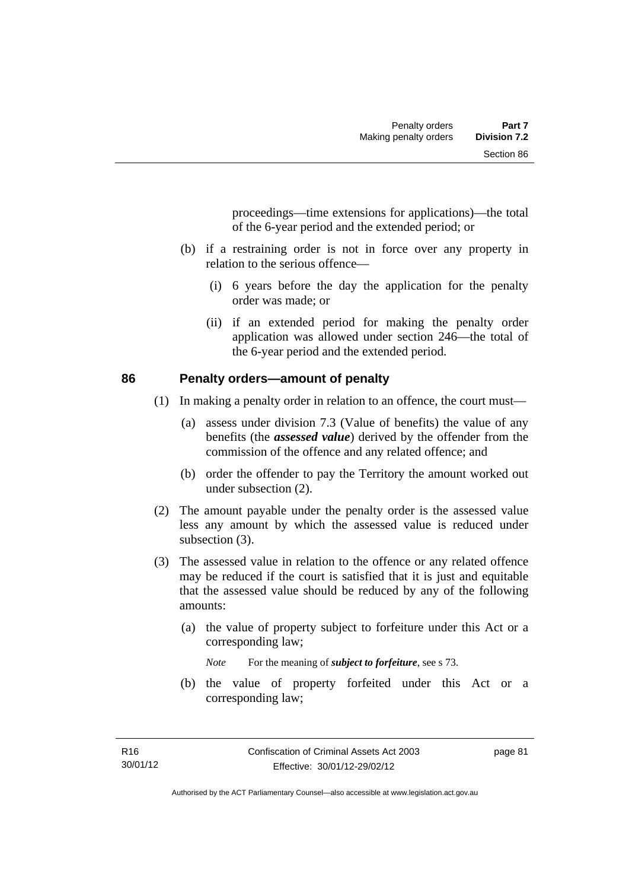proceedings—time extensions for applications)—the total of the 6-year period and the extended period; or

(b) if a restraining order is not in force over any property in relation to the serious offence—

(i) 6 years before the day the application for the penalty order was made; or

(ii) if an extended period for making the penalty order application was allowed under section 246—the total of the 6-year period and the extended period.

### 86 Penalty orders—amount of penalty

(1) In making a penalty order in relation to an offence, the court must—

(a) assess under division 7.3 (Value of benefits) the value of any benefits (the ***assessed value***) derived by the offender from the commission of the offence and any related offence; and

(b) order the offender to pay the Territory the amount worked out under subsection (2).

(2) The amount payable under the penalty order is the assessed value less any amount by which the assessed value is reduced under subsection (3).

(3) The assessed value in relation to the offence or any related offence may be reduced if the court is satisfied that it is just and equitable that the assessed value should be reduced by any of the following amounts:

(a) the value of property subject to forfeiture under this Act or a corresponding law;

*Note* For the meaning of ***subject to forfeiture***, see s 73.

(b) the value of property forfeited under this Act or a corresponding law;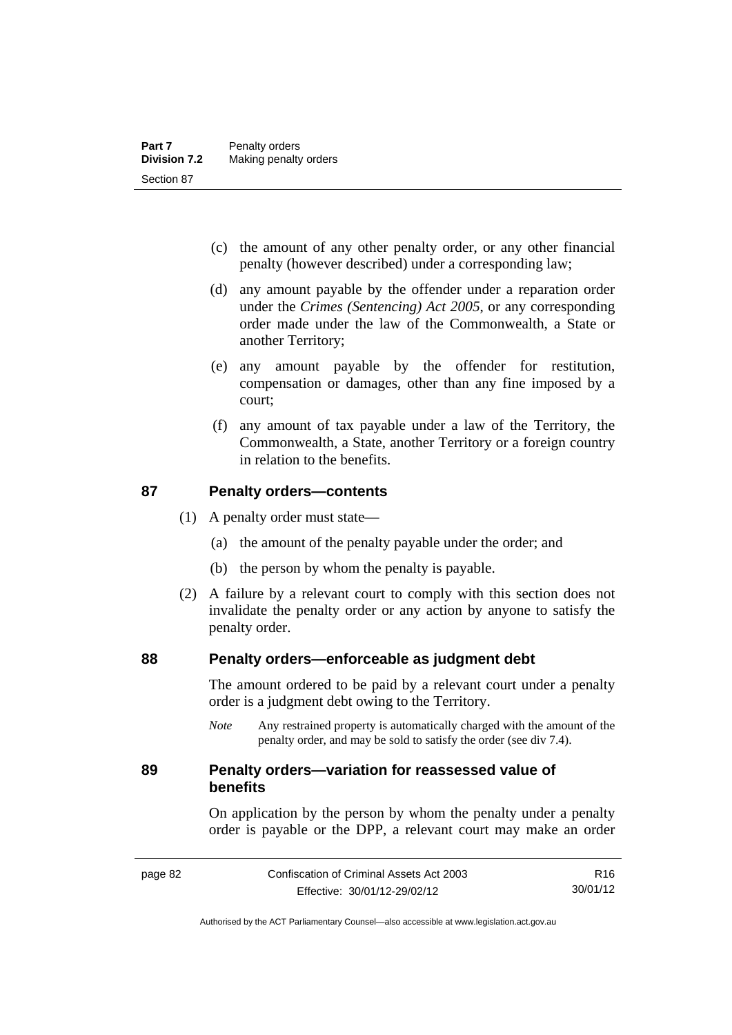(c) the amount of any other penalty order, or any other financial penalty (however described) under a corresponding law;

(d) any amount payable by the offender under a reparation order under the *Crimes (Sentencing) Act 2005*, or any corresponding order made under the law of the Commonwealth, a State or another Territory;

(e) any amount payable by the offender for restitution, compensation or damages, other than any fine imposed by a court;

(f) any amount of tax payable under a law of the Territory, the Commonwealth, a State, another Territory or a foreign country in relation to the benefits.

## 87 Penalty orders—contents

(1) A penalty order must state—

(a) the amount of the penalty payable under the order; and

(b) the person by whom the penalty is payable.

(2) A failure by a relevant court to comply with this section does not invalidate the penalty order or any action by anyone to satisfy the penalty order.

## 88 Penalty orders—enforceable as judgment debt

The amount ordered to be paid by a relevant court under a penalty order is a judgment debt owing to the Territory.

*Note* Any restrained property is automatically charged with the amount of the penalty order, and may be sold to satisfy the order (see div 7.4).

## 89 Penalty orders—variation for reassessed value of benefits

On application by the person by whom the penalty under a penalty order is payable or the DPP, a relevant court may make an order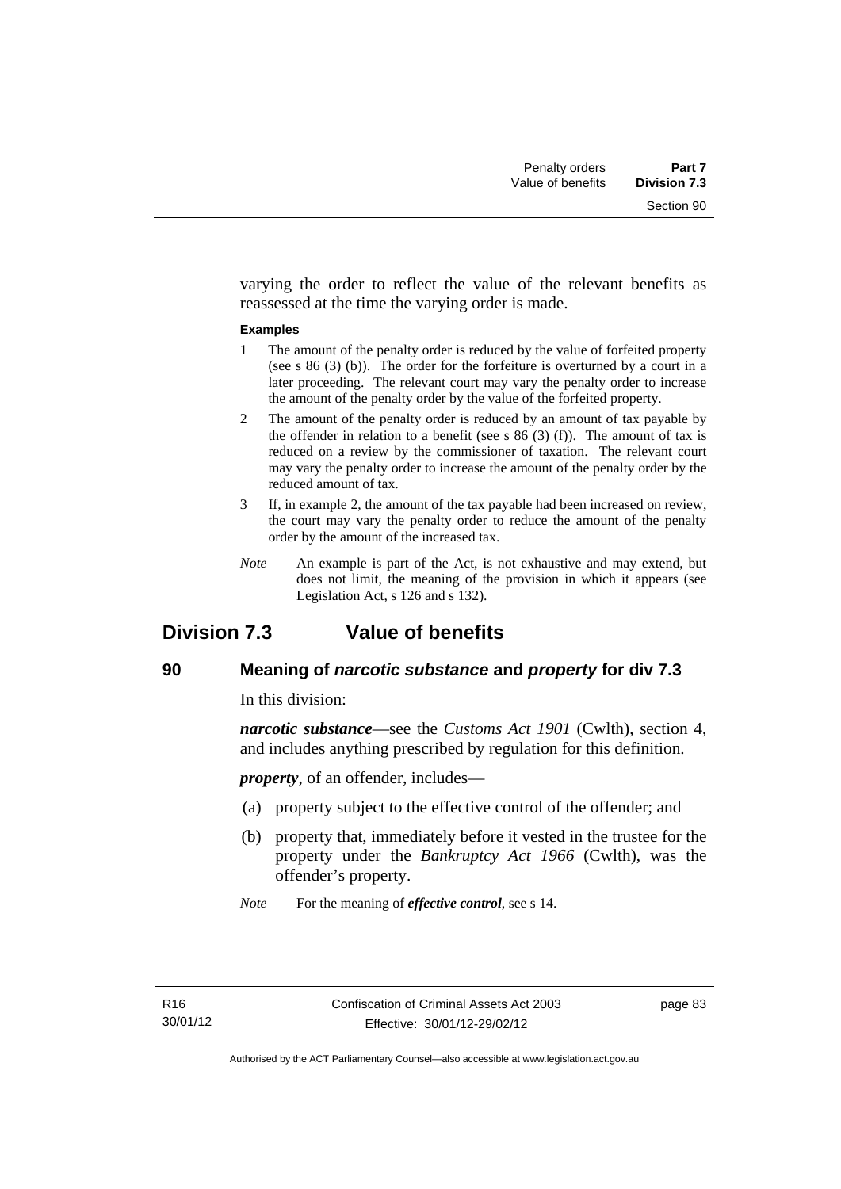varying the order to reflect the value of the relevant benefits as reassessed at the time the varying order is made.

**Examples**

1 The amount of the penalty order is reduced by the value of forfeited property (see s 86 (3) (b)). The order for the forfeiture is overturned by a court in a later proceeding. The relevant court may vary the penalty order to increase the amount of the penalty order by the value of the forfeited property.

2 The amount of the penalty order is reduced by an amount of tax payable by the offender in relation to a benefit (see s 86 (3) (f)). The amount of tax is reduced on a review by the commissioner of taxation. The relevant court may vary the penalty order to increase the amount of the penalty order by the reduced amount of tax.

3 If, in example 2, the amount of the tax payable had been increased on review, the court may vary the penalty order to reduce the amount of the penalty order by the amount of the increased tax.

*Note* An example is part of the Act, is not exhaustive and may extend, but does not limit, the meaning of the provision in which it appears (see Legislation Act, s 126 and s 132).

## Division 7.3 Value of benefits

### 90 Meaning of *narcotic substance* and *property* for div 7.3

In this division:

***narcotic substance***—see the *Customs Act 1901* (Cwlth), section 4, and includes anything prescribed by regulation for this definition.

***property***, of an offender, includes—

(a) property subject to the effective control of the offender; and

(b) property that, immediately before it vested in the trustee for the property under the *Bankruptcy Act 1966* (Cwlth), was the offender's property.

*Note* For the meaning of ***effective control***, see s 14.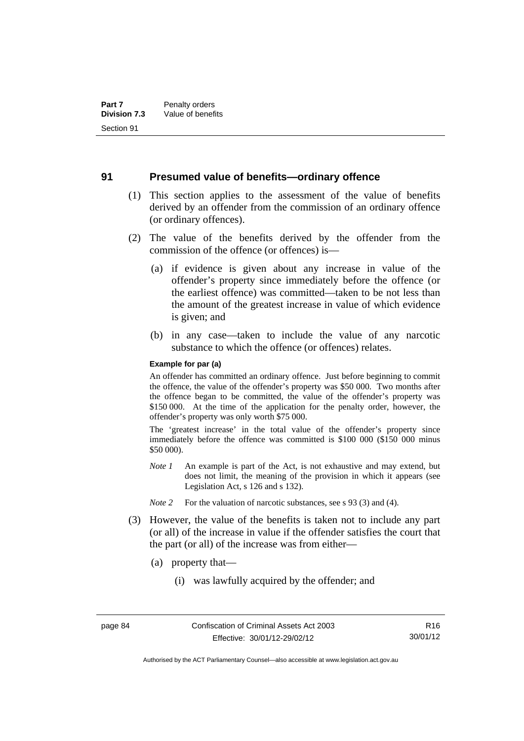## 91 Presumed value of benefits—ordinary offence

(1) This section applies to the assessment of the value of benefits derived by an offender from the commission of an ordinary offence (or ordinary offences).

(2) The value of the benefits derived by the offender from the commission of the offence (or offences) is—

(a) if evidence is given about any increase in value of the offender's property since immediately before the offence (or the earliest offence) was committed—taken to be not less than the amount of the greatest increase in value of which evidence is given; and

(b) in any case—taken to include the value of any narcotic substance to which the offence (or offences) relates.

**Example for par (a)**

An offender has committed an ordinary offence. Just before beginning to commit the offence, the value of the offender's property was $50 000. Two months after the offence began to be committed, the value of the offender's property was $150 000. At the time of the application for the penalty order, however, the offender's property was only worth $75 000.

The 'greatest increase' in the total value of the offender's property since immediately before the offence was committed is $100 000 ($150 000 minus $50 000).

*Note 1* An example is part of the Act, is not exhaustive and may extend, but does not limit, the meaning of the provision in which it appears (see Legislation Act, s 126 and s 132).

*Note 2* For the valuation of narcotic substances, see s 93 (3) and (4).

(3) However, the value of the benefits is taken not to include any part (or all) of the increase in value if the offender satisfies the court that the part (or all) of the increase was from either—

(a) property that—

(i) was lawfully acquired by the offender; and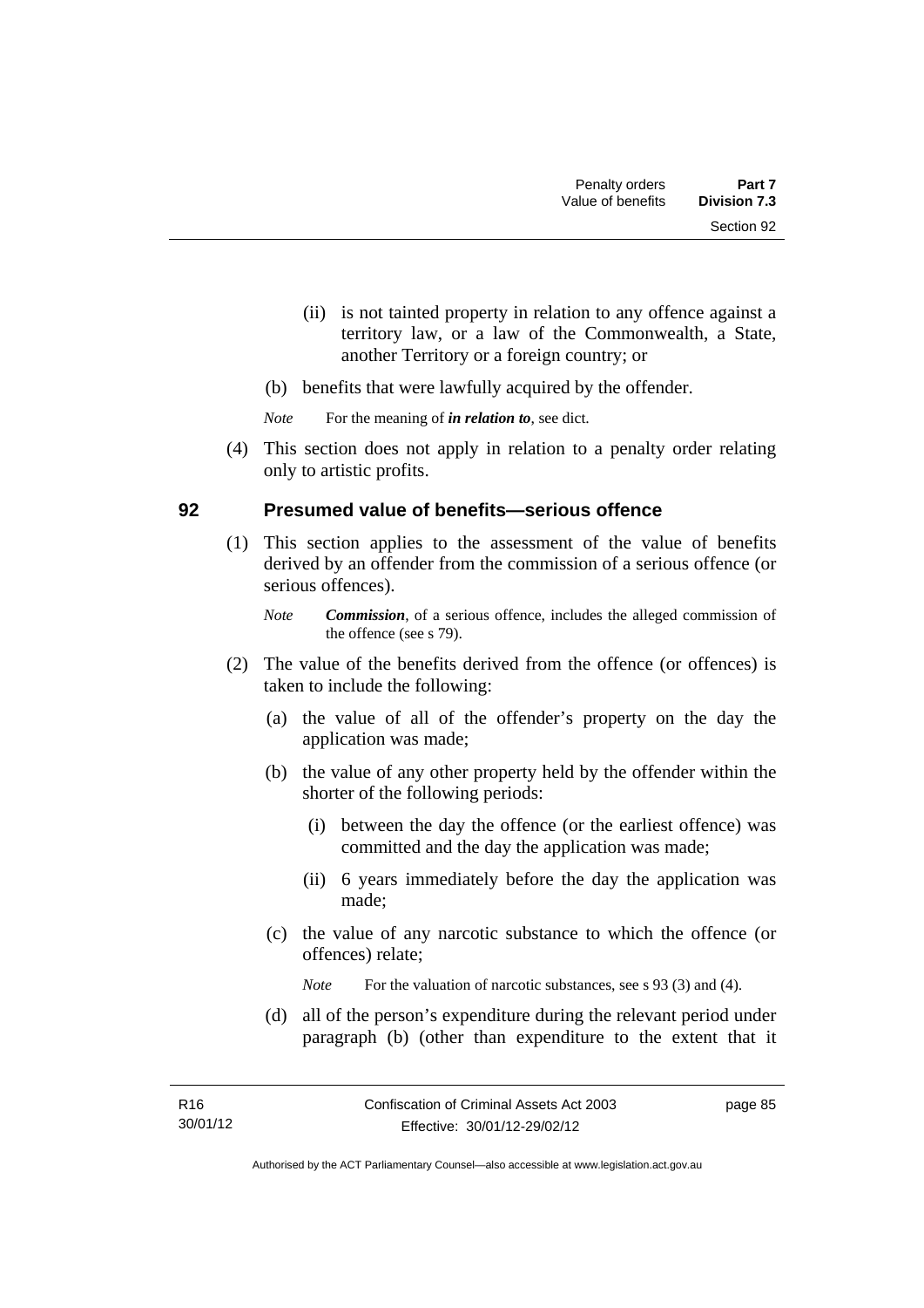(ii) is not tainted property in relation to any offence against a territory law, or a law of the Commonwealth, a State, another Territory or a foreign country; or

(b) benefits that were lawfully acquired by the offender.

*Note* For the meaning of ***in relation to***, see dict.

(4) This section does not apply in relation to a penalty order relating only to artistic profits.

## 92 Presumed value of benefits—serious offence

(1) This section applies to the assessment of the value of benefits derived by an offender from the commission of a serious offence (or serious offences).

*Note* ***Commission***, of a serious offence, includes the alleged commission of the offence (see s 79).

(2) The value of the benefits derived from the offence (or offences) is taken to include the following:

(a) the value of all of the offender's property on the day the application was made;

(b) the value of any other property held by the offender within the shorter of the following periods:

(i) between the day the offence (or the earliest offence) was committed and the day the application was made;

(ii) 6 years immediately before the day the application was made;

(c) the value of any narcotic substance to which the offence (or offences) relate;

*Note* For the valuation of narcotic substances, see s 93 (3) and (4).

(d) all of the person's expenditure during the relevant period under paragraph (b) (other than expenditure to the extent that it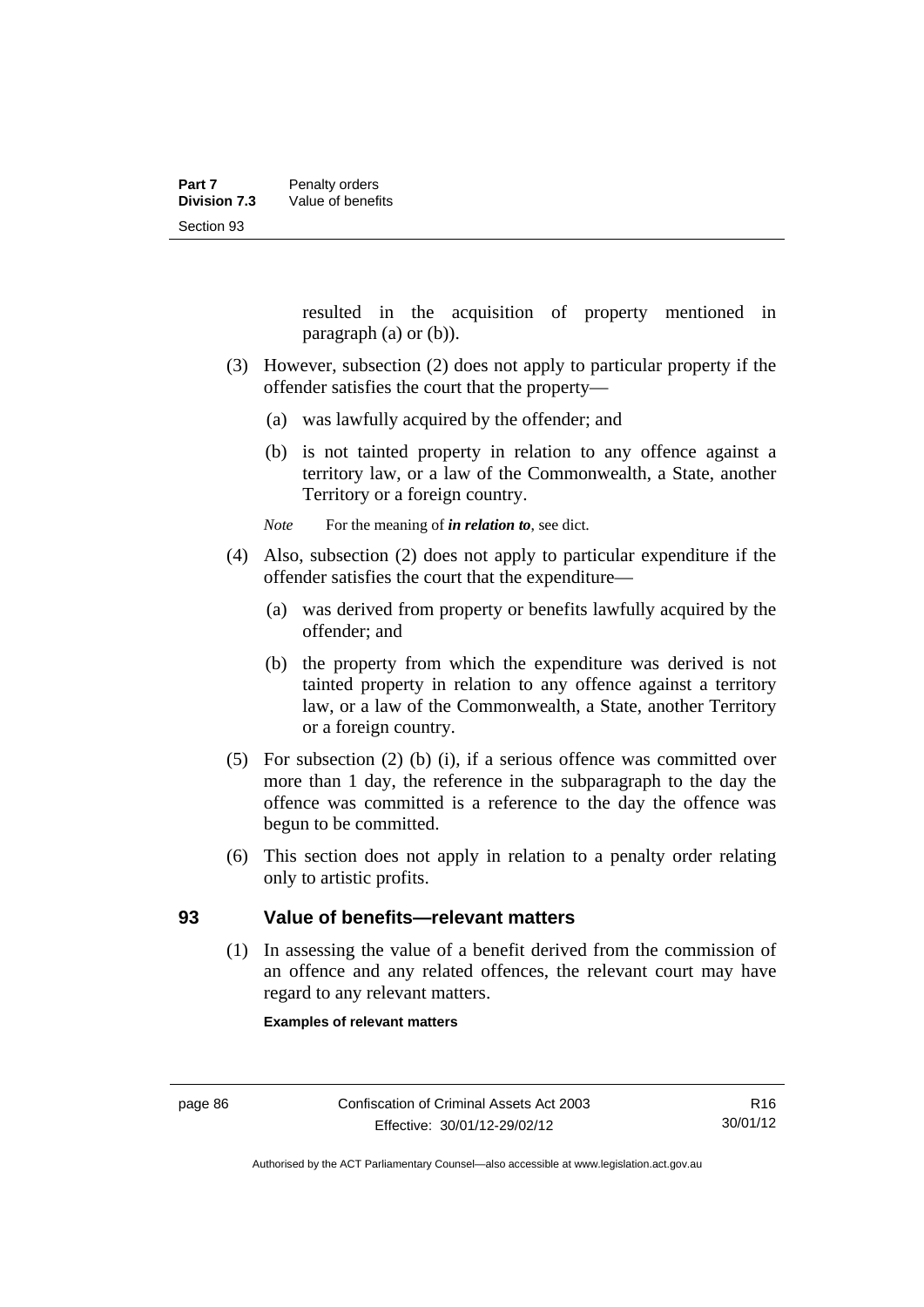resulted in the acquisition of property mentioned in paragraph (a) or (b)).

(3) However, subsection (2) does not apply to particular property if the offender satisfies the court that the property—

(a) was lawfully acquired by the offender; and

(b) is not tainted property in relation to any offence against a territory law, or a law of the Commonwealth, a State, another Territory or a foreign country.

*Note* For the meaning of ***in relation to***, see dict.

(4) Also, subsection (2) does not apply to particular expenditure if the offender satisfies the court that the expenditure—

(a) was derived from property or benefits lawfully acquired by the offender; and

(b) the property from which the expenditure was derived is not tainted property in relation to any offence against a territory law, or a law of the Commonwealth, a State, another Territory or a foreign country.

(5) For subsection (2) (b) (i), if a serious offence was committed over more than 1 day, the reference in the subparagraph to the day the offence was committed is a reference to the day the offence was begun to be committed.

(6) This section does not apply in relation to a penalty order relating only to artistic profits.

## 93 Value of benefits—relevant matters

(1) In assessing the value of a benefit derived from the commission of an offence and any related offences, the relevant court may have regard to any relevant matters.

**Examples of relevant matters**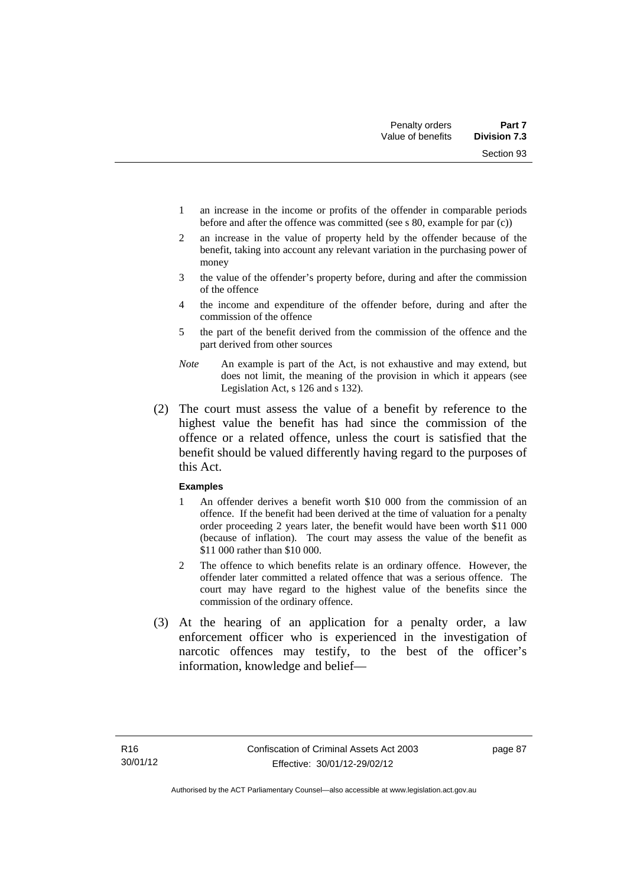1 an increase in the income or profits of the offender in comparable periods before and after the offence was committed (see s 80, example for par (c))

2 an increase in the value of property held by the offender because of the benefit, taking into account any relevant variation in the purchasing power of money

3 the value of the offender's property before, during and after the commission of the offence

4 the income and expenditure of the offender before, during and after the commission of the offence

5 the part of the benefit derived from the commission of the offence and the part derived from other sources

*Note* An example is part of the Act, is not exhaustive and may extend, but does not limit, the meaning of the provision in which it appears (see Legislation Act, s 126 and s 132).

(2) The court must assess the value of a benefit by reference to the highest value the benefit has had since the commission of the offence or a related offence, unless the court is satisfied that the benefit should be valued differently having regard to the purposes of this Act.

**Examples**

1 An offender derives a benefit worth $10 000 from the commission of an offence. If the benefit had been derived at the time of valuation for a penalty order proceeding 2 years later, the benefit would have been worth $11 000 (because of inflation). The court may assess the value of the benefit as $11 000 rather than $10 000.

2 The offence to which benefits relate is an ordinary offence. However, the offender later committed a related offence that was a serious offence. The court may have regard to the highest value of the benefits since the commission of the ordinary offence.

(3) At the hearing of an application for a penalty order, a law enforcement officer who is experienced in the investigation of narcotic offences may testify, to the best of the officer's information, knowledge and belief—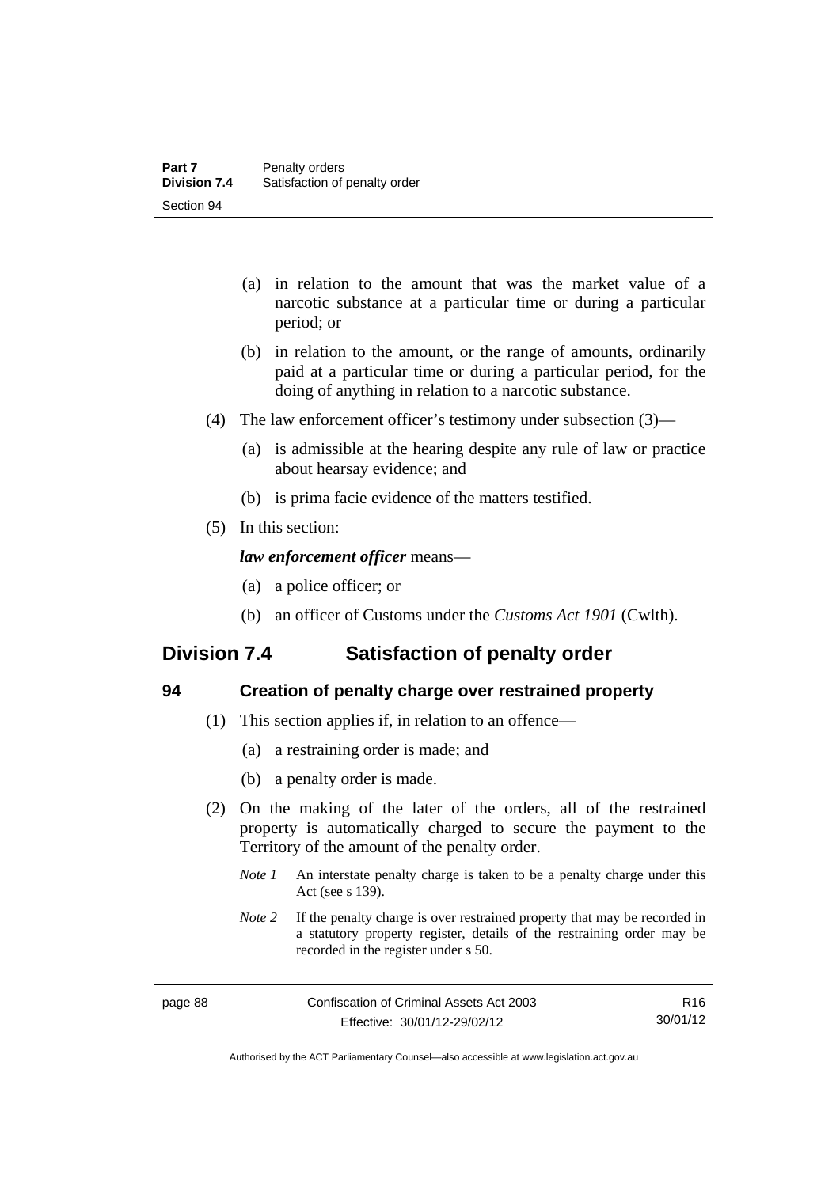(a) in relation to the amount that was the market value of a narcotic substance at a particular time or during a particular period; or

(b) in relation to the amount, or the range of amounts, ordinarily paid at a particular time or during a particular period, for the doing of anything in relation to a narcotic substance.

(4) The law enforcement officer's testimony under subsection (3)—

(a) is admissible at the hearing despite any rule of law or practice about hearsay evidence; and

(b) is prima facie evidence of the matters testified.

(5) In this section:

***law enforcement officer*** means—

(a) a police officer; or

(b) an officer of Customs under the *Customs Act 1901* (Cwlth).

## Division 7.4 Satisfaction of penalty order

### 94 Creation of penalty charge over restrained property

(1) This section applies if, in relation to an offence—

(a) a restraining order is made; and

(b) a penalty order is made.

(2) On the making of the later of the orders, all of the restrained property is automatically charged to secure the payment to the Territory of the amount of the penalty order.

*Note 1* An interstate penalty charge is taken to be a penalty charge under this Act (see s 139).

*Note 2* If the penalty charge is over restrained property that may be recorded in a statutory property register, details of the restraining order may be recorded in the register under s 50.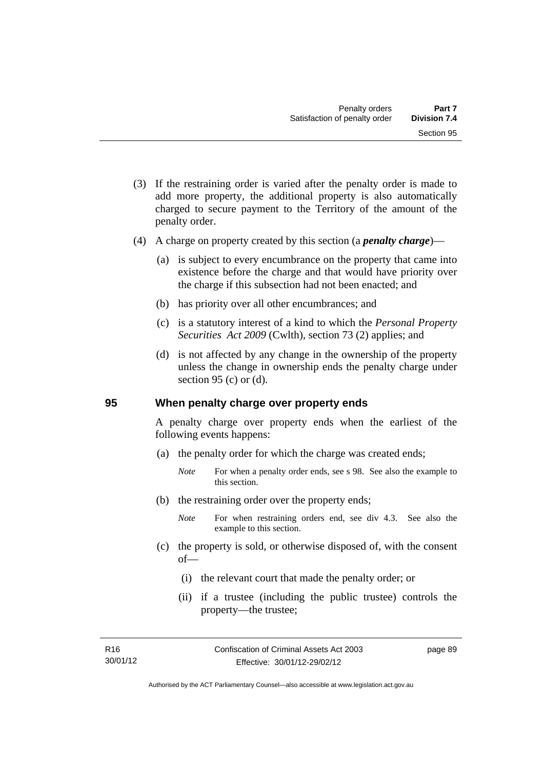(3) If the restraining order is varied after the penalty order is made to add more property, the additional property is also automatically charged to secure payment to the Territory of the amount of the penalty order.

(4) A charge on property created by this section (a ***penalty charge***)—

  (a) is subject to every encumbrance on the property that came into existence before the charge and that would have priority over the charge if this subsection had not been enacted; and

  (b) has priority over all other encumbrances; and

  (c) is a statutory interest of a kind to which the *Personal Property Securities Act 2009* (Cwlth), section 73 (2) applies; and

  (d) is not affected by any change in the ownership of the property unless the change in ownership ends the penalty charge under section 95 (c) or (d).

## 95 When penalty charge over property ends

A penalty charge over property ends when the earliest of the following events happens:

  (a) the penalty order for which the charge was created ends;

  *Note* For when a penalty order ends, see s 98. See also the example to this section.

  (b) the restraining order over the property ends;

  *Note* For when restraining orders end, see div 4.3. See also the example to this section.

  (c) the property is sold, or otherwise disposed of, with the consent of—

    (i) the relevant court that made the penalty order; or

    (ii) if a trustee (including the public trustee) controls the property—the trustee;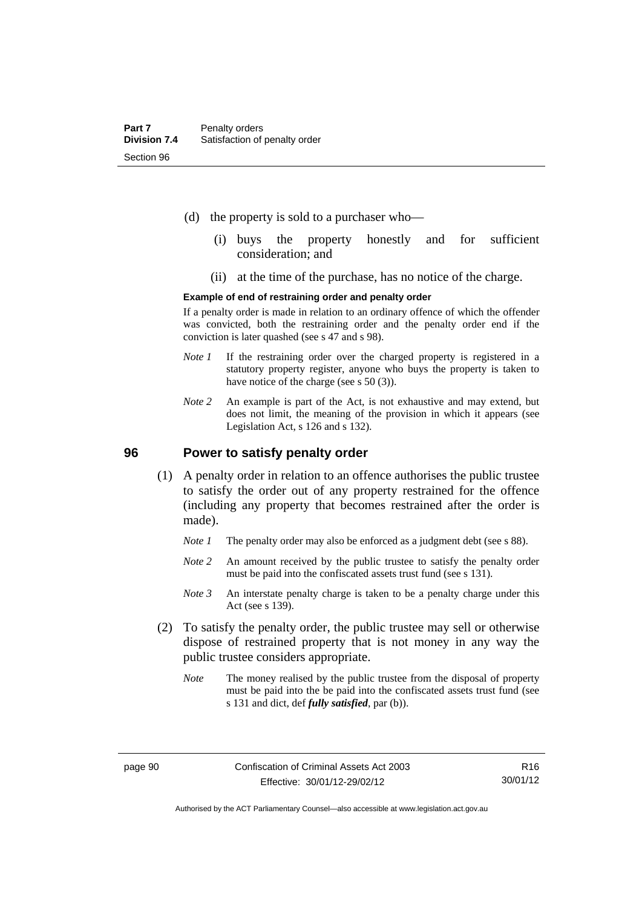(d) the property is sold to a purchaser who—

(i) buys the property honestly and for sufficient consideration; and

(ii) at the time of the purchase, has no notice of the charge.

**Example of end of restraining order and penalty order**

If a penalty order is made in relation to an ordinary offence of which the offender was convicted, both the restraining order and the penalty order end if the conviction is later quashed (see s 47 and s 98).

*Note 1* If the restraining order over the charged property is registered in a statutory property register, anyone who buys the property is taken to have notice of the charge (see s 50 (3)).

*Note 2* An example is part of the Act, is not exhaustive and may extend, but does not limit, the meaning of the provision in which it appears (see Legislation Act, s 126 and s 132).

## 96 Power to satisfy penalty order

(1) A penalty order in relation to an offence authorises the public trustee to satisfy the order out of any property restrained for the offence (including any property that becomes restrained after the order is made).

*Note 1* The penalty order may also be enforced as a judgment debt (see s 88).

*Note 2* An amount received by the public trustee to satisfy the penalty order must be paid into the confiscated assets trust fund (see s 131).

*Note 3* An interstate penalty charge is taken to be a penalty charge under this Act (see s 139).

(2) To satisfy the penalty order, the public trustee may sell or otherwise dispose of restrained property that is not money in any way the public trustee considers appropriate.

*Note* The money realised by the public trustee from the disposal of property must be paid into the be paid into the confiscated assets trust fund (see s 131 and dict, def ***fully satisfied***, par (b)).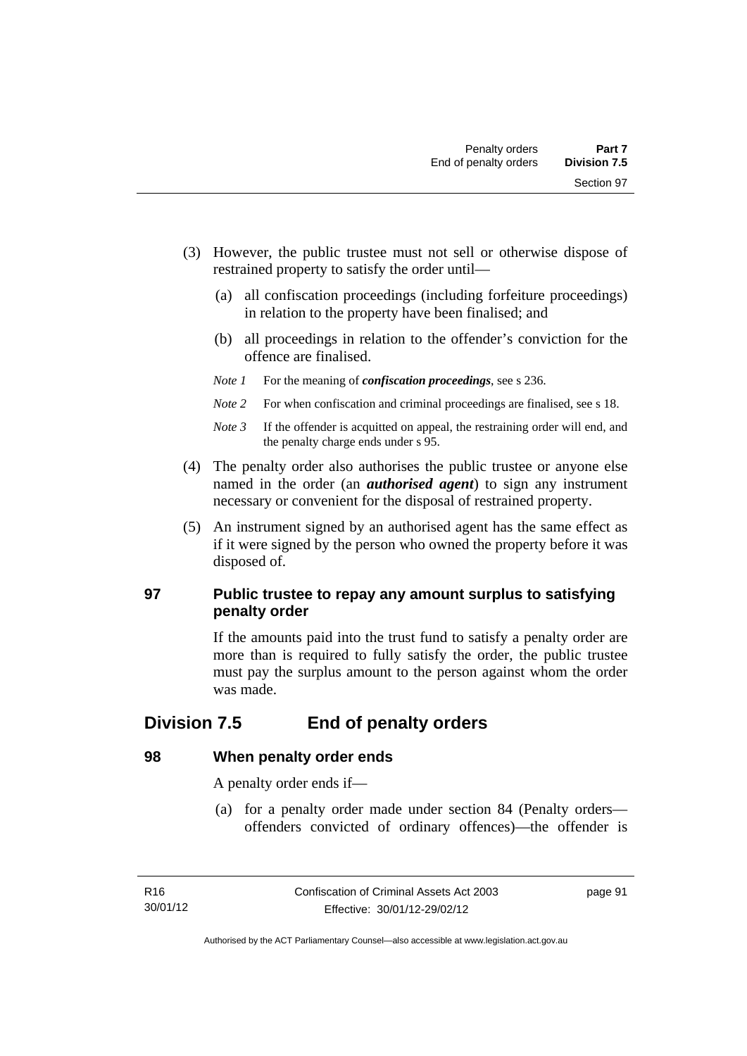(3) However, the public trustee must not sell or otherwise dispose of restrained property to satisfy the order until—

   (a) all confiscation proceedings (including forfeiture proceedings) in relation to the property have been finalised; and

   (b) all proceedings in relation to the offender's conviction for the offence are finalised.

   *Note 1* For the meaning of ***confiscation proceedings***, see s 236.

   *Note 2* For when confiscation and criminal proceedings are finalised, see s 18.

   *Note 3* If the offender is acquitted on appeal, the restraining order will end, and the penalty charge ends under s 95.

(4) The penalty order also authorises the public trustee or anyone else named in the order (an ***authorised agent***) to sign any instrument necessary or convenient for the disposal of restrained property.

(5) An instrument signed by an authorised agent has the same effect as if it were signed by the person who owned the property before it was disposed of.

### 97 Public trustee to repay any amount surplus to satisfying penalty order

If the amounts paid into the trust fund to satisfy a penalty order are more than is required to fully satisfy the order, the public trustee must pay the surplus amount to the person against whom the order was made.

## Division 7.5 End of penalty orders

### 98 When penalty order ends

A penalty order ends if—

   (a) for a penalty order made under section 84 (Penalty orders—offenders convicted of ordinary offences)—the offender is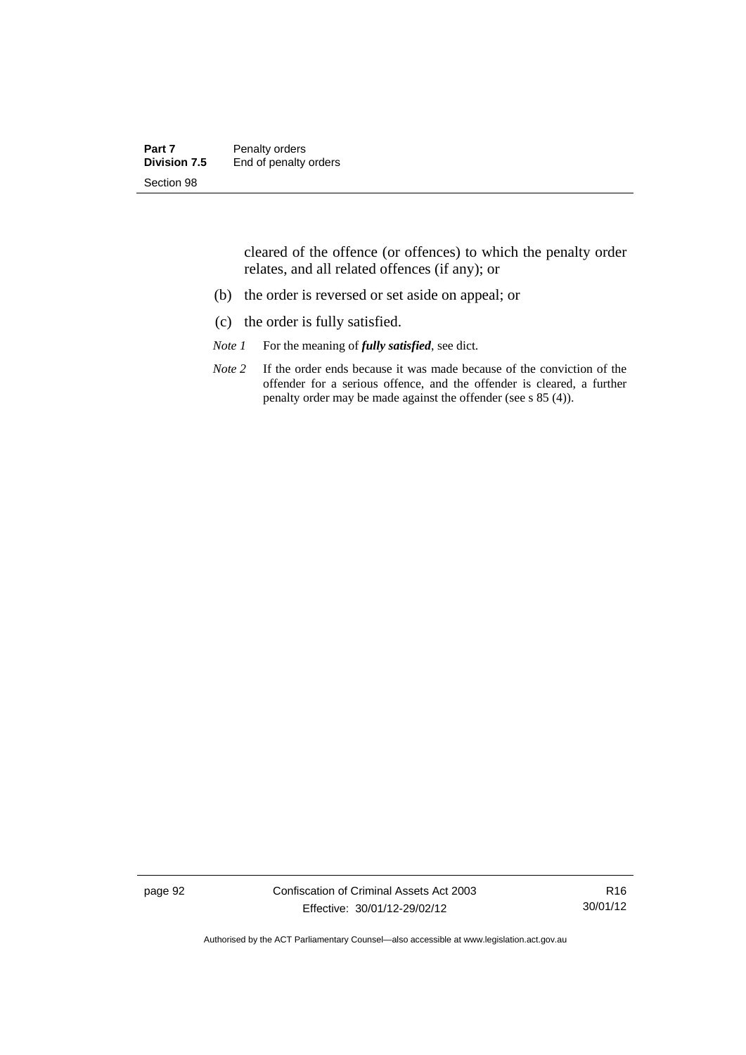cleared of the offence (or offences) to which the penalty order relates, and all related offences (if any); or

(b) the order is reversed or set aside on appeal; or

(c) the order is fully satisfied.

*Note 1* For the meaning of ***fully satisfied***, see dict.

*Note 2* If the order ends because it was made because of the conviction of the offender for a serious offence, and the offender is cleared, a further penalty order may be made against the offender (see s 85 (4)).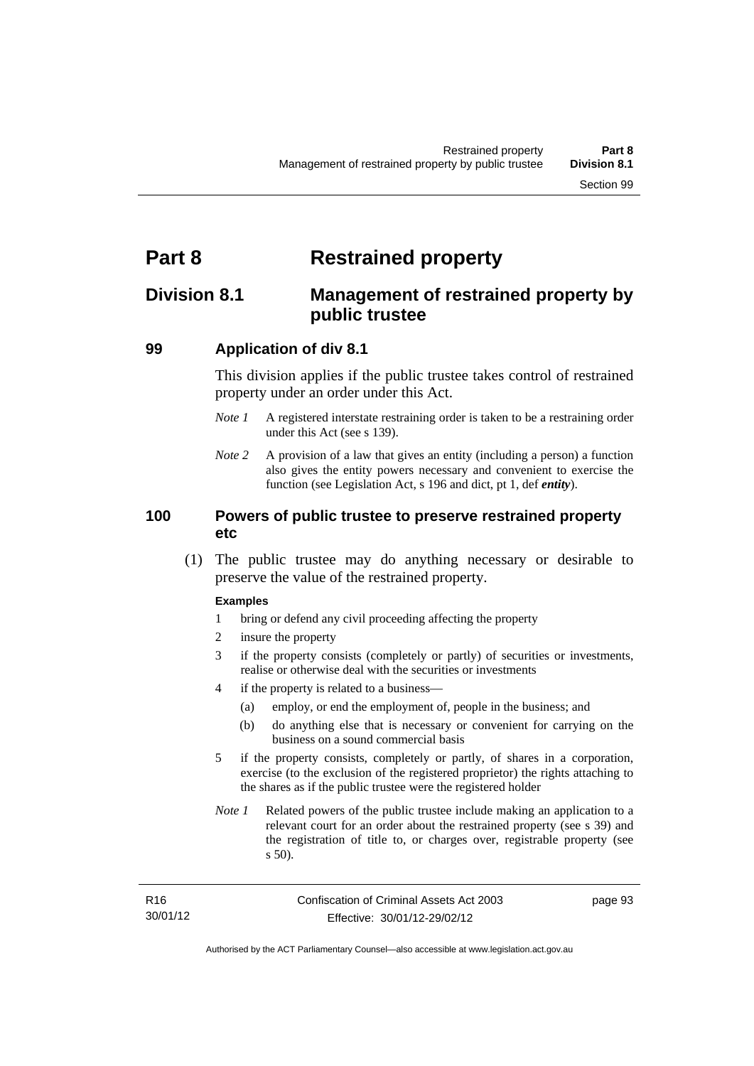# Part 8 Restrained property

## Division 8.1 Management of restrained property by public trustee

### 99 Application of div 8.1

This division applies if the public trustee takes control of restrained property under an order under this Act.

*Note 1* A registered interstate restraining order is taken to be a restraining order under this Act (see s 139).

*Note 2* A provision of a law that gives an entity (including a person) a function also gives the entity powers necessary and convenient to exercise the function (see Legislation Act, s 196 and dict, pt 1, def ***entity***).

### 100 Powers of public trustee to preserve restrained property etc

(1) The public trustee may do anything necessary or desirable to preserve the value of the restrained property.

**Examples**

1 bring or defend any civil proceeding affecting the property

2 insure the property

3 if the property consists (completely or partly) of securities or investments, realise or otherwise deal with the securities or investments

4 if the property is related to a business—

(a) employ, or end the employment of, people in the business; and

(b) do anything else that is necessary or convenient for carrying on the business on a sound commercial basis

5 if the property consists, completely or partly, of shares in a corporation, exercise (to the exclusion of the registered proprietor) the rights attaching to the shares as if the public trustee were the registered holder

*Note 1* Related powers of the public trustee include making an application to a relevant court for an order about the restrained property (see s 39) and the registration of title to, or charges over, registrable property (see s 50).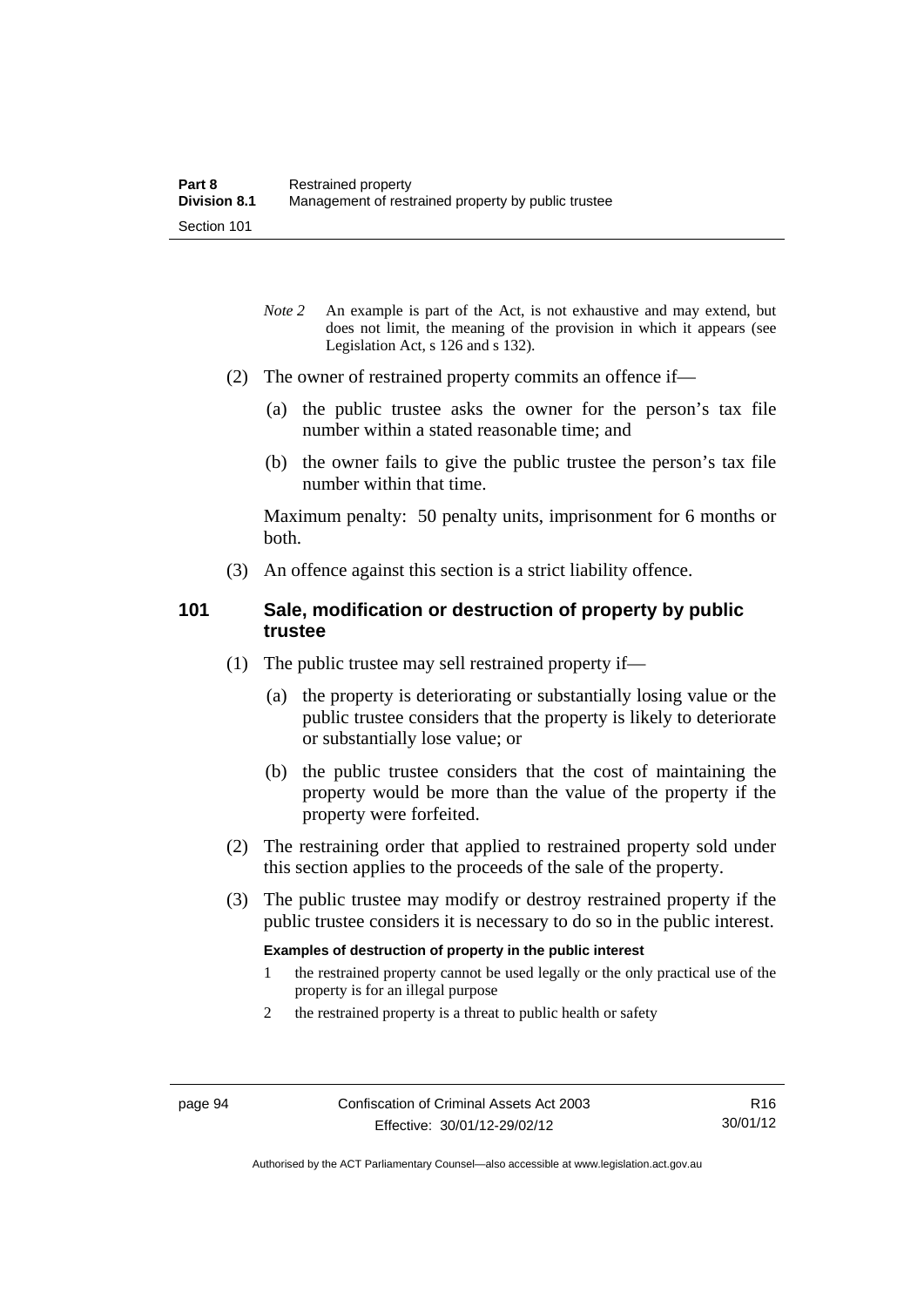*Note 2* An example is part of the Act, is not exhaustive and may extend, but does not limit, the meaning of the provision in which it appears (see Legislation Act, s 126 and s 132).

(2) The owner of restrained property commits an offence if—

(a) the public trustee asks the owner for the person's tax file number within a stated reasonable time; and

(b) the owner fails to give the public trustee the person's tax file number within that time.

Maximum penalty: 50 penalty units, imprisonment for 6 months or both.

(3) An offence against this section is a strict liability offence.

## 101 Sale, modification or destruction of property by public trustee

(1) The public trustee may sell restrained property if—

(a) the property is deteriorating or substantially losing value or the public trustee considers that the property is likely to deteriorate or substantially lose value; or

(b) the public trustee considers that the cost of maintaining the property would be more than the value of the property if the property were forfeited.

(2) The restraining order that applied to restrained property sold under this section applies to the proceeds of the sale of the property.

(3) The public trustee may modify or destroy restrained property if the public trustee considers it is necessary to do so in the public interest.

**Examples of destruction of property in the public interest**

1 the restrained property cannot be used legally or the only practical use of the property is for an illegal purpose

2 the restrained property is a threat to public health or safety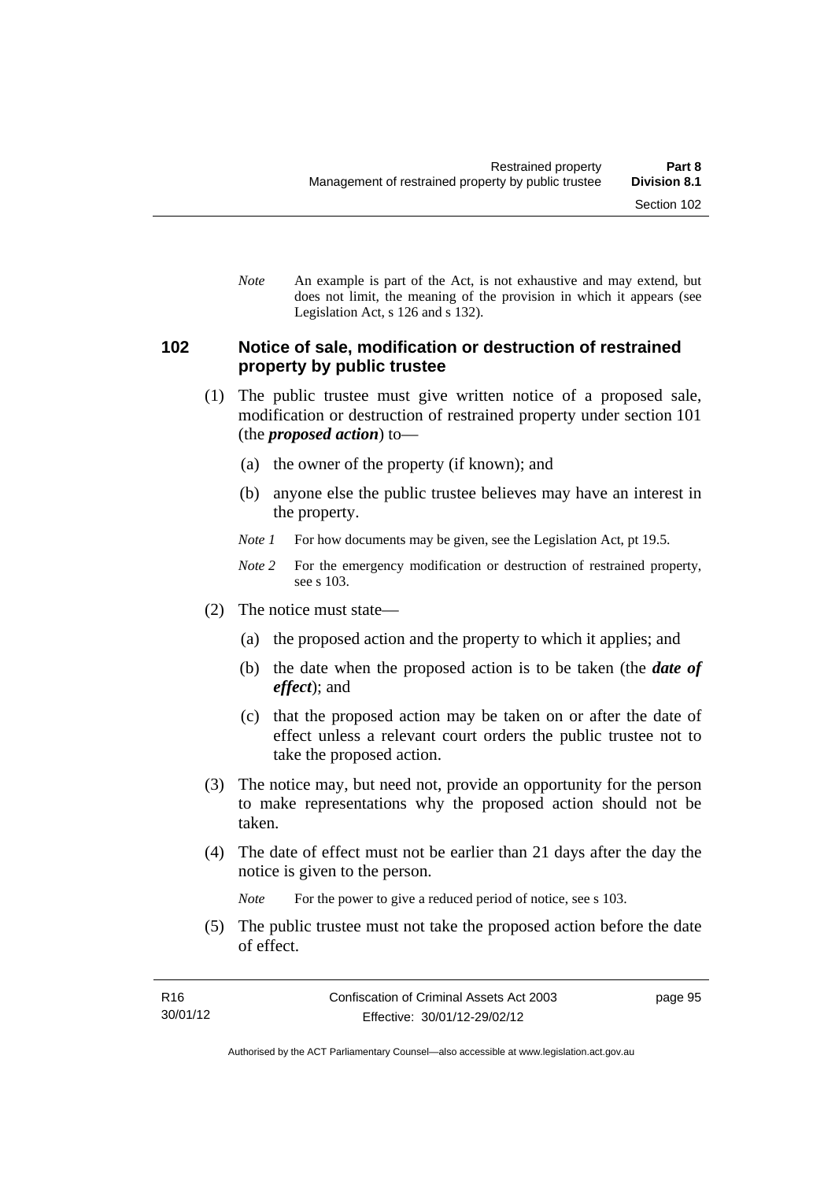*Note* An example is part of the Act, is not exhaustive and may extend, but does not limit, the meaning of the provision in which it appears (see Legislation Act, s 126 and s 132).

## 102 Notice of sale, modification or destruction of restrained property by public trustee

(1) The public trustee must give written notice of a proposed sale, modification or destruction of restrained property under section 101 (the ***proposed action***) to—

(a) the owner of the property (if known); and

(b) anyone else the public trustee believes may have an interest in the property.

*Note 1* For how documents may be given, see the Legislation Act, pt 19.5.

*Note 2* For the emergency modification or destruction of restrained property, see s 103.

(2) The notice must state—

(a) the proposed action and the property to which it applies; and

(b) the date when the proposed action is to be taken (the ***date of effect***); and

(c) that the proposed action may be taken on or after the date of effect unless a relevant court orders the public trustee not to take the proposed action.

(3) The notice may, but need not, provide an opportunity for the person to make representations why the proposed action should not be taken.

(4) The date of effect must not be earlier than 21 days after the day the notice is given to the person.

*Note* For the power to give a reduced period of notice, see s 103.

(5) The public trustee must not take the proposed action before the date of effect.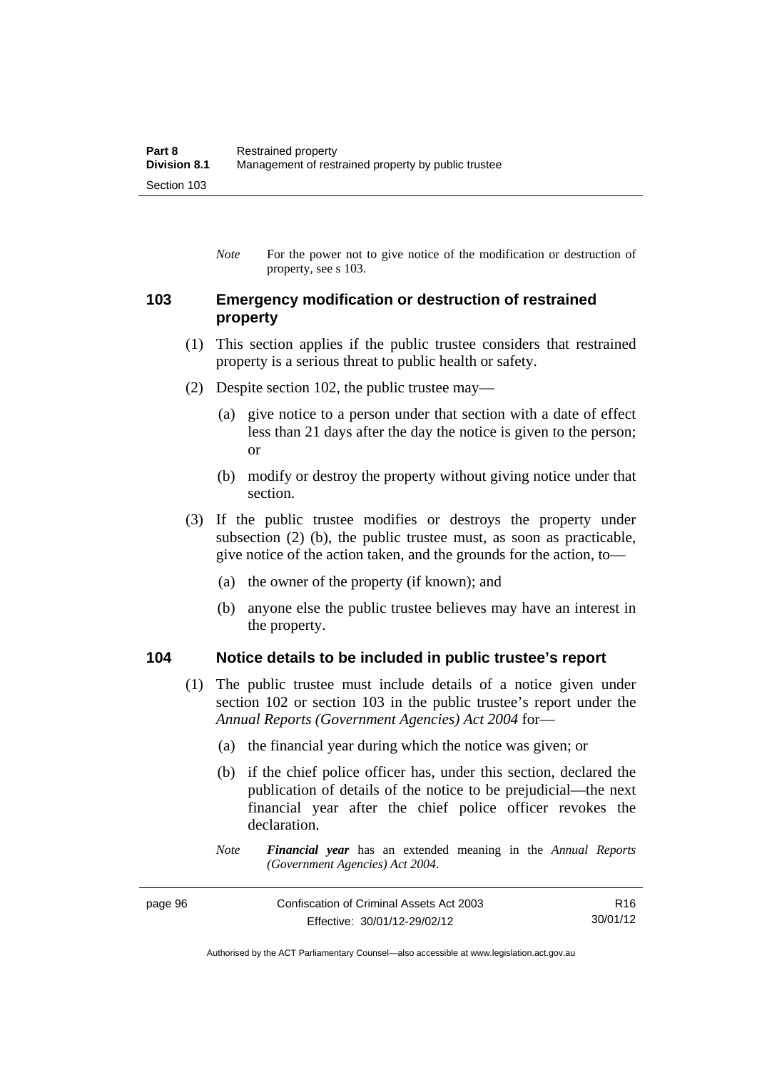*Note* For the power not to give notice of the modification or destruction of property, see s 103.

### 103 Emergency modification or destruction of restrained property

(1) This section applies if the public trustee considers that restrained property is a serious threat to public health or safety.

(2) Despite section 102, the public trustee may—

(a) give notice to a person under that section with a date of effect less than 21 days after the day the notice is given to the person; or

(b) modify or destroy the property without giving notice under that section.

(3) If the public trustee modifies or destroys the property under subsection (2) (b), the public trustee must, as soon as practicable, give notice of the action taken, and the grounds for the action, to—

(a) the owner of the property (if known); and

(b) anyone else the public trustee believes may have an interest in the property.

### 104 Notice details to be included in public trustee's report

(1) The public trustee must include details of a notice given under section 102 or section 103 in the public trustee's report under the *Annual Reports (Government Agencies) Act 2004* for—

(a) the financial year during which the notice was given; or

(b) if the chief police officer has, under this section, declared the publication of details of the notice to be prejudicial—the next financial year after the chief police officer revokes the declaration.

*Note* ***Financial year*** has an extended meaning in the *Annual Reports (Government Agencies) Act 2004*.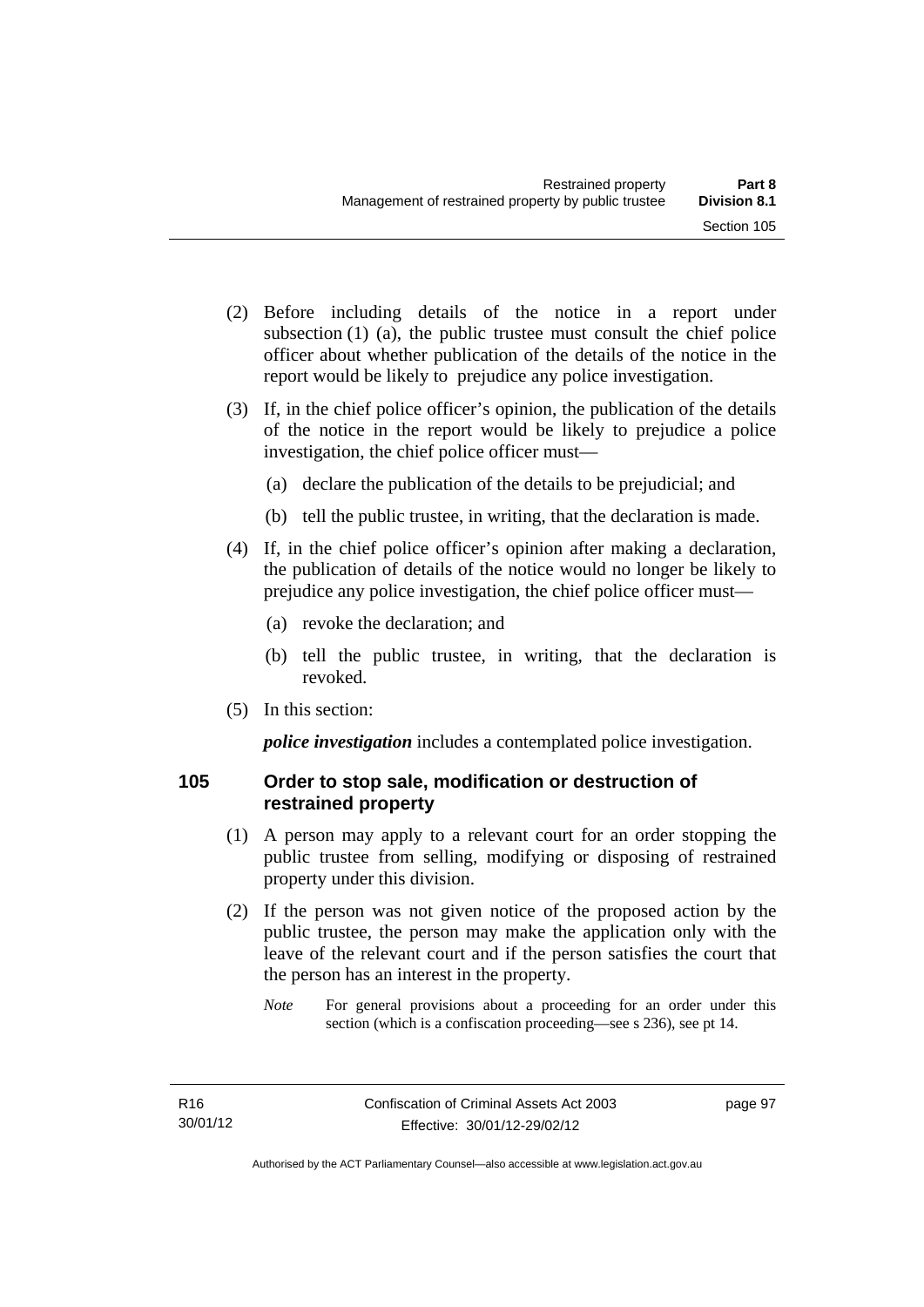(2) Before including details of the notice in a report under subsection (1) (a), the public trustee must consult the chief police officer about whether publication of the details of the notice in the report would be likely to prejudice any police investigation.

(3) If, in the chief police officer's opinion, the publication of the details of the notice in the report would be likely to prejudice a police investigation, the chief police officer must—

(a) declare the publication of the details to be prejudicial; and

(b) tell the public trustee, in writing, that the declaration is made.

(4) If, in the chief police officer's opinion after making a declaration, the publication of details of the notice would no longer be likely to prejudice any police investigation, the chief police officer must—

(a) revoke the declaration; and

(b) tell the public trustee, in writing, that the declaration is revoked.

(5) In this section:

***police investigation*** includes a contemplated police investigation.

### 105 Order to stop sale, modification or destruction of restrained property

(1) A person may apply to a relevant court for an order stopping the public trustee from selling, modifying or disposing of restrained property under this division.

(2) If the person was not given notice of the proposed action by the public trustee, the person may make the application only with the leave of the relevant court and if the person satisfies the court that the person has an interest in the property.

*Note* For general provisions about a proceeding for an order under this section (which is a confiscation proceeding—see s 236), see pt 14.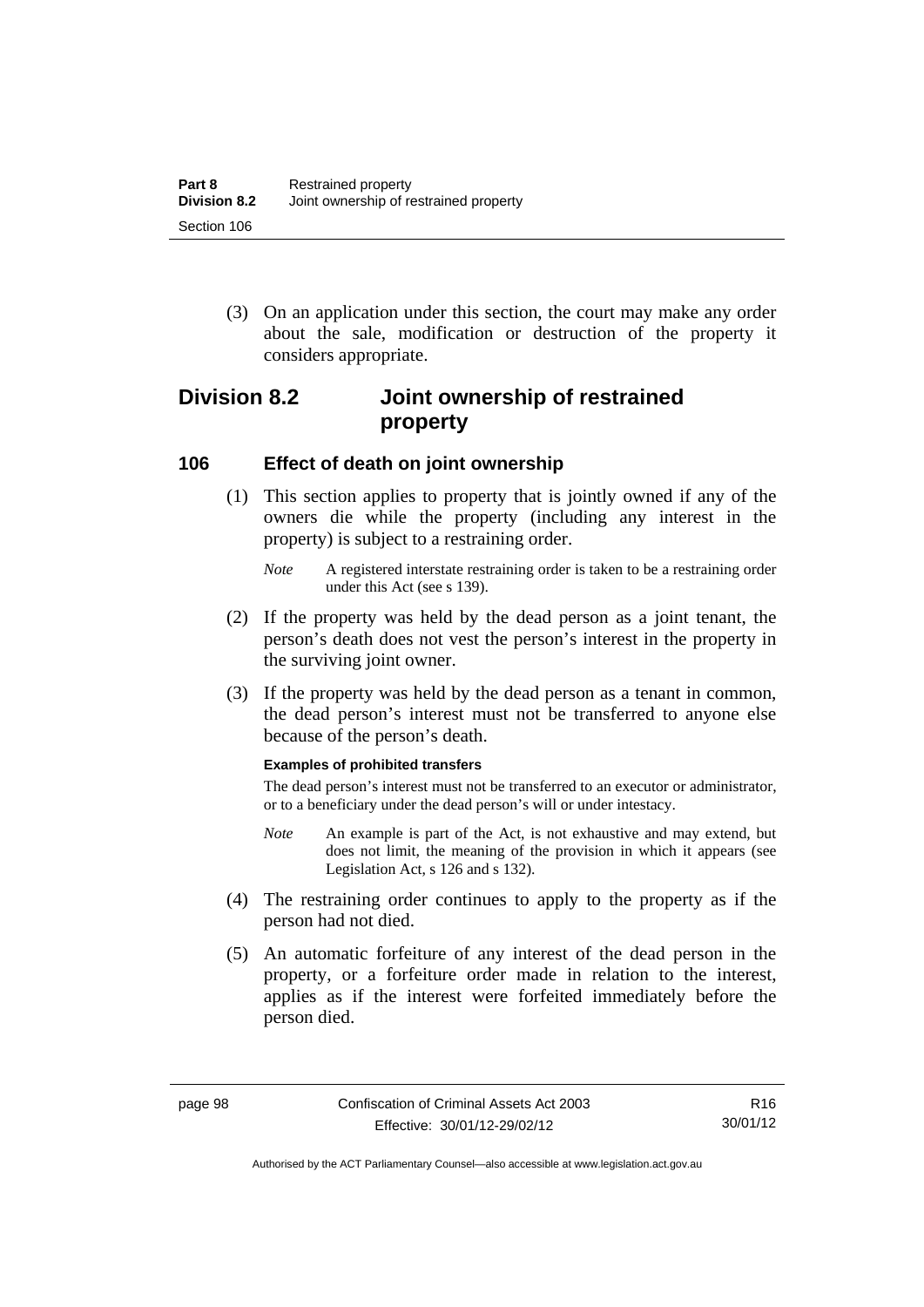(3) On an application under this section, the court may make any order about the sale, modification or destruction of the property it considers appropriate.

## Division 8.2 Joint ownership of restrained property

### 106 Effect of death on joint ownership

(1) This section applies to property that is jointly owned if any of the owners die while the property (including any interest in the property) is subject to a restraining order.

*Note* A registered interstate restraining order is taken to be a restraining order under this Act (see s 139).

(2) If the property was held by the dead person as a joint tenant, the person's death does not vest the person's interest in the property in the surviving joint owner.

(3) If the property was held by the dead person as a tenant in common, the dead person's interest must not be transferred to anyone else because of the person's death.

**Examples of prohibited transfers**

The dead person's interest must not be transferred to an executor or administrator, or to a beneficiary under the dead person's will or under intestacy.

*Note* An example is part of the Act, is not exhaustive and may extend, but does not limit, the meaning of the provision in which it appears (see Legislation Act, s 126 and s 132).

(4) The restraining order continues to apply to the property as if the person had not died.

(5) An automatic forfeiture of any interest of the dead person in the property, or a forfeiture order made in relation to the interest, applies as if the interest were forfeited immediately before the person died.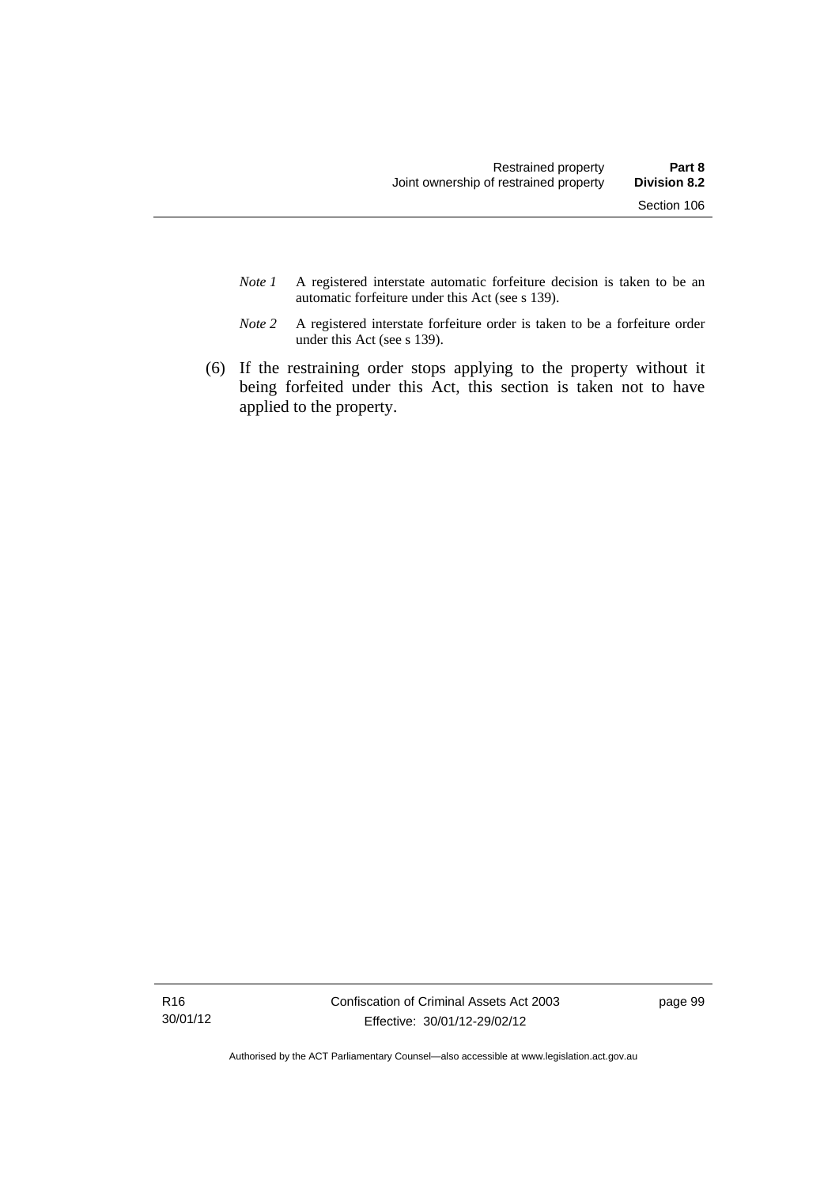*Note 1* A registered interstate automatic forfeiture decision is taken to be an automatic forfeiture under this Act (see s 139).

*Note 2* A registered interstate forfeiture order is taken to be a forfeiture order under this Act (see s 139).

(6) If the restraining order stops applying to the property without it being forfeited under this Act, this section is taken not to have applied to the property.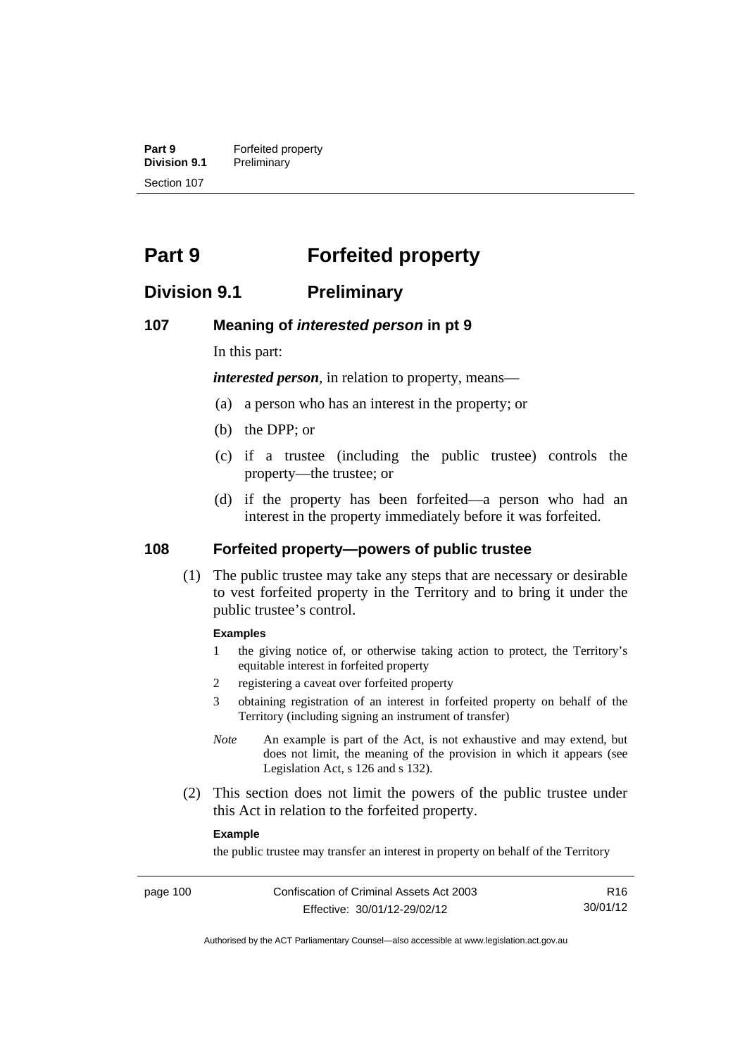# Part 9 Forfeited property

## Division 9.1 Preliminary

### 107 Meaning of *interested person* in pt 9

In this part:

***interested person***, in relation to property, means—

(a) a person who has an interest in the property; or

(b) the DPP; or

(c) if a trustee (including the public trustee) controls the property—the trustee; or

(d) if the property has been forfeited—a person who had an interest in the property immediately before it was forfeited.

### 108 Forfeited property—powers of public trustee

(1) The public trustee may take any steps that are necessary or desirable to vest forfeited property in the Territory and to bring it under the public trustee's control.

**Examples**

1 the giving notice of, or otherwise taking action to protect, the Territory's equitable interest in forfeited property

2 registering a caveat over forfeited property

3 obtaining registration of an interest in forfeited property on behalf of the Territory (including signing an instrument of transfer)

*Note* An example is part of the Act, is not exhaustive and may extend, but does not limit, the meaning of the provision in which it appears (see Legislation Act, s 126 and s 132).

(2) This section does not limit the powers of the public trustee under this Act in relation to the forfeited property.

**Example**

the public trustee may transfer an interest in property on behalf of the Territory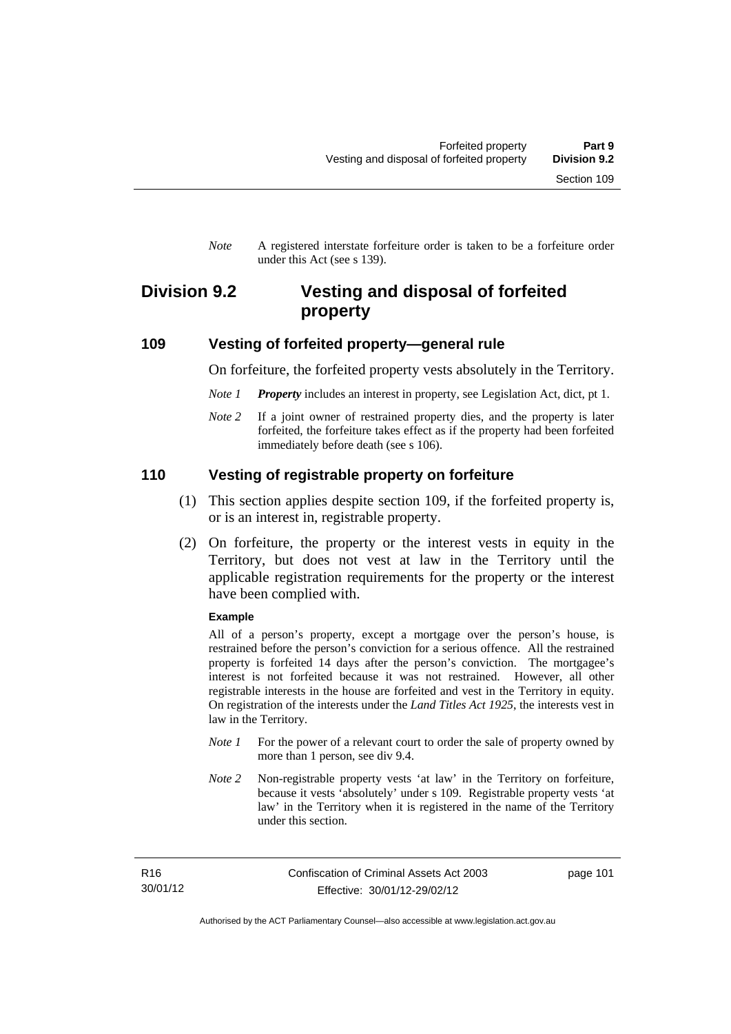*Note* A registered interstate forfeiture order is taken to be a forfeiture order under this Act (see s 139).

## Division 9.2 Vesting and disposal of forfeited property

### 109 Vesting of forfeited property—general rule

On forfeiture, the forfeited property vests absolutely in the Territory.

*Note 1* ***Property*** includes an interest in property, see Legislation Act, dict, pt 1.

*Note 2* If a joint owner of restrained property dies, and the property is later forfeited, the forfeiture takes effect as if the property had been forfeited immediately before death (see s 106).

### 110 Vesting of registrable property on forfeiture

(1) This section applies despite section 109, if the forfeited property is, or is an interest in, registrable property.

(2) On forfeiture, the property or the interest vests in equity in the Territory, but does not vest at law in the Territory until the applicable registration requirements for the property or the interest have been complied with.

**Example**

All of a person's property, except a mortgage over the person's house, is restrained before the person's conviction for a serious offence. All the restrained property is forfeited 14 days after the person's conviction. The mortgagee's interest is not forfeited because it was not restrained. However, all other registrable interests in the house are forfeited and vest in the Territory in equity. On registration of the interests under the *Land Titles Act 1925*, the interests vest in law in the Territory.

*Note 1* For the power of a relevant court to order the sale of property owned by more than 1 person, see div 9.4.

*Note 2* Non-registrable property vests 'at law' in the Territory on forfeiture, because it vests 'absolutely' under s 109. Registrable property vests 'at law' in the Territory when it is registered in the name of the Territory under this section.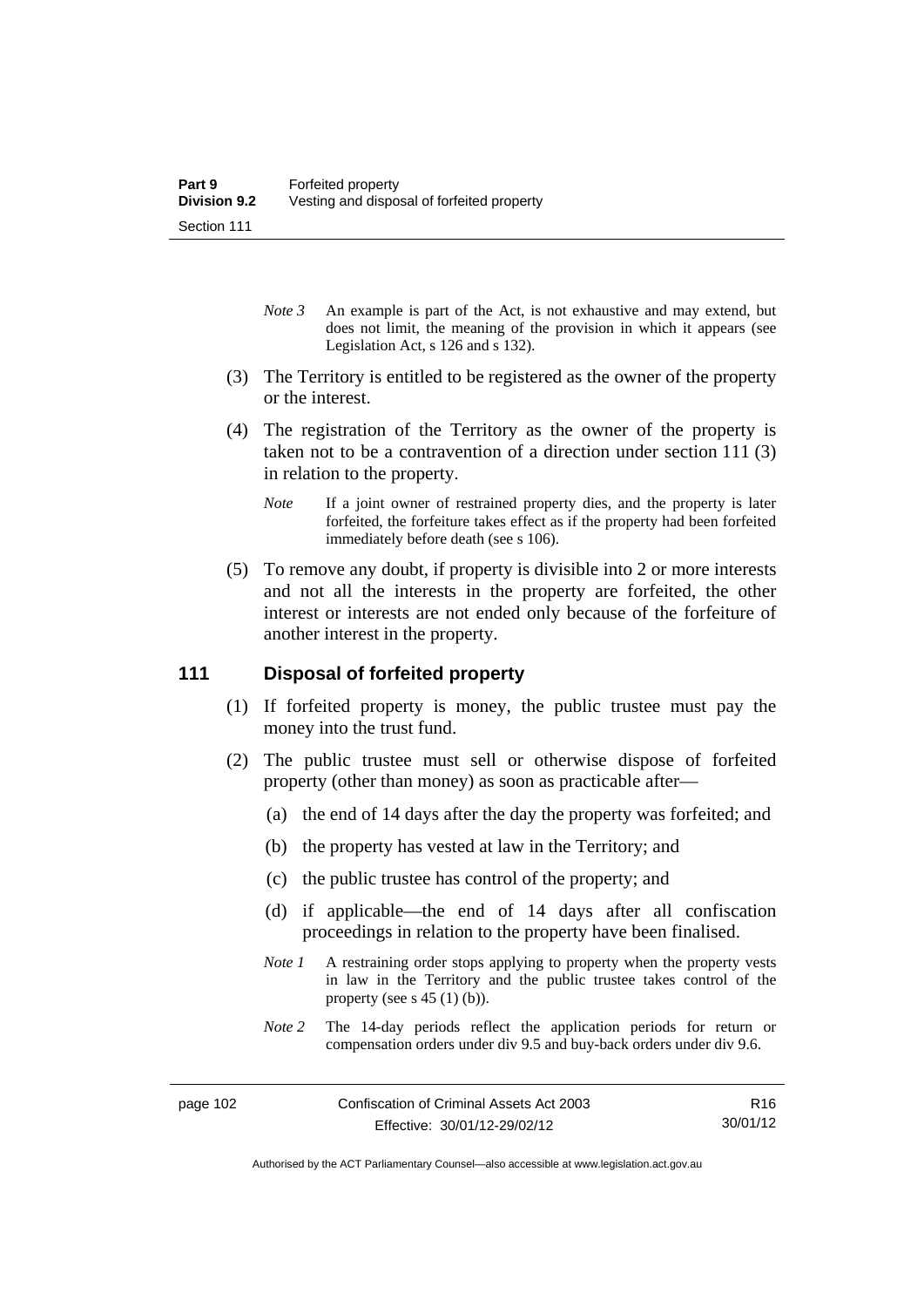*Note 3* An example is part of the Act, is not exhaustive and may extend, but does not limit, the meaning of the provision in which it appears (see Legislation Act, s 126 and s 132).

(3) The Territory is entitled to be registered as the owner of the property or the interest.

(4) The registration of the Territory as the owner of the property is taken not to be a contravention of a direction under section 111 (3) in relation to the property.

*Note* If a joint owner of restrained property dies, and the property is later forfeited, the forfeiture takes effect as if the property had been forfeited immediately before death (see s 106).

(5) To remove any doubt, if property is divisible into 2 or more interests and not all the interests in the property are forfeited, the other interest or interests are not ended only because of the forfeiture of another interest in the property.

### 111 Disposal of forfeited property

(1) If forfeited property is money, the public trustee must pay the money into the trust fund.

(2) The public trustee must sell or otherwise dispose of forfeited property (other than money) as soon as practicable after—

(a) the end of 14 days after the day the property was forfeited; and

(b) the property has vested at law in the Territory; and

(c) the public trustee has control of the property; and

(d) if applicable—the end of 14 days after all confiscation proceedings in relation to the property have been finalised.

*Note 1* A restraining order stops applying to property when the property vests in law in the Territory and the public trustee takes control of the property (see s 45 (1) (b)).

*Note 2* The 14-day periods reflect the application periods for return or compensation orders under div 9.5 and buy-back orders under div 9.6.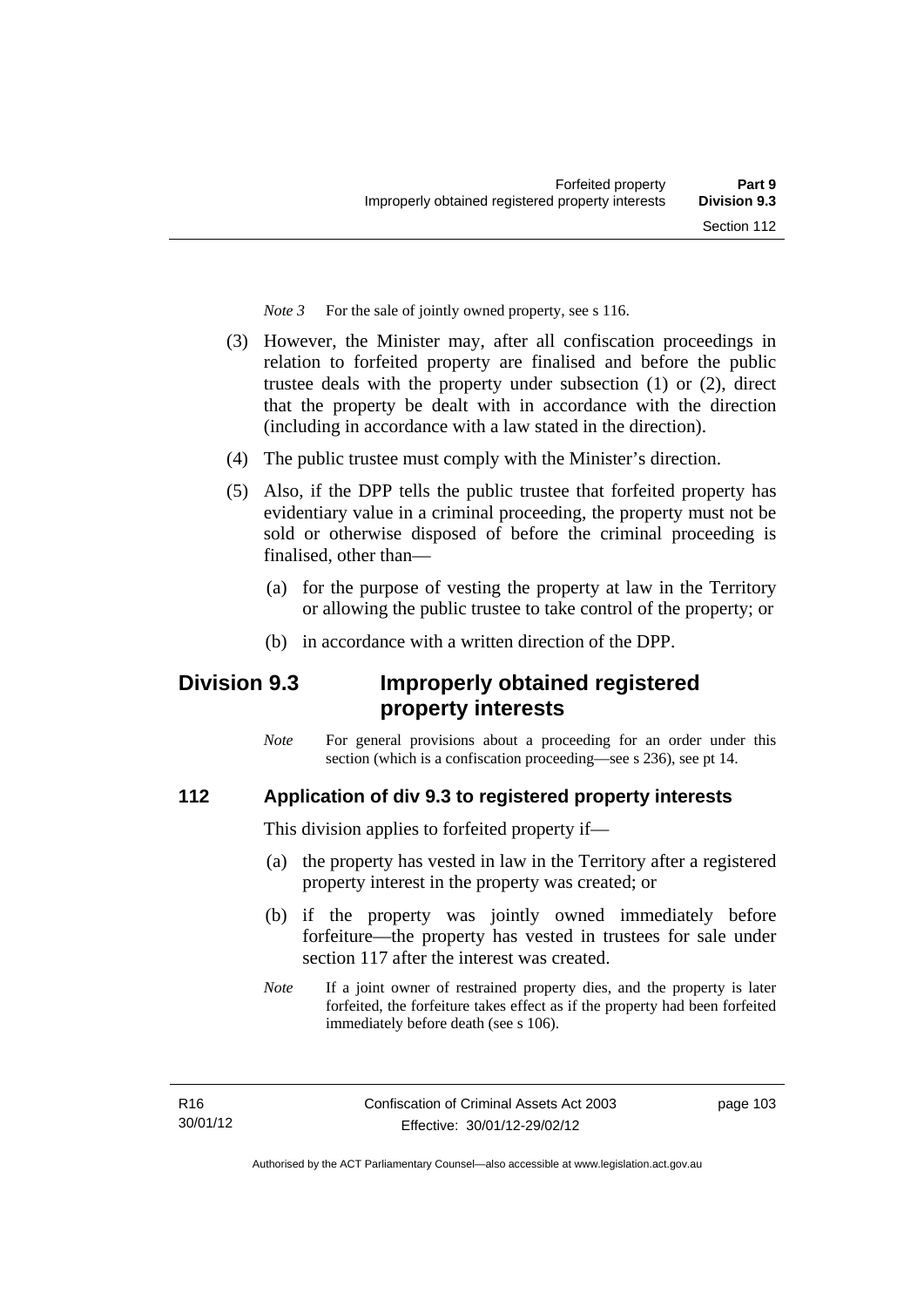*Note 3* For the sale of jointly owned property, see s 116.

(3) However, the Minister may, after all confiscation proceedings in relation to forfeited property are finalised and before the public trustee deals with the property under subsection (1) or (2), direct that the property be dealt with in accordance with the direction (including in accordance with a law stated in the direction).

(4) The public trustee must comply with the Minister's direction.

(5) Also, if the DPP tells the public trustee that forfeited property has evidentiary value in a criminal proceeding, the property must not be sold or otherwise disposed of before the criminal proceeding is finalised, other than—

(a) for the purpose of vesting the property at law in the Territory or allowing the public trustee to take control of the property; or

(b) in accordance with a written direction of the DPP.

## Division 9.3 Improperly obtained registered property interests

*Note* For general provisions about a proceeding for an order under this section (which is a confiscation proceeding—see s 236), see pt 14.

### 112 Application of div 9.3 to registered property interests

This division applies to forfeited property if—

(a) the property has vested in law in the Territory after a registered property interest in the property was created; or

(b) if the property was jointly owned immediately before forfeiture—the property has vested in trustees for sale under section 117 after the interest was created.

*Note* If a joint owner of restrained property dies, and the property is later forfeited, the forfeiture takes effect as if the property had been forfeited immediately before death (see s 106).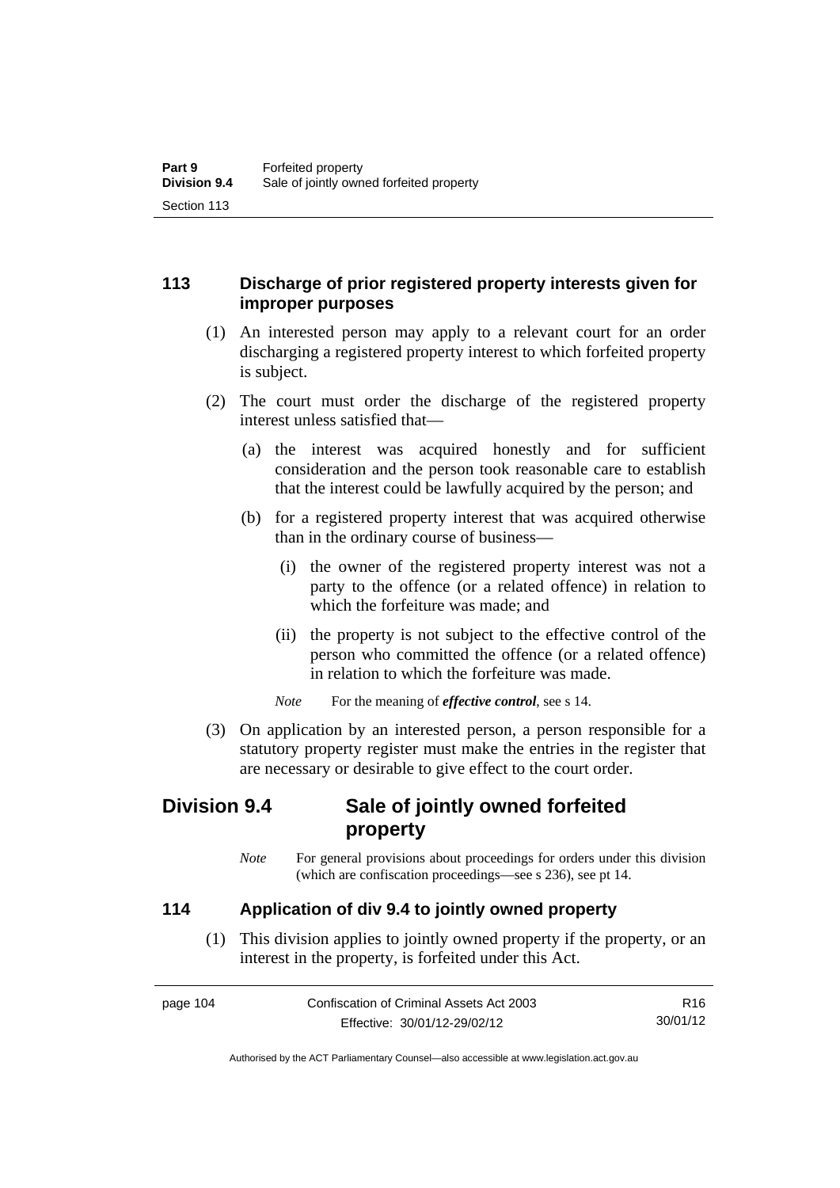### 113 Discharge of prior registered property interests given for improper purposes

(1) An interested person may apply to a relevant court for an order discharging a registered property interest to which forfeited property is subject.

(2) The court must order the discharge of the registered property interest unless satisfied that—

(a) the interest was acquired honestly and for sufficient consideration and the person took reasonable care to establish that the interest could be lawfully acquired by the person; and

(b) for a registered property interest that was acquired otherwise than in the ordinary course of business—

(i) the owner of the registered property interest was not a party to the offence (or a related offence) in relation to which the forfeiture was made; and

(ii) the property is not subject to the effective control of the person who committed the offence (or a related offence) in relation to which the forfeiture was made.

*Note* For the meaning of ***effective control***, see s 14.

(3) On application by an interested person, a person responsible for a statutory property register must make the entries in the register that are necessary or desirable to give effect to the court order.

## Division 9.4 Sale of jointly owned forfeited property

*Note* For general provisions about proceedings for orders under this division (which are confiscation proceedings—see s 236), see pt 14.

### 114 Application of div 9.4 to jointly owned property

(1) This division applies to jointly owned property if the property, or an interest in the property, is forfeited under this Act.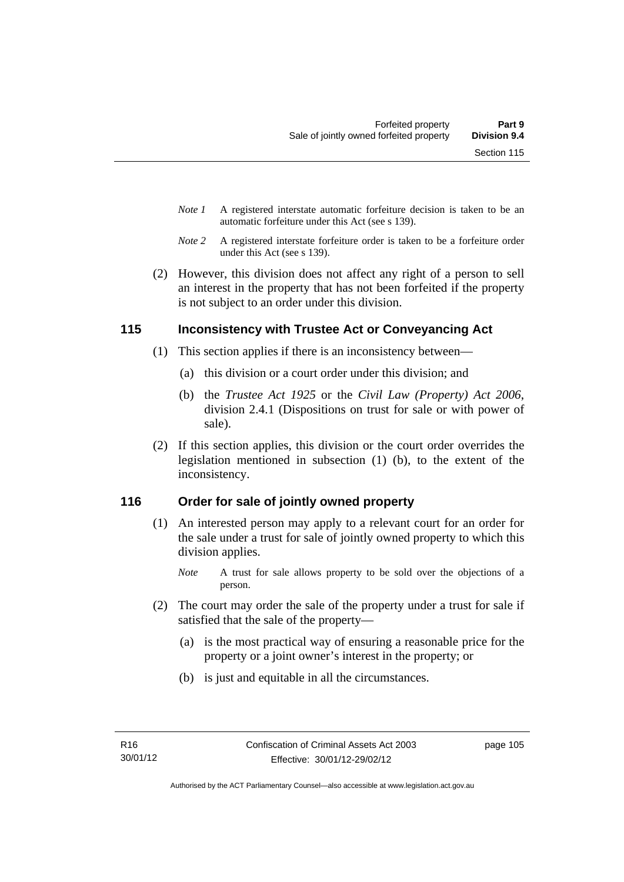*Note 1* A registered interstate automatic forfeiture decision is taken to be an automatic forfeiture under this Act (see s 139).

*Note 2* A registered interstate forfeiture order is taken to be a forfeiture order under this Act (see s 139).

(2) However, this division does not affect any right of a person to sell an interest in the property that has not been forfeited if the property is not subject to an order under this division.

## 115 Inconsistency with Trustee Act or Conveyancing Act

(1) This section applies if there is an inconsistency between—

(a) this division or a court order under this division; and

(b) the *Trustee Act 1925* or the *Civil Law (Property) Act 2006*, division 2.4.1 (Dispositions on trust for sale or with power of sale).

(2) If this section applies, this division or the court order overrides the legislation mentioned in subsection (1) (b), to the extent of the inconsistency.

## 116 Order for sale of jointly owned property

(1) An interested person may apply to a relevant court for an order for the sale under a trust for sale of jointly owned property to which this division applies.

*Note* A trust for sale allows property to be sold over the objections of a person.

(2) The court may order the sale of the property under a trust for sale if satisfied that the sale of the property—

(a) is the most practical way of ensuring a reasonable price for the property or a joint owner's interest in the property; or

(b) is just and equitable in all the circumstances.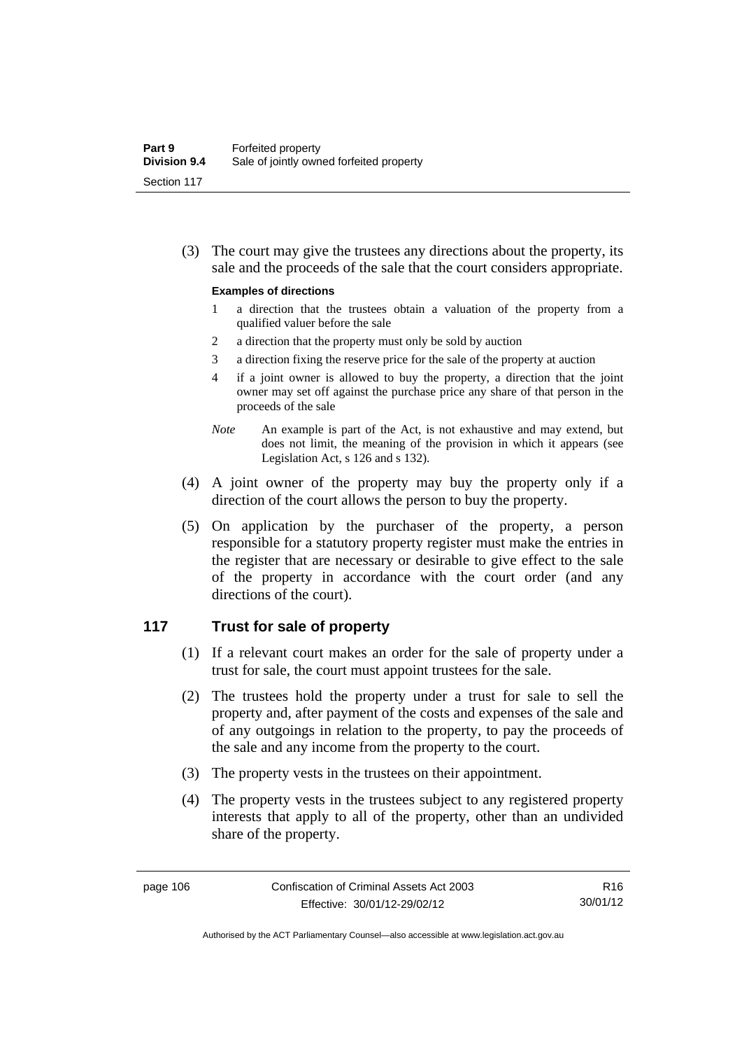(3) The court may give the trustees any directions about the property, its sale and the proceeds of the sale that the court considers appropriate.

**Examples of directions**

1 a direction that the trustees obtain a valuation of the property from a qualified valuer before the sale

2 a direction that the property must only be sold by auction

3 a direction fixing the reserve price for the sale of the property at auction

4 if a joint owner is allowed to buy the property, a direction that the joint owner may set off against the purchase price any share of that person in the proceeds of the sale

*Note* An example is part of the Act, is not exhaustive and may extend, but does not limit, the meaning of the provision in which it appears (see Legislation Act, s 126 and s 132).

(4) A joint owner of the property may buy the property only if a direction of the court allows the person to buy the property.

(5) On application by the purchaser of the property, a person responsible for a statutory property register must make the entries in the register that are necessary or desirable to give effect to the sale of the property in accordance with the court order (and any directions of the court).

## 117 Trust for sale of property

(1) If a relevant court makes an order for the sale of property under a trust for sale, the court must appoint trustees for the sale.

(2) The trustees hold the property under a trust for sale to sell the property and, after payment of the costs and expenses of the sale and of any outgoings in relation to the property, to pay the proceeds of the sale and any income from the property to the court.

(3) The property vests in the trustees on their appointment.

(4) The property vests in the trustees subject to any registered property interests that apply to all of the property, other than an undivided share of the property.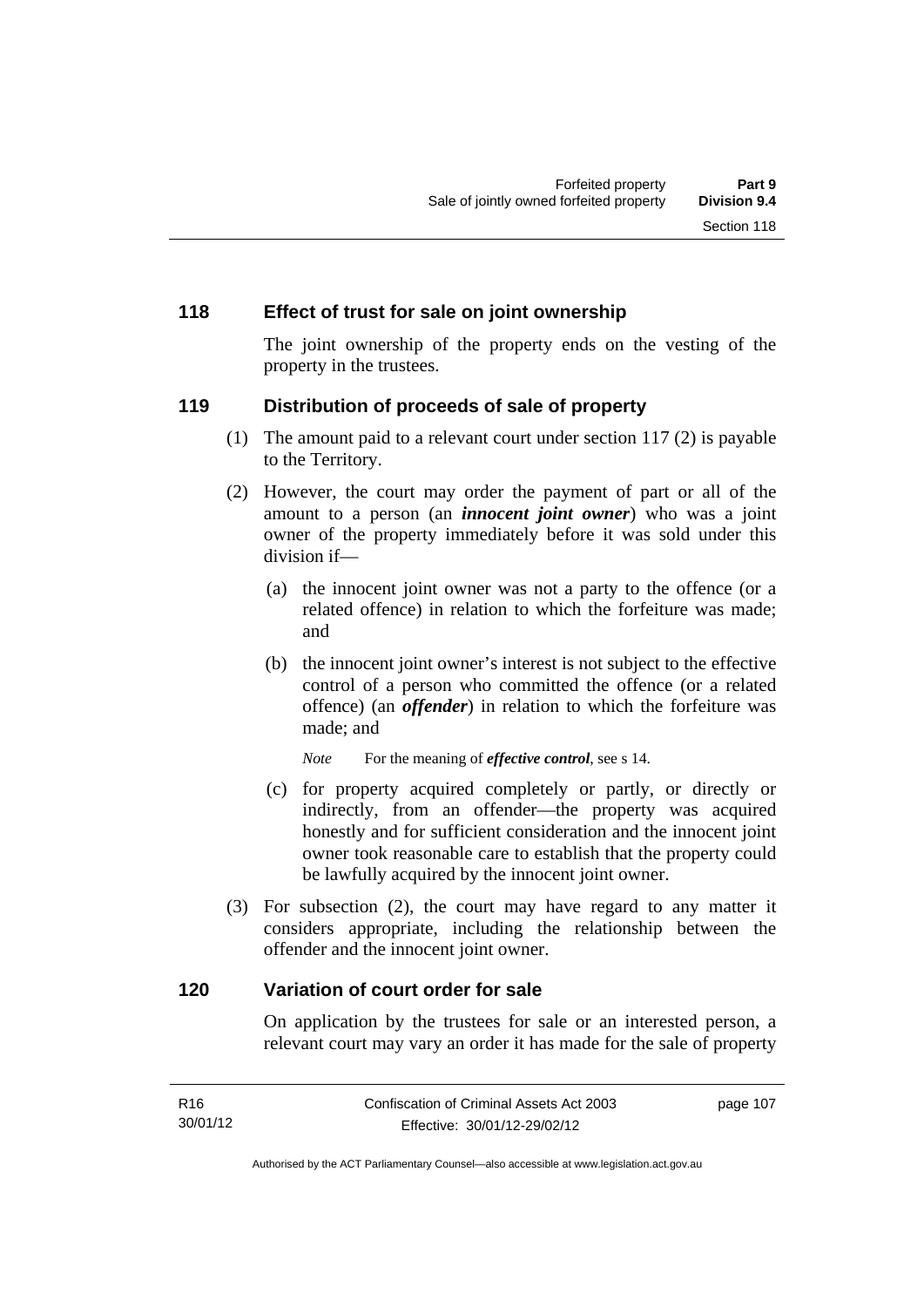## 118 Effect of trust for sale on joint ownership

The joint ownership of the property ends on the vesting of the property in the trustees.

## 119 Distribution of proceeds of sale of property

(1) The amount paid to a relevant court under section 117 (2) is payable to the Territory.

(2) However, the court may order the payment of part or all of the amount to a person (an ***innocent joint owner***) who was a joint owner of the property immediately before it was sold under this division if—

  (a) the innocent joint owner was not a party to the offence (or a related offence) in relation to which the forfeiture was made; and

  (b) the innocent joint owner's interest is not subject to the effective control of a person who committed the offence (or a related offence) (an ***offender***) in relation to which the forfeiture was made; and

  *Note* For the meaning of ***effective control***, see s 14.

  (c) for property acquired completely or partly, or directly or indirectly, from an offender—the property was acquired honestly and for sufficient consideration and the innocent joint owner took reasonable care to establish that the property could be lawfully acquired by the innocent joint owner.

(3) For subsection (2), the court may have regard to any matter it considers appropriate, including the relationship between the offender and the innocent joint owner.

## 120 Variation of court order for sale

On application by the trustees for sale or an interested person, a relevant court may vary an order it has made for the sale of property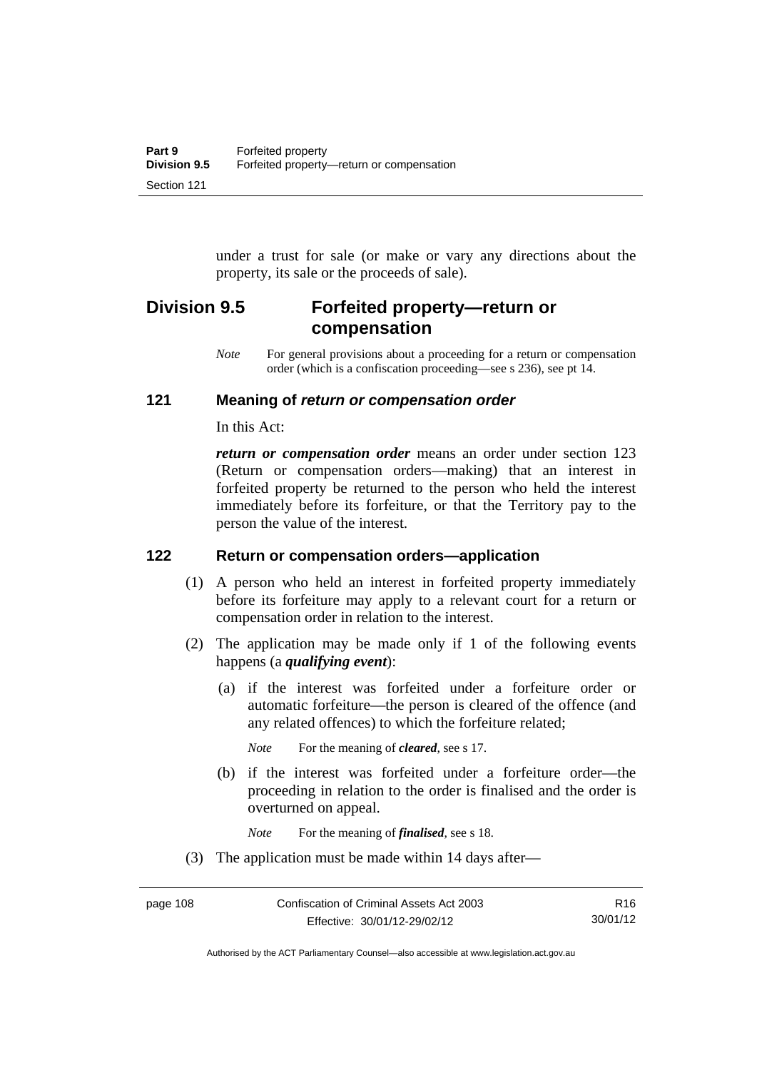under a trust for sale (or make or vary any directions about the property, its sale or the proceeds of sale).

## Division 9.5 Forfeited property—return or compensation

*Note* For general provisions about a proceeding for a return or compensation order (which is a confiscation proceeding—see s 236), see pt 14.

### 121 Meaning of *return or compensation order*

In this Act:

***return or compensation order*** means an order under section 123 (Return or compensation orders—making) that an interest in forfeited property be returned to the person who held the interest immediately before its forfeiture, or that the Territory pay to the person the value of the interest.

### 122 Return or compensation orders—application

(1) A person who held an interest in forfeited property immediately before its forfeiture may apply to a relevant court for a return or compensation order in relation to the interest.

(2) The application may be made only if 1 of the following events happens (a ***qualifying event***):

(a) if the interest was forfeited under a forfeiture order or automatic forfeiture—the person is cleared of the offence (and any related offences) to which the forfeiture related;

*Note* For the meaning of ***cleared***, see s 17.

(b) if the interest was forfeited under a forfeiture order—the proceeding in relation to the order is finalised and the order is overturned on appeal.

*Note* For the meaning of ***finalised***, see s 18.

(3) The application must be made within 14 days after—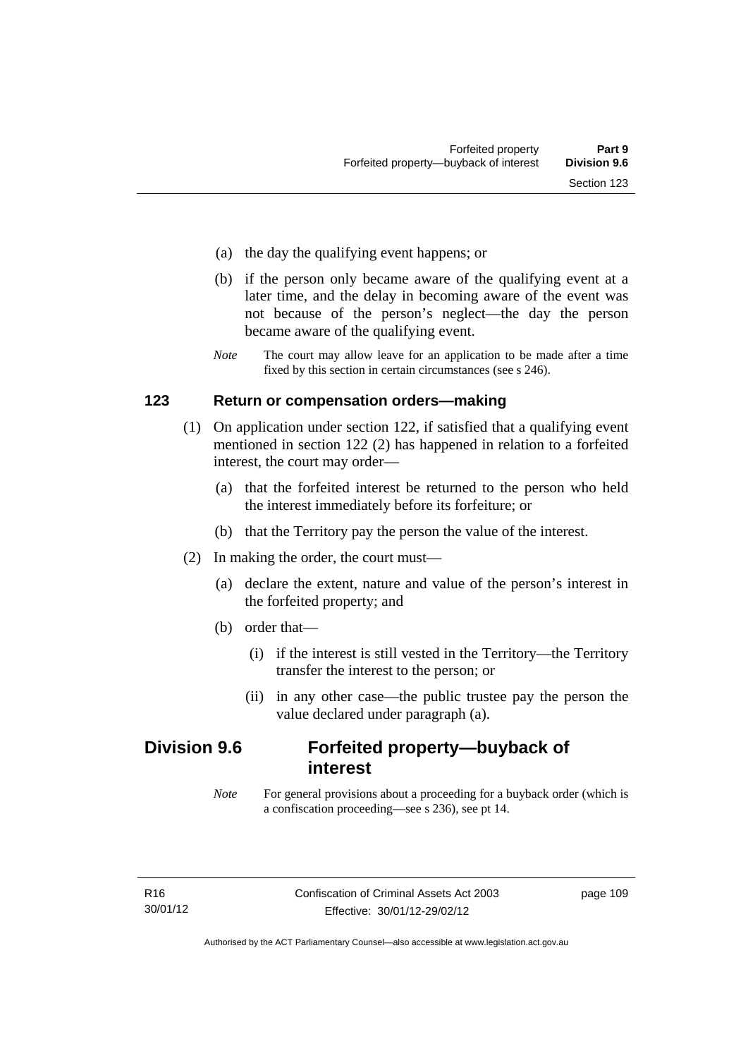(a) the day the qualifying event happens; or

(b) if the person only became aware of the qualifying event at a later time, and the delay in becoming aware of the event was not because of the person's neglect—the day the person became aware of the qualifying event.

*Note* The court may allow leave for an application to be made after a time fixed by this section in certain circumstances (see s 246).

### 123 Return or compensation orders—making

(1) On application under section 122, if satisfied that a qualifying event mentioned in section 122 (2) has happened in relation to a forfeited interest, the court may order—

(a) that the forfeited interest be returned to the person who held the interest immediately before its forfeiture; or

(b) that the Territory pay the person the value of the interest.

(2) In making the order, the court must—

(a) declare the extent, nature and value of the person's interest in the forfeited property; and

(b) order that—

(i) if the interest is still vested in the Territory—the Territory transfer the interest to the person; or

(ii) in any other case—the public trustee pay the person the value declared under paragraph (a).

## Division 9.6 Forfeited property—buyback of interest

*Note* For general provisions about a proceeding for a buyback order (which is a confiscation proceeding—see s 236), see pt 14.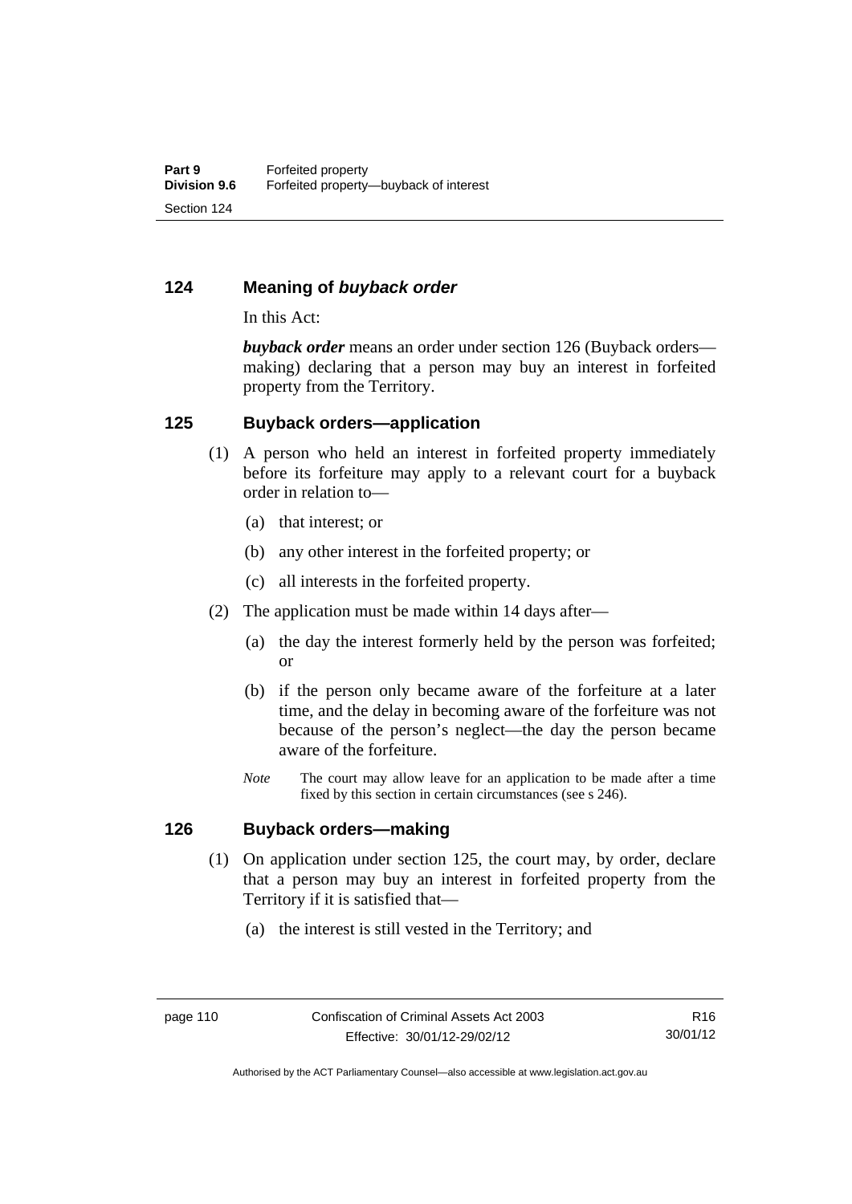## 124 Meaning of *buyback order*

In this Act:

***buyback order*** means an order under section 126 (Buyback orders—making) declaring that a person may buy an interest in forfeited property from the Territory.

## 125 Buyback orders—application

(1) A person who held an interest in forfeited property immediately before its forfeiture may apply to a relevant court for a buyback order in relation to—

(a) that interest; or

(b) any other interest in the forfeited property; or

(c) all interests in the forfeited property.

(2) The application must be made within 14 days after—

(a) the day the interest formerly held by the person was forfeited; or

(b) if the person only became aware of the forfeiture at a later time, and the delay in becoming aware of the forfeiture was not because of the person's neglect—the day the person became aware of the forfeiture.

*Note* The court may allow leave for an application to be made after a time fixed by this section in certain circumstances (see s 246).

## 126 Buyback orders—making

(1) On application under section 125, the court may, by order, declare that a person may buy an interest in forfeited property from the Territory if it is satisfied that—

(a) the interest is still vested in the Territory; and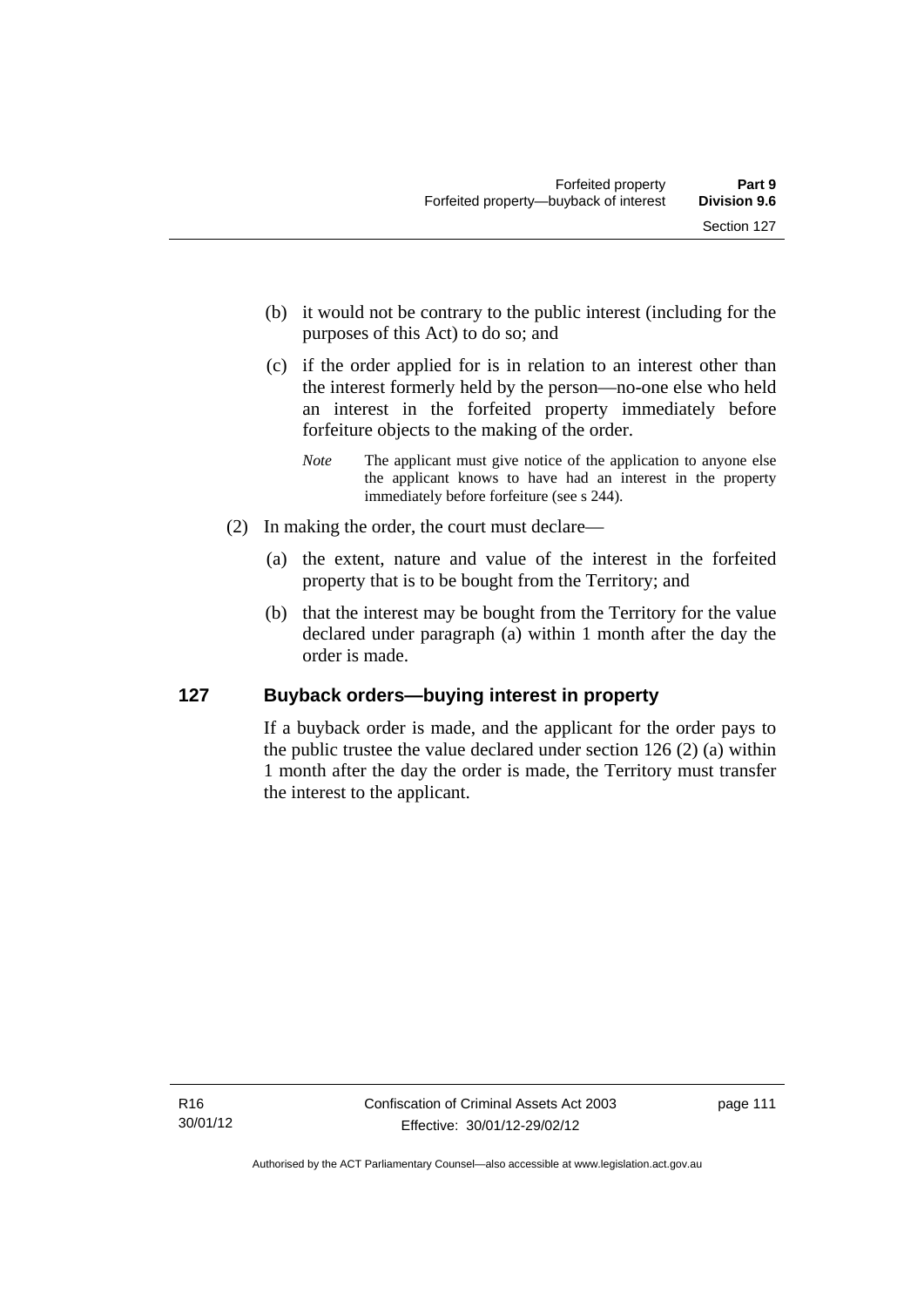(b) it would not be contrary to the public interest (including for the purposes of this Act) to do so; and

(c) if the order applied for is in relation to an interest other than the interest formerly held by the person—no-one else who held an interest in the forfeited property immediately before forfeiture objects to the making of the order.

*Note* The applicant must give notice of the application to anyone else the applicant knows to have had an interest in the property immediately before forfeiture (see s 244).

(2) In making the order, the court must declare—

(a) the extent, nature and value of the interest in the forfeited property that is to be bought from the Territory; and

(b) that the interest may be bought from the Territory for the value declared under paragraph (a) within 1 month after the day the order is made.

## 127 Buyback orders—buying interest in property

If a buyback order is made, and the applicant for the order pays to the public trustee the value declared under section 126 (2) (a) within 1 month after the day the order is made, the Territory must transfer the interest to the applicant.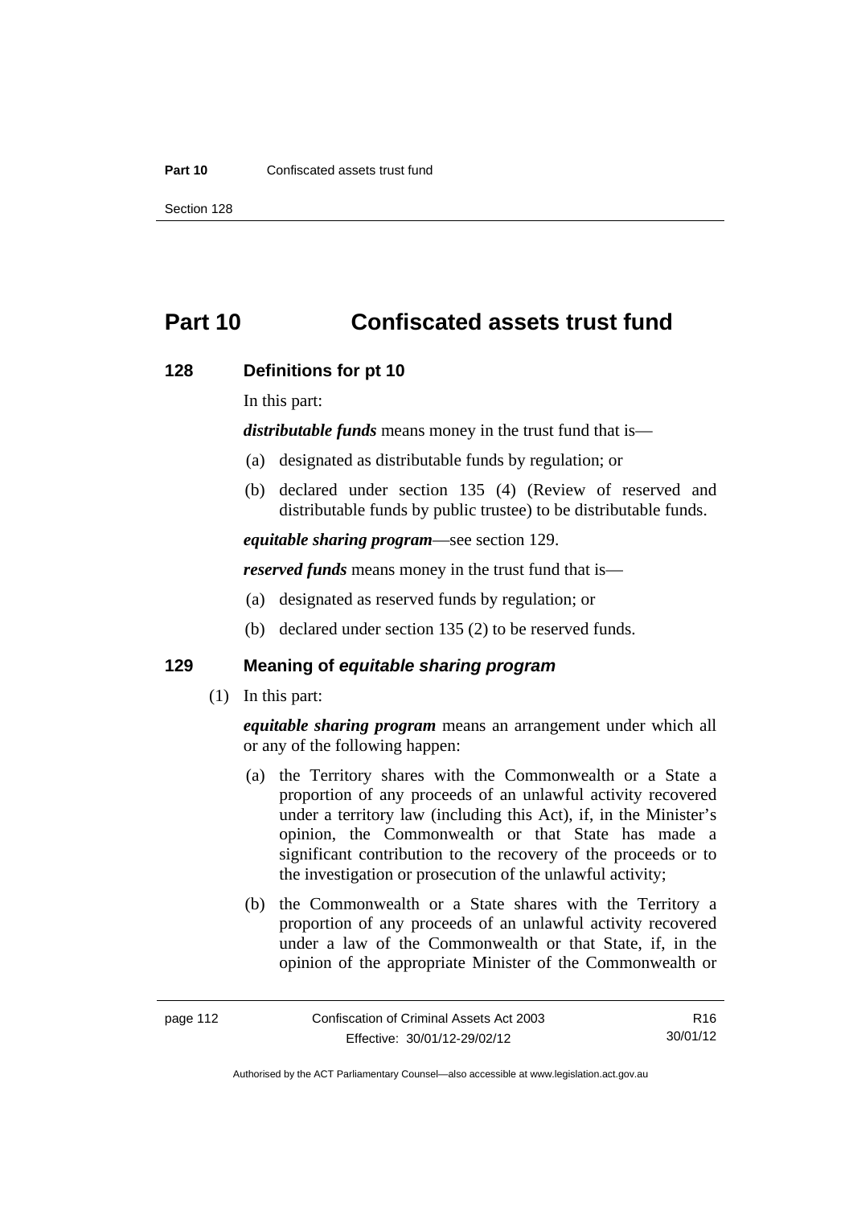# Part 10 Confiscated assets trust fund

## 128 Definitions for pt 10

In this part:

***distributable funds*** means money in the trust fund that is—

(a) designated as distributable funds by regulation; or

(b) declared under section 135 (4) (Review of reserved and distributable funds by public trustee) to be distributable funds.

***equitable sharing program***—see section 129.

***reserved funds*** means money in the trust fund that is—

(a) designated as reserved funds by regulation; or

(b) declared under section 135 (2) to be reserved funds.

## 129 Meaning of *equitable sharing program*

(1) In this part:

***equitable sharing program*** means an arrangement under which all or any of the following happen:

(a) the Territory shares with the Commonwealth or a State a proportion of any proceeds of an unlawful activity recovered under a territory law (including this Act), if, in the Minister's opinion, the Commonwealth or that State has made a significant contribution to the recovery of the proceeds or to the investigation or prosecution of the unlawful activity;

(b) the Commonwealth or a State shares with the Territory a proportion of any proceeds of an unlawful activity recovered under a law of the Commonwealth or that State, if, in the opinion of the appropriate Minister of the Commonwealth or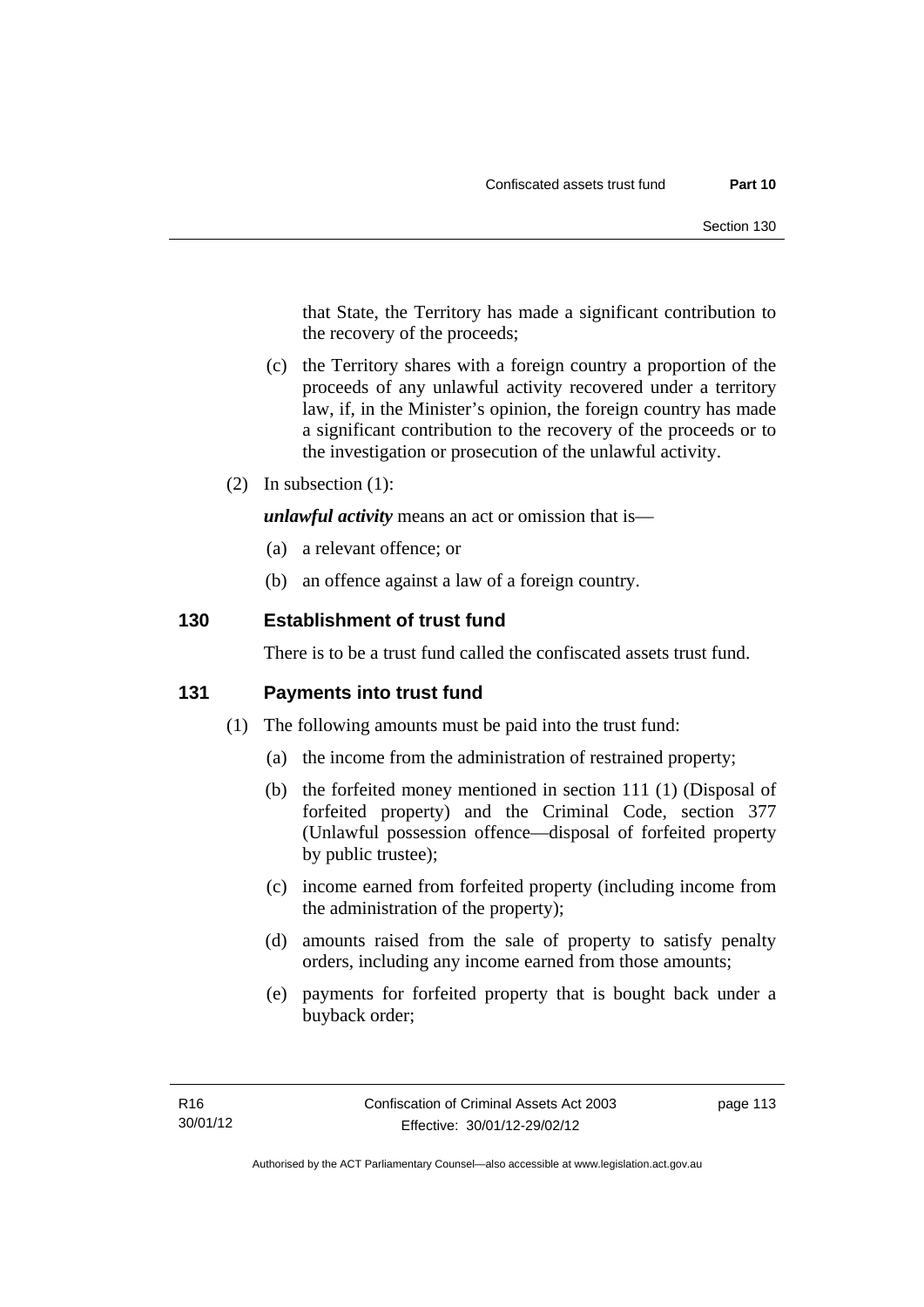that State, the Territory has made a significant contribution to the recovery of the proceeds;

(c) the Territory shares with a foreign country a proportion of the proceeds of any unlawful activity recovered under a territory law, if, in the Minister's opinion, the foreign country has made a significant contribution to the recovery of the proceeds or to the investigation or prosecution of the unlawful activity.

(2) In subsection (1):

***unlawful activity*** means an act or omission that is—

(a) a relevant offence; or

(b) an offence against a law of a foreign country.

## 130 Establishment of trust fund

There is to be a trust fund called the confiscated assets trust fund.

## 131 Payments into trust fund

(1) The following amounts must be paid into the trust fund:

(a) the income from the administration of restrained property;

(b) the forfeited money mentioned in section 111 (1) (Disposal of forfeited property) and the Criminal Code, section 377 (Unlawful possession offence—disposal of forfeited property by public trustee);

(c) income earned from forfeited property (including income from the administration of the property);

(d) amounts raised from the sale of property to satisfy penalty orders, including any income earned from those amounts;

(e) payments for forfeited property that is bought back under a buyback order;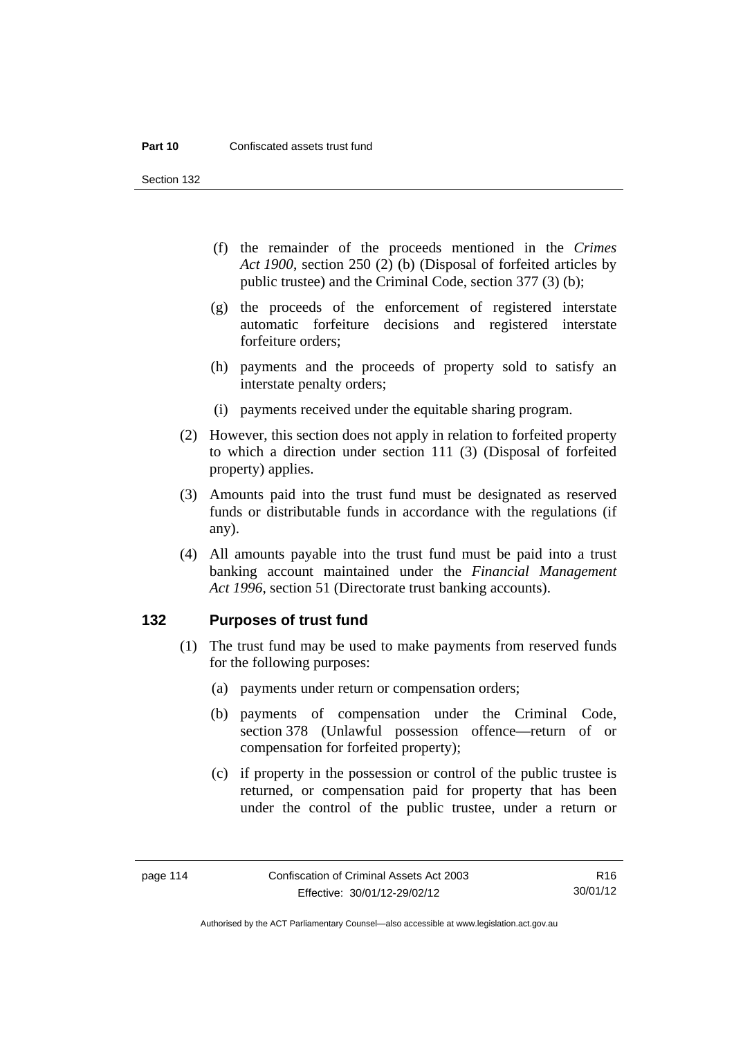(f) the remainder of the proceeds mentioned in the *Crimes Act 1900*, section 250 (2) (b) (Disposal of forfeited articles by public trustee) and the Criminal Code, section 377 (3) (b);

(g) the proceeds of the enforcement of registered interstate automatic forfeiture decisions and registered interstate forfeiture orders;

(h) payments and the proceeds of property sold to satisfy an interstate penalty orders;

(i) payments received under the equitable sharing program.

(2) However, this section does not apply in relation to forfeited property to which a direction under section 111 (3) (Disposal of forfeited property) applies.

(3) Amounts paid into the trust fund must be designated as reserved funds or distributable funds in accordance with the regulations (if any).

(4) All amounts payable into the trust fund must be paid into a trust banking account maintained under the *Financial Management Act 1996*, section 51 (Directorate trust banking accounts).

## 132 Purposes of trust fund

(1) The trust fund may be used to make payments from reserved funds for the following purposes:

(a) payments under return or compensation orders;

(b) payments of compensation under the Criminal Code, section 378 (Unlawful possession offence—return of or compensation for forfeited property);

(c) if property in the possession or control of the public trustee is returned, or compensation paid for property that has been under the control of the public trustee, under a return or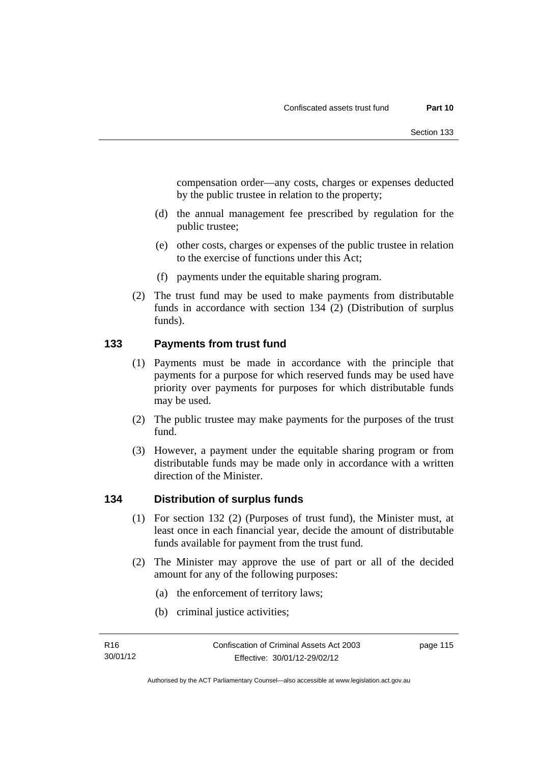compensation order—any costs, charges or expenses deducted by the public trustee in relation to the property;

(d) the annual management fee prescribed by regulation for the public trustee;

(e) other costs, charges or expenses of the public trustee in relation to the exercise of functions under this Act;

(f) payments under the equitable sharing program.

(2) The trust fund may be used to make payments from distributable funds in accordance with section 134 (2) (Distribution of surplus funds).

## 133 Payments from trust fund

(1) Payments must be made in accordance with the principle that payments for a purpose for which reserved funds may be used have priority over payments for purposes for which distributable funds may be used.

(2) The public trustee may make payments for the purposes of the trust fund.

(3) However, a payment under the equitable sharing program or from distributable funds may be made only in accordance with a written direction of the Minister.

## 134 Distribution of surplus funds

(1) For section 132 (2) (Purposes of trust fund), the Minister must, at least once in each financial year, decide the amount of distributable funds available for payment from the trust fund.

(2) The Minister may approve the use of part or all of the decided amount for any of the following purposes:

(a) the enforcement of territory laws;

(b) criminal justice activities;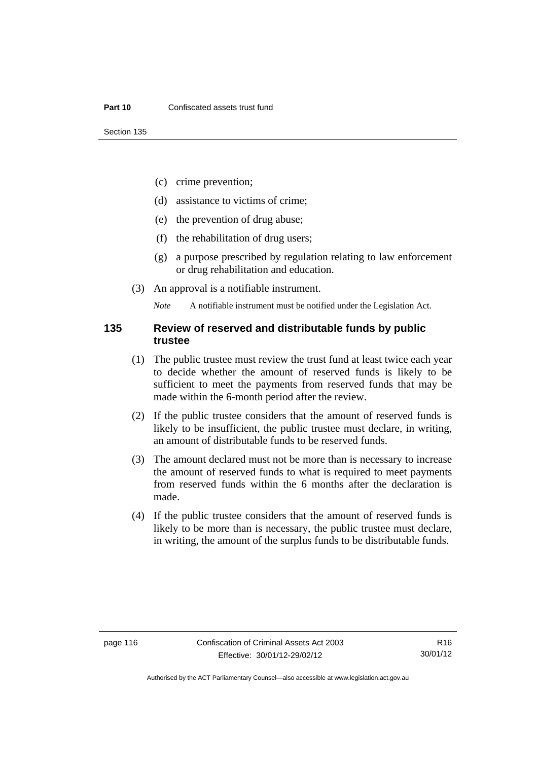(c) crime prevention;

(d) assistance to victims of crime;

(e) the prevention of drug abuse;

(f) the rehabilitation of drug users;

(g) a purpose prescribed by regulation relating to law enforcement or drug rehabilitation and education.

(3) An approval is a notifiable instrument.

*Note* A notifiable instrument must be notified under the Legislation Act.

### 135 Review of reserved and distributable funds by public trustee

(1) The public trustee must review the trust fund at least twice each year to decide whether the amount of reserved funds is likely to be sufficient to meet the payments from reserved funds that may be made within the 6-month period after the review.

(2) If the public trustee considers that the amount of reserved funds is likely to be insufficient, the public trustee must declare, in writing, an amount of distributable funds to be reserved funds.

(3) The amount declared must not be more than is necessary to increase the amount of reserved funds to what is required to meet payments from reserved funds within the 6 months after the declaration is made.

(4) If the public trustee considers that the amount of reserved funds is likely to be more than is necessary, the public trustee must declare, in writing, the amount of the surplus funds to be distributable funds.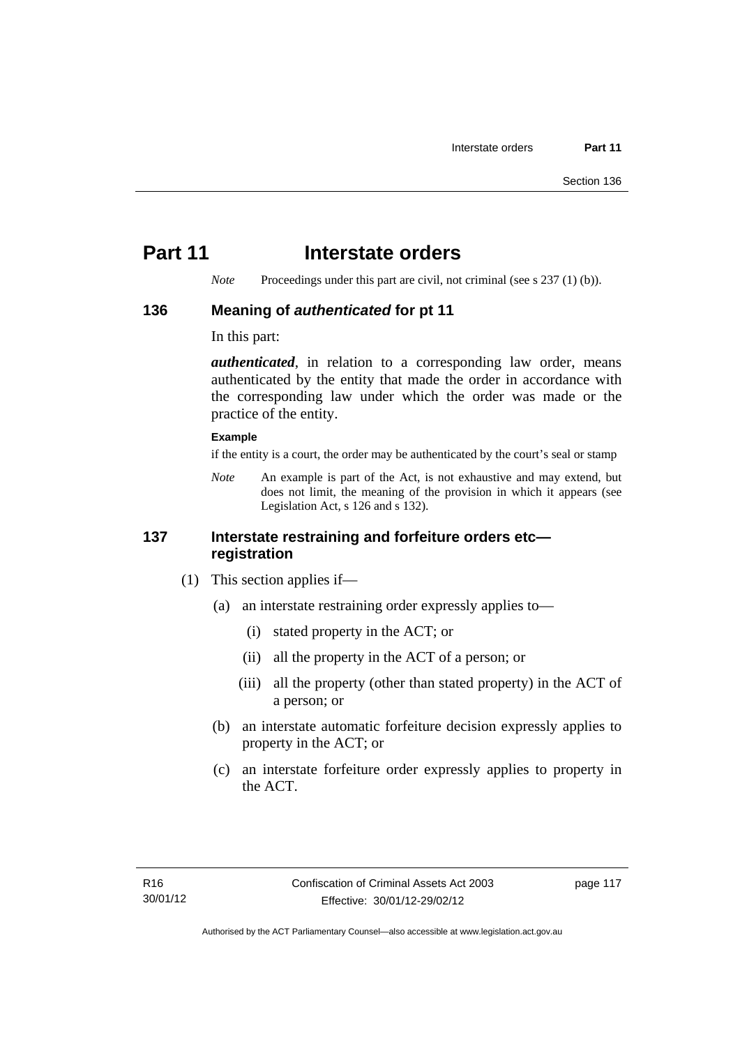# Part 11 Interstate orders

*Note* Proceedings under this part are civil, not criminal (see s 237 (1) (b)).

## 136 Meaning of *authenticated* for pt 11

In this part:

***authenticated***, in relation to a corresponding law order, means authenticated by the entity that made the order in accordance with the corresponding law under which the order was made or the practice of the entity.

**Example**

if the entity is a court, the order may be authenticated by the court's seal or stamp

*Note* An example is part of the Act, is not exhaustive and may extend, but does not limit, the meaning of the provision in which it appears (see Legislation Act, s 126 and s 132).

## 137 Interstate restraining and forfeiture orders etc—registration

(1) This section applies if—

(a) an interstate restraining order expressly applies to—

(i) stated property in the ACT; or

(ii) all the property in the ACT of a person; or

(iii) all the property (other than stated property) in the ACT of a person; or

(b) an interstate automatic forfeiture decision expressly applies to property in the ACT; or

(c) an interstate forfeiture order expressly applies to property in the ACT.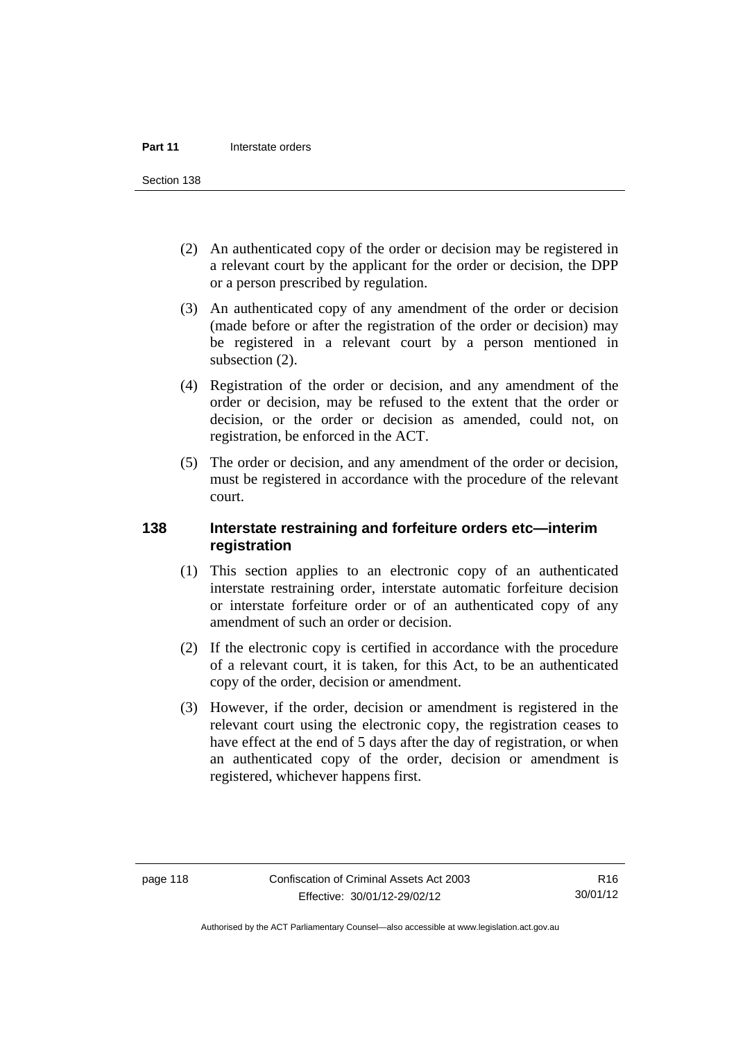(2) An authenticated copy of the order or decision may be registered in a relevant court by the applicant for the order or decision, the DPP or a person prescribed by regulation.

(3) An authenticated copy of any amendment of the order or decision (made before or after the registration of the order or decision) may be registered in a relevant court by a person mentioned in subsection (2).

(4) Registration of the order or decision, and any amendment of the order or decision, may be refused to the extent that the order or decision, or the order or decision as amended, could not, on registration, be enforced in the ACT.

(5) The order or decision, and any amendment of the order or decision, must be registered in accordance with the procedure of the relevant court.

### 138 Interstate restraining and forfeiture orders etc—interim registration

(1) This section applies to an electronic copy of an authenticated interstate restraining order, interstate automatic forfeiture decision or interstate forfeiture order or of an authenticated copy of any amendment of such an order or decision.

(2) If the electronic copy is certified in accordance with the procedure of a relevant court, it is taken, for this Act, to be an authenticated copy of the order, decision or amendment.

(3) However, if the order, decision or amendment is registered in the relevant court using the electronic copy, the registration ceases to have effect at the end of 5 days after the day of registration, or when an authenticated copy of the order, decision or amendment is registered, whichever happens first.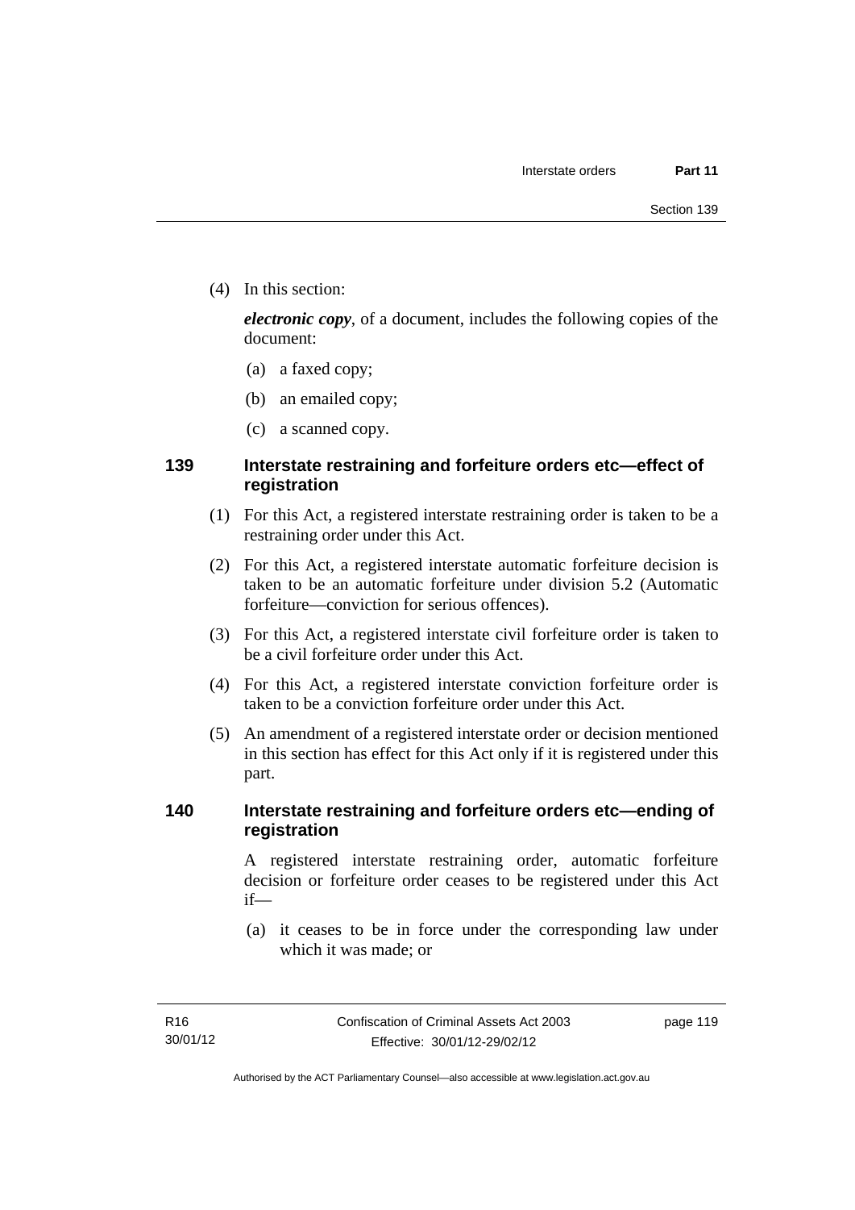(4) In this section:

*electronic copy*, of a document, includes the following copies of the document:

(a) a faxed copy;

(b) an emailed copy;

(c) a scanned copy.

### 139 Interstate restraining and forfeiture orders etc—effect of registration

(1) For this Act, a registered interstate restraining order is taken to be a restraining order under this Act.

(2) For this Act, a registered interstate automatic forfeiture decision is taken to be an automatic forfeiture under division 5.2 (Automatic forfeiture—conviction for serious offences).

(3) For this Act, a registered interstate civil forfeiture order is taken to be a civil forfeiture order under this Act.

(4) For this Act, a registered interstate conviction forfeiture order is taken to be a conviction forfeiture order under this Act.

(5) An amendment of a registered interstate order or decision mentioned in this section has effect for this Act only if it is registered under this part.

### 140 Interstate restraining and forfeiture orders etc—ending of registration

A registered interstate restraining order, automatic forfeiture decision or forfeiture order ceases to be registered under this Act if—

(a) it ceases to be in force under the corresponding law under which it was made; or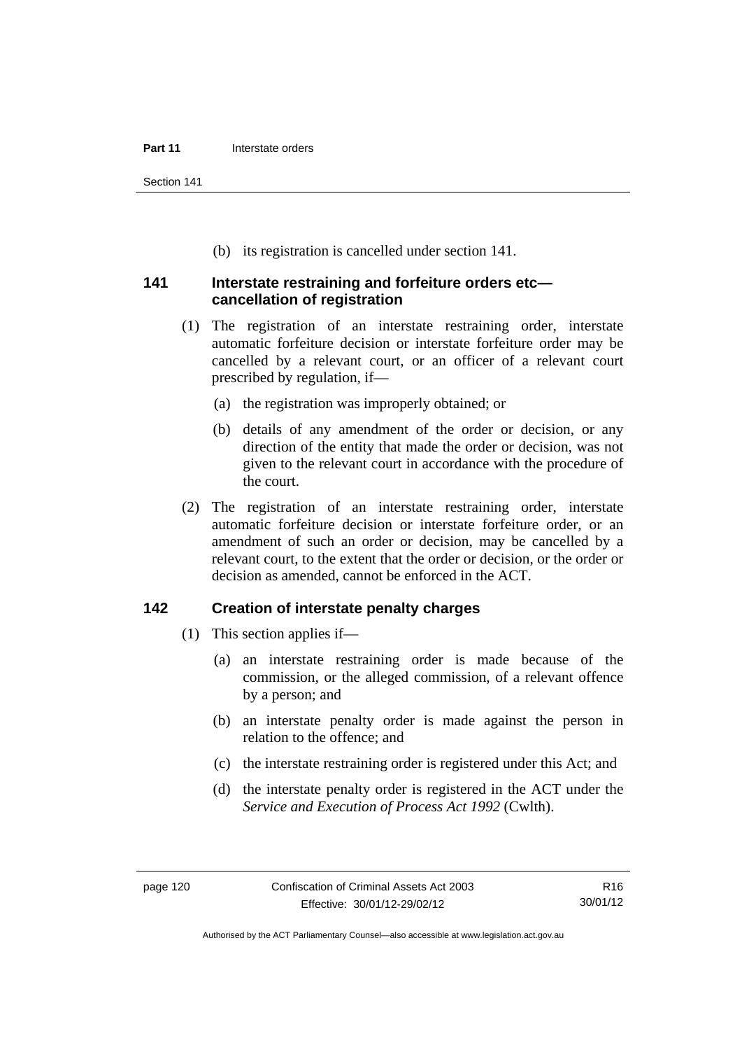(b) its registration is cancelled under section 141.

### 141 Interstate restraining and forfeiture orders etc—cancellation of registration

(1) The registration of an interstate restraining order, interstate automatic forfeiture decision or interstate forfeiture order may be cancelled by a relevant court, or an officer of a relevant court prescribed by regulation, if—

(a) the registration was improperly obtained; or

(b) details of any amendment of the order or decision, or any direction of the entity that made the order or decision, was not given to the relevant court in accordance with the procedure of the court.

(2) The registration of an interstate restraining order, interstate automatic forfeiture decision or interstate forfeiture order, or an amendment of such an order or decision, may be cancelled by a relevant court, to the extent that the order or decision, or the order or decision as amended, cannot be enforced in the ACT.

### 142 Creation of interstate penalty charges

(1) This section applies if—

(a) an interstate restraining order is made because of the commission, or the alleged commission, of a relevant offence by a person; and

(b) an interstate penalty order is made against the person in relation to the offence; and

(c) the interstate restraining order is registered under this Act; and

(d) the interstate penalty order is registered in the ACT under the *Service and Execution of Process Act 1992* (Cwlth).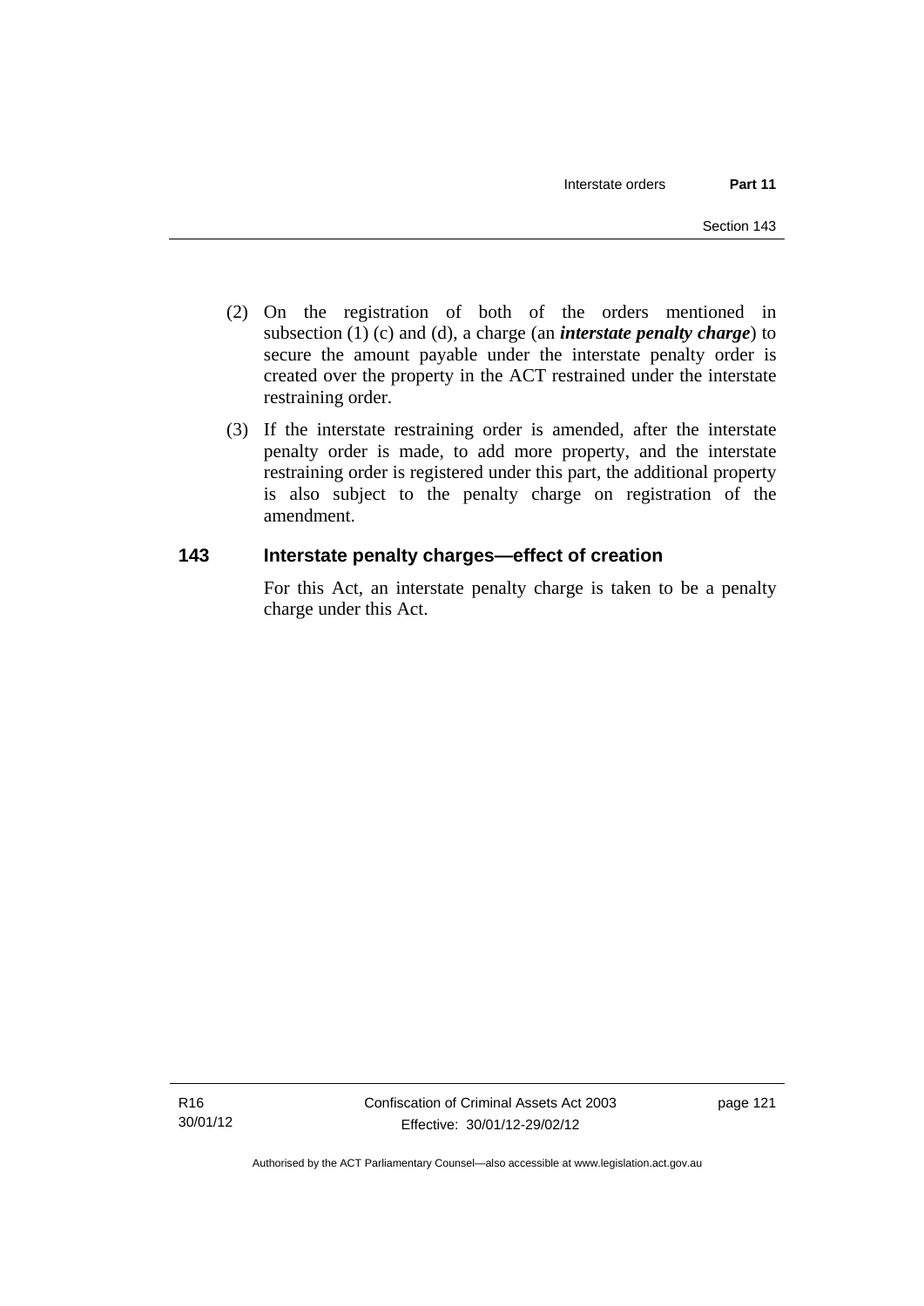(2) On the registration of both of the orders mentioned in subsection (1) (c) and (d), a charge (an ***interstate penalty charge***) to secure the amount payable under the interstate penalty order is created over the property in the ACT restrained under the interstate restraining order.

(3) If the interstate restraining order is amended, after the interstate penalty order is made, to add more property, and the interstate restraining order is registered under this part, the additional property is also subject to the penalty charge on registration of the amendment.

### 143 Interstate penalty charges—effect of creation

For this Act, an interstate penalty charge is taken to be a penalty charge under this Act.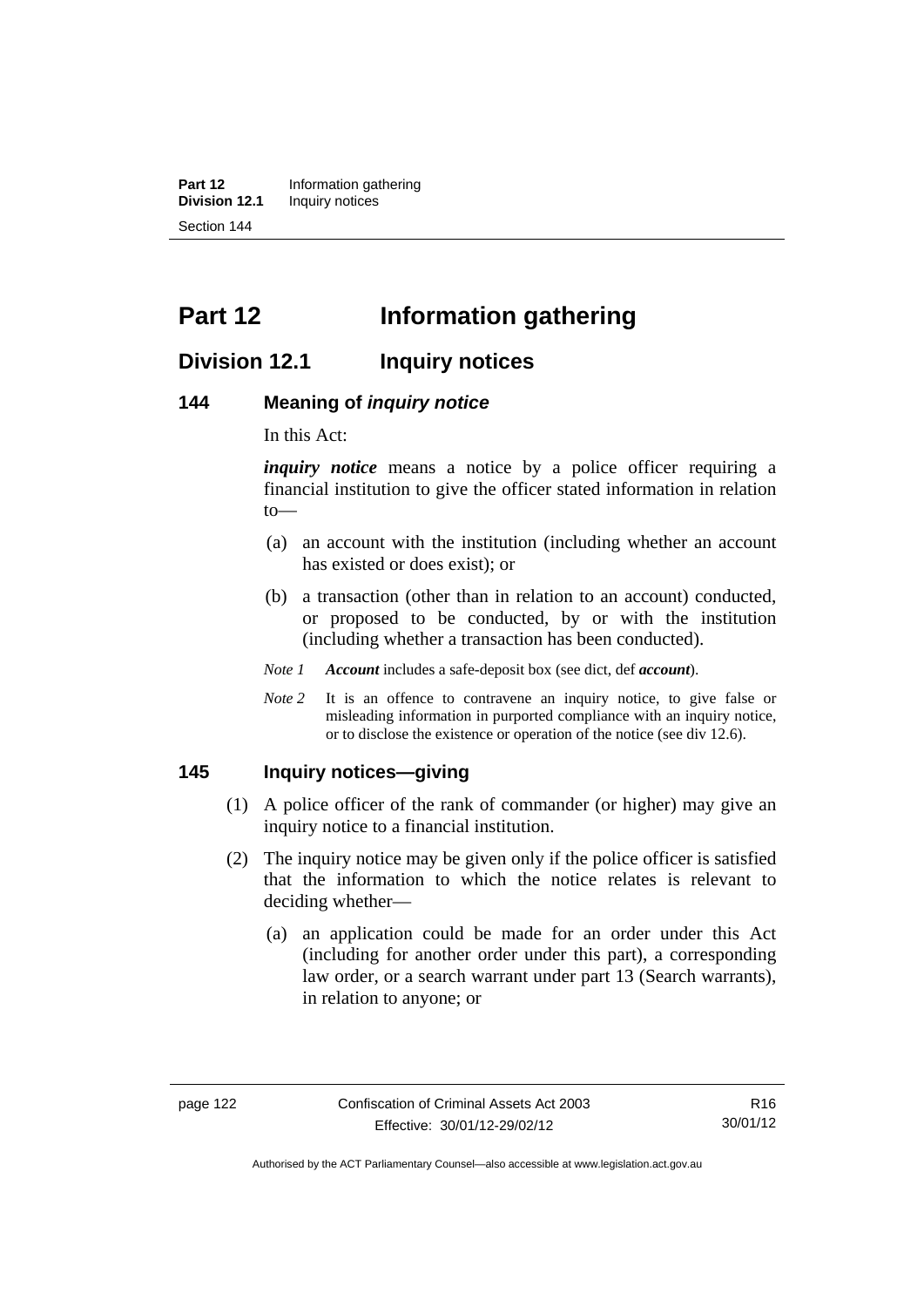# Part 12 Information gathering

## Division 12.1 Inquiry notices

### 144 Meaning of *inquiry notice*

In this Act:

***inquiry notice*** means a notice by a police officer requiring a financial institution to give the officer stated information in relation to—

(a) an account with the institution (including whether an account has existed or does exist); or

(b) a transaction (other than in relation to an account) conducted, or proposed to be conducted, by or with the institution (including whether a transaction has been conducted).

*Note 1* ***Account*** includes a safe-deposit box (see dict, def ***account***).

*Note 2* It is an offence to contravene an inquiry notice, to give false or misleading information in purported compliance with an inquiry notice, or to disclose the existence or operation of the notice (see div 12.6).

### 145 Inquiry notices—giving

(1) A police officer of the rank of commander (or higher) may give an inquiry notice to a financial institution.

(2) The inquiry notice may be given only if the police officer is satisfied that the information to which the notice relates is relevant to deciding whether—

(a) an application could be made for an order under this Act (including for another order under this part), a corresponding law order, or a search warrant under part 13 (Search warrants), in relation to anyone; or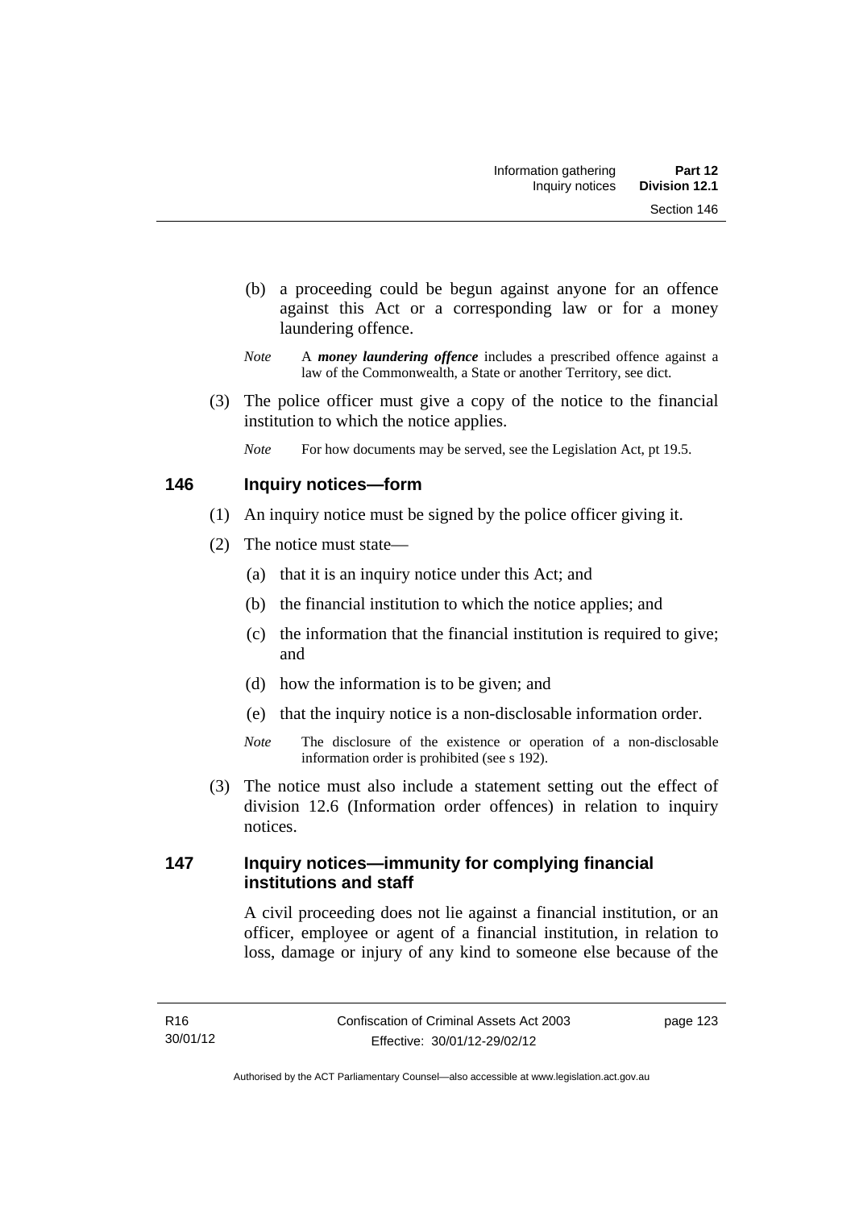(b) a proceeding could be begun against anyone for an offence against this Act or a corresponding law or for a money laundering offence.

*Note* A ***money laundering offence*** includes a prescribed offence against a law of the Commonwealth, a State or another Territory, see dict.

(3) The police officer must give a copy of the notice to the financial institution to which the notice applies.

*Note* For how documents may be served, see the Legislation Act, pt 19.5.

## 146 Inquiry notices—form

(1) An inquiry notice must be signed by the police officer giving it.

(2) The notice must state—

(a) that it is an inquiry notice under this Act; and

(b) the financial institution to which the notice applies; and

(c) the information that the financial institution is required to give; and

(d) how the information is to be given; and

(e) that the inquiry notice is a non-disclosable information order.

*Note* The disclosure of the existence or operation of a non-disclosable information order is prohibited (see s 192).

(3) The notice must also include a statement setting out the effect of division 12.6 (Information order offences) in relation to inquiry notices.

## 147 Inquiry notices—immunity for complying financial institutions and staff

A civil proceeding does not lie against a financial institution, or an officer, employee or agent of a financial institution, in relation to loss, damage or injury of any kind to someone else because of the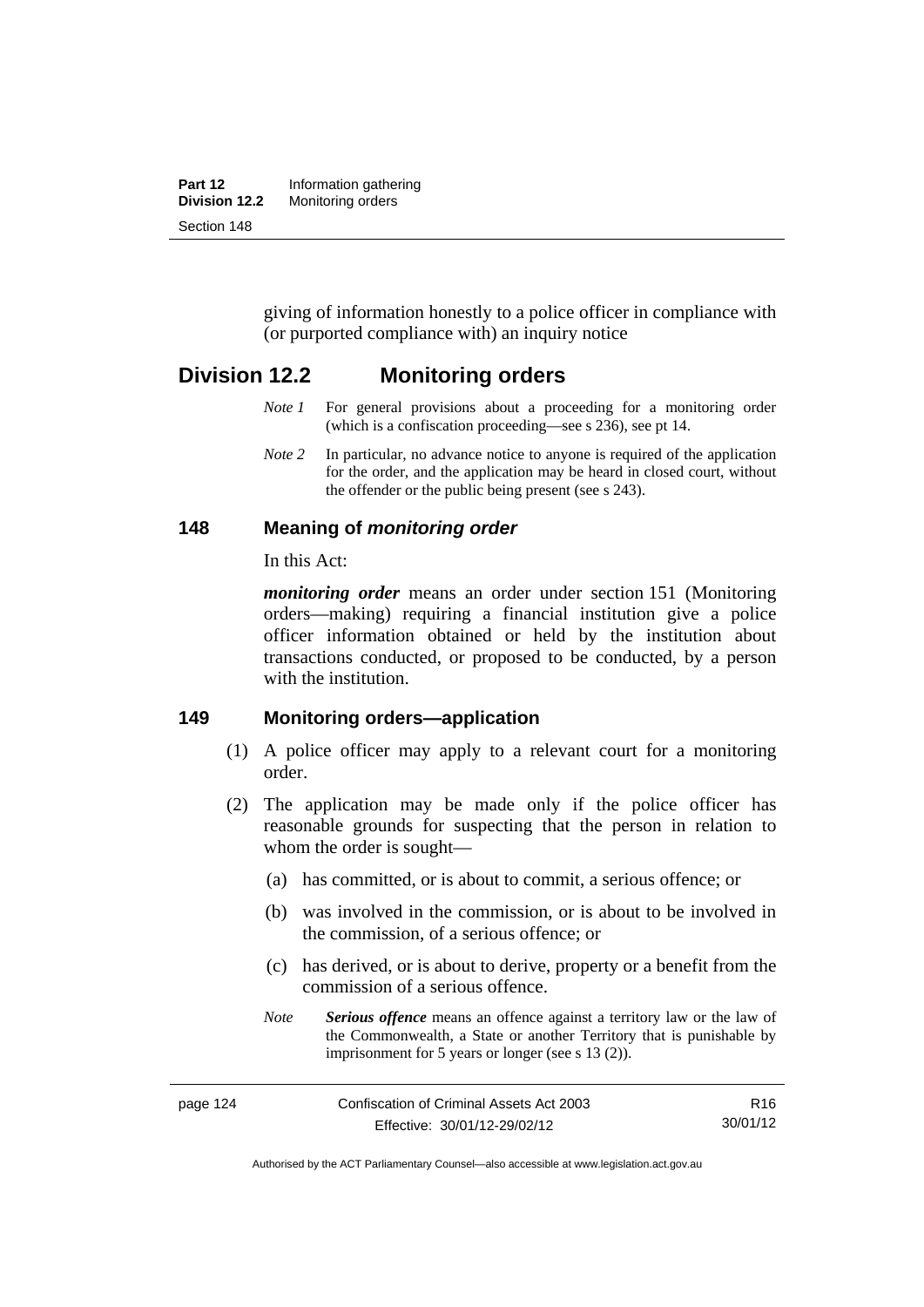giving of information honestly to a police officer in compliance with (or purported compliance with) an inquiry notice

## Division 12.2 Monitoring orders

*Note 1* For general provisions about a proceeding for a monitoring order (which is a confiscation proceeding—see s 236), see pt 14.

*Note 2* In particular, no advance notice to anyone is required of the application for the order, and the application may be heard in closed court, without the offender or the public being present (see s 243).

### 148 Meaning of *monitoring order*

In this Act:

***monitoring order*** means an order under section 151 (Monitoring orders—making) requiring a financial institution give a police officer information obtained or held by the institution about transactions conducted, or proposed to be conducted, by a person with the institution.

### 149 Monitoring orders—application

(1) A police officer may apply to a relevant court for a monitoring order.

(2) The application may be made only if the police officer has reasonable grounds for suspecting that the person in relation to whom the order is sought—

(a) has committed, or is about to commit, a serious offence; or

(b) was involved in the commission, or is about to be involved in the commission, of a serious offence; or

(c) has derived, or is about to derive, property or a benefit from the commission of a serious offence.

*Note* ***Serious offence*** means an offence against a territory law or the law of the Commonwealth, a State or another Territory that is punishable by imprisonment for 5 years or longer (see s 13 (2)).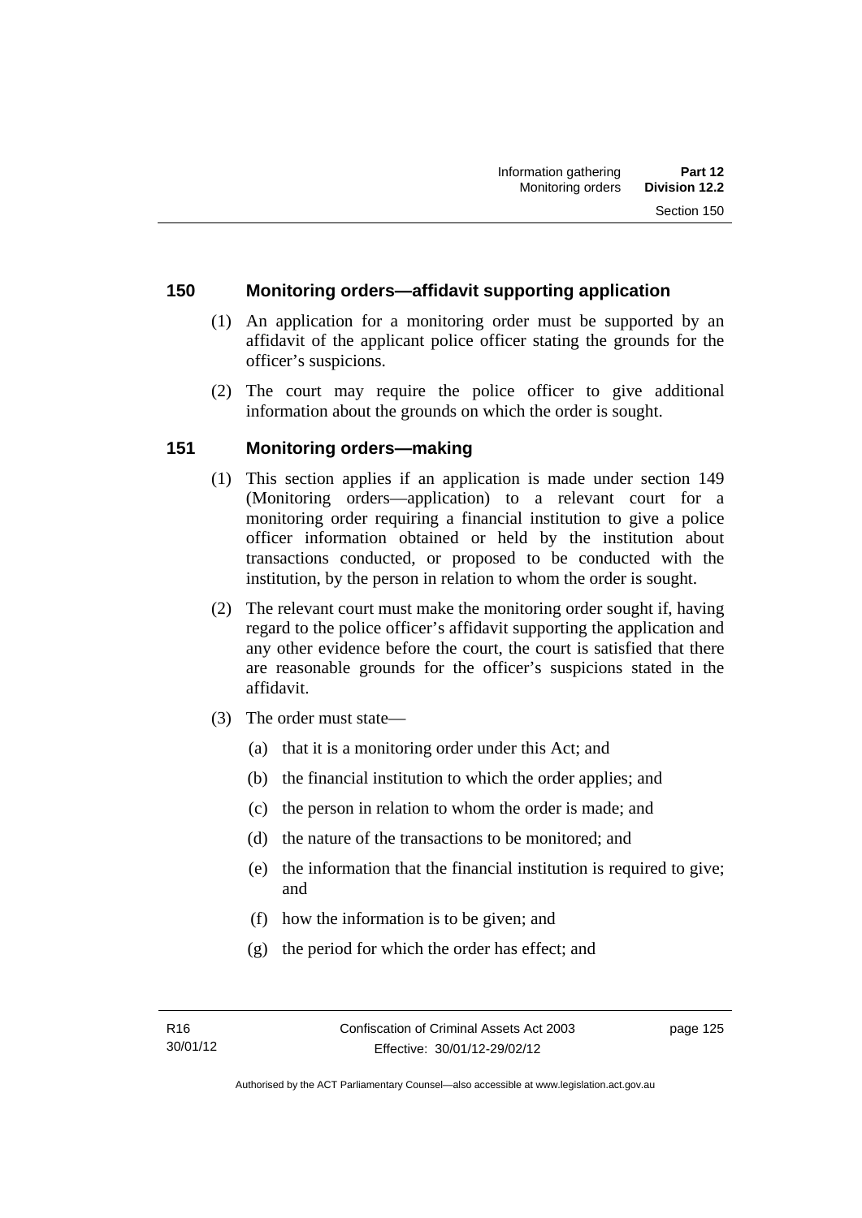### 150 Monitoring orders—affidavit supporting application

(1) An application for a monitoring order must be supported by an affidavit of the applicant police officer stating the grounds for the officer's suspicions.

(2) The court may require the police officer to give additional information about the grounds on which the order is sought.

### 151 Monitoring orders—making

(1) This section applies if an application is made under section 149 (Monitoring orders—application) to a relevant court for a monitoring order requiring a financial institution to give a police officer information obtained or held by the institution about transactions conducted, or proposed to be conducted with the institution, by the person in relation to whom the order is sought.

(2) The relevant court must make the monitoring order sought if, having regard to the police officer's affidavit supporting the application and any other evidence before the court, the court is satisfied that there are reasonable grounds for the officer's suspicions stated in the affidavit.

(3) The order must state—

(a) that it is a monitoring order under this Act; and

(b) the financial institution to which the order applies; and

(c) the person in relation to whom the order is made; and

(d) the nature of the transactions to be monitored; and

(e) the information that the financial institution is required to give; and

(f) how the information is to be given; and

(g) the period for which the order has effect; and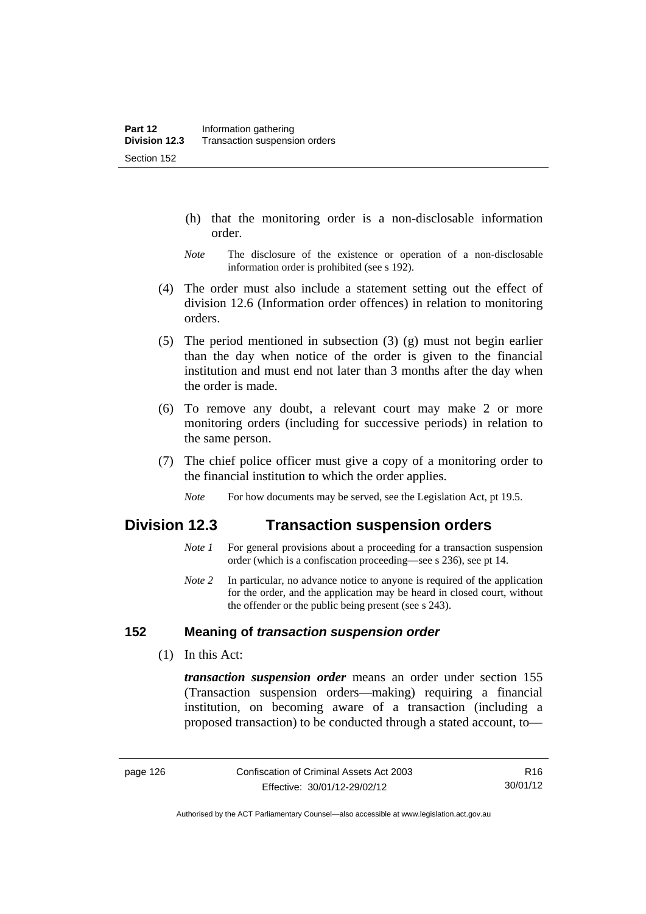(h) that the monitoring order is a non-disclosable information order.

*Note* The disclosure of the existence or operation of a non-disclosable information order is prohibited (see s 192).

(4) The order must also include a statement setting out the effect of division 12.6 (Information order offences) in relation to monitoring orders.

(5) The period mentioned in subsection (3) (g) must not begin earlier than the day when notice of the order is given to the financial institution and must end not later than 3 months after the day when the order is made.

(6) To remove any doubt, a relevant court may make 2 or more monitoring orders (including for successive periods) in relation to the same person.

(7) The chief police officer must give a copy of a monitoring order to the financial institution to which the order applies.

*Note* For how documents may be served, see the Legislation Act, pt 19.5.

## Division 12.3 Transaction suspension orders

*Note 1* For general provisions about a proceeding for a transaction suspension order (which is a confiscation proceeding—see s 236), see pt 14.

*Note 2* In particular, no advance notice to anyone is required of the application for the order, and the application may be heard in closed court, without the offender or the public being present (see s 243).

### 152 Meaning of *transaction suspension order*

(1) In this Act:

***transaction suspension order*** means an order under section 155 (Transaction suspension orders—making) requiring a financial institution, on becoming aware of a transaction (including a proposed transaction) to be conducted through a stated account, to—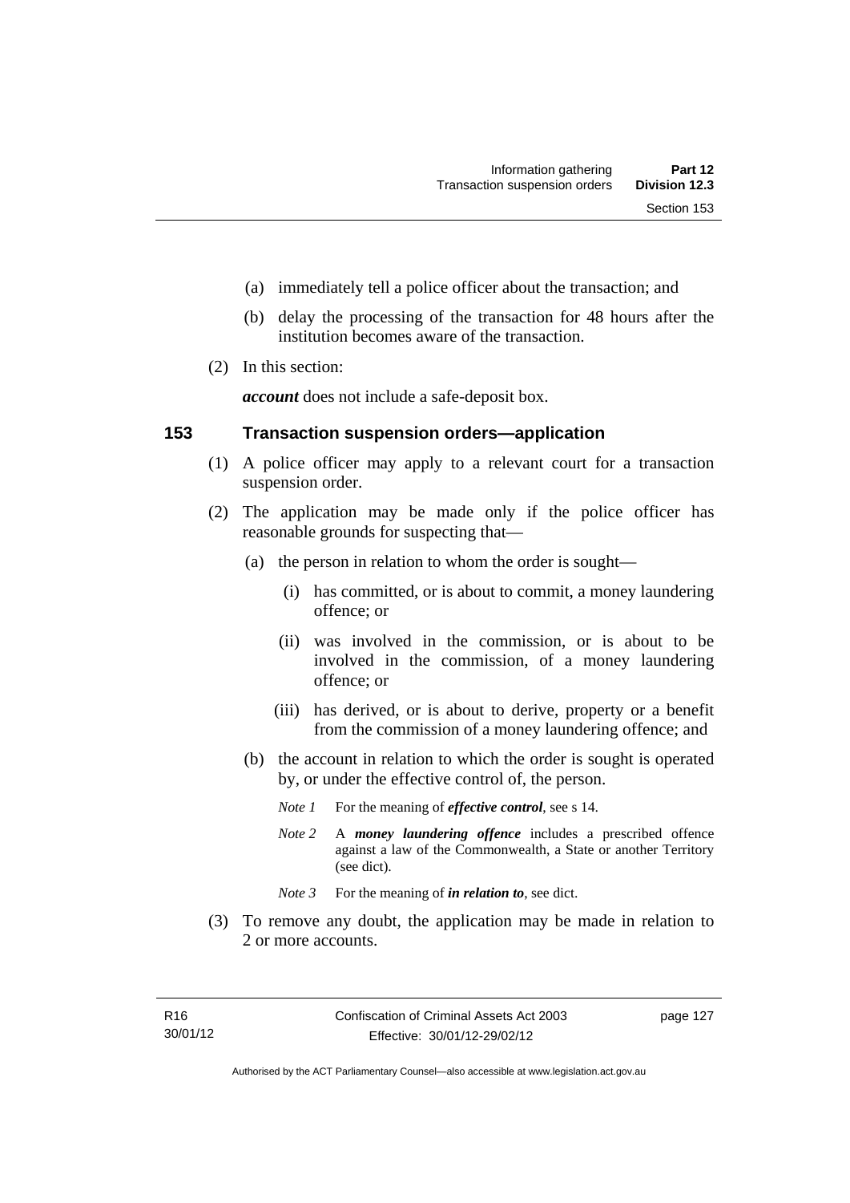(a) immediately tell a police officer about the transaction; and

(b) delay the processing of the transaction for 48 hours after the institution becomes aware of the transaction.

(2) In this section:

***account*** does not include a safe-deposit box.

## 153 Transaction suspension orders—application

(1) A police officer may apply to a relevant court for a transaction suspension order.

(2) The application may be made only if the police officer has reasonable grounds for suspecting that—

(a) the person in relation to whom the order is sought—

(i) has committed, or is about to commit, a money laundering offence; or

(ii) was involved in the commission, or is about to be involved in the commission, of a money laundering offence; or

(iii) has derived, or is about to derive, property or a benefit from the commission of a money laundering offence; and

(b) the account in relation to which the order is sought is operated by, or under the effective control of, the person.

*Note 1* For the meaning of ***effective control***, see s 14.

*Note 2* A ***money laundering offence*** includes a prescribed offence against a law of the Commonwealth, a State or another Territory (see dict).

*Note 3* For the meaning of ***in relation to***, see dict.

(3) To remove any doubt, the application may be made in relation to 2 or more accounts.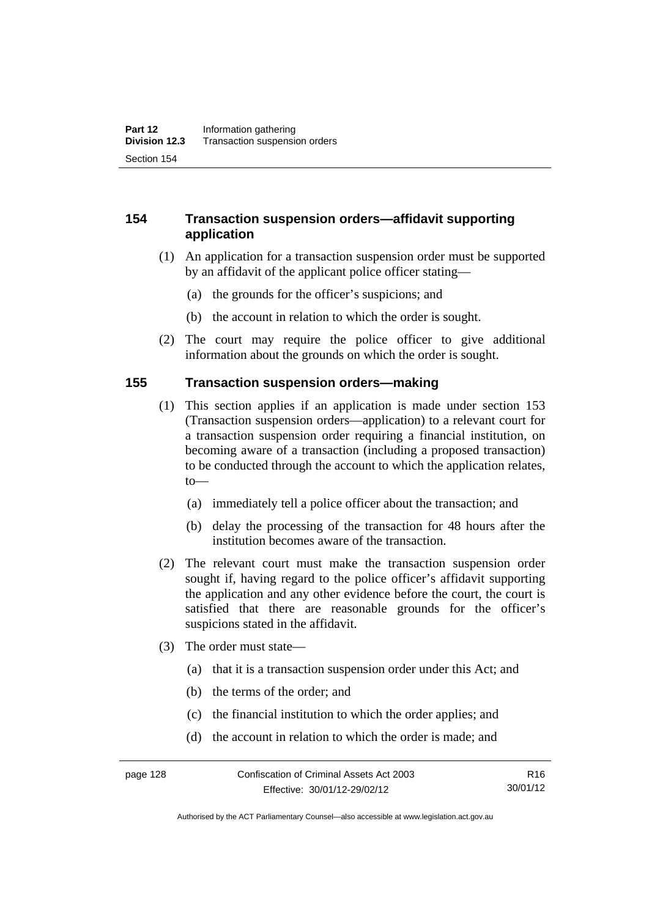## 154 Transaction suspension orders—affidavit supporting application

(1) An application for a transaction suspension order must be supported by an affidavit of the applicant police officer stating—

(a) the grounds for the officer's suspicions; and

(b) the account in relation to which the order is sought.

(2) The court may require the police officer to give additional information about the grounds on which the order is sought.

## 155 Transaction suspension orders—making

(1) This section applies if an application is made under section 153 (Transaction suspension orders—application) to a relevant court for a transaction suspension order requiring a financial institution, on becoming aware of a transaction (including a proposed transaction) to be conducted through the account to which the application relates, to—

(a) immediately tell a police officer about the transaction; and

(b) delay the processing of the transaction for 48 hours after the institution becomes aware of the transaction.

(2) The relevant court must make the transaction suspension order sought if, having regard to the police officer's affidavit supporting the application and any other evidence before the court, the court is satisfied that there are reasonable grounds for the officer's suspicions stated in the affidavit.

(3) The order must state—

(a) that it is a transaction suspension order under this Act; and

(b) the terms of the order; and

(c) the financial institution to which the order applies; and

(d) the account in relation to which the order is made; and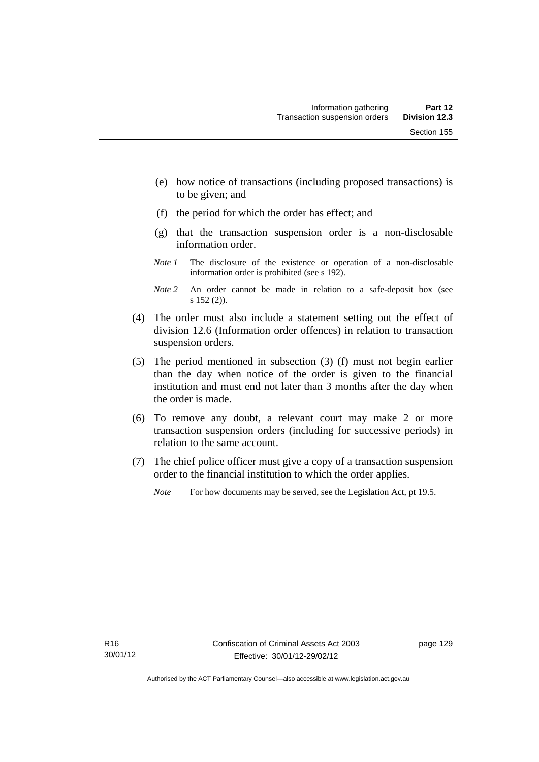(e) how notice of transactions (including proposed transactions) is to be given; and

(f) the period for which the order has effect; and

(g) that the transaction suspension order is a non-disclosable information order.

*Note 1* The disclosure of the existence or operation of a non-disclosable information order is prohibited (see s 192).

*Note 2* An order cannot be made in relation to a safe-deposit box (see s 152 (2)).

(4) The order must also include a statement setting out the effect of division 12.6 (Information order offences) in relation to transaction suspension orders.

(5) The period mentioned in subsection (3) (f) must not begin earlier than the day when notice of the order is given to the financial institution and must end not later than 3 months after the day when the order is made.

(6) To remove any doubt, a relevant court may make 2 or more transaction suspension orders (including for successive periods) in relation to the same account.

(7) The chief police officer must give a copy of a transaction suspension order to the financial institution to which the order applies.

*Note* For how documents may be served, see the Legislation Act, pt 19.5.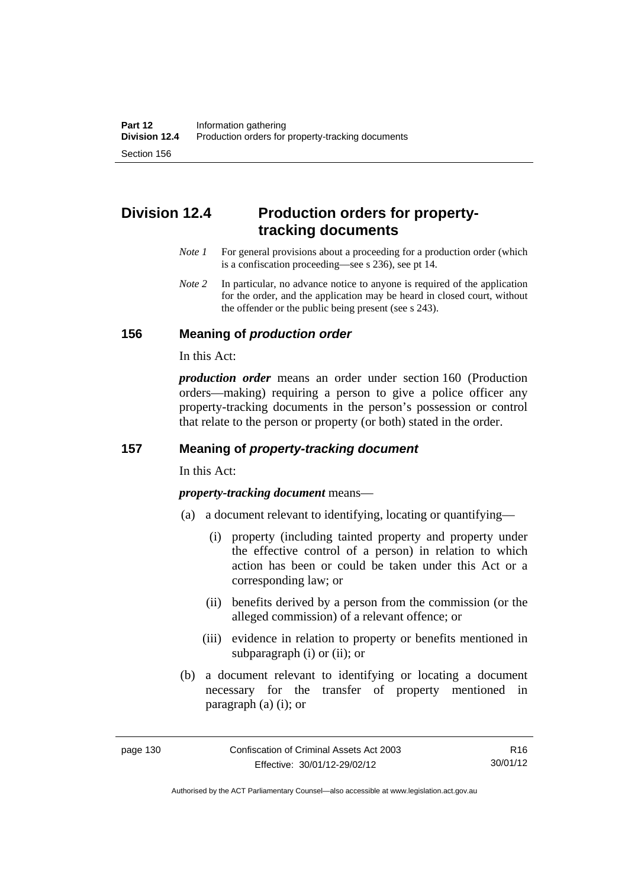## Division 12.4 Production orders for property-tracking documents

*Note 1* For general provisions about a proceeding for a production order (which is a confiscation proceeding—see s 236), see pt 14.

*Note 2* In particular, no advance notice to anyone is required of the application for the order, and the application may be heard in closed court, without the offender or the public being present (see s 243).

### 156 Meaning of *production order*

In this Act:

***production order*** means an order under section 160 (Production orders—making) requiring a person to give a police officer any property-tracking documents in the person's possession or control that relate to the person or property (or both) stated in the order.

### 157 Meaning of *property-tracking document*

In this Act:

***property-tracking document*** means—

(a) a document relevant to identifying, locating or quantifying—

(i) property (including tainted property and property under the effective control of a person) in relation to which action has been or could be taken under this Act or a corresponding law; or

(ii) benefits derived by a person from the commission (or the alleged commission) of a relevant offence; or

(iii) evidence in relation to property or benefits mentioned in subparagraph (i) or (ii); or

(b) a document relevant to identifying or locating a document necessary for the transfer of property mentioned in paragraph (a) (i); or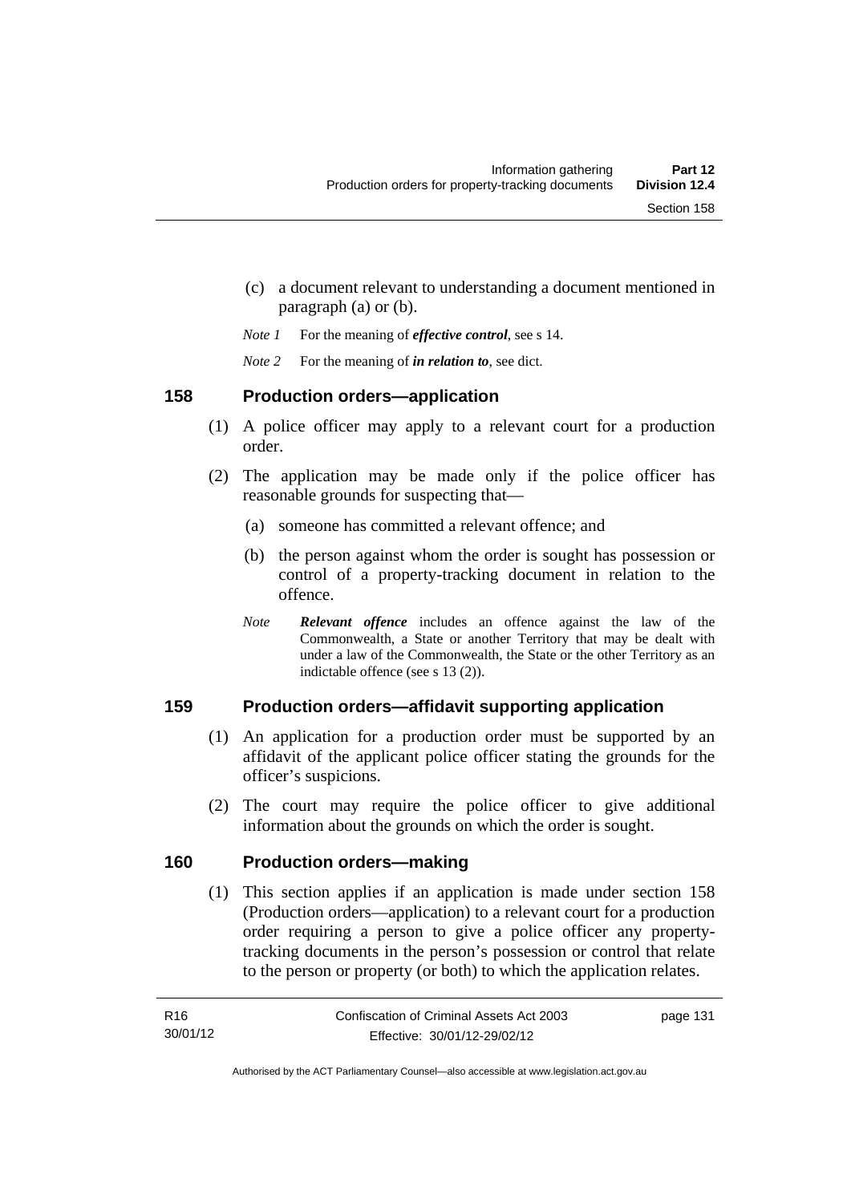(c) a document relevant to understanding a document mentioned in paragraph (a) or (b).

*Note 1* For the meaning of ***effective control***, see s 14.

*Note 2* For the meaning of ***in relation to***, see dict.

## 158 Production orders—application

(1) A police officer may apply to a relevant court for a production order.

(2) The application may be made only if the police officer has reasonable grounds for suspecting that—

(a) someone has committed a relevant offence; and

(b) the person against whom the order is sought has possession or control of a property-tracking document in relation to the offence.

*Note* ***Relevant offence*** includes an offence against the law of the Commonwealth, a State or another Territory that may be dealt with under a law of the Commonwealth, the State or the other Territory as an indictable offence (see s 13 (2)).

## 159 Production orders—affidavit supporting application

(1) An application for a production order must be supported by an affidavit of the applicant police officer stating the grounds for the officer's suspicions.

(2) The court may require the police officer to give additional information about the grounds on which the order is sought.

## 160 Production orders—making

(1) This section applies if an application is made under section 158 (Production orders—application) to a relevant court for a production order requiring a person to give a police officer any property-tracking documents in the person's possession or control that relate to the person or property (or both) to which the application relates.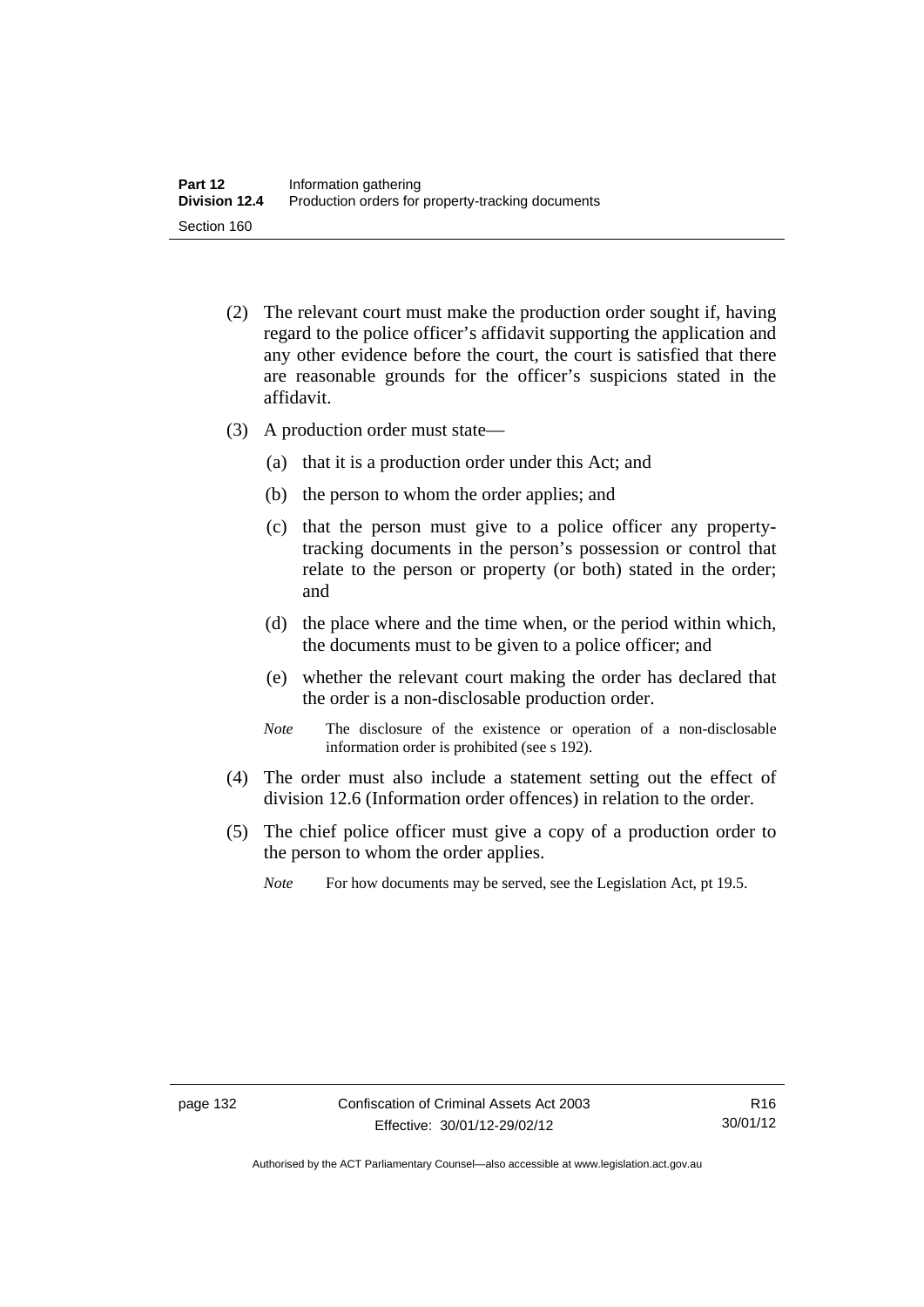(2) The relevant court must make the production order sought if, having regard to the police officer's affidavit supporting the application and any other evidence before the court, the court is satisfied that there are reasonable grounds for the officer's suspicions stated in the affidavit.

(3) A production order must state—

(a) that it is a production order under this Act; and

(b) the person to whom the order applies; and

(c) that the person must give to a police officer any property-tracking documents in the person's possession or control that relate to the person or property (or both) stated in the order; and

(d) the place where and the time when, or the period within which, the documents must to be given to a police officer; and

(e) whether the relevant court making the order has declared that the order is a non-disclosable production order.

*Note* The disclosure of the existence or operation of a non-disclosable information order is prohibited (see s 192).

(4) The order must also include a statement setting out the effect of division 12.6 (Information order offences) in relation to the order.

(5) The chief police officer must give a copy of a production order to the person to whom the order applies.

*Note* For how documents may be served, see the Legislation Act, pt 19.5.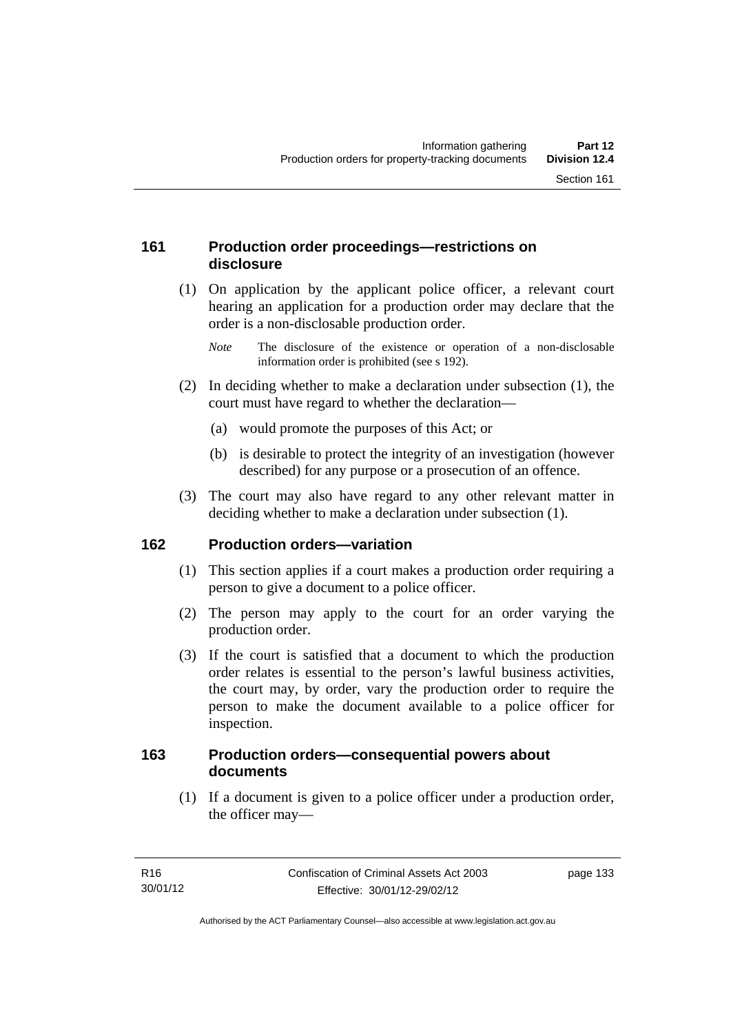### 161 Production order proceedings—restrictions on disclosure

(1) On application by the applicant police officer, a relevant court hearing an application for a production order may declare that the order is a non-disclosable production order.

*Note* The disclosure of the existence or operation of a non-disclosable information order is prohibited (see s 192).

(2) In deciding whether to make a declaration under subsection (1), the court must have regard to whether the declaration—

(a) would promote the purposes of this Act; or

(b) is desirable to protect the integrity of an investigation (however described) for any purpose or a prosecution of an offence.

(3) The court may also have regard to any other relevant matter in deciding whether to make a declaration under subsection (1).

### 162 Production orders—variation

(1) This section applies if a court makes a production order requiring a person to give a document to a police officer.

(2) The person may apply to the court for an order varying the production order.

(3) If the court is satisfied that a document to which the production order relates is essential to the person's lawful business activities, the court may, by order, vary the production order to require the person to make the document available to a police officer for inspection.

### 163 Production orders—consequential powers about documents

(1) If a document is given to a police officer under a production order, the officer may—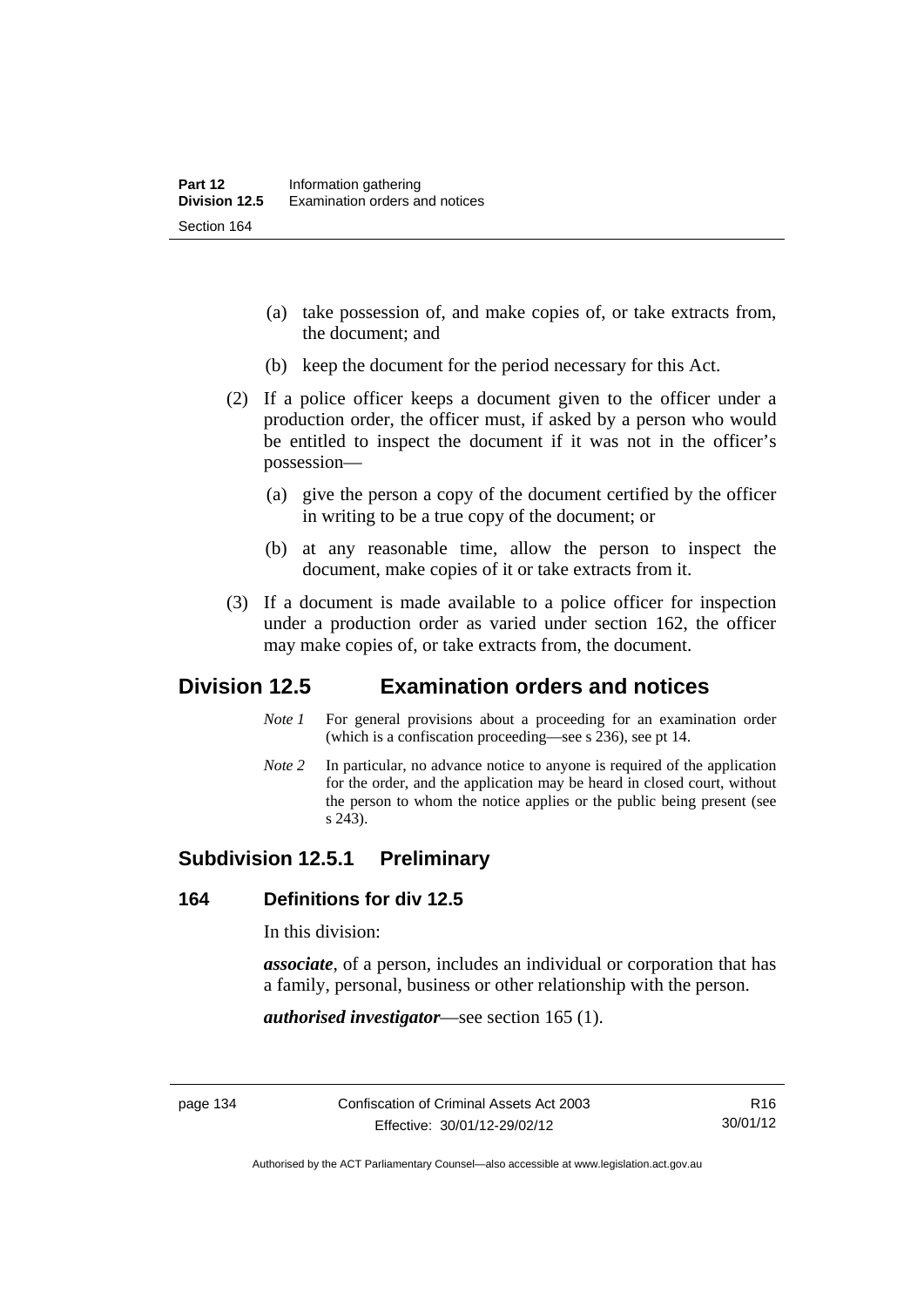(a) take possession of, and make copies of, or take extracts from, the document; and

(b) keep the document for the period necessary for this Act.

(2) If a police officer keeps a document given to the officer under a production order, the officer must, if asked by a person who would be entitled to inspect the document if it was not in the officer's possession—

(a) give the person a copy of the document certified by the officer in writing to be a true copy of the document; or

(b) at any reasonable time, allow the person to inspect the document, make copies of it or take extracts from it.

(3) If a document is made available to a police officer for inspection under a production order as varied under section 162, the officer may make copies of, or take extracts from, the document.

## Division 12.5 Examination orders and notices

*Note 1* For general provisions about a proceeding for an examination order (which is a confiscation proceeding—see s 236), see pt 14.

*Note 2* In particular, no advance notice to anyone is required of the application for the order, and the application may be heard in closed court, without the person to whom the notice applies or the public being present (see s 243).

### Subdivision 12.5.1 Preliminary

#### 164 Definitions for div 12.5

In this division:

***associate***, of a person, includes an individual or corporation that has a family, personal, business or other relationship with the person.

***authorised investigator***—see section 165 (1).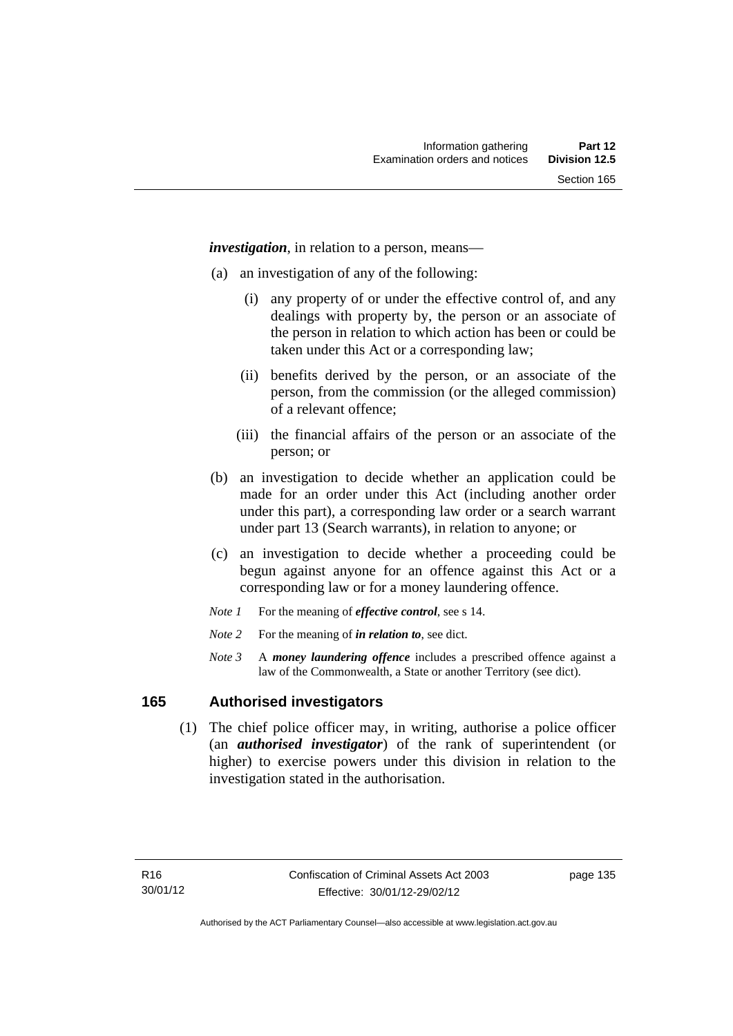***investigation***, in relation to a person, means—

(a) an investigation of any of the following:

(i) any property of or under the effective control of, and any dealings with property by, the person or an associate of the person in relation to which action has been or could be taken under this Act or a corresponding law;

(ii) benefits derived by the person, or an associate of the person, from the commission (or the alleged commission) of a relevant offence;

(iii) the financial affairs of the person or an associate of the person; or

(b) an investigation to decide whether an application could be made for an order under this Act (including another order under this part), a corresponding law order or a search warrant under part 13 (Search warrants), in relation to anyone; or

(c) an investigation to decide whether a proceeding could be begun against anyone for an offence against this Act or a corresponding law or for a money laundering offence.

*Note 1* For the meaning of ***effective control***, see s 14.

*Note 2* For the meaning of ***in relation to***, see dict.

*Note 3* A ***money laundering offence*** includes a prescribed offence against a law of the Commonwealth, a State or another Territory (see dict).

## 165 Authorised investigators

(1) The chief police officer may, in writing, authorise a police officer (an ***authorised investigator***) of the rank of superintendent (or higher) to exercise powers under this division in relation to the investigation stated in the authorisation.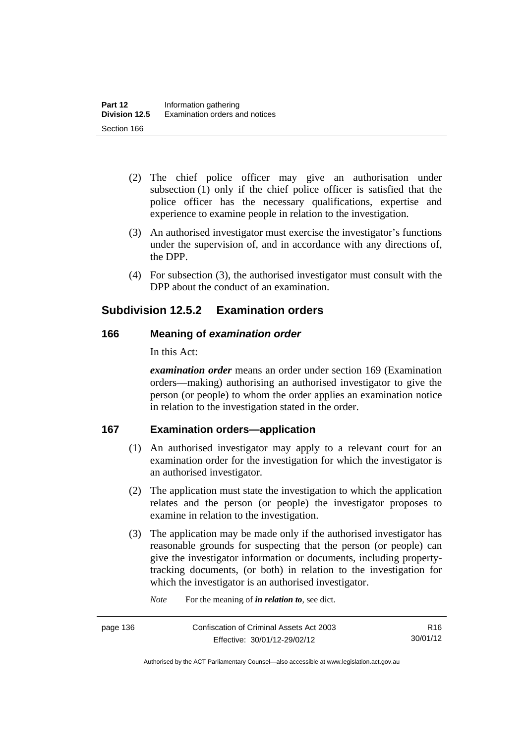(2) The chief police officer may give an authorisation under subsection (1) only if the chief police officer is satisfied that the police officer has the necessary qualifications, expertise and experience to examine people in relation to the investigation.

(3) An authorised investigator must exercise the investigator's functions under the supervision of, and in accordance with any directions of, the DPP.

(4) For subsection (3), the authorised investigator must consult with the DPP about the conduct of an examination.

## Subdivision 12.5.2 Examination orders

### 166 Meaning of *examination order*

In this Act:

***examination order*** means an order under section 169 (Examination orders—making) authorising an authorised investigator to give the person (or people) to whom the order applies an examination notice in relation to the investigation stated in the order.

### 167 Examination orders—application

(1) An authorised investigator may apply to a relevant court for an examination order for the investigation for which the investigator is an authorised investigator.

(2) The application must state the investigation to which the application relates and the person (or people) the investigator proposes to examine in relation to the investigation.

(3) The application may be made only if the authorised investigator has reasonable grounds for suspecting that the person (or people) can give the investigator information or documents, including property-tracking documents, (or both) in relation to the investigation for which the investigator is an authorised investigator.

*Note* For the meaning of ***in relation to***, see dict.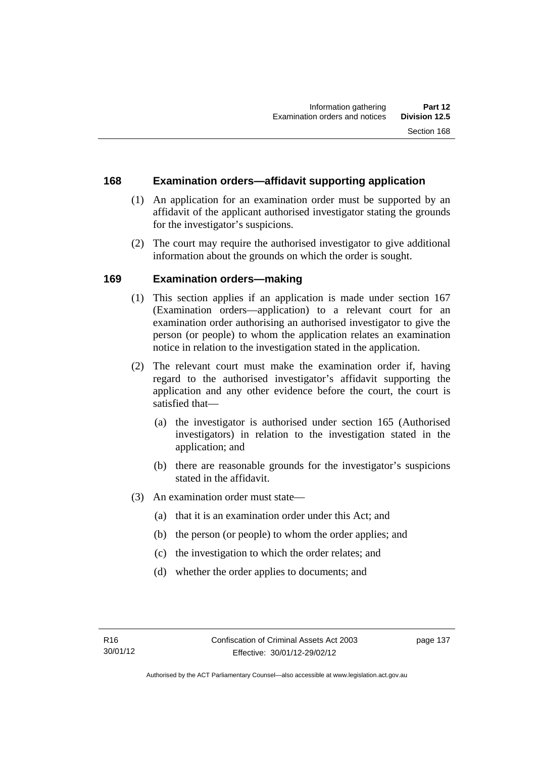## 168 Examination orders—affidavit supporting application

(1) An application for an examination order must be supported by an affidavit of the applicant authorised investigator stating the grounds for the investigator's suspicions.

(2) The court may require the authorised investigator to give additional information about the grounds on which the order is sought.

## 169 Examination orders—making

(1) This section applies if an application is made under section 167 (Examination orders—application) to a relevant court for an examination order authorising an authorised investigator to give the person (or people) to whom the application relates an examination notice in relation to the investigation stated in the application.

(2) The relevant court must make the examination order if, having regard to the authorised investigator's affidavit supporting the application and any other evidence before the court, the court is satisfied that—

(a) the investigator is authorised under section 165 (Authorised investigators) in relation to the investigation stated in the application; and

(b) there are reasonable grounds for the investigator's suspicions stated in the affidavit.

(3) An examination order must state—

(a) that it is an examination order under this Act; and

(b) the person (or people) to whom the order applies; and

(c) the investigation to which the order relates; and

(d) whether the order applies to documents; and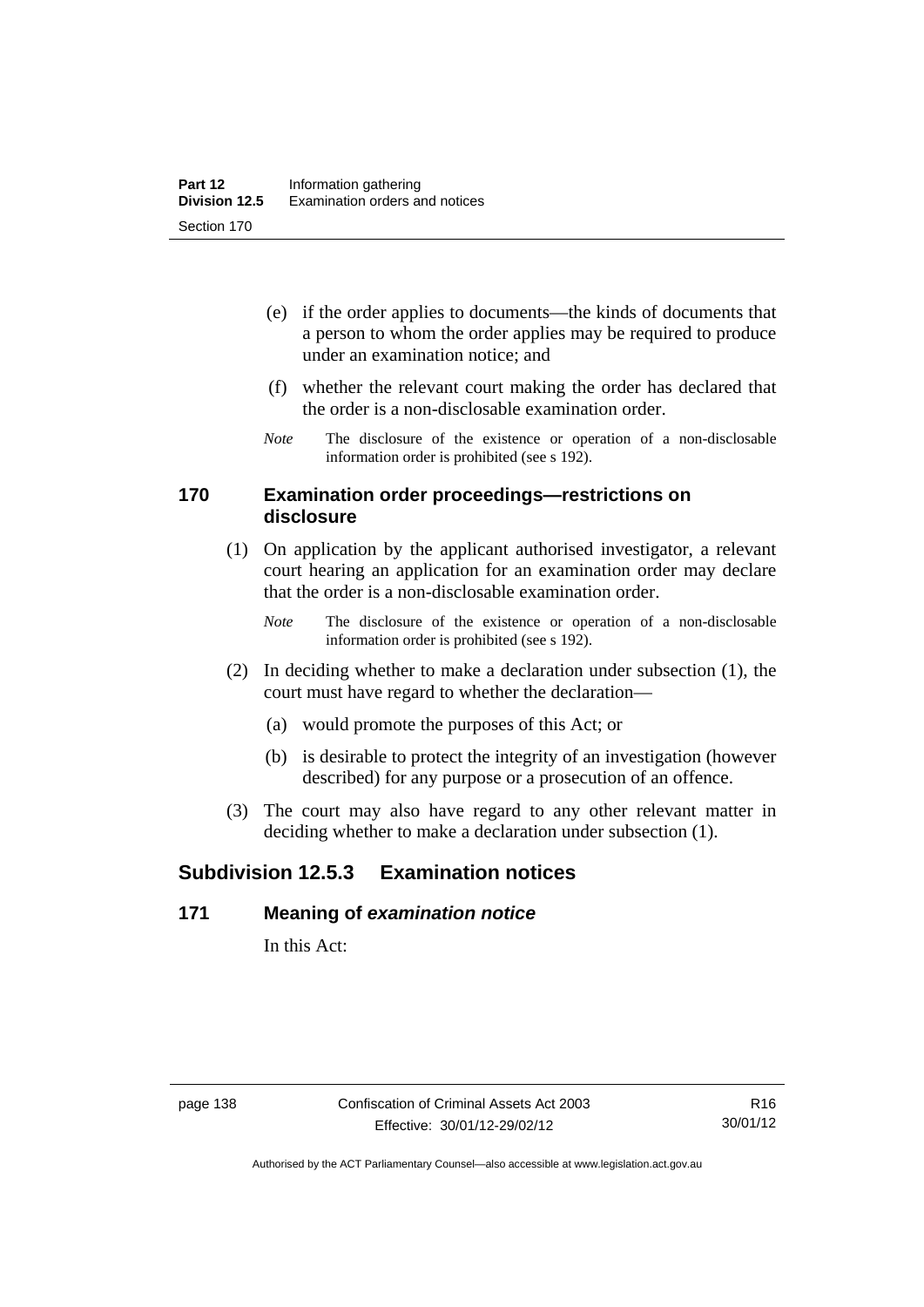(e) if the order applies to documents—the kinds of documents that a person to whom the order applies may be required to produce under an examination notice; and

(f) whether the relevant court making the order has declared that the order is a non-disclosable examination order.

*Note* The disclosure of the existence or operation of a non-disclosable information order is prohibited (see s 192).

### 170 Examination order proceedings—restrictions on disclosure

(1) On application by the applicant authorised investigator, a relevant court hearing an application for an examination order may declare that the order is a non-disclosable examination order.

*Note* The disclosure of the existence or operation of a non-disclosable information order is prohibited (see s 192).

(2) In deciding whether to make a declaration under subsection (1), the court must have regard to whether the declaration—

(a) would promote the purposes of this Act; or

(b) is desirable to protect the integrity of an investigation (however described) for any purpose or a prosecution of an offence.

(3) The court may also have regard to any other relevant matter in deciding whether to make a declaration under subsection (1).

## Subdivision 12.5.3 Examination notices

### 171 Meaning of *examination notice*

In this Act: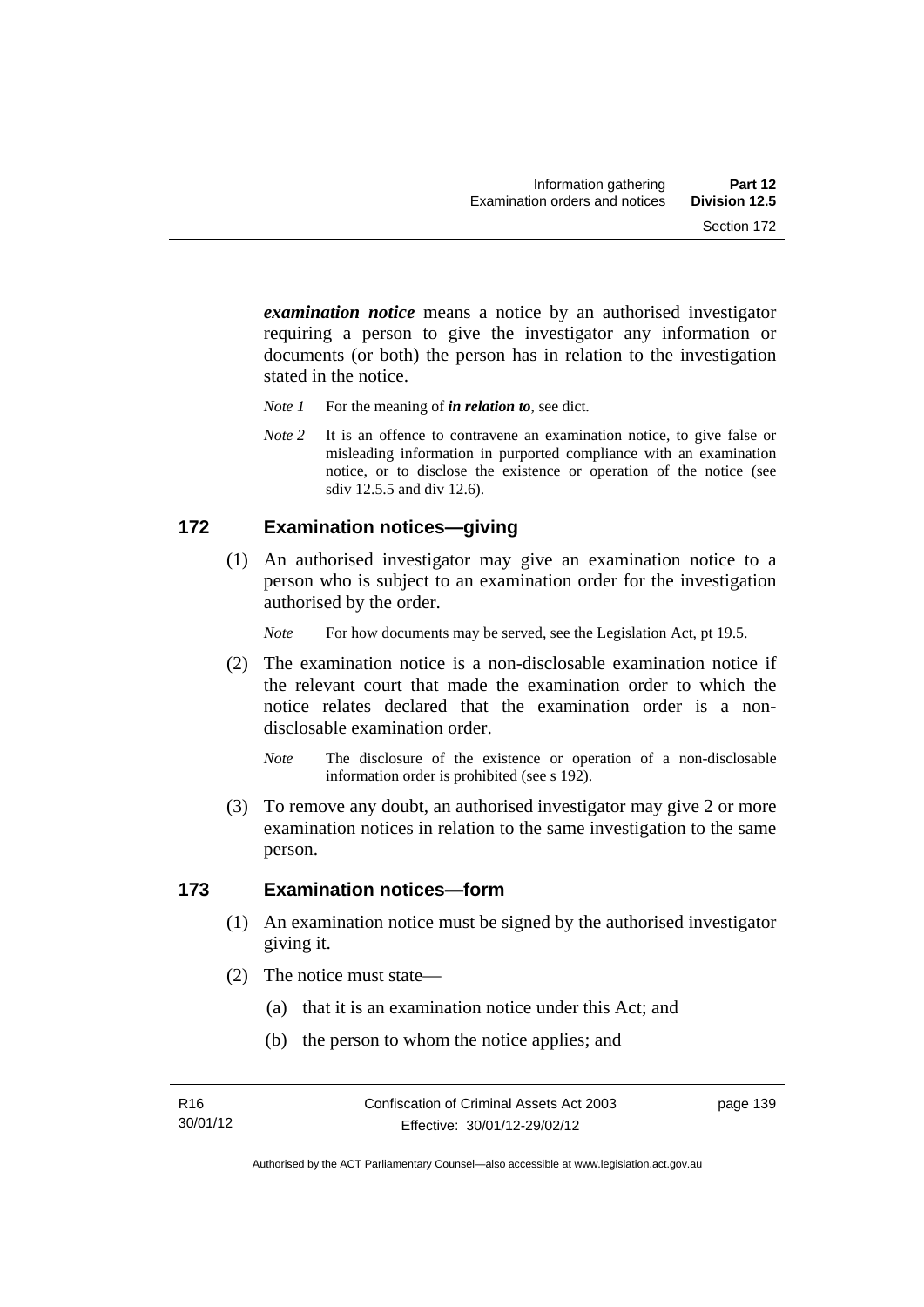***examination notice*** means a notice by an authorised investigator requiring a person to give the investigator any information or documents (or both) the person has in relation to the investigation stated in the notice.

*Note 1* For the meaning of ***in relation to***, see dict.

*Note 2* It is an offence to contravene an examination notice, to give false or misleading information in purported compliance with an examination notice, or to disclose the existence or operation of the notice (see sdiv 12.5.5 and div 12.6).

## 172 Examination notices—giving

(1) An authorised investigator may give an examination notice to a person who is subject to an examination order for the investigation authorised by the order.

*Note* For how documents may be served, see the Legislation Act, pt 19.5.

(2) The examination notice is a non-disclosable examination notice if the relevant court that made the examination order to which the notice relates declared that the examination order is a non-disclosable examination order.

*Note* The disclosure of the existence or operation of a non-disclosable information order is prohibited (see s 192).

(3) To remove any doubt, an authorised investigator may give 2 or more examination notices in relation to the same investigation to the same person.

## 173 Examination notices—form

(1) An examination notice must be signed by the authorised investigator giving it.

(2) The notice must state—

(a) that it is an examination notice under this Act; and

(b) the person to whom the notice applies; and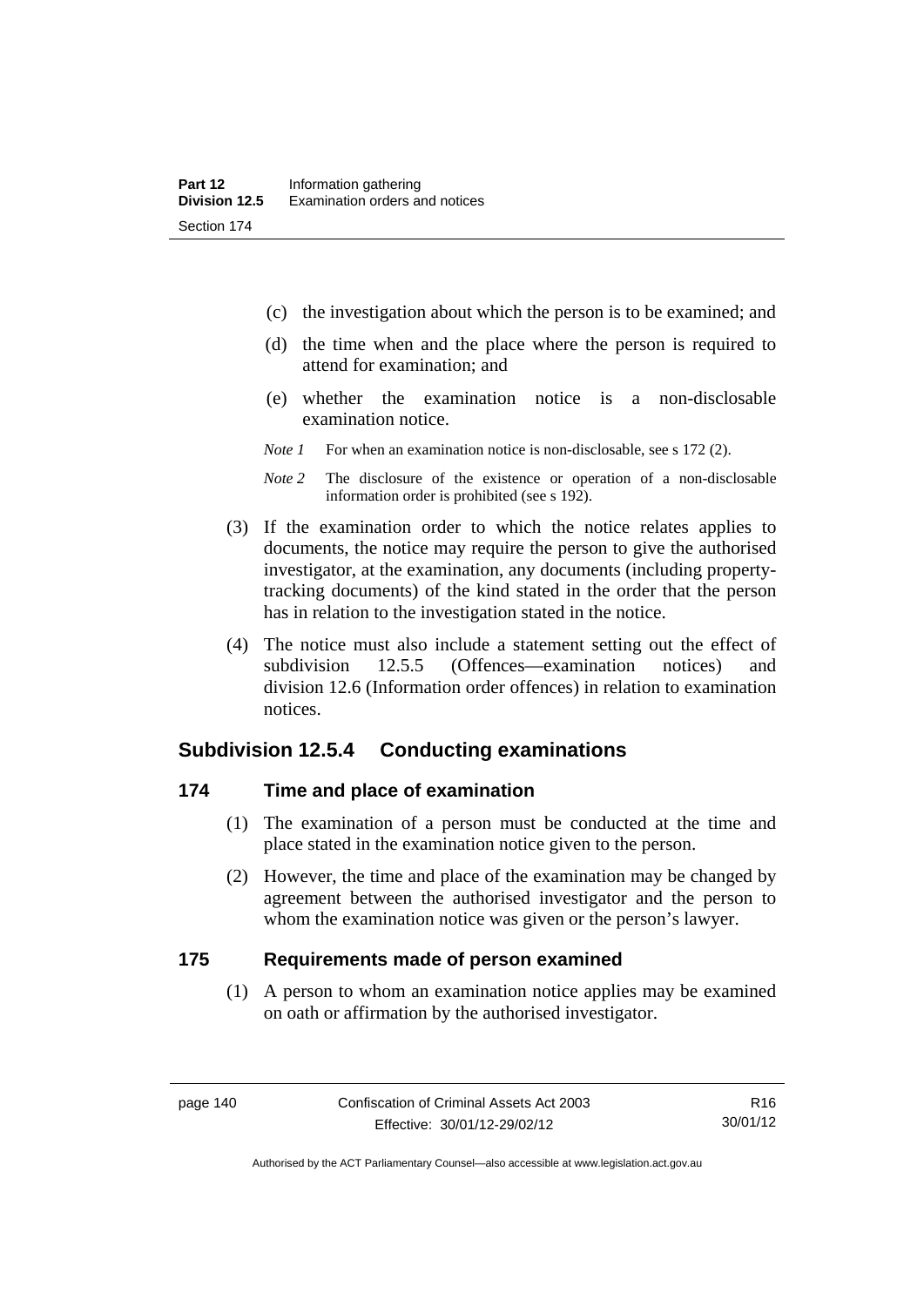(c) the investigation about which the person is to be examined; and

(d) the time when and the place where the person is required to attend for examination; and

(e) whether the examination notice is a non-disclosable examination notice.

*Note 1* For when an examination notice is non-disclosable, see s 172 (2).

*Note 2* The disclosure of the existence or operation of a non-disclosable information order is prohibited (see s 192).

(3) If the examination order to which the notice relates applies to documents, the notice may require the person to give the authorised investigator, at the examination, any documents (including property-tracking documents) of the kind stated in the order that the person has in relation to the investigation stated in the notice.

(4) The notice must also include a statement setting out the effect of subdivision 12.5.5 (Offences—examination notices) and division 12.6 (Information order offences) in relation to examination notices.

### Subdivision 12.5.4 Conducting examinations

#### 174 Time and place of examination

(1) The examination of a person must be conducted at the time and place stated in the examination notice given to the person.

(2) However, the time and place of the examination may be changed by agreement between the authorised investigator and the person to whom the examination notice was given or the person's lawyer.

#### 175 Requirements made of person examined

(1) A person to whom an examination notice applies may be examined on oath or affirmation by the authorised investigator.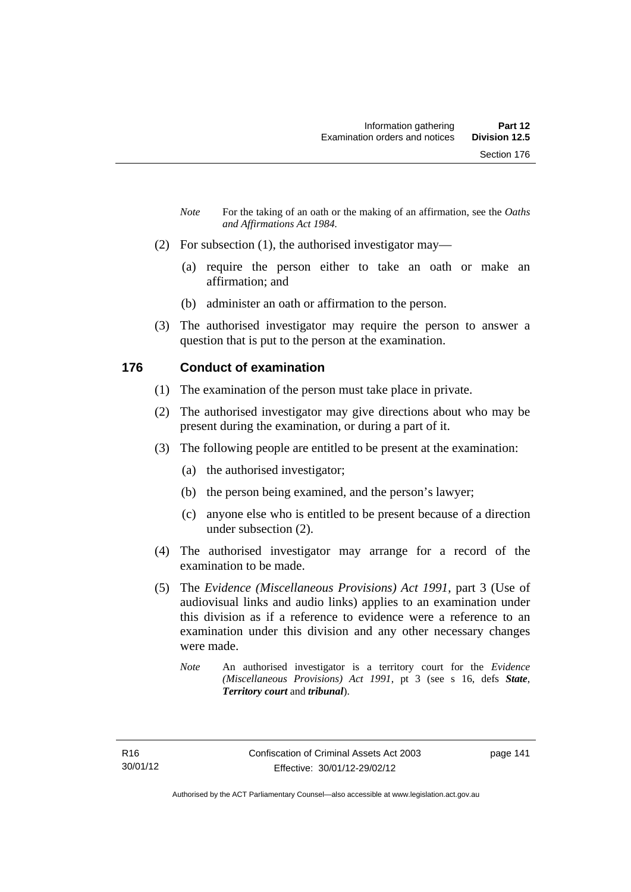*Note* For the taking of an oath or the making of an affirmation, see the *Oaths and Affirmations Act 1984.*

(2) For subsection (1), the authorised investigator may—

(a) require the person either to take an oath or make an affirmation; and

(b) administer an oath or affirmation to the person.

(3) The authorised investigator may require the person to answer a question that is put to the person at the examination.

## 176 Conduct of examination

(1) The examination of the person must take place in private.

(2) The authorised investigator may give directions about who may be present during the examination, or during a part of it.

(3) The following people are entitled to be present at the examination:

(a) the authorised investigator;

(b) the person being examined, and the person's lawyer;

(c) anyone else who is entitled to be present because of a direction under subsection (2).

(4) The authorised investigator may arrange for a record of the examination to be made.

(5) The *Evidence (Miscellaneous Provisions) Act 1991*, part 3 (Use of audiovisual links and audio links) applies to an examination under this division as if a reference to evidence were a reference to an examination under this division and any other necessary changes were made.

*Note* An authorised investigator is a territory court for the *Evidence (Miscellaneous Provisions) Act 1991*, pt 3 (see s 16, defs ***State***, ***Territory court*** and ***tribunal***).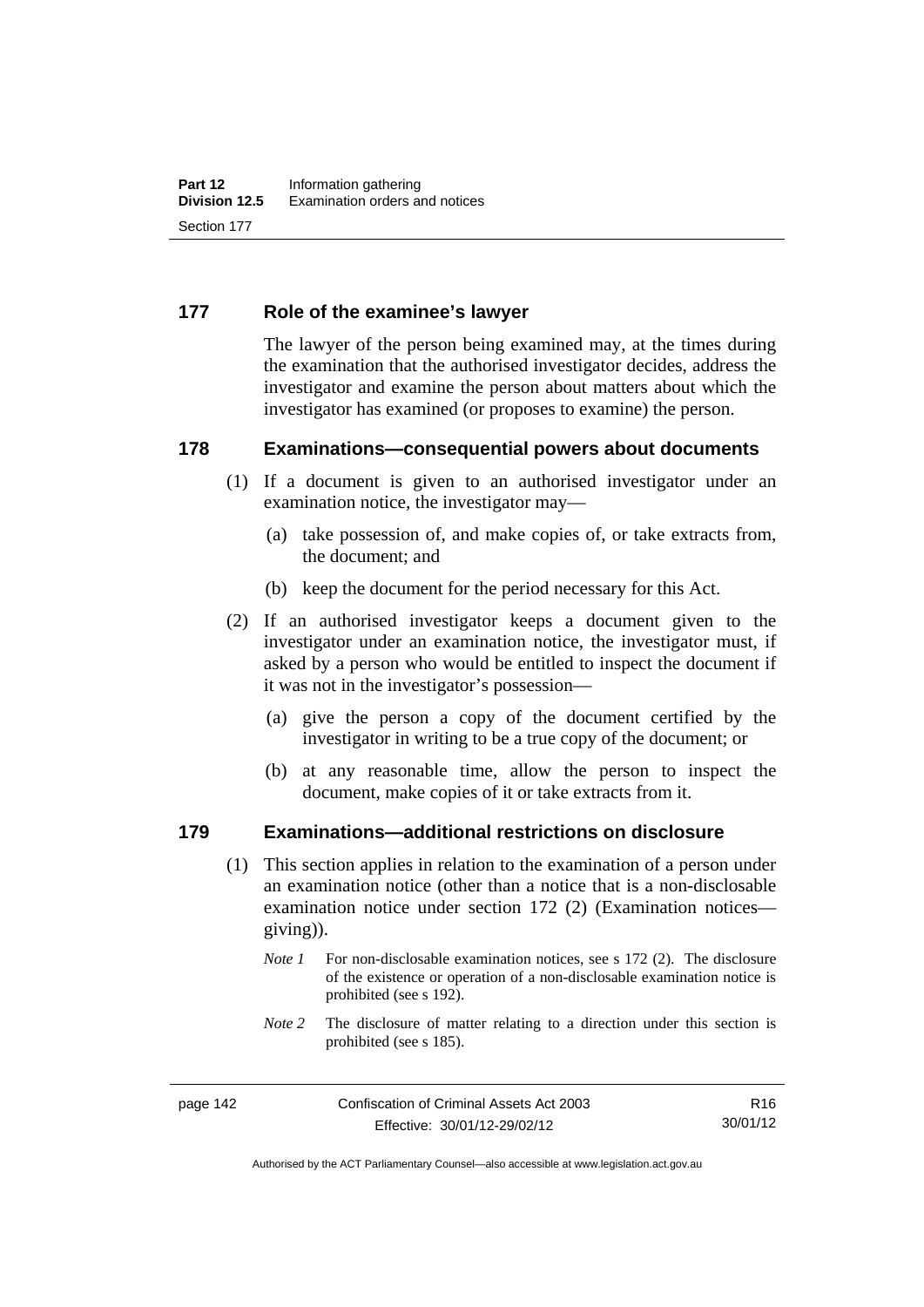## 177 Role of the examinee's lawyer

The lawyer of the person being examined may, at the times during the examination that the authorised investigator decides, address the investigator and examine the person about matters about which the investigator has examined (or proposes to examine) the person.

## 178 Examinations—consequential powers about documents

(1) If a document is given to an authorised investigator under an examination notice, the investigator may—

(a) take possession of, and make copies of, or take extracts from, the document; and

(b) keep the document for the period necessary for this Act.

(2) If an authorised investigator keeps a document given to the investigator under an examination notice, the investigator must, if asked by a person who would be entitled to inspect the document if it was not in the investigator's possession—

(a) give the person a copy of the document certified by the investigator in writing to be a true copy of the document; or

(b) at any reasonable time, allow the person to inspect the document, make copies of it or take extracts from it.

## 179 Examinations—additional restrictions on disclosure

(1) This section applies in relation to the examination of a person under an examination notice (other than a notice that is a non-disclosable examination notice under section 172 (2) (Examination notices—giving)).

*Note 1* For non-disclosable examination notices, see s 172 (2). The disclosure of the existence or operation of a non-disclosable examination notice is prohibited (see s 192).

*Note 2* The disclosure of matter relating to a direction under this section is prohibited (see s 185).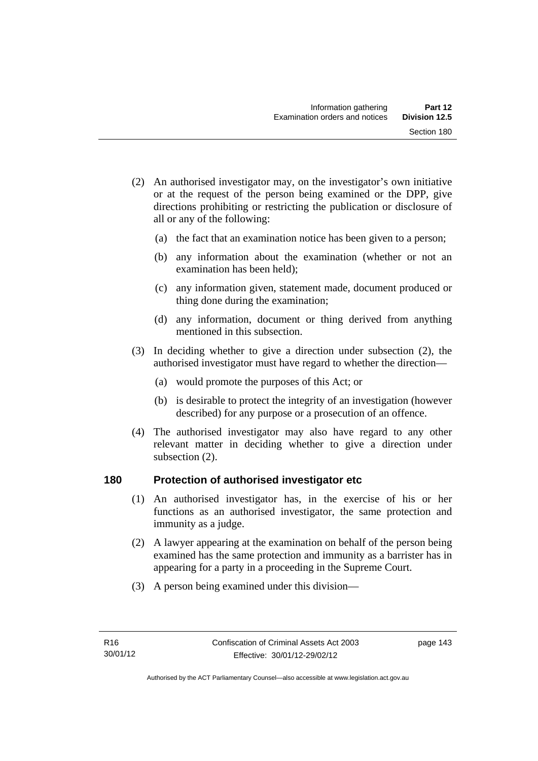(2) An authorised investigator may, on the investigator's own initiative or at the request of the person being examined or the DPP, give directions prohibiting or restricting the publication or disclosure of all or any of the following:

(a) the fact that an examination notice has been given to a person;

(b) any information about the examination (whether or not an examination has been held);

(c) any information given, statement made, document produced or thing done during the examination;

(d) any information, document or thing derived from anything mentioned in this subsection.

(3) In deciding whether to give a direction under subsection (2), the authorised investigator must have regard to whether the direction—

(a) would promote the purposes of this Act; or

(b) is desirable to protect the integrity of an investigation (however described) for any purpose or a prosecution of an offence.

(4) The authorised investigator may also have regard to any other relevant matter in deciding whether to give a direction under subsection (2).

## 180 Protection of authorised investigator etc

(1) An authorised investigator has, in the exercise of his or her functions as an authorised investigator, the same protection and immunity as a judge.

(2) A lawyer appearing at the examination on behalf of the person being examined has the same protection and immunity as a barrister has in appearing for a party in a proceeding in the Supreme Court.

(3) A person being examined under this division—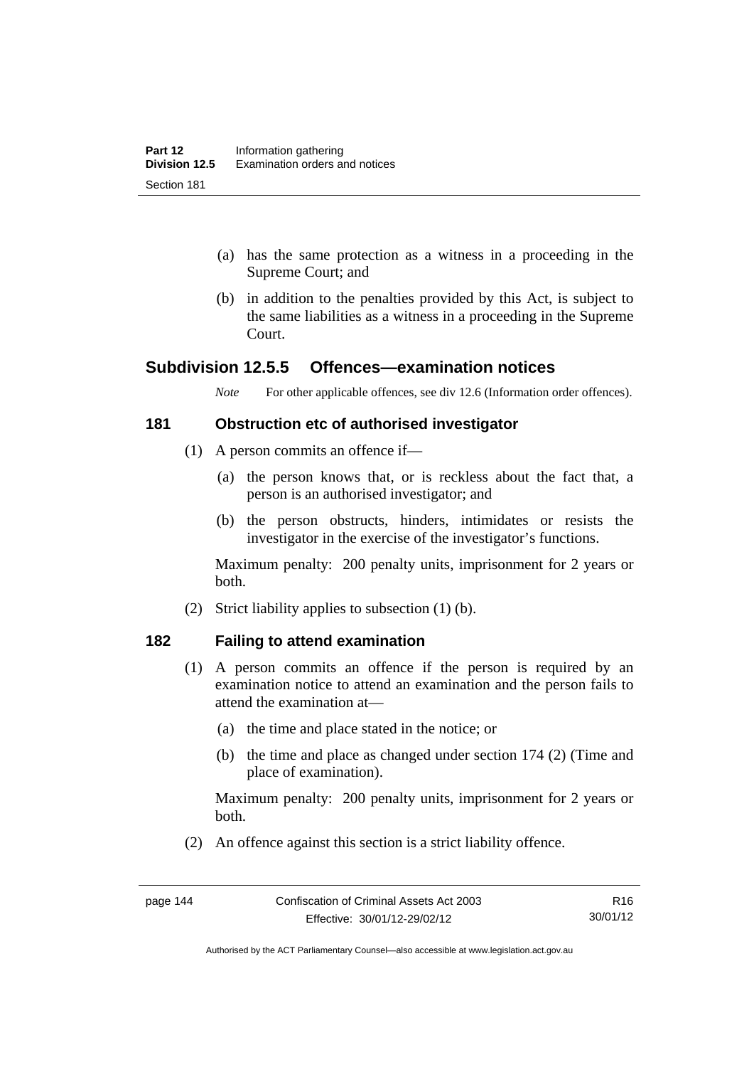(a) has the same protection as a witness in a proceeding in the Supreme Court; and

(b) in addition to the penalties provided by this Act, is subject to the same liabilities as a witness in a proceeding in the Supreme Court.

## Subdivision 12.5.5 Offences—examination notices

*Note* For other applicable offences, see div 12.6 (Information order offences).

### 181 Obstruction etc of authorised investigator

(1) A person commits an offence if—

(a) the person knows that, or is reckless about the fact that, a person is an authorised investigator; and

(b) the person obstructs, hinders, intimidates or resists the investigator in the exercise of the investigator's functions.

Maximum penalty: 200 penalty units, imprisonment for 2 years or both.

(2) Strict liability applies to subsection (1) (b).

### 182 Failing to attend examination

(1) A person commits an offence if the person is required by an examination notice to attend an examination and the person fails to attend the examination at—

(a) the time and place stated in the notice; or

(b) the time and place as changed under section 174 (2) (Time and place of examination).

Maximum penalty: 200 penalty units, imprisonment for 2 years or both.

(2) An offence against this section is a strict liability offence.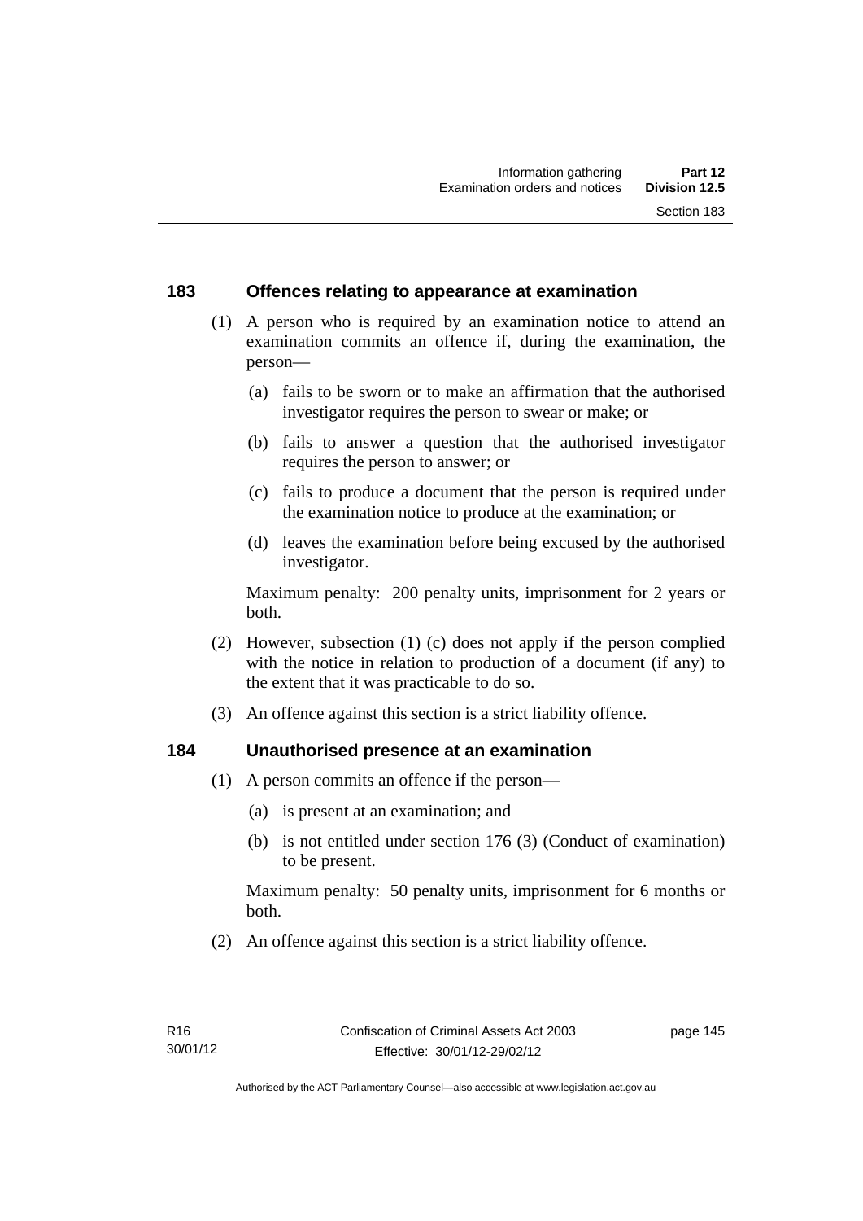### 183 Offences relating to appearance at examination

(1) A person who is required by an examination notice to attend an examination commits an offence if, during the examination, the person—

(a) fails to be sworn or to make an affirmation that the authorised investigator requires the person to swear or make; or

(b) fails to answer a question that the authorised investigator requires the person to answer; or

(c) fails to produce a document that the person is required under the examination notice to produce at the examination; or

(d) leaves the examination before being excused by the authorised investigator.

Maximum penalty: 200 penalty units, imprisonment for 2 years or both.

(2) However, subsection (1) (c) does not apply if the person complied with the notice in relation to production of a document (if any) to the extent that it was practicable to do so.

(3) An offence against this section is a strict liability offence.

### 184 Unauthorised presence at an examination

(1) A person commits an offence if the person—

(a) is present at an examination; and

(b) is not entitled under section 176 (3) (Conduct of examination) to be present.

Maximum penalty: 50 penalty units, imprisonment for 6 months or both.

(2) An offence against this section is a strict liability offence.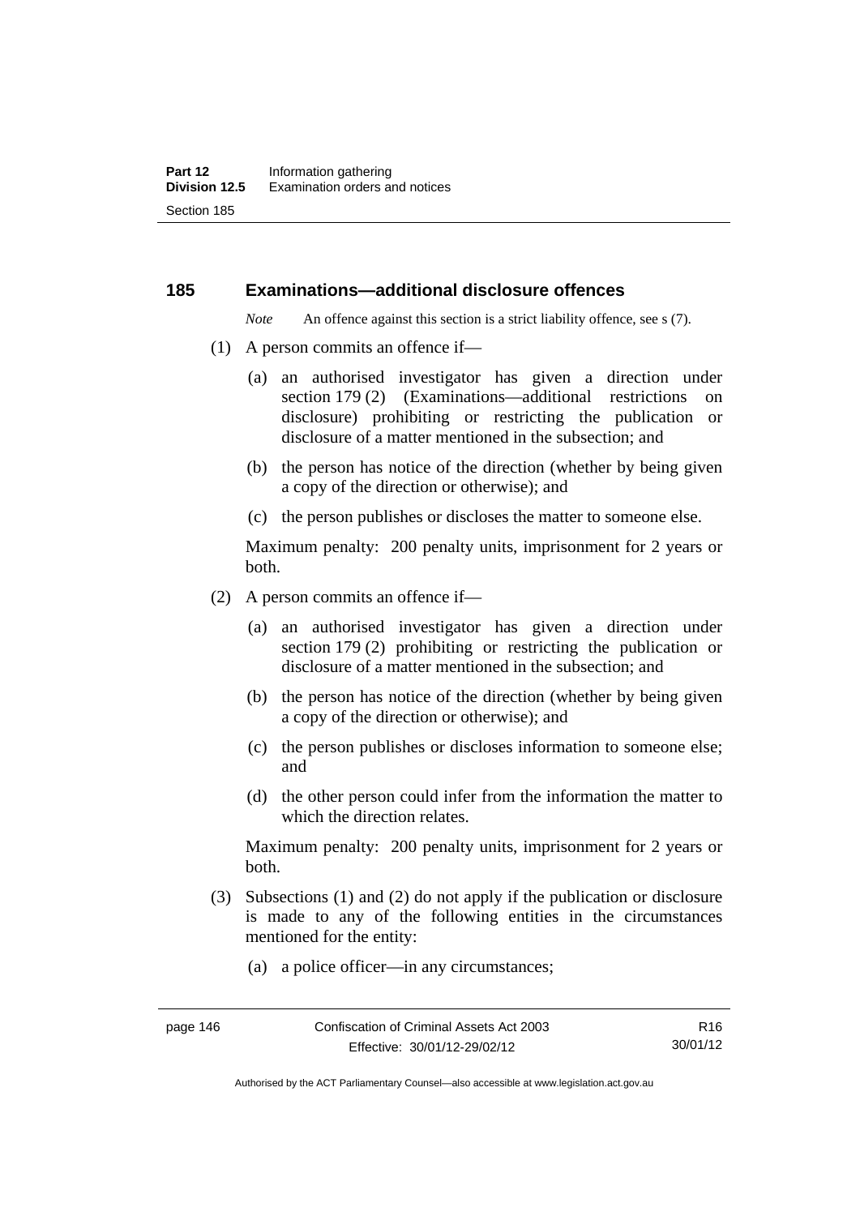## 185 Examinations—additional disclosure offences

*Note* An offence against this section is a strict liability offence, see s (7).

(1) A person commits an offence if—

(a) an authorised investigator has given a direction under section 179 (2) (Examinations—additional restrictions on disclosure) prohibiting or restricting the publication or disclosure of a matter mentioned in the subsection; and

(b) the person has notice of the direction (whether by being given a copy of the direction or otherwise); and

(c) the person publishes or discloses the matter to someone else.

Maximum penalty: 200 penalty units, imprisonment for 2 years or both.

(2) A person commits an offence if—

(a) an authorised investigator has given a direction under section 179 (2) prohibiting or restricting the publication or disclosure of a matter mentioned in the subsection; and

(b) the person has notice of the direction (whether by being given a copy of the direction or otherwise); and

(c) the person publishes or discloses information to someone else; and

(d) the other person could infer from the information the matter to which the direction relates.

Maximum penalty: 200 penalty units, imprisonment for 2 years or both.

(3) Subsections (1) and (2) do not apply if the publication or disclosure is made to any of the following entities in the circumstances mentioned for the entity:

(a) a police officer—in any circumstances;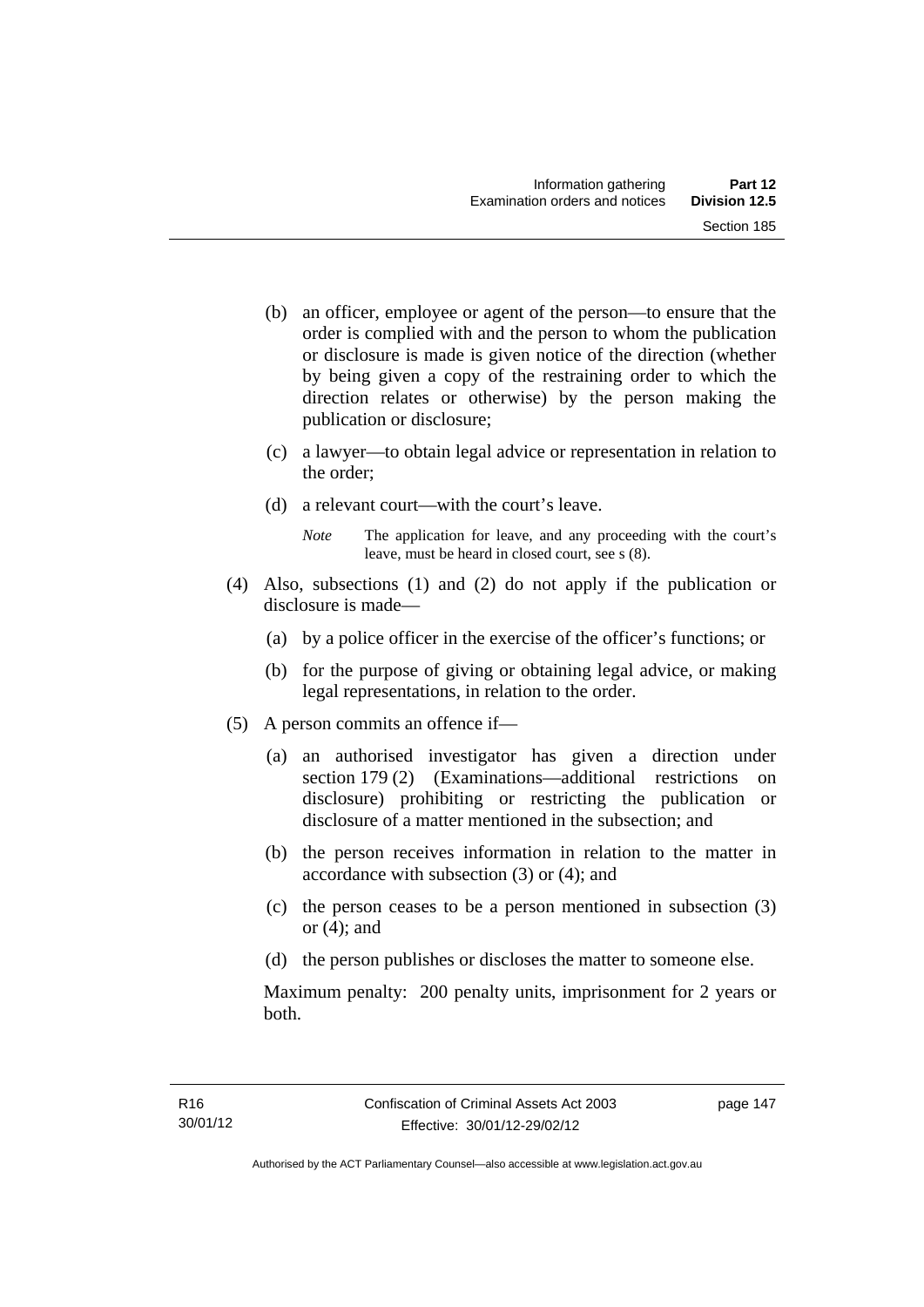(b) an officer, employee or agent of the person—to ensure that the order is complied with and the person to whom the publication or disclosure is made is given notice of the direction (whether by being given a copy of the restraining order to which the direction relates or otherwise) by the person making the publication or disclosure;

(c) a lawyer—to obtain legal advice or representation in relation to the order;

(d) a relevant court—with the court's leave.

*Note* The application for leave, and any proceeding with the court's leave, must be heard in closed court, see s (8).

(4) Also, subsections (1) and (2) do not apply if the publication or disclosure is made—

(a) by a police officer in the exercise of the officer's functions; or

(b) for the purpose of giving or obtaining legal advice, or making legal representations, in relation to the order.

(5) A person commits an offence if—

(a) an authorised investigator has given a direction under section 179 (2) (Examinations—additional restrictions on disclosure) prohibiting or restricting the publication or disclosure of a matter mentioned in the subsection; and

(b) the person receives information in relation to the matter in accordance with subsection (3) or (4); and

(c) the person ceases to be a person mentioned in subsection (3) or (4); and

(d) the person publishes or discloses the matter to someone else.

Maximum penalty: 200 penalty units, imprisonment for 2 years or both.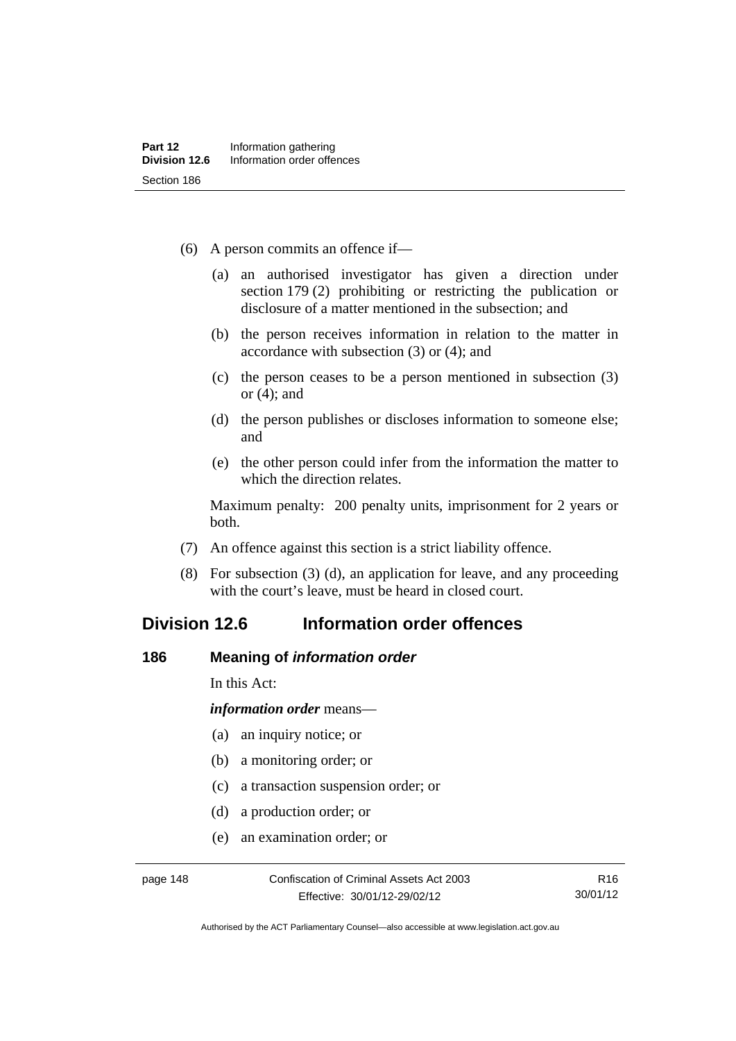(6) A person commits an offence if—

(a) an authorised investigator has given a direction under section 179 (2) prohibiting or restricting the publication or disclosure of a matter mentioned in the subsection; and

(b) the person receives information in relation to the matter in accordance with subsection (3) or (4); and

(c) the person ceases to be a person mentioned in subsection (3) or (4); and

(d) the person publishes or discloses information to someone else; and

(e) the other person could infer from the information the matter to which the direction relates.

Maximum penalty: 200 penalty units, imprisonment for 2 years or both.

(7) An offence against this section is a strict liability offence.

(8) For subsection (3) (d), an application for leave, and any proceeding with the court's leave, must be heard in closed court.

## Division 12.6 Information order offences

### 186 Meaning of *information order*

In this Act:

***information order*** means—

(a) an inquiry notice; or

(b) a monitoring order; or

(c) a transaction suspension order; or

(d) a production order; or

(e) an examination order; or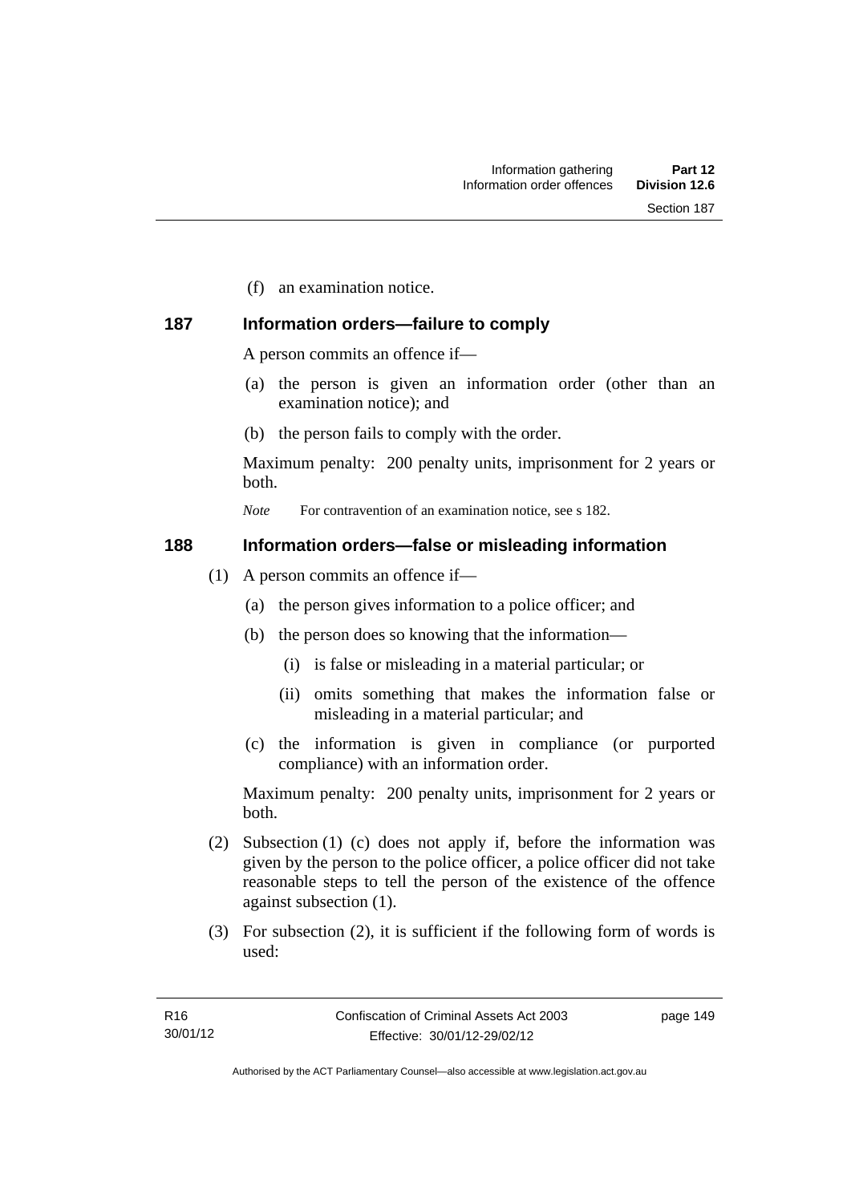(f) an examination notice.

### 187 Information orders—failure to comply

A person commits an offence if—

(a) the person is given an information order (other than an examination notice); and

(b) the person fails to comply with the order.

Maximum penalty: 200 penalty units, imprisonment for 2 years or both.

*Note* For contravention of an examination notice, see s 182.

### 188 Information orders—false or misleading information

(1) A person commits an offence if—

(a) the person gives information to a police officer; and

(b) the person does so knowing that the information—

(i) is false or misleading in a material particular; or

(ii) omits something that makes the information false or misleading in a material particular; and

(c) the information is given in compliance (or purported compliance) with an information order.

Maximum penalty: 200 penalty units, imprisonment for 2 years or both.

(2) Subsection (1) (c) does not apply if, before the information was given by the person to the police officer, a police officer did not take reasonable steps to tell the person of the existence of the offence against subsection (1).

(3) For subsection (2), it is sufficient if the following form of words is used: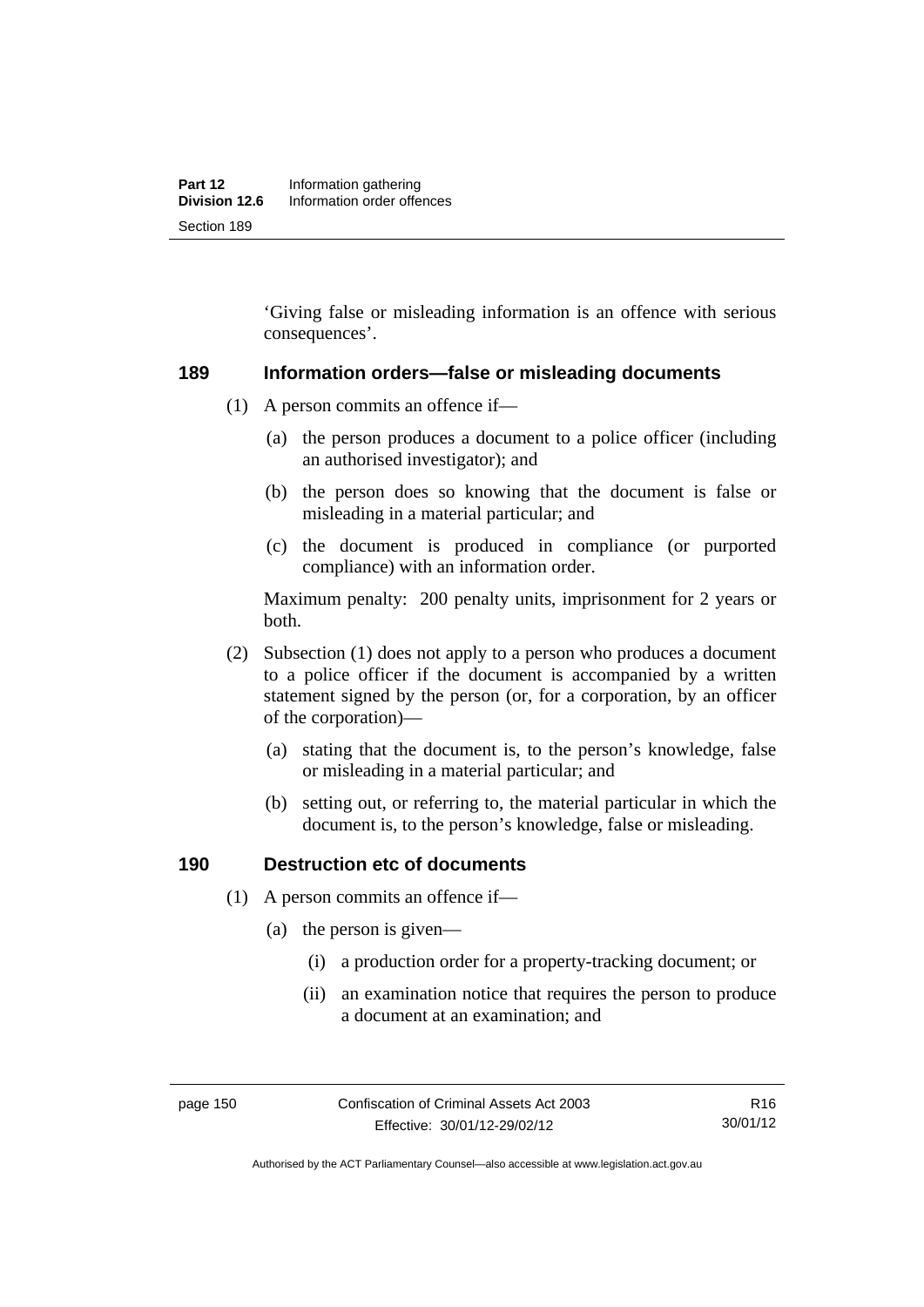'Giving false or misleading information is an offence with serious consequences'.

## 189 Information orders—false or misleading documents

(1) A person commits an offence if—

(a) the person produces a document to a police officer (including an authorised investigator); and

(b) the person does so knowing that the document is false or misleading in a material particular; and

(c) the document is produced in compliance (or purported compliance) with an information order.

Maximum penalty: 200 penalty units, imprisonment for 2 years or both.

(2) Subsection (1) does not apply to a person who produces a document to a police officer if the document is accompanied by a written statement signed by the person (or, for a corporation, by an officer of the corporation)—

(a) stating that the document is, to the person's knowledge, false or misleading in a material particular; and

(b) setting out, or referring to, the material particular in which the document is, to the person's knowledge, false or misleading.

## 190 Destruction etc of documents

(1) A person commits an offence if—

(a) the person is given—

(i) a production order for a property-tracking document; or

(ii) an examination notice that requires the person to produce a document at an examination; and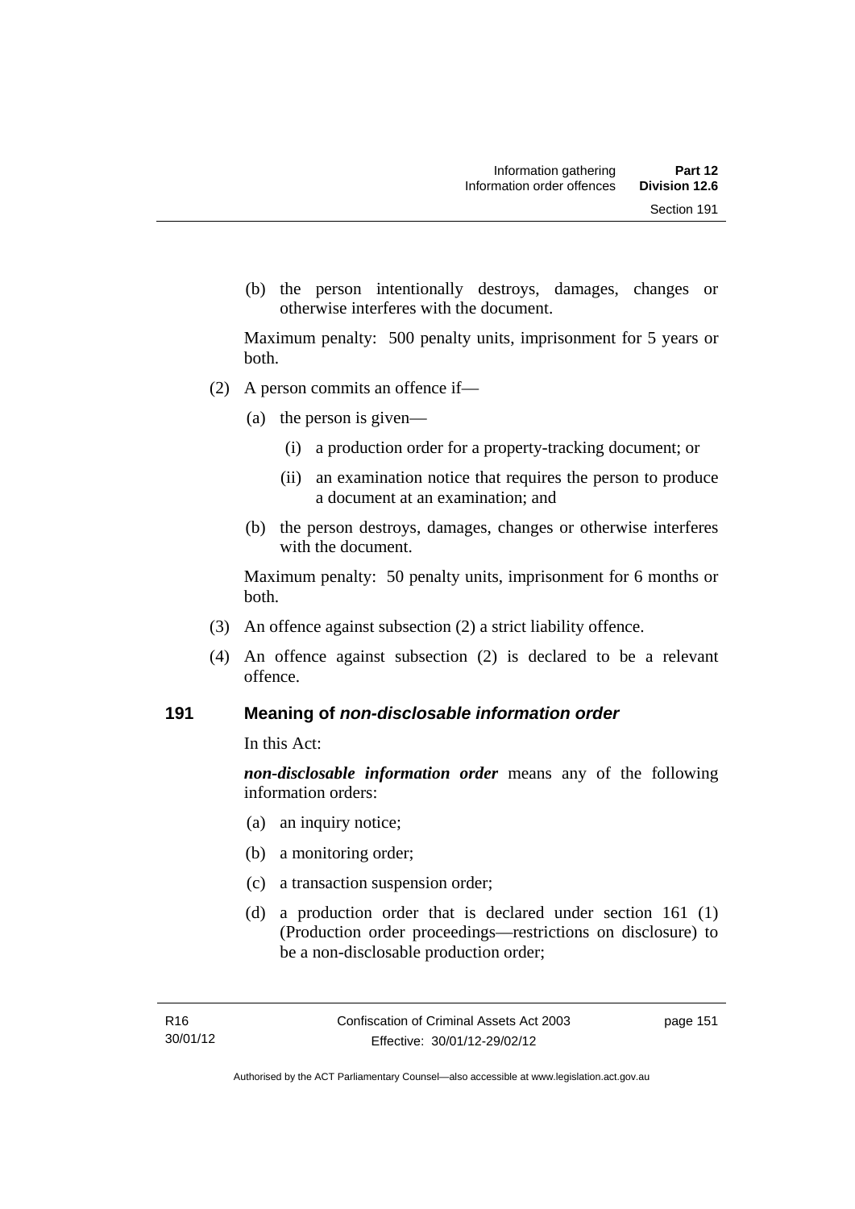(b) the person intentionally destroys, damages, changes or otherwise interferes with the document.

Maximum penalty: 500 penalty units, imprisonment for 5 years or both.

(2) A person commits an offence if—

(a) the person is given—

(i) a production order for a property-tracking document; or

(ii) an examination notice that requires the person to produce a document at an examination; and

(b) the person destroys, damages, changes or otherwise interferes with the document.

Maximum penalty: 50 penalty units, imprisonment for 6 months or both.

(3) An offence against subsection (2) a strict liability offence.

(4) An offence against subsection (2) is declared to be a relevant offence.

## 191 Meaning of *non-disclosable information order*

In this Act:

***non-disclosable information order*** means any of the following information orders:

(a) an inquiry notice;

(b) a monitoring order;

(c) a transaction suspension order;

(d) a production order that is declared under section 161 (1) (Production order proceedings—restrictions on disclosure) to be a non-disclosable production order;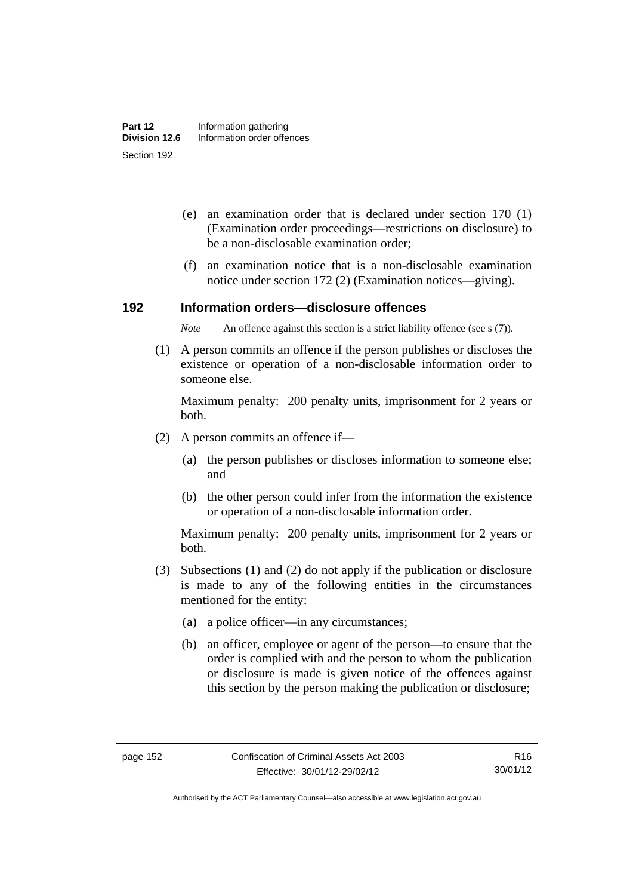(e) an examination order that is declared under section 170 (1) (Examination order proceedings—restrictions on disclosure) to be a non-disclosable examination order;

(f) an examination notice that is a non-disclosable examination notice under section 172 (2) (Examination notices—giving).

## 192 Information orders—disclosure offences

*Note* An offence against this section is a strict liability offence (see s (7)).

(1) A person commits an offence if the person publishes or discloses the existence or operation of a non-disclosable information order to someone else.

Maximum penalty: 200 penalty units, imprisonment for 2 years or both.

(2) A person commits an offence if—

(a) the person publishes or discloses information to someone else; and

(b) the other person could infer from the information the existence or operation of a non-disclosable information order.

Maximum penalty: 200 penalty units, imprisonment for 2 years or both.

(3) Subsections (1) and (2) do not apply if the publication or disclosure is made to any of the following entities in the circumstances mentioned for the entity:

(a) a police officer—in any circumstances;

(b) an officer, employee or agent of the person—to ensure that the order is complied with and the person to whom the publication or disclosure is made is given notice of the offences against this section by the person making the publication or disclosure;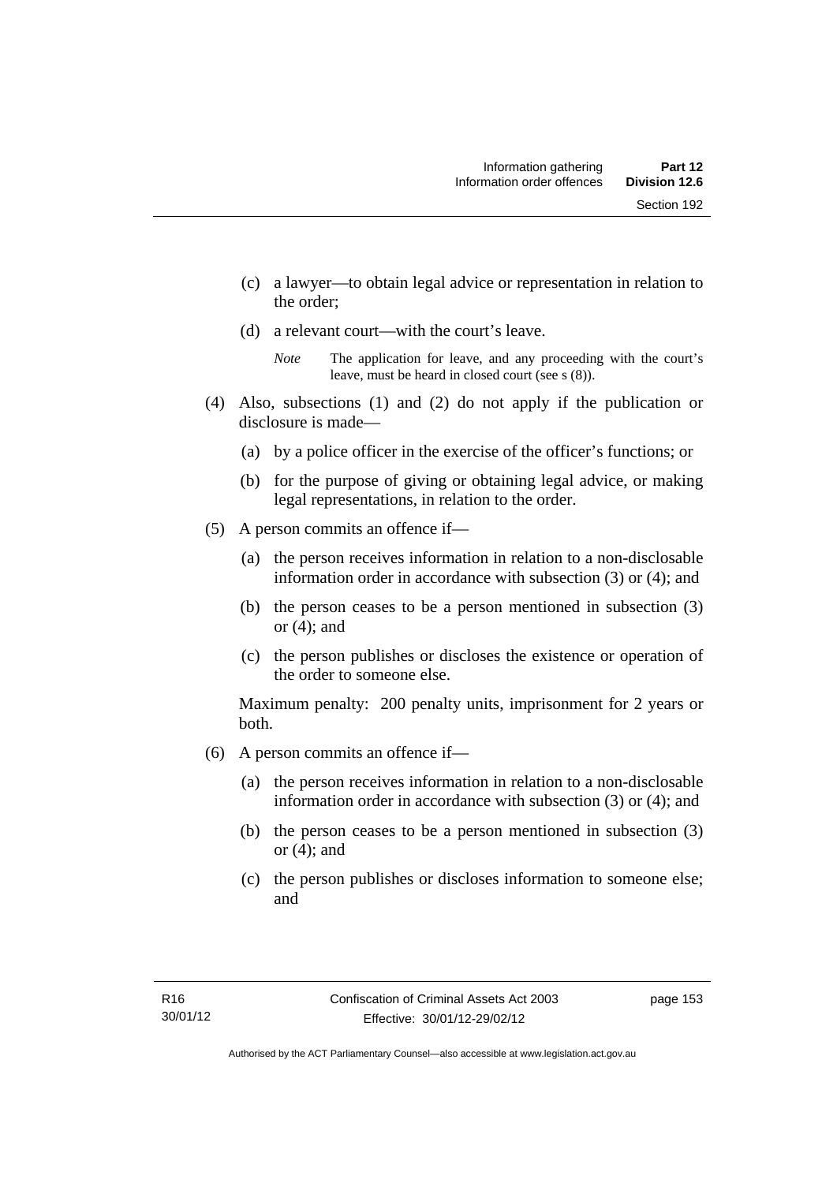(c) a lawyer—to obtain legal advice or representation in relation to the order;

(d) a relevant court—with the court's leave.

*Note* The application for leave, and any proceeding with the court's leave, must be heard in closed court (see s (8)).

(4) Also, subsections (1) and (2) do not apply if the publication or disclosure is made—

(a) by a police officer in the exercise of the officer's functions; or

(b) for the purpose of giving or obtaining legal advice, or making legal representations, in relation to the order.

(5) A person commits an offence if—

(a) the person receives information in relation to a non-disclosable information order in accordance with subsection (3) or (4); and

(b) the person ceases to be a person mentioned in subsection (3) or (4); and

(c) the person publishes or discloses the existence or operation of the order to someone else.

Maximum penalty: 200 penalty units, imprisonment for 2 years or both.

(6) A person commits an offence if—

(a) the person receives information in relation to a non-disclosable information order in accordance with subsection (3) or (4); and

(b) the person ceases to be a person mentioned in subsection (3) or (4); and

(c) the person publishes or discloses information to someone else; and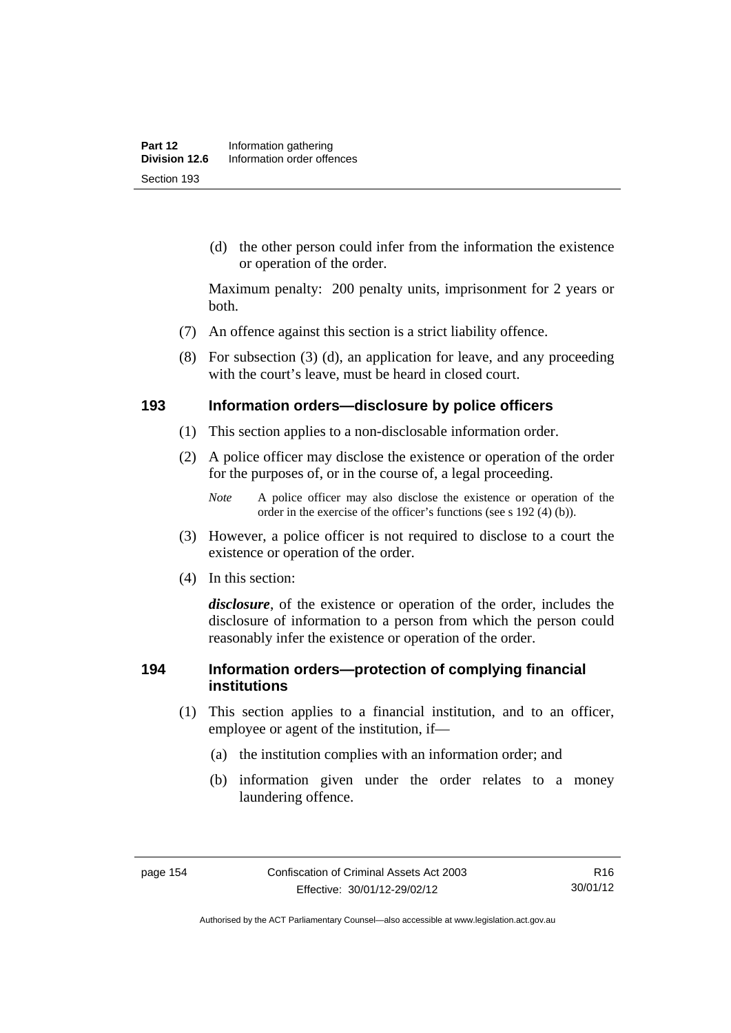(d) the other person could infer from the information the existence or operation of the order.

Maximum penalty: 200 penalty units, imprisonment for 2 years or both.

(7) An offence against this section is a strict liability offence.

(8) For subsection (3) (d), an application for leave, and any proceeding with the court's leave, must be heard in closed court.

## 193 Information orders—disclosure by police officers

(1) This section applies to a non-disclosable information order.

(2) A police officer may disclose the existence or operation of the order for the purposes of, or in the course of, a legal proceeding.

*Note* A police officer may also disclose the existence or operation of the order in the exercise of the officer's functions (see s 192 (4) (b)).

(3) However, a police officer is not required to disclose to a court the existence or operation of the order.

(4) In this section:

***disclosure***, of the existence or operation of the order, includes the disclosure of information to a person from which the person could reasonably infer the existence or operation of the order.

## 194 Information orders—protection of complying financial institutions

(1) This section applies to a financial institution, and to an officer, employee or agent of the institution, if—

(a) the institution complies with an information order; and

(b) information given under the order relates to a money laundering offence.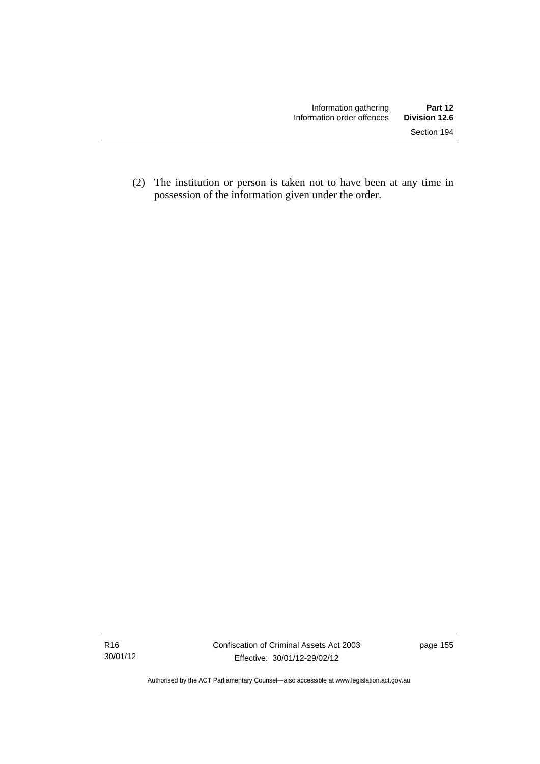(2) The institution or person is taken not to have been at any time in possession of the information given under the order.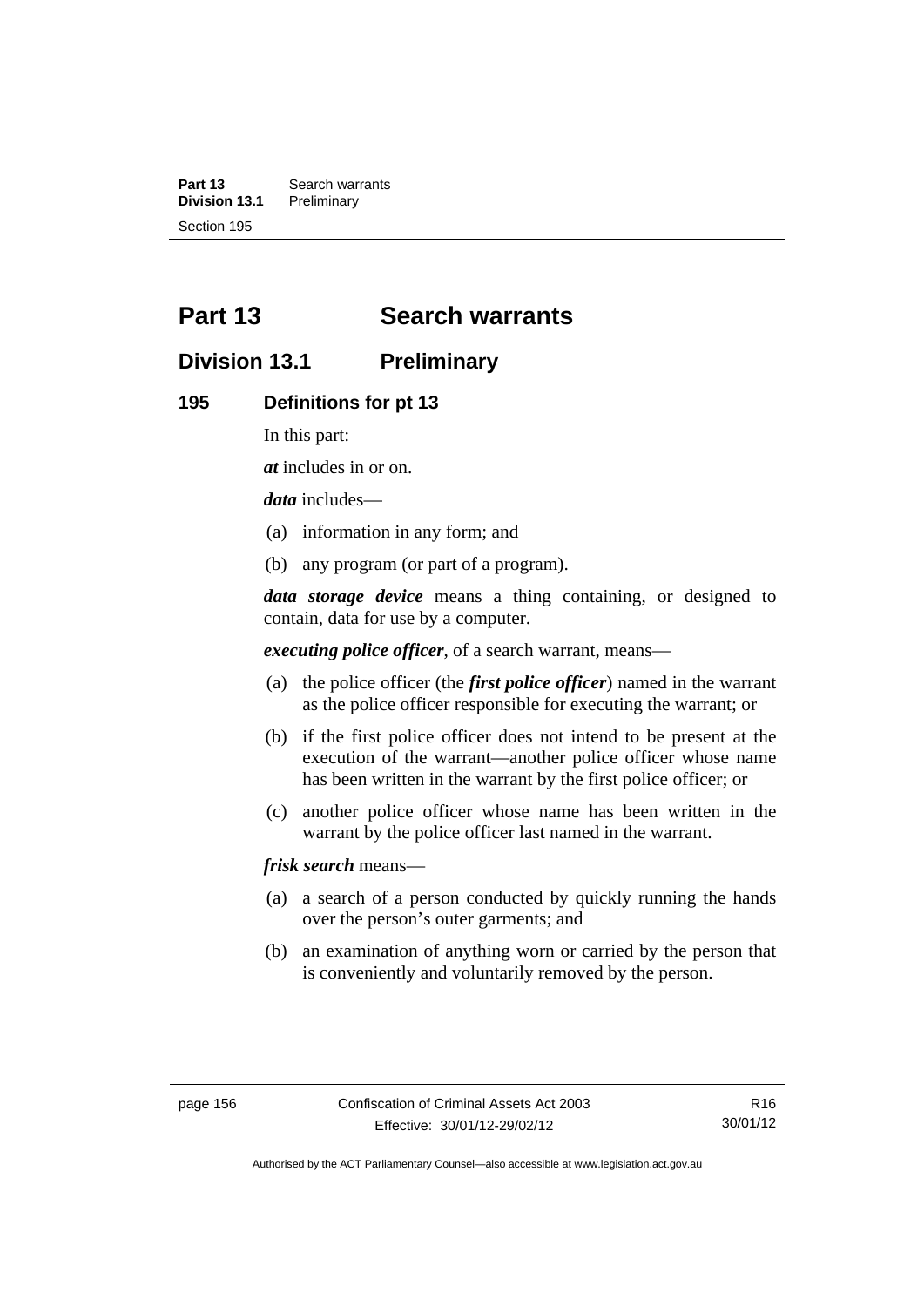# Part 13 Search warrants

## Division 13.1 Preliminary

### 195 Definitions for pt 13

In this part:

***at*** includes in or on.

***data*** includes—

(a) information in any form; and

(b) any program (or part of a program).

***data storage device*** means a thing containing, or designed to contain, data for use by a computer.

***executing police officer***, of a search warrant, means—

(a) the police officer (the ***first police officer***) named in the warrant as the police officer responsible for executing the warrant; or

(b) if the first police officer does not intend to be present at the execution of the warrant—another police officer whose name has been written in the warrant by the first police officer; or

(c) another police officer whose name has been written in the warrant by the police officer last named in the warrant.

***frisk search*** means—

(a) a search of a person conducted by quickly running the hands over the person's outer garments; and

(b) an examination of anything worn or carried by the person that is conveniently and voluntarily removed by the person.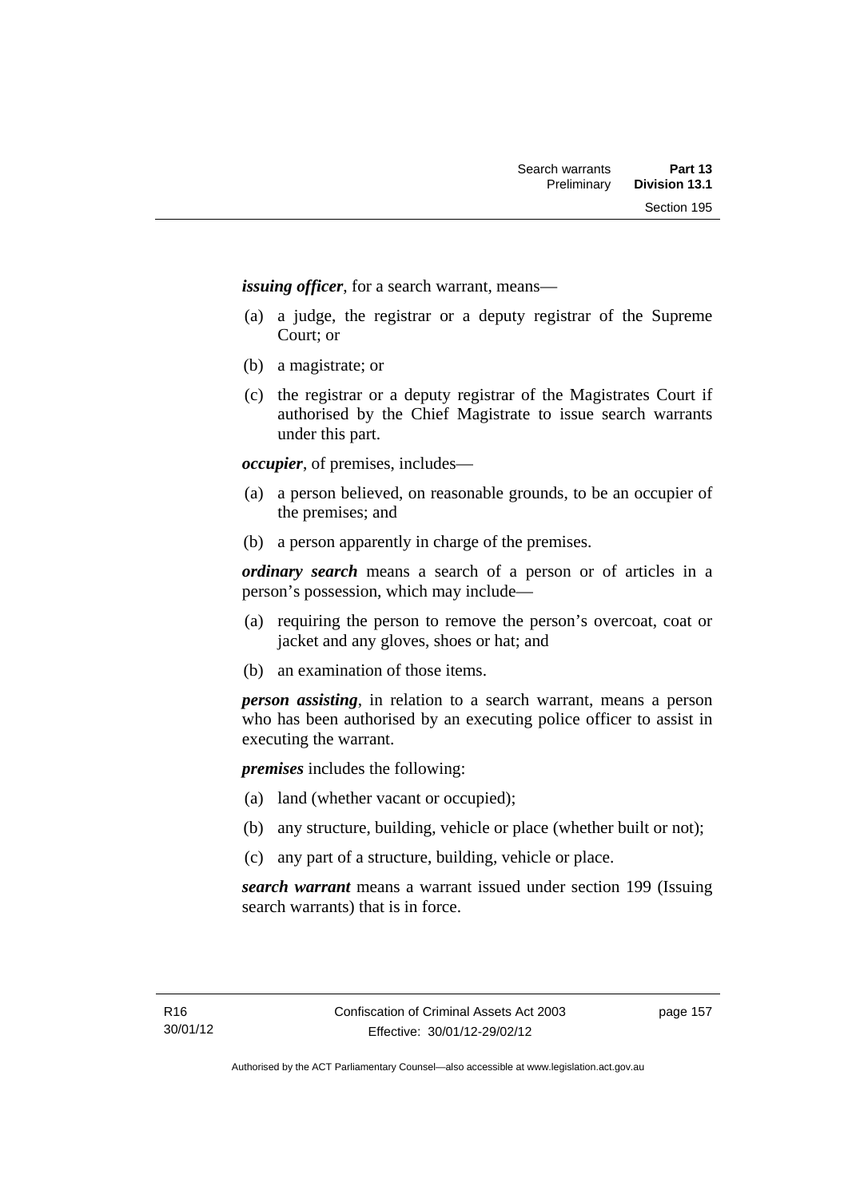***issuing officer***, for a search warrant, means—

(a) a judge, the registrar or a deputy registrar of the Supreme Court; or

(b) a magistrate; or

(c) the registrar or a deputy registrar of the Magistrates Court if authorised by the Chief Magistrate to issue search warrants under this part.

***occupier***, of premises, includes—

(a) a person believed, on reasonable grounds, to be an occupier of the premises; and

(b) a person apparently in charge of the premises.

***ordinary search*** means a search of a person or of articles in a person's possession, which may include—

(a) requiring the person to remove the person's overcoat, coat or jacket and any gloves, shoes or hat; and

(b) an examination of those items.

***person assisting***, in relation to a search warrant, means a person who has been authorised by an executing police officer to assist in executing the warrant.

***premises*** includes the following:

(a) land (whether vacant or occupied);

(b) any structure, building, vehicle or place (whether built or not);

(c) any part of a structure, building, vehicle or place.

***search warrant*** means a warrant issued under section 199 (Issuing search warrants) that is in force.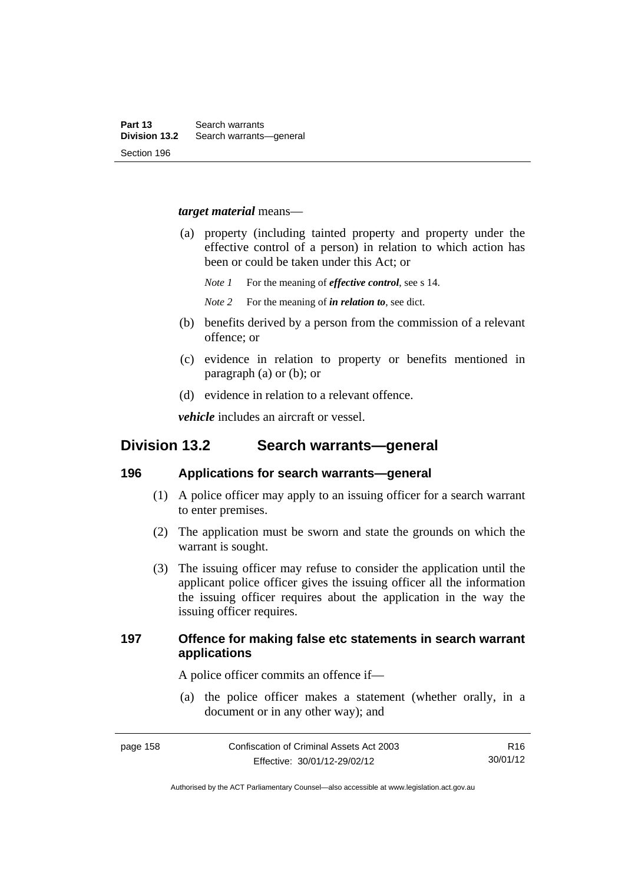***target material*** means—

(a) property (including tainted property and property under the effective control of a person) in relation to which action has been or could be taken under this Act; or

*Note 1* For the meaning of ***effective control***, see s 14.

*Note 2* For the meaning of ***in relation to***, see dict.

(b) benefits derived by a person from the commission of a relevant offence; or

(c) evidence in relation to property or benefits mentioned in paragraph (a) or (b); or

(d) evidence in relation to a relevant offence.

***vehicle*** includes an aircraft or vessel.

## Division 13.2 Search warrants—general

### 196 Applications for search warrants—general

(1) A police officer may apply to an issuing officer for a search warrant to enter premises.

(2) The application must be sworn and state the grounds on which the warrant is sought.

(3) The issuing officer may refuse to consider the application until the applicant police officer gives the issuing officer all the information the issuing officer requires about the application in the way the issuing officer requires.

### 197 Offence for making false etc statements in search warrant applications

A police officer commits an offence if—

(a) the police officer makes a statement (whether orally, in a document or in any other way); and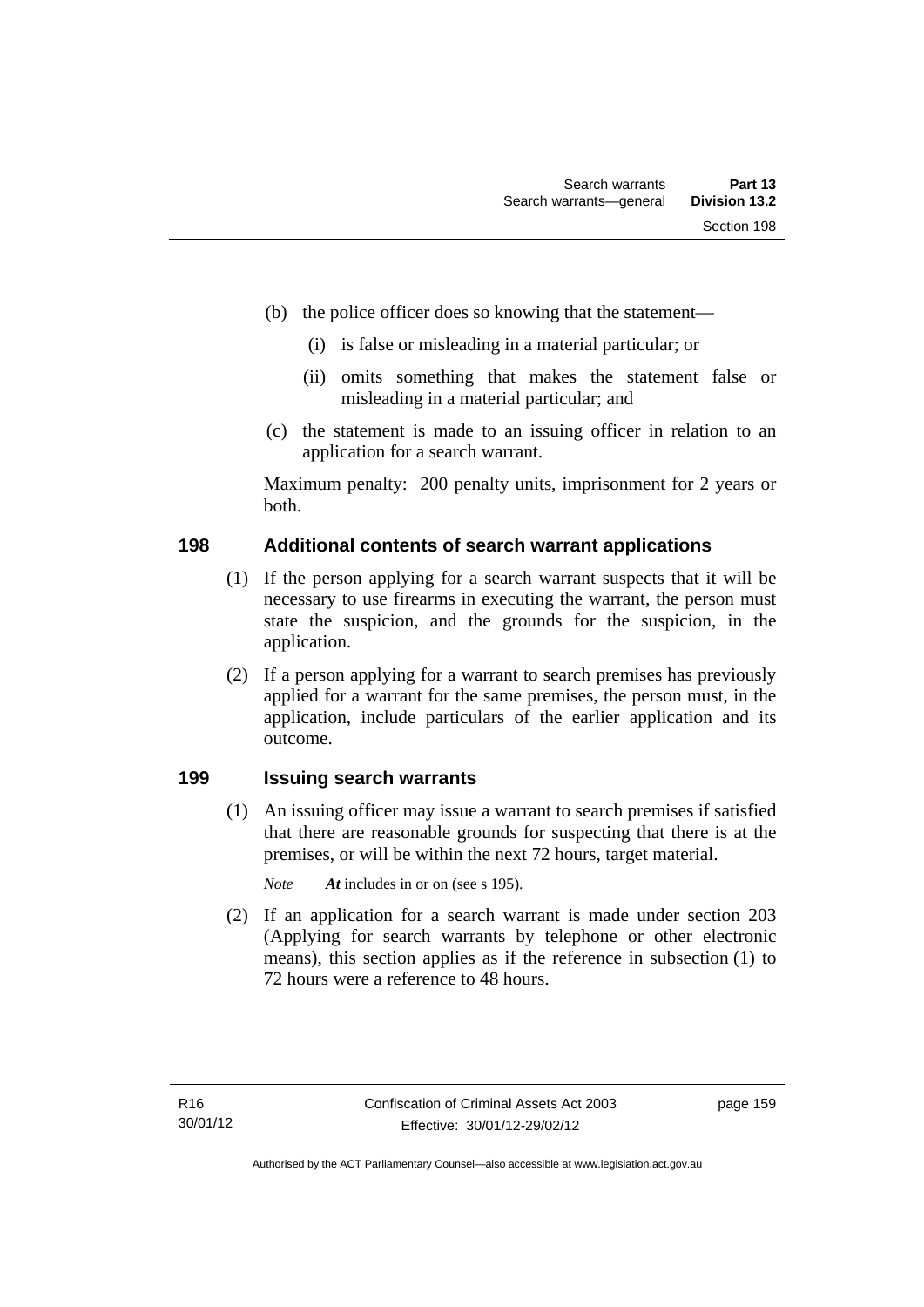(b) the police officer does so knowing that the statement—

   (i) is false or misleading in a material particular; or

   (ii) omits something that makes the statement false or misleading in a material particular; and

(c) the statement is made to an issuing officer in relation to an application for a search warrant.

Maximum penalty: 200 penalty units, imprisonment for 2 years or both.

### 198 Additional contents of search warrant applications

(1) If the person applying for a search warrant suspects that it will be necessary to use firearms in executing the warrant, the person must state the suspicion, and the grounds for the suspicion, in the application.

(2) If a person applying for a warrant to search premises has previously applied for a warrant for the same premises, the person must, in the application, include particulars of the earlier application and its outcome.

### 199 Issuing search warrants

(1) An issuing officer may issue a warrant to search premises if satisfied that there are reasonable grounds for suspecting that there is at the premises, or will be within the next 72 hours, target material.

*Note* ***At*** includes in or on (see s 195).

(2) If an application for a search warrant is made under section 203 (Applying for search warrants by telephone or other electronic means), this section applies as if the reference in subsection (1) to 72 hours were a reference to 48 hours.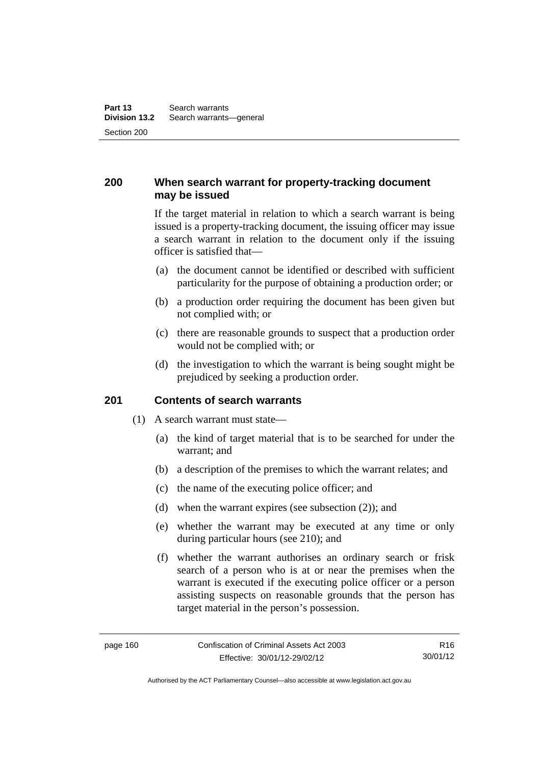## 200 When search warrant for property-tracking document may be issued

If the target material in relation to which a search warrant is being issued is a property-tracking document, the issuing officer may issue a search warrant in relation to the document only if the issuing officer is satisfied that—

(a) the document cannot be identified or described with sufficient particularity for the purpose of obtaining a production order; or

(b) a production order requiring the document has been given but not complied with; or

(c) there are reasonable grounds to suspect that a production order would not be complied with; or

(d) the investigation to which the warrant is being sought might be prejudiced by seeking a production order.

## 201 Contents of search warrants

(1) A search warrant must state—

(a) the kind of target material that is to be searched for under the warrant; and

(b) a description of the premises to which the warrant relates; and

(c) the name of the executing police officer; and

(d) when the warrant expires (see subsection (2)); and

(e) whether the warrant may be executed at any time or only during particular hours (see 210); and

(f) whether the warrant authorises an ordinary search or frisk search of a person who is at or near the premises when the warrant is executed if the executing police officer or a person assisting suspects on reasonable grounds that the person has target material in the person's possession.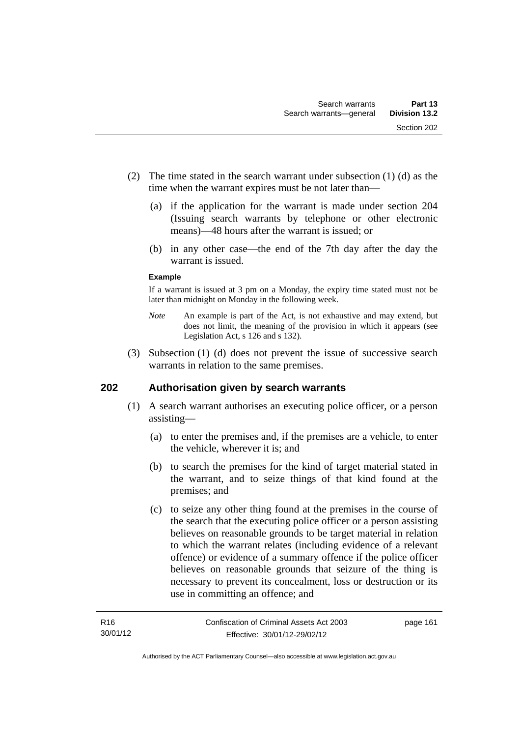(2) The time stated in the search warrant under subsection (1) (d) as the time when the warrant expires must be not later than—

(a) if the application for the warrant is made under section 204 (Issuing search warrants by telephone or other electronic means)—48 hours after the warrant is issued; or

(b) in any other case—the end of the 7th day after the day the warrant is issued.

**Example**

If a warrant is issued at 3 pm on a Monday, the expiry time stated must not be later than midnight on Monday in the following week.

*Note* An example is part of the Act, is not exhaustive and may extend, but does not limit, the meaning of the provision in which it appears (see Legislation Act, s 126 and s 132).

(3) Subsection (1) (d) does not prevent the issue of successive search warrants in relation to the same premises.

## 202 Authorisation given by search warrants

(1) A search warrant authorises an executing police officer, or a person assisting—

(a) to enter the premises and, if the premises are a vehicle, to enter the vehicle, wherever it is; and

(b) to search the premises for the kind of target material stated in the warrant, and to seize things of that kind found at the premises; and

(c) to seize any other thing found at the premises in the course of the search that the executing police officer or a person assisting believes on reasonable grounds to be target material in relation to which the warrant relates (including evidence of a relevant offence) or evidence of a summary offence if the police officer believes on reasonable grounds that seizure of the thing is necessary to prevent its concealment, loss or destruction or its use in committing an offence; and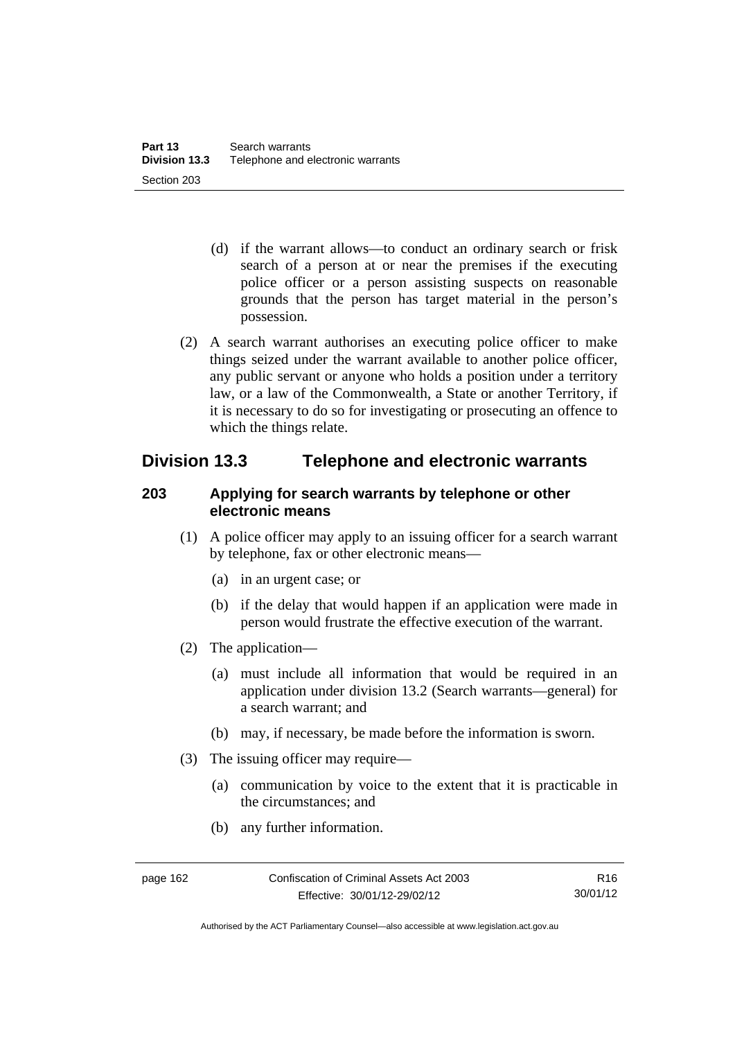(d) if the warrant allows—to conduct an ordinary search or frisk search of a person at or near the premises if the executing police officer or a person assisting suspects on reasonable grounds that the person has target material in the person's possession.

(2) A search warrant authorises an executing police officer to make things seized under the warrant available to another police officer, any public servant or anyone who holds a position under a territory law, or a law of the Commonwealth, a State or another Territory, if it is necessary to do so for investigating or prosecuting an offence to which the things relate.

## Division 13.3 Telephone and electronic warrants

### 203 Applying for search warrants by telephone or other electronic means

(1) A police officer may apply to an issuing officer for a search warrant by telephone, fax or other electronic means—

(a) in an urgent case; or

(b) if the delay that would happen if an application were made in person would frustrate the effective execution of the warrant.

(2) The application—

(a) must include all information that would be required in an application under division 13.2 (Search warrants—general) for a search warrant; and

(b) may, if necessary, be made before the information is sworn.

(3) The issuing officer may require—

(a) communication by voice to the extent that it is practicable in the circumstances; and

(b) any further information.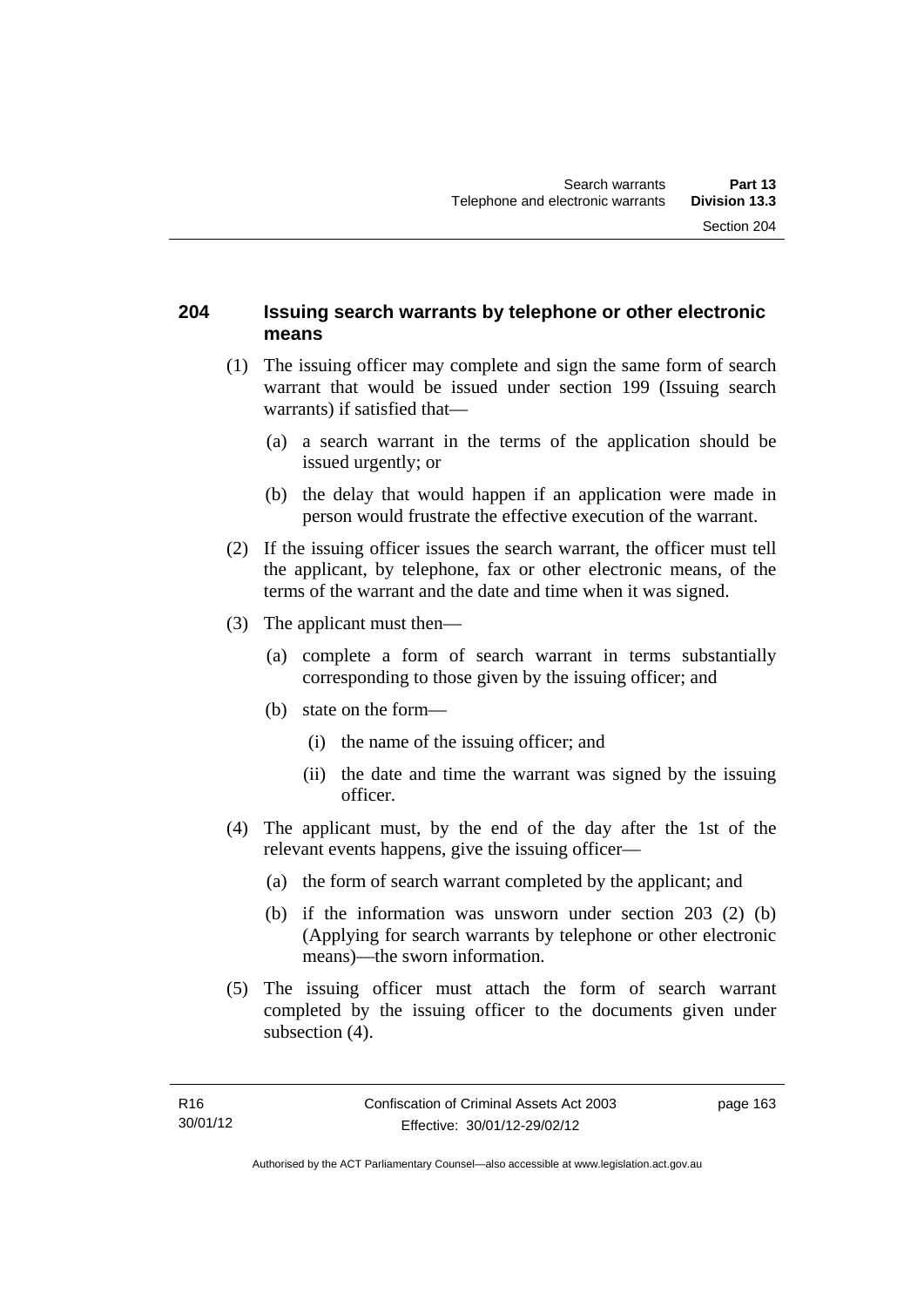## 204 Issuing search warrants by telephone or other electronic means

(1) The issuing officer may complete and sign the same form of search warrant that would be issued under section 199 (Issuing search warrants) if satisfied that—

(a) a search warrant in the terms of the application should be issued urgently; or

(b) the delay that would happen if an application were made in person would frustrate the effective execution of the warrant.

(2) If the issuing officer issues the search warrant, the officer must tell the applicant, by telephone, fax or other electronic means, of the terms of the warrant and the date and time when it was signed.

(3) The applicant must then—

(a) complete a form of search warrant in terms substantially corresponding to those given by the issuing officer; and

(b) state on the form—

(i) the name of the issuing officer; and

(ii) the date and time the warrant was signed by the issuing officer.

(4) The applicant must, by the end of the day after the 1st of the relevant events happens, give the issuing officer—

(a) the form of search warrant completed by the applicant; and

(b) if the information was unsworn under section 203 (2) (b) (Applying for search warrants by telephone or other electronic means)—the sworn information.

(5) The issuing officer must attach the form of search warrant completed by the issuing officer to the documents given under subsection (4).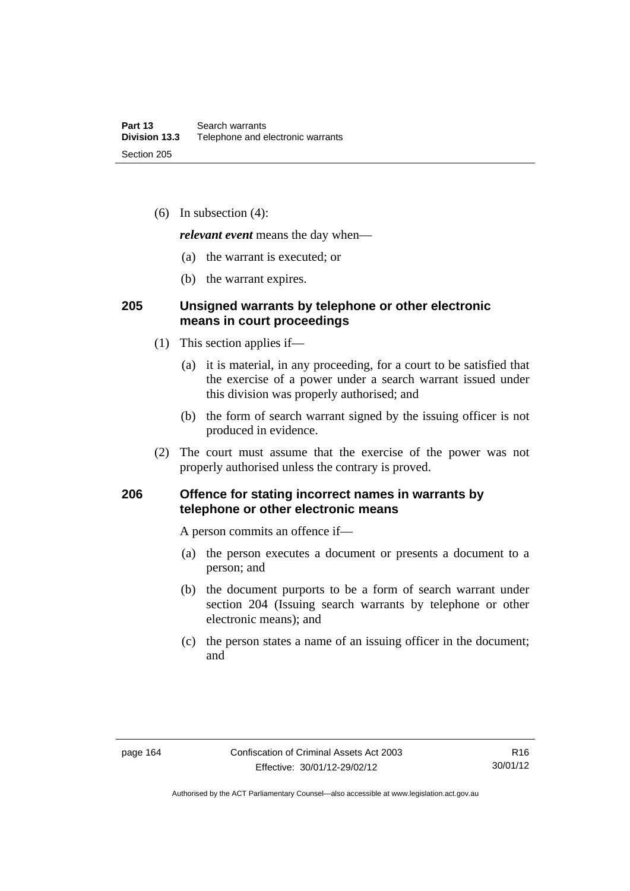(6) In subsection (4):

***relevant event*** means the day when—

(a) the warrant is executed; or

(b) the warrant expires.

## 205 Unsigned warrants by telephone or other electronic means in court proceedings

(1) This section applies if—

(a) it is material, in any proceeding, for a court to be satisfied that the exercise of a power under a search warrant issued under this division was properly authorised; and

(b) the form of search warrant signed by the issuing officer is not produced in evidence.

(2) The court must assume that the exercise of the power was not properly authorised unless the contrary is proved.

## 206 Offence for stating incorrect names in warrants by telephone or other electronic means

A person commits an offence if—

(a) the person executes a document or presents a document to a person; and

(b) the document purports to be a form of search warrant under section 204 (Issuing search warrants by telephone or other electronic means); and

(c) the person states a name of an issuing officer in the document; and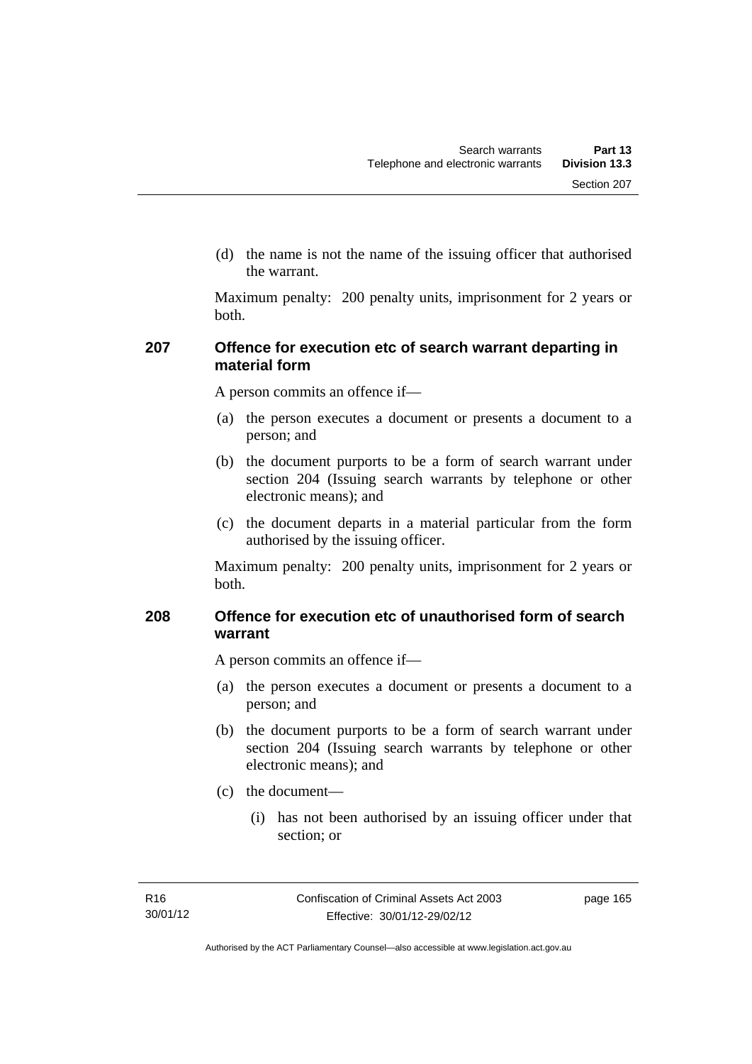(d) the name is not the name of the issuing officer that authorised the warrant.

Maximum penalty: 200 penalty units, imprisonment for 2 years or both.

### 207 Offence for execution etc of search warrant departing in material form

A person commits an offence if—

(a) the person executes a document or presents a document to a person; and

(b) the document purports to be a form of search warrant under section 204 (Issuing search warrants by telephone or other electronic means); and

(c) the document departs in a material particular from the form authorised by the issuing officer.

Maximum penalty: 200 penalty units, imprisonment for 2 years or both.

### 208 Offence for execution etc of unauthorised form of search warrant

A person commits an offence if—

(a) the person executes a document or presents a document to a person; and

(b) the document purports to be a form of search warrant under section 204 (Issuing search warrants by telephone or other electronic means); and

(c) the document—

(i) has not been authorised by an issuing officer under that section; or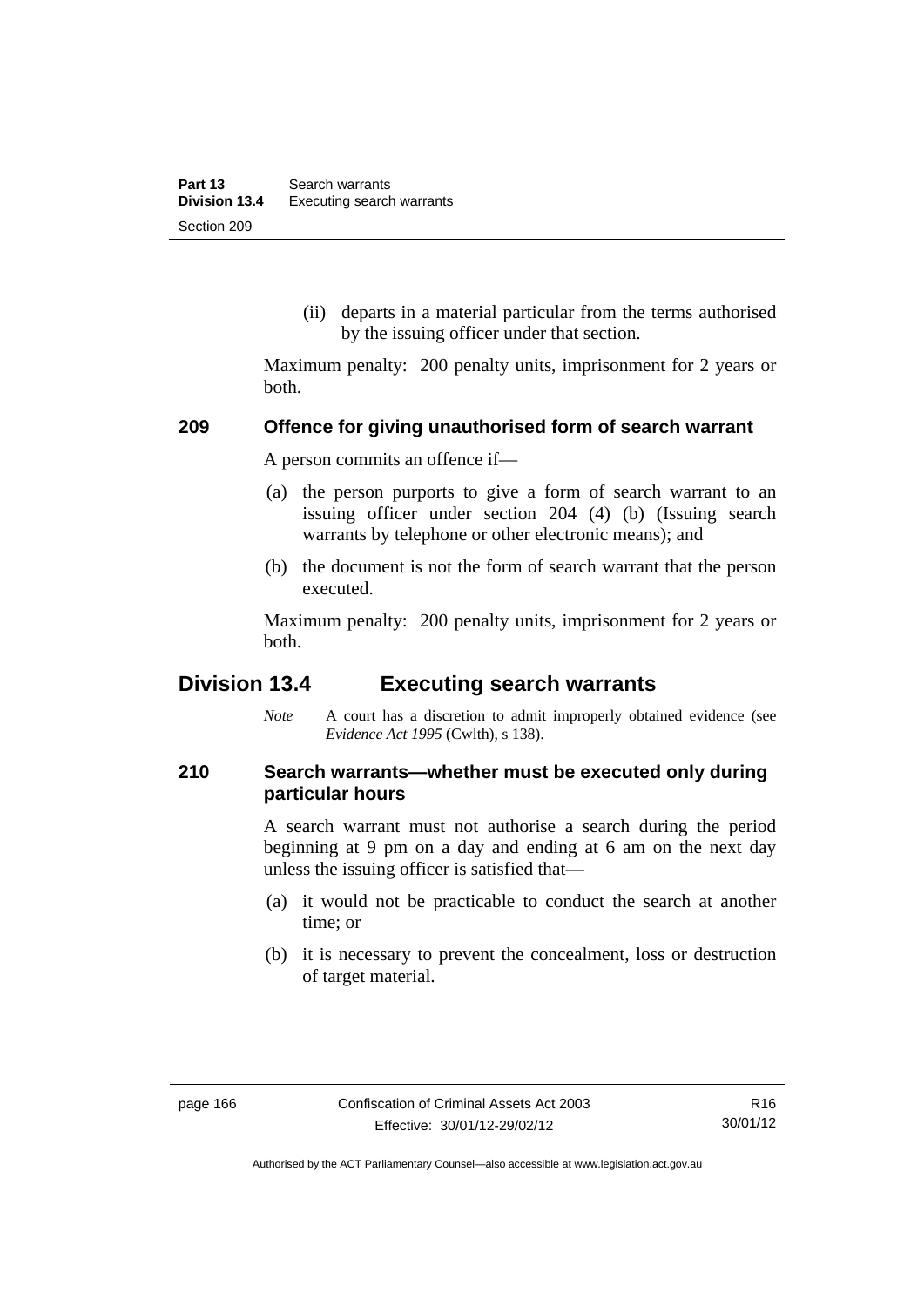(ii) departs in a material particular from the terms authorised by the issuing officer under that section.

Maximum penalty: 200 penalty units, imprisonment for 2 years or both.

### 209 Offence for giving unauthorised form of search warrant

A person commits an offence if—

(a) the person purports to give a form of search warrant to an issuing officer under section 204 (4) (b) (Issuing search warrants by telephone or other electronic means); and

(b) the document is not the form of search warrant that the person executed.

Maximum penalty: 200 penalty units, imprisonment for 2 years or both.

## Division 13.4 Executing search warrants

*Note* A court has a discretion to admit improperly obtained evidence (see *Evidence Act 1995* (Cwlth), s 138).

### 210 Search warrants—whether must be executed only during particular hours

A search warrant must not authorise a search during the period beginning at 9 pm on a day and ending at 6 am on the next day unless the issuing officer is satisfied that—

(a) it would not be practicable to conduct the search at another time; or

(b) it is necessary to prevent the concealment, loss or destruction of target material.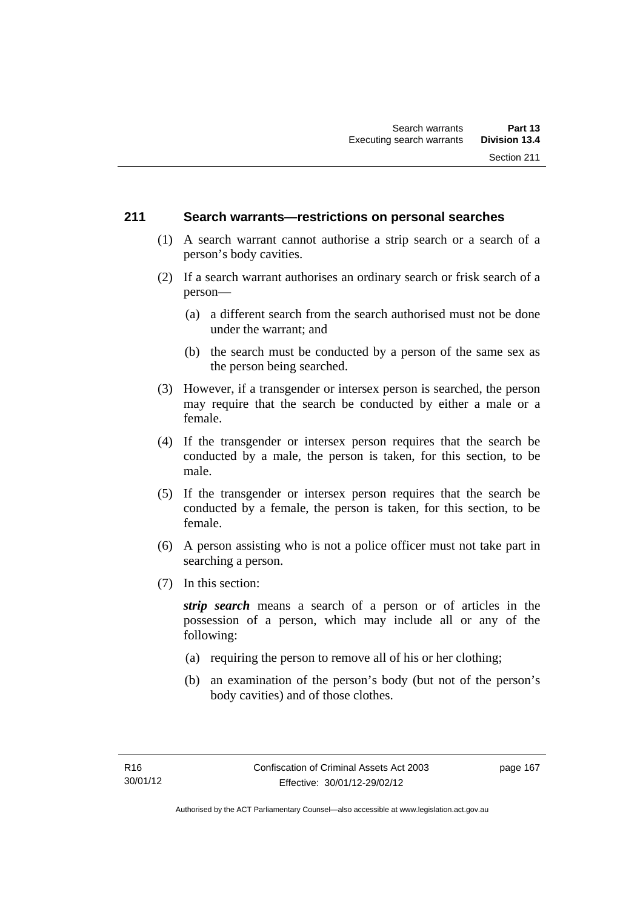## 211 Search warrants—restrictions on personal searches

(1) A search warrant cannot authorise a strip search or a search of a person's body cavities.

(2) If a search warrant authorises an ordinary search or frisk search of a person—

(a) a different search from the search authorised must not be done under the warrant; and

(b) the search must be conducted by a person of the same sex as the person being searched.

(3) However, if a transgender or intersex person is searched, the person may require that the search be conducted by either a male or a female.

(4) If the transgender or intersex person requires that the search be conducted by a male, the person is taken, for this section, to be male.

(5) If the transgender or intersex person requires that the search be conducted by a female, the person is taken, for this section, to be female.

(6) A person assisting who is not a police officer must not take part in searching a person.

(7) In this section:

***strip search*** means a search of a person or of articles in the possession of a person, which may include all or any of the following:

(a) requiring the person to remove all of his or her clothing;

(b) an examination of the person's body (but not of the person's body cavities) and of those clothes.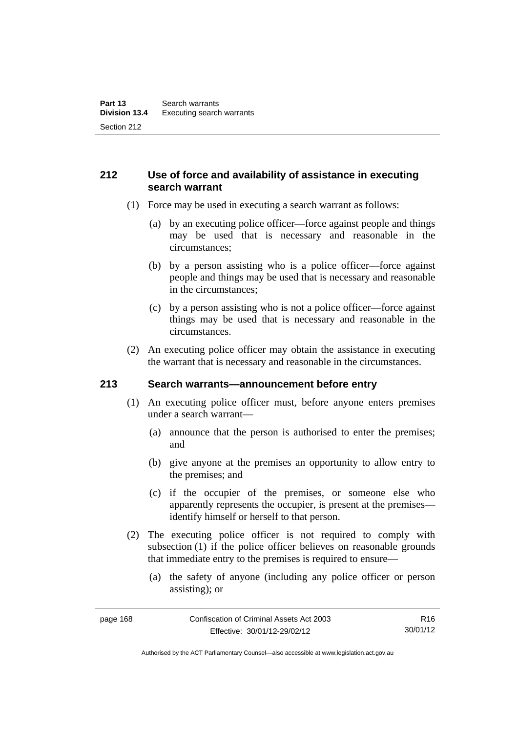## 212 Use of force and availability of assistance in executing search warrant

(1) Force may be used in executing a search warrant as follows:

(a) by an executing police officer—force against people and things may be used that is necessary and reasonable in the circumstances;

(b) by a person assisting who is a police officer—force against people and things may be used that is necessary and reasonable in the circumstances;

(c) by a person assisting who is not a police officer—force against things may be used that is necessary and reasonable in the circumstances.

(2) An executing police officer may obtain the assistance in executing the warrant that is necessary and reasonable in the circumstances.

## 213 Search warrants—announcement before entry

(1) An executing police officer must, before anyone enters premises under a search warrant—

(a) announce that the person is authorised to enter the premises; and

(b) give anyone at the premises an opportunity to allow entry to the premises; and

(c) if the occupier of the premises, or someone else who apparently represents the occupier, is present at the premises—identify himself or herself to that person.

(2) The executing police officer is not required to comply with subsection (1) if the police officer believes on reasonable grounds that immediate entry to the premises is required to ensure—

(a) the safety of anyone (including any police officer or person assisting); or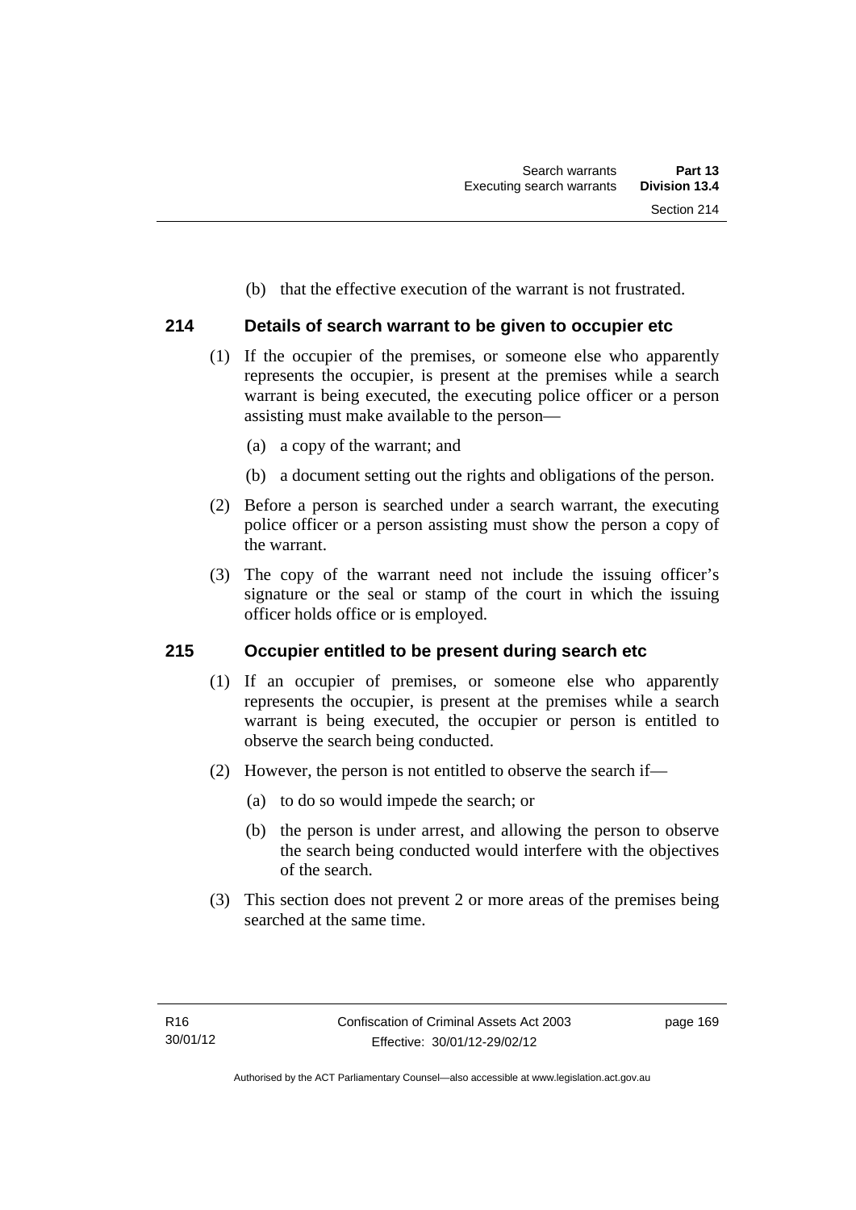(b) that the effective execution of the warrant is not frustrated.

## 214 Details of search warrant to be given to occupier etc

(1) If the occupier of the premises, or someone else who apparently represents the occupier, is present at the premises while a search warrant is being executed, the executing police officer or a person assisting must make available to the person—

(a) a copy of the warrant; and

(b) a document setting out the rights and obligations of the person.

(2) Before a person is searched under a search warrant, the executing police officer or a person assisting must show the person a copy of the warrant.

(3) The copy of the warrant need not include the issuing officer's signature or the seal or stamp of the court in which the issuing officer holds office or is employed.

## 215 Occupier entitled to be present during search etc

(1) If an occupier of premises, or someone else who apparently represents the occupier, is present at the premises while a search warrant is being executed, the occupier or person is entitled to observe the search being conducted.

(2) However, the person is not entitled to observe the search if—

(a) to do so would impede the search; or

(b) the person is under arrest, and allowing the person to observe the search being conducted would interfere with the objectives of the search.

(3) This section does not prevent 2 or more areas of the premises being searched at the same time.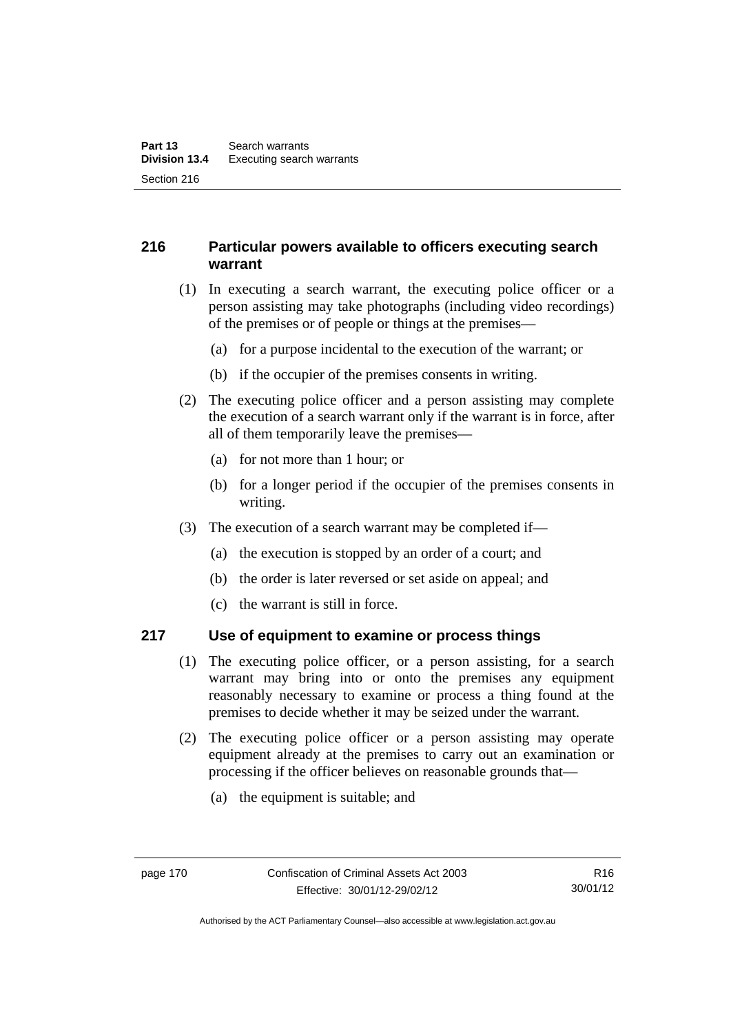## 216 Particular powers available to officers executing search warrant

(1) In executing a search warrant, the executing police officer or a person assisting may take photographs (including video recordings) of the premises or of people or things at the premises—

(a) for a purpose incidental to the execution of the warrant; or

(b) if the occupier of the premises consents in writing.

(2) The executing police officer and a person assisting may complete the execution of a search warrant only if the warrant is in force, after all of them temporarily leave the premises—

(a) for not more than 1 hour; or

(b) for a longer period if the occupier of the premises consents in writing.

(3) The execution of a search warrant may be completed if—

(a) the execution is stopped by an order of a court; and

(b) the order is later reversed or set aside on appeal; and

(c) the warrant is still in force.

## 217 Use of equipment to examine or process things

(1) The executing police officer, or a person assisting, for a search warrant may bring into or onto the premises any equipment reasonably necessary to examine or process a thing found at the premises to decide whether it may be seized under the warrant.

(2) The executing police officer or a person assisting may operate equipment already at the premises to carry out an examination or processing if the officer believes on reasonable grounds that—

(a) the equipment is suitable; and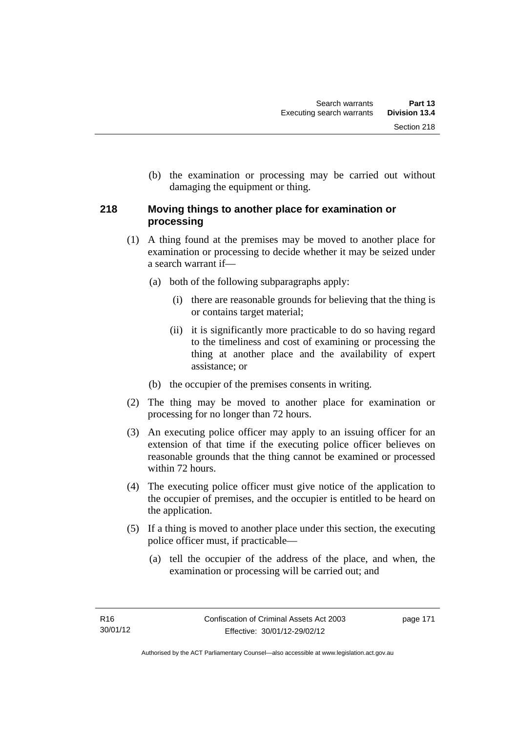(b) the examination or processing may be carried out without damaging the equipment or thing.

### 218 Moving things to another place for examination or processing

(1) A thing found at the premises may be moved to another place for examination or processing to decide whether it may be seized under a search warrant if—

(a) both of the following subparagraphs apply:

(i) there are reasonable grounds for believing that the thing is or contains target material;

(ii) it is significantly more practicable to do so having regard to the timeliness and cost of examining or processing the thing at another place and the availability of expert assistance; or

(b) the occupier of the premises consents in writing.

(2) The thing may be moved to another place for examination or processing for no longer than 72 hours.

(3) An executing police officer may apply to an issuing officer for an extension of that time if the executing police officer believes on reasonable grounds that the thing cannot be examined or processed within 72 hours.

(4) The executing police officer must give notice of the application to the occupier of premises, and the occupier is entitled to be heard on the application.

(5) If a thing is moved to another place under this section, the executing police officer must, if practicable—

(a) tell the occupier of the address of the place, and when, the examination or processing will be carried out; and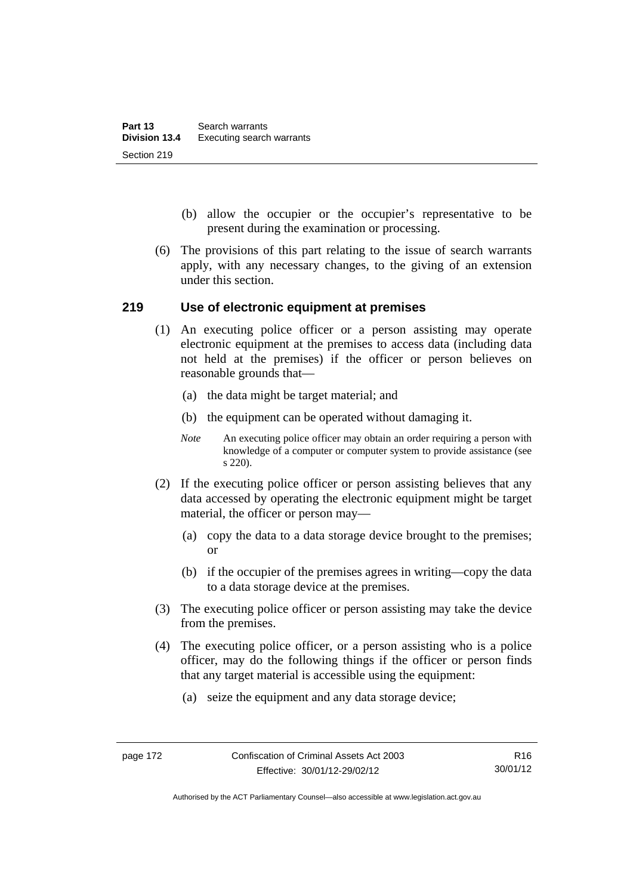(b) allow the occupier or the occupier's representative to be present during the examination or processing.

(6) The provisions of this part relating to the issue of search warrants apply, with any necessary changes, to the giving of an extension under this section.

## 219 Use of electronic equipment at premises

(1) An executing police officer or a person assisting may operate electronic equipment at the premises to access data (including data not held at the premises) if the officer or person believes on reasonable grounds that—

(a) the data might be target material; and

(b) the equipment can be operated without damaging it.

*Note* An executing police officer may obtain an order requiring a person with knowledge of a computer or computer system to provide assistance (see s 220).

(2) If the executing police officer or person assisting believes that any data accessed by operating the electronic equipment might be target material, the officer or person may—

(a) copy the data to a data storage device brought to the premises; or

(b) if the occupier of the premises agrees in writing—copy the data to a data storage device at the premises.

(3) The executing police officer or person assisting may take the device from the premises.

(4) The executing police officer, or a person assisting who is a police officer, may do the following things if the officer or person finds that any target material is accessible using the equipment:

(a) seize the equipment and any data storage device;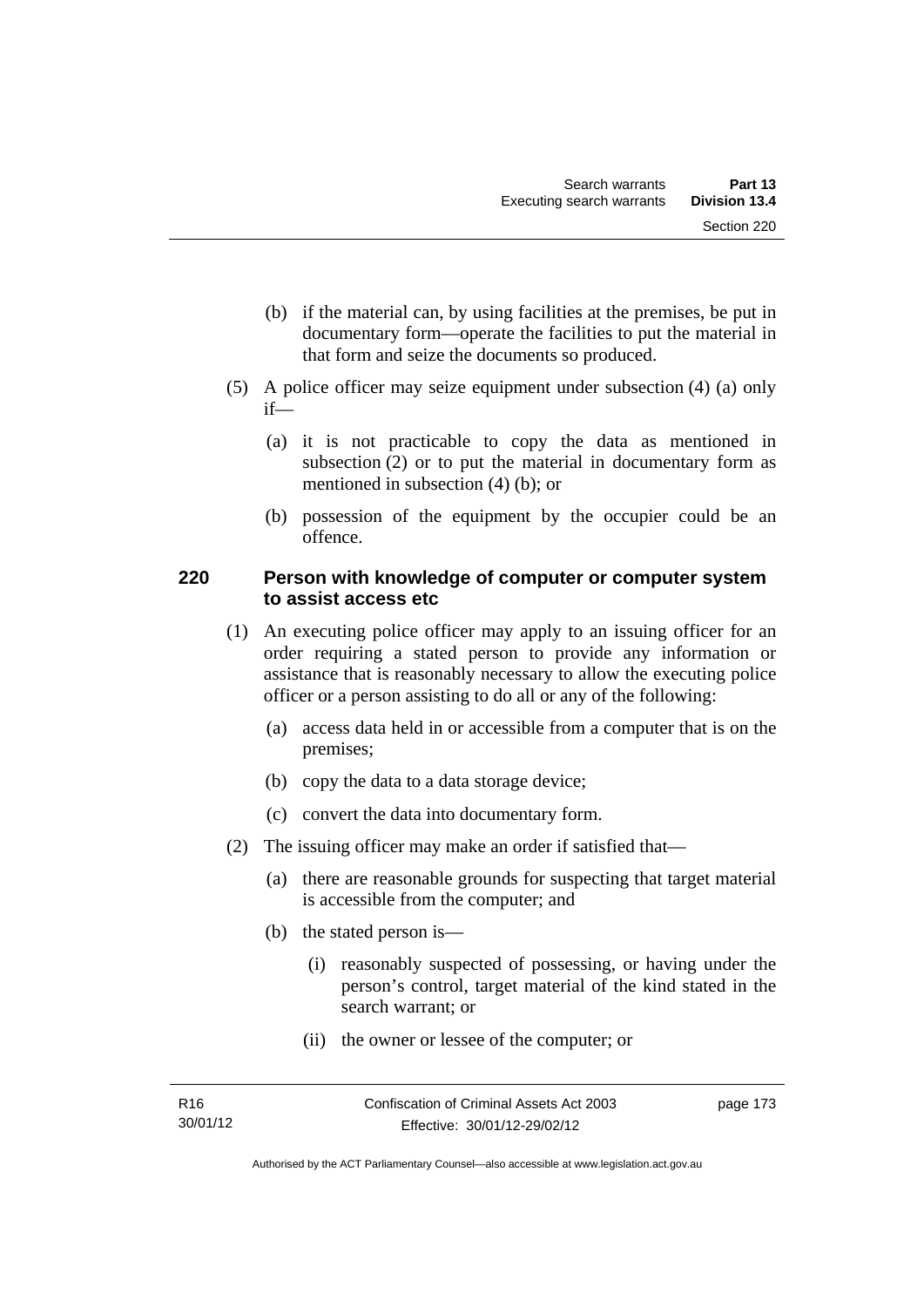(b) if the material can, by using facilities at the premises, be put in documentary form—operate the facilities to put the material in that form and seize the documents so produced.

(5) A police officer may seize equipment under subsection (4) (a) only if—

(a) it is not practicable to copy the data as mentioned in subsection (2) or to put the material in documentary form as mentioned in subsection (4) (b); or

(b) possession of the equipment by the occupier could be an offence.

## 220 Person with knowledge of computer or computer system to assist access etc

(1) An executing police officer may apply to an issuing officer for an order requiring a stated person to provide any information or assistance that is reasonably necessary to allow the executing police officer or a person assisting to do all or any of the following:

(a) access data held in or accessible from a computer that is on the premises;

(b) copy the data to a data storage device;

(c) convert the data into documentary form.

(2) The issuing officer may make an order if satisfied that—

(a) there are reasonable grounds for suspecting that target material is accessible from the computer; and

(b) the stated person is—

(i) reasonably suspected of possessing, or having under the person's control, target material of the kind stated in the search warrant; or

(ii) the owner or lessee of the computer; or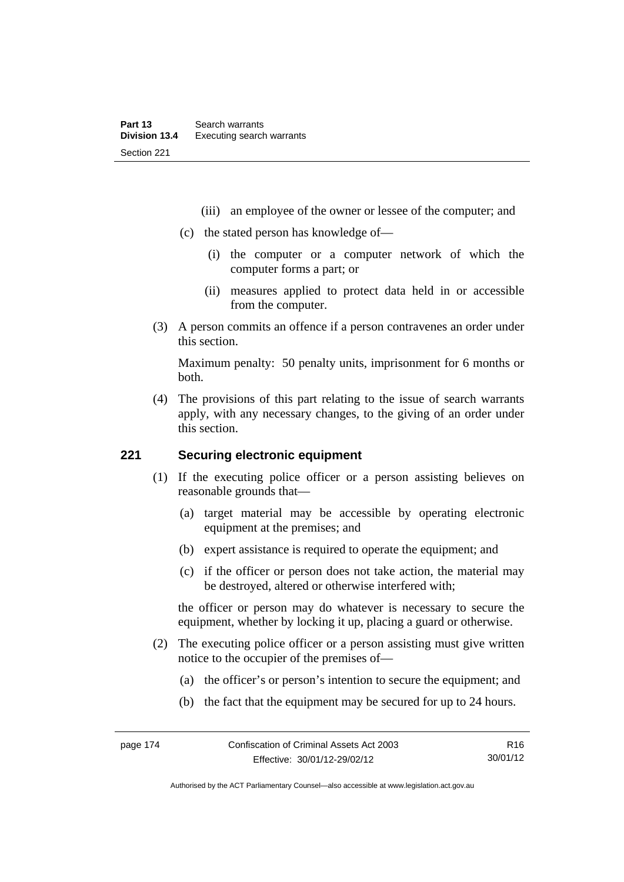(iii) an employee of the owner or lessee of the computer; and

(c) the stated person has knowledge of—

(i) the computer or a computer network of which the computer forms a part; or

(ii) measures applied to protect data held in or accessible from the computer.

(3) A person commits an offence if a person contravenes an order under this section.

Maximum penalty: 50 penalty units, imprisonment for 6 months or both.

(4) The provisions of this part relating to the issue of search warrants apply, with any necessary changes, to the giving of an order under this section.

## 221 Securing electronic equipment

(1) If the executing police officer or a person assisting believes on reasonable grounds that—

(a) target material may be accessible by operating electronic equipment at the premises; and

(b) expert assistance is required to operate the equipment; and

(c) if the officer or person does not take action, the material may be destroyed, altered or otherwise interfered with;

the officer or person may do whatever is necessary to secure the equipment, whether by locking it up, placing a guard or otherwise.

(2) The executing police officer or a person assisting must give written notice to the occupier of the premises of—

(a) the officer's or person's intention to secure the equipment; and

(b) the fact that the equipment may be secured for up to 24 hours.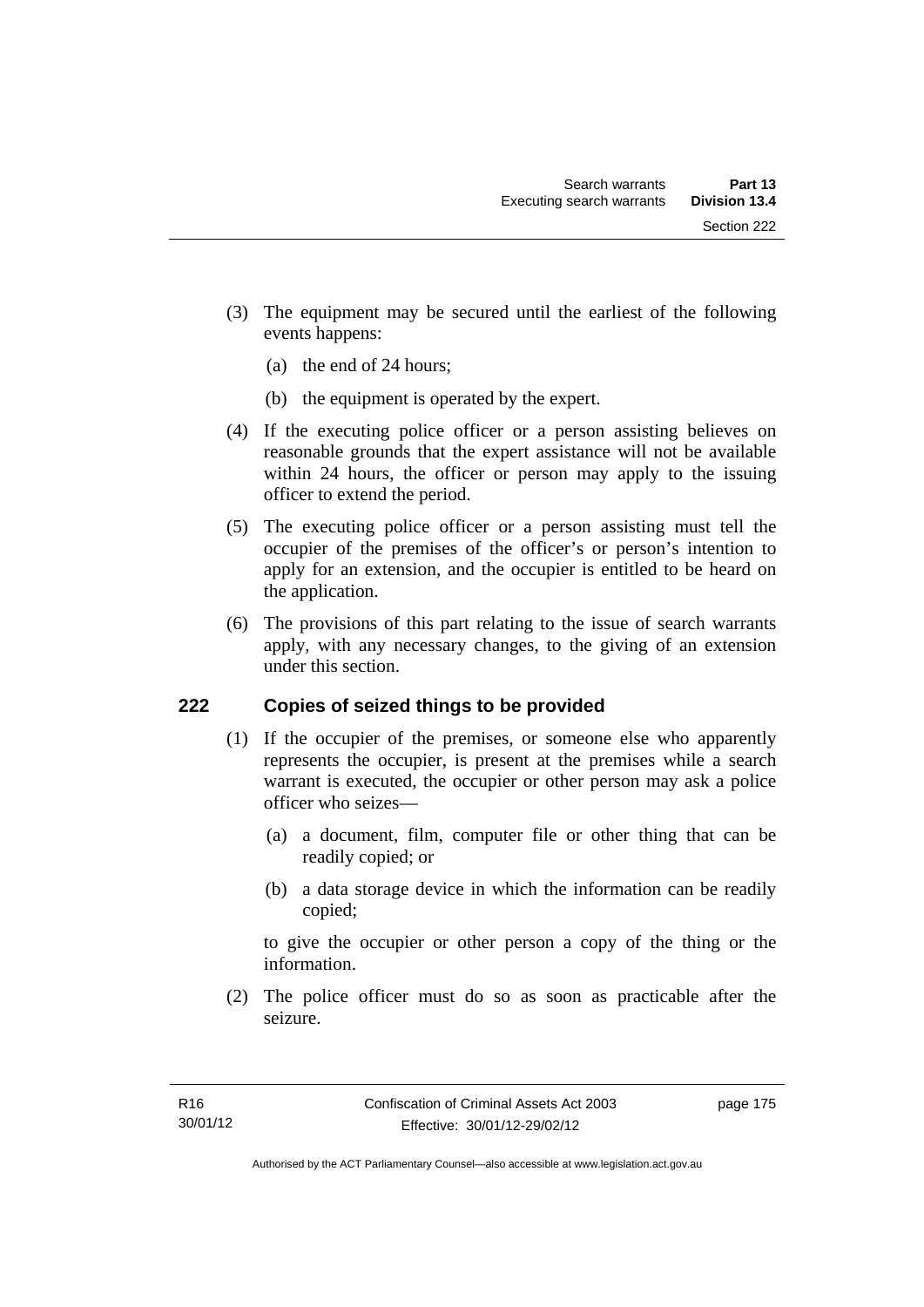(3) The equipment may be secured until the earliest of the following events happens:

(a) the end of 24 hours;

(b) the equipment is operated by the expert.

(4) If the executing police officer or a person assisting believes on reasonable grounds that the expert assistance will not be available within 24 hours, the officer or person may apply to the issuing officer to extend the period.

(5) The executing police officer or a person assisting must tell the occupier of the premises of the officer's or person's intention to apply for an extension, and the occupier is entitled to be heard on the application.

(6) The provisions of this part relating to the issue of search warrants apply, with any necessary changes, to the giving of an extension under this section.

## 222 Copies of seized things to be provided

(1) If the occupier of the premises, or someone else who apparently represents the occupier, is present at the premises while a search warrant is executed, the occupier or other person may ask a police officer who seizes—

(a) a document, film, computer file or other thing that can be readily copied; or

(b) a data storage device in which the information can be readily copied;

to give the occupier or other person a copy of the thing or the information.

(2) The police officer must do so as soon as practicable after the seizure.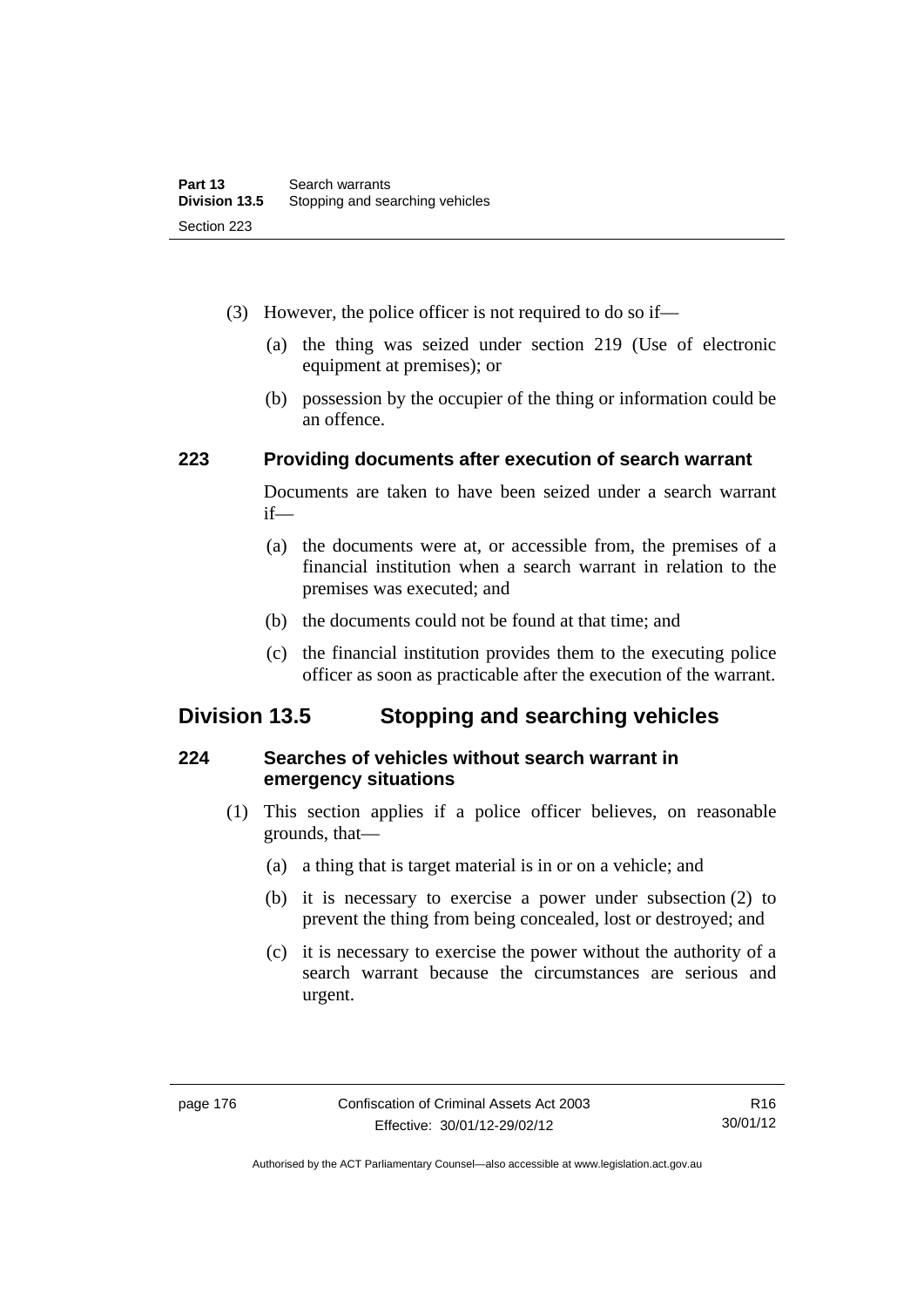(3) However, the police officer is not required to do so if—

(a) the thing was seized under section 219 (Use of electronic equipment at premises); or

(b) possession by the occupier of the thing or information could be an offence.

### 223 Providing documents after execution of search warrant

Documents are taken to have been seized under a search warrant if—

(a) the documents were at, or accessible from, the premises of a financial institution when a search warrant in relation to the premises was executed; and

(b) the documents could not be found at that time; and

(c) the financial institution provides them to the executing police officer as soon as practicable after the execution of the warrant.

## Division 13.5 Stopping and searching vehicles

### 224 Searches of vehicles without search warrant in emergency situations

(1) This section applies if a police officer believes, on reasonable grounds, that—

(a) a thing that is target material is in or on a vehicle; and

(b) it is necessary to exercise a power under subsection (2) to prevent the thing from being concealed, lost or destroyed; and

(c) it is necessary to exercise the power without the authority of a search warrant because the circumstances are serious and urgent.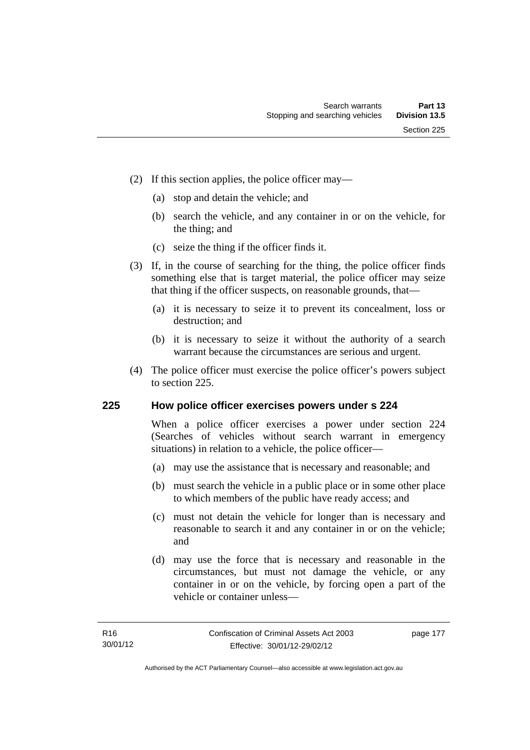(2) If this section applies, the police officer may—

(a) stop and detain the vehicle; and

(b) search the vehicle, and any container in or on the vehicle, for the thing; and

(c) seize the thing if the officer finds it.

(3) If, in the course of searching for the thing, the police officer finds something else that is target material, the police officer may seize that thing if the officer suspects, on reasonable grounds, that—

(a) it is necessary to seize it to prevent its concealment, loss or destruction; and

(b) it is necessary to seize it without the authority of a search warrant because the circumstances are serious and urgent.

(4) The police officer must exercise the police officer's powers subject to section 225.

## 225 How police officer exercises powers under s 224

When a police officer exercises a power under section 224 (Searches of vehicles without search warrant in emergency situations) in relation to a vehicle, the police officer—

(a) may use the assistance that is necessary and reasonable; and

(b) must search the vehicle in a public place or in some other place to which members of the public have ready access; and

(c) must not detain the vehicle for longer than is necessary and reasonable to search it and any container in or on the vehicle; and

(d) may use the force that is necessary and reasonable in the circumstances, but must not damage the vehicle, or any container in or on the vehicle, by forcing open a part of the vehicle or container unless—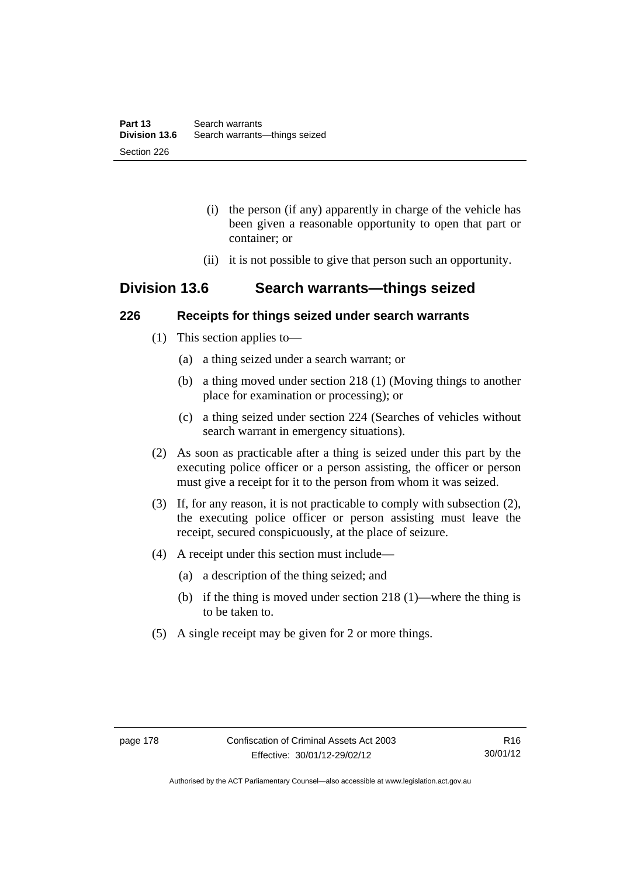(i) the person (if any) apparently in charge of the vehicle has been given a reasonable opportunity to open that part or container; or

(ii) it is not possible to give that person such an opportunity.

## Division 13.6 Search warrants—things seized

### 226 Receipts for things seized under search warrants

(1) This section applies to—

(a) a thing seized under a search warrant; or

(b) a thing moved under section 218 (1) (Moving things to another place for examination or processing); or

(c) a thing seized under section 224 (Searches of vehicles without search warrant in emergency situations).

(2) As soon as practicable after a thing is seized under this part by the executing police officer or a person assisting, the officer or person must give a receipt for it to the person from whom it was seized.

(3) If, for any reason, it is not practicable to comply with subsection (2), the executing police officer or person assisting must leave the receipt, secured conspicuously, at the place of seizure.

(4) A receipt under this section must include—

(a) a description of the thing seized; and

(b) if the thing is moved under section 218 (1)—where the thing is to be taken to.

(5) A single receipt may be given for 2 or more things.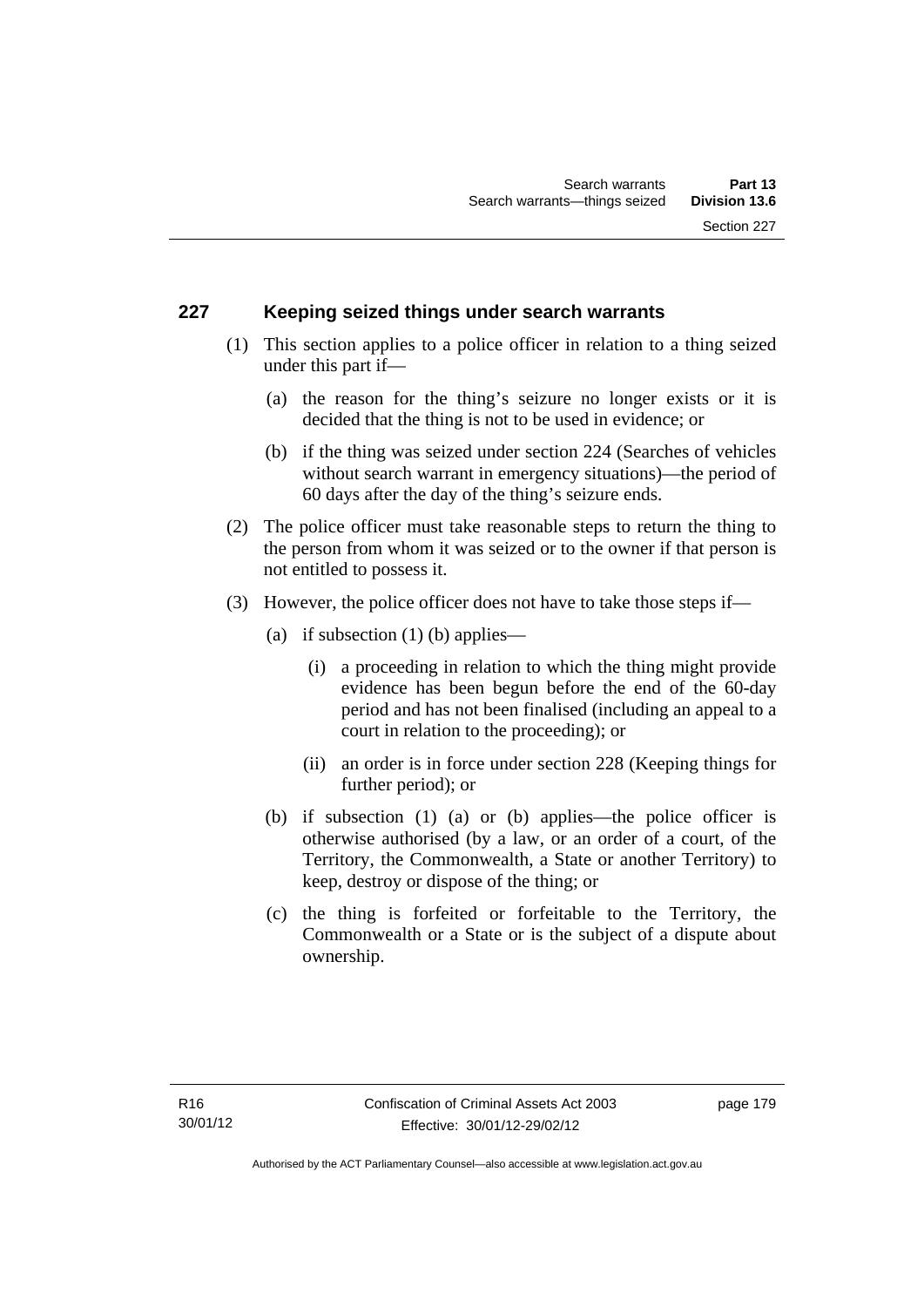## 227 Keeping seized things under search warrants

(1) This section applies to a police officer in relation to a thing seized under this part if—

(a) the reason for the thing's seizure no longer exists or it is decided that the thing is not to be used in evidence; or

(b) if the thing was seized under section 224 (Searches of vehicles without search warrant in emergency situations)—the period of 60 days after the day of the thing's seizure ends.

(2) The police officer must take reasonable steps to return the thing to the person from whom it was seized or to the owner if that person is not entitled to possess it.

(3) However, the police officer does not have to take those steps if—

(a) if subsection (1) (b) applies—

(i) a proceeding in relation to which the thing might provide evidence has been begun before the end of the 60-day period and has not been finalised (including an appeal to a court in relation to the proceeding); or

(ii) an order is in force under section 228 (Keeping things for further period); or

(b) if subsection (1) (a) or (b) applies—the police officer is otherwise authorised (by a law, or an order of a court, of the Territory, the Commonwealth, a State or another Territory) to keep, destroy or dispose of the thing; or

(c) the thing is forfeited or forfeitable to the Territory, the Commonwealth or a State or is the subject of a dispute about ownership.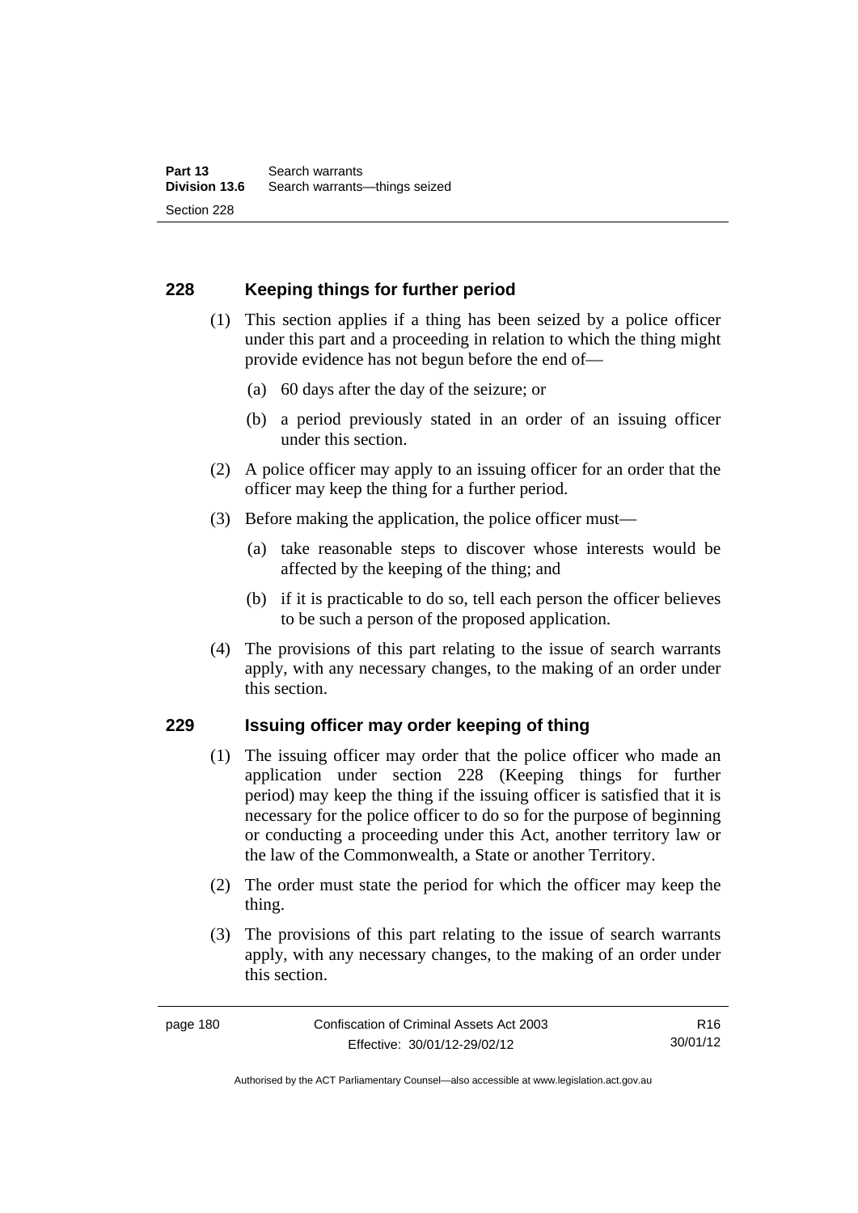## 228 Keeping things for further period

(1) This section applies if a thing has been seized by a police officer under this part and a proceeding in relation to which the thing might provide evidence has not begun before the end of—

(a) 60 days after the day of the seizure; or

(b) a period previously stated in an order of an issuing officer under this section.

(2) A police officer may apply to an issuing officer for an order that the officer may keep the thing for a further period.

(3) Before making the application, the police officer must—

(a) take reasonable steps to discover whose interests would be affected by the keeping of the thing; and

(b) if it is practicable to do so, tell each person the officer believes to be such a person of the proposed application.

(4) The provisions of this part relating to the issue of search warrants apply, with any necessary changes, to the making of an order under this section.

## 229 Issuing officer may order keeping of thing

(1) The issuing officer may order that the police officer who made an application under section 228 (Keeping things for further period) may keep the thing if the issuing officer is satisfied that it is necessary for the police officer to do so for the purpose of beginning or conducting a proceeding under this Act, another territory law or the law of the Commonwealth, a State or another Territory.

(2) The order must state the period for which the officer may keep the thing.

(3) The provisions of this part relating to the issue of search warrants apply, with any necessary changes, to the making of an order under this section.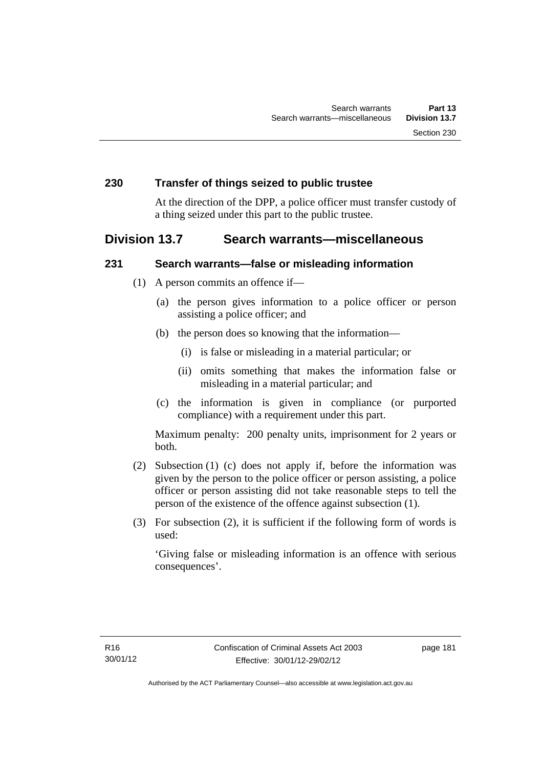### 230 Transfer of things seized to public trustee

At the direction of the DPP, a police officer must transfer custody of a thing seized under this part to the public trustee.

## Division 13.7 Search warrants—miscellaneous

### 231 Search warrants—false or misleading information

(1) A person commits an offence if—

(a) the person gives information to a police officer or person assisting a police officer; and

(b) the person does so knowing that the information—

(i) is false or misleading in a material particular; or

(ii) omits something that makes the information false or misleading in a material particular; and

(c) the information is given in compliance (or purported compliance) with a requirement under this part.

Maximum penalty: 200 penalty units, imprisonment for 2 years or both.

(2) Subsection (1) (c) does not apply if, before the information was given by the person to the police officer or person assisting, a police officer or person assisting did not take reasonable steps to tell the person of the existence of the offence against subsection (1).

(3) For subsection (2), it is sufficient if the following form of words is used:

'Giving false or misleading information is an offence with serious consequences'.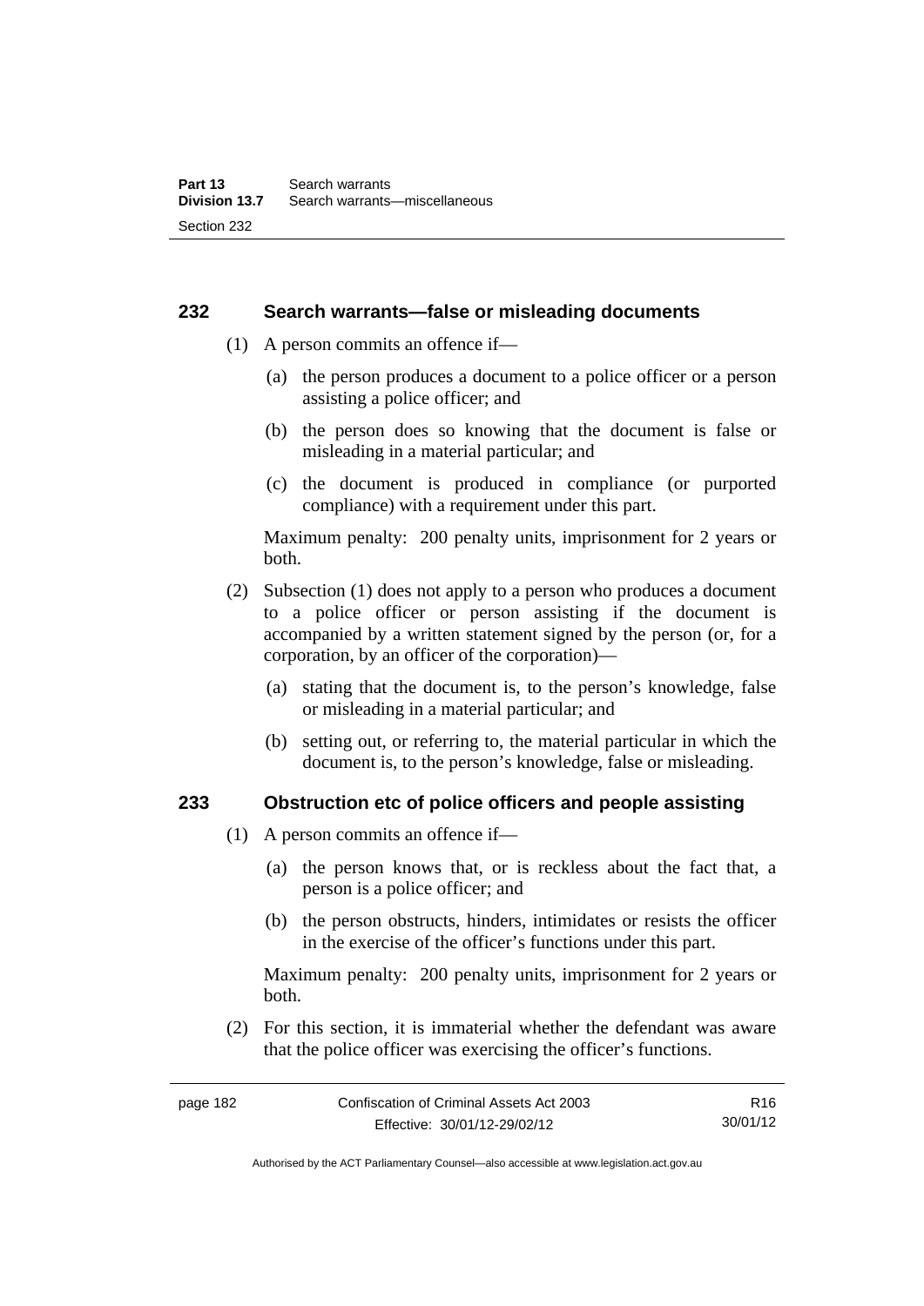### 232 Search warrants—false or misleading documents

(1) A person commits an offence if—

(a) the person produces a document to a police officer or a person assisting a police officer; and

(b) the person does so knowing that the document is false or misleading in a material particular; and

(c) the document is produced in compliance (or purported compliance) with a requirement under this part.

Maximum penalty: 200 penalty units, imprisonment for 2 years or both.

(2) Subsection (1) does not apply to a person who produces a document to a police officer or person assisting if the document is accompanied by a written statement signed by the person (or, for a corporation, by an officer of the corporation)—

(a) stating that the document is, to the person's knowledge, false or misleading in a material particular; and

(b) setting out, or referring to, the material particular in which the document is, to the person's knowledge, false or misleading.

### 233 Obstruction etc of police officers and people assisting

(1) A person commits an offence if—

(a) the person knows that, or is reckless about the fact that, a person is a police officer; and

(b) the person obstructs, hinders, intimidates or resists the officer in the exercise of the officer's functions under this part.

Maximum penalty: 200 penalty units, imprisonment for 2 years or both.

(2) For this section, it is immaterial whether the defendant was aware that the police officer was exercising the officer's functions.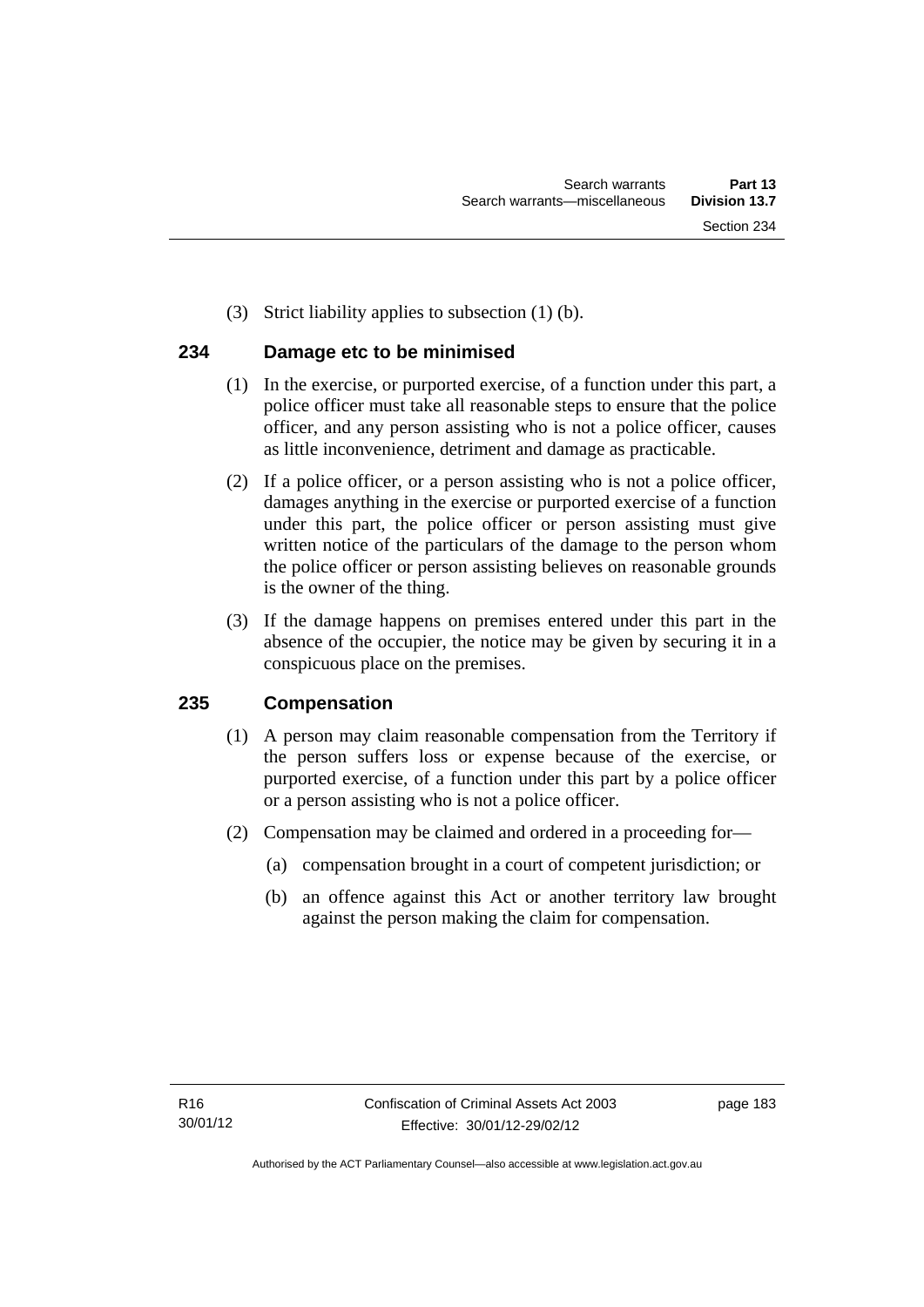(3) Strict liability applies to subsection (1) (b).

## 234 Damage etc to be minimised

(1) In the exercise, or purported exercise, of a function under this part, a police officer must take all reasonable steps to ensure that the police officer, and any person assisting who is not a police officer, causes as little inconvenience, detriment and damage as practicable.

(2) If a police officer, or a person assisting who is not a police officer, damages anything in the exercise or purported exercise of a function under this part, the police officer or person assisting must give written notice of the particulars of the damage to the person whom the police officer or person assisting believes on reasonable grounds is the owner of the thing.

(3) If the damage happens on premises entered under this part in the absence of the occupier, the notice may be given by securing it in a conspicuous place on the premises.

## 235 Compensation

(1) A person may claim reasonable compensation from the Territory if the person suffers loss or expense because of the exercise, or purported exercise, of a function under this part by a police officer or a person assisting who is not a police officer.

(2) Compensation may be claimed and ordered in a proceeding for—

(a) compensation brought in a court of competent jurisdiction; or

(b) an offence against this Act or another territory law brought against the person making the claim for compensation.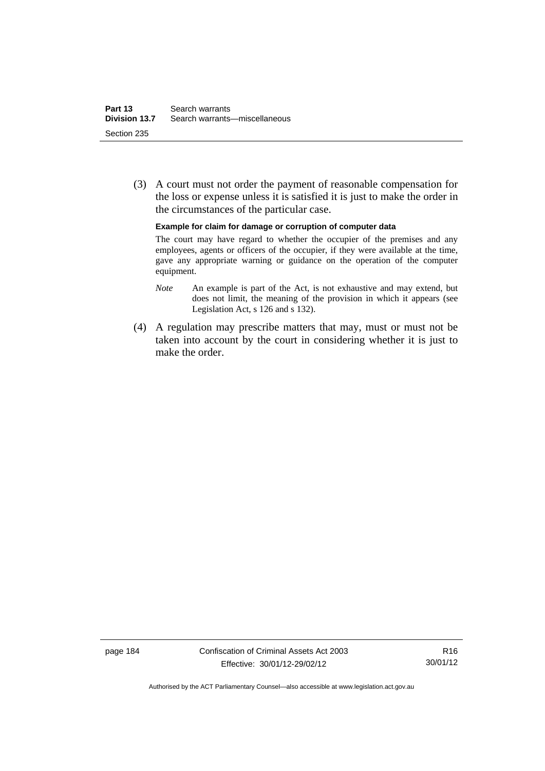(3) A court must not order the payment of reasonable compensation for the loss or expense unless it is satisfied it is just to make the order in the circumstances of the particular case.

**Example for claim for damage or corruption of computer data**

The court may have regard to whether the occupier of the premises and any employees, agents or officers of the occupier, if they were available at the time, gave any appropriate warning or guidance on the operation of the computer equipment.

*Note* An example is part of the Act, is not exhaustive and may extend, but does not limit, the meaning of the provision in which it appears (see Legislation Act, s 126 and s 132).

(4) A regulation may prescribe matters that may, must or must not be taken into account by the court in considering whether it is just to make the order.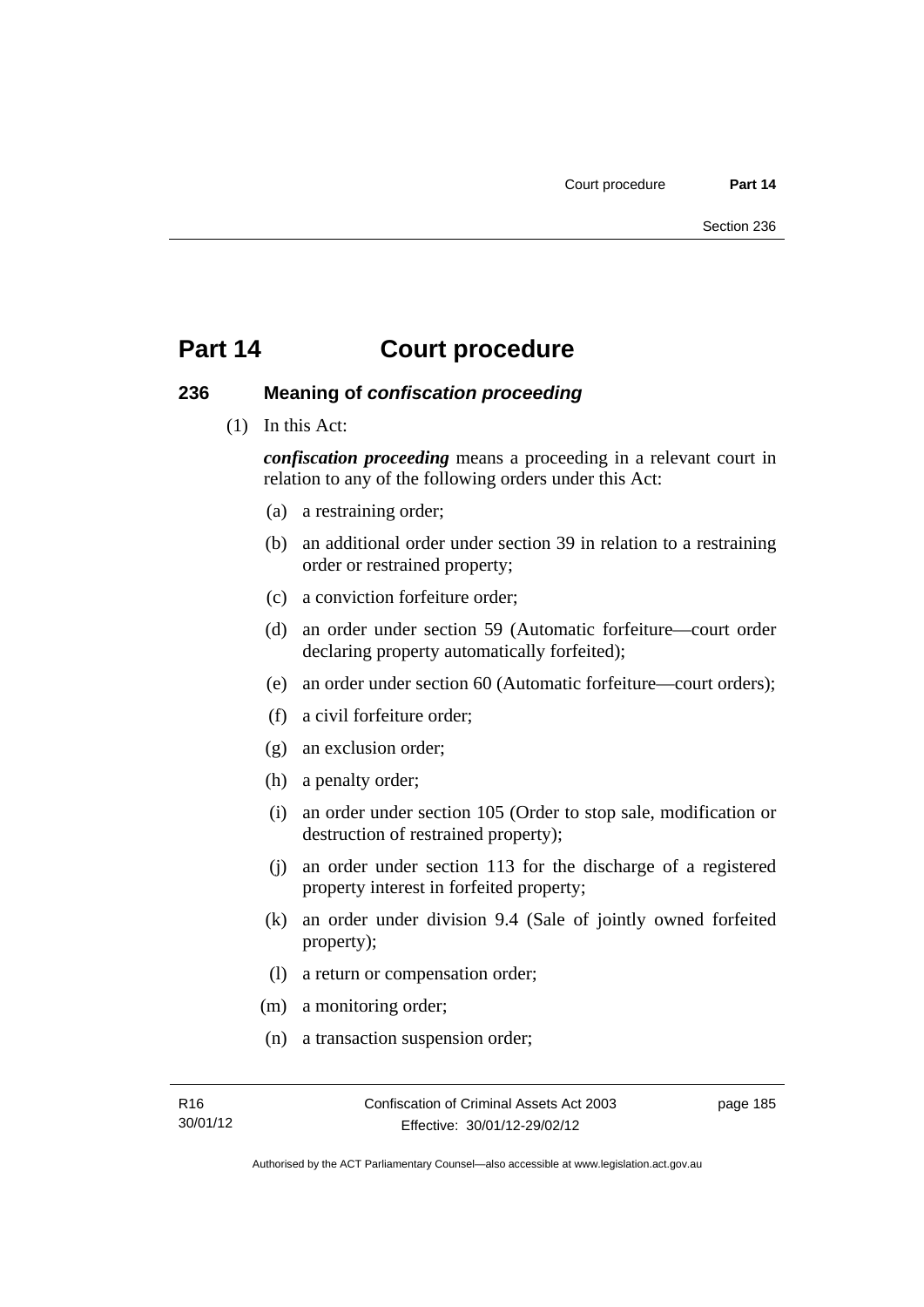# Part 14 Court procedure

## 236 Meaning of *confiscation proceeding*

(1) In this Act:

***confiscation proceeding*** means a proceeding in a relevant court in relation to any of the following orders under this Act:

(a) a restraining order;

(b) an additional order under section 39 in relation to a restraining order or restrained property;

(c) a conviction forfeiture order;

(d) an order under section 59 (Automatic forfeiture—court order declaring property automatically forfeited);

(e) an order under section 60 (Automatic forfeiture—court orders);

(f) a civil forfeiture order;

(g) an exclusion order;

(h) a penalty order;

(i) an order under section 105 (Order to stop sale, modification or destruction of restrained property);

(j) an order under section 113 for the discharge of a registered property interest in forfeited property;

(k) an order under division 9.4 (Sale of jointly owned forfeited property);

(l) a return or compensation order;

(m) a monitoring order;

(n) a transaction suspension order;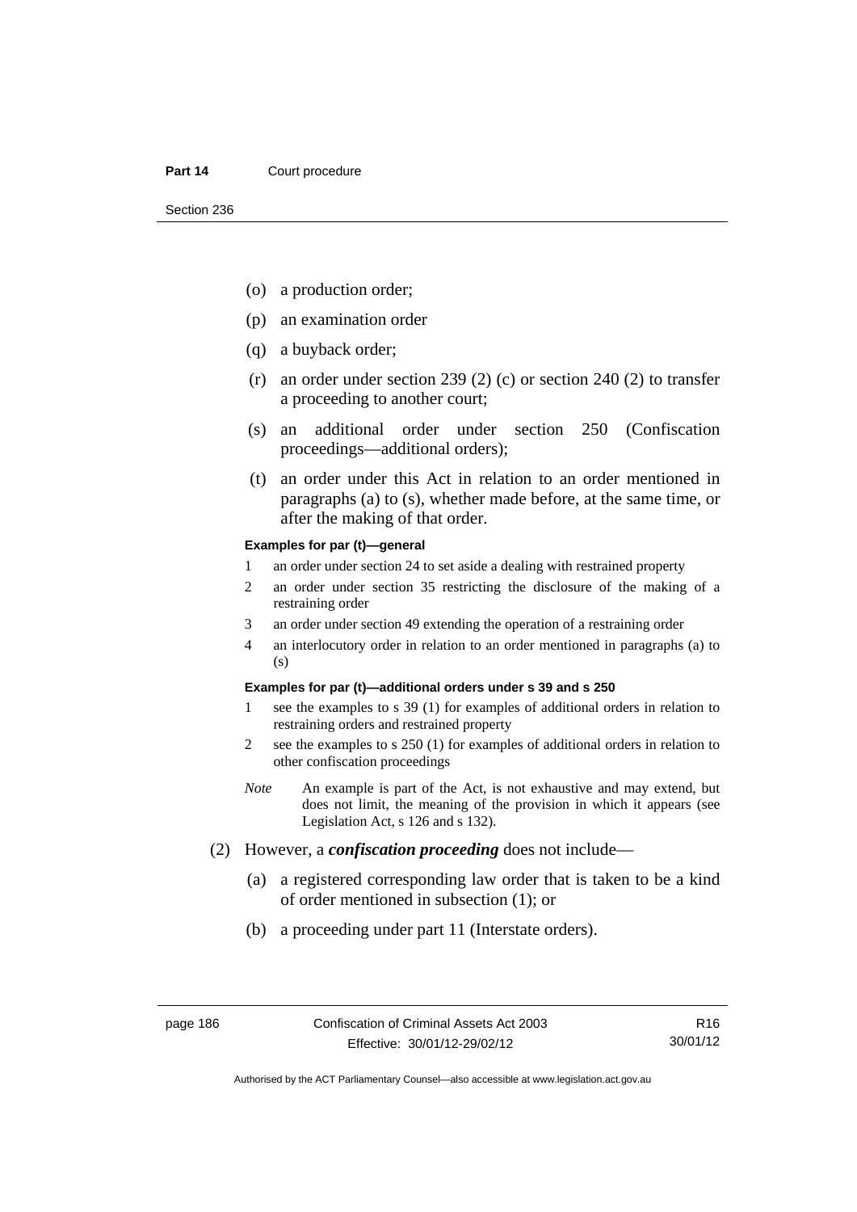(o) a production order;

(p) an examination order

(q) a buyback order;

(r) an order under section 239 (2) (c) or section 240 (2) to transfer a proceeding to another court;

(s) an additional order under section 250 (Confiscation proceedings—additional orders);

(t) an order under this Act in relation to an order mentioned in paragraphs (a) to (s), whether made before, at the same time, or after the making of that order.

**Examples for par (t)—general**

1 an order under section 24 to set aside a dealing with restrained property

2 an order under section 35 restricting the disclosure of the making of a restraining order

3 an order under section 49 extending the operation of a restraining order

4 an interlocutory order in relation to an order mentioned in paragraphs (a) to (s)

**Examples for par (t)—additional orders under s 39 and s 250**

1 see the examples to s 39 (1) for examples of additional orders in relation to restraining orders and restrained property

2 see the examples to s 250 (1) for examples of additional orders in relation to other confiscation proceedings

*Note* An example is part of the Act, is not exhaustive and may extend, but does not limit, the meaning of the provision in which it appears (see Legislation Act, s 126 and s 132).

(2) However, a ***confiscation proceeding*** does not include—

(a) a registered corresponding law order that is taken to be a kind of order mentioned in subsection (1); or

(b) a proceeding under part 11 (Interstate orders).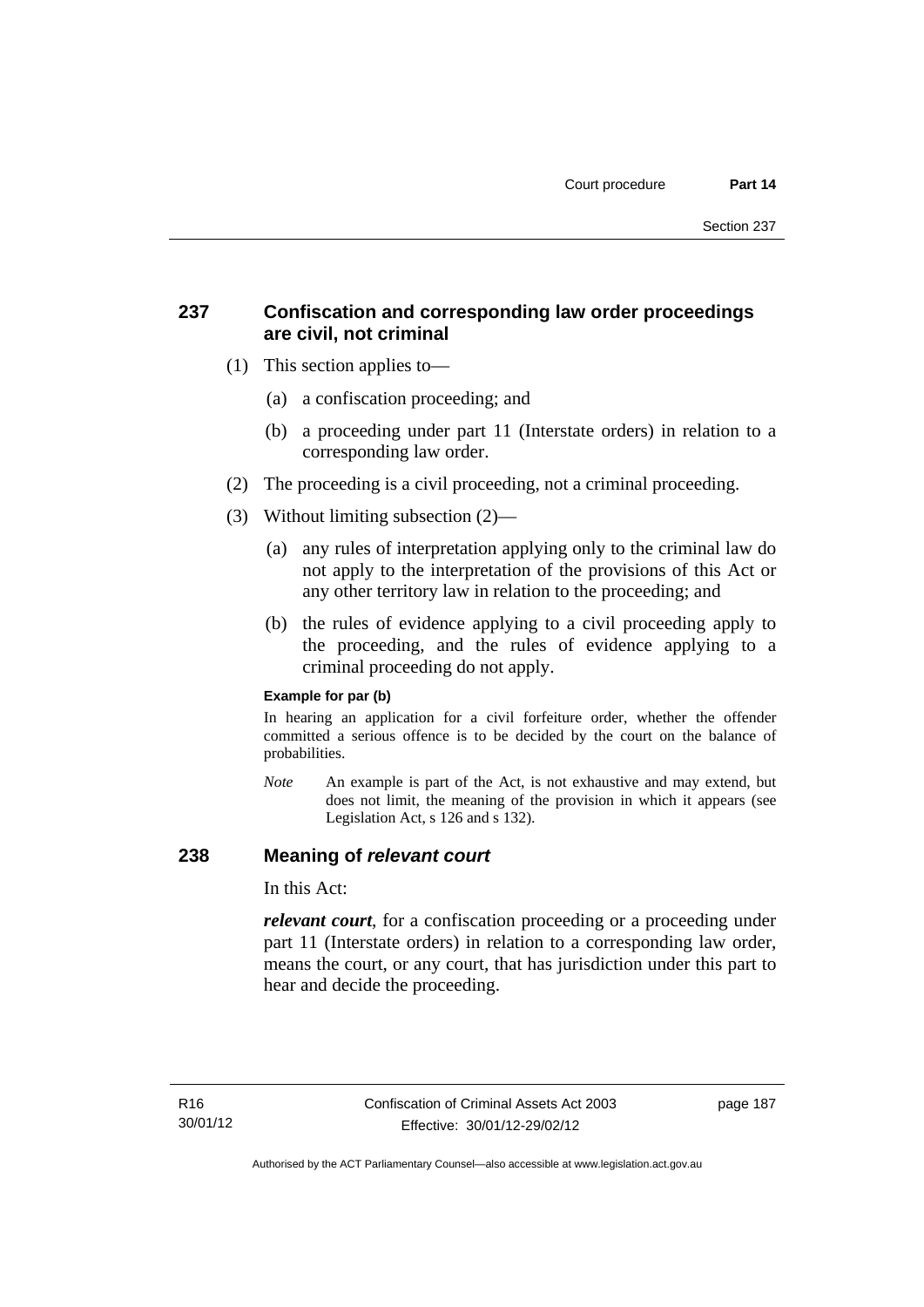## 237 Confiscation and corresponding law order proceedings are civil, not criminal

(1) This section applies to—

(a) a confiscation proceeding; and

(b) a proceeding under part 11 (Interstate orders) in relation to a corresponding law order.

(2) The proceeding is a civil proceeding, not a criminal proceeding.

(3) Without limiting subsection (2)—

(a) any rules of interpretation applying only to the criminal law do not apply to the interpretation of the provisions of this Act or any other territory law in relation to the proceeding; and

(b) the rules of evidence applying to a civil proceeding apply to the proceeding, and the rules of evidence applying to a criminal proceeding do not apply.

**Example for par (b)**

In hearing an application for a civil forfeiture order, whether the offender committed a serious offence is to be decided by the court on the balance of probabilities.

*Note* An example is part of the Act, is not exhaustive and may extend, but does not limit, the meaning of the provision in which it appears (see Legislation Act, s 126 and s 132).

## 238 Meaning of *relevant court*

In this Act:

***relevant court***, for a confiscation proceeding or a proceeding under part 11 (Interstate orders) in relation to a corresponding law order, means the court, or any court, that has jurisdiction under this part to hear and decide the proceeding.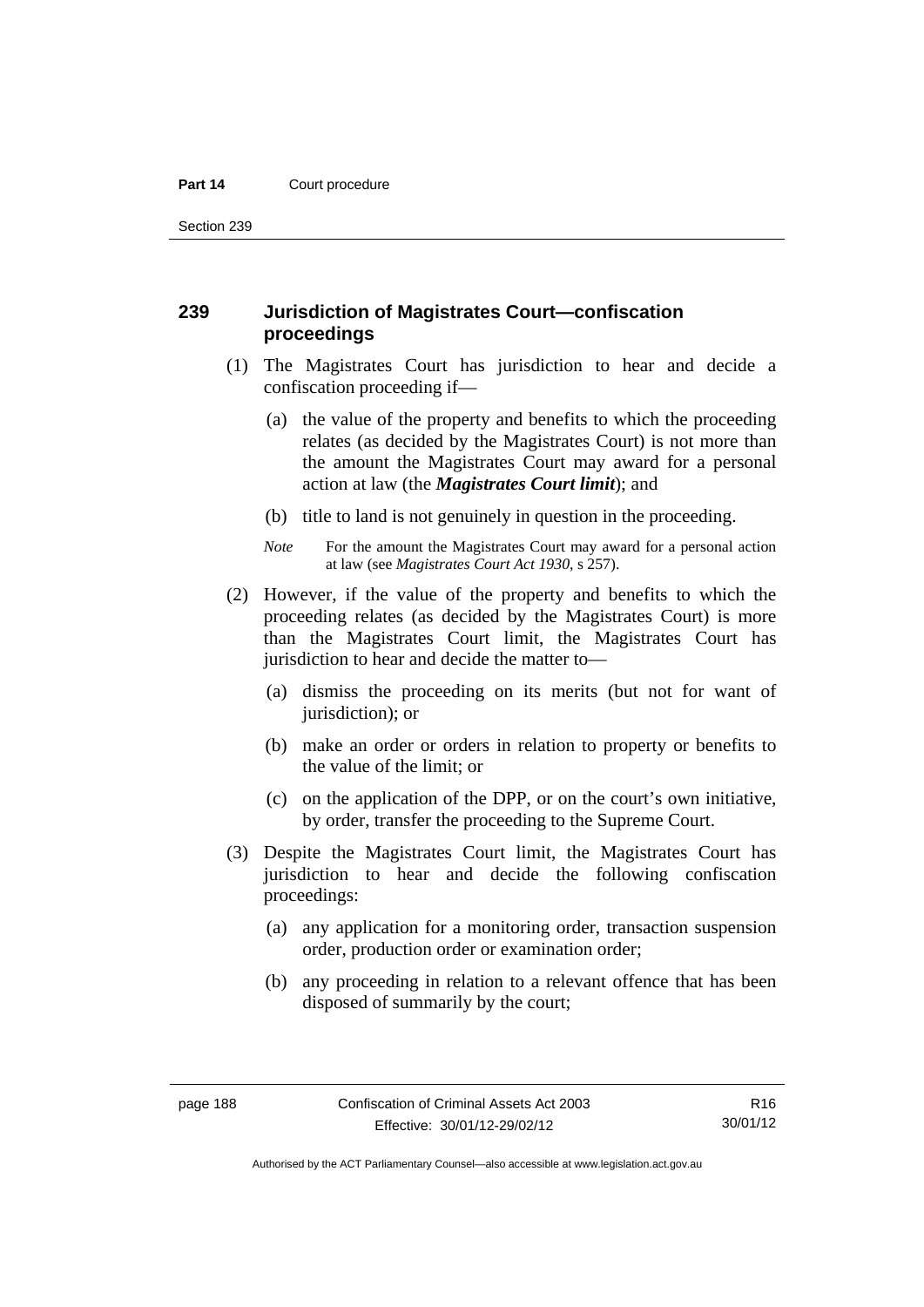## 239 Jurisdiction of Magistrates Court—confiscation proceedings

(1) The Magistrates Court has jurisdiction to hear and decide a confiscation proceeding if—

(a) the value of the property and benefits to which the proceeding relates (as decided by the Magistrates Court) is not more than the amount the Magistrates Court may award for a personal action at law (the ***Magistrates Court limit***); and

(b) title to land is not genuinely in question in the proceeding.

*Note* For the amount the Magistrates Court may award for a personal action at law (see *Magistrates Court Act 1930*, s 257).

(2) However, if the value of the property and benefits to which the proceeding relates (as decided by the Magistrates Court) is more than the Magistrates Court limit, the Magistrates Court has jurisdiction to hear and decide the matter to—

(a) dismiss the proceeding on its merits (but not for want of jurisdiction); or

(b) make an order or orders in relation to property or benefits to the value of the limit; or

(c) on the application of the DPP, or on the court's own initiative, by order, transfer the proceeding to the Supreme Court.

(3) Despite the Magistrates Court limit, the Magistrates Court has jurisdiction to hear and decide the following confiscation proceedings:

(a) any application for a monitoring order, transaction suspension order, production order or examination order;

(b) any proceeding in relation to a relevant offence that has been disposed of summarily by the court;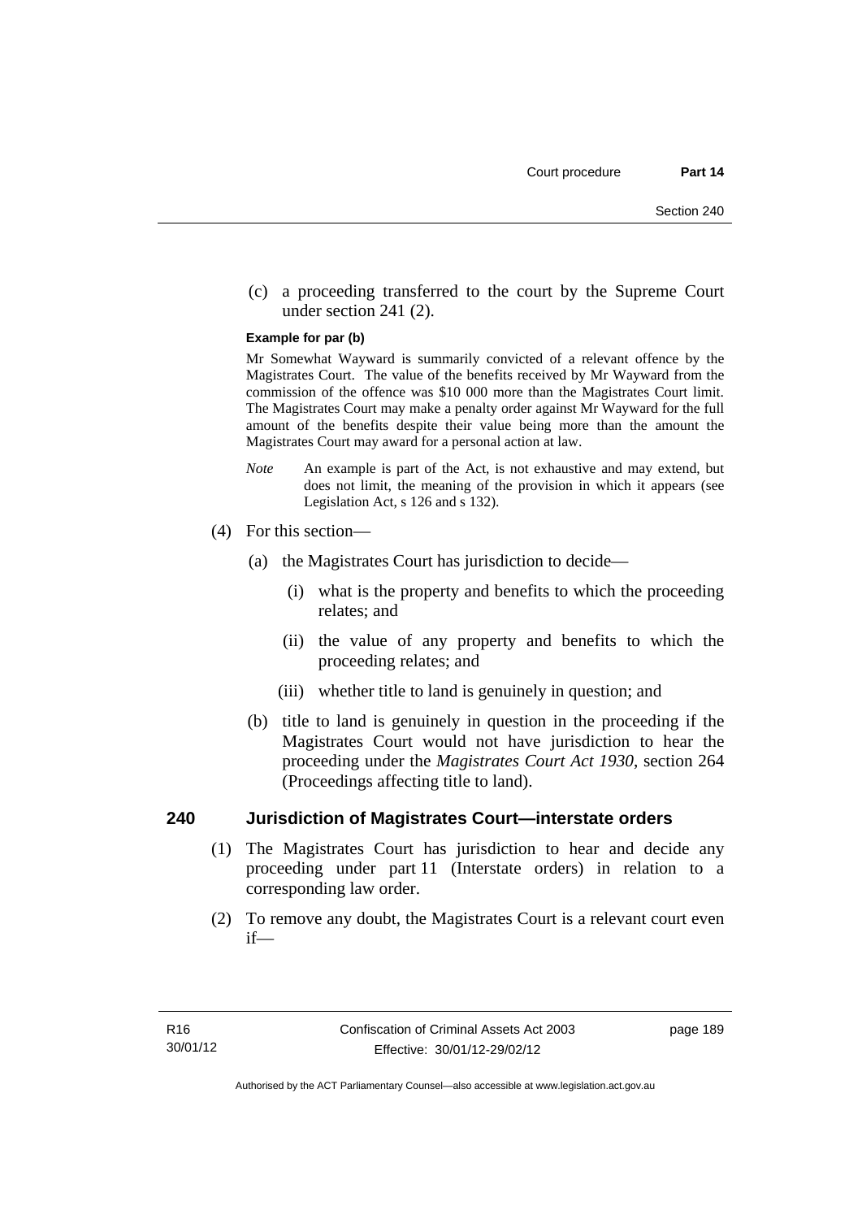(c) a proceeding transferred to the court by the Supreme Court under section 241 (2).

**Example for par (b)**

Mr Somewhat Wayward is summarily convicted of a relevant offence by the Magistrates Court. The value of the benefits received by Mr Wayward from the commission of the offence was $10 000 more than the Magistrates Court limit. The Magistrates Court may make a penalty order against Mr Wayward for the full amount of the benefits despite their value being more than the amount the Magistrates Court may award for a personal action at law.

*Note* An example is part of the Act, is not exhaustive and may extend, but does not limit, the meaning of the provision in which it appears (see Legislation Act, s 126 and s 132).

(4) For this section—

(a) the Magistrates Court has jurisdiction to decide—

(i) what is the property and benefits to which the proceeding relates; and

(ii) the value of any property and benefits to which the proceeding relates; and

(iii) whether title to land is genuinely in question; and

(b) title to land is genuinely in question in the proceeding if the Magistrates Court would not have jurisdiction to hear the proceeding under the *Magistrates Court Act 1930*, section 264 (Proceedings affecting title to land).

## 240 Jurisdiction of Magistrates Court—interstate orders

(1) The Magistrates Court has jurisdiction to hear and decide any proceeding under part 11 (Interstate orders) in relation to a corresponding law order.

(2) To remove any doubt, the Magistrates Court is a relevant court even if—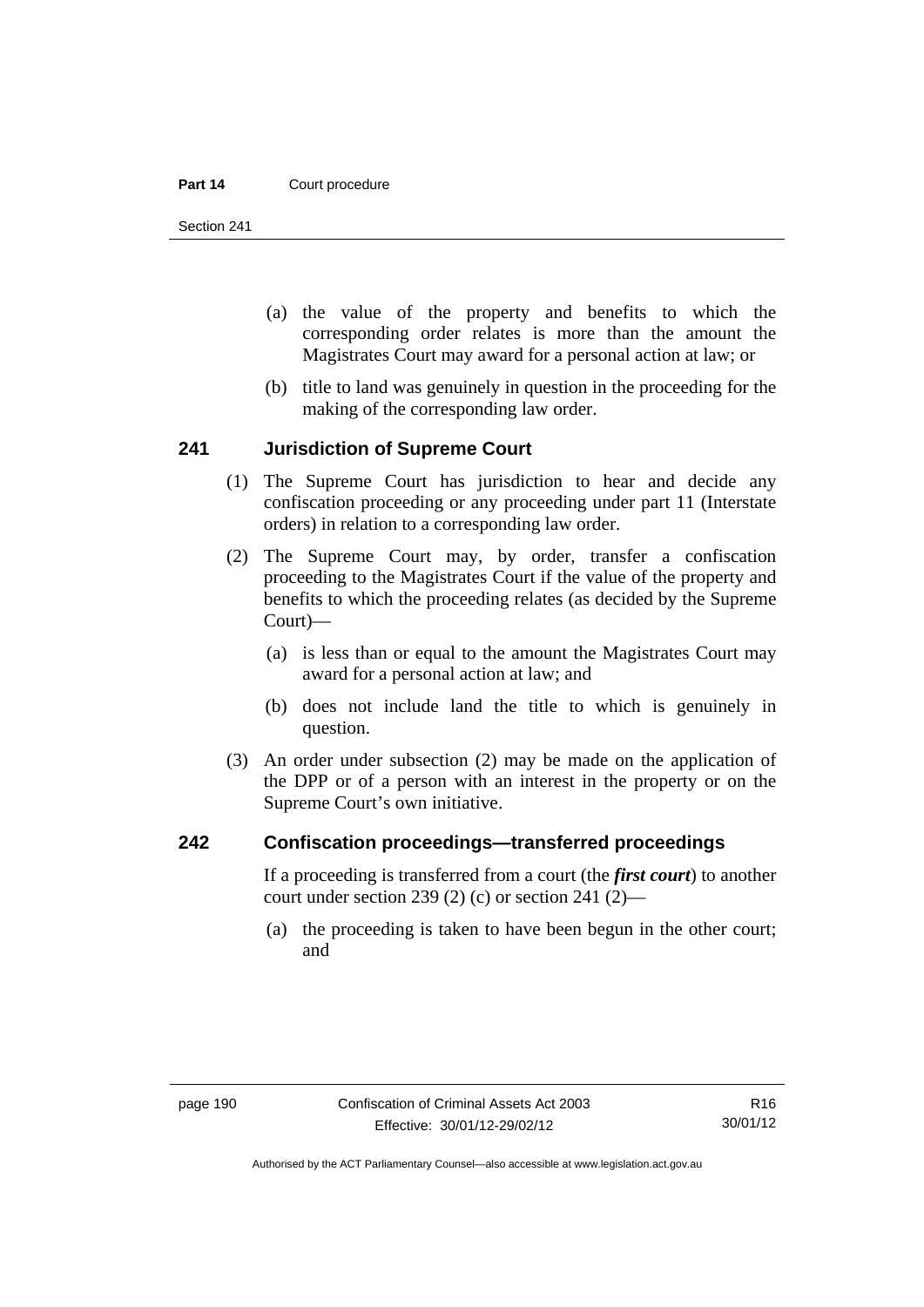(a) the value of the property and benefits to which the corresponding order relates is more than the amount the Magistrates Court may award for a personal action at law; or

(b) title to land was genuinely in question in the proceeding for the making of the corresponding law order.

## 241 Jurisdiction of Supreme Court

(1) The Supreme Court has jurisdiction to hear and decide any confiscation proceeding or any proceeding under part 11 (Interstate orders) in relation to a corresponding law order.

(2) The Supreme Court may, by order, transfer a confiscation proceeding to the Magistrates Court if the value of the property and benefits to which the proceeding relates (as decided by the Supreme Court)—

(a) is less than or equal to the amount the Magistrates Court may award for a personal action at law; and

(b) does not include land the title to which is genuinely in question.

(3) An order under subsection (2) may be made on the application of the DPP or of a person with an interest in the property or on the Supreme Court's own initiative.

## 242 Confiscation proceedings—transferred proceedings

If a proceeding is transferred from a court (the ***first court***) to another court under section 239 (2) (c) or section 241 (2)—

(a) the proceeding is taken to have been begun in the other court; and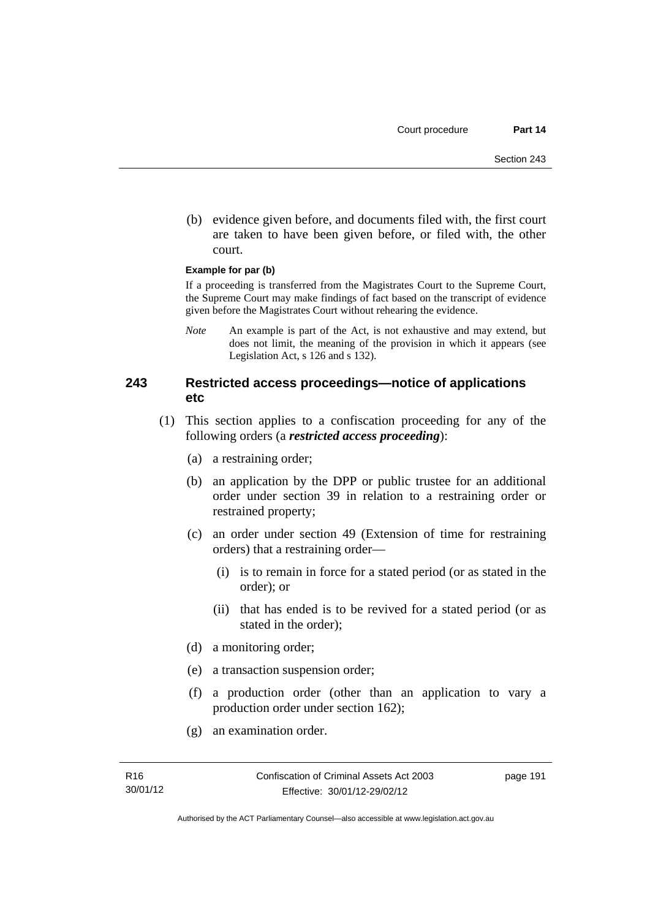(b) evidence given before, and documents filed with, the first court are taken to have been given before, or filed with, the other court.

**Example for par (b)**

If a proceeding is transferred from the Magistrates Court to the Supreme Court, the Supreme Court may make findings of fact based on the transcript of evidence given before the Magistrates Court without rehearing the evidence.

*Note* An example is part of the Act, is not exhaustive and may extend, but does not limit, the meaning of the provision in which it appears (see Legislation Act, s 126 and s 132).

### 243 Restricted access proceedings—notice of applications etc

(1) This section applies to a confiscation proceeding for any of the following orders (a ***restricted access proceeding***):

(a) a restraining order;

(b) an application by the DPP or public trustee for an additional order under section 39 in relation to a restraining order or restrained property;

(c) an order under section 49 (Extension of time for restraining orders) that a restraining order—

(i) is to remain in force for a stated period (or as stated in the order); or

(ii) that has ended is to be revived for a stated period (or as stated in the order);

(d) a monitoring order;

(e) a transaction suspension order;

(f) a production order (other than an application to vary a production order under section 162);

(g) an examination order.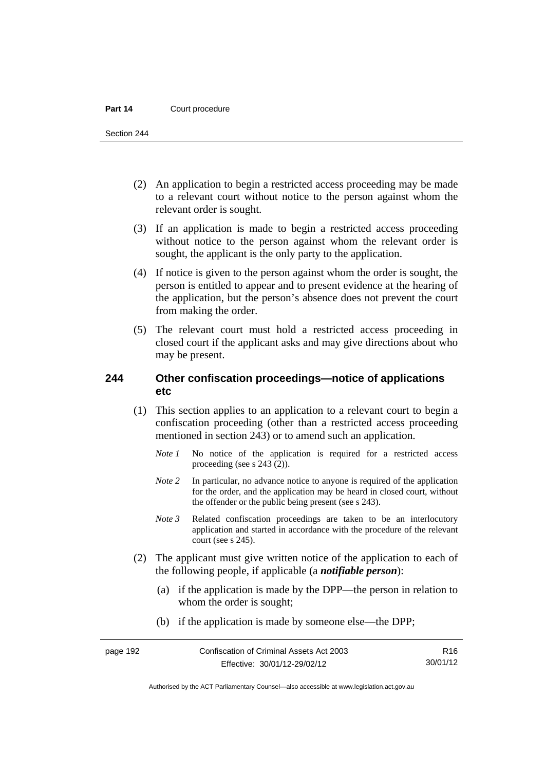(2) An application to begin a restricted access proceeding may be made to a relevant court without notice to the person against whom the relevant order is sought.

(3) If an application is made to begin a restricted access proceeding without notice to the person against whom the relevant order is sought, the applicant is the only party to the application.

(4) If notice is given to the person against whom the order is sought, the person is entitled to appear and to present evidence at the hearing of the application, but the person's absence does not prevent the court from making the order.

(5) The relevant court must hold a restricted access proceeding in closed court if the applicant asks and may give directions about who may be present.

### 244 Other confiscation proceedings—notice of applications etc

(1) This section applies to an application to a relevant court to begin a confiscation proceeding (other than a restricted access proceeding mentioned in section 243) or to amend such an application.

*Note 1* No notice of the application is required for a restricted access proceeding (see s 243 (2)).

*Note 2* In particular, no advance notice to anyone is required of the application for the order, and the application may be heard in closed court, without the offender or the public being present (see s 243).

*Note 3* Related confiscation proceedings are taken to be an interlocutory application and started in accordance with the procedure of the relevant court (see s 245).

(2) The applicant must give written notice of the application to each of the following people, if applicable (a ***notifiable person***):

(a) if the application is made by the DPP—the person in relation to whom the order is sought;

(b) if the application is made by someone else—the DPP;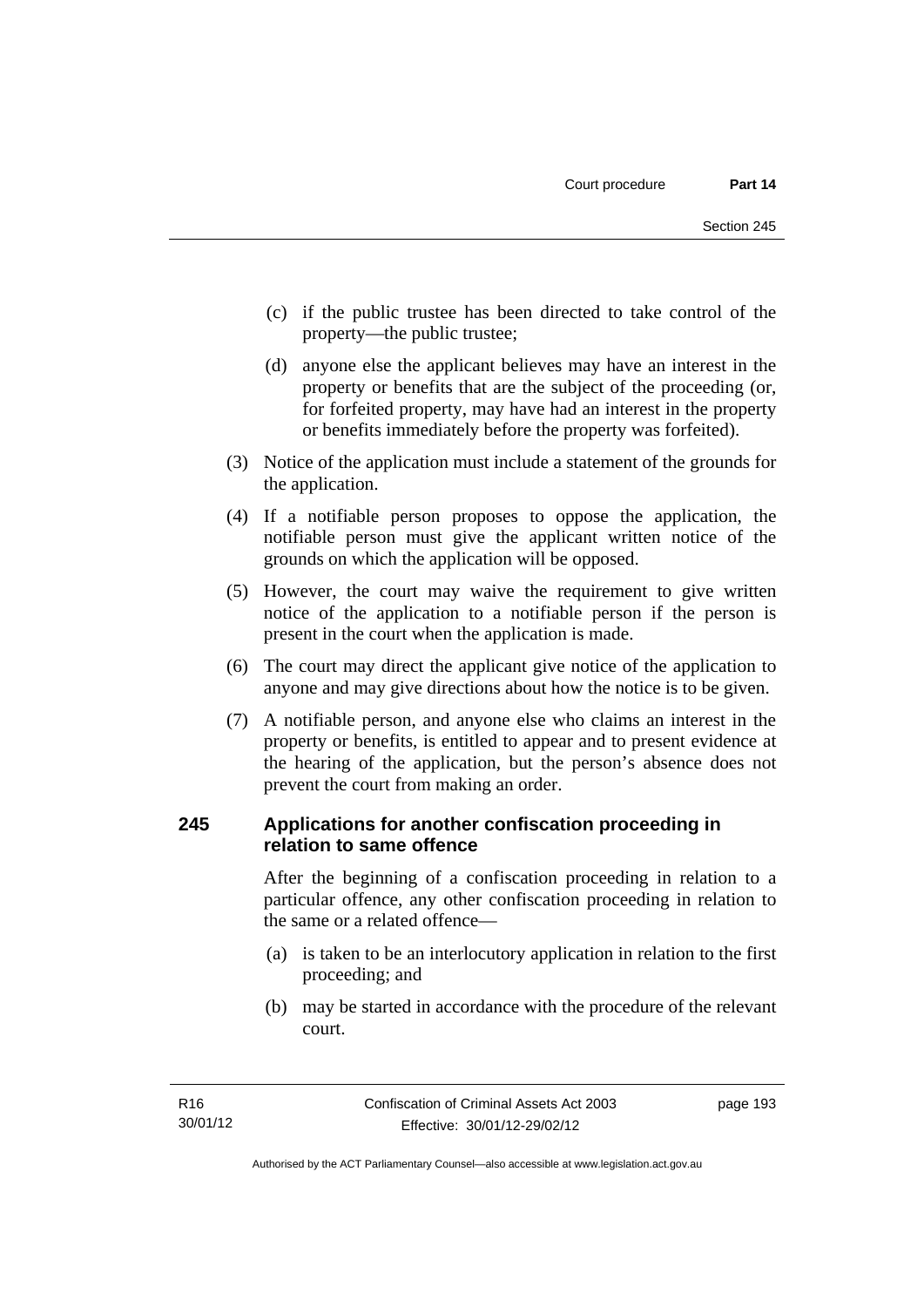(c) if the public trustee has been directed to take control of the property—the public trustee;

(d) anyone else the applicant believes may have an interest in the property or benefits that are the subject of the proceeding (or, for forfeited property, may have had an interest in the property or benefits immediately before the property was forfeited).

(3) Notice of the application must include a statement of the grounds for the application.

(4) If a notifiable person proposes to oppose the application, the notifiable person must give the applicant written notice of the grounds on which the application will be opposed.

(5) However, the court may waive the requirement to give written notice of the application to a notifiable person if the person is present in the court when the application is made.

(6) The court may direct the applicant give notice of the application to anyone and may give directions about how the notice is to be given.

(7) A notifiable person, and anyone else who claims an interest in the property or benefits, is entitled to appear and to present evidence at the hearing of the application, but the person's absence does not prevent the court from making an order.

### 245 Applications for another confiscation proceeding in relation to same offence

After the beginning of a confiscation proceeding in relation to a particular offence, any other confiscation proceeding in relation to the same or a related offence—

(a) is taken to be an interlocutory application in relation to the first proceeding; and

(b) may be started in accordance with the procedure of the relevant court.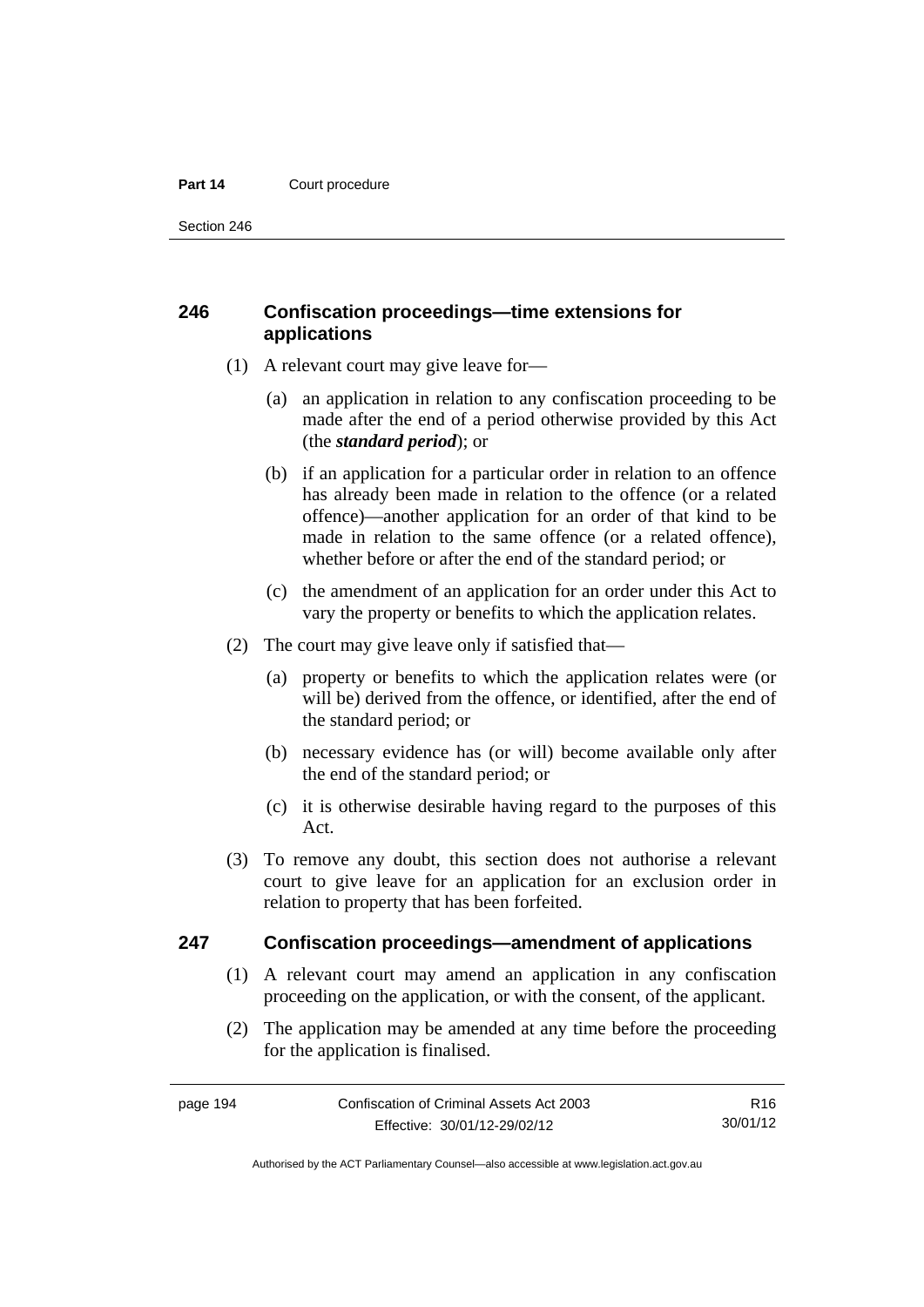## 246 Confiscation proceedings—time extensions for applications

(1) A relevant court may give leave for—

(a) an application in relation to any confiscation proceeding to be made after the end of a period otherwise provided by this Act (the ***standard period***); or

(b) if an application for a particular order in relation to an offence has already been made in relation to the offence (or a related offence)—another application for an order of that kind to be made in relation to the same offence (or a related offence), whether before or after the end of the standard period; or

(c) the amendment of an application for an order under this Act to vary the property or benefits to which the application relates.

(2) The court may give leave only if satisfied that—

(a) property or benefits to which the application relates were (or will be) derived from the offence, or identified, after the end of the standard period; or

(b) necessary evidence has (or will) become available only after the end of the standard period; or

(c) it is otherwise desirable having regard to the purposes of this Act.

(3) To remove any doubt, this section does not authorise a relevant court to give leave for an application for an exclusion order in relation to property that has been forfeited.

## 247 Confiscation proceedings—amendment of applications

(1) A relevant court may amend an application in any confiscation proceeding on the application, or with the consent, of the applicant.

(2) The application may be amended at any time before the proceeding for the application is finalised.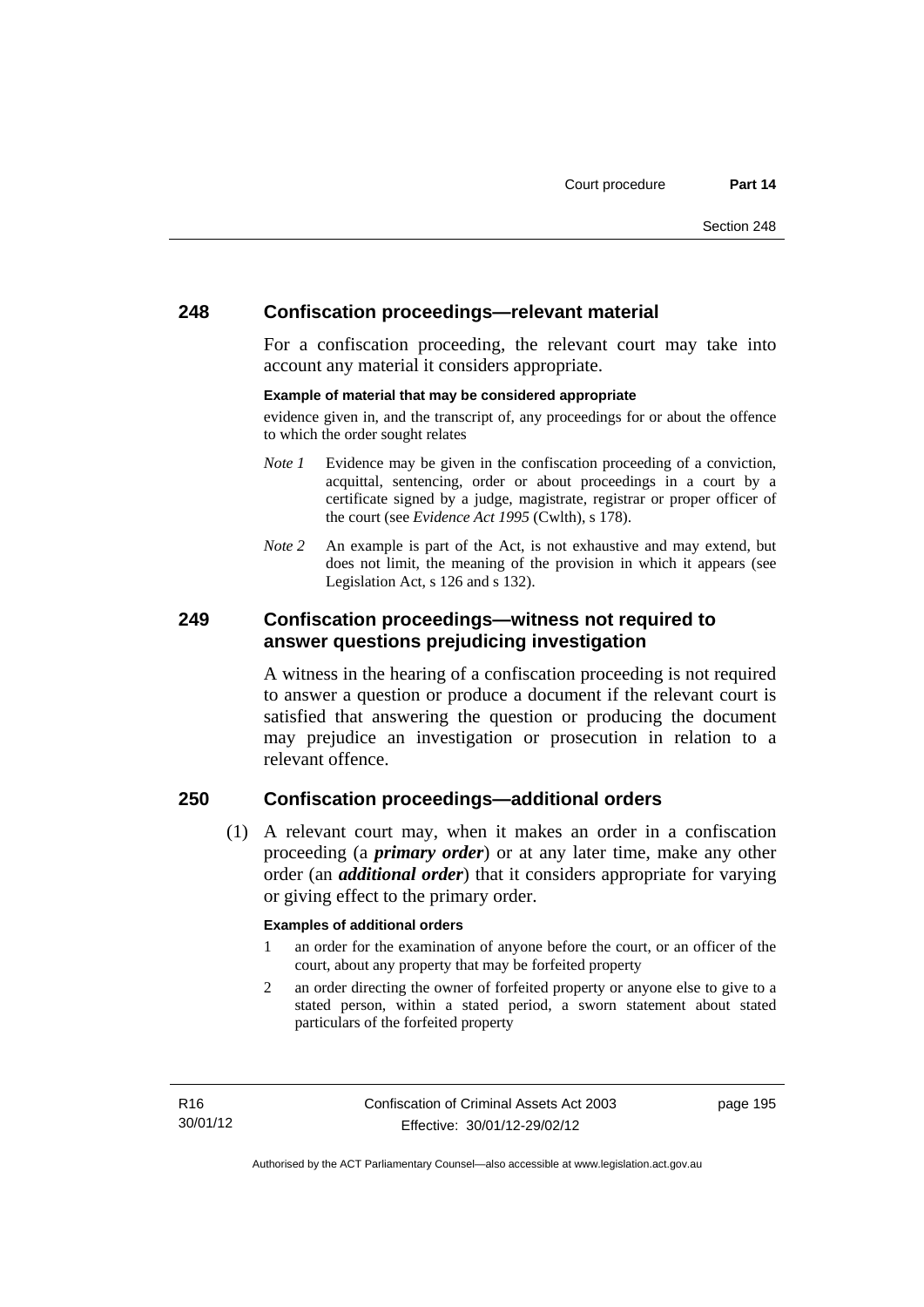## 248 Confiscation proceedings—relevant material

For a confiscation proceeding, the relevant court may take into account any material it considers appropriate.

**Example of material that may be considered appropriate**

evidence given in, and the transcript of, any proceedings for or about the offence to which the order sought relates

*Note 1* Evidence may be given in the confiscation proceeding of a conviction, acquittal, sentencing, order or about proceedings in a court by a certificate signed by a judge, magistrate, registrar or proper officer of the court (see *Evidence Act 1995* (Cwlth), s 178).

*Note 2* An example is part of the Act, is not exhaustive and may extend, but does not limit, the meaning of the provision in which it appears (see Legislation Act, s 126 and s 132).

## 249 Confiscation proceedings—witness not required to answer questions prejudicing investigation

A witness in the hearing of a confiscation proceeding is not required to answer a question or produce a document if the relevant court is satisfied that answering the question or producing the document may prejudice an investigation or prosecution in relation to a relevant offence.

## 250 Confiscation proceedings—additional orders

(1) A relevant court may, when it makes an order in a confiscation proceeding (a ***primary order***) or at any later time, make any other order (an ***additional order***) that it considers appropriate for varying or giving effect to the primary order.

**Examples of additional orders**

1 an order for the examination of anyone before the court, or an officer of the court, about any property that may be forfeited property

2 an order directing the owner of forfeited property or anyone else to give to a stated person, within a stated period, a sworn statement about stated particulars of the forfeited property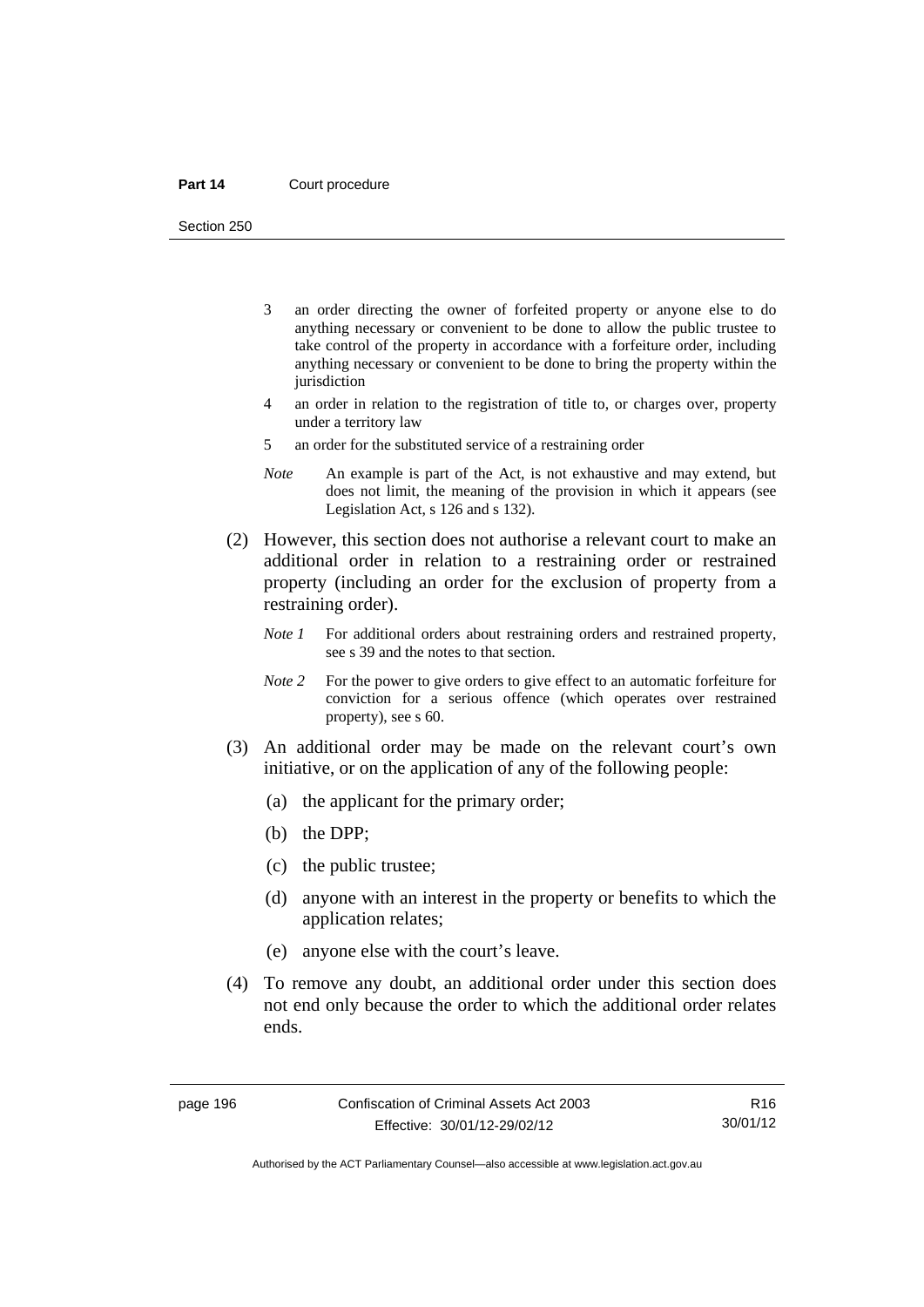3 an order directing the owner of forfeited property or anyone else to do anything necessary or convenient to be done to allow the public trustee to take control of the property in accordance with a forfeiture order, including anything necessary or convenient to be done to bring the property within the jurisdiction

4 an order in relation to the registration of title to, or charges over, property under a territory law

5 an order for the substituted service of a restraining order

*Note* An example is part of the Act, is not exhaustive and may extend, but does not limit, the meaning of the provision in which it appears (see Legislation Act, s 126 and s 132).

(2) However, this section does not authorise a relevant court to make an additional order in relation to a restraining order or restrained property (including an order for the exclusion of property from a restraining order).

*Note 1* For additional orders about restraining orders and restrained property, see s 39 and the notes to that section.

*Note 2* For the power to give orders to give effect to an automatic forfeiture for conviction for a serious offence (which operates over restrained property), see s 60.

(3) An additional order may be made on the relevant court's own initiative, or on the application of any of the following people:

(a) the applicant for the primary order;

(b) the DPP;

(c) the public trustee;

(d) anyone with an interest in the property or benefits to which the application relates;

(e) anyone else with the court's leave.

(4) To remove any doubt, an additional order under this section does not end only because the order to which the additional order relates ends.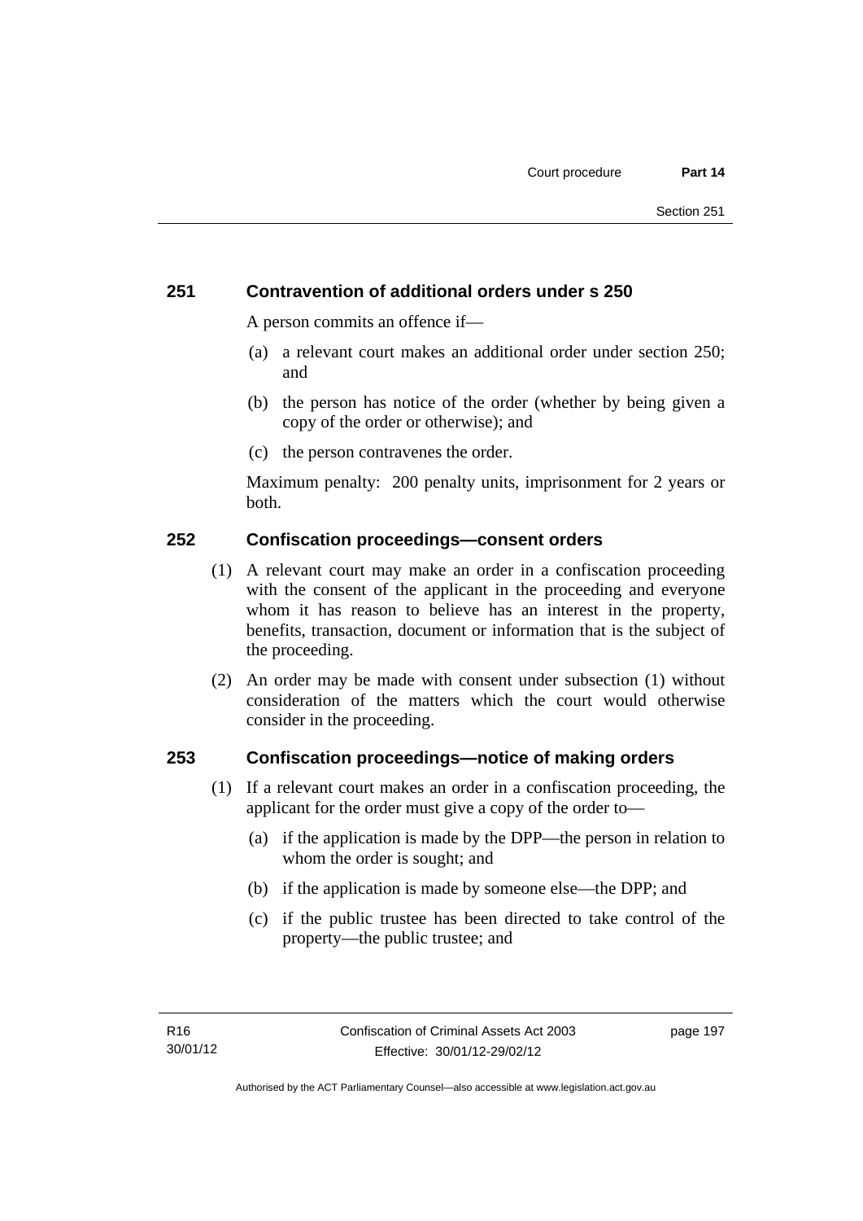## 251 Contravention of additional orders under s 250

A person commits an offence if—

(a) a relevant court makes an additional order under section 250; and

(b) the person has notice of the order (whether by being given a copy of the order or otherwise); and

(c) the person contravenes the order.

Maximum penalty: 200 penalty units, imprisonment for 2 years or both.

## 252 Confiscation proceedings—consent orders

(1) A relevant court may make an order in a confiscation proceeding with the consent of the applicant in the proceeding and everyone whom it has reason to believe has an interest in the property, benefits, transaction, document or information that is the subject of the proceeding.

(2) An order may be made with consent under subsection (1) without consideration of the matters which the court would otherwise consider in the proceeding.

## 253 Confiscation proceedings—notice of making orders

(1) If a relevant court makes an order in a confiscation proceeding, the applicant for the order must give a copy of the order to—

(a) if the application is made by the DPP—the person in relation to whom the order is sought; and

(b) if the application is made by someone else—the DPP; and

(c) if the public trustee has been directed to take control of the property—the public trustee; and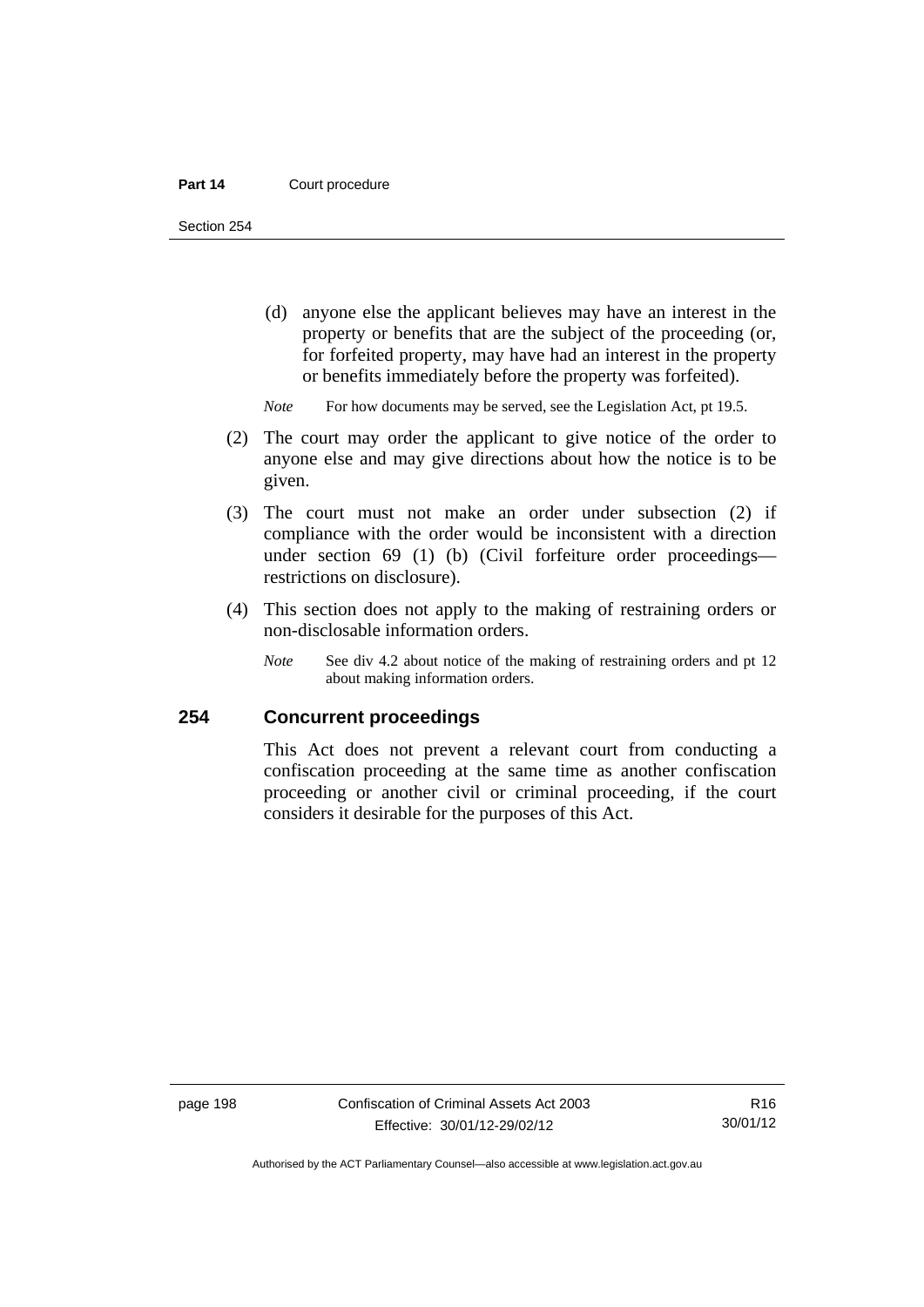(d) anyone else the applicant believes may have an interest in the property or benefits that are the subject of the proceeding (or, for forfeited property, may have had an interest in the property or benefits immediately before the property was forfeited).

*Note* For how documents may be served, see the Legislation Act, pt 19.5.

(2) The court may order the applicant to give notice of the order to anyone else and may give directions about how the notice is to be given.

(3) The court must not make an order under subsection (2) if compliance with the order would be inconsistent with a direction under section 69 (1) (b) (Civil forfeiture order proceedings—restrictions on disclosure).

(4) This section does not apply to the making of restraining orders or non-disclosable information orders.

*Note* See div 4.2 about notice of the making of restraining orders and pt 12 about making information orders.

## 254 Concurrent proceedings

This Act does not prevent a relevant court from conducting a confiscation proceeding at the same time as another confiscation proceeding or another civil or criminal proceeding, if the court considers it desirable for the purposes of this Act.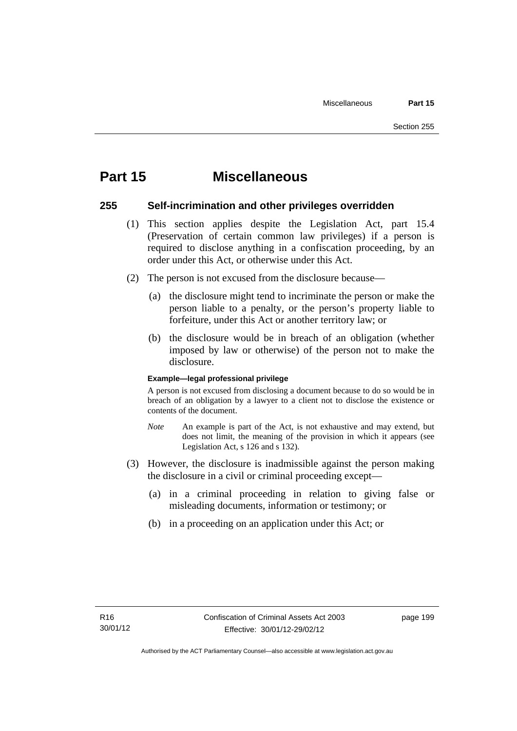# Part 15 Miscellaneous

## 255 Self-incrimination and other privileges overridden

(1) This section applies despite the Legislation Act, part 15.4 (Preservation of certain common law privileges) if a person is required to disclose anything in a confiscation proceeding, by an order under this Act, or otherwise under this Act.

(2) The person is not excused from the disclosure because—

(a) the disclosure might tend to incriminate the person or make the person liable to a penalty, or the person's property liable to forfeiture, under this Act or another territory law; or

(b) the disclosure would be in breach of an obligation (whether imposed by law or otherwise) of the person not to make the disclosure.

**Example—legal professional privilege**

A person is not excused from disclosing a document because to do so would be in breach of an obligation by a lawyer to a client not to disclose the existence or contents of the document.

*Note* An example is part of the Act, is not exhaustive and may extend, but does not limit, the meaning of the provision in which it appears (see Legislation Act, s 126 and s 132).

(3) However, the disclosure is inadmissible against the person making the disclosure in a civil or criminal proceeding except—

(a) in a criminal proceeding in relation to giving false or misleading documents, information or testimony; or

(b) in a proceeding on an application under this Act; or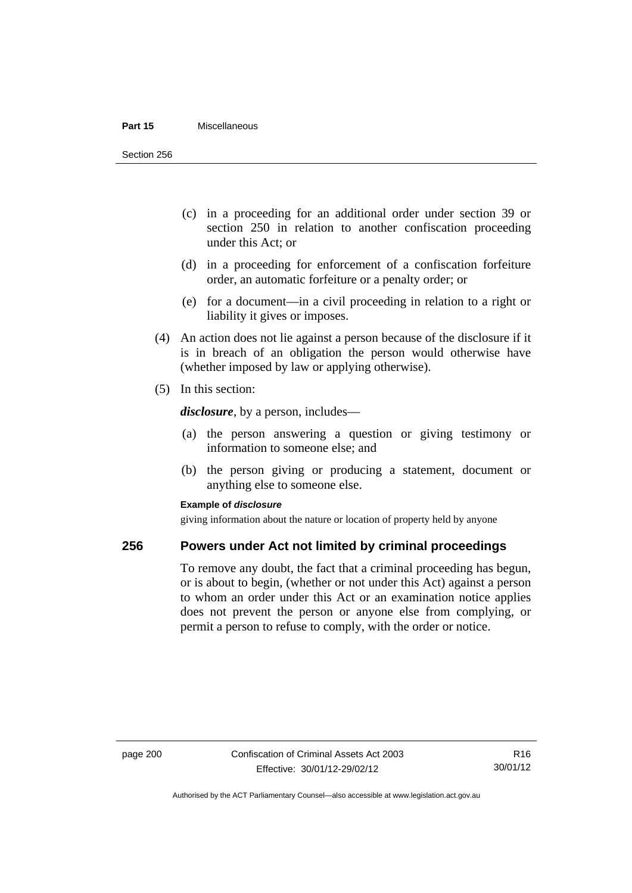(c) in a proceeding for an additional order under section 39 or section 250 in relation to another confiscation proceeding under this Act; or

(d) in a proceeding for enforcement of a confiscation forfeiture order, an automatic forfeiture or a penalty order; or

(e) for a document—in a civil proceeding in relation to a right or liability it gives or imposes.

(4) An action does not lie against a person because of the disclosure if it is in breach of an obligation the person would otherwise have (whether imposed by law or applying otherwise).

(5) In this section:

***disclosure***, by a person, includes—

(a) the person answering a question or giving testimony or information to someone else; and

(b) the person giving or producing a statement, document or anything else to someone else.

**Example of *disclosure***

giving information about the nature or location of property held by anyone

## 256 Powers under Act not limited by criminal proceedings

To remove any doubt, the fact that a criminal proceeding has begun, or is about to begin, (whether or not under this Act) against a person to whom an order under this Act or an examination notice applies does not prevent the person or anyone else from complying, or permit a person to refuse to comply, with the order or notice.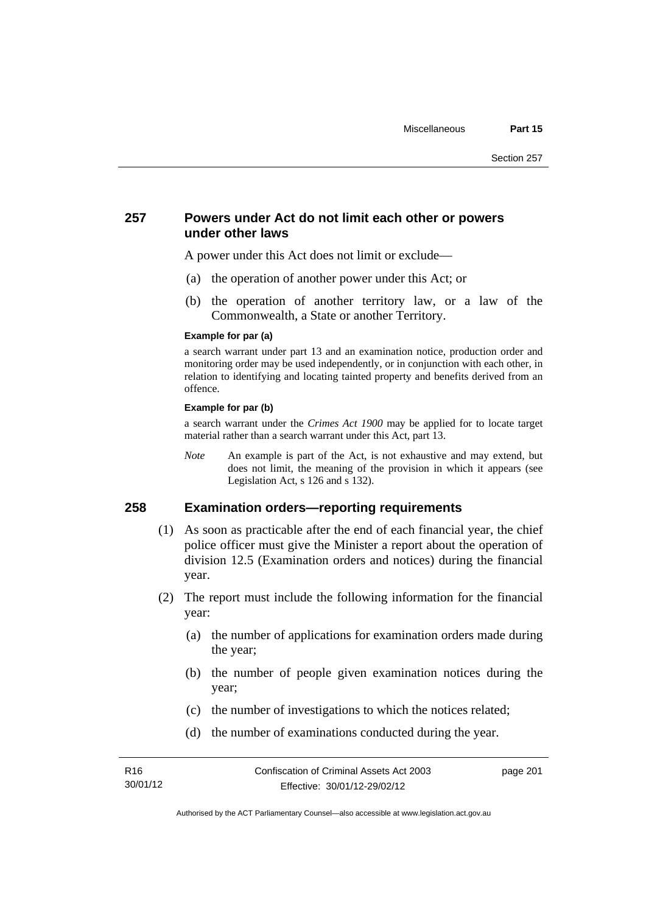## 257 Powers under Act do not limit each other or powers under other laws

A power under this Act does not limit or exclude—

(a) the operation of another power under this Act; or

(b) the operation of another territory law, or a law of the Commonwealth, a State or another Territory.

**Example for par (a)**

a search warrant under part 13 and an examination notice, production order and monitoring order may be used independently, or in conjunction with each other, in relation to identifying and locating tainted property and benefits derived from an offence.

**Example for par (b)**

a search warrant under the *Crimes Act 1900* may be applied for to locate target material rather than a search warrant under this Act, part 13.

*Note* An example is part of the Act, is not exhaustive and may extend, but does not limit, the meaning of the provision in which it appears (see Legislation Act, s 126 and s 132).

## 258 Examination orders—reporting requirements

(1) As soon as practicable after the end of each financial year, the chief police officer must give the Minister a report about the operation of division 12.5 (Examination orders and notices) during the financial year.

(2) The report must include the following information for the financial year:

(a) the number of applications for examination orders made during the year;

(b) the number of people given examination notices during the year;

(c) the number of investigations to which the notices related;

(d) the number of examinations conducted during the year.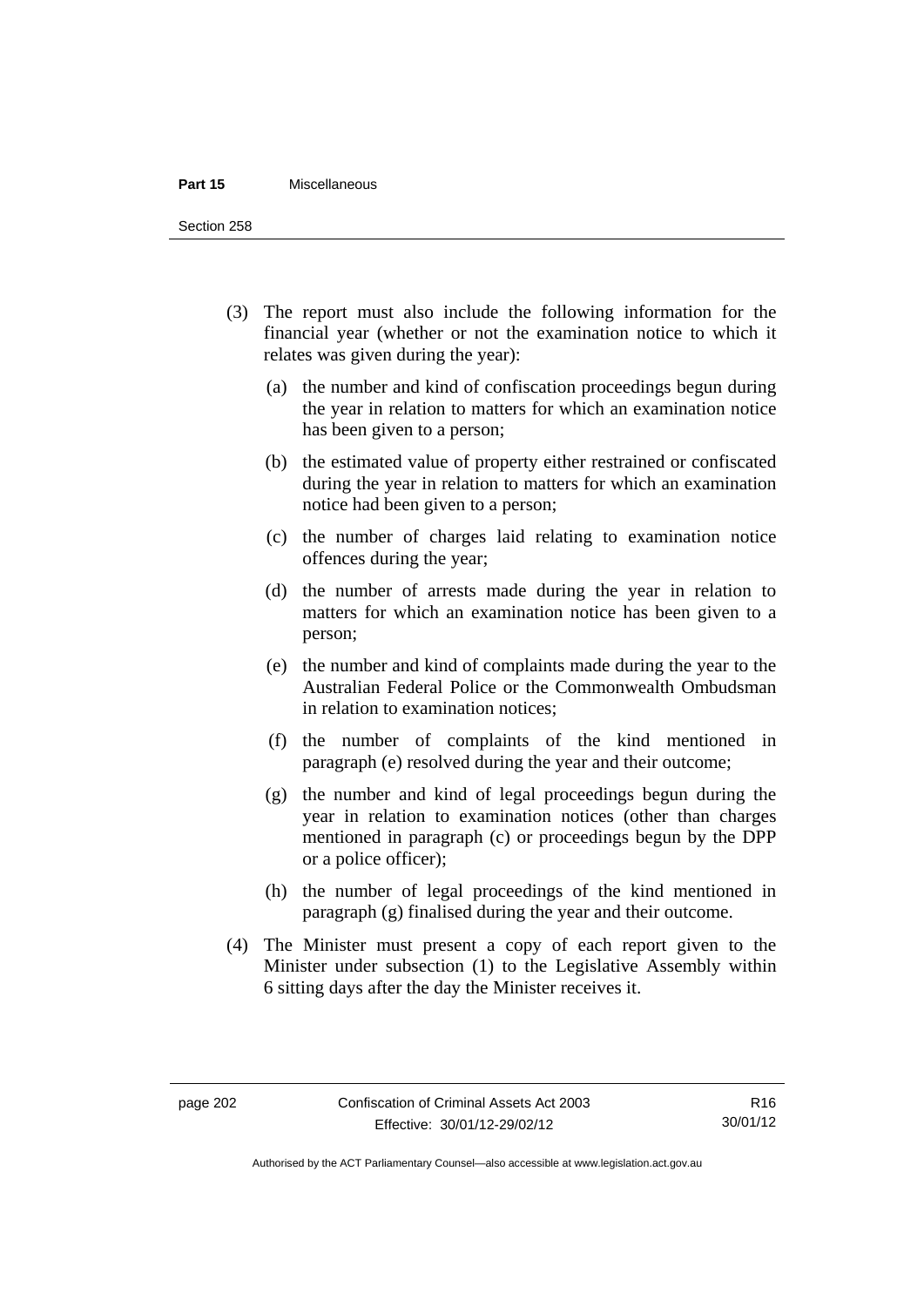(3) The report must also include the following information for the financial year (whether or not the examination notice to which it relates was given during the year):

(a) the number and kind of confiscation proceedings begun during the year in relation to matters for which an examination notice has been given to a person;

(b) the estimated value of property either restrained or confiscated during the year in relation to matters for which an examination notice had been given to a person;

(c) the number of charges laid relating to examination notice offences during the year;

(d) the number of arrests made during the year in relation to matters for which an examination notice has been given to a person;

(e) the number and kind of complaints made during the year to the Australian Federal Police or the Commonwealth Ombudsman in relation to examination notices;

(f) the number of complaints of the kind mentioned in paragraph (e) resolved during the year and their outcome;

(g) the number and kind of legal proceedings begun during the year in relation to examination notices (other than charges mentioned in paragraph (c) or proceedings begun by the DPP or a police officer);

(h) the number of legal proceedings of the kind mentioned in paragraph (g) finalised during the year and their outcome.

(4) The Minister must present a copy of each report given to the Minister under subsection (1) to the Legislative Assembly within 6 sitting days after the day the Minister receives it.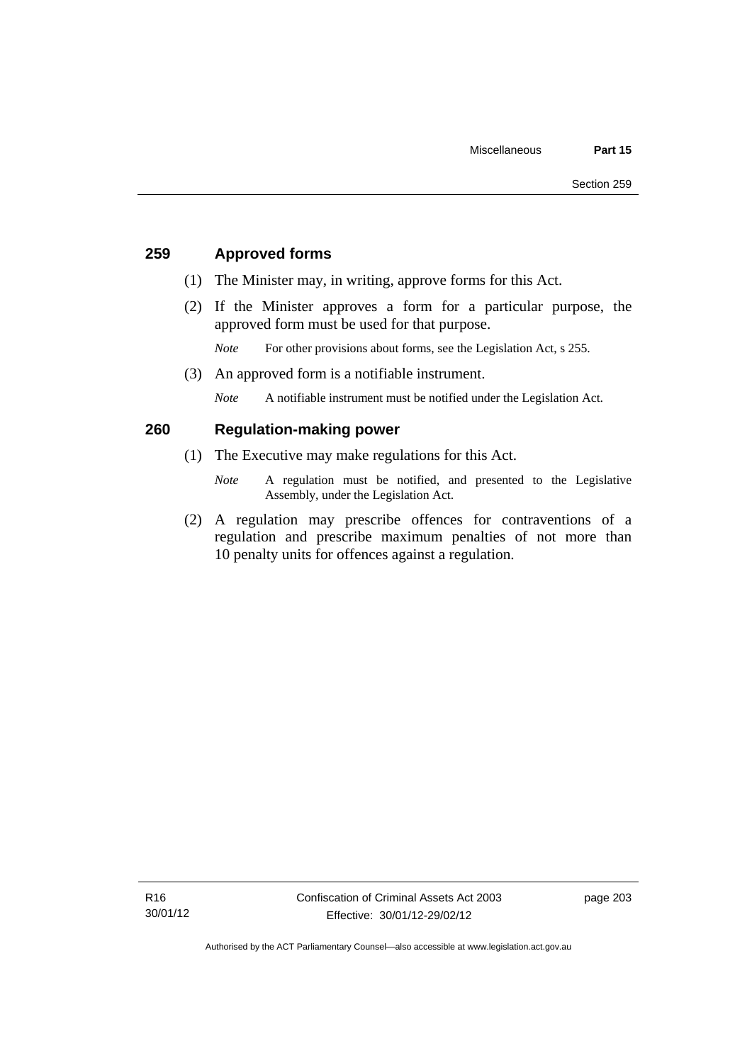## 259 Approved forms

(1) The Minister may, in writing, approve forms for this Act.

(2) If the Minister approves a form for a particular purpose, the approved form must be used for that purpose.

*Note* For other provisions about forms, see the Legislation Act, s 255.

(3) An approved form is a notifiable instrument.

*Note* A notifiable instrument must be notified under the Legislation Act.

## 260 Regulation-making power

(1) The Executive may make regulations for this Act.

*Note* A regulation must be notified, and presented to the Legislative Assembly, under the Legislation Act.

(2) A regulation may prescribe offences for contraventions of a regulation and prescribe maximum penalties of not more than 10 penalty units for offences against a regulation.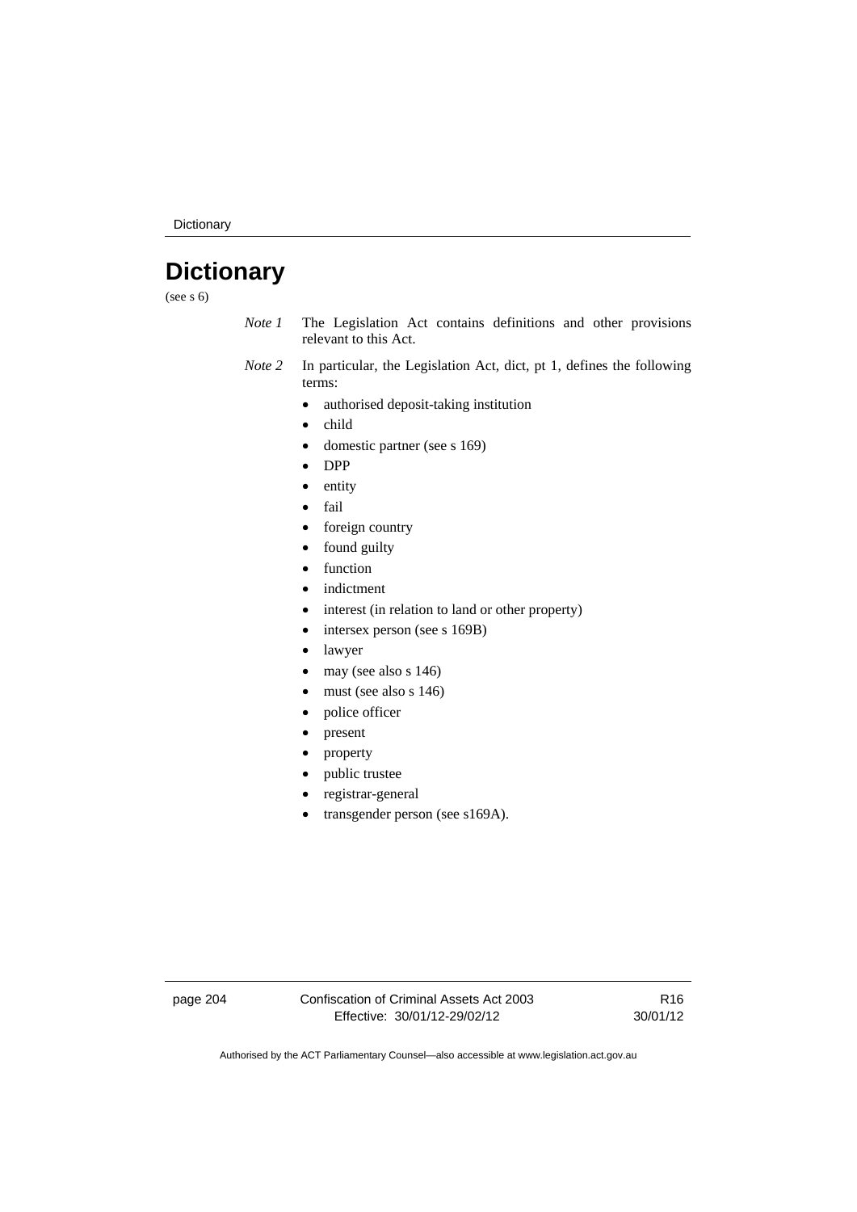# Dictionary

(see s 6)

*Note 1* The Legislation Act contains definitions and other provisions relevant to this Act.

*Note 2* In particular, the Legislation Act, dict, pt 1, defines the following terms:

- authorised deposit-taking institution
- child
- domestic partner (see s 169)
- DPP
- entity
- fail
- foreign country
- found guilty
- function
- indictment
- interest (in relation to land or other property)
- intersex person (see s 169B)
- lawyer
- may (see also s 146)
- must (see also s 146)
- police officer
- present
- property
- public trustee
- registrar-general
- transgender person (see s169A).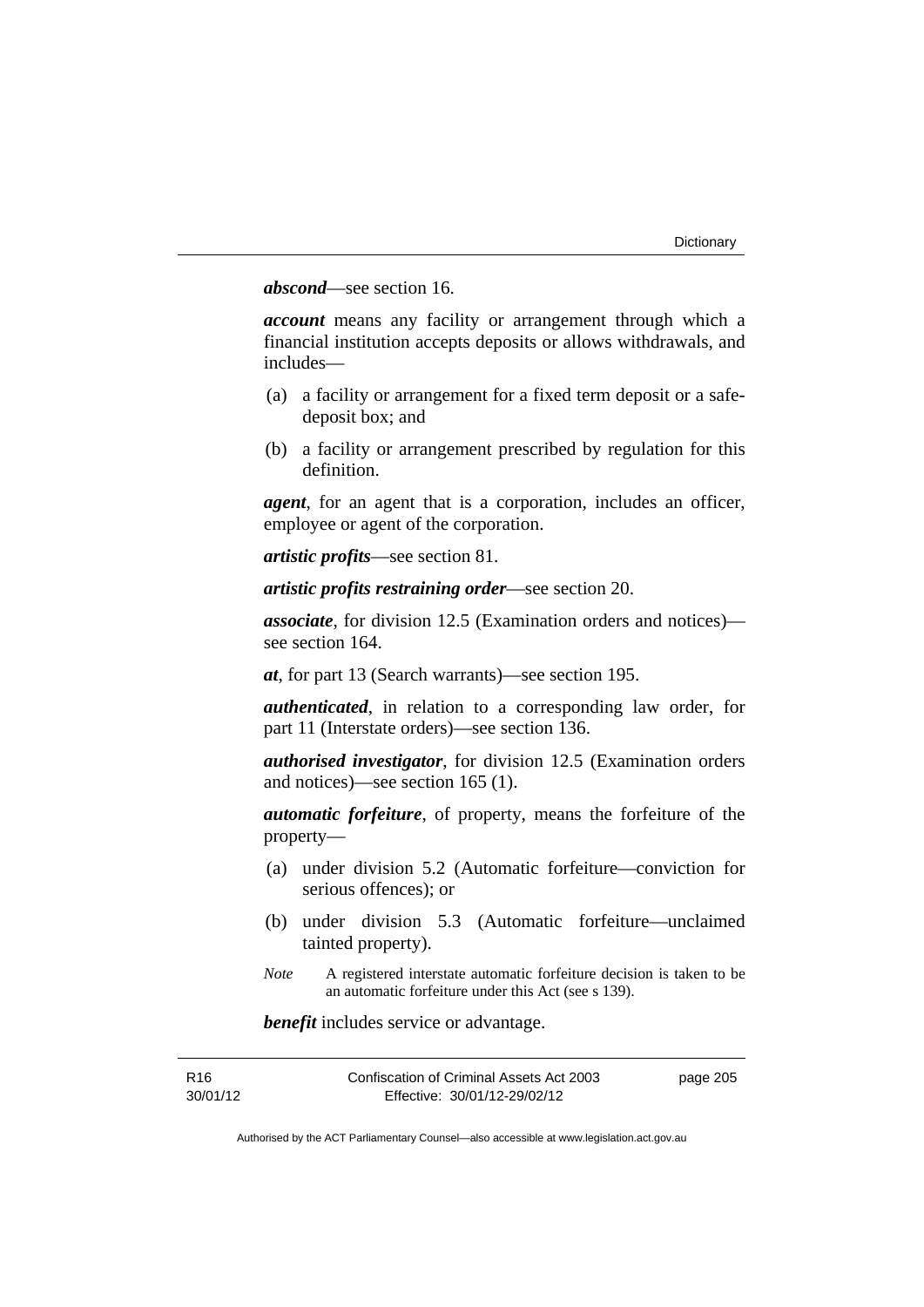***abscond***—see section 16.

***account*** means any facility or arrangement through which a financial institution accepts deposits or allows withdrawals, and includes—

(a) a facility or arrangement for a fixed term deposit or a safe-deposit box; and

(b) a facility or arrangement prescribed by regulation for this definition.

***agent***, for an agent that is a corporation, includes an officer, employee or agent of the corporation.

***artistic profits***—see section 81.

***artistic profits restraining order***—see section 20.

***associate***, for division 12.5 (Examination orders and notices)—see section 164.

***at***, for part 13 (Search warrants)—see section 195.

***authenticated***, in relation to a corresponding law order, for part 11 (Interstate orders)—see section 136.

***authorised investigator***, for division 12.5 (Examination orders and notices)—see section 165 (1).

***automatic forfeiture***, of property, means the forfeiture of the property—

(a) under division 5.2 (Automatic forfeiture—conviction for serious offences); or

(b) under division 5.3 (Automatic forfeiture—unclaimed tainted property).

*Note* A registered interstate automatic forfeiture decision is taken to be an automatic forfeiture under this Act (see s 139).

***benefit*** includes service or advantage.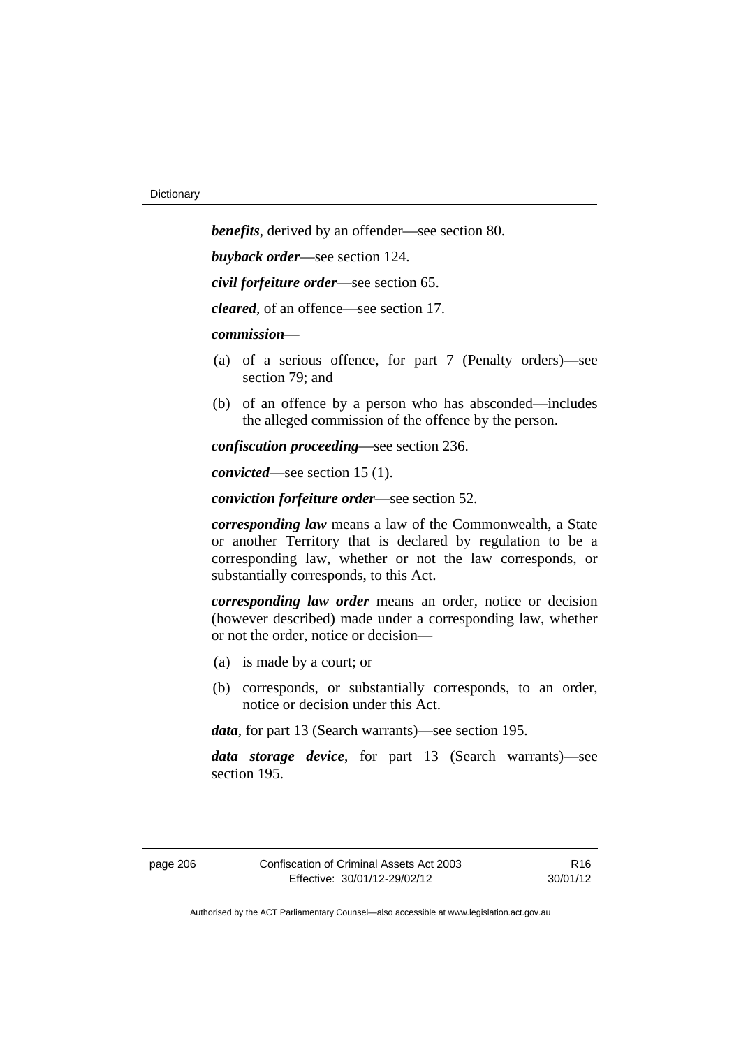***benefits***, derived by an offender—see section 80.

***buyback order***—see section 124.

***civil forfeiture order***—see section 65.

***cleared***, of an offence—see section 17.

***commission***—

(a) of a serious offence, for part 7 (Penalty orders)—see section 79; and

(b) of an offence by a person who has absconded—includes the alleged commission of the offence by the person.

***confiscation proceeding***—see section 236.

***convicted***—see section 15 (1).

***conviction forfeiture order***—see section 52.

***corresponding law*** means a law of the Commonwealth, a State or another Territory that is declared by regulation to be a corresponding law, whether or not the law corresponds, or substantially corresponds, to this Act.

***corresponding law order*** means an order, notice or decision (however described) made under a corresponding law, whether or not the order, notice or decision—

(a) is made by a court; or

(b) corresponds, or substantially corresponds, to an order, notice or decision under this Act.

***data***, for part 13 (Search warrants)—see section 195.

***data storage device***, for part 13 (Search warrants)—see section 195.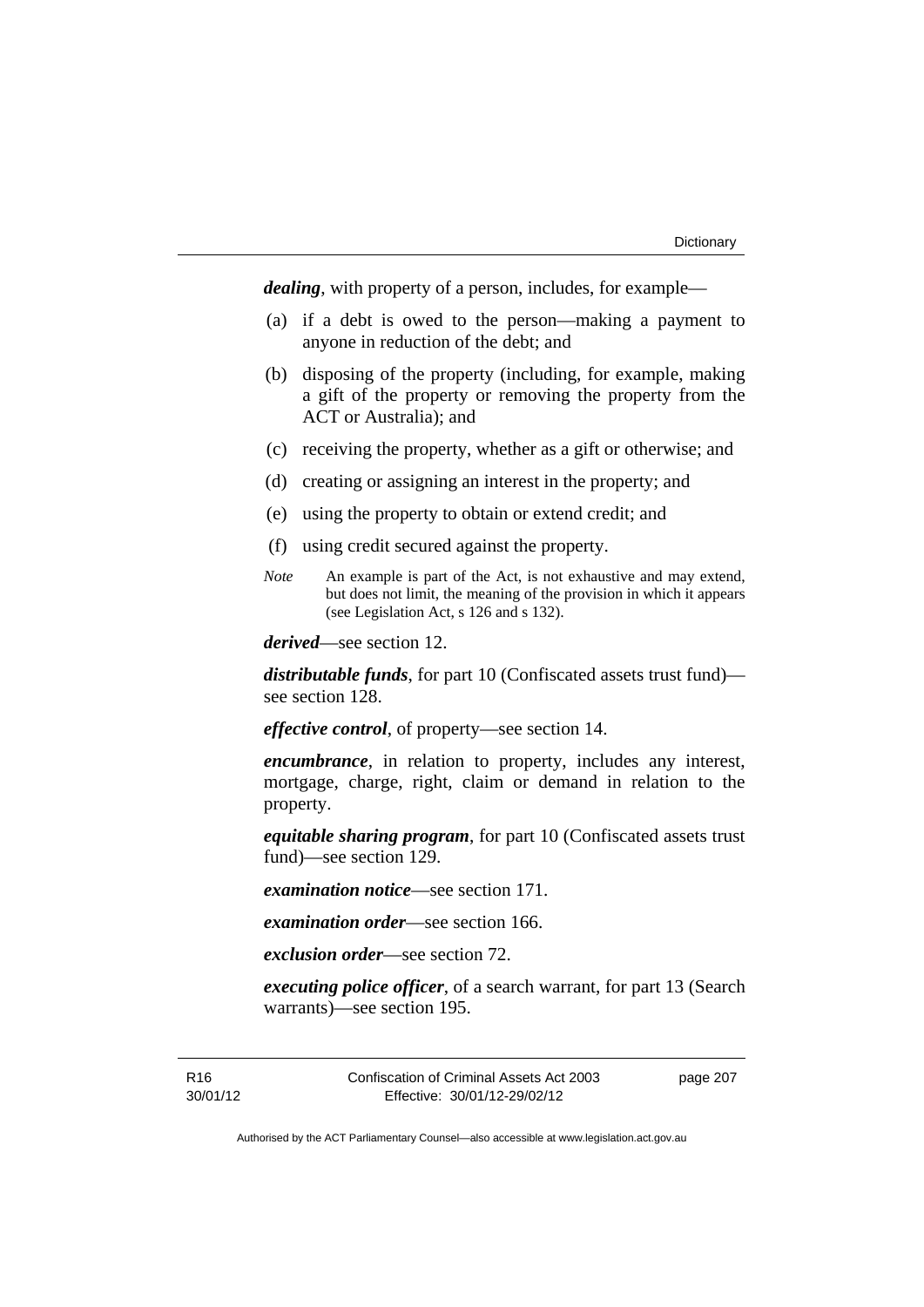***dealing***, with property of a person, includes, for example—

(a) if a debt is owed to the person—making a payment to anyone in reduction of the debt; and

(b) disposing of the property (including, for example, making a gift of the property or removing the property from the ACT or Australia); and

(c) receiving the property, whether as a gift or otherwise; and

(d) creating or assigning an interest in the property; and

(e) using the property to obtain or extend credit; and

(f) using credit secured against the property.

*Note* An example is part of the Act, is not exhaustive and may extend, but does not limit, the meaning of the provision in which it appears (see Legislation Act, s 126 and s 132).

***derived***—see section 12.

***distributable funds***, for part 10 (Confiscated assets trust fund)—see section 128.

***effective control***, of property—see section 14.

***encumbrance***, in relation to property, includes any interest, mortgage, charge, right, claim or demand in relation to the property.

***equitable sharing program***, for part 10 (Confiscated assets trust fund)—see section 129.

***examination notice***—see section 171.

***examination order***—see section 166.

***exclusion order***—see section 72.

***executing police officer***, of a search warrant, for part 13 (Search warrants)—see section 195.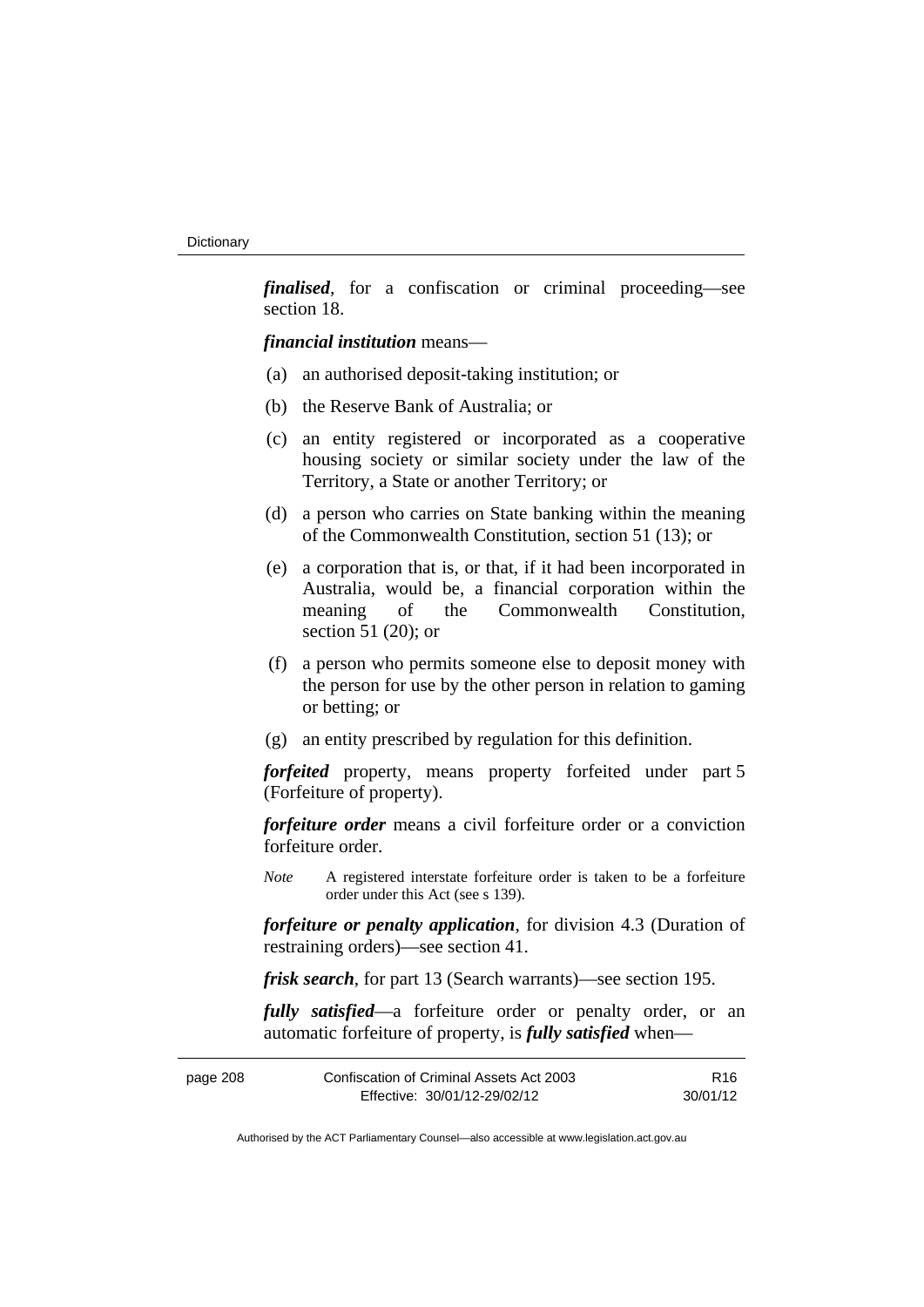***finalised***, for a confiscation or criminal proceeding—see section 18.

***financial institution*** means—

(a) an authorised deposit-taking institution; or

(b) the Reserve Bank of Australia; or

(c) an entity registered or incorporated as a cooperative housing society or similar society under the law of the Territory, a State or another Territory; or

(d) a person who carries on State banking within the meaning of the Commonwealth Constitution, section 51 (13); or

(e) a corporation that is, or that, if it had been incorporated in Australia, would be, a financial corporation within the meaning of the Commonwealth Constitution, section 51 (20); or

(f) a person who permits someone else to deposit money with the person for use by the other person in relation to gaming or betting; or

(g) an entity prescribed by regulation for this definition.

***forfeited*** property, means property forfeited under part 5 (Forfeiture of property).

***forfeiture order*** means a civil forfeiture order or a conviction forfeiture order.

*Note* A registered interstate forfeiture order is taken to be a forfeiture order under this Act (see s 139).

***forfeiture or penalty application***, for division 4.3 (Duration of restraining orders)—see section 41.

***frisk search***, for part 13 (Search warrants)—see section 195.

***fully satisfied***—a forfeiture order or penalty order, or an automatic forfeiture of property, is ***fully satisfied*** when—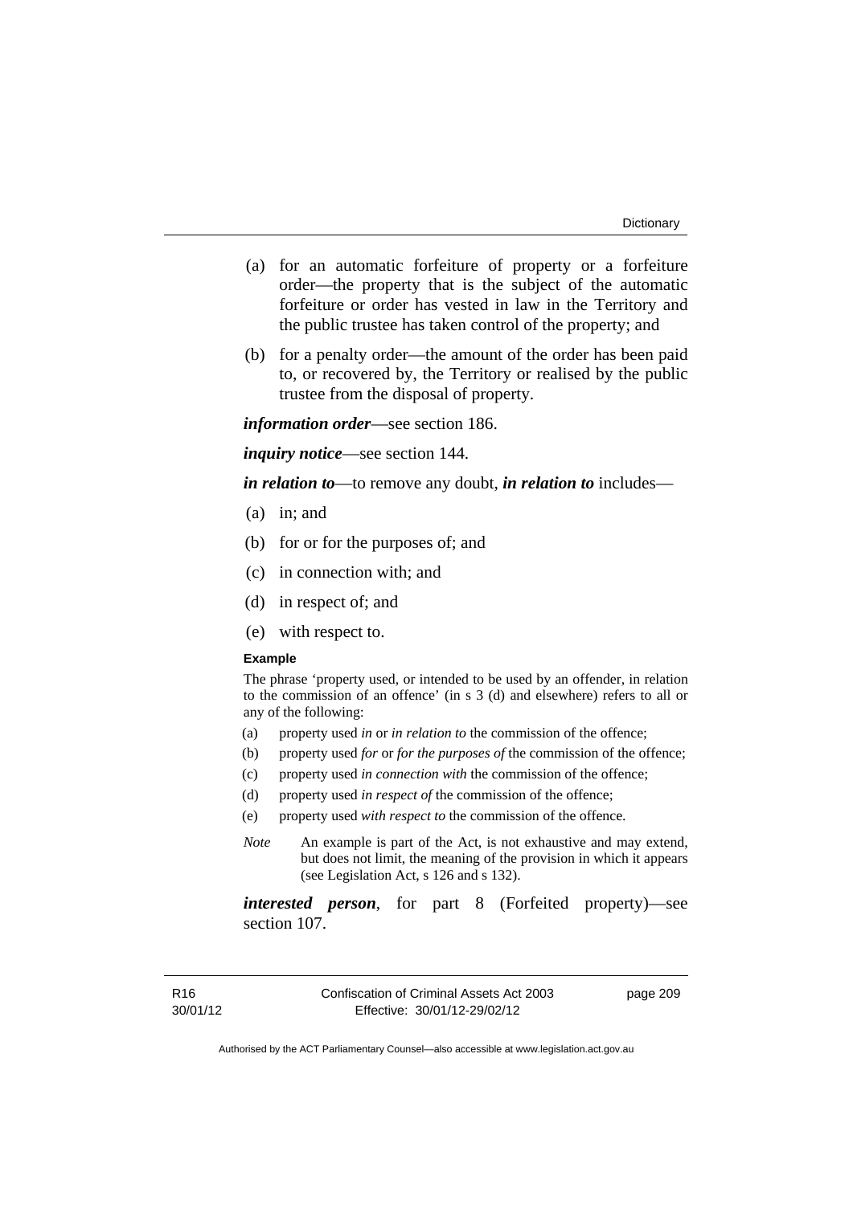(a) for an automatic forfeiture of property or a forfeiture order—the property that is the subject of the automatic forfeiture or order has vested in law in the Territory and the public trustee has taken control of the property; and

(b) for a penalty order—the amount of the order has been paid to, or recovered by, the Territory or realised by the public trustee from the disposal of property.

***information order***—see section 186.

***inquiry notice***—see section 144.

***in relation to***—to remove any doubt, ***in relation to*** includes—

(a) in; and

(b) for or for the purposes of; and

(c) in connection with; and

(d) in respect of; and

(e) with respect to.

**Example**

The phrase 'property used, or intended to be used by an offender, in relation to the commission of an offence' (in s 3 (d) and elsewhere) refers to all or any of the following:

(a) property used *in* or *in relation to* the commission of the offence;

(b) property used *for* or *for the purposes of* the commission of the offence;

(c) property used *in connection with* the commission of the offence;

(d) property used *in respect of* the commission of the offence;

(e) property used *with respect to* the commission of the offence.

*Note* An example is part of the Act, is not exhaustive and may extend, but does not limit, the meaning of the provision in which it appears (see Legislation Act, s 126 and s 132).

***interested person***, for part 8 (Forfeited property)—see section 107.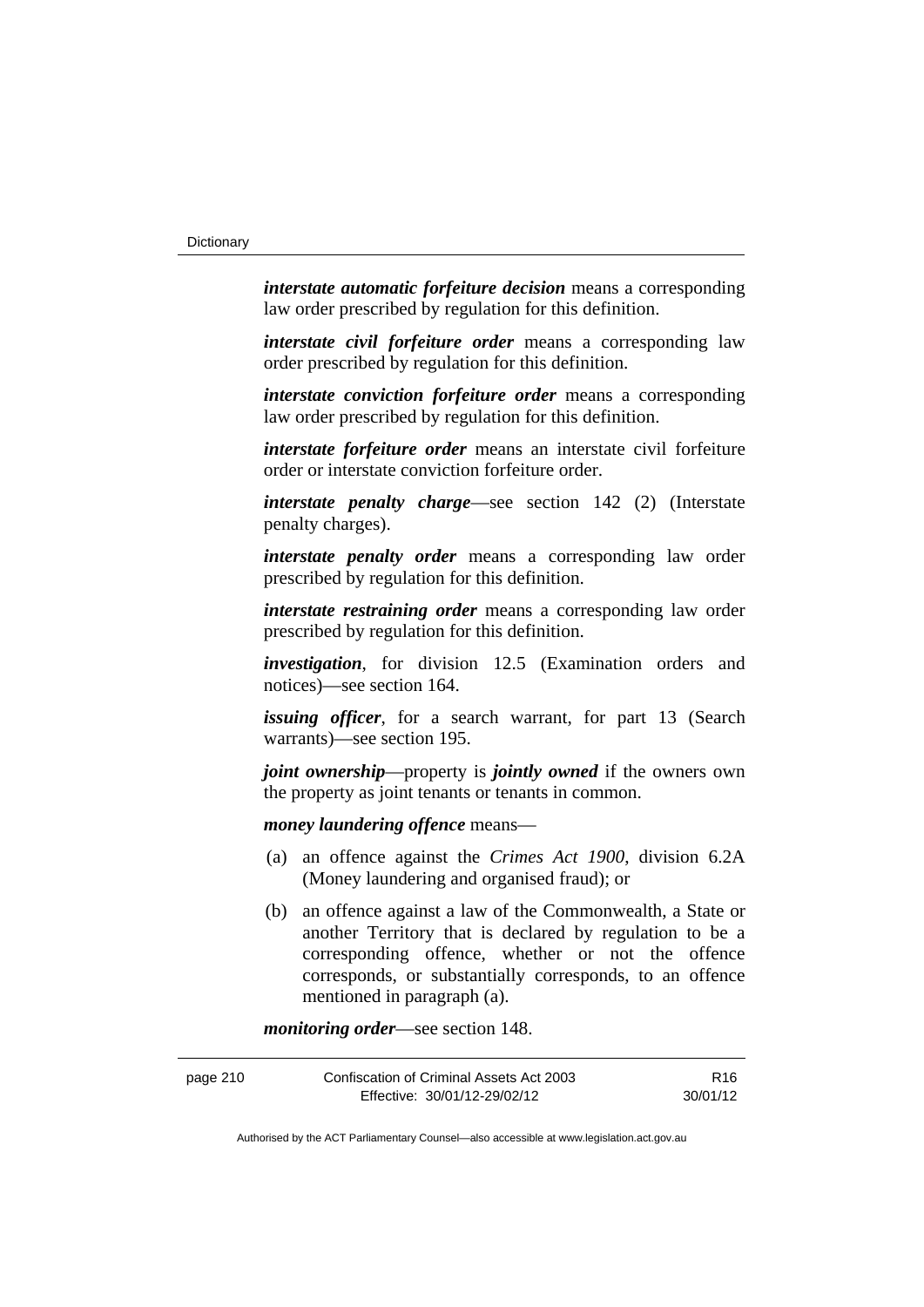***interstate automatic forfeiture decision*** means a corresponding law order prescribed by regulation for this definition.

***interstate civil forfeiture order*** means a corresponding law order prescribed by regulation for this definition.

***interstate conviction forfeiture order*** means a corresponding law order prescribed by regulation for this definition.

***interstate forfeiture order*** means an interstate civil forfeiture order or interstate conviction forfeiture order.

***interstate penalty charge***—see section 142 (2) (Interstate penalty charges).

***interstate penalty order*** means a corresponding law order prescribed by regulation for this definition.

***interstate restraining order*** means a corresponding law order prescribed by regulation for this definition.

***investigation***, for division 12.5 (Examination orders and notices)—see section 164.

***issuing officer***, for a search warrant, for part 13 (Search warrants)—see section 195.

***joint ownership***—property is ***jointly owned*** if the owners own the property as joint tenants or tenants in common.

***money laundering offence*** means—

(a) an offence against the *Crimes Act 1900*, division 6.2A (Money laundering and organised fraud); or

(b) an offence against a law of the Commonwealth, a State or another Territory that is declared by regulation to be a corresponding offence, whether or not the offence corresponds, or substantially corresponds, to an offence mentioned in paragraph (a).

***monitoring order***—see section 148.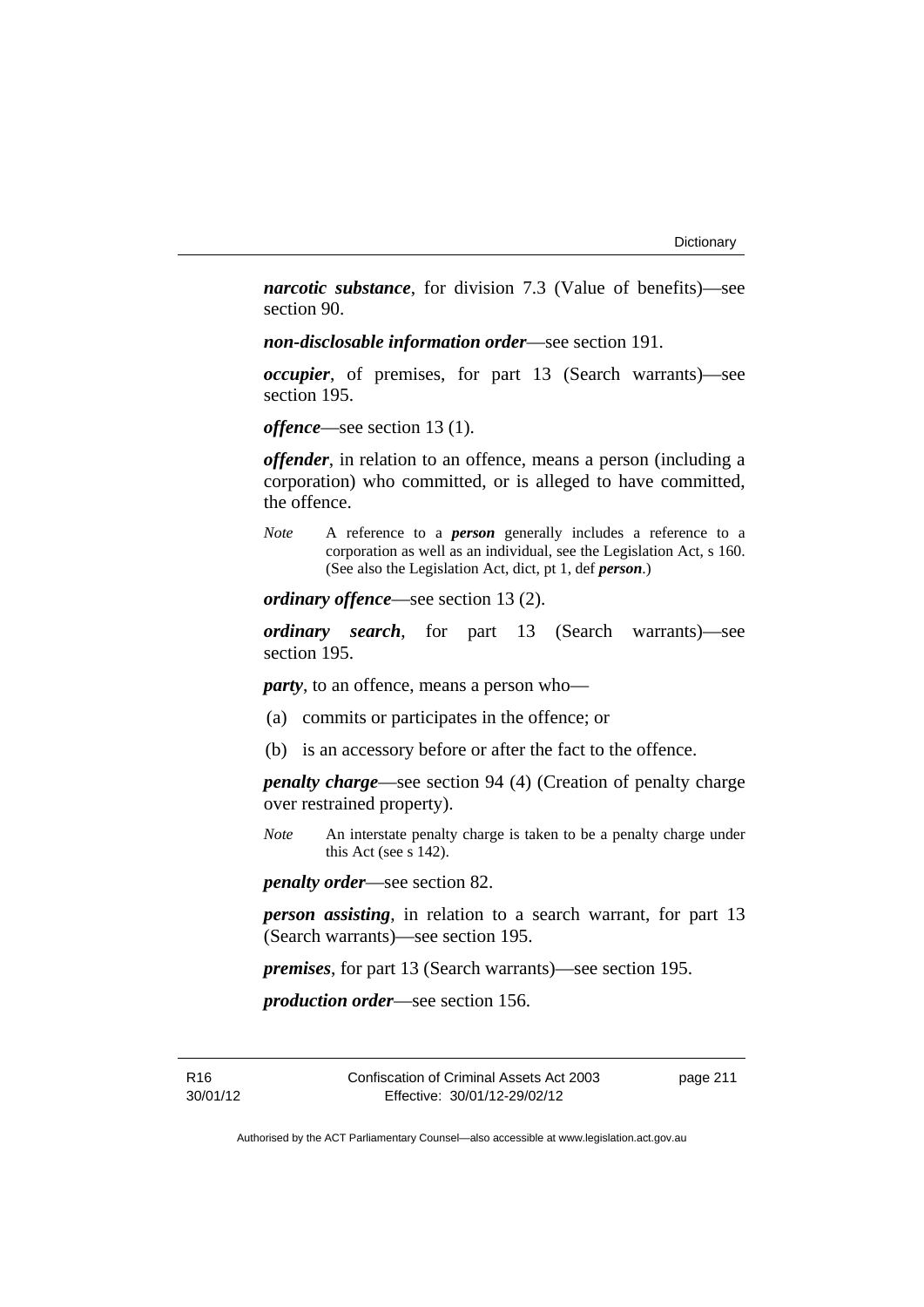***narcotic substance***, for division 7.3 (Value of benefits)—see section 90.

***non-disclosable information order***—see section 191.

***occupier***, of premises, for part 13 (Search warrants)—see section 195.

***offence***—see section 13 (1).

***offender***, in relation to an offence, means a person (including a corporation) who committed, or is alleged to have committed, the offence.

*Note* A reference to a ***person*** generally includes a reference to a corporation as well as an individual, see the Legislation Act, s 160. (See also the Legislation Act, dict, pt 1, def ***person***.)

***ordinary offence***—see section 13 (2).

***ordinary search***, for part 13 (Search warrants)—see section 195.

***party***, to an offence, means a person who—

(a) commits or participates in the offence; or

(b) is an accessory before or after the fact to the offence.

***penalty charge***—see section 94 (4) (Creation of penalty charge over restrained property).

*Note* An interstate penalty charge is taken to be a penalty charge under this Act (see s 142).

***penalty order***—see section 82.

***person assisting***, in relation to a search warrant, for part 13 (Search warrants)—see section 195.

***premises***, for part 13 (Search warrants)—see section 195.

***production order***—see section 156.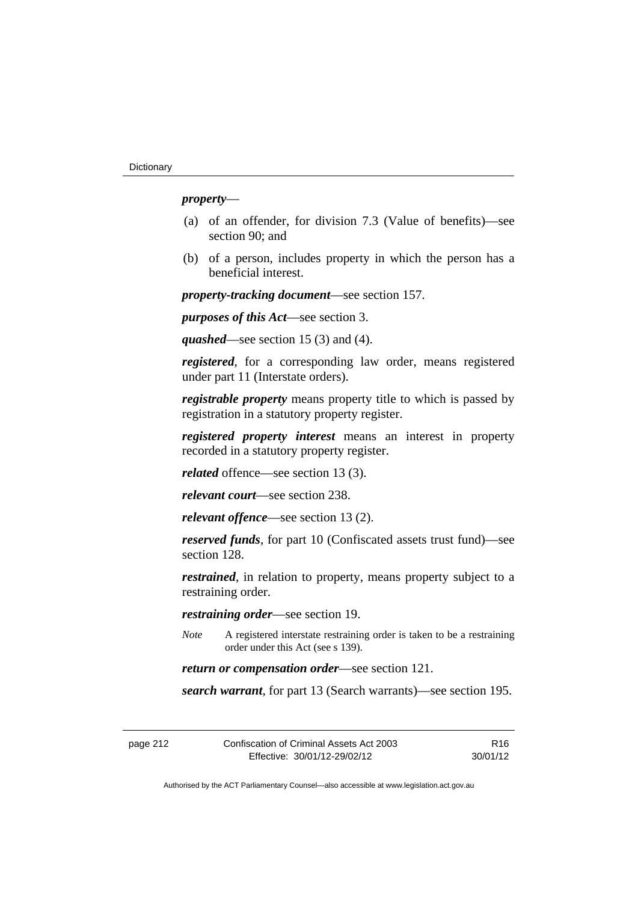***property***—

- (a) of an offender, for division 7.3 (Value of benefits)—see section 90; and
- (b) of a person, includes property in which the person has a beneficial interest.

***property-tracking document***—see section 157.

***purposes of this Act***—see section 3.

***quashed***—see section 15 (3) and (4).

***registered***, for a corresponding law order, means registered under part 11 (Interstate orders).

***registrable property*** means property title to which is passed by registration in a statutory property register.

***registered property interest*** means an interest in property recorded in a statutory property register.

***related*** offence—see section 13 (3).

***relevant court***—see section 238.

***relevant offence***—see section 13 (2).

***reserved funds***, for part 10 (Confiscated assets trust fund)—see section 128.

***restrained***, in relation to property, means property subject to a restraining order.

***restraining order***—see section 19.

*Note* A registered interstate restraining order is taken to be a restraining order under this Act (see s 139).

***return or compensation order***—see section 121.

***search warrant***, for part 13 (Search warrants)—see section 195.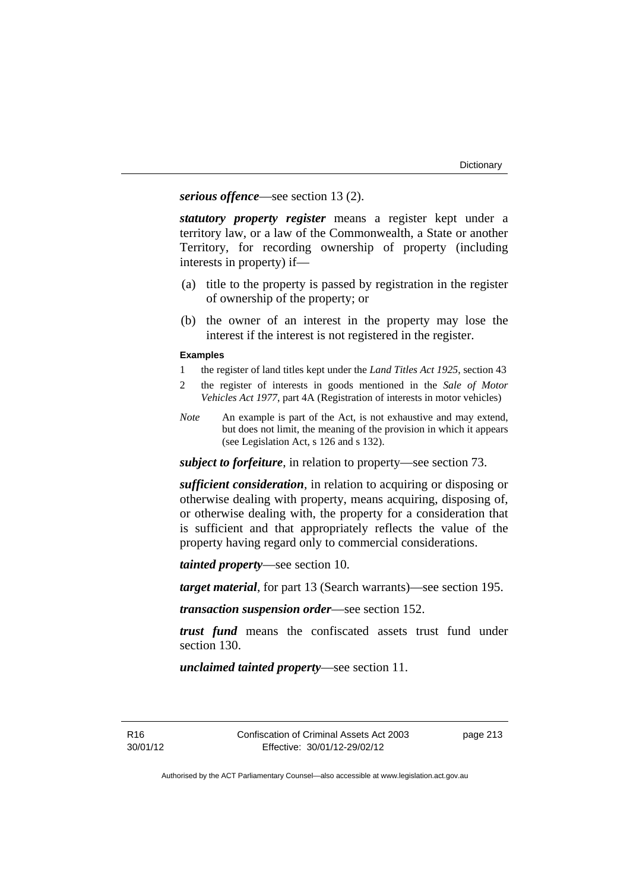***serious offence***—see section 13 (2).

***statutory property register*** means a register kept under a territory law, or a law of the Commonwealth, a State or another Territory, for recording ownership of property (including interests in property) if—

(a) title to the property is passed by registration in the register of ownership of the property; or

(b) the owner of an interest in the property may lose the interest if the interest is not registered in the register.

**Examples**

1 the register of land titles kept under the *Land Titles Act 1925*, section 43

2 the register of interests in goods mentioned in the *Sale of Motor Vehicles Act 1977*, part 4A (Registration of interests in motor vehicles)

*Note* An example is part of the Act, is not exhaustive and may extend, but does not limit, the meaning of the provision in which it appears (see Legislation Act, s 126 and s 132).

***subject to forfeiture***, in relation to property—see section 73.

***sufficient consideration***, in relation to acquiring or disposing or otherwise dealing with property, means acquiring, disposing of, or otherwise dealing with, the property for a consideration that is sufficient and that appropriately reflects the value of the property having regard only to commercial considerations.

***tainted property***—see section 10.

***target material***, for part 13 (Search warrants)—see section 195.

***transaction suspension order***—see section 152.

***trust fund*** means the confiscated assets trust fund under section 130.

***unclaimed tainted property***—see section 11.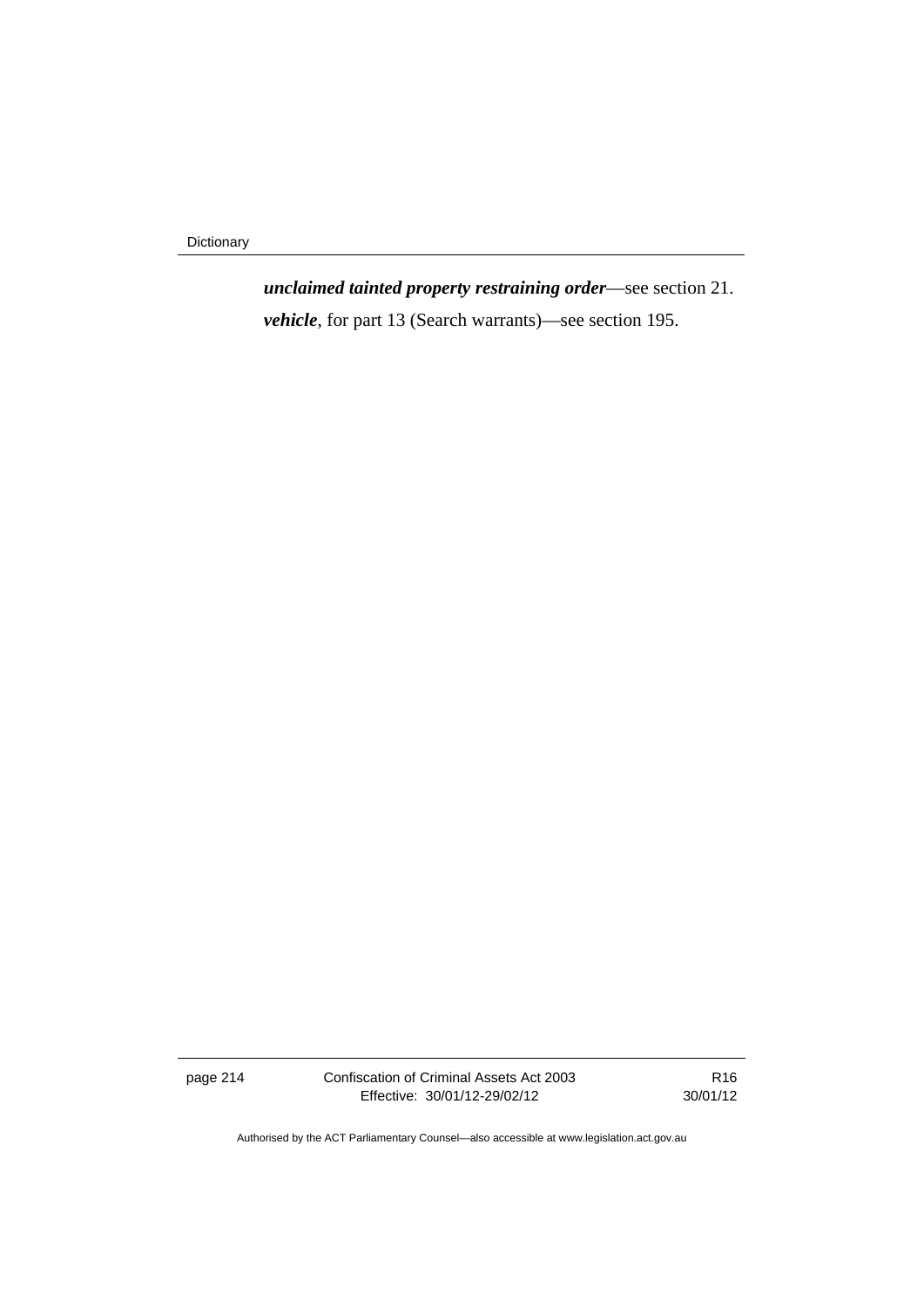***unclaimed tainted property restraining order***—see section 21.

***vehicle***, for part 13 (Search warrants)—see section 195.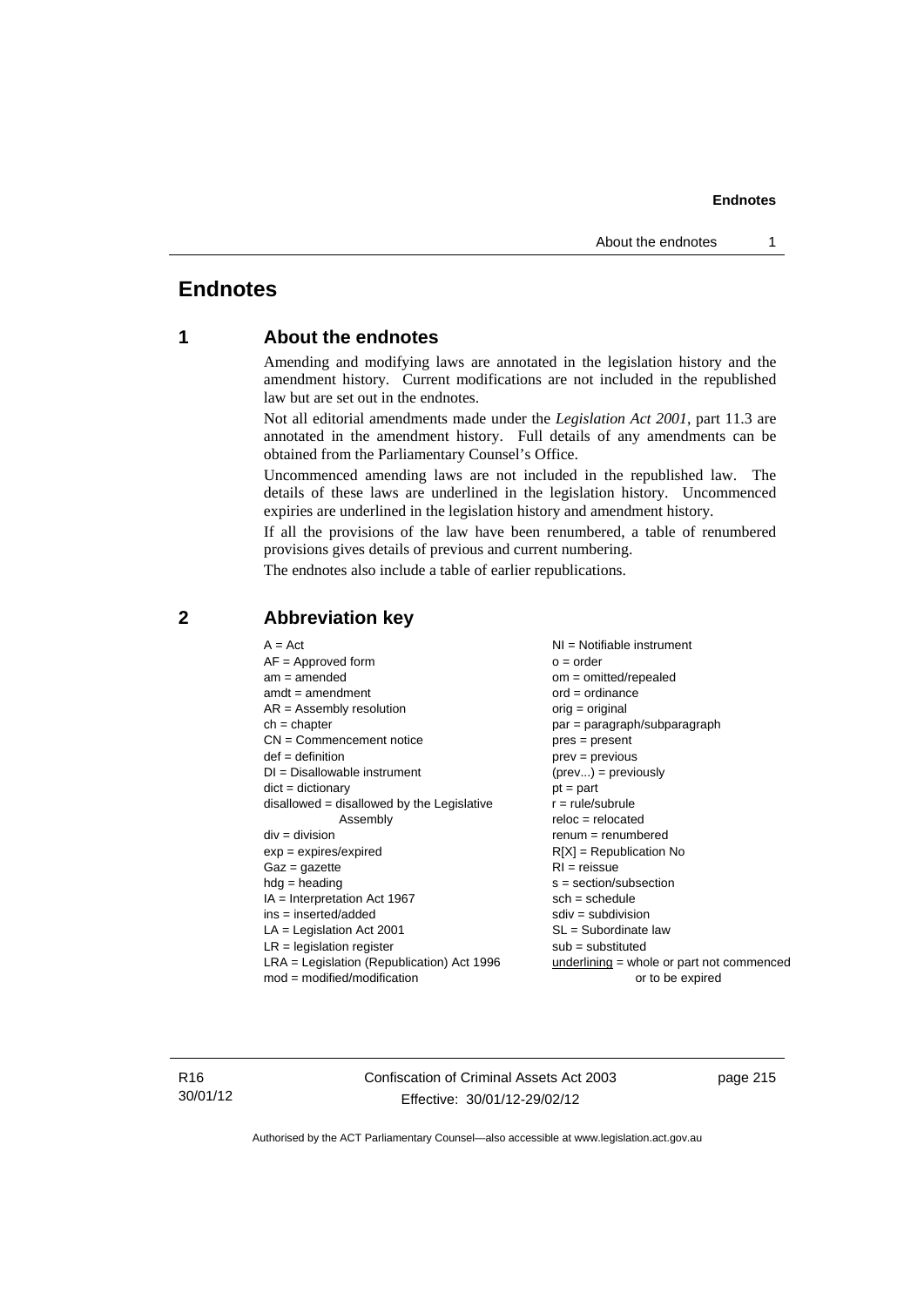# Endnotes

## 1 About the endnotes

Amending and modifying laws are annotated in the legislation history and the amendment history. Current modifications are not included in the republished law but are set out in the endnotes.

Not all editorial amendments made under the *Legislation Act 2001*, part 11.3 are annotated in the amendment history. Full details of any amendments can be obtained from the Parliamentary Counsel's Office.

Uncommenced amending laws are not included in the republished law. The details of these laws are underlined in the legislation history. Uncommenced expiries are underlined in the legislation history and amendment history.

If all the provisions of the law have been renumbered, a table of renumbered provisions gives details of previous and current numbering.

The endnotes also include a table of earlier republications.

## 2 Abbreviation key

A = Act
AF = Approved form
am = amended
amdt = amendment
AR = Assembly resolution
ch = chapter
CN = Commencement notice
def = definition
DI = Disallowable instrument
dict = dictionary
disallowed = disallowed by the Legislative Assembly
div = division
exp = expires/expired
Gaz = gazette
hdg = heading
IA = Interpretation Act 1967
ins = inserted/added
LA = Legislation Act 2001
LR = legislation register
LRA = Legislation (Republication) Act 1996
mod = modified/modification
NI = Notifiable instrument
o = order
om = omitted/repealed
ord = ordinance
orig = original
par = paragraph/subparagraph
pres = present
prev = previous
(prev...) = previously
pt = part
r = rule/subrule
reloc = relocated
renum = renumbered
R[X] = Republication No
RI = reissue
s = section/subsection
sch = schedule
sdiv = subdivision
SL = Subordinate law
sub = substituted
underlining = whole or part not commenced or to be expired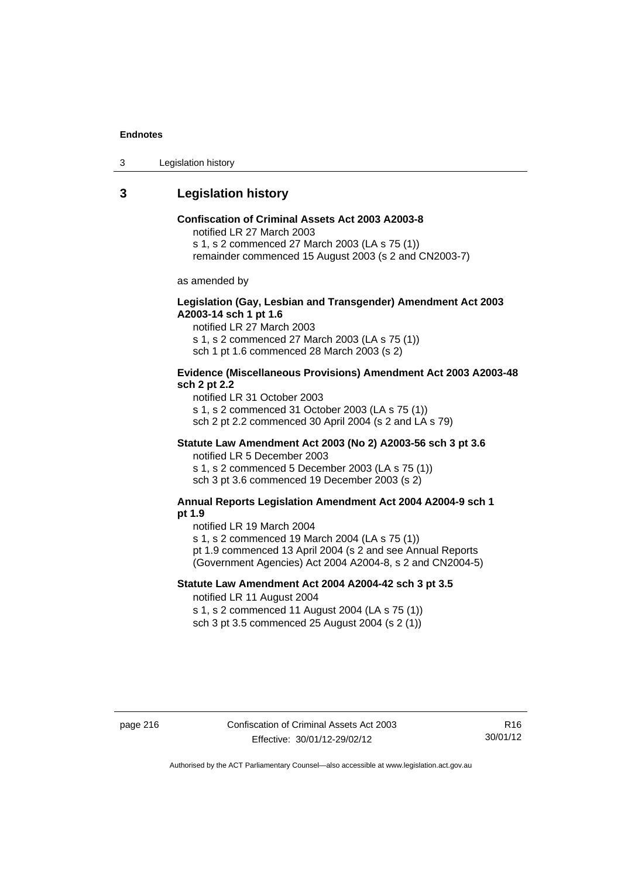## 3 Legislation history

**Confiscation of Criminal Assets Act 2003 A2003-8**

notified LR 27 March 2003

s 1, s 2 commenced 27 March 2003 (LA s 75 (1))

remainder commenced 15 August 2003 (s 2 and CN2003-7)

as amended by

**Legislation (Gay, Lesbian and Transgender) Amendment Act 2003 A2003-14 sch 1 pt 1.6**

notified LR 27 March 2003

s 1, s 2 commenced 27 March 2003 (LA s 75 (1))

sch 1 pt 1.6 commenced 28 March 2003 (s 2)

**Evidence (Miscellaneous Provisions) Amendment Act 2003 A2003-48 sch 2 pt 2.2**

notified LR 31 October 2003

s 1, s 2 commenced 31 October 2003 (LA s 75 (1))

sch 2 pt 2.2 commenced 30 April 2004 (s 2 and LA s 79)

**Statute Law Amendment Act 2003 (No 2) A2003-56 sch 3 pt 3.6**

notified LR 5 December 2003

s 1, s 2 commenced 5 December 2003 (LA s 75 (1))

sch 3 pt 3.6 commenced 19 December 2003 (s 2)

**Annual Reports Legislation Amendment Act 2004 A2004-9 sch 1 pt 1.9**

notified LR 19 March 2004

s 1, s 2 commenced 19 March 2004 (LA s 75 (1))

pt 1.9 commenced 13 April 2004 (s 2 and see Annual Reports (Government Agencies) Act 2004 A2004-8, s 2 and CN2004-5)

**Statute Law Amendment Act 2004 A2004-42 sch 3 pt 3.5**

notified LR 11 August 2004

s 1, s 2 commenced 11 August 2004 (LA s 75 (1))

sch 3 pt 3.5 commenced 25 August 2004 (s 2 (1))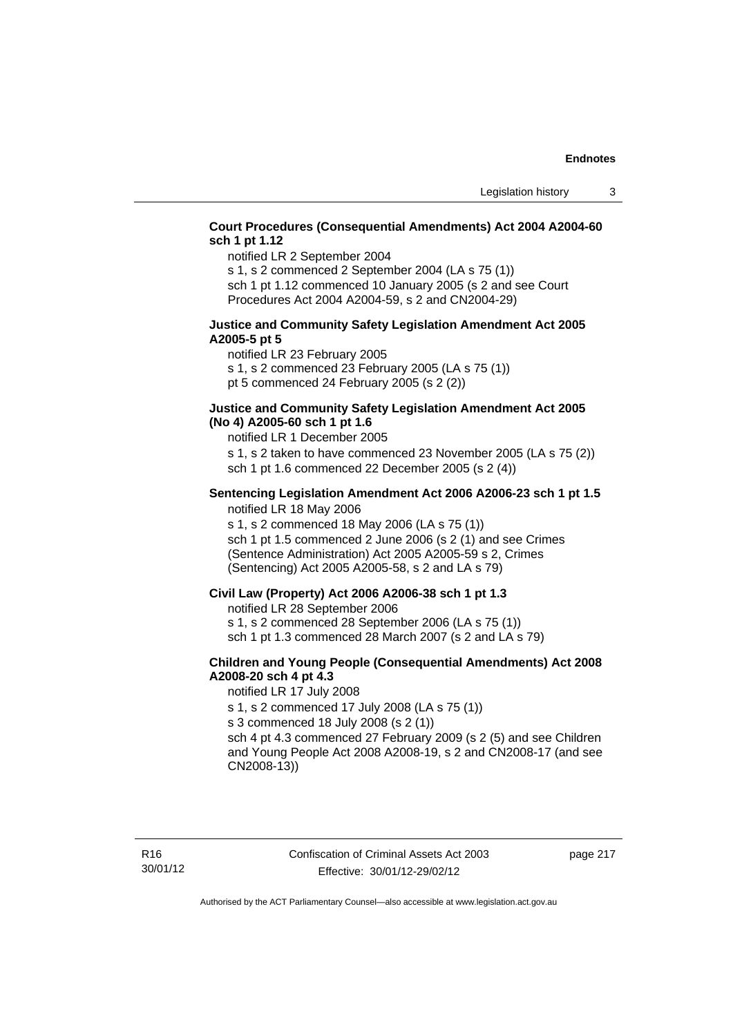**Court Procedures (Consequential Amendments) Act 2004 A2004-60 sch 1 pt 1.12**

notified LR 2 September 2004

s 1, s 2 commenced 2 September 2004 (LA s 75 (1))

sch 1 pt 1.12 commenced 10 January 2005 (s 2 and see Court Procedures Act 2004 A2004-59, s 2 and CN2004-29)

**Justice and Community Safety Legislation Amendment Act 2005 A2005-5 pt 5**

notified LR 23 February 2005

s 1, s 2 commenced 23 February 2005 (LA s 75 (1))

pt 5 commenced 24 February 2005 (s 2 (2))

**Justice and Community Safety Legislation Amendment Act 2005 (No 4) A2005-60 sch 1 pt 1.6**

notified LR 1 December 2005

s 1, s 2 taken to have commenced 23 November 2005 (LA s 75 (2))

sch 1 pt 1.6 commenced 22 December 2005 (s 2 (4))

**Sentencing Legislation Amendment Act 2006 A2006-23 sch 1 pt 1.5**

notified LR 18 May 2006

s 1, s 2 commenced 18 May 2006 (LA s 75 (1))

sch 1 pt 1.5 commenced 2 June 2006 (s 2 (1) and see Crimes (Sentence Administration) Act 2005 A2005-59 s 2, Crimes (Sentencing) Act 2005 A2005-58, s 2 and LA s 79)

**Civil Law (Property) Act 2006 A2006-38 sch 1 pt 1.3**

notified LR 28 September 2006

s 1, s 2 commenced 28 September 2006 (LA s 75 (1))

sch 1 pt 1.3 commenced 28 March 2007 (s 2 and LA s 79)

**Children and Young People (Consequential Amendments) Act 2008 A2008-20 sch 4 pt 4.3**

notified LR 17 July 2008

s 1, s 2 commenced 17 July 2008 (LA s 75 (1))

s 3 commenced 18 July 2008 (s 2 (1))

sch 4 pt 4.3 commenced 27 February 2009 (s 2 (5) and see Children and Young People Act 2008 A2008-19, s 2 and CN2008-17 (and see CN2008-13))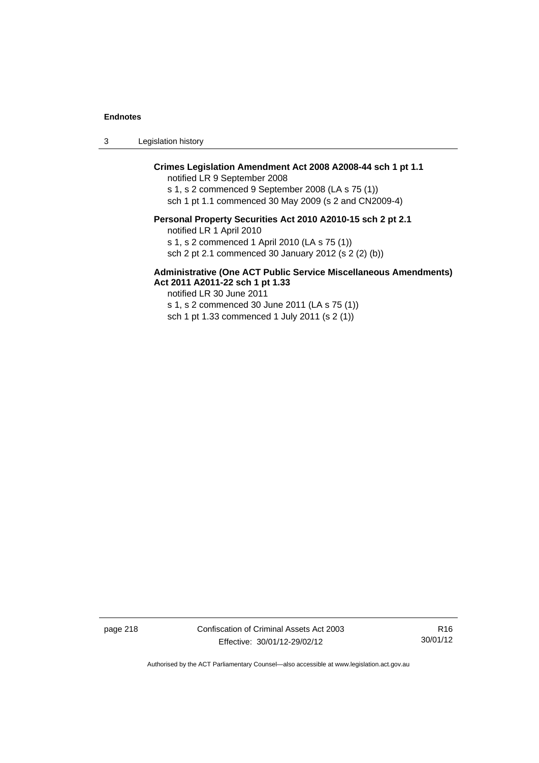**Crimes Legislation Amendment Act 2008 A2008-44 sch 1 pt 1.1**
notified LR 9 September 2008
s 1, s 2 commenced 9 September 2008 (LA s 75 (1))
sch 1 pt 1.1 commenced 30 May 2009 (s 2 and CN2009-4)

**Personal Property Securities Act 2010 A2010-15 sch 2 pt 2.1**
notified LR 1 April 2010
s 1, s 2 commenced 1 April 2010 (LA s 75 (1))
sch 2 pt 2.1 commenced 30 January 2012 (s 2 (2) (b))

**Administrative (One ACT Public Service Miscellaneous Amendments) Act 2011 A2011-22 sch 1 pt 1.33**
notified LR 30 June 2011
s 1, s 2 commenced 30 June 2011 (LA s 75 (1))
sch 1 pt 1.33 commenced 1 July 2011 (s 2 (1))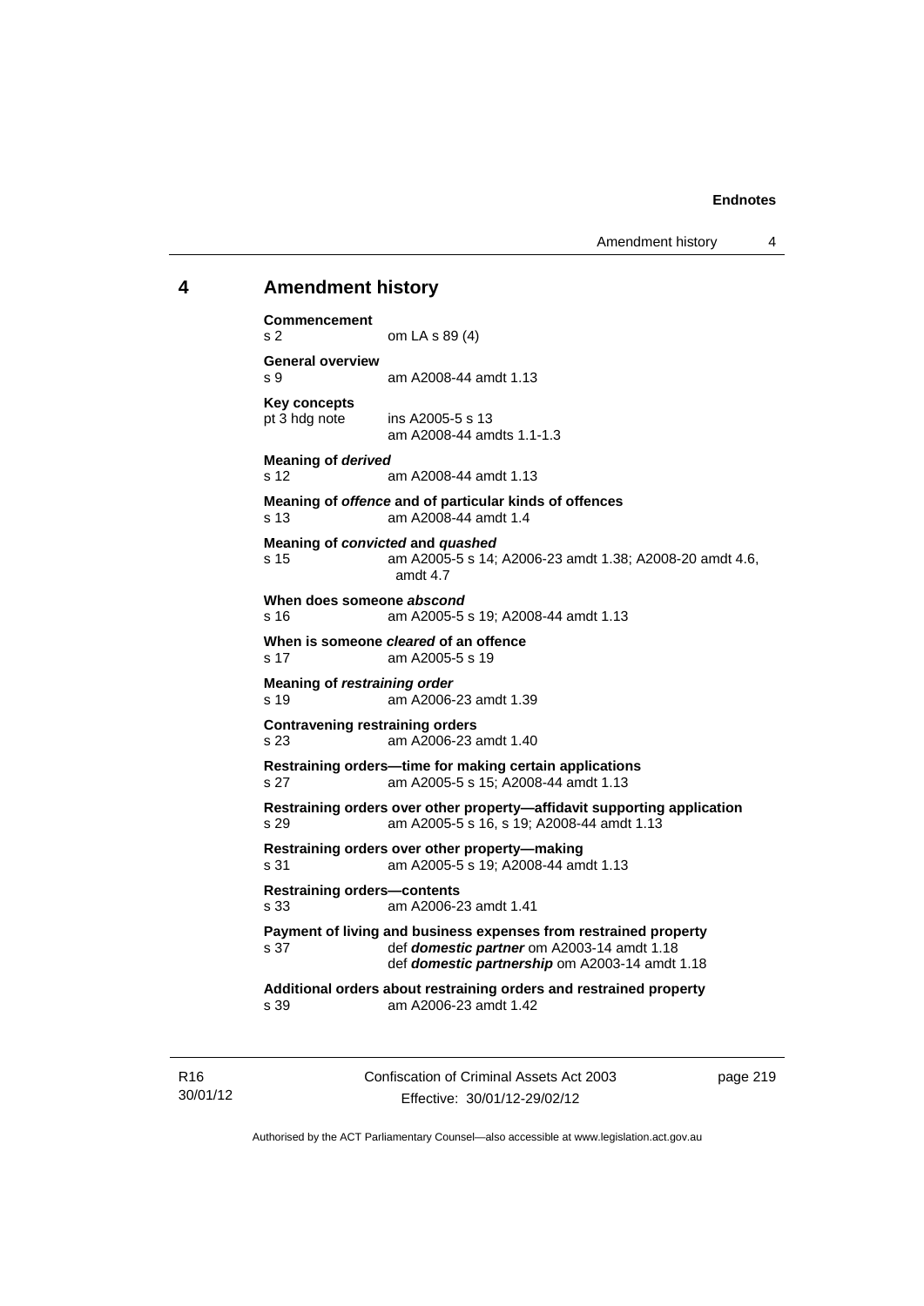## 4 Amendment history

**Commencement**
s 2 om LA s 89 (4)

**General overview**
s 9 am A2008-44 amdt 1.13

**Key concepts**
pt 3 hdg note ins A2005-5 s 13
am A2008-44 amdts 1.1-1.3

**Meaning of *derived***
s 12 am A2008-44 amdt 1.13

**Meaning of *offence* and of particular kinds of offences**
s 13 am A2008-44 amdt 1.4

**Meaning of *convicted* and *quashed***
s 15 am A2005-5 s 14; A2006-23 amdt 1.38; A2008-20 amdt 4.6, amdt 4.7

**When does someone *abscond***
s 16 am A2005-5 s 19; A2008-44 amdt 1.13

**When is someone *cleared* of an offence**
s 17 am A2005-5 s 19

**Meaning of *restraining order***
s 19 am A2006-23 amdt 1.39

**Contravening restraining orders**
s 23 am A2006-23 amdt 1.40

**Restraining orders—time for making certain applications**
s 27 am A2005-5 s 15; A2008-44 amdt 1.13

**Restraining orders over other property—affidavit supporting application**
s 29 am A2005-5 s 16, s 19; A2008-44 amdt 1.13

**Restraining orders over other property—making**
s 31 am A2005-5 s 19; A2008-44 amdt 1.13

**Restraining orders—contents**
s 33 am A2006-23 amdt 1.41

**Payment of living and business expenses from restrained property**
s 37 def ***domestic partner*** om A2003-14 amdt 1.18
def ***domestic partnership*** om A2003-14 amdt 1.18

**Additional orders about restraining orders and restrained property**
s 39 am A2006-23 amdt 1.42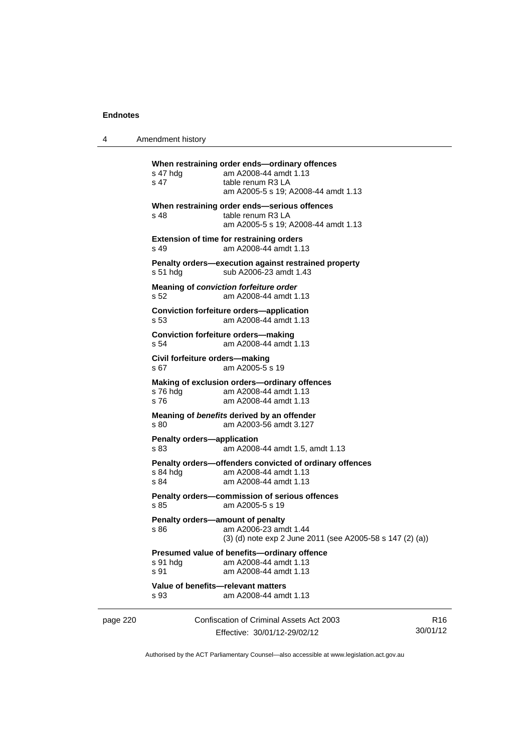**When restraining order ends—ordinary offences**

| | |
|---|---|
| s 47 hdg | am A2008-44 amdt 1.13 |
| s 47 | table renum R3 LA<br>am A2005-5 s 19; A2008-44 amdt 1.13 |

**When restraining order ends—serious offences**

| | |
|---|---|
| s 48 | table renum R3 LA<br>am A2005-5 s 19; A2008-44 amdt 1.13 |

**Extension of time for restraining orders**

| | |
|---|---|
| s 49 | am A2008-44 amdt 1.13 |

**Penalty orders—execution against restrained property**

| | |
|---|---|
| s 51 hdg | sub A2006-23 amdt 1.43 |

**Meaning of *conviction forfeiture order***

| | |
|---|---|
| s 52 | am A2008-44 amdt 1.13 |

**Conviction forfeiture orders—application**

| | |
|---|---|
| s 53 | am A2008-44 amdt 1.13 |

**Conviction forfeiture orders—making**

| | |
|---|---|
| s 54 | am A2008-44 amdt 1.13 |

**Civil forfeiture orders—making**

| | |
|---|---|
| s 67 | am A2005-5 s 19 |

**Making of exclusion orders—ordinary offences**

| | |
|---|---|
| s 76 hdg | am A2008-44 amdt 1.13 |
| s 76 | am A2008-44 amdt 1.13 |

**Meaning of *benefits* derived by an offender**

| | |
|---|---|
| s 80 | am A2003-56 amdt 3.127 |

**Penalty orders—application**

| | |
|---|---|
| s 83 | am A2008-44 amdt 1.5, amdt 1.13 |

**Penalty orders—offenders convicted of ordinary offences**

| | |
|---|---|
| s 84 hdg | am A2008-44 amdt 1.13 |
| s 84 | am A2008-44 amdt 1.13 |

**Penalty orders—commission of serious offences**

| | |
|---|---|
| s 85 | am A2005-5 s 19 |

**Penalty orders—amount of penalty**

| | |
|---|---|
| s 86 | am A2006-23 amdt 1.44<br>(3) (d) note exp 2 June 2011 (see A2005-58 s 147 (2) (a)) |

**Presumed value of benefits—ordinary offence**

| | |
|---|---|
| s 91 hdg | am A2008-44 amdt 1.13 |
| s 91 | am A2008-44 amdt 1.13 |

**Value of benefits—relevant matters**

| | |
|---|---|
| s 93 | am A2008-44 amdt 1.13 |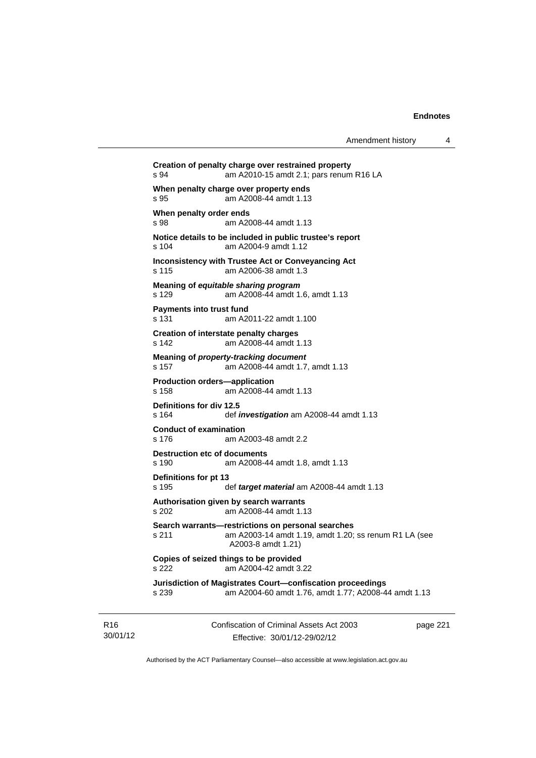**Creation of penalty charge over restrained property**
s 94 am A2010-15 amdt 2.1; pars renum R16 LA

**When penalty charge over property ends**
s 95 am A2008-44 amdt 1.13

**When penalty order ends**
s 98 am A2008-44 amdt 1.13

**Notice details to be included in public trustee's report**
s 104 am A2004-9 amdt 1.12

**Inconsistency with Trustee Act or Conveyancing Act**
s 115 am A2006-38 amdt 1.3

**Meaning of *equitable sharing program***
s 129 am A2008-44 amdt 1.6, amdt 1.13

**Payments into trust fund**
s 131 am A2011-22 amdt 1.100

**Creation of interstate penalty charges**
s 142 am A2008-44 amdt 1.13

**Meaning of *property-tracking document***
s 157 am A2008-44 amdt 1.7, amdt 1.13

**Production orders—application**
s 158 am A2008-44 amdt 1.13

**Definitions for div 12.5**
s 164 def ***investigation*** am A2008-44 amdt 1.13

**Conduct of examination**
s 176 am A2003-48 amdt 2.2

**Destruction etc of documents**
s 190 am A2008-44 amdt 1.8, amdt 1.13

**Definitions for pt 13**
s 195 def ***target material*** am A2008-44 amdt 1.13

**Authorisation given by search warrants**
s 202 am A2008-44 amdt 1.13

**Search warrants—restrictions on personal searches**
s 211 am A2003-14 amdt 1.19, amdt 1.20; ss renum R1 LA (see A2003-8 amdt 1.21)

**Copies of seized things to be provided**
s 222 am A2004-42 amdt 3.22

**Jurisdiction of Magistrates Court—confiscation proceedings**
s 239 am A2004-60 amdt 1.76, amdt 1.77; A2008-44 amdt 1.13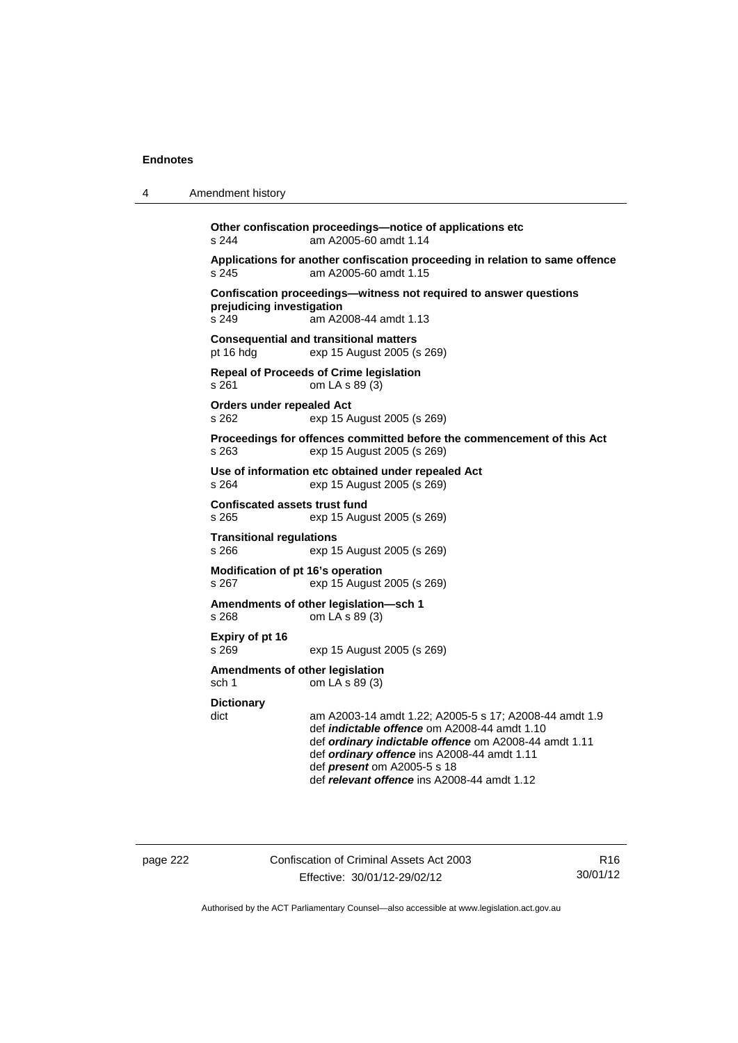**Other confiscation proceedings—notice of applications etc**
s 244 am A2005-60 amdt 1.14

**Applications for another confiscation proceeding in relation to same offence**
s 245 am A2005-60 amdt 1.15

**Confiscation proceedings—witness not required to answer questions prejudicing investigation**
s 249 am A2008-44 amdt 1.13

**Consequential and transitional matters**
pt 16 hdg exp 15 August 2005 (s 269)

**Repeal of Proceeds of Crime legislation**
s 261 om LA s 89 (3)

**Orders under repealed Act**
s 262 exp 15 August 2005 (s 269)

**Proceedings for offences committed before the commencement of this Act**
s 263 exp 15 August 2005 (s 269)

**Use of information etc obtained under repealed Act**
s 264 exp 15 August 2005 (s 269)

**Confiscated assets trust fund**
s 265 exp 15 August 2005 (s 269)

**Transitional regulations**
s 266 exp 15 August 2005 (s 269)

**Modification of pt 16's operation**
s 267 exp 15 August 2005 (s 269)

**Amendments of other legislation—sch 1**
s 268 om LA s 89 (3)

**Expiry of pt 16**
s 269 exp 15 August 2005 (s 269)

**Amendments of other legislation**
sch 1 om LA s 89 (3)

**Dictionary**
dict am A2003-14 amdt 1.22; A2005-5 s 17; A2008-44 amdt 1.9
def ***indictable offence*** om A2008-44 amdt 1.10
def ***ordinary indictable offence*** om A2008-44 amdt 1.11
def ***ordinary offence*** ins A2008-44 amdt 1.11
def ***present*** om A2005-5 s 18
def ***relevant offence*** ins A2008-44 amdt 1.12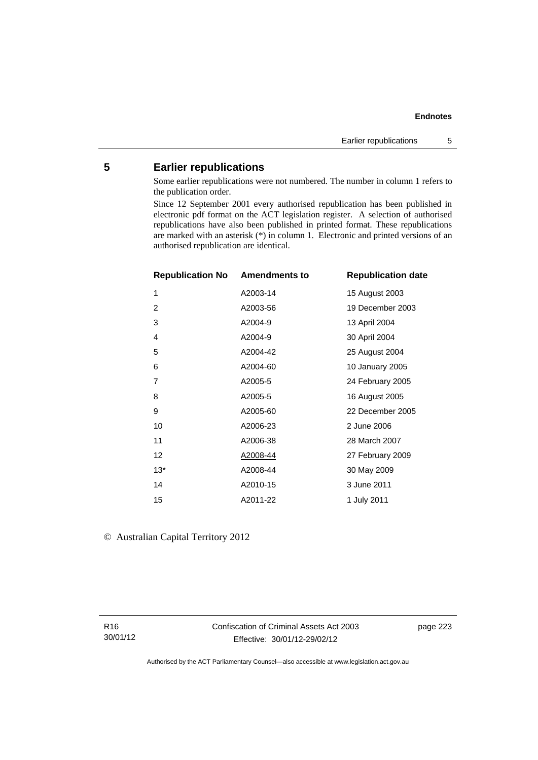## 5 Earlier republications

Some earlier republications were not numbered. The number in column 1 refers to the publication order.

Since 12 September 2001 every authorised republication has been published in electronic pdf format on the ACT legislation register. A selection of authorised republications have also been published in printed format. These republications are marked with an asterisk (*) in column 1. Electronic and printed versions of an authorised republication are identical.

| Republication No | Amendments to | Republication date |
|---|---|---|
| 1 | A2003-14 | 15 August 2003 |
| 2 | A2003-56 | 19 December 2003 |
| 3 | A2004-9 | 13 April 2004 |
| 4 | A2004-9 | 30 April 2004 |
| 5 | A2004-42 | 25 August 2004 |
| 6 | A2004-60 | 10 January 2005 |
| 7 | A2005-5 | 24 February 2005 |
| 8 | A2005-5 | 16 August 2005 |
| 9 | A2005-60 | 22 December 2005 |
| 10 | A2006-23 | 2 June 2006 |
| 11 | A2006-38 | 28 March 2007 |
| 12 | A2008-44 | 27 February 2009 |
| 13* | A2008-44 | 30 May 2009 |
| 14 | A2010-15 | 3 June 2011 |
| 15 | A2011-22 | 1 July 2011 |

© Australian Capital Territory 2012